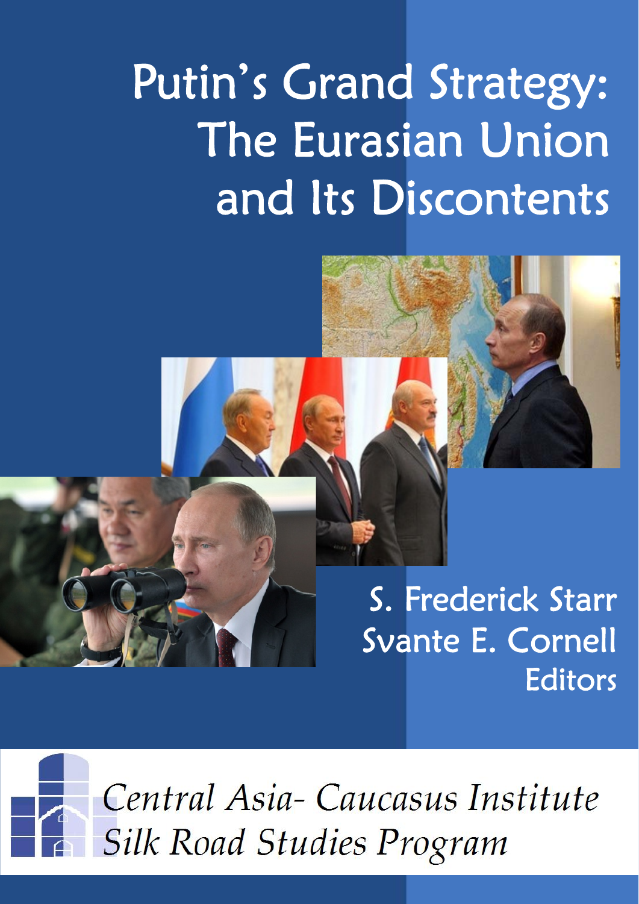# Putin's Grand Strategy: The Eurasian Union and Its Discontents

S. Frederick Starr
Svante E. Cornell
Editors

*Central Asia- Caucasus Institute*
*Silk Road Studies Program*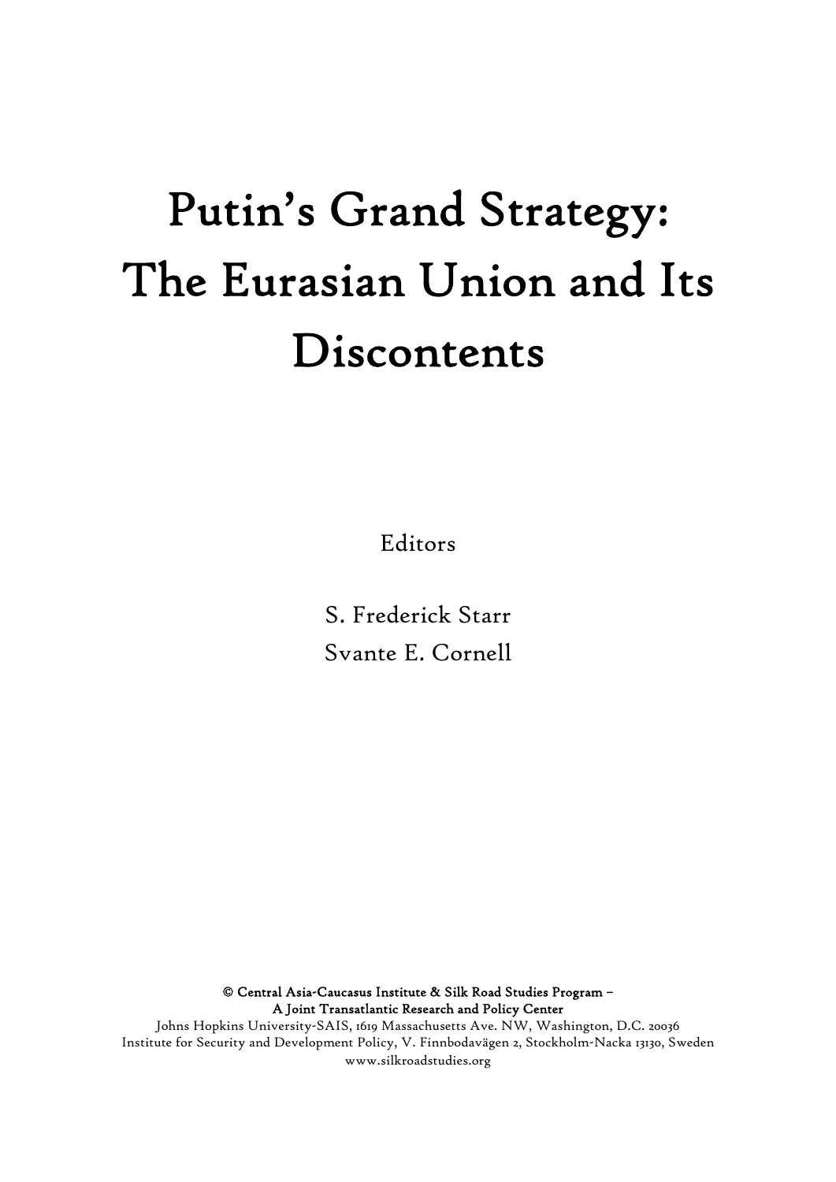# Putin's Grand Strategy: The Eurasian Union and Its Discontents

Editors

S. Frederick Starr
Svante E. Cornell

**© Central Asia-Caucasus Institute & Silk Road Studies Program – A Joint Transatlantic Research and Policy Center**
Johns Hopkins University-SAIS, 1619 Massachusetts Ave. NW, Washington, D.C. 20036
Institute for Security and Development Policy, V. Finnbodavägen 2, Stockholm-Nacka 13130, Sweden
www.silkroadstudies.org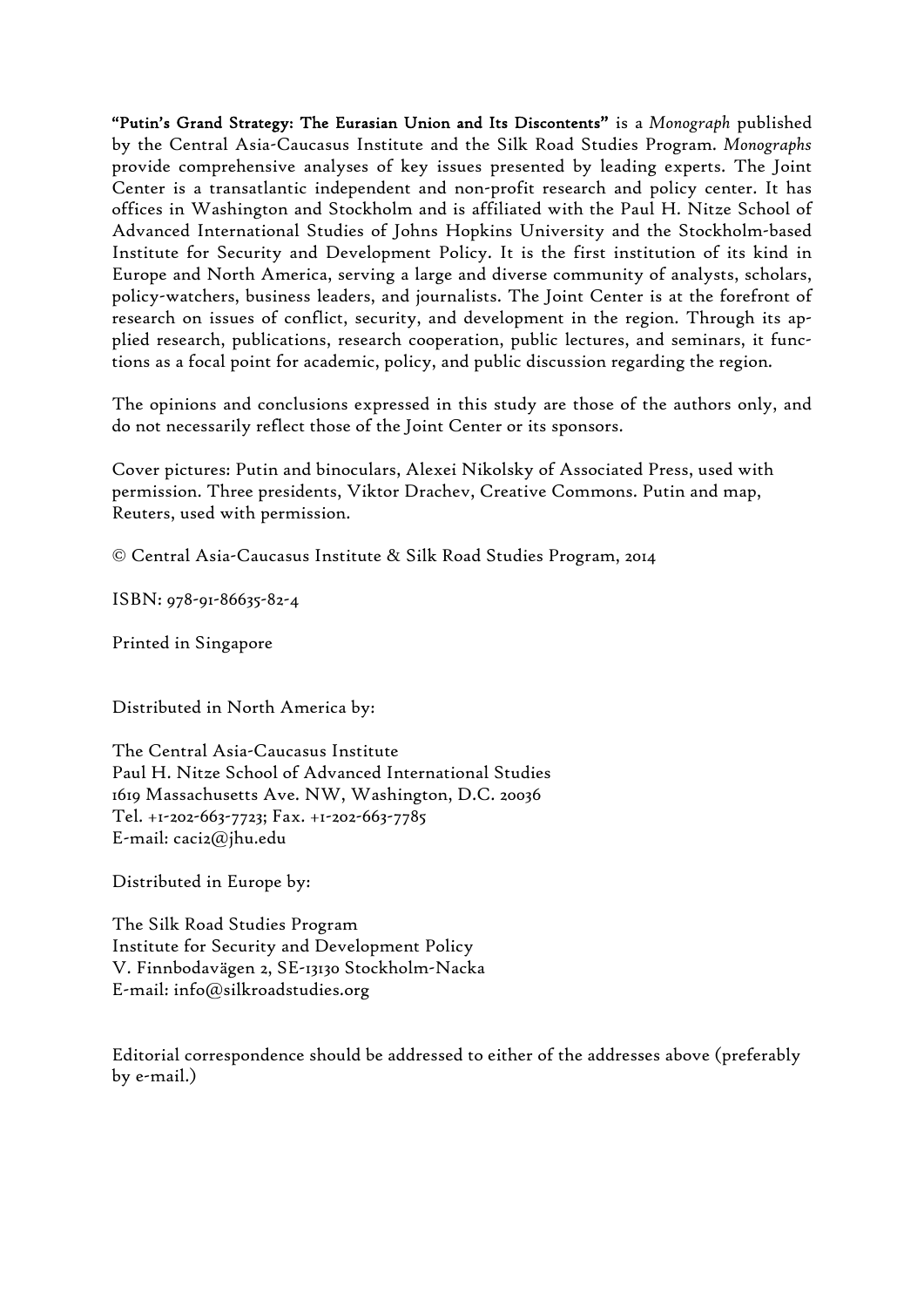**"Putin's Grand Strategy: The Eurasian Union and Its Discontents"** is a *Monograph* published by the Central Asia-Caucasus Institute and the Silk Road Studies Program. *Monographs* provide comprehensive analyses of key issues presented by leading experts. The Joint Center is a transatlantic independent and non-profit research and policy center. It has offices in Washington and Stockholm and is affiliated with the Paul H. Nitze School of Advanced International Studies of Johns Hopkins University and the Stockholm-based Institute for Security and Development Policy. It is the first institution of its kind in Europe and North America, serving a large and diverse community of analysts, scholars, policy-watchers, business leaders, and journalists. The Joint Center is at the forefront of research on issues of conflict, security, and development in the region. Through its applied research, publications, research cooperation, public lectures, and seminars, it functions as a focal point for academic, policy, and public discussion regarding the region.

The opinions and conclusions expressed in this study are those of the authors only, and do not necessarily reflect those of the Joint Center or its sponsors.

Cover pictures: Putin and binoculars, Alexei Nikolsky of Associated Press, used with permission. Three presidents, Viktor Drachev, Creative Commons. Putin and map, Reuters, used with permission.

© Central Asia-Caucasus Institute & Silk Road Studies Program, 2014

ISBN: 978-91-86635-82-4

Printed in Singapore

Distributed in North America by:

The Central Asia-Caucasus Institute
Paul H. Nitze School of Advanced International Studies
1619 Massachusetts Ave. NW, Washington, D.C. 20036
Tel. +1-202-663-7723; Fax. +1-202-663-7785
E-mail: caci2@jhu.edu

Distributed in Europe by:

The Silk Road Studies Program
Institute for Security and Development Policy
V. Finnbodavägen 2, SE-13130 Stockholm-Nacka
E-mail: info@silkroadstudies.org

Editorial correspondence should be addressed to either of the addresses above (preferably by e-mail.)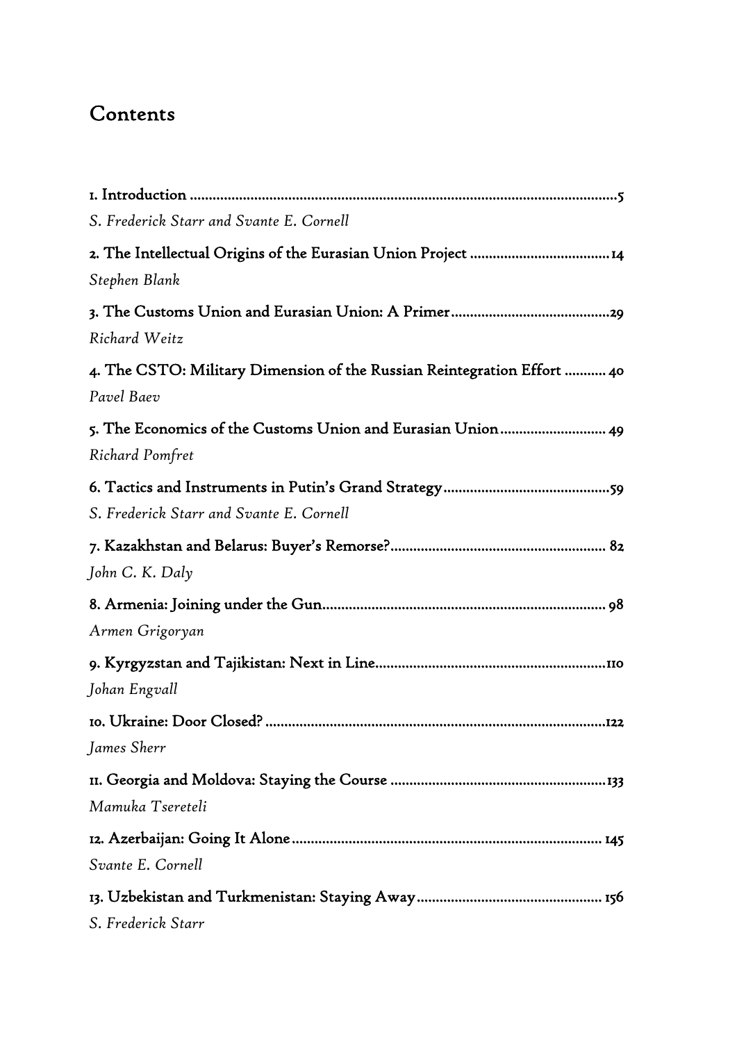## Contents

1. Introduction .....5
*S. Frederick Starr and Svante E. Cornell*

2. The Intellectual Origins of the Eurasian Union Project .....14
*Stephen Blank*

3. The Customs Union and Eurasian Union: A Primer .....29
*Richard Weitz*

4. The CSTO: Military Dimension of the Russian Reintegration Effort .....40
*Pavel Baev*

5. The Economics of the Customs Union and Eurasian Union .....49
*Richard Pomfret*

6. Tactics and Instruments in Putin's Grand Strategy .....59
*S. Frederick Starr and Svante E. Cornell*

7. Kazakhstan and Belarus: Buyer's Remorse? .....82
*John C. K. Daly*

8. Armenia: Joining under the Gun .....98
*Armen Grigoryan*

9. Kyrgyzstan and Tajikistan: Next in Line .....110
*Johan Engvall*

10. Ukraine: Door Closed? .....122
*James Sherr*

11. Georgia and Moldova: Staying the Course .....133
*Mamuka Tsereteli*

12. Azerbaijan: Going It Alone .....145
*Svante E. Cornell*

13. Uzbekistan and Turkmenistan: Staying Away .....156
*S. Frederick Starr*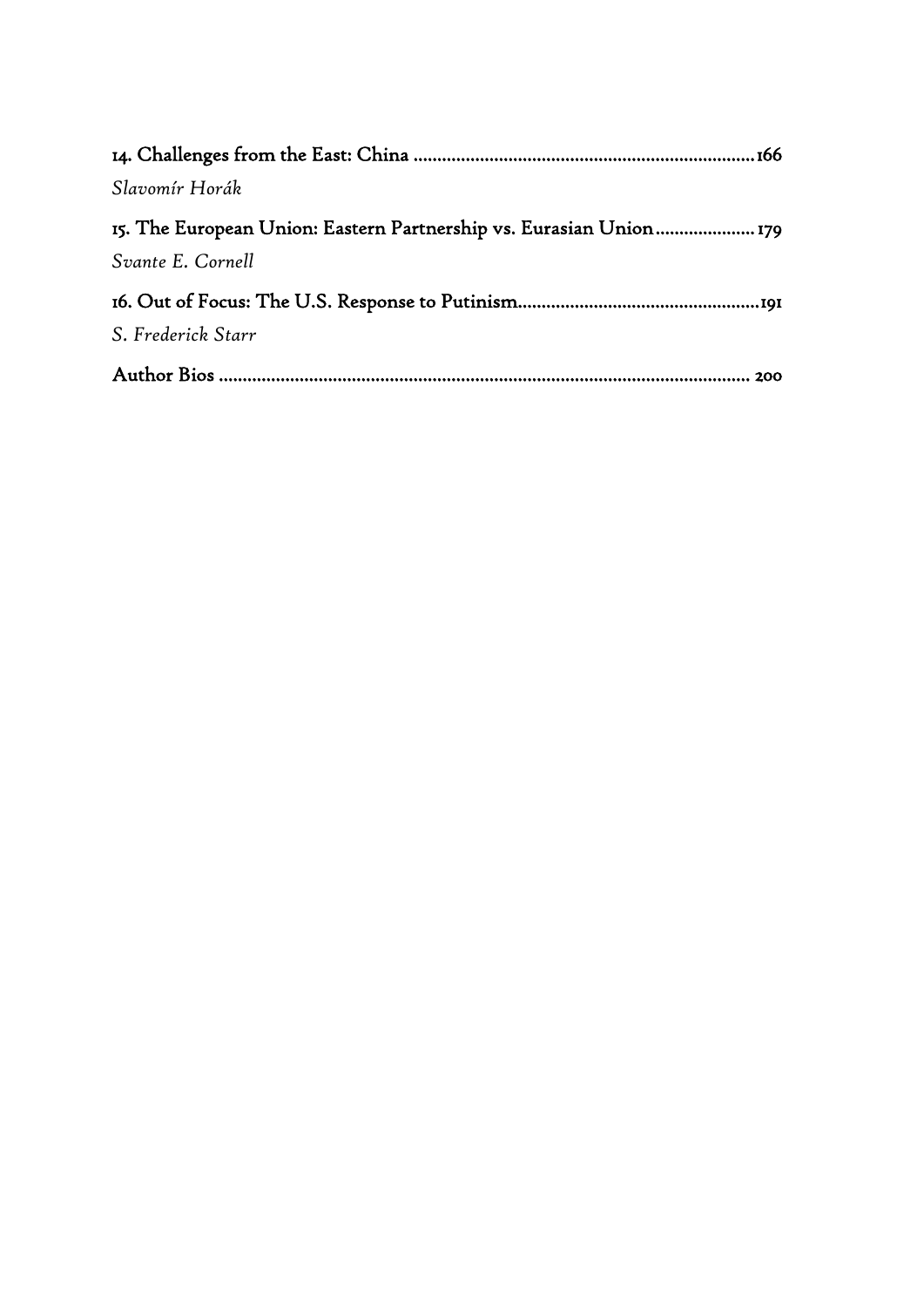**14. Challenges from the East: China ........................................................................ 166**
*Slavomír Horák*

**15. The European Union: Eastern Partnership vs. Eurasian Union ..................... 179**
*Svante E. Cornell*

**16. Out of Focus: The U.S. Response to Putinism.................................................. 191**
*S. Frederick Starr*

**Author Bios ................................................................................................................ 200**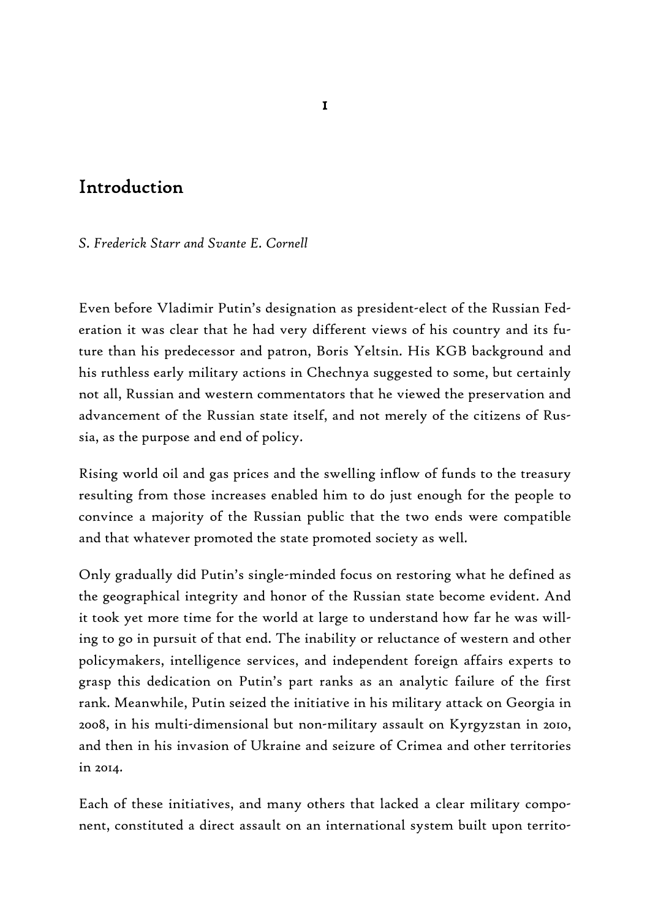# 1

## Introduction

*S. Frederick Starr and Svante E. Cornell*

Even before Vladimir Putin's designation as president-elect of the Russian Federation it was clear that he had very different views of his country and its future than his predecessor and patron, Boris Yeltsin. His KGB background and his ruthless early military actions in Chechnya suggested to some, but certainly not all, Russian and western commentators that he viewed the preservation and advancement of the Russian state itself, and not merely of the citizens of Russia, as the purpose and end of policy.

Rising world oil and gas prices and the swelling inflow of funds to the treasury resulting from those increases enabled him to do just enough for the people to convince a majority of the Russian public that the two ends were compatible and that whatever promoted the state promoted society as well.

Only gradually did Putin's single-minded focus on restoring what he defined as the geographical integrity and honor of the Russian state become evident. And it took yet more time for the world at large to understand how far he was willing to go in pursuit of that end. The inability or reluctance of western and other policymakers, intelligence services, and independent foreign affairs experts to grasp this dedication on Putin's part ranks as an analytic failure of the first rank. Meanwhile, Putin seized the initiative in his military attack on Georgia in 2008, in his multi-dimensional but non-military assault on Kyrgyzstan in 2010, and then in his invasion of Ukraine and seizure of Crimea and other territories in 2014.

Each of these initiatives, and many others that lacked a clear military component, constituted a direct assault on an international system built upon territo-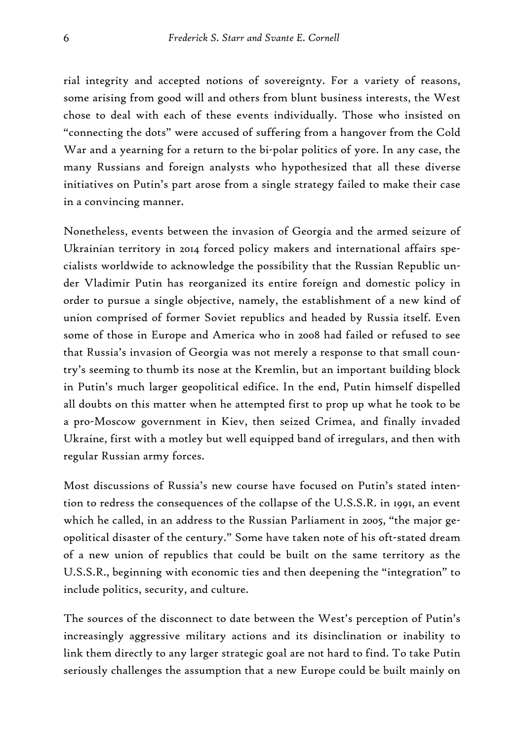rial integrity and accepted notions of sovereignty. For a variety of reasons, some arising from good will and others from blunt business interests, the West chose to deal with each of these events individually. Those who insisted on "connecting the dots" were accused of suffering from a hangover from the Cold War and a yearning for a return to the bi-polar politics of yore. In any case, the many Russians and foreign analysts who hypothesized that all these diverse initiatives on Putin's part arose from a single strategy failed to make their case in a convincing manner.

Nonetheless, events between the invasion of Georgia and the armed seizure of Ukrainian territory in 2014 forced policy makers and international affairs specialists worldwide to acknowledge the possibility that the Russian Republic under Vladimir Putin has reorganized its entire foreign and domestic policy in order to pursue a single objective, namely, the establishment of a new kind of union comprised of former Soviet republics and headed by Russia itself. Even some of those in Europe and America who in 2008 had failed or refused to see that Russia's invasion of Georgia was not merely a response to that small country's seeming to thumb its nose at the Kremlin, but an important building block in Putin's much larger geopolitical edifice. In the end, Putin himself dispelled all doubts on this matter when he attempted first to prop up what he took to be a pro-Moscow government in Kiev, then seized Crimea, and finally invaded Ukraine, first with a motley but well equipped band of irregulars, and then with regular Russian army forces.

Most discussions of Russia's new course have focused on Putin's stated intention to redress the consequences of the collapse of the U.S.S.R. in 1991, an event which he called, in an address to the Russian Parliament in 2005, "the major geopolitical disaster of the century." Some have taken note of his oft-stated dream of a new union of republics that could be built on the same territory as the U.S.S.R., beginning with economic ties and then deepening the "integration" to include politics, security, and culture.

The sources of the disconnect to date between the West's perception of Putin's increasingly aggressive military actions and its disinclination or inability to link them directly to any larger strategic goal are not hard to find. To take Putin seriously challenges the assumption that a new Europe could be built mainly on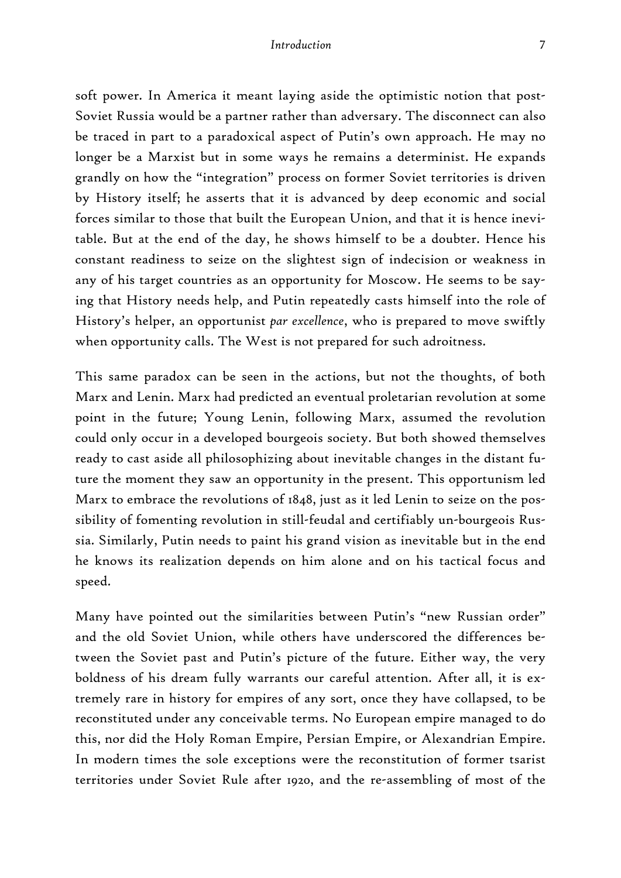soft power. In America it meant laying aside the optimistic notion that post-Soviet Russia would be a partner rather than adversary. The disconnect can also be traced in part to a paradoxical aspect of Putin's own approach. He may no longer be a Marxist but in some ways he remains a determinist. He expands grandly on how the "integration" process on former Soviet territories is driven by History itself; he asserts that it is advanced by deep economic and social forces similar to those that built the European Union, and that it is hence inevitable. But at the end of the day, he shows himself to be a doubter. Hence his constant readiness to seize on the slightest sign of indecision or weakness in any of his target countries as an opportunity for Moscow. He seems to be saying that History needs help, and Putin repeatedly casts himself into the role of History's helper, an opportunist *par excellence*, who is prepared to move swiftly when opportunity calls. The West is not prepared for such adroitness.

This same paradox can be seen in the actions, but not the thoughts, of both Marx and Lenin. Marx had predicted an eventual proletarian revolution at some point in the future; Young Lenin, following Marx, assumed the revolution could only occur in a developed bourgeois society. But both showed themselves ready to cast aside all philosophizing about inevitable changes in the distant future the moment they saw an opportunity in the present. This opportunism led Marx to embrace the revolutions of 1848, just as it led Lenin to seize on the possibility of fomenting revolution in still-feudal and certifiably un-bourgeois Russia. Similarly, Putin needs to paint his grand vision as inevitable but in the end he knows its realization depends on him alone and on his tactical focus and speed.

Many have pointed out the similarities between Putin's "new Russian order" and the old Soviet Union, while others have underscored the differences between the Soviet past and Putin's picture of the future. Either way, the very boldness of his dream fully warrants our careful attention. After all, it is extremely rare in history for empires of any sort, once they have collapsed, to be reconstituted under any conceivable terms. No European empire managed to do this, nor did the Holy Roman Empire, Persian Empire, or Alexandrian Empire. In modern times the sole exceptions were the reconstitution of former tsarist territories under Soviet Rule after 1920, and the re-assembling of most of the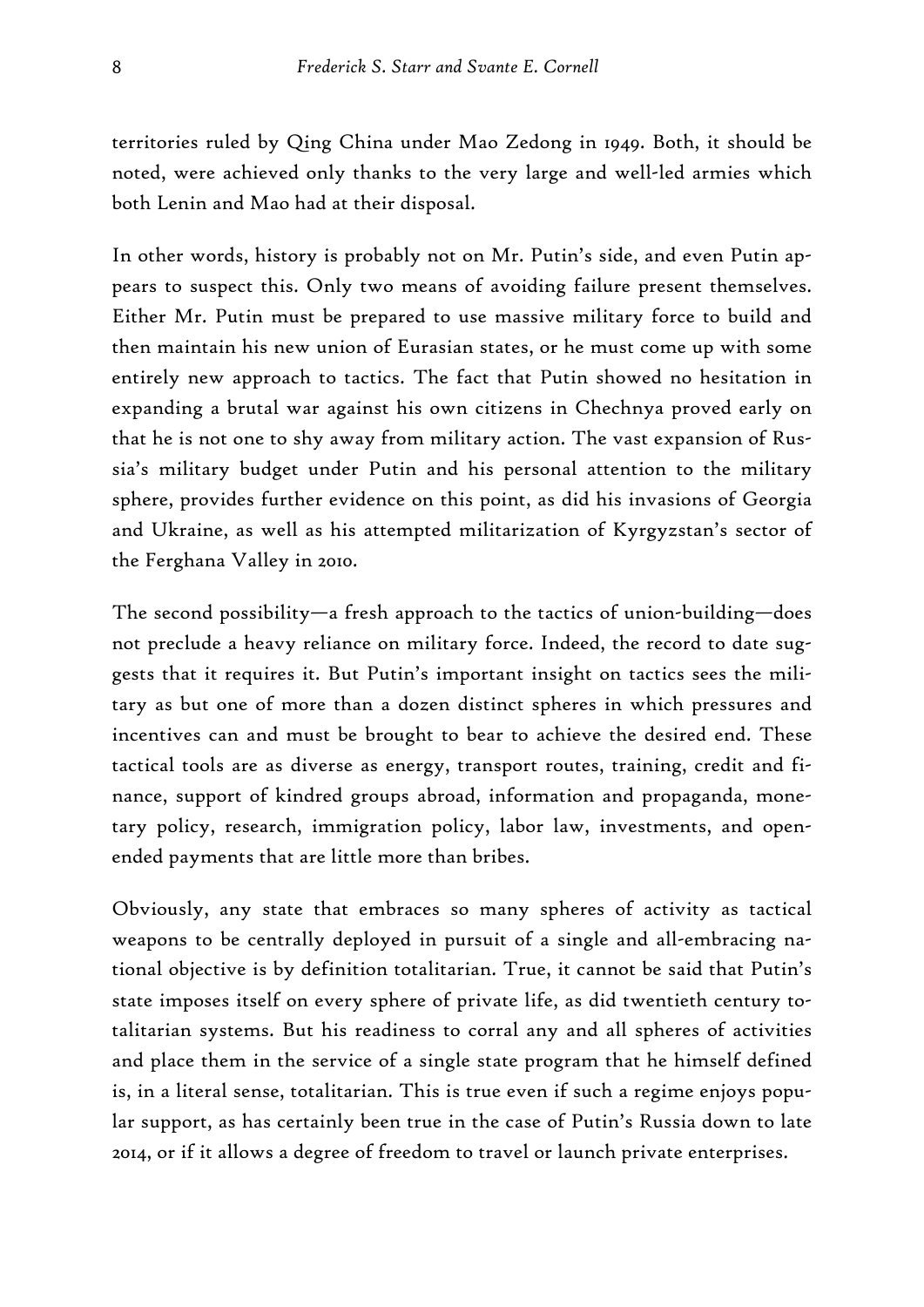territories ruled by Qing China under Mao Zedong in 1949. Both, it should be noted, were achieved only thanks to the very large and well-led armies which both Lenin and Mao had at their disposal.

In other words, history is probably not on Mr. Putin's side, and even Putin appears to suspect this. Only two means of avoiding failure present themselves. Either Mr. Putin must be prepared to use massive military force to build and then maintain his new union of Eurasian states, or he must come up with some entirely new approach to tactics. The fact that Putin showed no hesitation in expanding a brutal war against his own citizens in Chechnya proved early on that he is not one to shy away from military action. The vast expansion of Russia's military budget under Putin and his personal attention to the military sphere, provides further evidence on this point, as did his invasions of Georgia and Ukraine, as well as his attempted militarization of Kyrgyzstan's sector of the Ferghana Valley in 2010.

The second possibility—a fresh approach to the tactics of union-building—does not preclude a heavy reliance on military force. Indeed, the record to date suggests that it requires it. But Putin's important insight on tactics sees the military as but one of more than a dozen distinct spheres in which pressures and incentives can and must be brought to bear to achieve the desired end. These tactical tools are as diverse as energy, transport routes, training, credit and finance, support of kindred groups abroad, information and propaganda, monetary policy, research, immigration policy, labor law, investments, and open-ended payments that are little more than bribes.

Obviously, any state that embraces so many spheres of activity as tactical weapons to be centrally deployed in pursuit of a single and all-embracing national objective is by definition totalitarian. True, it cannot be said that Putin's state imposes itself on every sphere of private life, as did twentieth century totalitarian systems. But his readiness to corral any and all spheres of activities and place them in the service of a single state program that he himself defined is, in a literal sense, totalitarian. This is true even if such a regime enjoys popular support, as has certainly been true in the case of Putin's Russia down to late 2014, or if it allows a degree of freedom to travel or launch private enterprises.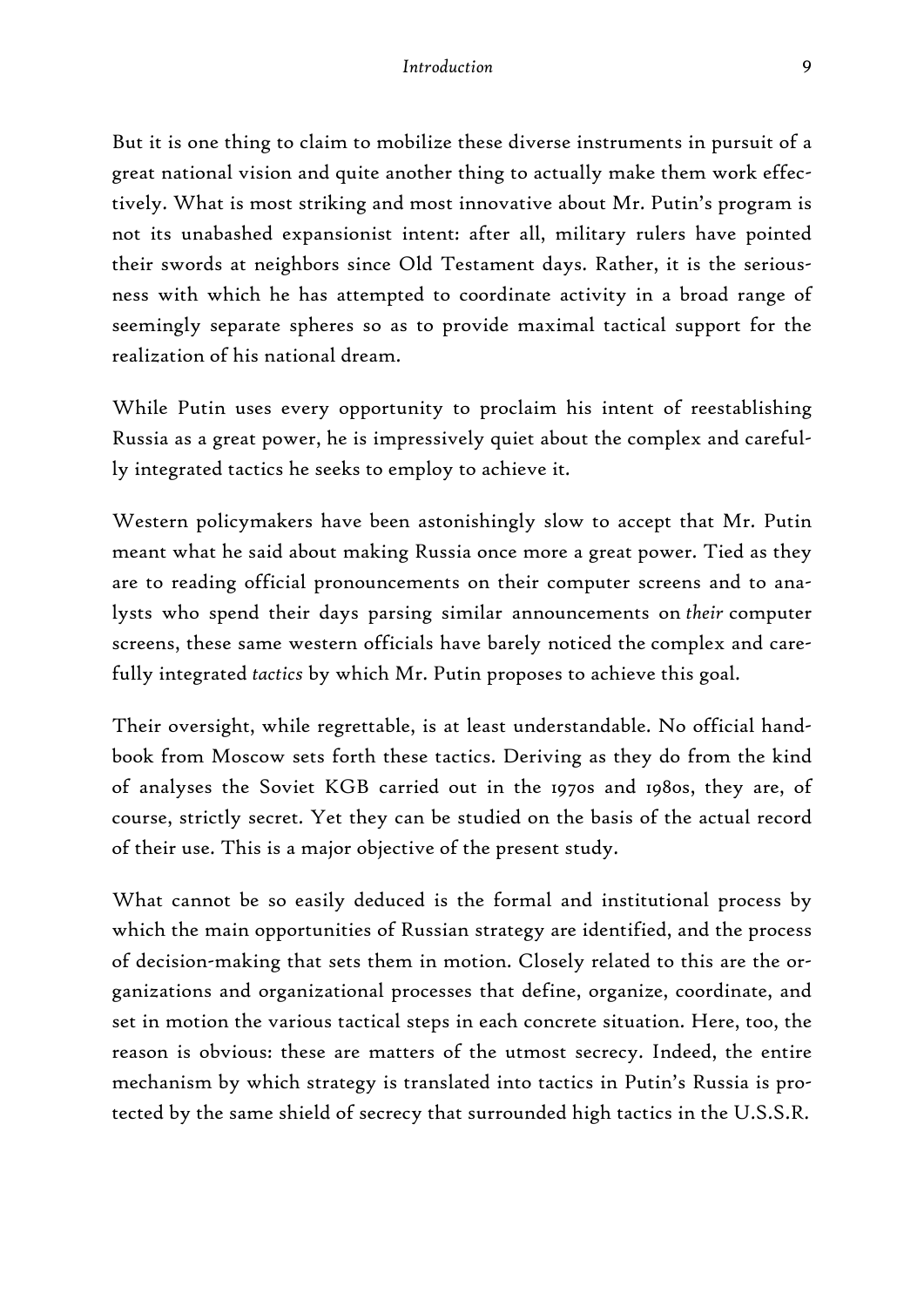But it is one thing to claim to mobilize these diverse instruments in pursuit of a great national vision and quite another thing to actually make them work effectively. What is most striking and most innovative about Mr. Putin's program is not its unabashed expansionist intent: after all, military rulers have pointed their swords at neighbors since Old Testament days. Rather, it is the seriousness with which he has attempted to coordinate activity in a broad range of seemingly separate spheres so as to provide maximal tactical support for the realization of his national dream.

While Putin uses every opportunity to proclaim his intent of reestablishing Russia as a great power, he is impressively quiet about the complex and carefully integrated tactics he seeks to employ to achieve it.

Western policymakers have been astonishingly slow to accept that Mr. Putin meant what he said about making Russia once more a great power. Tied as they are to reading official pronouncements on their computer screens and to analysts who spend their days parsing similar announcements on *their* computer screens, these same western officials have barely noticed the complex and carefully integrated *tactics* by which Mr. Putin proposes to achieve this goal.

Their oversight, while regrettable, is at least understandable. No official handbook from Moscow sets forth these tactics. Deriving as they do from the kind of analyses the Soviet KGB carried out in the 1970s and 1980s, they are, of course, strictly secret. Yet they can be studied on the basis of the actual record of their use. This is a major objective of the present study.

What cannot be so easily deduced is the formal and institutional process by which the main opportunities of Russian strategy are identified, and the process of decision-making that sets them in motion. Closely related to this are the organizations and organizational processes that define, organize, coordinate, and set in motion the various tactical steps in each concrete situation. Here, too, the reason is obvious: these are matters of the utmost secrecy. Indeed, the entire mechanism by which strategy is translated into tactics in Putin's Russia is protected by the same shield of secrecy that surrounded high tactics in the U.S.S.R.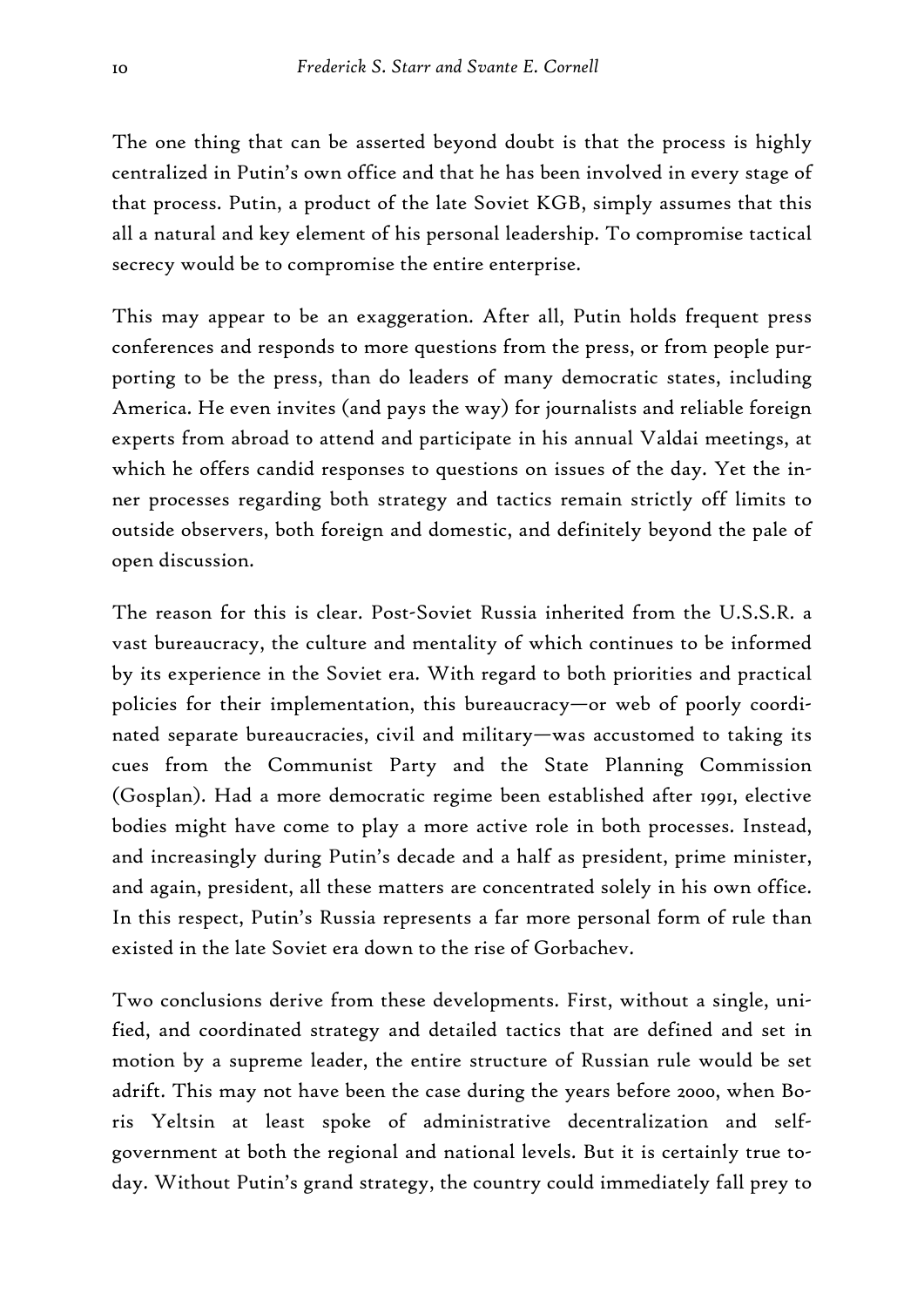The one thing that can be asserted beyond doubt is that the process is highly centralized in Putin's own office and that he has been involved in every stage of that process. Putin, a product of the late Soviet KGB, simply assumes that this all a natural and key element of his personal leadership. To compromise tactical secrecy would be to compromise the entire enterprise.

This may appear to be an exaggeration. After all, Putin holds frequent press conferences and responds to more questions from the press, or from people purporting to be the press, than do leaders of many democratic states, including America. He even invites (and pays the way) for journalists and reliable foreign experts from abroad to attend and participate in his annual Valdai meetings, at which he offers candid responses to questions on issues of the day. Yet the inner processes regarding both strategy and tactics remain strictly off limits to outside observers, both foreign and domestic, and definitely beyond the pale of open discussion.

The reason for this is clear. Post-Soviet Russia inherited from the U.S.S.R. a vast bureaucracy, the culture and mentality of which continues to be informed by its experience in the Soviet era. With regard to both priorities and practical policies for their implementation, this bureaucracy—or web of poorly coordinated separate bureaucracies, civil and military—was accustomed to taking its cues from the Communist Party and the State Planning Commission (Gosplan). Had a more democratic regime been established after 1991, elective bodies might have come to play a more active role in both processes. Instead, and increasingly during Putin's decade and a half as president, prime minister, and again, president, all these matters are concentrated solely in his own office. In this respect, Putin's Russia represents a far more personal form of rule than existed in the late Soviet era down to the rise of Gorbachev.

Two conclusions derive from these developments. First, without a single, unified, and coordinated strategy and detailed tactics that are defined and set in motion by a supreme leader, the entire structure of Russian rule would be set adrift. This may not have been the case during the years before 2000, when Boris Yeltsin at least spoke of administrative decentralization and self-government at both the regional and national levels. But it is certainly true today. Without Putin's grand strategy, the country could immediately fall prey to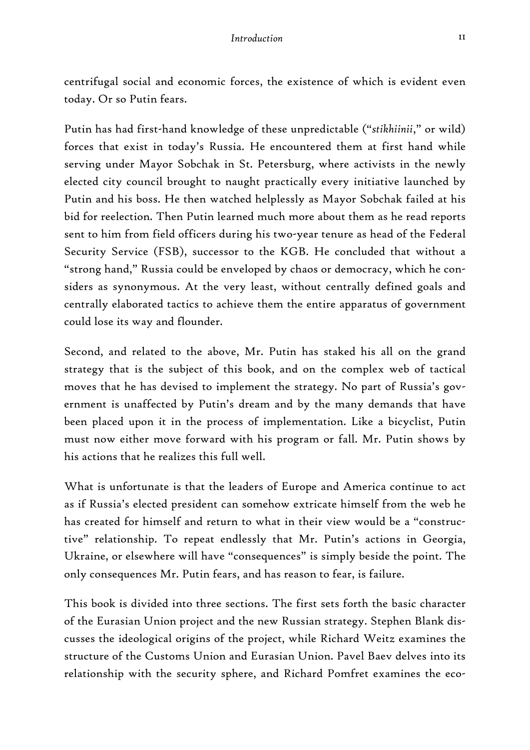centrifugal social and economic forces, the existence of which is evident even today. Or so Putin fears.

Putin has had first-hand knowledge of these unpredictable ("*stikhiinii*," or wild) forces that exist in today's Russia. He encountered them at first hand while serving under Mayor Sobchak in St. Petersburg, where activists in the newly elected city council brought to naught practically every initiative launched by Putin and his boss. He then watched helplessly as Mayor Sobchak failed at his bid for reelection. Then Putin learned much more about them as he read reports sent to him from field officers during his two-year tenure as head of the Federal Security Service (FSB), successor to the KGB. He concluded that without a "strong hand," Russia could be enveloped by chaos or democracy, which he considers as synonymous. At the very least, without centrally defined goals and centrally elaborated tactics to achieve them the entire apparatus of government could lose its way and flounder.

Second, and related to the above, Mr. Putin has staked his all on the grand strategy that is the subject of this book, and on the complex web of tactical moves that he has devised to implement the strategy. No part of Russia's government is unaffected by Putin's dream and by the many demands that have been placed upon it in the process of implementation. Like a bicyclist, Putin must now either move forward with his program or fall. Mr. Putin shows by his actions that he realizes this full well.

What is unfortunate is that the leaders of Europe and America continue to act as if Russia's elected president can somehow extricate himself from the web he has created for himself and return to what in their view would be a "constructive" relationship. To repeat endlessly that Mr. Putin's actions in Georgia, Ukraine, or elsewhere will have "consequences" is simply beside the point. The only consequences Mr. Putin fears, and has reason to fear, is failure.

This book is divided into three sections. The first sets forth the basic character of the Eurasian Union project and the new Russian strategy. Stephen Blank discusses the ideological origins of the project, while Richard Weitz examines the structure of the Customs Union and Eurasian Union. Pavel Baev delves into its relationship with the security sphere, and Richard Pomfret examines the eco-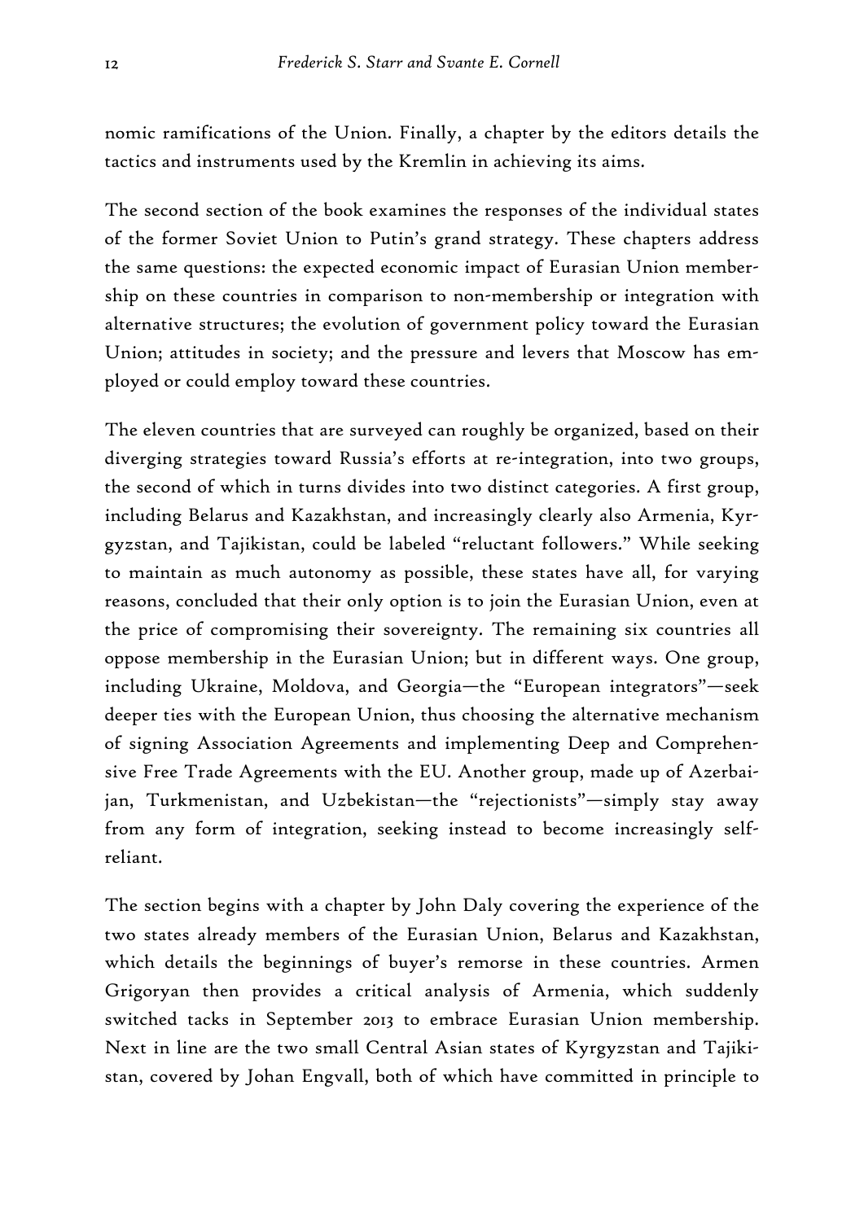nomic ramifications of the Union. Finally, a chapter by the editors details the tactics and instruments used by the Kremlin in achieving its aims.

The second section of the book examines the responses of the individual states of the former Soviet Union to Putin's grand strategy. These chapters address the same questions: the expected economic impact of Eurasian Union membership on these countries in comparison to non-membership or integration with alternative structures; the evolution of government policy toward the Eurasian Union; attitudes in society; and the pressure and levers that Moscow has employed or could employ toward these countries.

The eleven countries that are surveyed can roughly be organized, based on their diverging strategies toward Russia's efforts at re-integration, into two groups, the second of which in turns divides into two distinct categories. A first group, including Belarus and Kazakhstan, and increasingly clearly also Armenia, Kyrgyzstan, and Tajikistan, could be labeled "reluctant followers." While seeking to maintain as much autonomy as possible, these states have all, for varying reasons, concluded that their only option is to join the Eurasian Union, even at the price of compromising their sovereignty. The remaining six countries all oppose membership in the Eurasian Union; but in different ways. One group, including Ukraine, Moldova, and Georgia—the "European integrators"—seek deeper ties with the European Union, thus choosing the alternative mechanism of signing Association Agreements and implementing Deep and Comprehensive Free Trade Agreements with the EU. Another group, made up of Azerbaijan, Turkmenistan, and Uzbekistan—the "rejectionists"—simply stay away from any form of integration, seeking instead to become increasingly self-reliant.

The section begins with a chapter by John Daly covering the experience of the two states already members of the Eurasian Union, Belarus and Kazakhstan, which details the beginnings of buyer's remorse in these countries. Armen Grigoryan then provides a critical analysis of Armenia, which suddenly switched tacks in September 2013 to embrace Eurasian Union membership. Next in line are the two small Central Asian states of Kyrgyzstan and Tajikistan, covered by Johan Engvall, both of which have committed in principle to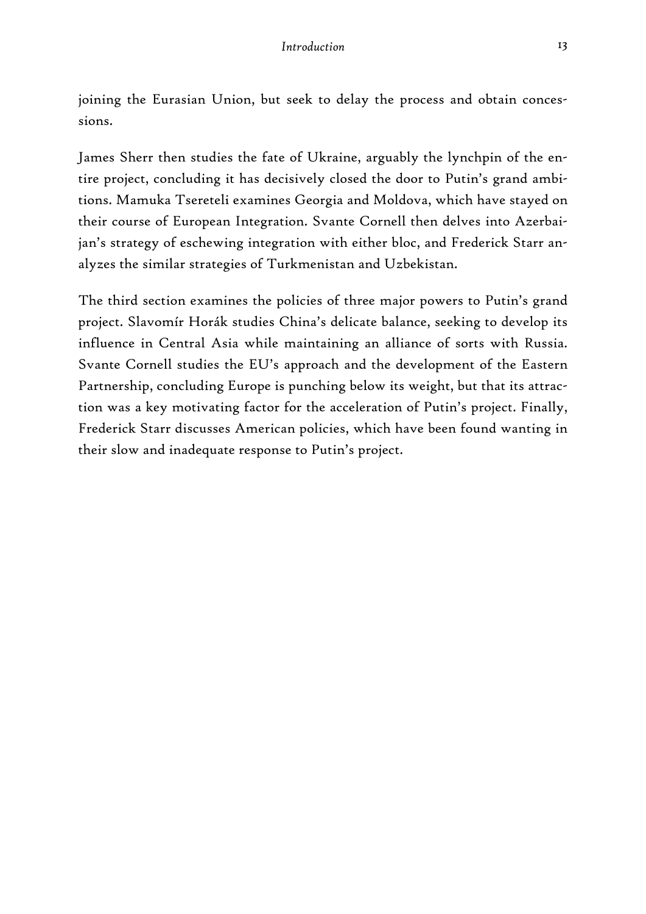joining the Eurasian Union, but seek to delay the process and obtain concessions.

James Sherr then studies the fate of Ukraine, arguably the lynchpin of the entire project, concluding it has decisively closed the door to Putin's grand ambitions. Mamuka Tsereteli examines Georgia and Moldova, which have stayed on their course of European Integration. Svante Cornell then delves into Azerbaijan's strategy of eschewing integration with either bloc, and Frederick Starr analyzes the similar strategies of Turkmenistan and Uzbekistan.

The third section examines the policies of three major powers to Putin's grand project. Slavomír Horák studies China's delicate balance, seeking to develop its influence in Central Asia while maintaining an alliance of sorts with Russia. Svante Cornell studies the EU's approach and the development of the Eastern Partnership, concluding Europe is punching below its weight, but that its attraction was a key motivating factor for the acceleration of Putin's project. Finally, Frederick Starr discusses American policies, which have been found wanting in their slow and inadequate response to Putin's project.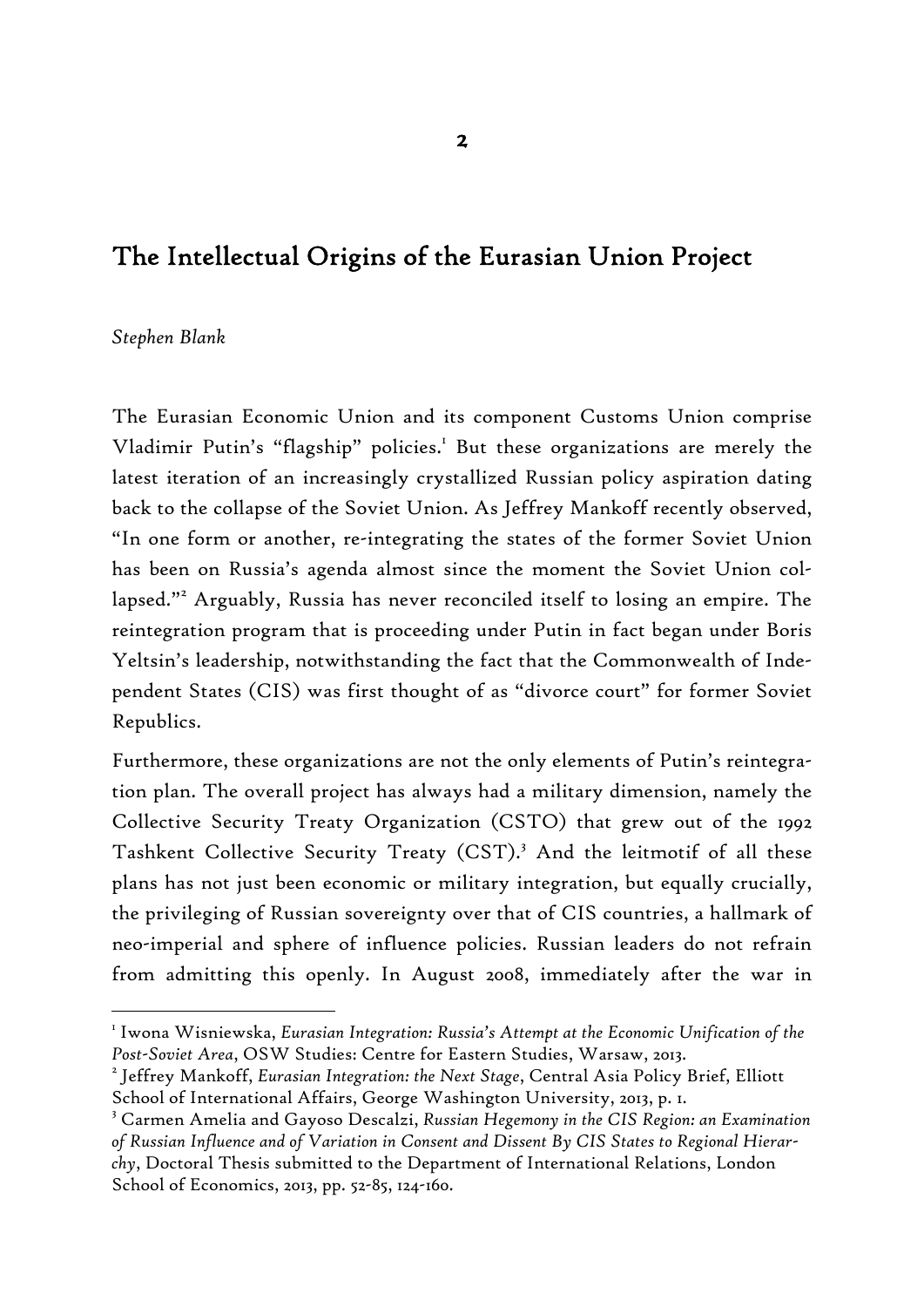# The Intellectual Origins of the Eurasian Union Project

*Stephen Blank*

The Eurasian Economic Union and its component Customs Union comprise Vladimir Putin's "flagship" policies.[1] But these organizations are merely the latest iteration of an increasingly crystallized Russian policy aspiration dating back to the collapse of the Soviet Union. As Jeffrey Mankoff recently observed, "In one form or another, re-integrating the states of the former Soviet Union has been on Russia's agenda almost since the moment the Soviet Union collapsed."[2] Arguably, Russia has never reconciled itself to losing an empire. The reintegration program that is proceeding under Putin in fact began under Boris Yeltsin's leadership, notwithstanding the fact that the Commonwealth of Independent States (CIS) was first thought of as "divorce court" for former Soviet Republics.

Furthermore, these organizations are not the only elements of Putin's reintegration plan. The overall project has always had a military dimension, namely the Collective Security Treaty Organization (CSTO) that grew out of the 1992 Tashkent Collective Security Treaty (CST).[3] And the leitmotif of all these plans has not just been economic or military integration, but equally crucially, the privileging of Russian sovereignty over that of CIS countries, a hallmark of neo-imperial and sphere of influence policies. Russian leaders do not refrain from admitting this openly. In August 2008, immediately after the war in

---

[1] Iwona Wisniewska, *Eurasian Integration: Russia's Attempt at the Economic Unification of the Post-Soviet Area*, OSW Studies: Centre for Eastern Studies, Warsaw, 2013.

[2] Jeffrey Mankoff, *Eurasian Integration: the Next Stage*, Central Asia Policy Brief, Elliott School of International Affairs, George Washington University, 2013, p. 1.

[3] Carmen Amelia and Gayoso Descalzi, *Russian Hegemony in the CIS Region: an Examination of Russian Influence and of Variation in Consent and Dissent By CIS States to Regional Hierarchy*, Doctoral Thesis submitted to the Department of International Relations, London School of Economics, 2013, pp. 52-85, 124-160.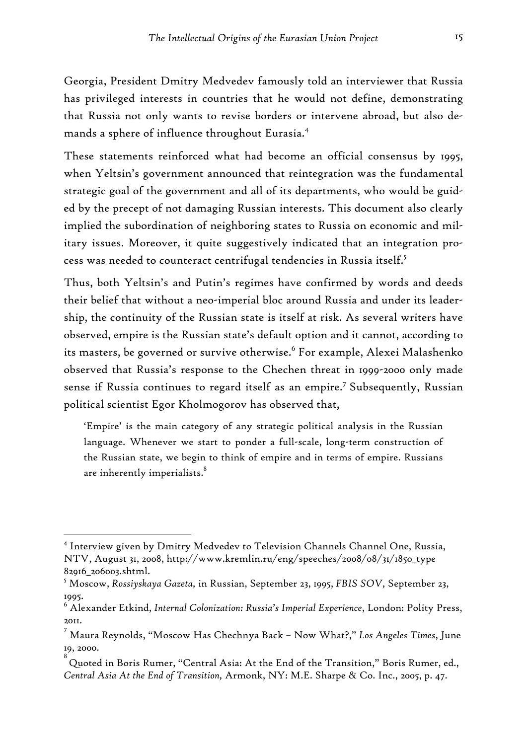Georgia, President Dmitry Medvedev famously told an interviewer that Russia has privileged interests in countries that he would not define, demonstrating that Russia not only wants to revise borders or intervene abroad, but also demands a sphere of influence throughout Eurasia.[4]

These statements reinforced what had become an official consensus by 1995, when Yeltsin's government announced that reintegration was the fundamental strategic goal of the government and all of its departments, who would be guided by the precept of not damaging Russian interests. This document also clearly implied the subordination of neighboring states to Russia on economic and military issues. Moreover, it quite suggestively indicated that an integration process was needed to counteract centrifugal tendencies in Russia itself.[5]

Thus, both Yeltsin's and Putin's regimes have confirmed by words and deeds their belief that without a neo-imperial bloc around Russia and under its leadership, the continuity of the Russian state is itself at risk. As several writers have observed, empire is the Russian state's default option and it cannot, according to its masters, be governed or survive otherwise.[6] For example, Alexei Malashenko observed that Russia's response to the Chechen threat in 1999-2000 only made sense if Russia continues to regard itself as an empire.[7] Subsequently, Russian political scientist Egor Kholmogorov has observed that,

> 'Empire' is the main category of any strategic political analysis in the Russian language. Whenever we start to ponder a full-scale, long-term construction of the Russian state, we begin to think of empire and in terms of empire. Russians are inherently imperialists.[8]

---

[4] Interview given by Dmitry Medvedev to Television Channels Channel One, Russia, NTV, August 31, 2008, http://www.kremlin.ru/eng/speeches/2008/08/31/1850_type 82916_206003.shtml.

[5] Moscow, *Rossiyskaya Gazeta,* in Russian, September 23, 1995, *FBIS SOV*, September 23, 1995.

[6] Alexander Etkind, *Internal Colonization: Russia's Imperial Experience*, London: Polity Press, 2011.

[7] Maura Reynolds, "Moscow Has Chechnya Back – Now What?," *Los Angeles Times*, June 19, 2000.

[8] Quoted in Boris Rumer, "Central Asia: At the End of the Transition," Boris Rumer, ed., *Central Asia At the End of Transition,* Armonk, NY: M.E. Sharpe & Co. Inc., 2005, p. 47.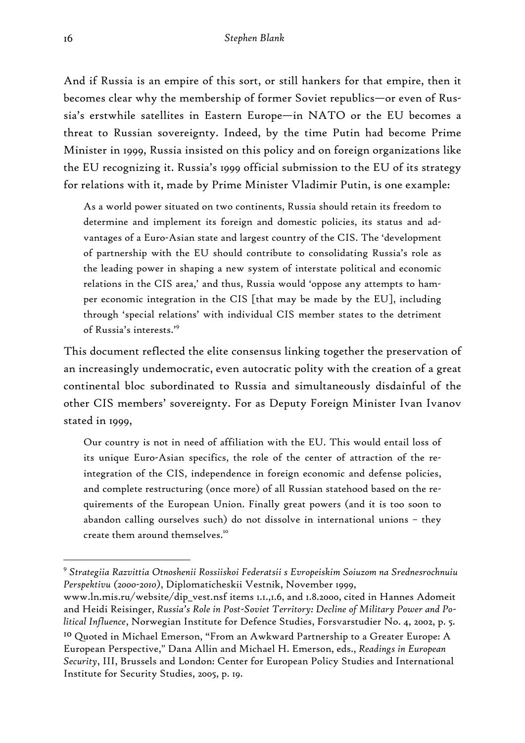And if Russia is an empire of this sort, or still hankers for that empire, then it becomes clear why the membership of former Soviet republics—or even of Russia's erstwhile satellites in Eastern Europe—in NATO or the EU becomes a threat to Russian sovereignty. Indeed, by the time Putin had become Prime Minister in 1999, Russia insisted on this policy and on foreign organizations like the EU recognizing it. Russia's 1999 official submission to the EU of its strategy for relations with it, made by Prime Minister Vladimir Putin, is one example:

> As a world power situated on two continents, Russia should retain its freedom to determine and implement its foreign and domestic policies, its status and advantages of a Euro-Asian state and largest country of the CIS. The 'development of partnership with the EU should contribute to consolidating Russia's role as the leading power in shaping a new system of interstate political and economic relations in the CIS area,' and thus, Russia would 'oppose any attempts to hamper economic integration in the CIS [that may be made by the EU], including through 'special relations' with individual CIS member states to the detriment of Russia's interests.'[9]

This document reflected the elite consensus linking together the preservation of an increasingly undemocratic, even autocratic polity with the creation of a great continental bloc subordinated to Russia and simultaneously disdainful of the other CIS members' sovereignty. For as Deputy Foreign Minister Ivan Ivanov stated in 1999,

> Our country is not in need of affiliation with the EU. This would entail loss of its unique Euro-Asian specifics, the role of the center of attraction of the reintegration of the CIS, independence in foreign economic and defense policies, and complete restructuring (once more) of all Russian statehood based on the requirements of the European Union. Finally great powers (and it is too soon to abandon calling ourselves such) do not dissolve in international unions – they create them around themselves.[10]

---

[9] *Strategiia Razvittia Otnoshenii Rossiiskoi Federatsii s Evropeiskim Soiuzom na Srednesrochnuiu Perspektivu (2000-2010)*, Diplomaticheskii Vestnik, November 1999, www.ln.mis.ru/website/dip_vest.nsf items 1.1.,1.6, and 1.8.2000, cited in Hannes Adomeit and Heidi Reisinger, *Russia's Role in Post-Soviet Territory: Decline of Military Power and Political Influence*, Norwegian Institute for Defence Studies, Forsvarstudier No. 4, 2002, p. 5.

[10] Quoted in Michael Emerson, "From an Awkward Partnership to a Greater Europe: A European Perspective," Dana Allin and Michael H. Emerson, eds., *Readings in European Security*, III, Brussels and London: Center for European Policy Studies and International Institute for Security Studies, 2005, p. 19.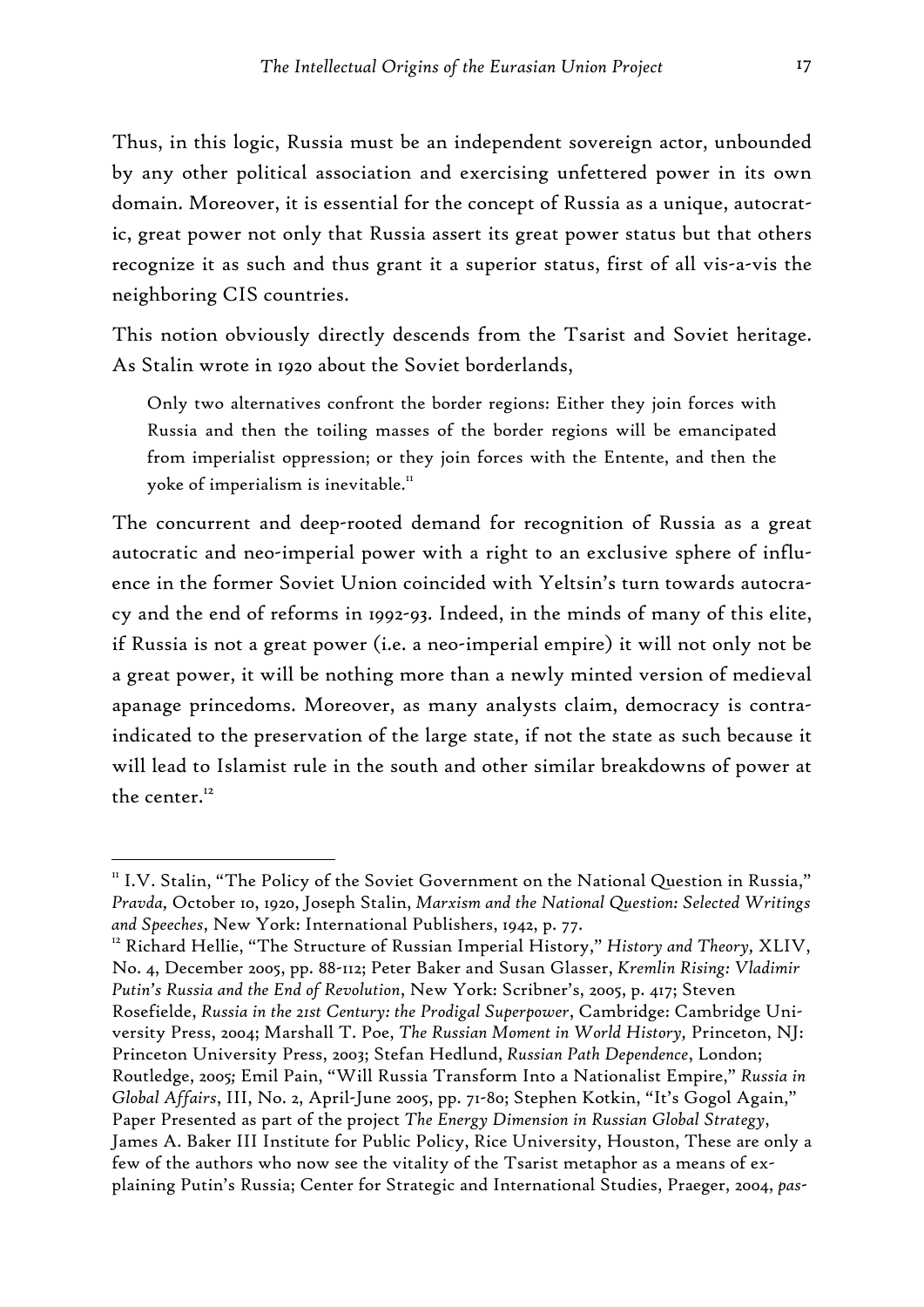Thus, in this logic, Russia must be an independent sovereign actor, unbounded by any other political association and exercising unfettered power in its own domain. Moreover, it is essential for the concept of Russia as a unique, autocratic, great power not only that Russia assert its great power status but that others recognize it as such and thus grant it a superior status, first of all vis-a-vis the neighboring CIS countries.

This notion obviously directly descends from the Tsarist and Soviet heritage. As Stalin wrote in 1920 about the Soviet borderlands,

> Only two alternatives confront the border regions: Either they join forces with Russia and then the toiling masses of the border regions will be emancipated from imperialist oppression; or they join forces with the Entente, and then the yoke of imperialism is inevitable.[11]

The concurrent and deep-rooted demand for recognition of Russia as a great autocratic and neo-imperial power with a right to an exclusive sphere of influence in the former Soviet Union coincided with Yeltsin's turn towards autocracy and the end of reforms in 1992-93. Indeed, in the minds of many of this elite, if Russia is not a great power (i.e. a neo-imperial empire) it will not only not be a great power, it will be nothing more than a newly minted version of medieval apanage princedoms. Moreover, as many analysts claim, democracy is contraindicated to the preservation of the large state, if not the state as such because it will lead to Islamist rule in the south and other similar breakdowns of power at the center.[12]

---

[11] I.V. Stalin, "The Policy of the Soviet Government on the National Question in Russia," *Pravda,* October 10, 1920, Joseph Stalin, *Marxism and the National Question: Selected Writings and Speeches*, New York: International Publishers, 1942, p. 77.

[12] Richard Hellie, "The Structure of Russian Imperial History," *History and Theory,* XLIV, No. 4, December 2005, pp. 88-112; Peter Baker and Susan Glasser, *Kremlin Rising: Vladimir Putin's Russia and the End of Revolution*, New York: Scribner's, 2005, p. 417; Steven Rosefielde, *Russia in the 21st Century: the Prodigal Superpower*, Cambridge: Cambridge University Press, 2004; Marshall T. Poe, *The Russian Moment in World History,* Princeton, NJ: Princeton University Press, 2003; Stefan Hedlund, *Russian Path Dependence*, London; Routledge, 2005; Emil Pain, "Will Russia Transform Into a Nationalist Empire," *Russia in Global Affairs*, III, No. 2, April-June 2005, pp. 71-80; Stephen Kotkin, "It's Gogol Again," Paper Presented as part of the project *The Energy Dimension in Russian Global Strategy*, James A. Baker III Institute for Public Policy, Rice University, Houston, These are only a few of the authors who now see the vitality of the Tsarist metaphor as a means of explaining Putin's Russia; Center for Strategic and International Studies, Praeger, 2004, *pas-*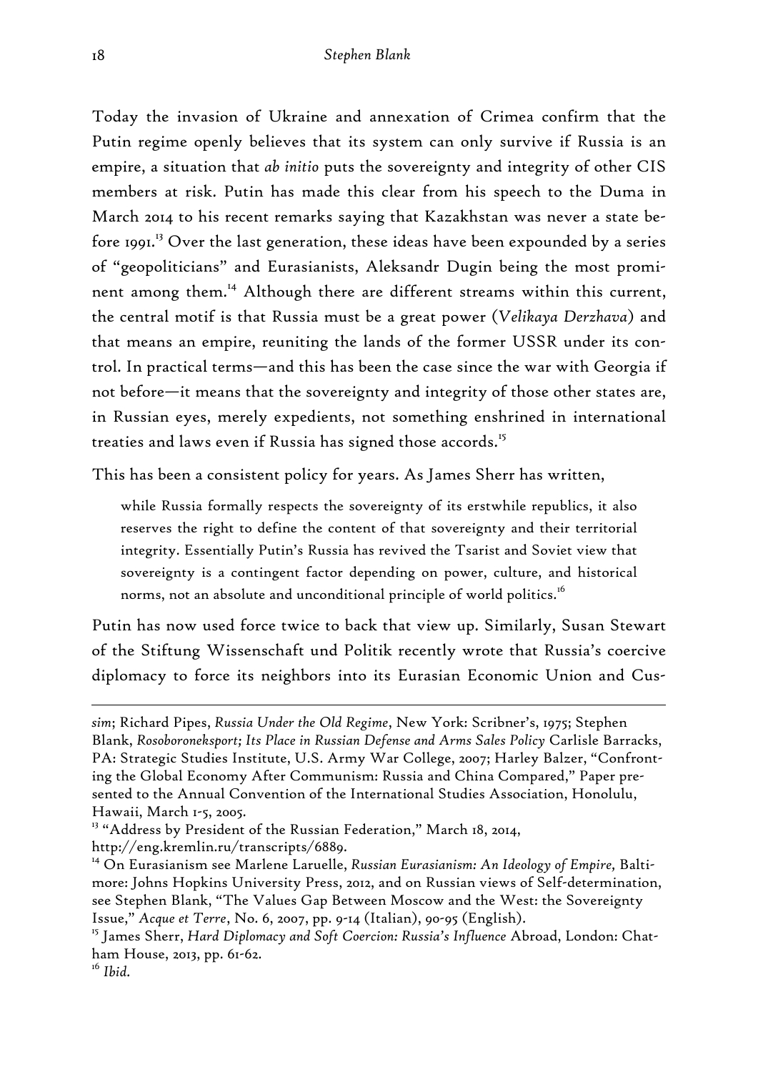Today the invasion of Ukraine and annexation of Crimea confirm that the Putin regime openly believes that its system can only survive if Russia is an empire, a situation that *ab initio* puts the sovereignty and integrity of other CIS members at risk. Putin has made this clear from his speech to the Duma in March 2014 to his recent remarks saying that Kazakhstan was never a state before 1991.[13] Over the last generation, these ideas have been expounded by a series of "geopoliticians" and Eurasianists, Aleksandr Dugin being the most prominent among them.[14] Although there are different streams within this current, the central motif is that Russia must be a great power (*Velikaya Derzhava*) and that means an empire, reuniting the lands of the former USSR under its control. In practical terms—and this has been the case since the war with Georgia if not before—it means that the sovereignty and integrity of those other states are, in Russian eyes, merely expedients, not something enshrined in international treaties and laws even if Russia has signed those accords.[15]

This has been a consistent policy for years. As James Sherr has written,

> while Russia formally respects the sovereignty of its erstwhile republics, it also reserves the right to define the content of that sovereignty and their territorial integrity. Essentially Putin's Russia has revived the Tsarist and Soviet view that sovereignty is a contingent factor depending on power, culture, and historical norms, not an absolute and unconditional principle of world politics.[16]

Putin has now used force twice to back that view up. Similarly, Susan Stewart of the Stiftung Wissenschaft und Politik recently wrote that Russia's coercive diplomacy to force its neighbors into its Eurasian Economic Union and Cus-

---

*sim*; Richard Pipes, *Russia Under the Old Regime*, New York: Scribner's, 1975; Stephen Blank, *Rosoboroneksport; Its Place in Russian Defense and Arms Sales Policy* Carlisle Barracks, PA: Strategic Studies Institute, U.S. Army War College, 2007; Harley Balzer, "Confronting the Global Economy After Communism: Russia and China Compared," Paper presented to the Annual Convention of the International Studies Association, Honolulu, Hawaii, March 1-5, 2005.

[13] "Address by President of the Russian Federation," March 18, 2014, http://eng.kremlin.ru/transcripts/6889.

[14] On Eurasianism see Marlene Laruelle, *Russian Eurasianism: An Ideology of Empire,* Baltimore: Johns Hopkins University Press, 2012, and on Russian views of Self-determination, see Stephen Blank, "The Values Gap Between Moscow and the West: the Sovereignty Issue," *Acque et Terre*, No. 6, 2007, pp. 9-14 (Italian), 90-95 (English).

[15] James Sherr, *Hard Diplomacy and Soft Coercion: Russia's Influence* Abroad, London: Chatham House, 2013, pp. 61-62.

[16] *Ibid.*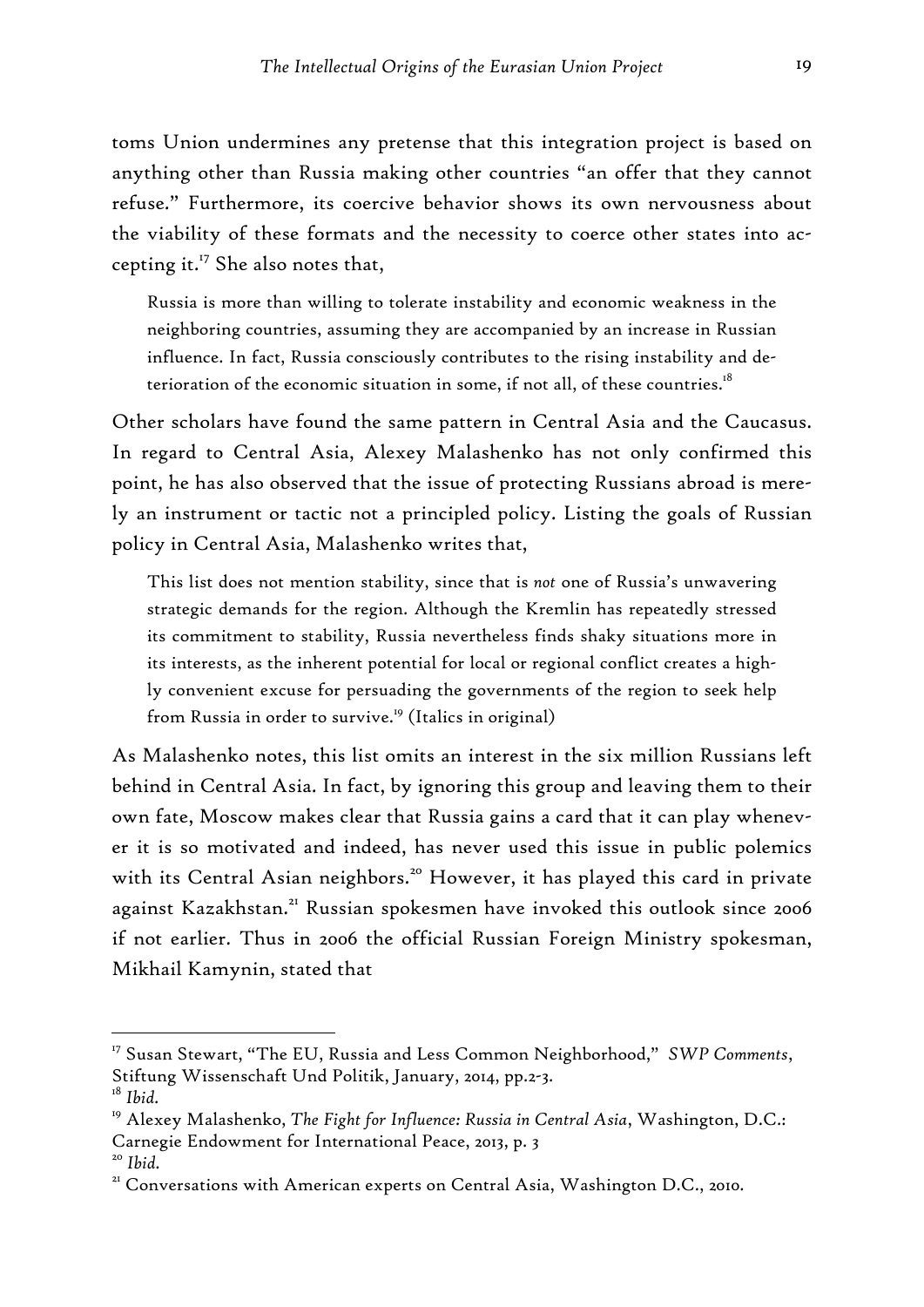toms Union undermines any pretense that this integration project is based on anything other than Russia making other countries "an offer that they cannot refuse." Furthermore, its coercive behavior shows its own nervousness about the viability of these formats and the necessity to coerce other states into accepting it.[17] She also notes that,

> Russia is more than willing to tolerate instability and economic weakness in the neighboring countries, assuming they are accompanied by an increase in Russian influence. In fact, Russia consciously contributes to the rising instability and deterioration of the economic situation in some, if not all, of these countries.[18]

Other scholars have found the same pattern in Central Asia and the Caucasus. In regard to Central Asia, Alexey Malashenko has not only confirmed this point, he has also observed that the issue of protecting Russians abroad is merely an instrument or tactic not a principled policy. Listing the goals of Russian policy in Central Asia, Malashenko writes that,

> This list does not mention stability, since that is *not* one of Russia's unwavering strategic demands for the region. Although the Kremlin has repeatedly stressed its commitment to stability, Russia nevertheless finds shaky situations more in its interests, as the inherent potential for local or regional conflict creates a highly convenient excuse for persuading the governments of the region to seek help from Russia in order to survive.[19] (Italics in original)

As Malashenko notes, this list omits an interest in the six million Russians left behind in Central Asia. In fact, by ignoring this group and leaving them to their own fate, Moscow makes clear that Russia gains a card that it can play whenever it is so motivated and indeed, has never used this issue in public polemics with its Central Asian neighbors.[20] However, it has played this card in private against Kazakhstan.[21] Russian spokesmen have invoked this outlook since 2006 if not earlier. Thus in 2006 the official Russian Foreign Ministry spokesman, Mikhail Kamynin, stated that

---

[17] Susan Stewart, "The EU, Russia and Less Common Neighborhood," *SWP Comments*, Stiftung Wissenschaft Und Politik, January, 2014, pp.2-3.

[18] *Ibid.*

[19] Alexey Malashenko, *The Fight for Influence: Russia in Central Asia*, Washington, D.C.: Carnegie Endowment for International Peace, 2013, p. 3

[20] *Ibid.*

[21] Conversations with American experts on Central Asia, Washington D.C., 2010.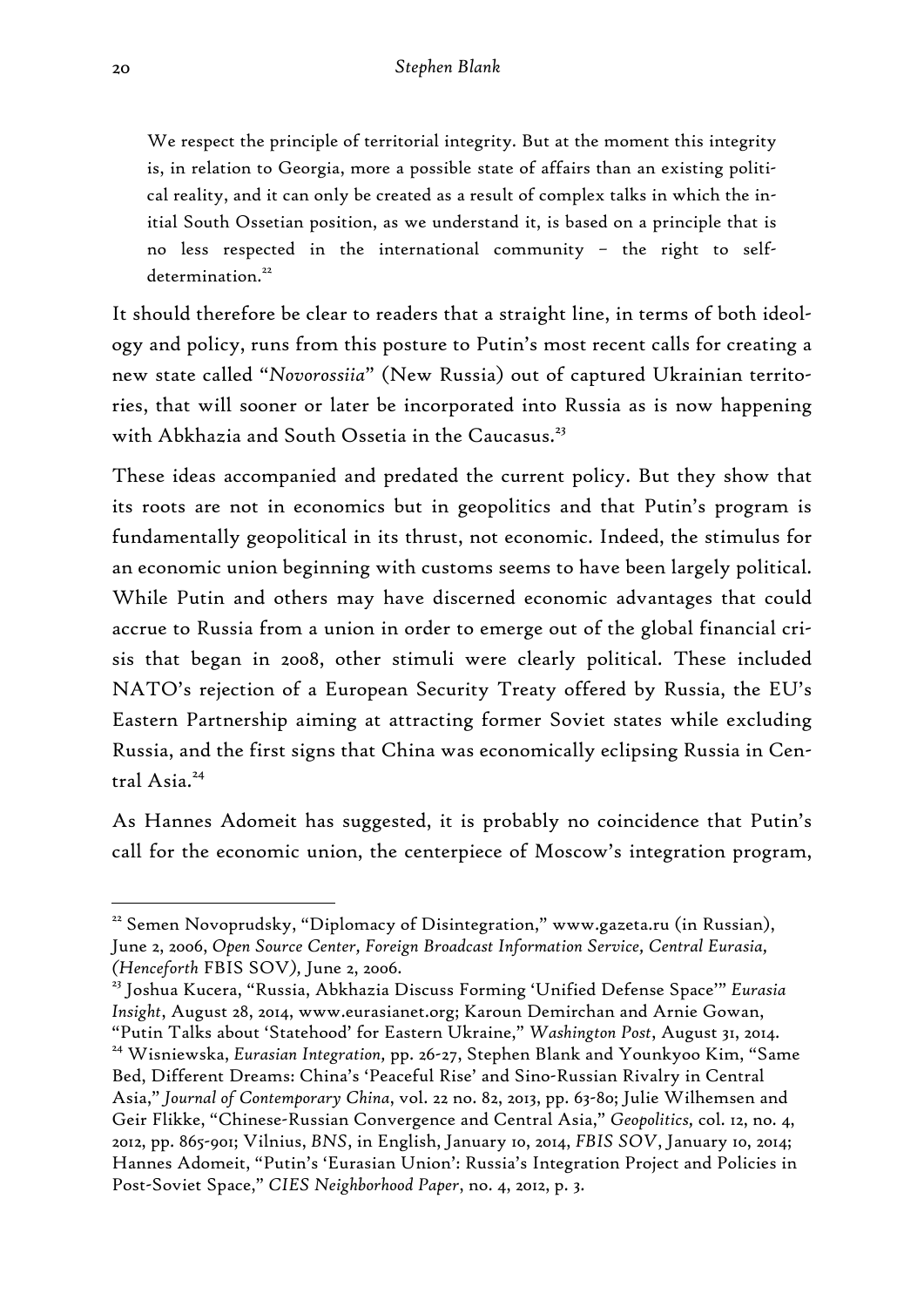> We respect the principle of territorial integrity. But at the moment this integrity is, in relation to Georgia, more a possible state of affairs than an existing political reality, and it can only be created as a result of complex talks in which the initial South Ossetian position, as we understand it, is based on a principle that is no less respected in the international community – the right to self-determination.[22]

It should therefore be clear to readers that a straight line, in terms of both ideology and policy, runs from this posture to Putin's most recent calls for creating a new state called "*Novorossiia*" (New Russia) out of captured Ukrainian territories, that will sooner or later be incorporated into Russia as is now happening with Abkhazia and South Ossetia in the Caucasus.[23]

These ideas accompanied and predated the current policy. But they show that its roots are not in economics but in geopolitics and that Putin's program is fundamentally geopolitical in its thrust, not economic. Indeed, the stimulus for an economic union beginning with customs seems to have been largely political. While Putin and others may have discerned economic advantages that could accrue to Russia from a union in order to emerge out of the global financial crisis that began in 2008, other stimuli were clearly political. These included NATO's rejection of a European Security Treaty offered by Russia, the EU's Eastern Partnership aiming at attracting former Soviet states while excluding Russia, and the first signs that China was economically eclipsing Russia in Central Asia.[24]

As Hannes Adomeit has suggested, it is probably no coincidence that Putin's call for the economic union, the centerpiece of Moscow's integration program,

---

[22] Semen Novoprudsky, "Diplomacy of Disintegration," www.gazeta.ru (in Russian), June 2, 2006, *Open Source Center, Foreign Broadcast Information Service, Central Eurasia, (Henceforth* FBIS SOV*),* June 2, 2006.

[23] Joshua Kucera, "Russia, Abkhazia Discuss Forming 'Unified Defense Space'" *Eurasia Insight*, August 28, 2014, www.eurasianet.org; Karoun Demirchan and Arnie Gowan, "Putin Talks about 'Statehood' for Eastern Ukraine," *Washington Post*, August 31, 2014.

[24] Wisniewska, *Eurasian Integration,* pp. 26-27, Stephen Blank and Younkyoo Kim, "Same Bed, Different Dreams: China's 'Peaceful Rise' and Sino-Russian Rivalry in Central Asia," *Journal of Contemporary China*, vol. 22 no. 82, 2013, pp. 63-80; Julie Wilhemsen and Geir Flikke, "Chinese-Russian Convergence and Central Asia," *Geopolitics,* col. 12, no. 4, 2012, pp. 865-901; Vilnius, *BNS*, in English, January 10, 2014, *FBIS SOV*, January 10, 2014; Hannes Adomeit, "Putin's 'Eurasian Union': Russia's Integration Project and Policies in Post-Soviet Space," *CIES Neighborhood Paper*, no. 4, 2012, p. 3.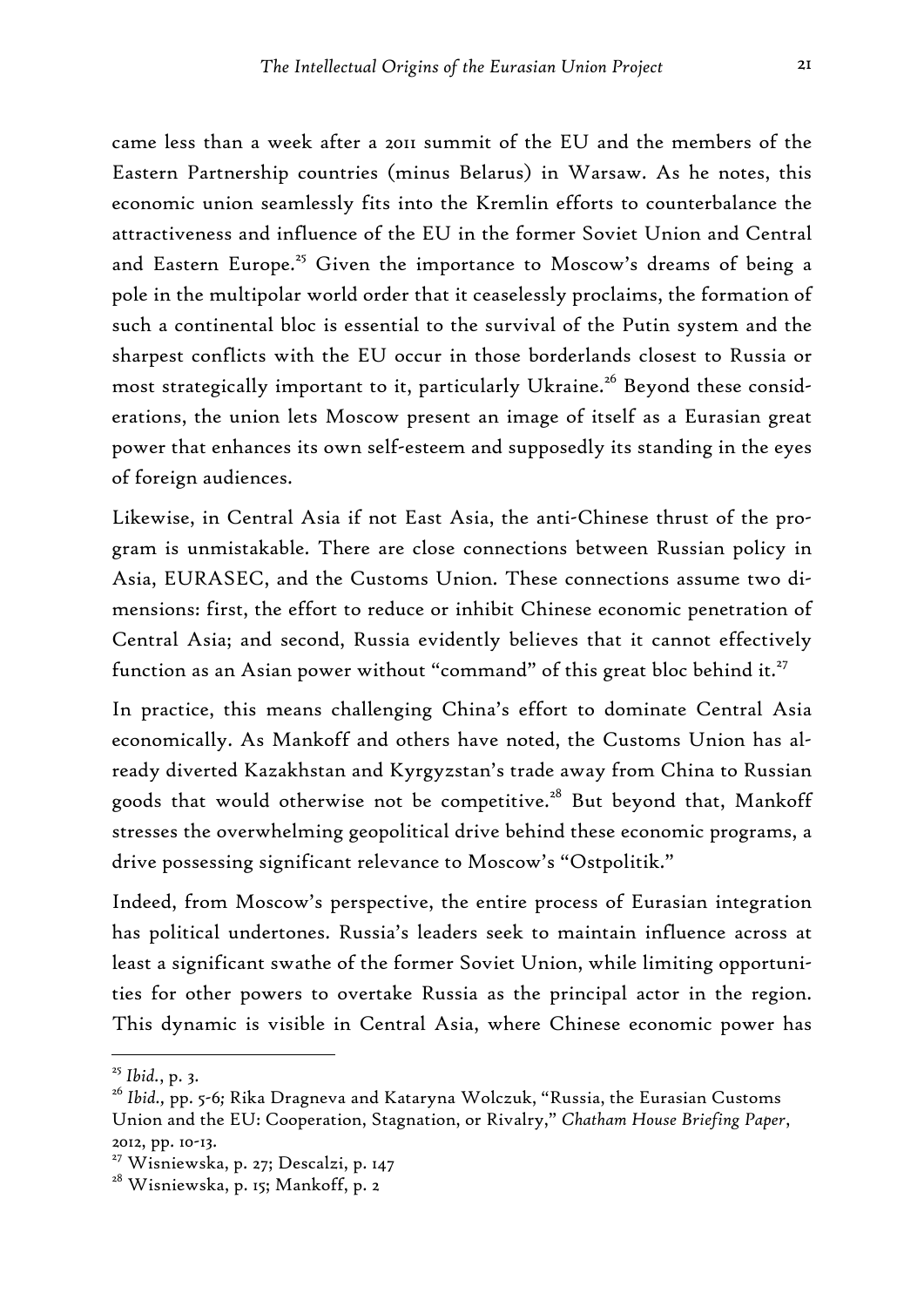came less than a week after a 2011 summit of the EU and the members of the Eastern Partnership countries (minus Belarus) in Warsaw. As he notes, this economic union seamlessly fits into the Kremlin efforts to counterbalance the attractiveness and influence of the EU in the former Soviet Union and Central and Eastern Europe.[25] Given the importance to Moscow's dreams of being a pole in the multipolar world order that it ceaselessly proclaims, the formation of such a continental bloc is essential to the survival of the Putin system and the sharpest conflicts with the EU occur in those borderlands closest to Russia or most strategically important to it, particularly Ukraine.[26] Beyond these considerations, the union lets Moscow present an image of itself as a Eurasian great power that enhances its own self-esteem and supposedly its standing in the eyes of foreign audiences.

Likewise, in Central Asia if not East Asia, the anti-Chinese thrust of the program is unmistakable. There are close connections between Russian policy in Asia, EURASEC, and the Customs Union. These connections assume two dimensions: first, the effort to reduce or inhibit Chinese economic penetration of Central Asia; and second, Russia evidently believes that it cannot effectively function as an Asian power without "command" of this great bloc behind it.[27]

In practice, this means challenging China's effort to dominate Central Asia economically. As Mankoff and others have noted, the Customs Union has already diverted Kazakhstan and Kyrgyzstan's trade away from China to Russian goods that would otherwise not be competitive.[28] But beyond that, Mankoff stresses the overwhelming geopolitical drive behind these economic programs, a drive possessing significant relevance to Moscow's "Ostpolitik."

Indeed, from Moscow's perspective, the entire process of Eurasian integration has political undertones. Russia's leaders seek to maintain influence across at least a significant swathe of the former Soviet Union, while limiting opportunities for other powers to overtake Russia as the principal actor in the region. This dynamic is visible in Central Asia, where Chinese economic power has

---

[25] *Ibid.*, p. 3.

[26] *Ibid.*, pp. 5-6; Rika Dragneva and Kataryna Wolczuk, "Russia, the Eurasian Customs Union and the EU: Cooperation, Stagnation, or Rivalry," *Chatham House Briefing Paper*, 2012, pp. 10-13.

[27] Wisniewska, p. 27; Descalzi, p. 147

[28] Wisniewska, p. 15; Mankoff, p. 2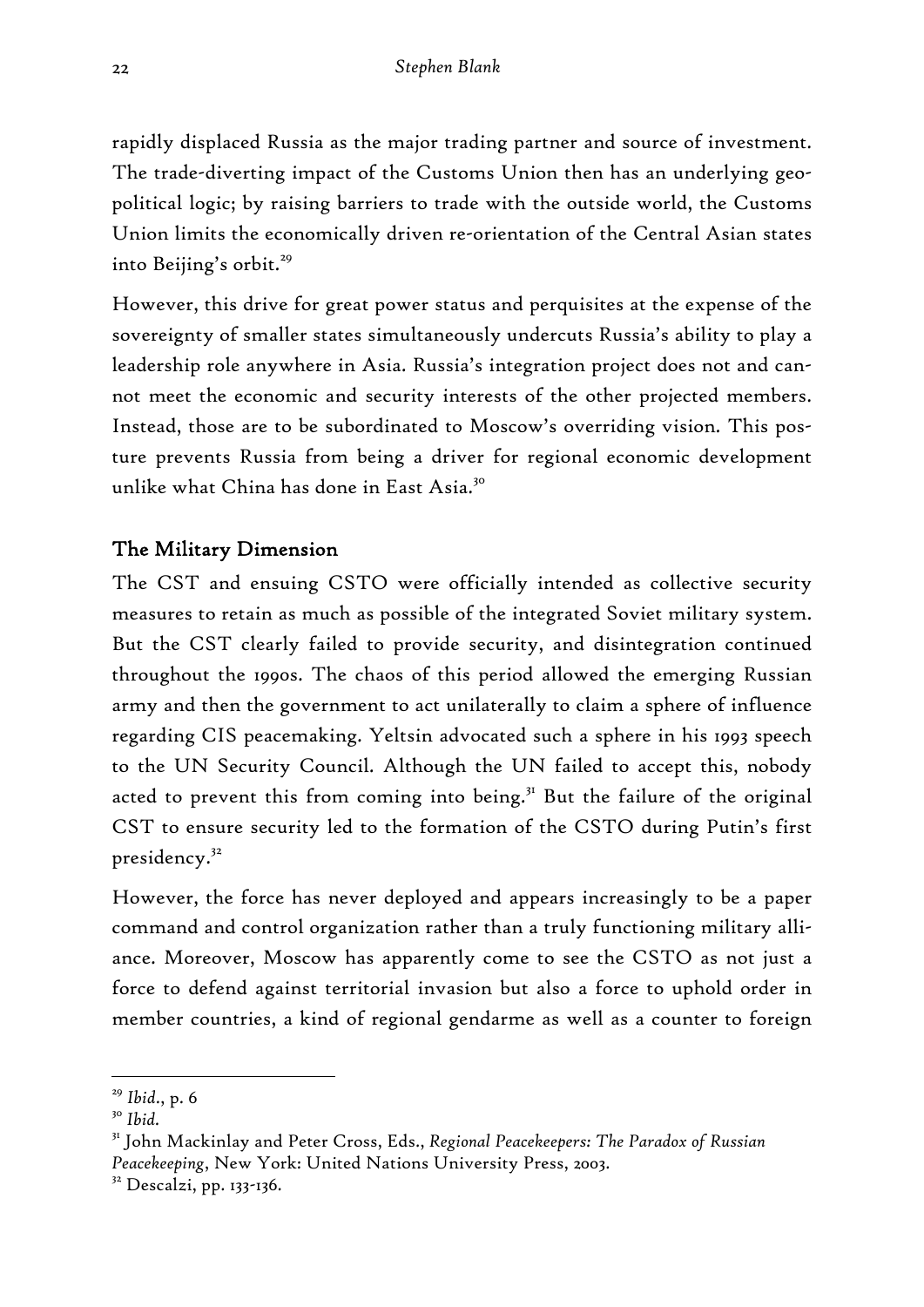rapidly displaced Russia as the major trading partner and source of investment. The trade-diverting impact of the Customs Union then has an underlying geopolitical logic; by raising barriers to trade with the outside world, the Customs Union limits the economically driven re-orientation of the Central Asian states into Beijing's orbit.[29]

However, this drive for great power status and perquisites at the expense of the sovereignty of smaller states simultaneously undercuts Russia's ability to play a leadership role anywhere in Asia. Russia's integration project does not and cannot meet the economic and security interests of the other projected members. Instead, those are to be subordinated to Moscow's overriding vision. This posture prevents Russia from being a driver for regional economic development unlike what China has done in East Asia.[30]

## The Military Dimension

The CST and ensuing CSTO were officially intended as collective security measures to retain as much as possible of the integrated Soviet military system. But the CST clearly failed to provide security, and disintegration continued throughout the 1990s. The chaos of this period allowed the emerging Russian army and then the government to act unilaterally to claim a sphere of influence regarding CIS peacemaking. Yeltsin advocated such a sphere in his 1993 speech to the UN Security Council. Although the UN failed to accept this, nobody acted to prevent this from coming into being.[31] But the failure of the original CST to ensure security led to the formation of the CSTO during Putin's first presidency.[32]

However, the force has never deployed and appears increasingly to be a paper command and control organization rather than a truly functioning military alliance. Moreover, Moscow has apparently come to see the CSTO as not just a force to defend against territorial invasion but also a force to uphold order in member countries, a kind of regional gendarme as well as a counter to foreign

---

[29] *Ibid*., p. 6

[30] *Ibid.*

[31] John Mackinlay and Peter Cross, Eds., *Regional Peacekeepers: The Paradox of Russian Peacekeeping*, New York: United Nations University Press, 2003.

[32] Descalzi, pp. 133-136.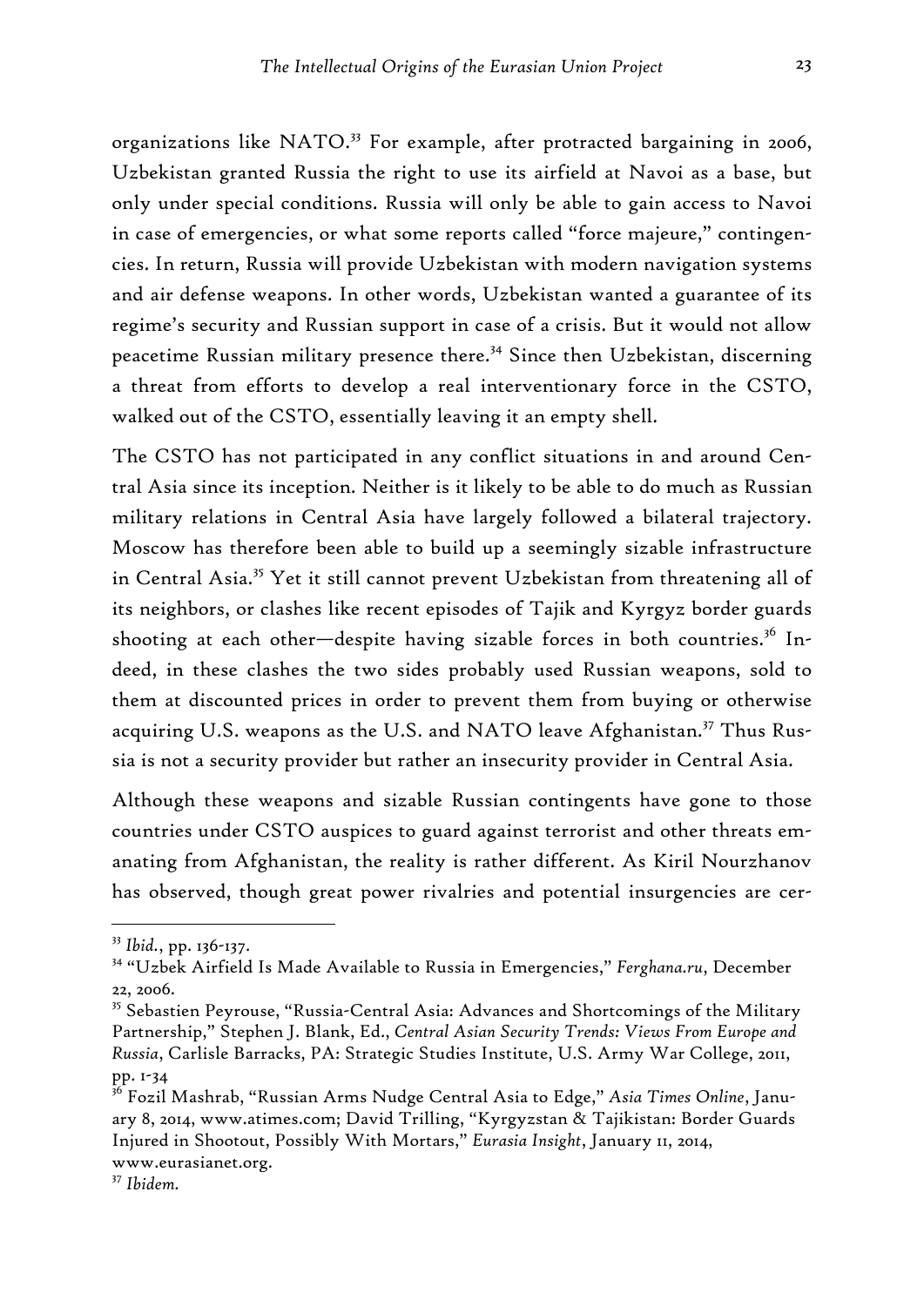organizations like NATO.[33] For example, after protracted bargaining in 2006, Uzbekistan granted Russia the right to use its airfield at Navoi as a base, but only under special conditions. Russia will only be able to gain access to Navoi in case of emergencies, or what some reports called "force majeure," contingencies. In return, Russia will provide Uzbekistan with modern navigation systems and air defense weapons. In other words, Uzbekistan wanted a guarantee of its regime's security and Russian support in case of a crisis. But it would not allow peacetime Russian military presence there.[34] Since then Uzbekistan, discerning a threat from efforts to develop a real interventionary force in the CSTO, walked out of the CSTO, essentially leaving it an empty shell.

The CSTO has not participated in any conflict situations in and around Central Asia since its inception. Neither is it likely to be able to do much as Russian military relations in Central Asia have largely followed a bilateral trajectory. Moscow has therefore been able to build up a seemingly sizable infrastructure in Central Asia.[35] Yet it still cannot prevent Uzbekistan from threatening all of its neighbors, or clashes like recent episodes of Tajik and Kyrgyz border guards shooting at each other—despite having sizable forces in both countries.[36] Indeed, in these clashes the two sides probably used Russian weapons, sold to them at discounted prices in order to prevent them from buying or otherwise acquiring U.S. weapons as the U.S. and NATO leave Afghanistan.[37] Thus Russia is not a security provider but rather an insecurity provider in Central Asia.

Although these weapons and sizable Russian contingents have gone to those countries under CSTO auspices to guard against terrorist and other threats emanating from Afghanistan, the reality is rather different. As Kiril Nourzhanov has observed, though great power rivalries and potential insurgencies are cer-

---

[33] *Ibid.*, pp. 136-137.

[34] "Uzbek Airfield Is Made Available to Russia in Emergencies," *Ferghana.ru*, December 22, 2006.

[35] Sebastien Peyrouse, "Russia-Central Asia: Advances and Shortcomings of the Military Partnership," Stephen J. Blank, Ed., *Central Asian Security Trends: Views From Europe and Russia*, Carlisle Barracks, PA: Strategic Studies Institute, U.S. Army War College, 2011, pp. 1-34

[36] Fozil Mashrab, "Russian Arms Nudge Central Asia to Edge," *Asia Times Online*, January 8, 2014, www.atimes.com; David Trilling, "Kyrgyzstan & Tajikistan: Border Guards Injured in Shootout, Possibly With Mortars," *Eurasia Insight*, January 11, 2014, www.eurasianet.org.

[37] *Ibidem.*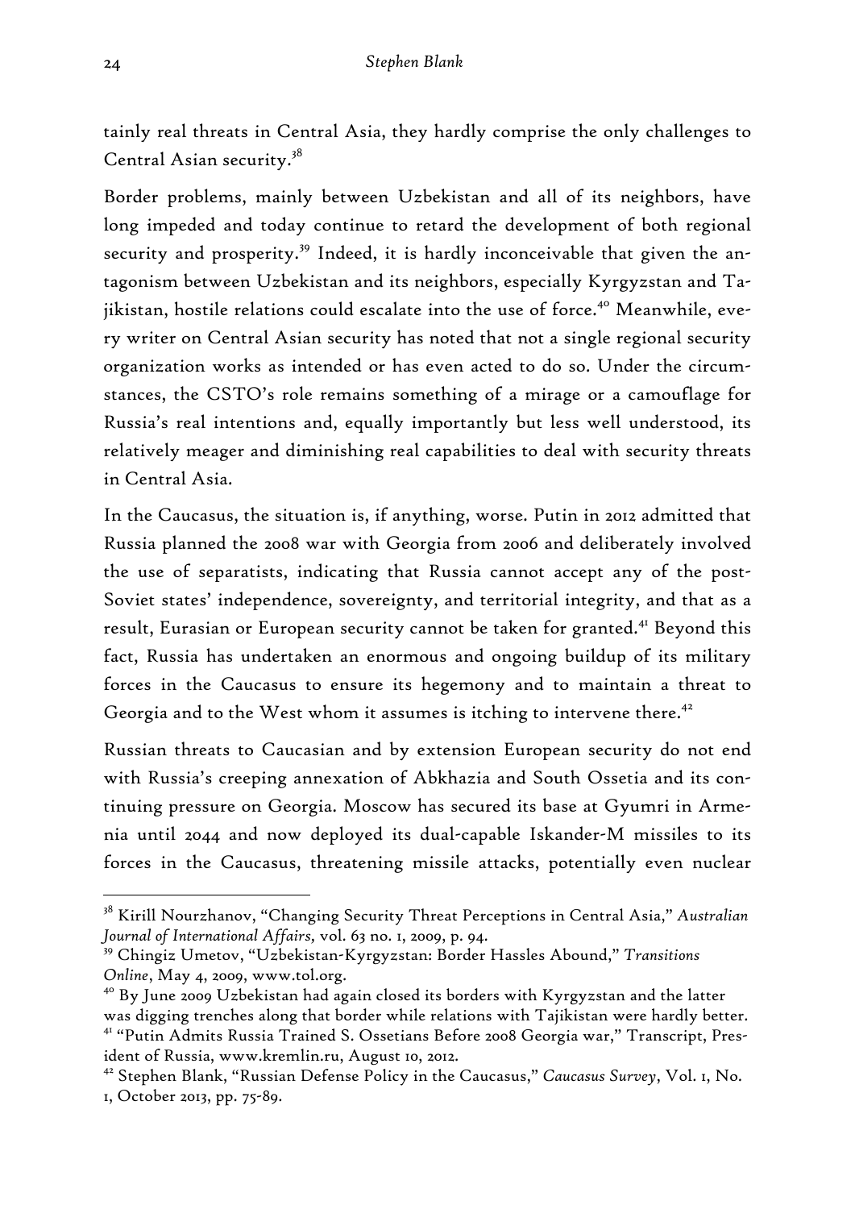tainly real threats in Central Asia, they hardly comprise the only challenges to Central Asian security.[38]

Border problems, mainly between Uzbekistan and all of its neighbors, have long impeded and today continue to retard the development of both regional security and prosperity.[39] Indeed, it is hardly inconceivable that given the antagonism between Uzbekistan and its neighbors, especially Kyrgyzstan and Tajikistan, hostile relations could escalate into the use of force.[40] Meanwhile, every writer on Central Asian security has noted that not a single regional security organization works as intended or has even acted to do so. Under the circumstances, the CSTO's role remains something of a mirage or a camouflage for Russia's real intentions and, equally importantly but less well understood, its relatively meager and diminishing real capabilities to deal with security threats in Central Asia.

In the Caucasus, the situation is, if anything, worse. Putin in 2012 admitted that Russia planned the 2008 war with Georgia from 2006 and deliberately involved the use of separatists, indicating that Russia cannot accept any of the post-Soviet states' independence, sovereignty, and territorial integrity, and that as a result, Eurasian or European security cannot be taken for granted.[41] Beyond this fact, Russia has undertaken an enormous and ongoing buildup of its military forces in the Caucasus to ensure its hegemony and to maintain a threat to Georgia and to the West whom it assumes is itching to intervene there.[42]

Russian threats to Caucasian and by extension European security do not end with Russia's creeping annexation of Abkhazia and South Ossetia and its continuing pressure on Georgia. Moscow has secured its base at Gyumri in Armenia until 2044 and now deployed its dual-capable Iskander-M missiles to its forces in the Caucasus, threatening missile attacks, potentially even nuclear

---

[38] Kirill Nourzhanov, "Changing Security Threat Perceptions in Central Asia," *Australian Journal of International Affairs*, vol. 63 no. 1, 2009, p. 94.

[39] Chingiz Umetov, "Uzbekistan-Kyrgyzstan: Border Hassles Abound," *Transitions Online*, May 4, 2009, www.tol.org.

[40] By June 2009 Uzbekistan had again closed its borders with Kyrgyzstan and the latter was digging trenches along that border while relations with Tajikistan were hardly better.

[41] "Putin Admits Russia Trained S. Ossetians Before 2008 Georgia war," Transcript, President of Russia, www.kremlin.ru, August 10, 2012.

[42] Stephen Blank, "Russian Defense Policy in the Caucasus," *Caucasus Survey*, Vol. 1, No. 1, October 2013, pp. 75-89.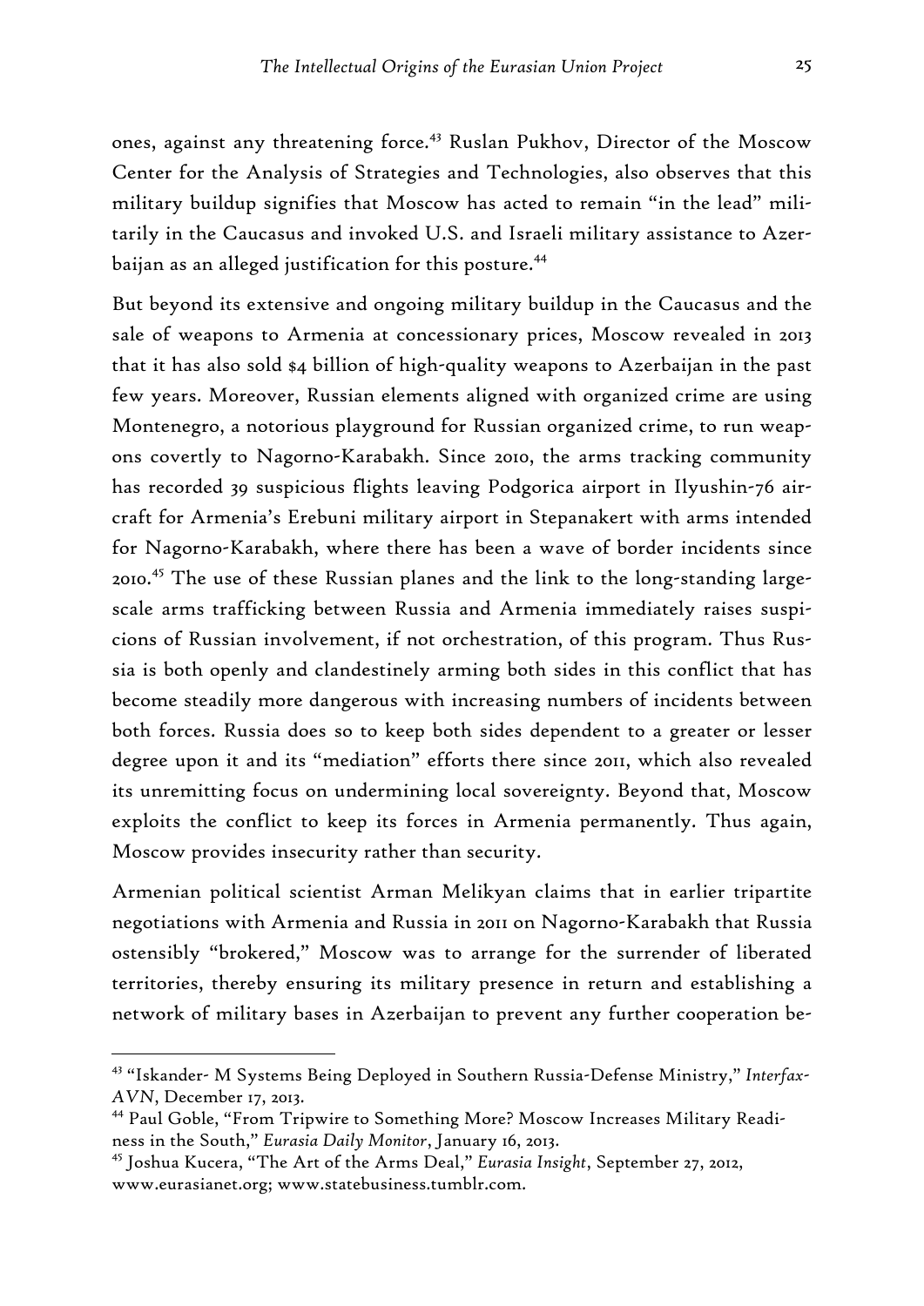ones, against any threatening force.[43] Ruslan Pukhov, Director of the Moscow Center for the Analysis of Strategies and Technologies, also observes that this military buildup signifies that Moscow has acted to remain "in the lead" militarily in the Caucasus and invoked U.S. and Israeli military assistance to Azerbaijan as an alleged justification for this posture.[44]

But beyond its extensive and ongoing military buildup in the Caucasus and the sale of weapons to Armenia at concessionary prices, Moscow revealed in 2013 that it has also sold $4 billion of high-quality weapons to Azerbaijan in the past few years. Moreover, Russian elements aligned with organized crime are using Montenegro, a notorious playground for Russian organized crime, to run weapons covertly to Nagorno-Karabakh. Since 2010, the arms tracking community has recorded 39 suspicious flights leaving Podgorica airport in Ilyushin-76 aircraft for Armenia's Erebuni military airport in Stepanakert with arms intended for Nagorno-Karabakh, where there has been a wave of border incidents since 2010.[45] The use of these Russian planes and the link to the long-standing large-scale arms trafficking between Russia and Armenia immediately raises suspicions of Russian involvement, if not orchestration, of this program. Thus Russia is both openly and clandestinely arming both sides in this conflict that has become steadily more dangerous with increasing numbers of incidents between both forces. Russia does so to keep both sides dependent to a greater or lesser degree upon it and its "mediation" efforts there since 2011, which also revealed its unremitting focus on undermining local sovereignty. Beyond that, Moscow exploits the conflict to keep its forces in Armenia permanently. Thus again, Moscow provides insecurity rather than security.

Armenian political scientist Arman Melikyan claims that in earlier tripartite negotiations with Armenia and Russia in 2011 on Nagorno-Karabakh that Russia ostensibly "brokered," Moscow was to arrange for the surrender of liberated territories, thereby ensuring its military presence in return and establishing a network of military bases in Azerbaijan to prevent any further cooperation be-

---

[43] "Iskander- M Systems Being Deployed in Southern Russia-Defense Ministry," *Interfax-AVN*, December 17, 2013.

[44] Paul Goble, "From Tripwire to Something More? Moscow Increases Military Readiness in the South," *Eurasia Daily Monitor*, January 16, 2013.

[45] Joshua Kucera, "The Art of the Arms Deal," *Eurasia Insight*, September 27, 2012, www.eurasianet.org; www.statebusiness.tumblr.com.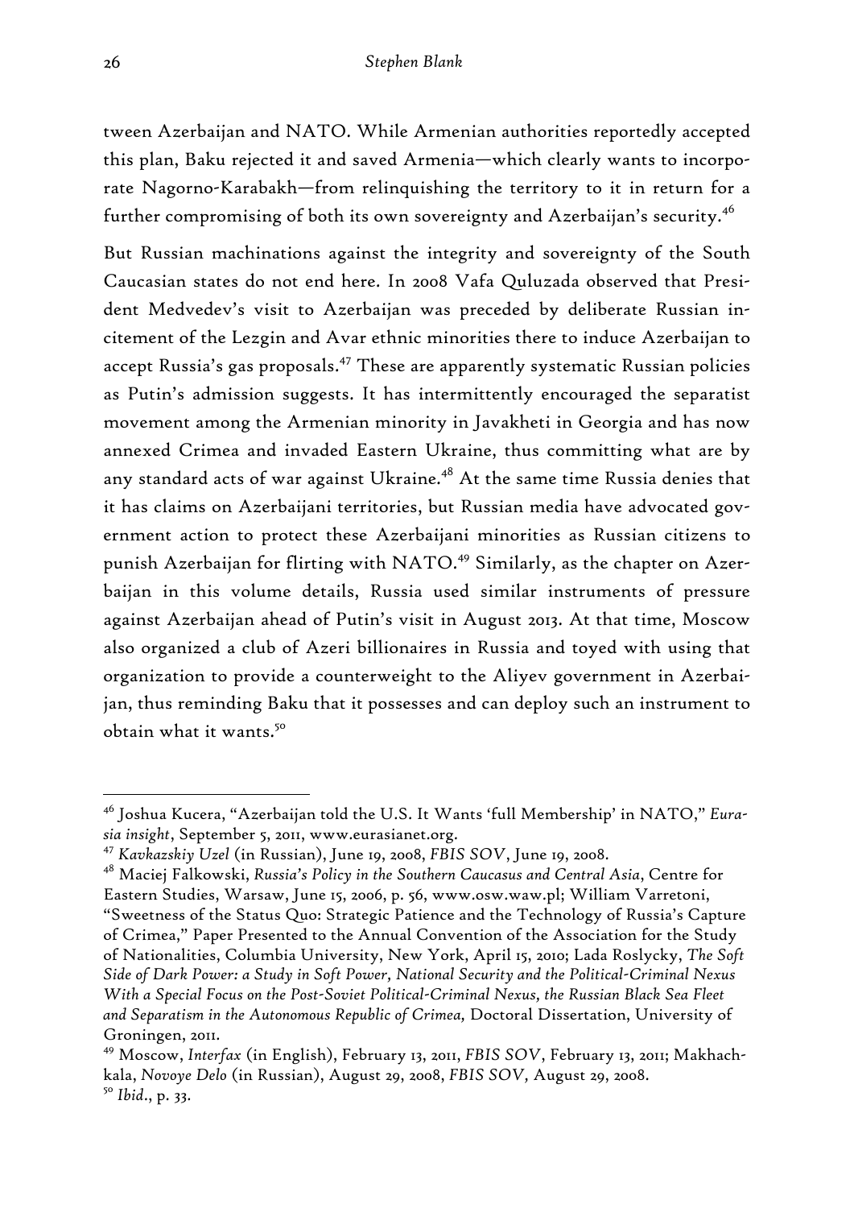tween Azerbaijan and NATO. While Armenian authorities reportedly accepted this plan, Baku rejected it and saved Armenia—which clearly wants to incorporate Nagorno-Karabakh—from relinquishing the territory to it in return for a further compromising of both its own sovereignty and Azerbaijan's security.[46]

But Russian machinations against the integrity and sovereignty of the South Caucasian states do not end here. In 2008 Vafa Quluzada observed that President Medvedev's visit to Azerbaijan was preceded by deliberate Russian incitement of the Lezgin and Avar ethnic minorities there to induce Azerbaijan to accept Russia's gas proposals.[47] These are apparently systematic Russian policies as Putin's admission suggests. It has intermittently encouraged the separatist movement among the Armenian minority in Javakheti in Georgia and has now annexed Crimea and invaded Eastern Ukraine, thus committing what are by any standard acts of war against Ukraine.[48] At the same time Russia denies that it has claims on Azerbaijani territories, but Russian media have advocated government action to protect these Azerbaijani minorities as Russian citizens to punish Azerbaijan for flirting with NATO.[49] Similarly, as the chapter on Azerbaijan in this volume details, Russia used similar instruments of pressure against Azerbaijan ahead of Putin's visit in August 2013. At that time, Moscow also organized a club of Azeri billionaires in Russia and toyed with using that organization to provide a counterweight to the Aliyev government in Azerbaijan, thus reminding Baku that it possesses and can deploy such an instrument to obtain what it wants.[50]

---

[46] Joshua Kucera, "Azerbaijan told the U.S. It Wants 'full Membership' in NATO," *Eurasia insight*, September 5, 2011, www.eurasianet.org.

[47] *Kavkazskiy Uzel* (in Russian), June 19, 2008, *FBIS SOV*, June 19, 2008.

[48] Maciej Falkowski, *Russia's Policy in the Southern Caucasus and Central Asia*, Centre for Eastern Studies, Warsaw, June 15, 2006, p. 56, www.osw.waw.pl; William Varretoni, "Sweetness of the Status Quo: Strategic Patience and the Technology of Russia's Capture of Crimea," Paper Presented to the Annual Convention of the Association for the Study of Nationalities, Columbia University, New York, April 15, 2010; Lada Roslycky, *The Soft Side of Dark Power: a Study in Soft Power, National Security and the Political-Criminal Nexus With a Special Focus on the Post-Soviet Political-Criminal Nexus, the Russian Black Sea Fleet and Separatism in the Autonomous Republic of Crimea,* Doctoral Dissertation, University of Groningen, 2011.

[49] Moscow, *Interfax* (in English), February 13, 2011, *FBIS SOV*, February 13, 2011; Makhachkala, *Novoye Delo* (in Russian), August 29, 2008, *FBIS SOV,* August 29, 2008.

[50] *Ibid*., p. 33.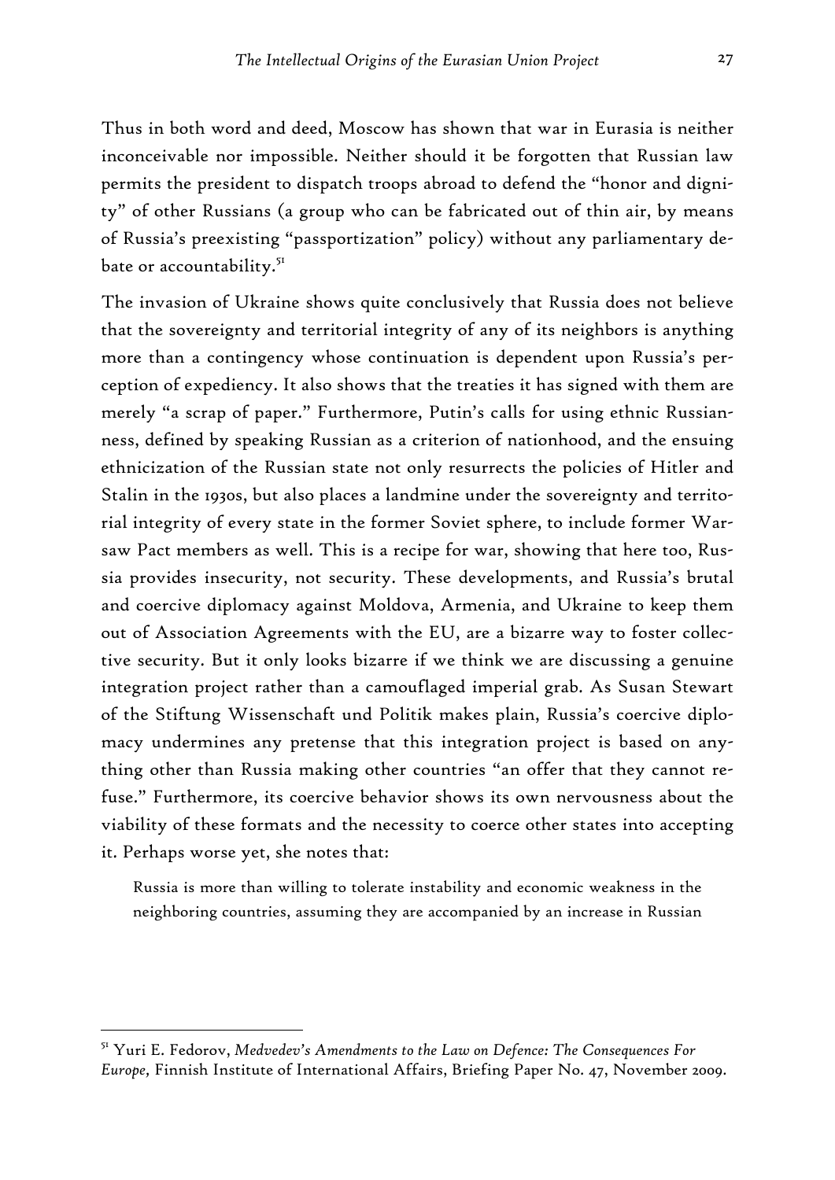Thus in both word and deed, Moscow has shown that war in Eurasia is neither inconceivable nor impossible. Neither should it be forgotten that Russian law permits the president to dispatch troops abroad to defend the "honor and dignity" of other Russians (a group who can be fabricated out of thin air, by means of Russia's preexisting "passportization" policy) without any parliamentary debate or accountability.[51]

The invasion of Ukraine shows quite conclusively that Russia does not believe that the sovereignty and territorial integrity of any of its neighbors is anything more than a contingency whose continuation is dependent upon Russia's perception of expediency. It also shows that the treaties it has signed with them are merely "a scrap of paper." Furthermore, Putin's calls for using ethnic Russianness, defined by speaking Russian as a criterion of nationhood, and the ensuing ethnicization of the Russian state not only resurrects the policies of Hitler and Stalin in the 1930s, but also places a landmine under the sovereignty and territorial integrity of every state in the former Soviet sphere, to include former Warsaw Pact members as well. This is a recipe for war, showing that here too, Russia provides insecurity, not security. These developments, and Russia's brutal and coercive diplomacy against Moldova, Armenia, and Ukraine to keep them out of Association Agreements with the EU, are a bizarre way to foster collective security. But it only looks bizarre if we think we are discussing a genuine integration project rather than a camouflaged imperial grab. As Susan Stewart of the Stiftung Wissenschaft und Politik makes plain, Russia's coercive diplomacy undermines any pretense that this integration project is based on anything other than Russia making other countries "an offer that they cannot refuse." Furthermore, its coercive behavior shows its own nervousness about the viability of these formats and the necessity to coerce other states into accepting it. Perhaps worse yet, she notes that:

> Russia is more than willing to tolerate instability and economic weakness in the neighboring countries, assuming they are accompanied by an increase in Russian

[51] Yuri E. Fedorov, *Medvedev's Amendments to the Law on Defence: The Consequences For Europe,* Finnish Institute of International Affairs, Briefing Paper No. 47, November 2009.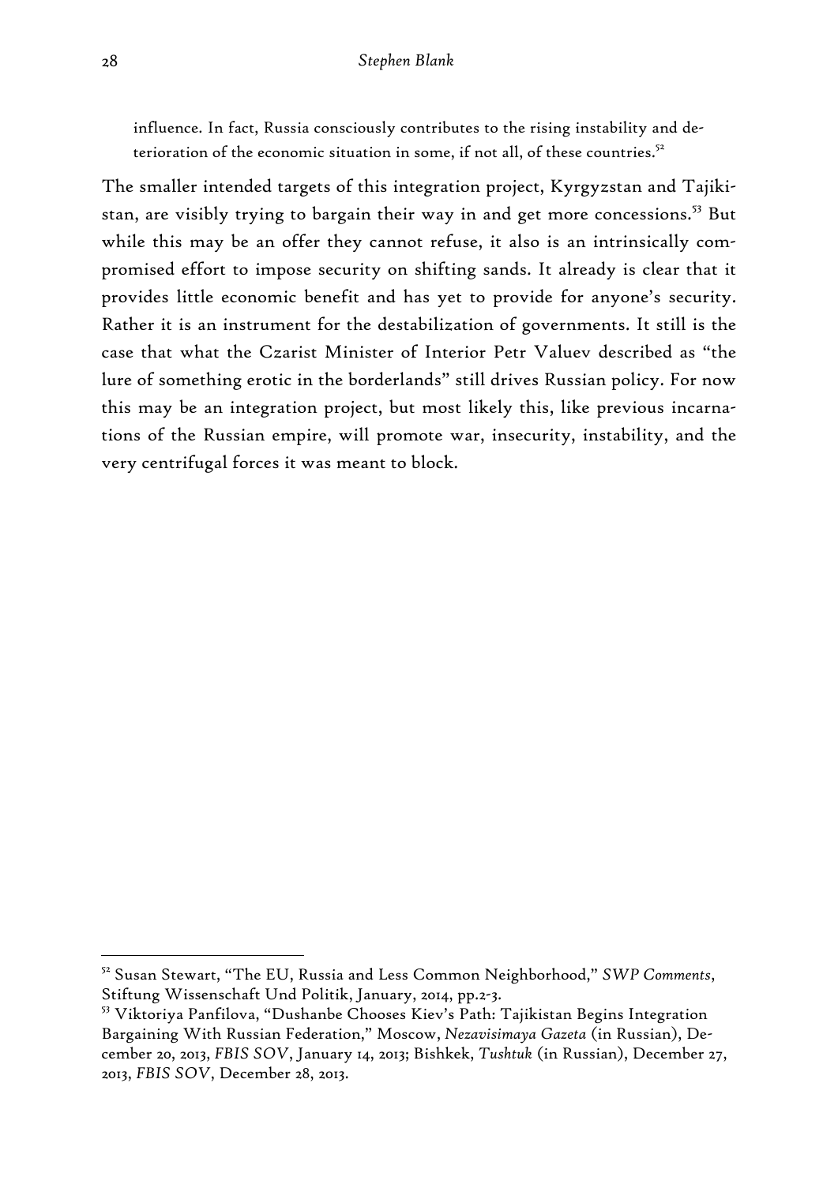> influence. In fact, Russia consciously contributes to the rising instability and deterioration of the economic situation in some, if not all, of these countries.[52]

The smaller intended targets of this integration project, Kyrgyzstan and Tajikistan, are visibly trying to bargain their way in and get more concessions.[53] But while this may be an offer they cannot refuse, it also is an intrinsically compromised effort to impose security on shifting sands. It already is clear that it provides little economic benefit and has yet to provide for anyone's security. Rather it is an instrument for the destabilization of governments. It still is the case that what the Czarist Minister of Interior Petr Valuev described as "the lure of something erotic in the borderlands" still drives Russian policy. For now this may be an integration project, but most likely this, like previous incarnations of the Russian empire, will promote war, insecurity, instability, and the very centrifugal forces it was meant to block.

---

[52] Susan Stewart, "The EU, Russia and Less Common Neighborhood," *SWP Comments*, Stiftung Wissenschaft Und Politik, January, 2014, pp.2-3.

[53] Viktoriya Panfilova, "Dushanbe Chooses Kiev's Path: Tajikistan Begins Integration Bargaining With Russian Federation," Moscow, *Nezavisimaya Gazeta* (in Russian), December 20, 2013, *FBIS SOV*, January 14, 2013; Bishkek, *Tushtuk* (in Russian), December 27, 2013, *FBIS SOV*, December 28, 2013.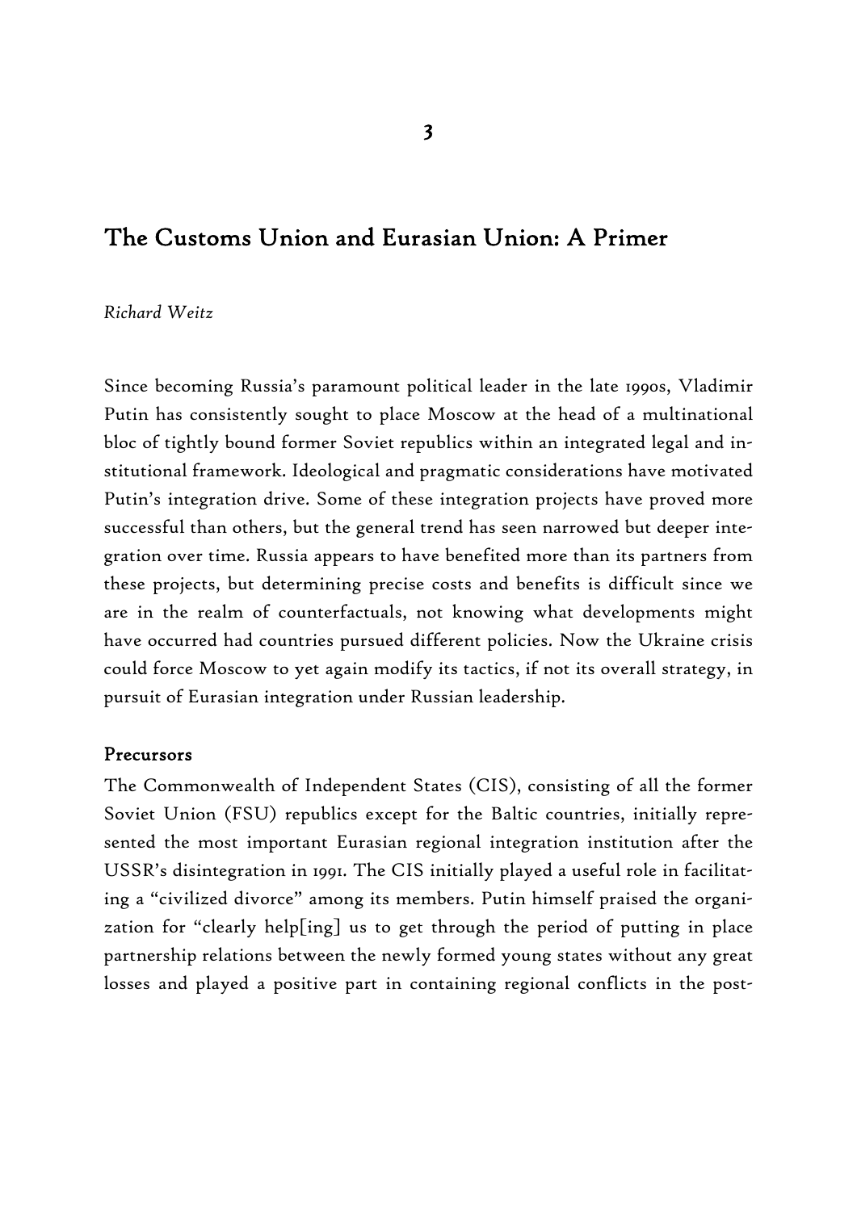# 3

## The Customs Union and Eurasian Union: A Primer

*Richard Weitz*

Since becoming Russia's paramount political leader in the late 1990s, Vladimir Putin has consistently sought to place Moscow at the head of a multinational bloc of tightly bound former Soviet republics within an integrated legal and institutional framework. Ideological and pragmatic considerations have motivated Putin's integration drive. Some of these integration projects have proved more successful than others, but the general trend has seen narrowed but deeper integration over time. Russia appears to have benefited more than its partners from these projects, but determining precise costs and benefits is difficult since we are in the realm of counterfactuals, not knowing what developments might have occurred had countries pursued different policies. Now the Ukraine crisis could force Moscow to yet again modify its tactics, if not its overall strategy, in pursuit of Eurasian integration under Russian leadership.

### Precursors

The Commonwealth of Independent States (CIS), consisting of all the former Soviet Union (FSU) republics except for the Baltic countries, initially represented the most important Eurasian regional integration institution after the USSR's disintegration in 1991. The CIS initially played a useful role in facilitating a "civilized divorce" among its members. Putin himself praised the organization for "clearly help[ing] us to get through the period of putting in place partnership relations between the newly formed young states without any great losses and played a positive part in containing regional conflicts in the post-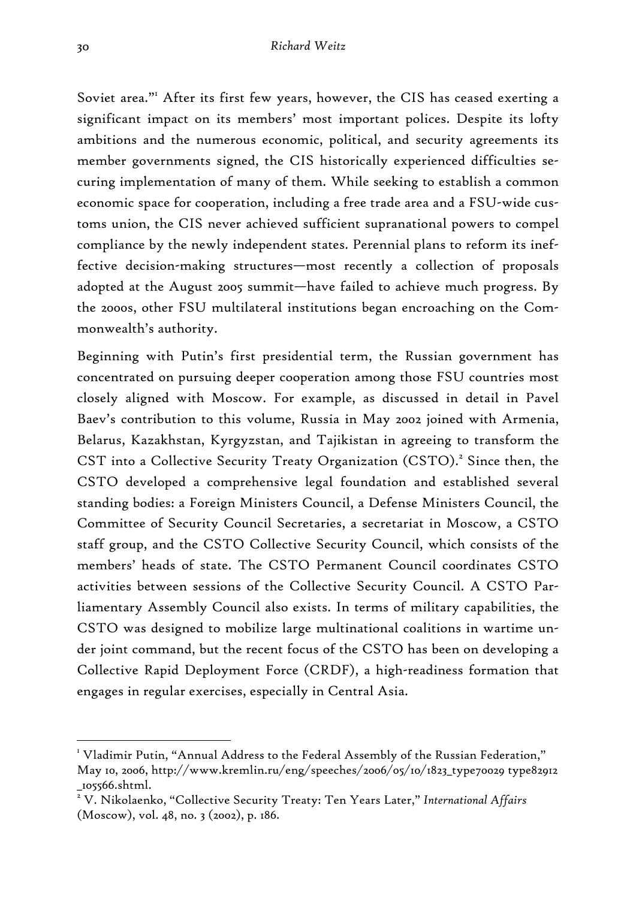Soviet area."[1] After its first few years, however, the CIS has ceased exerting a significant impact on its members' most important polices. Despite its lofty ambitions and the numerous economic, political, and security agreements its member governments signed, the CIS historically experienced difficulties securing implementation of many of them. While seeking to establish a common economic space for cooperation, including a free trade area and a FSU-wide customs union, the CIS never achieved sufficient supranational powers to compel compliance by the newly independent states. Perennial plans to reform its ineffective decision-making structures—most recently a collection of proposals adopted at the August 2005 summit—have failed to achieve much progress. By the 2000s, other FSU multilateral institutions began encroaching on the Commonwealth's authority.

Beginning with Putin's first presidential term, the Russian government has concentrated on pursuing deeper cooperation among those FSU countries most closely aligned with Moscow. For example, as discussed in detail in Pavel Baev's contribution to this volume, Russia in May 2002 joined with Armenia, Belarus, Kazakhstan, Kyrgyzstan, and Tajikistan in agreeing to transform the CST into a Collective Security Treaty Organization (CSTO).[2] Since then, the CSTO developed a comprehensive legal foundation and established several standing bodies: a Foreign Ministers Council, a Defense Ministers Council, the Committee of Security Council Secretaries, a secretariat in Moscow, a CSTO staff group, and the CSTO Collective Security Council, which consists of the members' heads of state. The CSTO Permanent Council coordinates CSTO activities between sessions of the Collective Security Council. A CSTO Parliamentary Assembly Council also exists. In terms of military capabilities, the CSTO was designed to mobilize large multinational coalitions in wartime under joint command, but the recent focus of the CSTO has been on developing a Collective Rapid Deployment Force (CRDF), a high-readiness formation that engages in regular exercises, especially in Central Asia.

---

[1] Vladimir Putin, "Annual Address to the Federal Assembly of the Russian Federation," May 10, 2006, http://www.kremlin.ru/eng/speeches/2006/05/10/1823_type70029 type82912 _105566.shtml.

[2] V. Nikolaenko, "Collective Security Treaty: Ten Years Later," *International Affairs* (Moscow), vol. 48, no. 3 (2002), p. 186.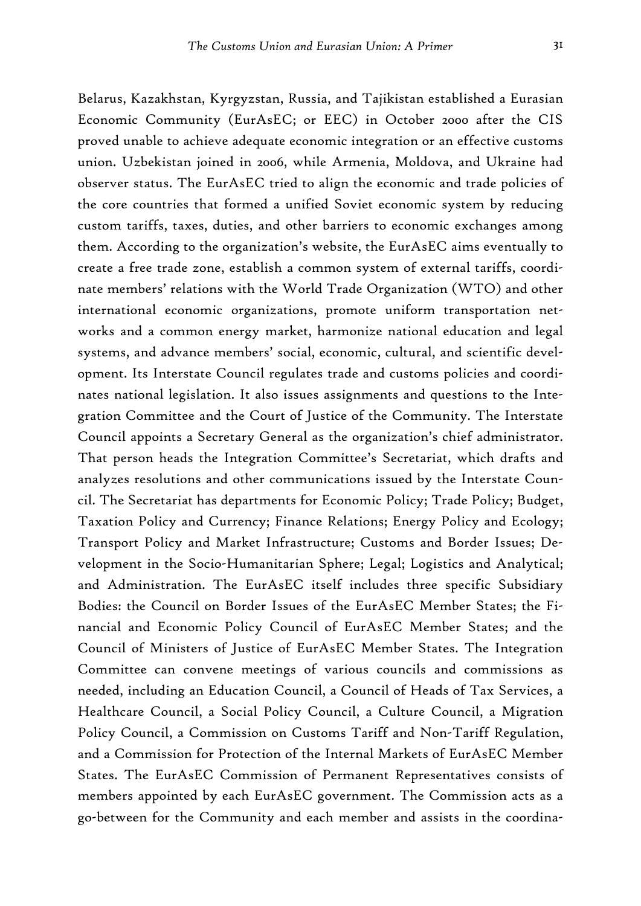Belarus, Kazakhstan, Kyrgyzstan, Russia, and Tajikistan established a Eurasian Economic Community (EurAsEC; or EEC) in October 2000 after the CIS proved unable to achieve adequate economic integration or an effective customs union. Uzbekistan joined in 2006, while Armenia, Moldova, and Ukraine had observer status. The EurAsEC tried to align the economic and trade policies of the core countries that formed a unified Soviet economic system by reducing custom tariffs, taxes, duties, and other barriers to economic exchanges among them. According to the organization's website, the EurAsEC aims eventually to create a free trade zone, establish a common system of external tariffs, coordinate members' relations with the World Trade Organization (WTO) and other international economic organizations, promote uniform transportation networks and a common energy market, harmonize national education and legal systems, and advance members' social, economic, cultural, and scientific development. Its Interstate Council regulates trade and customs policies and coordinates national legislation. It also issues assignments and questions to the Integration Committee and the Court of Justice of the Community. The Interstate Council appoints a Secretary General as the organization's chief administrator. That person heads the Integration Committee's Secretariat, which drafts and analyzes resolutions and other communications issued by the Interstate Council. The Secretariat has departments for Economic Policy; Trade Policy; Budget, Taxation Policy and Currency; Finance Relations; Energy Policy and Ecology; Transport Policy and Market Infrastructure; Customs and Border Issues; Development in the Socio-Humanitarian Sphere; Legal; Logistics and Analytical; and Administration. The EurAsEC itself includes three specific Subsidiary Bodies: the Council on Border Issues of the EurAsEC Member States; the Financial and Economic Policy Council of EurAsEC Member States; and the Council of Ministers of Justice of EurAsEC Member States. The Integration Committee can convene meetings of various councils and commissions as needed, including an Education Council, a Council of Heads of Tax Services, a Healthcare Council, a Social Policy Council, a Culture Council, a Migration Policy Council, a Commission on Customs Tariff and Non-Tariff Regulation, and a Commission for Protection of the Internal Markets of EurAsEC Member States. The EurAsEC Commission of Permanent Representatives consists of members appointed by each EurAsEC government. The Commission acts as a go-between for the Community and each member and assists in the coordina-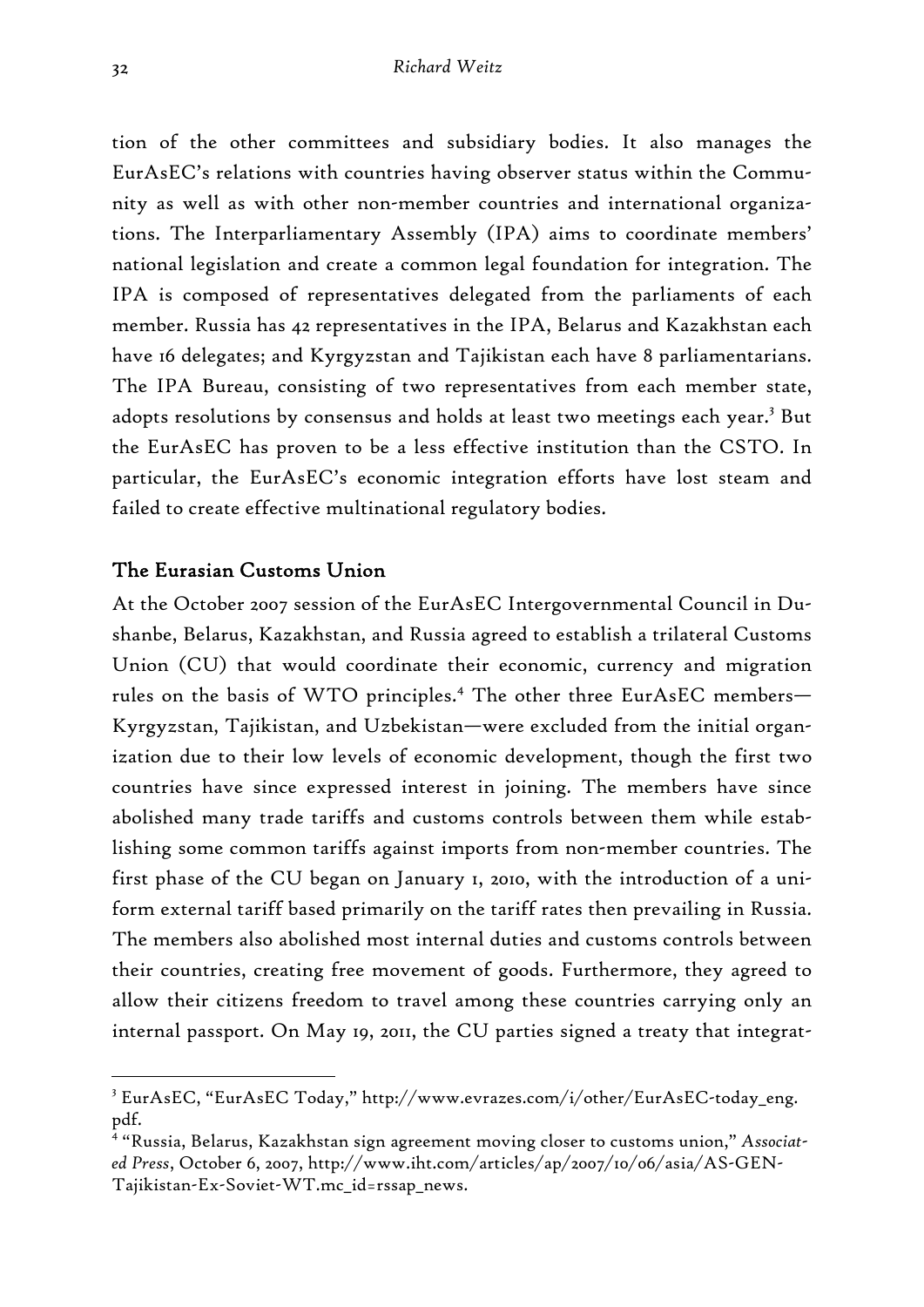tion of the other committees and subsidiary bodies. It also manages the EurAsEC's relations with countries having observer status within the Community as well as with other non-member countries and international organizations. The Interparliamentary Assembly (IPA) aims to coordinate members' national legislation and create a common legal foundation for integration. The IPA is composed of representatives delegated from the parliaments of each member. Russia has 42 representatives in the IPA, Belarus and Kazakhstan each have 16 delegates; and Kyrgyzstan and Tajikistan each have 8 parliamentarians. The IPA Bureau, consisting of two representatives from each member state, adopts resolutions by consensus and holds at least two meetings each year.[3] But the EurAsEC has proven to be a less effective institution than the CSTO. In particular, the EurAsEC's economic integration efforts have lost steam and failed to create effective multinational regulatory bodies.

### The Eurasian Customs Union

At the October 2007 session of the EurAsEC Intergovernmental Council in Dushanbe, Belarus, Kazakhstan, and Russia agreed to establish a trilateral Customs Union (CU) that would coordinate their economic, currency and migration rules on the basis of WTO principles.[4] The other three EurAsEC members—Kyrgyzstan, Tajikistan, and Uzbekistan—were excluded from the initial organization due to their low levels of economic development, though the first two countries have since expressed interest in joining. The members have since abolished many trade tariffs and customs controls between them while establishing some common tariffs against imports from non-member countries. The first phase of the CU began on January 1, 2010, with the introduction of a uniform external tariff based primarily on the tariff rates then prevailing in Russia. The members also abolished most internal duties and customs controls between their countries, creating free movement of goods. Furthermore, they agreed to allow their citizens freedom to travel among these countries carrying only an internal passport. On May 19, 2011, the CU parties signed a treaty that integrat-

---

[3] EurAsEC, "EurAsEC Today," http://www.evrazes.com/i/other/EurAsEC-today_eng.pdf.

[4] "Russia, Belarus, Kazakhstan sign agreement moving closer to customs union," *Associated Press*, October 6, 2007, http://www.iht.com/articles/ap/2007/10/06/asia/AS-GEN-Tajikistan-Ex-Soviet-WT.mc_id=rssap_news.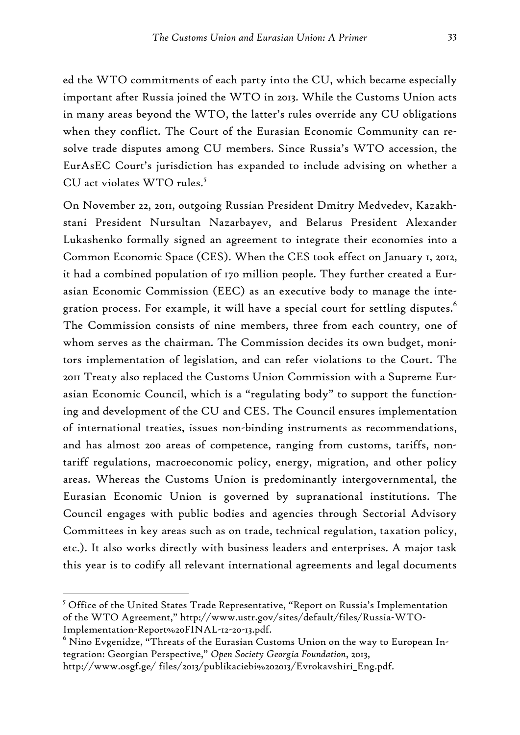ed the WTO commitments of each party into the CU, which became especially important after Russia joined the WTO in 2013. While the Customs Union acts in many areas beyond the WTO, the latter's rules override any CU obligations when they conflict. The Court of the Eurasian Economic Community can resolve trade disputes among CU members. Since Russia's WTO accession, the EurAsEC Court's jurisdiction has expanded to include advising on whether a CU act violates WTO rules.[5]

On November 22, 2011, outgoing Russian President Dmitry Medvedev, Kazakhstani President Nursultan Nazarbayev, and Belarus President Alexander Lukashenko formally signed an agreement to integrate their economies into a Common Economic Space (CES). When the CES took effect on January 1, 2012, it had a combined population of 170 million people. They further created a Eurasian Economic Commission (EEC) as an executive body to manage the integration process. For example, it will have a special court for settling disputes.[6] The Commission consists of nine members, three from each country, one of whom serves as the chairman. The Commission decides its own budget, monitors implementation of legislation, and can refer violations to the Court. The 2011 Treaty also replaced the Customs Union Commission with a Supreme Eurasian Economic Council, which is a "regulating body" to support the functioning and development of the CU and CES. The Council ensures implementation of international treaties, issues non-binding instruments as recommendations, and has almost 200 areas of competence, ranging from customs, tariffs, non-tariff regulations, macroeconomic policy, energy, migration, and other policy areas. Whereas the Customs Union is predominantly intergovernmental, the Eurasian Economic Union is governed by supranational institutions. The Council engages with public bodies and agencies through Sectorial Advisory Committees in key areas such as on trade, technical regulation, taxation policy, etc.). It also works directly with business leaders and enterprises. A major task this year is to codify all relevant international agreements and legal documents

---

[5] Office of the United States Trade Representative, "Report on Russia's Implementation of the WTO Agreement," http://www.ustr.gov/sites/default/files/Russia-WTO-Implementation-Report%20FINAL-12-20-13.pdf.

[6] Nino Evgenidze, "Threats of the Eurasian Customs Union on the way to European Integration: Georgian Perspective," *Open Society Georgia Foundation*, 2013, http://www.osgf.ge/ files/2013/publikaciebi%202013/Evrokavshiri_Eng.pdf.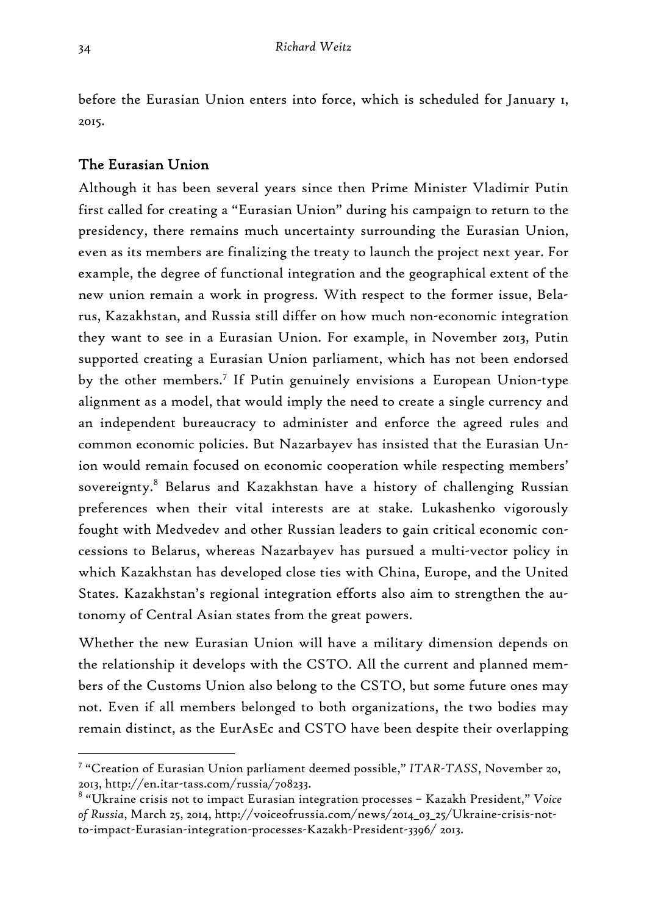before the Eurasian Union enters into force, which is scheduled for January 1, 2015.

## The Eurasian Union

Although it has been several years since then Prime Minister Vladimir Putin first called for creating a "Eurasian Union" during his campaign to return to the presidency, there remains much uncertainty surrounding the Eurasian Union, even as its members are finalizing the treaty to launch the project next year. For example, the degree of functional integration and the geographical extent of the new union remain a work in progress. With respect to the former issue, Belarus, Kazakhstan, and Russia still differ on how much non-economic integration they want to see in a Eurasian Union. For example, in November 2013, Putin supported creating a Eurasian Union parliament, which has not been endorsed by the other members.[7] If Putin genuinely envisions a European Union-type alignment as a model, that would imply the need to create a single currency and an independent bureaucracy to administer and enforce the agreed rules and common economic policies. But Nazarbayev has insisted that the Eurasian Union would remain focused on economic cooperation while respecting members' sovereignty.[8] Belarus and Kazakhstan have a history of challenging Russian preferences when their vital interests are at stake. Lukashenko vigorously fought with Medvedev and other Russian leaders to gain critical economic concessions to Belarus, whereas Nazarbayev has pursued a multi-vector policy in which Kazakhstan has developed close ties with China, Europe, and the United States. Kazakhstan's regional integration efforts also aim to strengthen the autonomy of Central Asian states from the great powers.

Whether the new Eurasian Union will have a military dimension depends on the relationship it develops with the CSTO. All the current and planned members of the Customs Union also belong to the CSTO, but some future ones may not. Even if all members belonged to both organizations, the two bodies may remain distinct, as the EurAsEc and CSTO have been despite their overlapping

---

[7] "Creation of Eurasian Union parliament deemed possible," *ITAR-TASS*, November 20, 2013, http://en.itar-tass.com/russia/708233.

[8] "Ukraine crisis not to impact Eurasian integration processes – Kazakh President," *Voice of Russia*, March 25, 2014, http://voiceofrussia.com/news/2014_03_25/Ukraine-crisis-not-to-impact-Eurasian-integration-processes-Kazakh-President-3396/ 2013.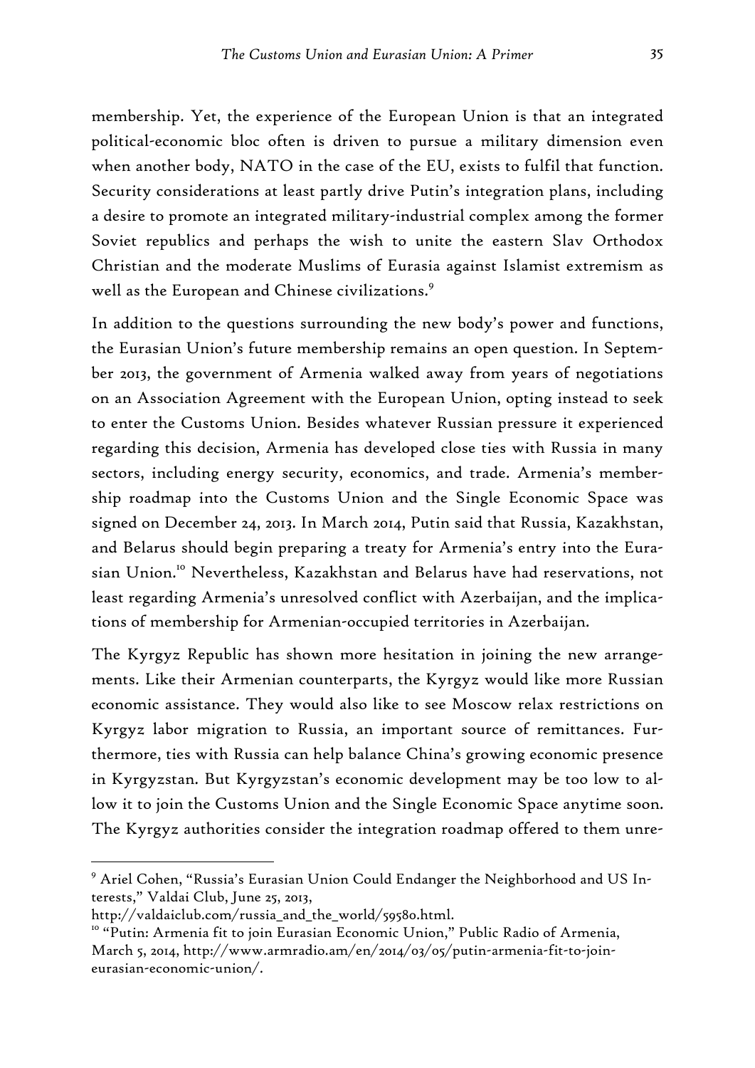membership. Yet, the experience of the European Union is that an integrated political-economic bloc often is driven to pursue a military dimension even when another body, NATO in the case of the EU, exists to fulfil that function. Security considerations at least partly drive Putin's integration plans, including a desire to promote an integrated military-industrial complex among the former Soviet republics and perhaps the wish to unite the eastern Slav Orthodox Christian and the moderate Muslims of Eurasia against Islamist extremism as well as the European and Chinese civilizations.[9]

In addition to the questions surrounding the new body's power and functions, the Eurasian Union's future membership remains an open question. In September 2013, the government of Armenia walked away from years of negotiations on an Association Agreement with the European Union, opting instead to seek to enter the Customs Union. Besides whatever Russian pressure it experienced regarding this decision, Armenia has developed close ties with Russia in many sectors, including energy security, economics, and trade. Armenia's membership roadmap into the Customs Union and the Single Economic Space was signed on December 24, 2013. In March 2014, Putin said that Russia, Kazakhstan, and Belarus should begin preparing a treaty for Armenia's entry into the Eurasian Union.[10] Nevertheless, Kazakhstan and Belarus have had reservations, not least regarding Armenia's unresolved conflict with Azerbaijan, and the implications of membership for Armenian-occupied territories in Azerbaijan.

The Kyrgyz Republic has shown more hesitation in joining the new arrangements. Like their Armenian counterparts, the Kyrgyz would like more Russian economic assistance. They would also like to see Moscow relax restrictions on Kyrgyz labor migration to Russia, an important source of remittances. Furthermore, ties with Russia can help balance China's growing economic presence in Kyrgyzstan. But Kyrgyzstan's economic development may be too low to allow it to join the Customs Union and the Single Economic Space anytime soon. The Kyrgyz authorities consider the integration roadmap offered to them unre-

---

[9] Ariel Cohen, "Russia's Eurasian Union Could Endanger the Neighborhood and US Interests," Valdai Club, June 25, 2013, http://valdaiclub.com/russia_and_the_world/59580.html.

[10] "Putin: Armenia fit to join Eurasian Economic Union," Public Radio of Armenia, March 5, 2014, http://www.armradio.am/en/2014/03/05/putin-armenia-fit-to-join-eurasian-economic-union/.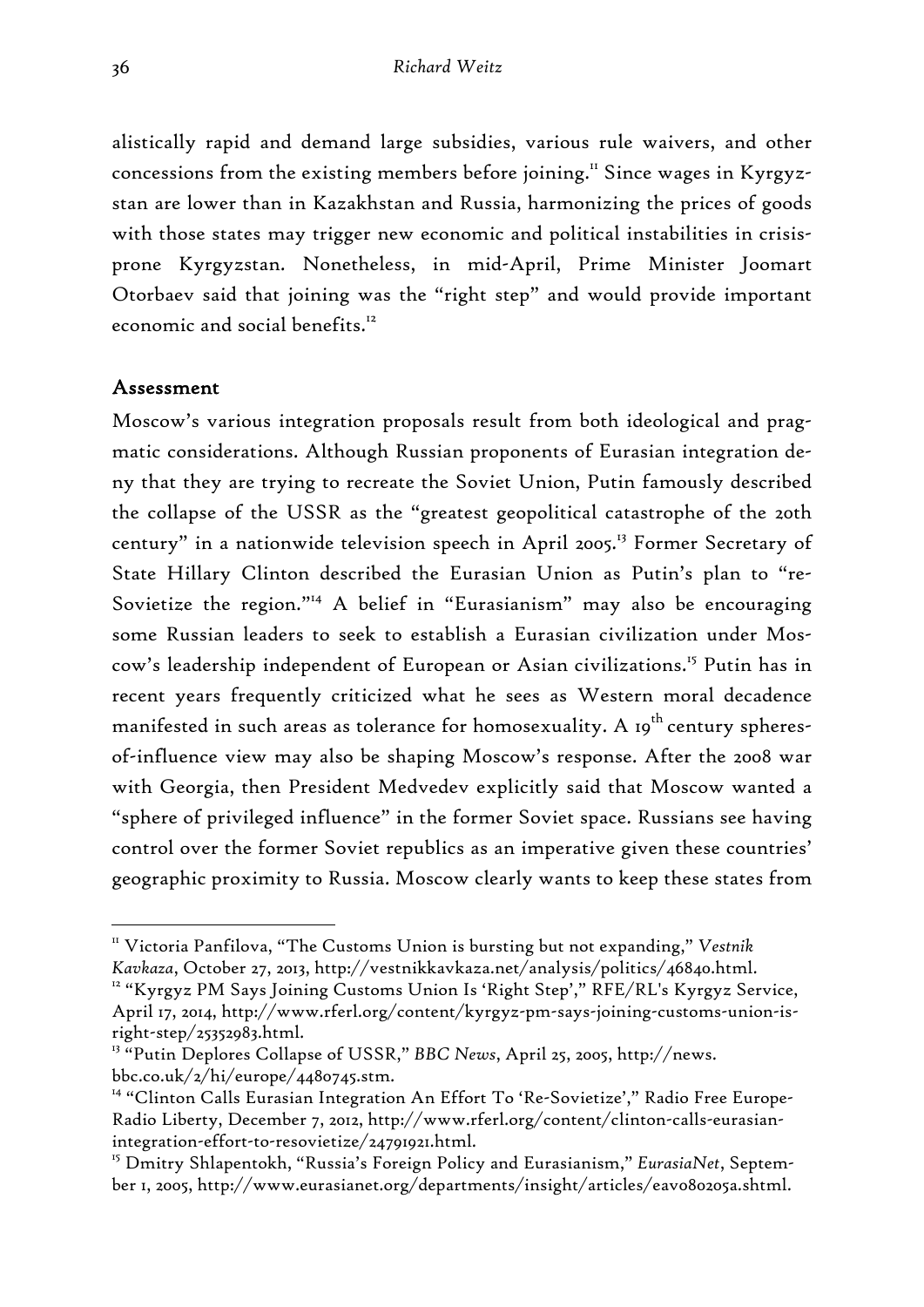alistically rapid and demand large subsidies, various rule waivers, and other concessions from the existing members before joining.[11] Since wages in Kyrgyzstan are lower than in Kazakhstan and Russia, harmonizing the prices of goods with those states may trigger new economic and political instabilities in crisis-prone Kyrgyzstan. Nonetheless, in mid-April, Prime Minister Joomart Otorbaev said that joining was the "right step" and would provide important economic and social benefits.[12]

## Assessment

Moscow's various integration proposals result from both ideological and pragmatic considerations. Although Russian proponents of Eurasian integration deny that they are trying to recreate the Soviet Union, Putin famously described the collapse of the USSR as the "greatest geopolitical catastrophe of the 20th century" in a nationwide television speech in April 2005.[13] Former Secretary of State Hillary Clinton described the Eurasian Union as Putin's plan to "re-Sovietize the region."[14] A belief in "Eurasianism" may also be encouraging some Russian leaders to seek to establish a Eurasian civilization under Moscow's leadership independent of European or Asian civilizations.[15] Putin has in recent years frequently criticized what he sees as Western moral decadence manifested in such areas as tolerance for homosexuality. A 19th century spheres-of-influence view may also be shaping Moscow's response. After the 2008 war with Georgia, then President Medvedev explicitly said that Moscow wanted a "sphere of privileged influence" in the former Soviet space. Russians see having control over the former Soviet republics as an imperative given these countries' geographic proximity to Russia. Moscow clearly wants to keep these states from

---

[11] Victoria Panfilova, "The Customs Union is bursting but not expanding," *Vestnik Kavkaza*, October 27, 2013, http://vestnikkavkaza.net/analysis/politics/46840.html.

[12] "Kyrgyz PM Says Joining Customs Union Is 'Right Step'," RFE/RL's Kyrgyz Service, April 17, 2014, http://www.rferl.org/content/kyrgyz-pm-says-joining-customs-union-is-right-step/25352983.html.

[13] "Putin Deplores Collapse of USSR," *BBC News*, April 25, 2005, http://news.bbc.co.uk/2/hi/europe/4480745.stm.

[14] "Clinton Calls Eurasian Integration An Effort To 'Re-Sovietize'," Radio Free Europe-Radio Liberty, December 7, 2012, http://www.rferl.org/content/clinton-calls-eurasian-integration-effort-to-resovietize/24791921.html.

[15] Dmitry Shlapentokh, "Russia's Foreign Policy and Eurasianism," *EurasiaNet*, September 1, 2005, http://www.eurasianet.org/departments/insight/articles/eav080205a.shtml.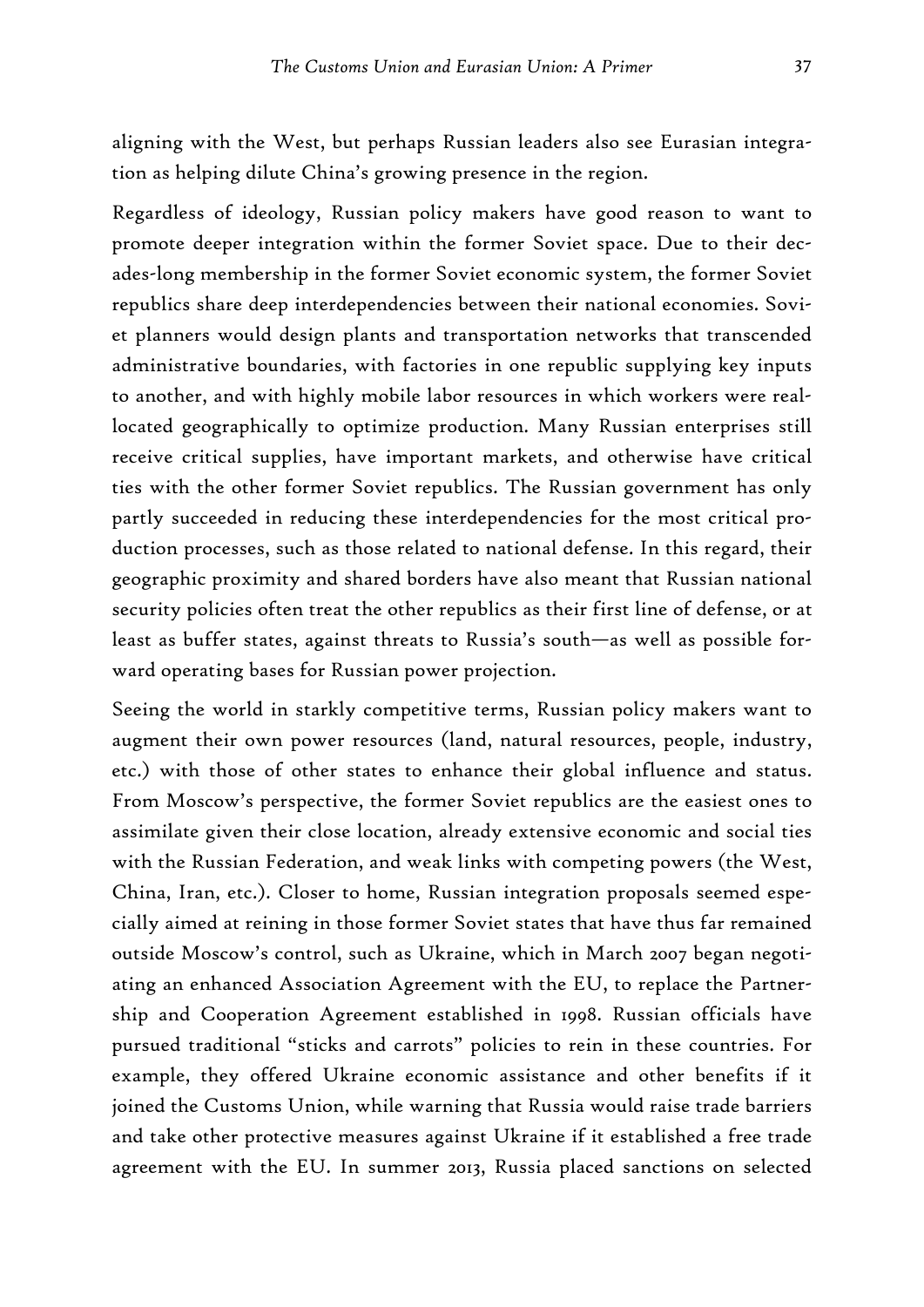aligning with the West, but perhaps Russian leaders also see Eurasian integration as helping dilute China's growing presence in the region.

Regardless of ideology, Russian policy makers have good reason to want to promote deeper integration within the former Soviet space. Due to their decades-long membership in the former Soviet economic system, the former Soviet republics share deep interdependencies between their national economies. Soviet planners would design plants and transportation networks that transcended administrative boundaries, with factories in one republic supplying key inputs to another, and with highly mobile labor resources in which workers were reallocated geographically to optimize production. Many Russian enterprises still receive critical supplies, have important markets, and otherwise have critical ties with the other former Soviet republics. The Russian government has only partly succeeded in reducing these interdependencies for the most critical production processes, such as those related to national defense. In this regard, their geographic proximity and shared borders have also meant that Russian national security policies often treat the other republics as their first line of defense, or at least as buffer states, against threats to Russia's south—as well as possible forward operating bases for Russian power projection.

Seeing the world in starkly competitive terms, Russian policy makers want to augment their own power resources (land, natural resources, people, industry, etc.) with those of other states to enhance their global influence and status. From Moscow's perspective, the former Soviet republics are the easiest ones to assimilate given their close location, already extensive economic and social ties with the Russian Federation, and weak links with competing powers (the West, China, Iran, etc.). Closer to home, Russian integration proposals seemed especially aimed at reining in those former Soviet states that have thus far remained outside Moscow's control, such as Ukraine, which in March 2007 began negotiating an enhanced Association Agreement with the EU, to replace the Partnership and Cooperation Agreement established in 1998. Russian officials have pursued traditional "sticks and carrots" policies to rein in these countries. For example, they offered Ukraine economic assistance and other benefits if it joined the Customs Union, while warning that Russia would raise trade barriers and take other protective measures against Ukraine if it established a free trade agreement with the EU. In summer 2013, Russia placed sanctions on selected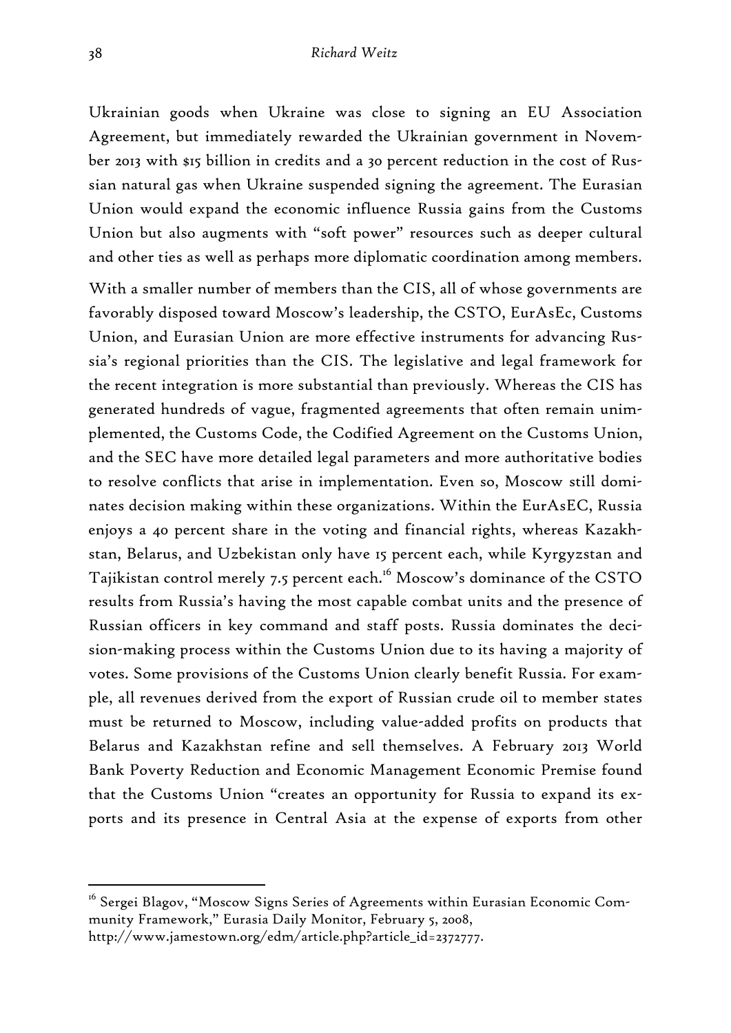Ukrainian goods when Ukraine was close to signing an EU Association Agreement, but immediately rewarded the Ukrainian government in November 2013 with $15 billion in credits and a 30 percent reduction in the cost of Russian natural gas when Ukraine suspended signing the agreement. The Eurasian Union would expand the economic influence Russia gains from the Customs Union but also augments with "soft power" resources such as deeper cultural and other ties as well as perhaps more diplomatic coordination among members.

With a smaller number of members than the CIS, all of whose governments are favorably disposed toward Moscow's leadership, the CSTO, EurAsEc, Customs Union, and Eurasian Union are more effective instruments for advancing Russia's regional priorities than the CIS. The legislative and legal framework for the recent integration is more substantial than previously. Whereas the CIS has generated hundreds of vague, fragmented agreements that often remain unimplemented, the Customs Code, the Codified Agreement on the Customs Union, and the SEC have more detailed legal parameters and more authoritative bodies to resolve conflicts that arise in implementation. Even so, Moscow still dominates decision making within these organizations. Within the EurAsEC, Russia enjoys a 40 percent share in the voting and financial rights, whereas Kazakhstan, Belarus, and Uzbekistan only have 15 percent each, while Kyrgyzstan and Tajikistan control merely 7.5 percent each.[16] Moscow's dominance of the CSTO results from Russia's having the most capable combat units and the presence of Russian officers in key command and staff posts. Russia dominates the decision-making process within the Customs Union due to its having a majority of votes. Some provisions of the Customs Union clearly benefit Russia. For example, all revenues derived from the export of Russian crude oil to member states must be returned to Moscow, including value-added profits on products that Belarus and Kazakhstan refine and sell themselves. A February 2013 World Bank Poverty Reduction and Economic Management Economic Premise found that the Customs Union "creates an opportunity for Russia to expand its exports and its presence in Central Asia at the expense of exports from other

---

[16] Sergei Blagov, "Moscow Signs Series of Agreements within Eurasian Economic Community Framework," Eurasia Daily Monitor, February 5, 2008, http://www.jamestown.org/edm/article.php?article_id=2372777.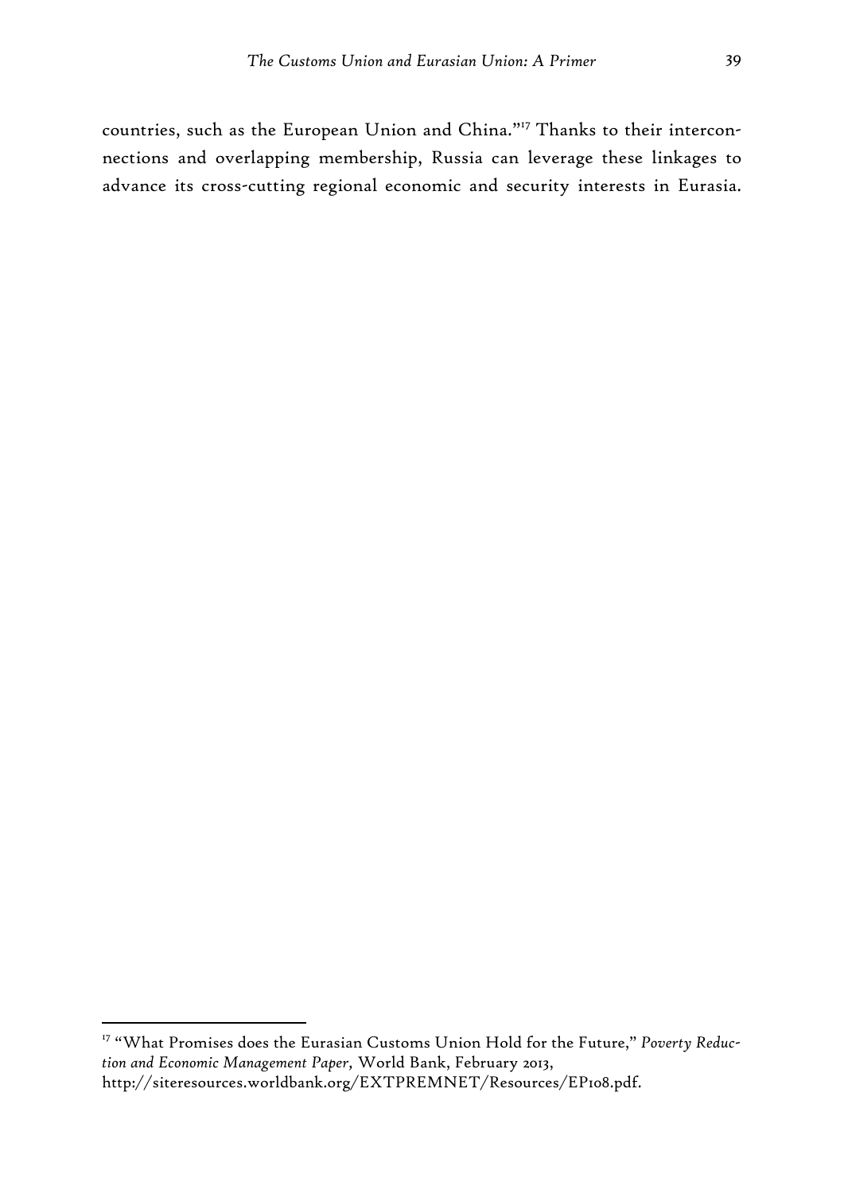countries, such as the European Union and China."[17] Thanks to their interconnections and overlapping membership, Russia can leverage these linkages to advance its cross-cutting regional economic and security interests in Eurasia.

---

[17] "What Promises does the Eurasian Customs Union Hold for the Future," *Poverty Reduction and Economic Management Paper*, World Bank, February 2013, http://siteresources.worldbank.org/EXTPREMNET/Resources/EP108.pdf.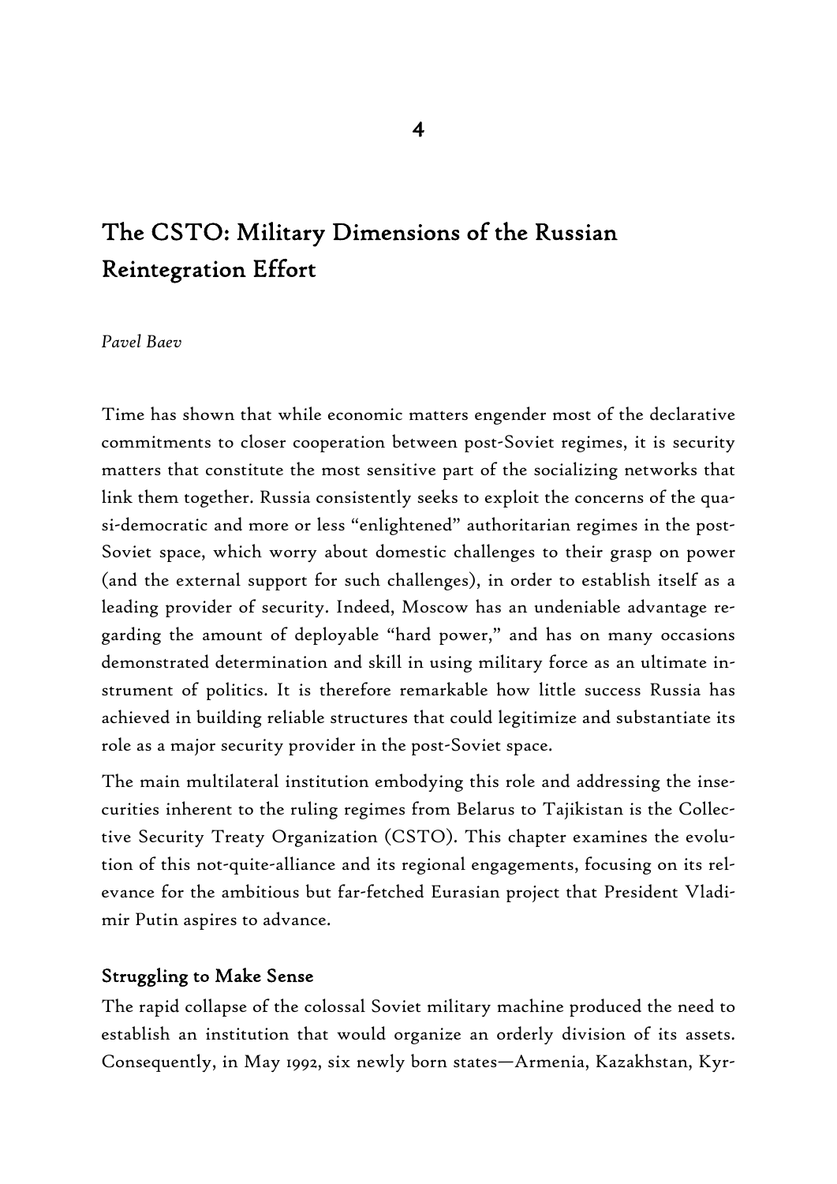# 4

## The CSTO: Military Dimensions of the Russian Reintegration Effort

*Pavel Baev*

Time has shown that while economic matters engender most of the declarative commitments to closer cooperation between post-Soviet regimes, it is security matters that constitute the most sensitive part of the socializing networks that link them together. Russia consistently seeks to exploit the concerns of the quasi-democratic and more or less "enlightened" authoritarian regimes in the post-Soviet space, which worry about domestic challenges to their grasp on power (and the external support for such challenges), in order to establish itself as a leading provider of security. Indeed, Moscow has an undeniable advantage regarding the amount of deployable "hard power," and has on many occasions demonstrated determination and skill in using military force as an ultimate instrument of politics. It is therefore remarkable how little success Russia has achieved in building reliable structures that could legitimize and substantiate its role as a major security provider in the post-Soviet space.

The main multilateral institution embodying this role and addressing the insecurities inherent to the ruling regimes from Belarus to Tajikistan is the Collective Security Treaty Organization (CSTO). This chapter examines the evolution of this not-quite-alliance and its regional engagements, focusing on its relevance for the ambitious but far-fetched Eurasian project that President Vladimir Putin aspires to advance.

### Struggling to Make Sense

The rapid collapse of the colossal Soviet military machine produced the need to establish an institution that would organize an orderly division of its assets. Consequently, in May 1992, six newly born states—Armenia, Kazakhstan, Kyr-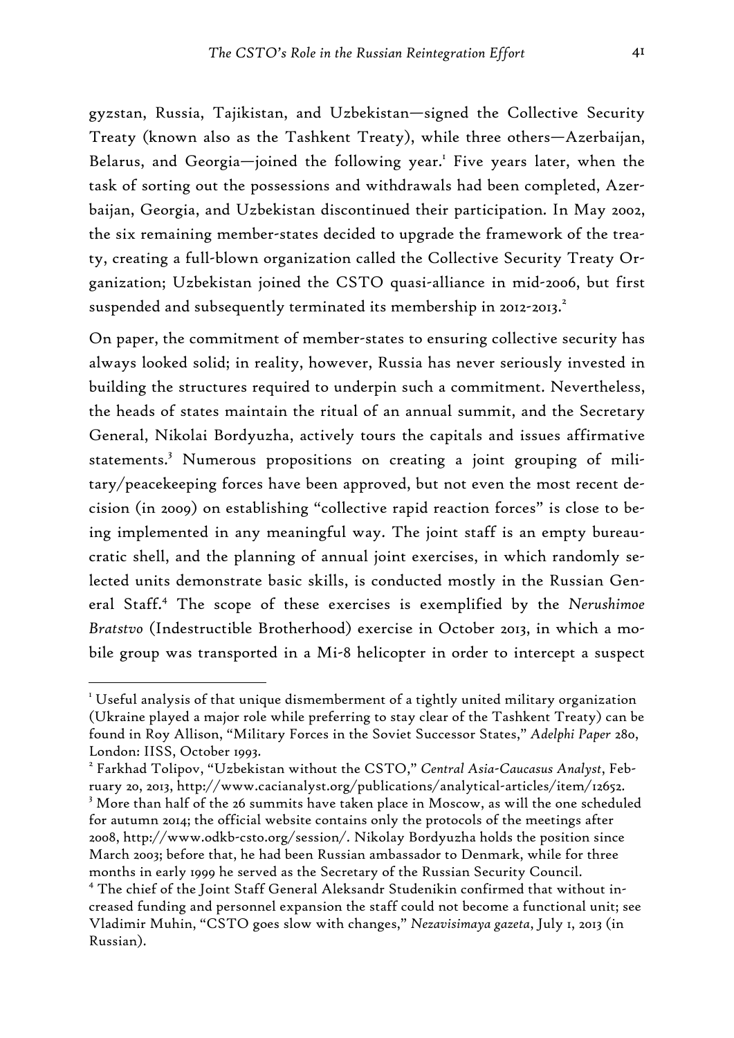gyzstan, Russia, Tajikistan, and Uzbekistan—signed the Collective Security Treaty (known also as the Tashkent Treaty), while three others—Azerbaijan, Belarus, and Georgia—joined the following year.[1] Five years later, when the task of sorting out the possessions and withdrawals had been completed, Azerbaijan, Georgia, and Uzbekistan discontinued their participation. In May 2002, the six remaining member-states decided to upgrade the framework of the treaty, creating a full-blown organization called the Collective Security Treaty Organization; Uzbekistan joined the CSTO quasi-alliance in mid-2006, but first suspended and subsequently terminated its membership in 2012-2013.[2]

On paper, the commitment of member-states to ensuring collective security has always looked solid; in reality, however, Russia has never seriously invested in building the structures required to underpin such a commitment. Nevertheless, the heads of states maintain the ritual of an annual summit, and the Secretary General, Nikolai Bordyuzha, actively tours the capitals and issues affirmative statements.[3] Numerous propositions on creating a joint grouping of military/peacekeeping forces have been approved, but not even the most recent decision (in 2009) on establishing "collective rapid reaction forces" is close to being implemented in any meaningful way. The joint staff is an empty bureaucratic shell, and the planning of annual joint exercises, in which randomly selected units demonstrate basic skills, is conducted mostly in the Russian General Staff.[4] The scope of these exercises is exemplified by the *Nerushimoe Bratstvo* (Indestructible Brotherhood) exercise in October 2013, in which a mobile group was transported in a Mi-8 helicopter in order to intercept a suspect

---

[1] Useful analysis of that unique dismemberment of a tightly united military organization (Ukraine played a major role while preferring to stay clear of the Tashkent Treaty) can be found in Roy Allison, "Military Forces in the Soviet Successor States," *Adelphi Paper* 280, London: IISS, October 1993.

[2] Farkhad Tolipov, "Uzbekistan without the CSTO," *Central Asia-Caucasus Analyst*, February 20, 2013, http://www.cacianalyst.org/publications/analytical-articles/item/12652.

[3] More than half of the 26 summits have taken place in Moscow, as will the one scheduled for autumn 2014; the official website contains only the protocols of the meetings after 2008, http://www.odkb-csto.org/session/. Nikolay Bordyuzha holds the position since March 2003; before that, he had been Russian ambassador to Denmark, while for three months in early 1999 he served as the Secretary of the Russian Security Council.

[4] The chief of the Joint Staff General Aleksandr Studenikin confirmed that without increased funding and personnel expansion the staff could not become a functional unit; see Vladimir Muhin, "CSTO goes slow with changes," *Nezavisimaya gazeta*, July 1, 2013 (in Russian).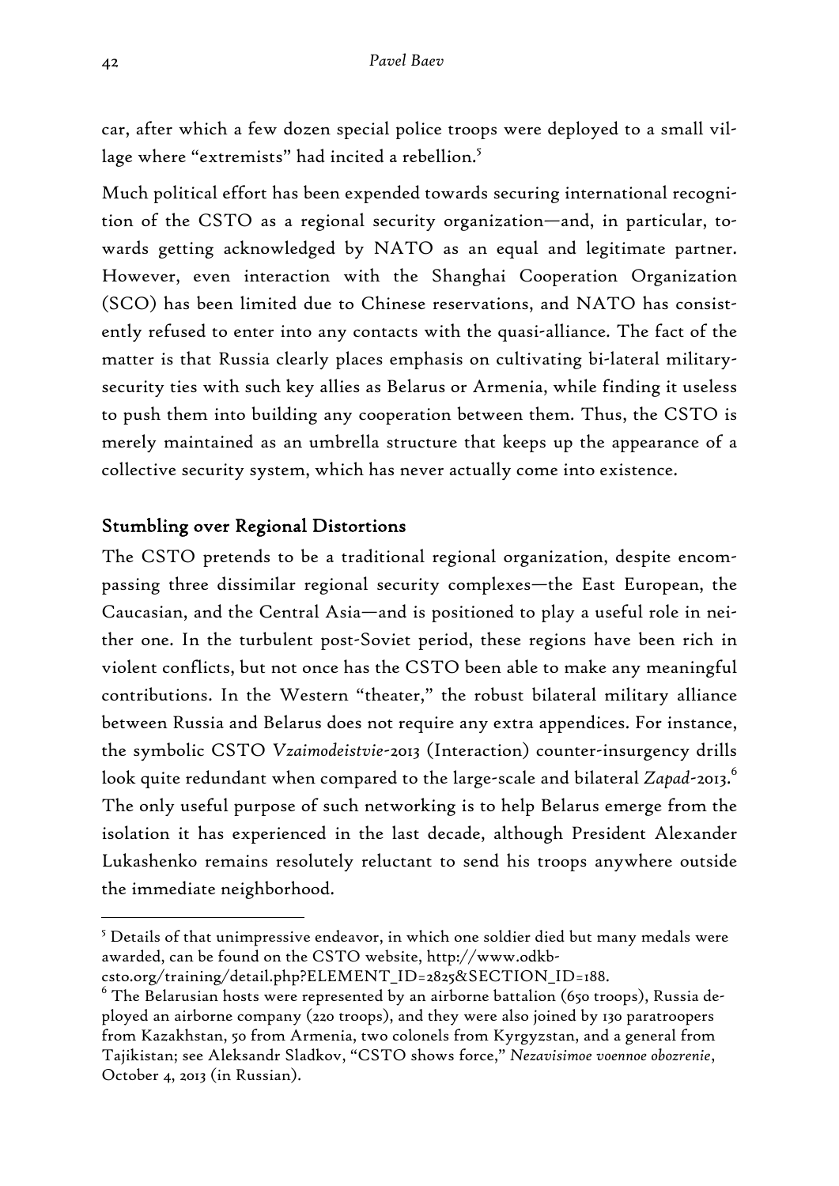car, after which a few dozen special police troops were deployed to a small village where "extremists" had incited a rebellion.[5]

Much political effort has been expended towards securing international recognition of the CSTO as a regional security organization—and, in particular, towards getting acknowledged by NATO as an equal and legitimate partner. However, even interaction with the Shanghai Cooperation Organization (SCO) has been limited due to Chinese reservations, and NATO has consistently refused to enter into any contacts with the quasi-alliance. The fact of the matter is that Russia clearly places emphasis on cultivating bi-lateral military-security ties with such key allies as Belarus or Armenia, while finding it useless to push them into building any cooperation between them. Thus, the CSTO is merely maintained as an umbrella structure that keeps up the appearance of a collective security system, which has never actually come into existence.

## Stumbling over Regional Distortions

The CSTO pretends to be a traditional regional organization, despite encompassing three dissimilar regional security complexes—the East European, the Caucasian, and the Central Asia—and is positioned to play a useful role in neither one. In the turbulent post-Soviet period, these regions have been rich in violent conflicts, but not once has the CSTO been able to make any meaningful contributions. In the Western "theater," the robust bilateral military alliance between Russia and Belarus does not require any extra appendices. For instance, the symbolic CSTO *Vzaimodeistvie*-2013 (Interaction) counter-insurgency drills look quite redundant when compared to the large-scale and bilateral *Zapad*-2013.[6] The only useful purpose of such networking is to help Belarus emerge from the isolation it has experienced in the last decade, although President Alexander Lukashenko remains resolutely reluctant to send his troops anywhere outside the immediate neighborhood.

---

[5] Details of that unimpressive endeavor, in which one soldier died but many medals were awarded, can be found on the CSTO website, http://www.odkb-csto.org/training/detail.php?ELEMENT_ID=2825&SECTION_ID=188.

[6] The Belarusian hosts were represented by an airborne battalion (650 troops), Russia deployed an airborne company (220 troops), and they were also joined by 130 paratroopers from Kazakhstan, 50 from Armenia, two colonels from Kyrgyzstan, and a general from Tajikistan; see Aleksandr Sladkov, "CSTO shows force," *Nezavisimoe voennoe obozrenie*, October 4, 2013 (in Russian).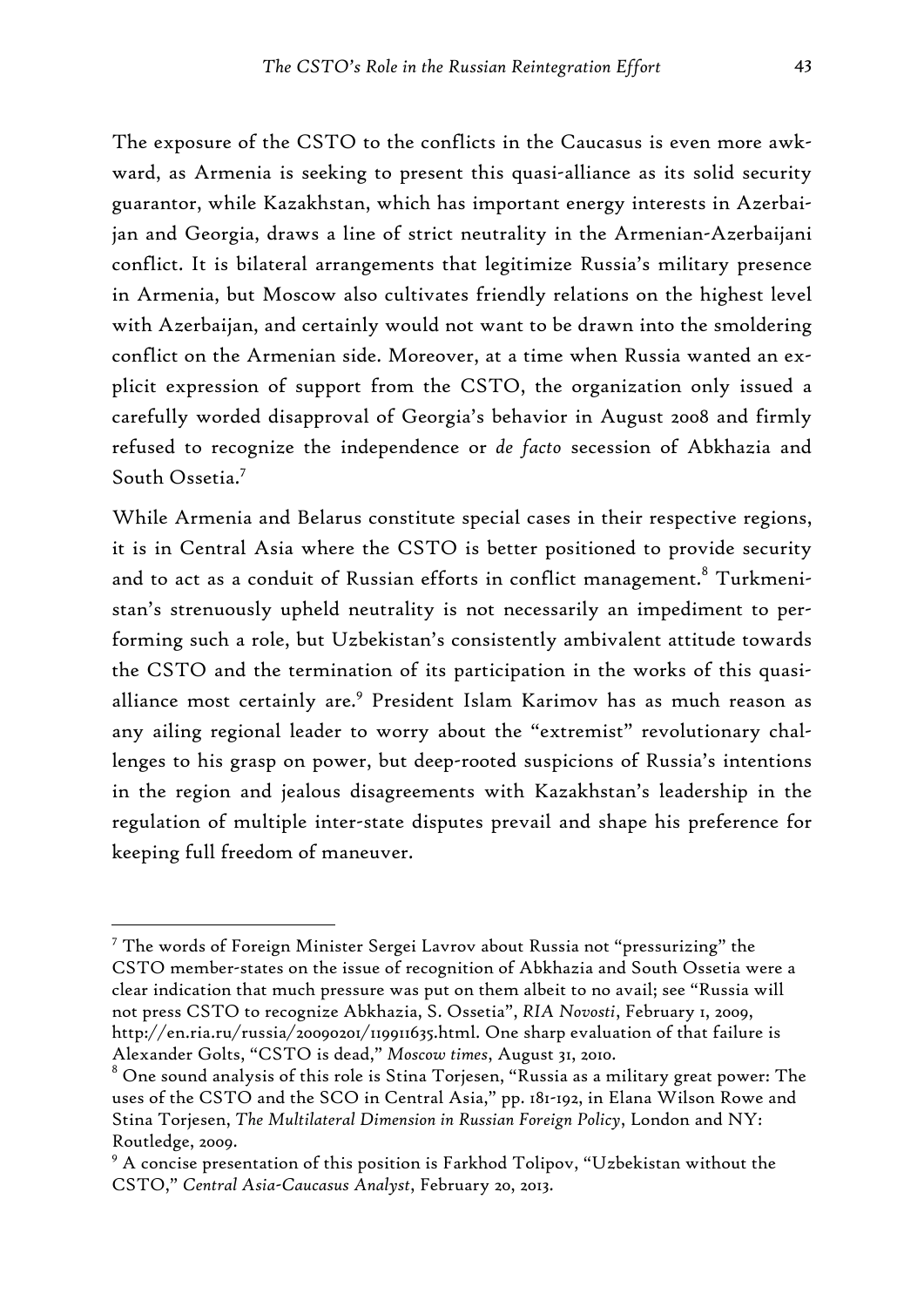The exposure of the CSTO to the conflicts in the Caucasus is even more awkward, as Armenia is seeking to present this quasi-alliance as its solid security guarantor, while Kazakhstan, which has important energy interests in Azerbaijan and Georgia, draws a line of strict neutrality in the Armenian-Azerbaijani conflict. It is bilateral arrangements that legitimize Russia's military presence in Armenia, but Moscow also cultivates friendly relations on the highest level with Azerbaijan, and certainly would not want to be drawn into the smoldering conflict on the Armenian side. Moreover, at a time when Russia wanted an explicit expression of support from the CSTO, the organization only issued a carefully worded disapproval of Georgia's behavior in August 2008 and firmly refused to recognize the independence or *de facto* secession of Abkhazia and South Ossetia.[7]

While Armenia and Belarus constitute special cases in their respective regions, it is in Central Asia where the CSTO is better positioned to provide security and to act as a conduit of Russian efforts in conflict management.[8] Turkmenistan's strenuously upheld neutrality is not necessarily an impediment to performing such a role, but Uzbekistan's consistently ambivalent attitude towards the CSTO and the termination of its participation in the works of this quasi-alliance most certainly are.[9] President Islam Karimov has as much reason as any ailing regional leader to worry about the "extremist" revolutionary challenges to his grasp on power, but deep-rooted suspicions of Russia's intentions in the region and jealous disagreements with Kazakhstan's leadership in the regulation of multiple inter-state disputes prevail and shape his preference for keeping full freedom of maneuver.

---

[7] The words of Foreign Minister Sergei Lavrov about Russia not "pressurizing" the CSTO member-states on the issue of recognition of Abkhazia and South Ossetia were a clear indication that much pressure was put on them albeit to no avail; see "Russia will not press CSTO to recognize Abkhazia, S. Ossetia", *RIA Novosti*, February 1, 2009, http://en.ria.ru/russia/20090201/119911635.html. One sharp evaluation of that failure is Alexander Golts, "CSTO is dead," *Moscow times*, August 31, 2010.

[8] One sound analysis of this role is Stina Torjesen, "Russia as a military great power: The uses of the CSTO and the SCO in Central Asia," pp. 181-192, in Elana Wilson Rowe and Stina Torjesen, *The Multilateral Dimension in Russian Foreign Policy*, London and NY: Routledge, 2009.

[9] A concise presentation of this position is Farkhod Tolipov, "Uzbekistan without the CSTO," *Central Asia-Caucasus Analyst*, February 20, 2013.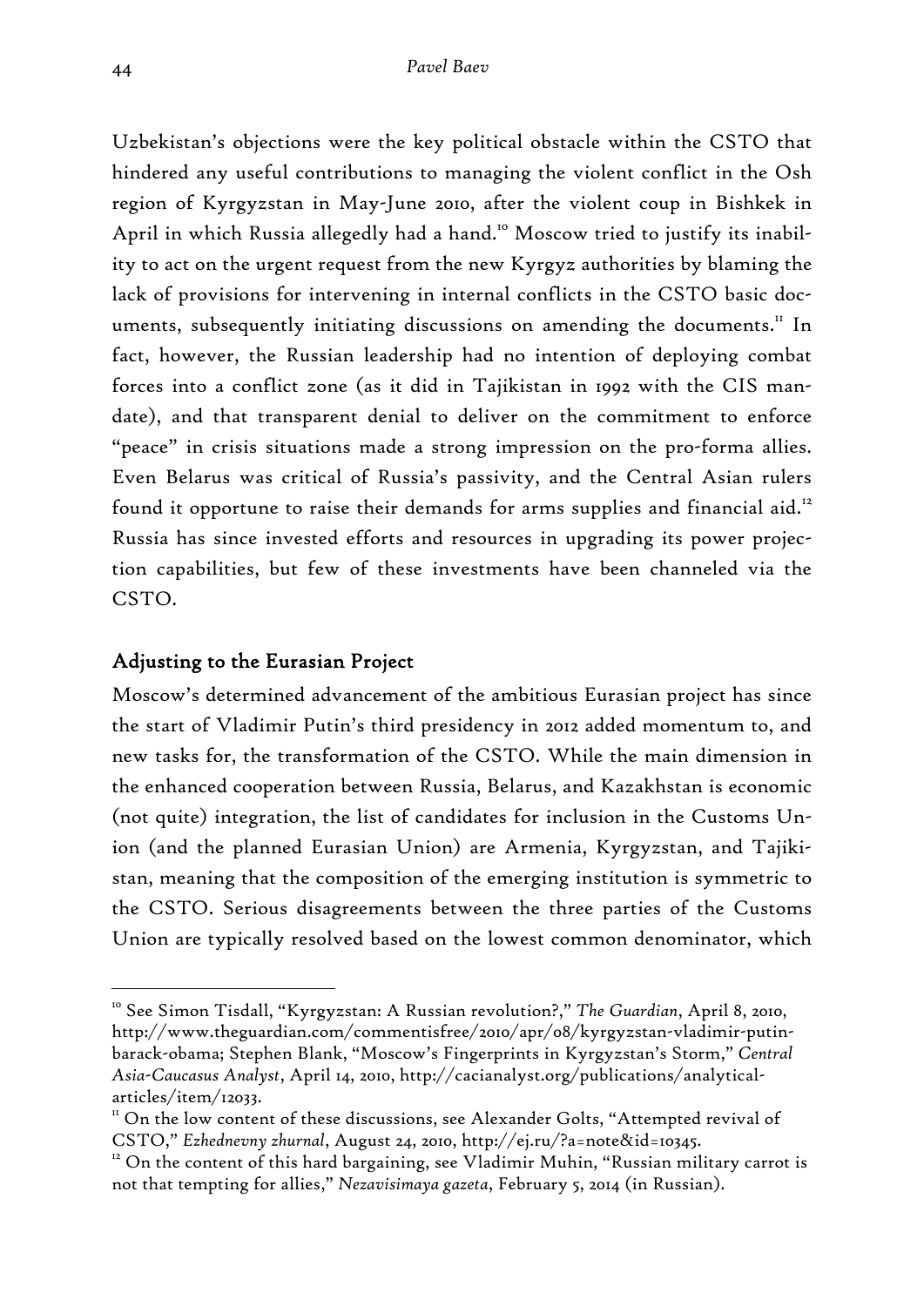Uzbekistan's objections were the key political obstacle within the CSTO that hindered any useful contributions to managing the violent conflict in the Osh region of Kyrgyzstan in May-June 2010, after the violent coup in Bishkek in April in which Russia allegedly had a hand.[10] Moscow tried to justify its inability to act on the urgent request from the new Kyrgyz authorities by blaming the lack of provisions for intervening in internal conflicts in the CSTO basic documents, subsequently initiating discussions on amending the documents.[11] In fact, however, the Russian leadership had no intention of deploying combat forces into a conflict zone (as it did in Tajikistan in 1992 with the CIS mandate), and that transparent denial to deliver on the commitment to enforce "peace" in crisis situations made a strong impression on the pro-forma allies. Even Belarus was critical of Russia's passivity, and the Central Asian rulers found it opportune to raise their demands for arms supplies and financial aid.[12] Russia has since invested efforts and resources in upgrading its power projection capabilities, but few of these investments have been channeled via the CSTO.

## Adjusting to the Eurasian Project

Moscow's determined advancement of the ambitious Eurasian project has since the start of Vladimir Putin's third presidency in 2012 added momentum to, and new tasks for, the transformation of the CSTO. While the main dimension in the enhanced cooperation between Russia, Belarus, and Kazakhstan is economic (not quite) integration, the list of candidates for inclusion in the Customs Union (and the planned Eurasian Union) are Armenia, Kyrgyzstan, and Tajikistan, meaning that the composition of the emerging institution is symmetric to the CSTO. Serious disagreements between the three parties of the Customs Union are typically resolved based on the lowest common denominator, which

---

[10] See Simon Tisdall, "Kyrgyzstan: A Russian revolution?," *The Guardian*, April 8, 2010, http://www.theguardian.com/commentisfree/2010/apr/08/kyrgyzstan-vladimir-putin-barack-obama; Stephen Blank, "Moscow's Fingerprints in Kyrgyzstan's Storm," *Central Asia-Caucasus Analyst*, April 14, 2010, http://cacianalyst.org/publications/analytical-articles/item/12033.

[11] On the low content of these discussions, see Alexander Golts, "Attempted revival of CSTO," *Ezhednevny zhurnal*, August 24, 2010, http://ej.ru/?a=note&id=10345.

[12] On the content of this hard bargaining, see Vladimir Muhin, "Russian military carrot is not that tempting for allies," *Nezavisimaya gazeta*, February 5, 2014 (in Russian).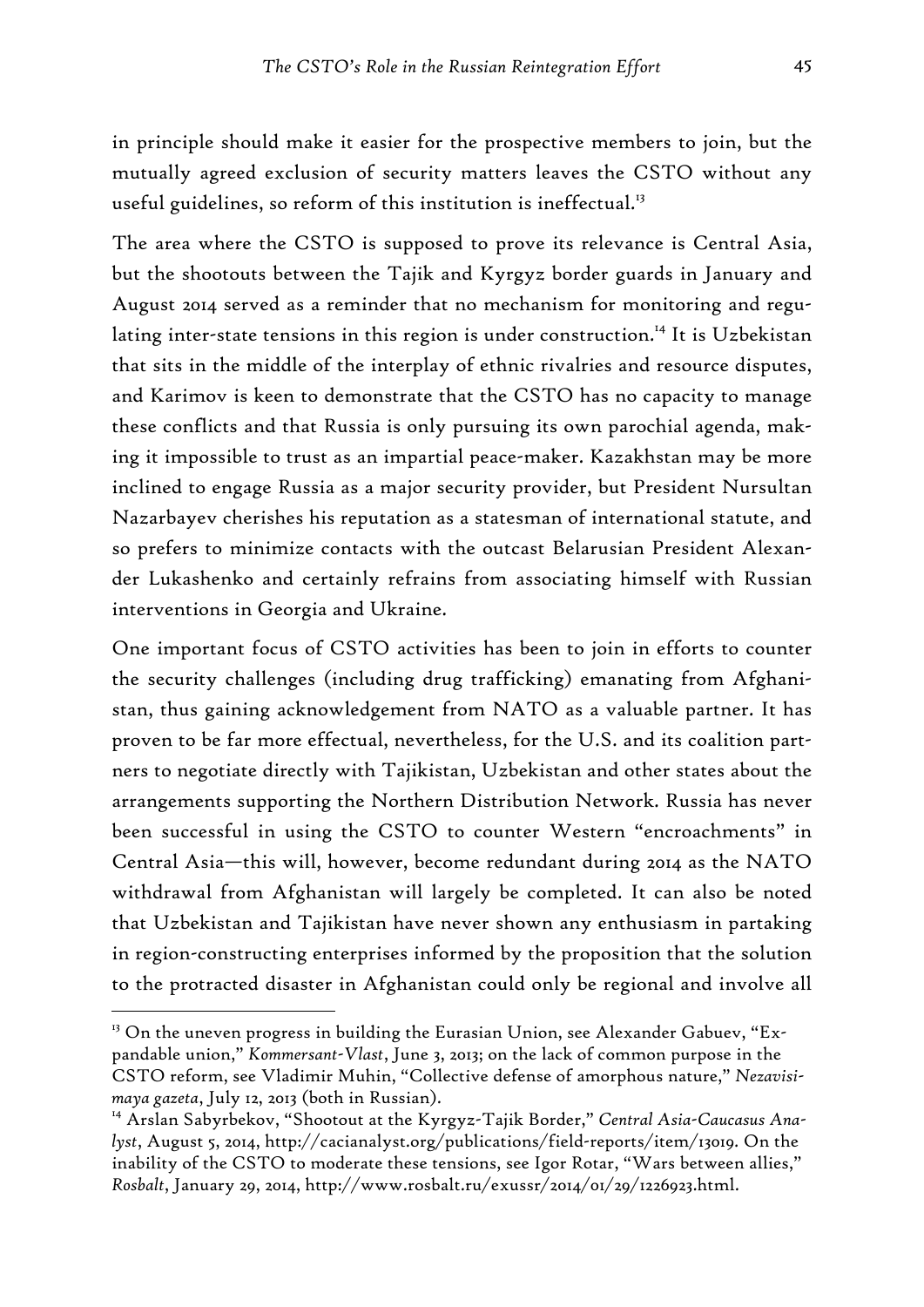in principle should make it easier for the prospective members to join, but the mutually agreed exclusion of security matters leaves the CSTO without any useful guidelines, so reform of this institution is ineffectual.[13]

The area where the CSTO is supposed to prove its relevance is Central Asia, but the shootouts between the Tajik and Kyrgyz border guards in January and August 2014 served as a reminder that no mechanism for monitoring and regulating inter-state tensions in this region is under construction.[14] It is Uzbekistan that sits in the middle of the interplay of ethnic rivalries and resource disputes, and Karimov is keen to demonstrate that the CSTO has no capacity to manage these conflicts and that Russia is only pursuing its own parochial agenda, making it impossible to trust as an impartial peace-maker. Kazakhstan may be more inclined to engage Russia as a major security provider, but President Nursultan Nazarbayev cherishes his reputation as a statesman of international statute, and so prefers to minimize contacts with the outcast Belarusian President Alexander Lukashenko and certainly refrains from associating himself with Russian interventions in Georgia and Ukraine.

One important focus of CSTO activities has been to join in efforts to counter the security challenges (including drug trafficking) emanating from Afghanistan, thus gaining acknowledgement from NATO as a valuable partner. It has proven to be far more effectual, nevertheless, for the U.S. and its coalition partners to negotiate directly with Tajikistan, Uzbekistan and other states about the arrangements supporting the Northern Distribution Network. Russia has never been successful in using the CSTO to counter Western "encroachments" in Central Asia—this will, however, become redundant during 2014 as the NATO withdrawal from Afghanistan will largely be completed. It can also be noted that Uzbekistan and Tajikistan have never shown any enthusiasm in partaking in region-constructing enterprises informed by the proposition that the solution to the protracted disaster in Afghanistan could only be regional and involve all

[13] On the uneven progress in building the Eurasian Union, see Alexander Gabuev, "Expandable union," *Kommersant-Vlast*, June 3, 2013; on the lack of common purpose in the CSTO reform, see Vladimir Muhin, "Collective defense of amorphous nature," *Nezavisimaya gazeta*, July 12, 2013 (both in Russian).

[14] Arslan Sabyrbekov, "Shootout at the Kyrgyz-Tajik Border," *Central Asia-Caucasus Analyst*, August 5, 2014, http://cacianalyst.org/publications/field-reports/item/13019. On the inability of the CSTO to moderate these tensions, see Igor Rotar, "Wars between allies," *Rosbalt*, January 29, 2014, http://www.rosbalt.ru/exussr/2014/01/29/1226923.html.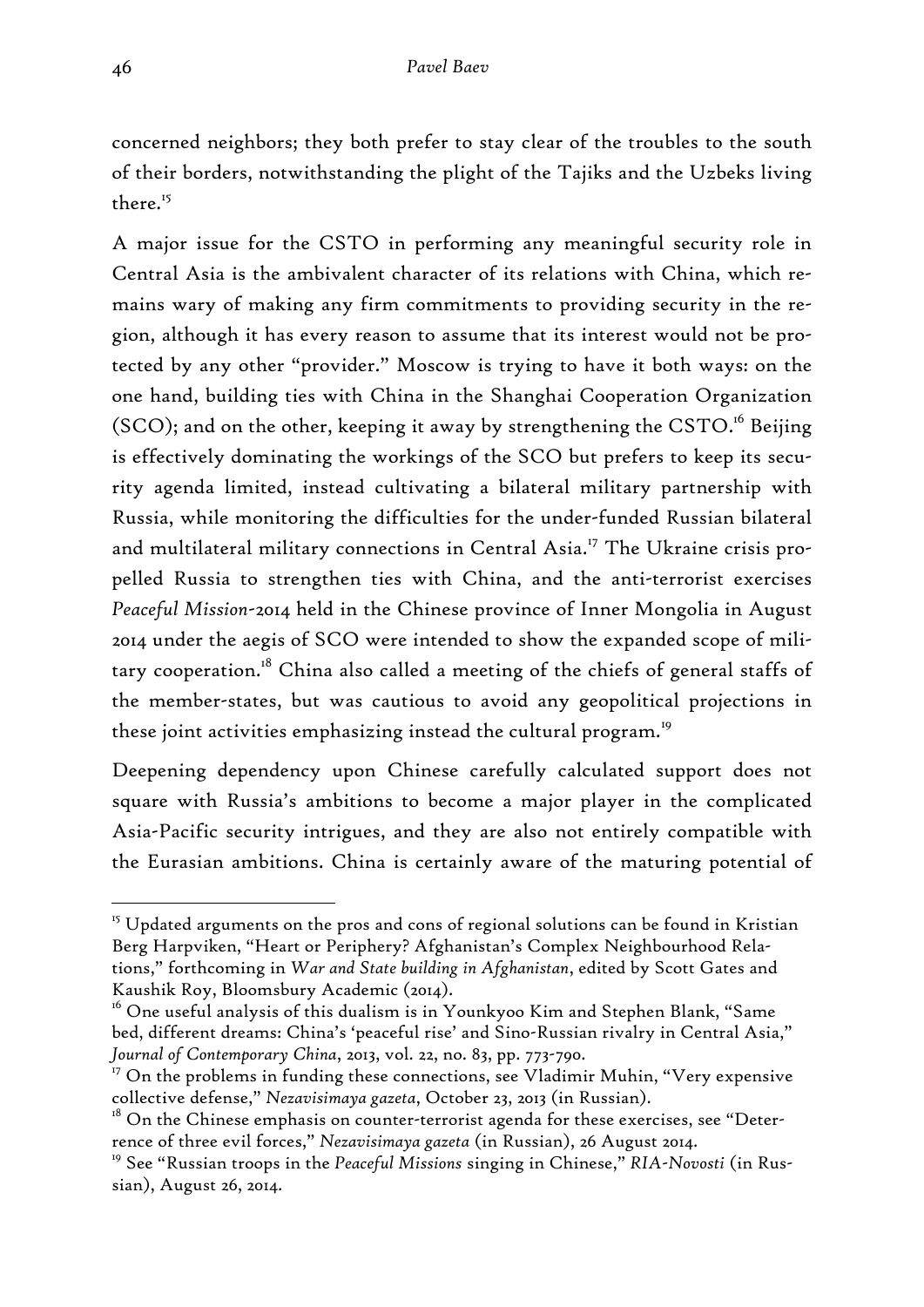concerned neighbors; they both prefer to stay clear of the troubles to the south of their borders, notwithstanding the plight of the Tajiks and the Uzbeks living there.[15]

A major issue for the CSTO in performing any meaningful security role in Central Asia is the ambivalent character of its relations with China, which remains wary of making any firm commitments to providing security in the region, although it has every reason to assume that its interest would not be protected by any other "provider." Moscow is trying to have it both ways: on the one hand, building ties with China in the Shanghai Cooperation Organization (SCO); and on the other, keeping it away by strengthening the CSTO.[16] Beijing is effectively dominating the workings of the SCO but prefers to keep its security agenda limited, instead cultivating a bilateral military partnership with Russia, while monitoring the difficulties for the under-funded Russian bilateral and multilateral military connections in Central Asia.[17] The Ukraine crisis propelled Russia to strengthen ties with China, and the anti-terrorist exercises *Peaceful Mission*-2014 held in the Chinese province of Inner Mongolia in August 2014 under the aegis of SCO were intended to show the expanded scope of military cooperation.[18] China also called a meeting of the chiefs of general staffs of the member-states, but was cautious to avoid any geopolitical projections in these joint activities emphasizing instead the cultural program.[19]

Deepening dependency upon Chinese carefully calculated support does not square with Russia's ambitions to become a major player in the complicated Asia-Pacific security intrigues, and they are also not entirely compatible with the Eurasian ambitions. China is certainly aware of the maturing potential of

---

[15] Updated arguments on the pros and cons of regional solutions can be found in Kristian Berg Harpviken, "Heart or Periphery? Afghanistan's Complex Neighbourhood Relations," forthcoming in *War and State building in Afghanistan*, edited by Scott Gates and Kaushik Roy, Bloomsbury Academic (2014).

[16] One useful analysis of this dualism is in Younkyoo Kim and Stephen Blank, "Same bed, different dreams: China's 'peaceful rise' and Sino-Russian rivalry in Central Asia," *Journal of Contemporary China*, 2013, vol. 22, no. 83, pp. 773-790.

[17] On the problems in funding these connections, see Vladimir Muhin, "Very expensive collective defense," *Nezavisimaya gazeta*, October 23, 2013 (in Russian).

[18] On the Chinese emphasis on counter-terrorist agenda for these exercises, see "Deterrence of three evil forces," *Nezavisimaya gazeta* (in Russian), 26 August 2014.

[19] See "Russian troops in the *Peaceful Missions* singing in Chinese," *RIA-Novosti* (in Russian), August 26, 2014.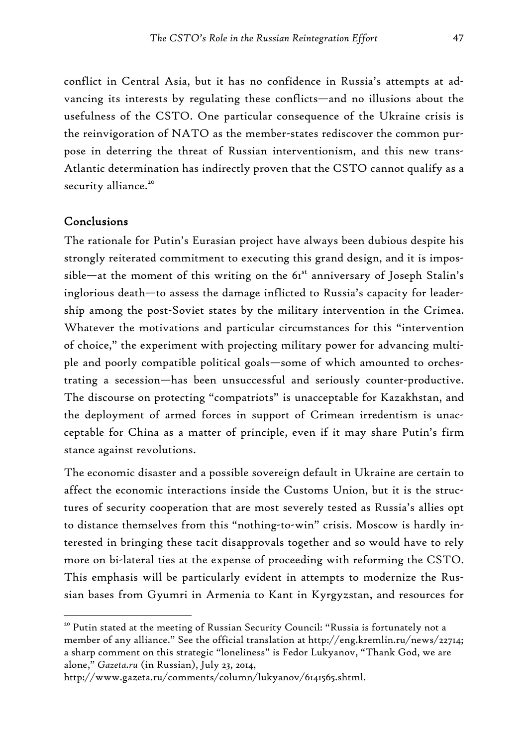conflict in Central Asia, but it has no confidence in Russia's attempts at advancing its interests by regulating these conflicts—and no illusions about the usefulness of the CSTO. One particular consequence of the Ukraine crisis is the reinvigoration of NATO as the member-states rediscover the common purpose in deterring the threat of Russian interventionism, and this new trans-Atlantic determination has indirectly proven that the CSTO cannot qualify as a security alliance.[20]

## Conclusions

The rationale for Putin's Eurasian project have always been dubious despite his strongly reiterated commitment to executing this grand design, and it is impossible—at the moment of this writing on the 61st anniversary of Joseph Stalin's inglorious death—to assess the damage inflicted to Russia's capacity for leadership among the post-Soviet states by the military intervention in the Crimea. Whatever the motivations and particular circumstances for this "intervention of choice," the experiment with projecting military power for advancing multiple and poorly compatible political goals—some of which amounted to orchestrating a secession—has been unsuccessful and seriously counter-productive. The discourse on protecting "compatriots" is unacceptable for Kazakhstan, and the deployment of armed forces in support of Crimean irredentism is unacceptable for China as a matter of principle, even if it may share Putin's firm stance against revolutions.

The economic disaster and a possible sovereign default in Ukraine are certain to affect the economic interactions inside the Customs Union, but it is the structures of security cooperation that are most severely tested as Russia's allies opt to distance themselves from this "nothing-to-win" crisis. Moscow is hardly interested in bringing these tacit disapprovals together and so would have to rely more on bi-lateral ties at the expense of proceeding with reforming the CSTO. This emphasis will be particularly evident in attempts to modernize the Russian bases from Gyumri in Armenia to Kant in Kyrgyzstan, and resources for

---

[20] Putin stated at the meeting of Russian Security Council: "Russia is fortunately not a member of any alliance." See the official translation at http://eng.kremlin.ru/news/22714; a sharp comment on this strategic "loneliness" is Fedor Lukyanov, "Thank God, we are alone," *Gazeta.ru* (in Russian), July 23, 2014, http://www.gazeta.ru/comments/column/lukyanov/6141565.shtml.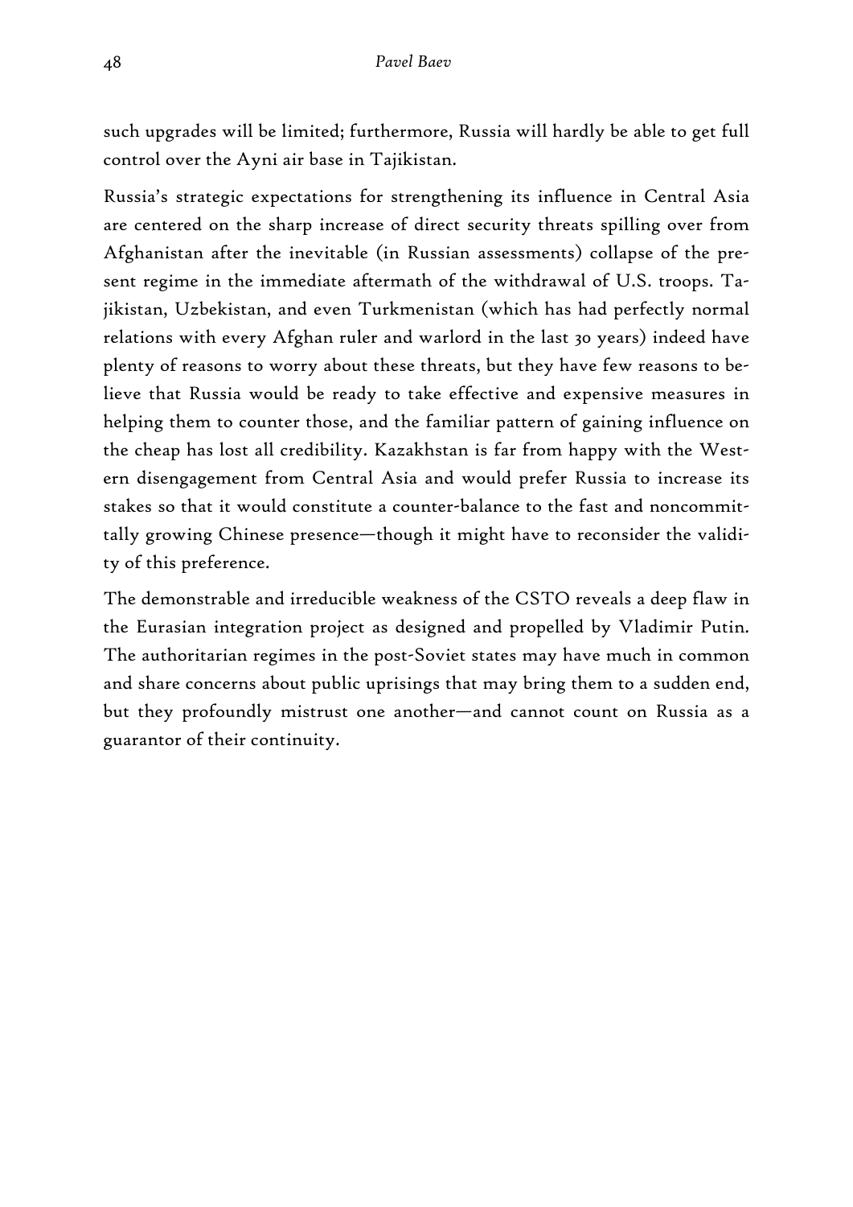such upgrades will be limited; furthermore, Russia will hardly be able to get full control over the Ayni air base in Tajikistan.

Russia's strategic expectations for strengthening its influence in Central Asia are centered on the sharp increase of direct security threats spilling over from Afghanistan after the inevitable (in Russian assessments) collapse of the present regime in the immediate aftermath of the withdrawal of U.S. troops. Tajikistan, Uzbekistan, and even Turkmenistan (which has had perfectly normal relations with every Afghan ruler and warlord in the last 30 years) indeed have plenty of reasons to worry about these threats, but they have few reasons to believe that Russia would be ready to take effective and expensive measures in helping them to counter those, and the familiar pattern of gaining influence on the cheap has lost all credibility. Kazakhstan is far from happy with the Western disengagement from Central Asia and would prefer Russia to increase its stakes so that it would constitute a counter-balance to the fast and noncommittally growing Chinese presence—though it might have to reconsider the validity of this preference.

The demonstrable and irreducible weakness of the CSTO reveals a deep flaw in the Eurasian integration project as designed and propelled by Vladimir Putin. The authoritarian regimes in the post-Soviet states may have much in common and share concerns about public uprisings that may bring them to a sudden end, but they profoundly mistrust one another—and cannot count on Russia as a guarantor of their continuity.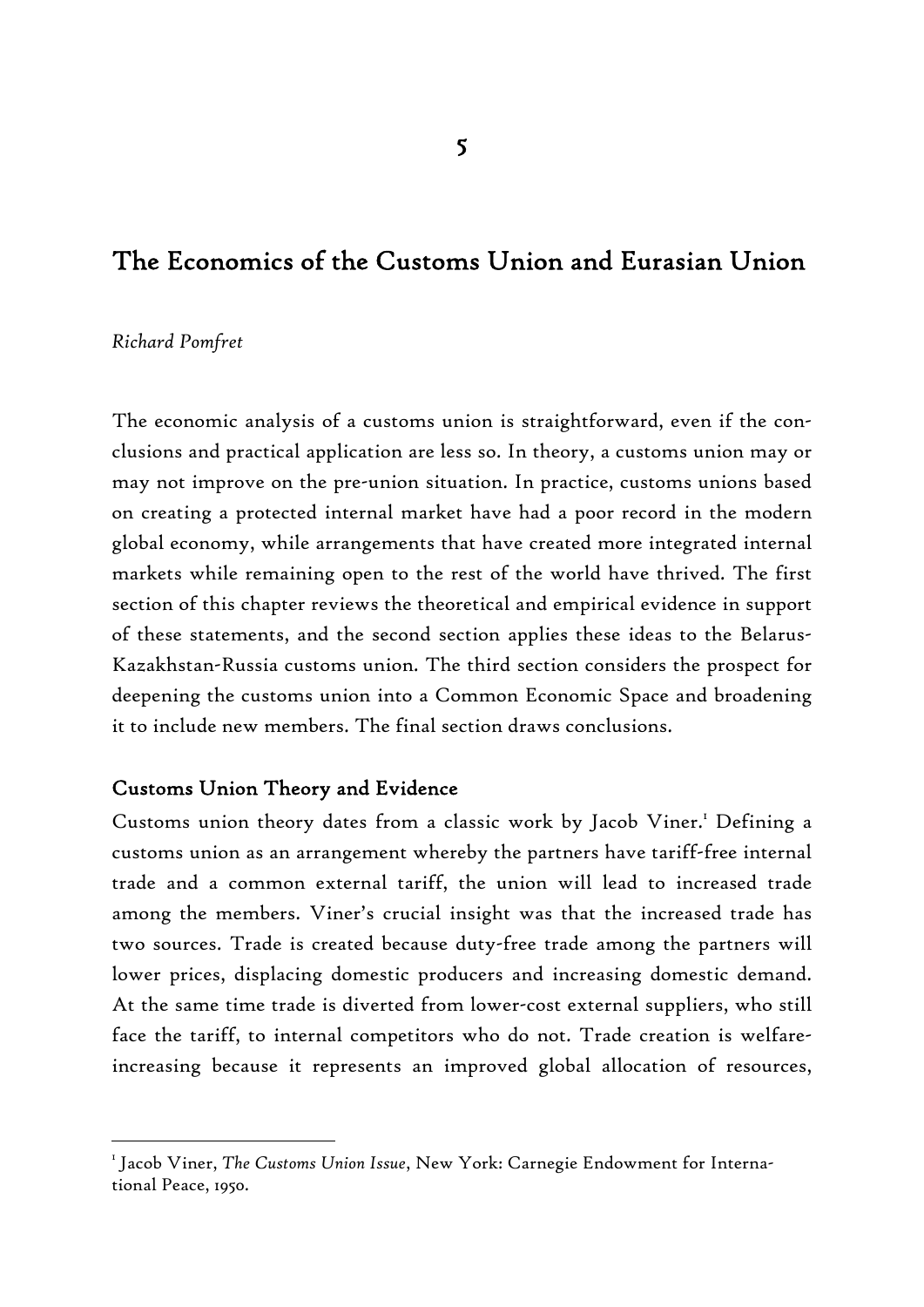# 5

## The Economics of the Customs Union and Eurasian Union

*Richard Pomfret*

The economic analysis of a customs union is straightforward, even if the conclusions and practical application are less so. In theory, a customs union may or may not improve on the pre-union situation. In practice, customs unions based on creating a protected internal market have had a poor record in the modern global economy, while arrangements that have created more integrated internal markets while remaining open to the rest of the world have thrived. The first section of this chapter reviews the theoretical and empirical evidence in support of these statements, and the second section applies these ideas to the Belarus-Kazakhstan-Russia customs union. The third section considers the prospect for deepening the customs union into a Common Economic Space and broadening it to include new members. The final section draws conclusions.

### Customs Union Theory and Evidence

Customs union theory dates from a classic work by Jacob Viner.[1] Defining a customs union as an arrangement whereby the partners have tariff-free internal trade and a common external tariff, the union will lead to increased trade among the members. Viner's crucial insight was that the increased trade has two sources. Trade is created because duty-free trade among the partners will lower prices, displacing domestic producers and increasing domestic demand. At the same time trade is diverted from lower-cost external suppliers, who still face the tariff, to internal competitors who do not. Trade creation is welfare-increasing because it represents an improved global allocation of resources,

[1] Jacob Viner, *The Customs Union Issue*, New York: Carnegie Endowment for International Peace, 1950.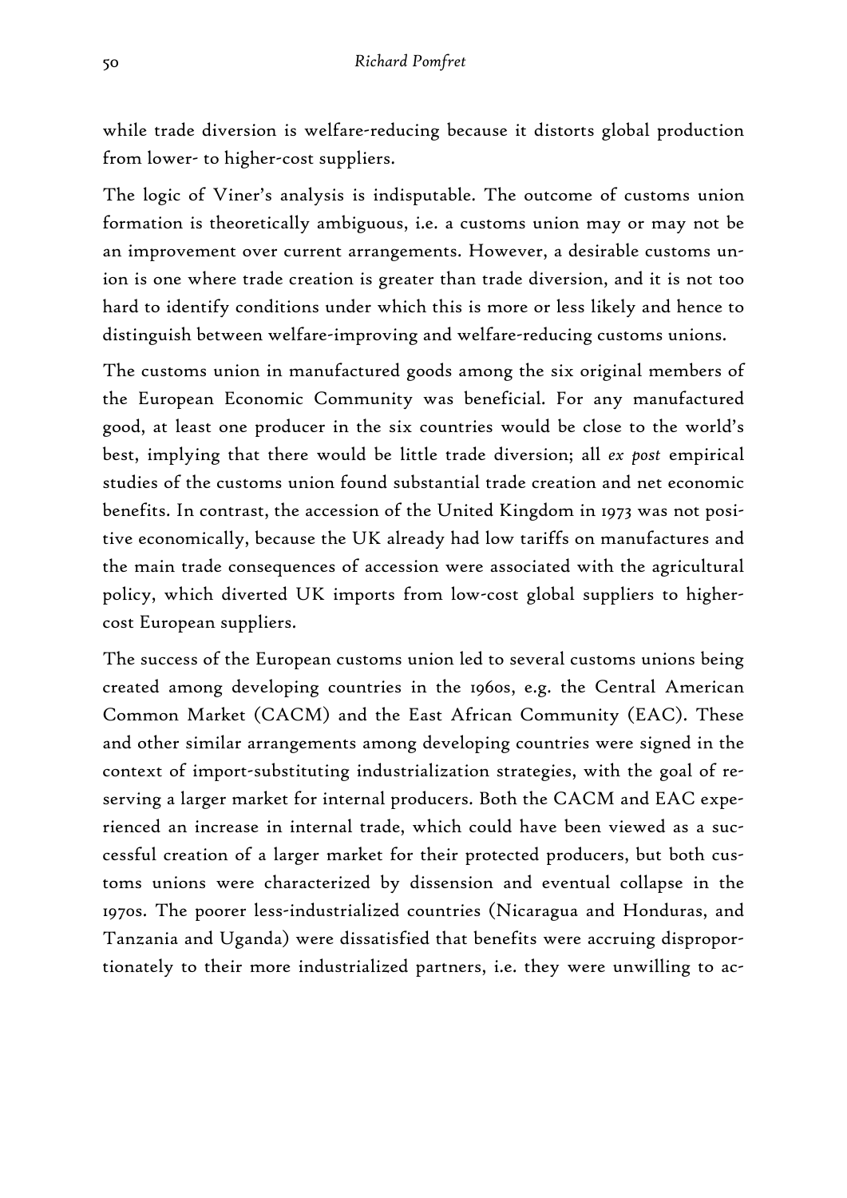while trade diversion is welfare-reducing because it distorts global production from lower- to higher-cost suppliers.

The logic of Viner's analysis is indisputable. The outcome of customs union formation is theoretically ambiguous, i.e. a customs union may or may not be an improvement over current arrangements. However, a desirable customs union is one where trade creation is greater than trade diversion, and it is not too hard to identify conditions under which this is more or less likely and hence to distinguish between welfare-improving and welfare-reducing customs unions.

The customs union in manufactured goods among the six original members of the European Economic Community was beneficial. For any manufactured good, at least one producer in the six countries would be close to the world's best, implying that there would be little trade diversion; all *ex post* empirical studies of the customs union found substantial trade creation and net economic benefits. In contrast, the accession of the United Kingdom in 1973 was not positive economically, because the UK already had low tariffs on manufactures and the main trade consequences of accession were associated with the agricultural policy, which diverted UK imports from low-cost global suppliers to higher-cost European suppliers.

The success of the European customs union led to several customs unions being created among developing countries in the 1960s, e.g. the Central American Common Market (CACM) and the East African Community (EAC). These and other similar arrangements among developing countries were signed in the context of import-substituting industrialization strategies, with the goal of reserving a larger market for internal producers. Both the CACM and EAC experienced an increase in internal trade, which could have been viewed as a successful creation of a larger market for their protected producers, but both customs unions were characterized by dissension and eventual collapse in the 1970s. The poorer less-industrialized countries (Nicaragua and Honduras, and Tanzania and Uganda) were dissatisfied that benefits were accruing disproportionately to their more industrialized partners, i.e. they were unwilling to ac-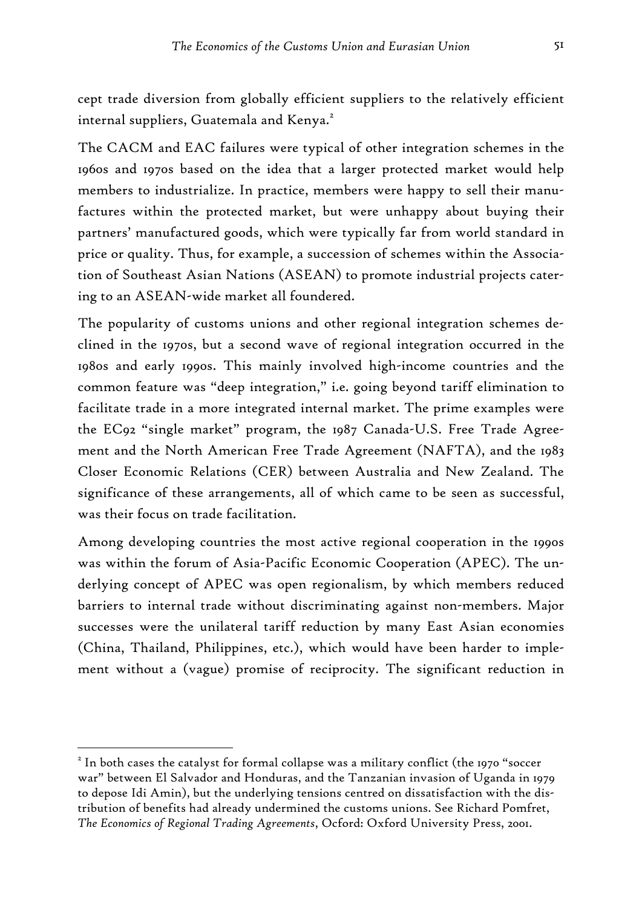cept trade diversion from globally efficient suppliers to the relatively efficient internal suppliers, Guatemala and Kenya.[2]

The CACM and EAC failures were typical of other integration schemes in the 1960s and 1970s based on the idea that a larger protected market would help members to industrialize. In practice, members were happy to sell their manufactures within the protected market, but were unhappy about buying their partners' manufactured goods, which were typically far from world standard in price or quality. Thus, for example, a succession of schemes within the Association of Southeast Asian Nations (ASEAN) to promote industrial projects catering to an ASEAN-wide market all foundered.

The popularity of customs unions and other regional integration schemes declined in the 1970s, but a second wave of regional integration occurred in the 1980s and early 1990s. This mainly involved high-income countries and the common feature was "deep integration," i.e. going beyond tariff elimination to facilitate trade in a more integrated internal market. The prime examples were the EC92 "single market" program, the 1987 Canada-U.S. Free Trade Agreement and the North American Free Trade Agreement (NAFTA), and the 1983 Closer Economic Relations (CER) between Australia and New Zealand. The significance of these arrangements, all of which came to be seen as successful, was their focus on trade facilitation.

Among developing countries the most active regional cooperation in the 1990s was within the forum of Asia-Pacific Economic Cooperation (APEC). The underlying concept of APEC was open regionalism, by which members reduced barriers to internal trade without discriminating against non-members. Major successes were the unilateral tariff reduction by many East Asian economies (China, Thailand, Philippines, etc.), which would have been harder to implement without a (vague) promise of reciprocity. The significant reduction in

---

[2] In both cases the catalyst for formal collapse was a military conflict (the 1970 "soccer war" between El Salvador and Honduras, and the Tanzanian invasion of Uganda in 1979 to depose Idi Amin), but the underlying tensions centred on dissatisfaction with the distribution of benefits had already undermined the customs unions. See Richard Pomfret, *The Economics of Regional Trading Agreements*, Ocford: Oxford University Press, 2001.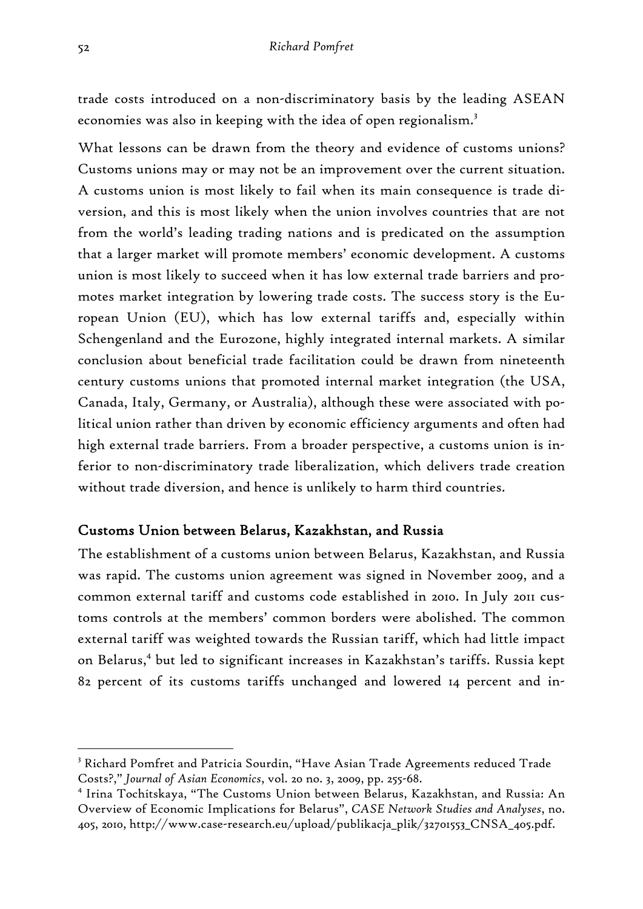trade costs introduced on a non-discriminatory basis by the leading ASEAN economies was also in keeping with the idea of open regionalism.[3]

What lessons can be drawn from the theory and evidence of customs unions? Customs unions may or may not be an improvement over the current situation. A customs union is most likely to fail when its main consequence is trade diversion, and this is most likely when the union involves countries that are not from the world's leading trading nations and is predicated on the assumption that a larger market will promote members' economic development. A customs union is most likely to succeed when it has low external trade barriers and promotes market integration by lowering trade costs. The success story is the European Union (EU), which has low external tariffs and, especially within Schengenland and the Eurozone, highly integrated internal markets. A similar conclusion about beneficial trade facilitation could be drawn from nineteenth century customs unions that promoted internal market integration (the USA, Canada, Italy, Germany, or Australia), although these were associated with political union rather than driven by economic efficiency arguments and often had high external trade barriers. From a broader perspective, a customs union is inferior to non-discriminatory trade liberalization, which delivers trade creation without trade diversion, and hence is unlikely to harm third countries.

## Customs Union between Belarus, Kazakhstan, and Russia

The establishment of a customs union between Belarus, Kazakhstan, and Russia was rapid. The customs union agreement was signed in November 2009, and a common external tariff and customs code established in 2010. In July 2011 customs controls at the members' common borders were abolished. The common external tariff was weighted towards the Russian tariff, which had little impact on Belarus,[4] but led to significant increases in Kazakhstan's tariffs. Russia kept 82 percent of its customs tariffs unchanged and lowered 14 percent and in-

---

[3] Richard Pomfret and Patricia Sourdin, "Have Asian Trade Agreements reduced Trade Costs?," *Journal of Asian Economics*, vol. 20 no. 3, 2009, pp. 255-68.

[4] Irina Tochitskaya, "The Customs Union between Belarus, Kazakhstan, and Russia: An Overview of Economic Implications for Belarus", *CASE Network Studies and Analyses*, no. 405, 2010, http://www.case-research.eu/upload/publikacja_plik/32701553_CNSA_405.pdf.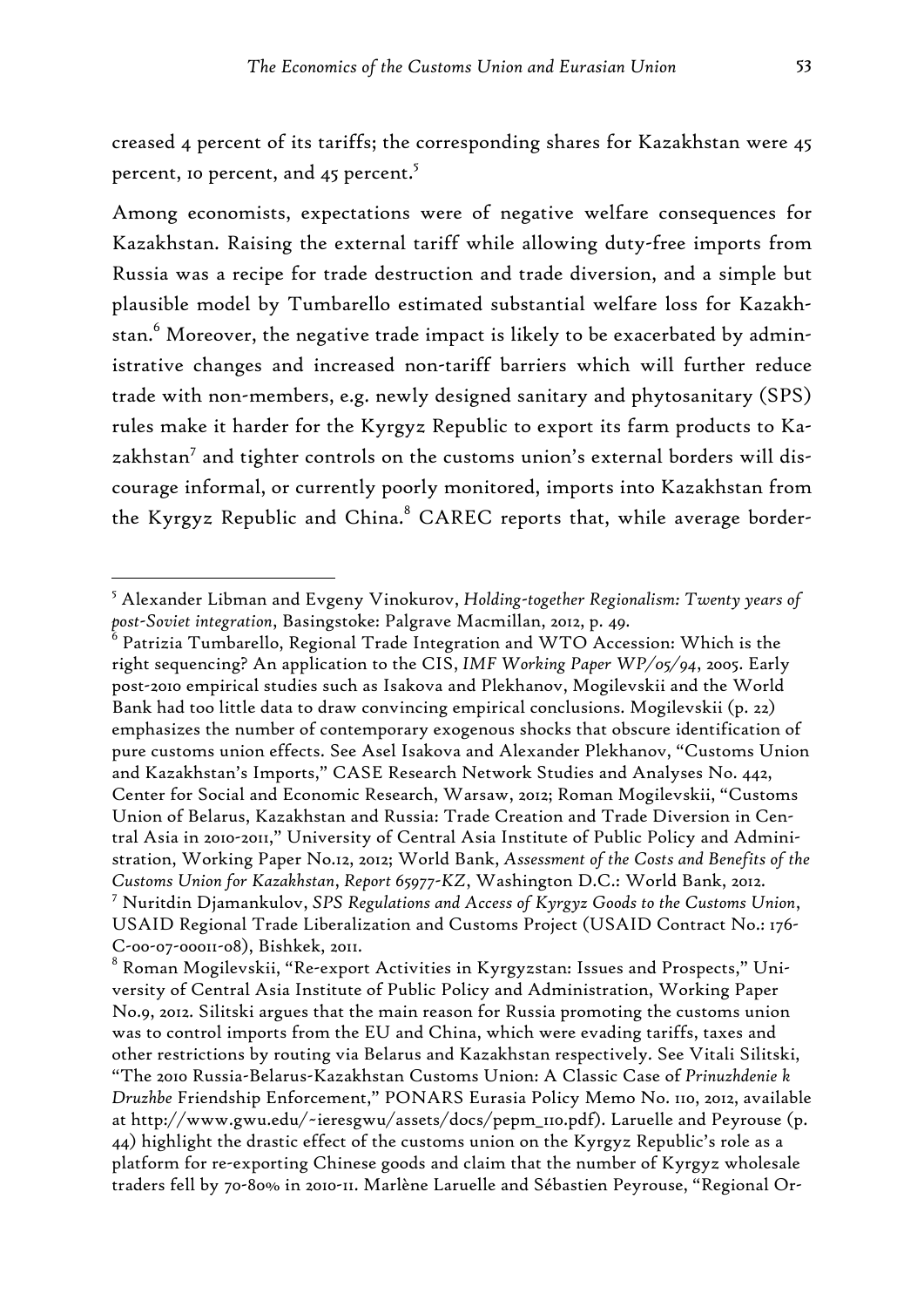creased 4 percent of its tariffs; the corresponding shares for Kazakhstan were 45 percent, 10 percent, and 45 percent.[5]

Among economists, expectations were of negative welfare consequences for Kazakhstan. Raising the external tariff while allowing duty-free imports from Russia was a recipe for trade destruction and trade diversion, and a simple but plausible model by Tumbarello estimated substantial welfare loss for Kazakhstan.[6] Moreover, the negative trade impact is likely to be exacerbated by administrative changes and increased non-tariff barriers which will further reduce trade with non-members, e.g. newly designed sanitary and phytosanitary (SPS) rules make it harder for the Kyrgyz Republic to export its farm products to Kazakhstan[7] and tighter controls on the customs union's external borders will discourage informal, or currently poorly monitored, imports into Kazakhstan from the Kyrgyz Republic and China.[8] CAREC reports that, while average border-

---

[5] Alexander Libman and Evgeny Vinokurov, *Holding-together Regionalism: Twenty years of post-Soviet integration*, Basingstoke: Palgrave Macmillan, 2012, p. 49.

[6] Patrizia Tumbarello, Regional Trade Integration and WTO Accession: Which is the right sequencing? An application to the CIS, *IMF Working Paper WP/05/94*, 2005. Early post-2010 empirical studies such as Isakova and Plekhanov, Mogilevskii and the World Bank had too little data to draw convincing empirical conclusions. Mogilevskii (p. 22) emphasizes the number of contemporary exogenous shocks that obscure identification of pure customs union effects. See Asel Isakova and Alexander Plekhanov, "Customs Union and Kazakhstan's Imports," CASE Research Network Studies and Analyses No. 442, Center for Social and Economic Research, Warsaw, 2012; Roman Mogilevskii, "Customs Union of Belarus, Kazakhstan and Russia: Trade Creation and Trade Diversion in Central Asia in 2010-2011," University of Central Asia Institute of Public Policy and Administration, Working Paper No.12, 2012; World Bank, *Assessment of the Costs and Benefits of the Customs Union for Kazakhstan*, *Report 65977-KZ*, Washington D.C.: World Bank, 2012.

[7] Nuritdin Djamankulov, *SPS Regulations and Access of Kyrgyz Goods to the Customs Union*, USAID Regional Trade Liberalization and Customs Project (USAID Contract No.: 176-C-00-07-00011-08), Bishkek, 2011.

[8] Roman Mogilevskii, "Re-export Activities in Kyrgyzstan: Issues and Prospects," University of Central Asia Institute of Public Policy and Administration, Working Paper No.9, 2012. Silitski argues that the main reason for Russia promoting the customs union was to control imports from the EU and China, which were evading tariffs, taxes and other restrictions by routing via Belarus and Kazakhstan respectively. See Vitali Silitski, "The 2010 Russia-Belarus-Kazakhstan Customs Union: A Classic Case of *Prinuzhdenie k Druzhbe* Friendship Enforcement," PONARS Eurasia Policy Memo No. 110, 2012, available at http://www.gwu.edu/~ieresgwu/assets/docs/pepm_110.pdf). Laruelle and Peyrouse (p. 44) highlight the drastic effect of the customs union on the Kyrgyz Republic's role as a platform for re-exporting Chinese goods and claim that the number of Kyrgyz wholesale traders fell by 70-80% in 2010-11. Marlène Laruelle and Sébastien Peyrouse, "Regional Or-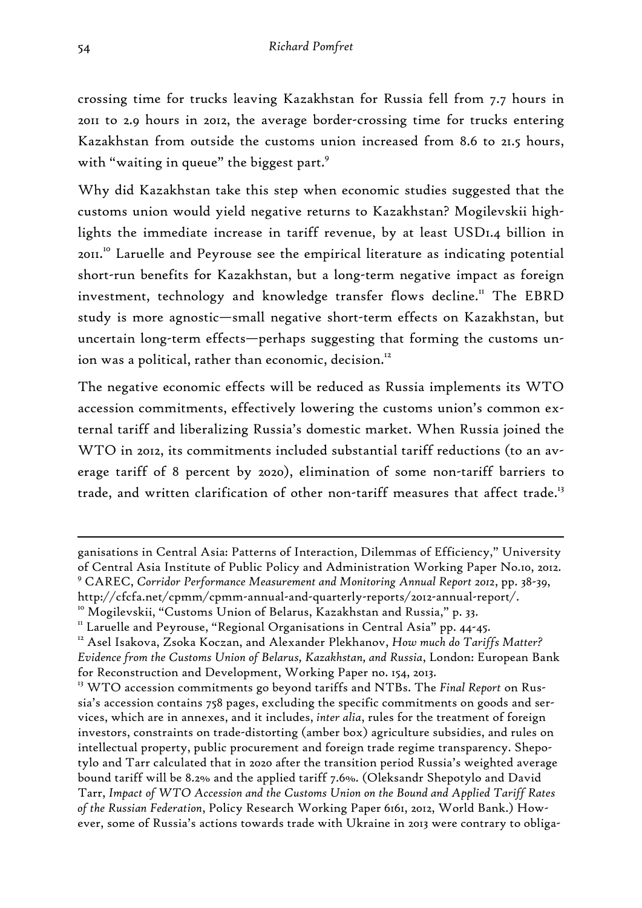crossing time for trucks leaving Kazakhstan for Russia fell from 7.7 hours in 2011 to 2.9 hours in 2012, the average border-crossing time for trucks entering Kazakhstan from outside the customs union increased from 8.6 to 21.5 hours, with "waiting in queue" the biggest part.[9]

Why did Kazakhstan take this step when economic studies suggested that the customs union would yield negative returns to Kazakhstan? Mogilevskii highlights the immediate increase in tariff revenue, by at least USD1.4 billion in 2011.[10] Laruelle and Peyrouse see the empirical literature as indicating potential short-run benefits for Kazakhstan, but a long-term negative impact as foreign investment, technology and knowledge transfer flows decline.[11] The EBRD study is more agnostic—small negative short-term effects on Kazakhstan, but uncertain long-term effects—perhaps suggesting that forming the customs union was a political, rather than economic, decision.[12]

The negative economic effects will be reduced as Russia implements its WTO accession commitments, effectively lowering the customs union's common external tariff and liberalizing Russia's domestic market. When Russia joined the WTO in 2012, its commitments included substantial tariff reductions (to an average tariff of 8 percent by 2020), elimination of some non-tariff barriers to trade, and written clarification of other non-tariff measures that affect trade.[13]

---

ganisations in Central Asia: Patterns of Interaction, Dilemmas of Efficiency," University of Central Asia Institute of Public Policy and Administration Working Paper No.10, 2012.

[9] CAREC, *Corridor Performance Measurement and Monitoring Annual Report 2012*, pp. 38-39, http://cfcfa.net/cpmm/cpmm-annual-and-quarterly-reports/2012-annual-report/.

[10] Mogilevskii, "Customs Union of Belarus, Kazakhstan and Russia," p. 33.

[11] Laruelle and Peyrouse, "Regional Organisations in Central Asia" pp. 44-45.

[12] Asel Isakova, Zsoka Koczan, and Alexander Plekhanov, *How much do Tariffs Matter? Evidence from the Customs Union of Belarus, Kazakhstan, and Russia*, London: European Bank for Reconstruction and Development, Working Paper no. 154, 2013.

[13] WTO accession commitments go beyond tariffs and NTBs. The *Final Report* on Russia's accession contains 758 pages, excluding the specific commitments on goods and services, which are in annexes, and it includes, *inter alia*, rules for the treatment of foreign investors, constraints on trade-distorting (amber box) agriculture subsidies, and rules on intellectual property, public procurement and foreign trade regime transparency. Shepotylo and Tarr calculated that in 2020 after the transition period Russia's weighted average bound tariff will be 8.2% and the applied tariff 7.6%. (Oleksandr Shepotylo and David Tarr, *Impact of WTO Accession and the Customs Union on the Bound and Applied Tariff Rates of the Russian Federation*, Policy Research Working Paper 6161, 2012, World Bank.) However, some of Russia's actions towards trade with Ukraine in 2013 were contrary to obliga-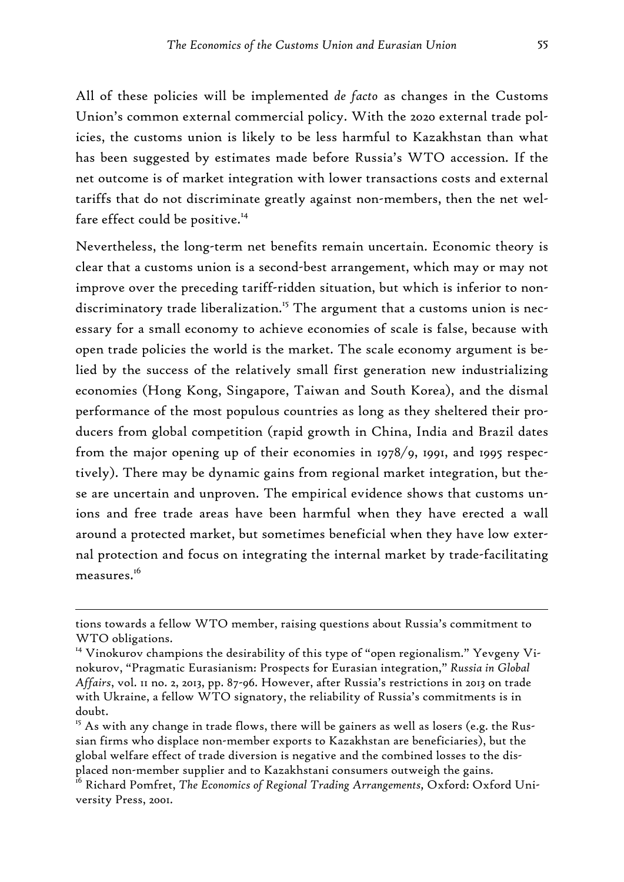All of these policies will be implemented *de facto* as changes in the Customs Union's common external commercial policy. With the 2020 external trade policies, the customs union is likely to be less harmful to Kazakhstan than what has been suggested by estimates made before Russia's WTO accession. If the net outcome is of market integration with lower transactions costs and external tariffs that do not discriminate greatly against non-members, then the net welfare effect could be positive.[14]

Nevertheless, the long-term net benefits remain uncertain. Economic theory is clear that a customs union is a second-best arrangement, which may or may not improve over the preceding tariff-ridden situation, but which is inferior to non-discriminatory trade liberalization.[15] The argument that a customs union is necessary for a small economy to achieve economies of scale is false, because with open trade policies the world is the market. The scale economy argument is belied by the success of the relatively small first generation new industrializing economies (Hong Kong, Singapore, Taiwan and South Korea), and the dismal performance of the most populous countries as long as they sheltered their producers from global competition (rapid growth in China, India and Brazil dates from the major opening up of their economies in 1978/9, 1991, and 1995 respectively). There may be dynamic gains from regional market integration, but these are uncertain and unproven. The empirical evidence shows that customs unions and free trade areas have been harmful when they have erected a wall around a protected market, but sometimes beneficial when they have low external protection and focus on integrating the internal market by trade-facilitating measures.[16]

---

tions towards a fellow WTO member, raising questions about Russia's commitment to WTO obligations.

[14] Vinokurov champions the desirability of this type of "open regionalism." Yevgeny Vinokurov, "Pragmatic Eurasianism: Prospects for Eurasian integration," *Russia in Global Affairs*, vol. 11 no. 2, 2013, pp. 87-96. However, after Russia's restrictions in 2013 on trade with Ukraine, a fellow WTO signatory, the reliability of Russia's commitments is in doubt.

[15] As with any change in trade flows, there will be gainers as well as losers (e.g. the Russian firms who displace non-member exports to Kazakhstan are beneficiaries), but the global welfare effect of trade diversion is negative and the combined losses to the displaced non-member supplier and to Kazakhstani consumers outweigh the gains.

[16] Richard Pomfret, *The Economics of Regional Trading Arrangements*, Oxford: Oxford University Press, 2001.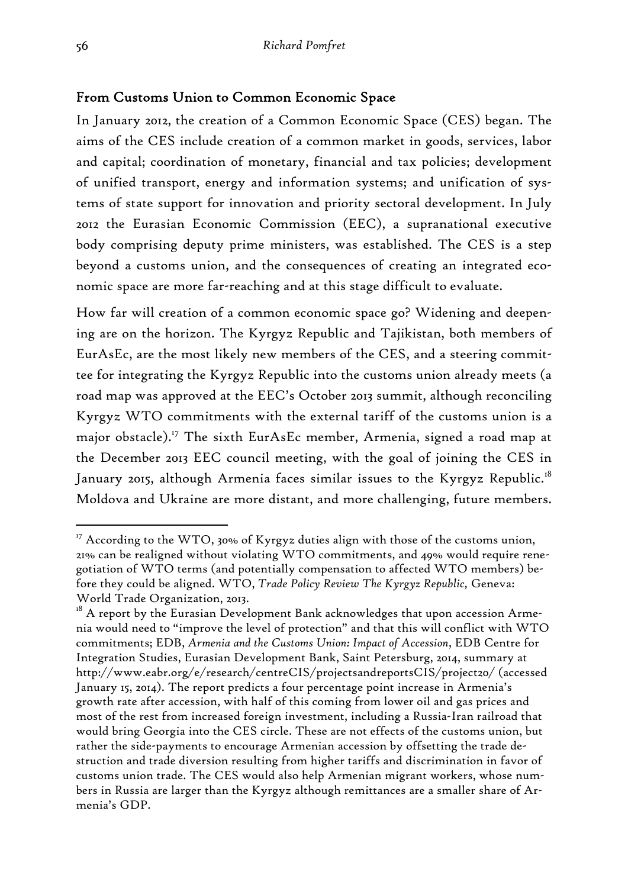## From Customs Union to Common Economic Space

In January 2012, the creation of a Common Economic Space (CES) began. The aims of the CES include creation of a common market in goods, services, labor and capital; coordination of monetary, financial and tax policies; development of unified transport, energy and information systems; and unification of systems of state support for innovation and priority sectoral development. In July 2012 the Eurasian Economic Commission (EEC), a supranational executive body comprising deputy prime ministers, was established. The CES is a step beyond a customs union, and the consequences of creating an integrated economic space are more far-reaching and at this stage difficult to evaluate.

How far will creation of a common economic space go? Widening and deepening are on the horizon. The Kyrgyz Republic and Tajikistan, both members of EurAsEc, are the most likely new members of the CES, and a steering committee for integrating the Kyrgyz Republic into the customs union already meets (a road map was approved at the EEC's October 2013 summit, although reconciling Kyrgyz WTO commitments with the external tariff of the customs union is a major obstacle).[17] The sixth EurAsEc member, Armenia, signed a road map at the December 2013 EEC council meeting, with the goal of joining the CES in January 2015, although Armenia faces similar issues to the Kyrgyz Republic.[18] Moldova and Ukraine are more distant, and more challenging, future members.

---

[17] According to the WTO, 30% of Kyrgyz duties align with those of the customs union, 21% can be realigned without violating WTO commitments, and 49% would require renegotiation of WTO terms (and potentially compensation to affected WTO members) before they could be aligned. WTO, *Trade Policy Review The Kyrgyz Republic*, Geneva: World Trade Organization, 2013.

[18] A report by the Eurasian Development Bank acknowledges that upon accession Armenia would need to "improve the level of protection" and that this will conflict with WTO commitments; EDB, *Armenia and the Customs Union: Impact of Accession*, EDB Centre for Integration Studies, Eurasian Development Bank, Saint Petersburg, 2014, summary at http://www.eabr.org/e/research/centreCIS/projectsandreportsCIS/project20/ (accessed January 15, 2014). The report predicts a four percentage point increase in Armenia's growth rate after accession, with half of this coming from lower oil and gas prices and most of the rest from increased foreign investment, including a Russia-Iran railroad that would bring Georgia into the CES circle. These are not effects of the customs union, but rather the side-payments to encourage Armenian accession by offsetting the trade destruction and trade diversion resulting from higher tariffs and discrimination in favor of customs union trade. The CES would also help Armenian migrant workers, whose numbers in Russia are larger than the Kyrgyz although remittances are a smaller share of Armenia's GDP.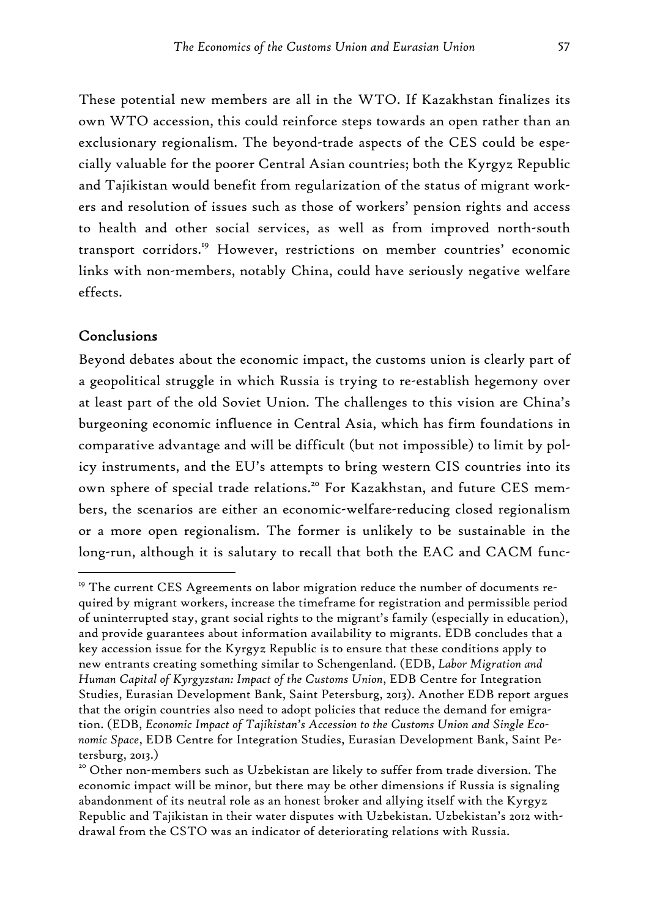These potential new members are all in the WTO. If Kazakhstan finalizes its own WTO accession, this could reinforce steps towards an open rather than an exclusionary regionalism. The beyond-trade aspects of the CES could be especially valuable for the poorer Central Asian countries; both the Kyrgyz Republic and Tajikistan would benefit from regularization of the status of migrant workers and resolution of issues such as those of workers' pension rights and access to health and other social services, as well as from improved north-south transport corridors.[19] However, restrictions on member countries' economic links with non-members, notably China, could have seriously negative welfare effects.

## Conclusions

Beyond debates about the economic impact, the customs union is clearly part of a geopolitical struggle in which Russia is trying to re-establish hegemony over at least part of the old Soviet Union. The challenges to this vision are China's burgeoning economic influence in Central Asia, which has firm foundations in comparative advantage and will be difficult (but not impossible) to limit by policy instruments, and the EU's attempts to bring western CIS countries into its own sphere of special trade relations.[20] For Kazakhstan, and future CES members, the scenarios are either an economic-welfare-reducing closed regionalism or a more open regionalism. The former is unlikely to be sustainable in the long-run, although it is salutary to recall that both the EAC and CACM func-

[19] The current CES Agreements on labor migration reduce the number of documents required by migrant workers, increase the timeframe for registration and permissible period of uninterrupted stay, grant social rights to the migrant's family (especially in education), and provide guarantees about information availability to migrants. EDB concludes that a key accession issue for the Kyrgyz Republic is to ensure that these conditions apply to new entrants creating something similar to Schengenland. (EDB, *Labor Migration and Human Capital of Kyrgyzstan: Impact of the Customs Union*, EDB Centre for Integration Studies, Eurasian Development Bank, Saint Petersburg, 2013). Another EDB report argues that the origin countries also need to adopt policies that reduce the demand for emigration. (EDB, *Economic Impact of Tajikistan's Accession to the Customs Union and Single Economic Space*, EDB Centre for Integration Studies, Eurasian Development Bank, Saint Petersburg, 2013.)

[20] Other non-members such as Uzbekistan are likely to suffer from trade diversion. The economic impact will be minor, but there may be other dimensions if Russia is signaling abandonment of its neutral role as an honest broker and allying itself with the Kyrgyz Republic and Tajikistan in their water disputes with Uzbekistan. Uzbekistan's 2012 withdrawal from the CSTO was an indicator of deteriorating relations with Russia.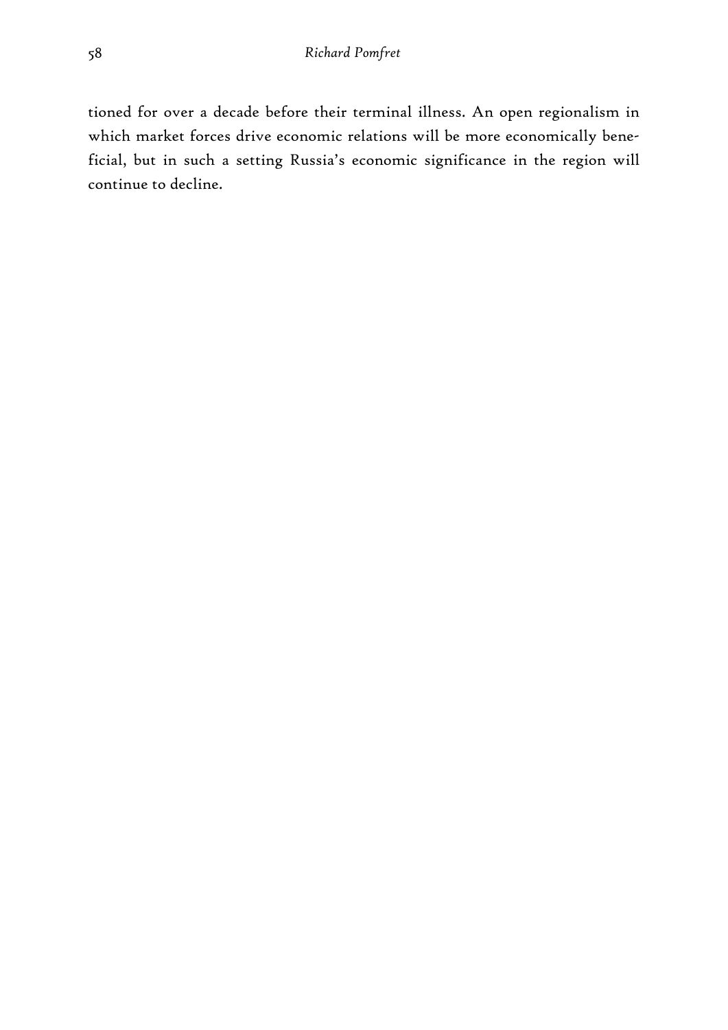tioned for over a decade before their terminal illness. An open regionalism in which market forces drive economic relations will be more economically beneficial, but in such a setting Russia's economic significance in the region will continue to decline.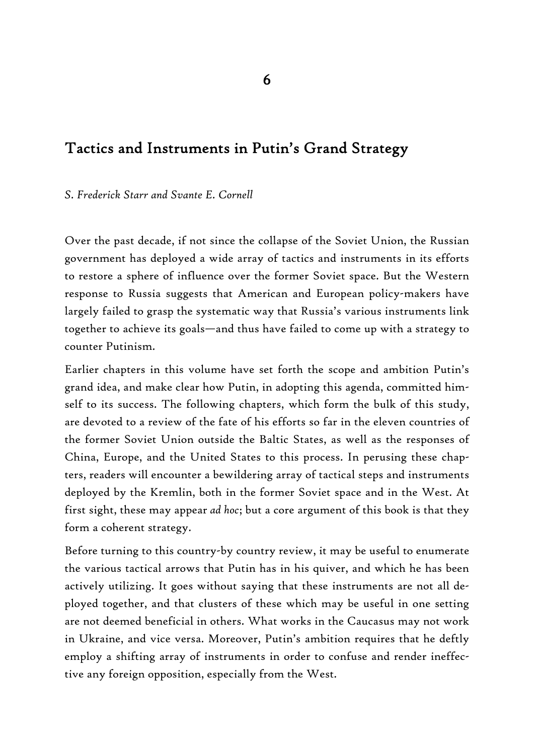# 6

## Tactics and Instruments in Putin's Grand Strategy

*S. Frederick Starr and Svante E. Cornell*

Over the past decade, if not since the collapse of the Soviet Union, the Russian government has deployed a wide array of tactics and instruments in its efforts to restore a sphere of influence over the former Soviet space. But the Western response to Russia suggests that American and European policy-makers have largely failed to grasp the systematic way that Russia's various instruments link together to achieve its goals—and thus have failed to come up with a strategy to counter Putinism.

Earlier chapters in this volume have set forth the scope and ambition Putin's grand idea, and make clear how Putin, in adopting this agenda, committed himself to its success. The following chapters, which form the bulk of this study, are devoted to a review of the fate of his efforts so far in the eleven countries of the former Soviet Union outside the Baltic States, as well as the responses of China, Europe, and the United States to this process. In perusing these chapters, readers will encounter a bewildering array of tactical steps and instruments deployed by the Kremlin, both in the former Soviet space and in the West. At first sight, these may appear *ad hoc*; but a core argument of this book is that they form a coherent strategy.

Before turning to this country-by country review, it may be useful to enumerate the various tactical arrows that Putin has in his quiver, and which he has been actively utilizing. It goes without saying that these instruments are not all deployed together, and that clusters of these which may be useful in one setting are not deemed beneficial in others. What works in the Caucasus may not work in Ukraine, and vice versa. Moreover, Putin's ambition requires that he deftly employ a shifting array of instruments in order to confuse and render ineffective any foreign opposition, especially from the West.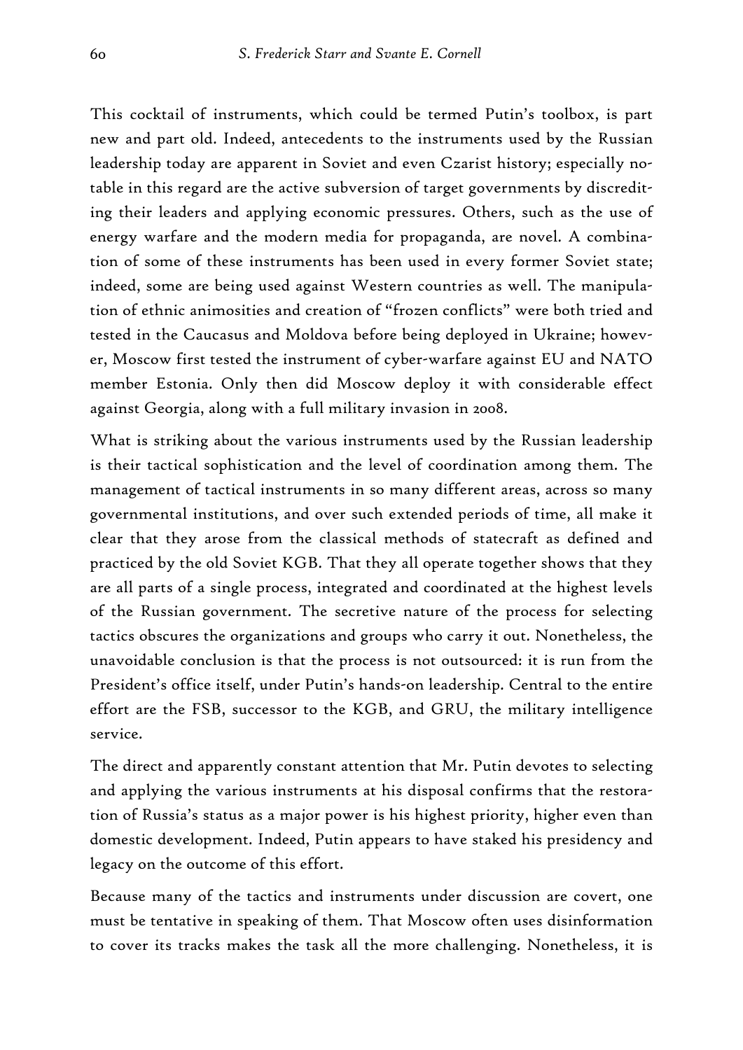This cocktail of instruments, which could be termed Putin's toolbox, is part new and part old. Indeed, antecedents to the instruments used by the Russian leadership today are apparent in Soviet and even Czarist history; especially notable in this regard are the active subversion of target governments by discrediting their leaders and applying economic pressures. Others, such as the use of energy warfare and the modern media for propaganda, are novel. A combination of some of these instruments has been used in every former Soviet state; indeed, some are being used against Western countries as well. The manipulation of ethnic animosities and creation of "frozen conflicts" were both tried and tested in the Caucasus and Moldova before being deployed in Ukraine; however, Moscow first tested the instrument of cyber-warfare against EU and NATO member Estonia. Only then did Moscow deploy it with considerable effect against Georgia, along with a full military invasion in 2008.

What is striking about the various instruments used by the Russian leadership is their tactical sophistication and the level of coordination among them. The management of tactical instruments in so many different areas, across so many governmental institutions, and over such extended periods of time, all make it clear that they arose from the classical methods of statecraft as defined and practiced by the old Soviet KGB. That they all operate together shows that they are all parts of a single process, integrated and coordinated at the highest levels of the Russian government. The secretive nature of the process for selecting tactics obscures the organizations and groups who carry it out. Nonetheless, the unavoidable conclusion is that the process is not outsourced: it is run from the President's office itself, under Putin's hands-on leadership. Central to the entire effort are the FSB, successor to the KGB, and GRU, the military intelligence service.

The direct and apparently constant attention that Mr. Putin devotes to selecting and applying the various instruments at his disposal confirms that the restoration of Russia's status as a major power is his highest priority, higher even than domestic development. Indeed, Putin appears to have staked his presidency and legacy on the outcome of this effort.

Because many of the tactics and instruments under discussion are covert, one must be tentative in speaking of them. That Moscow often uses disinformation to cover its tracks makes the task all the more challenging. Nonetheless, it is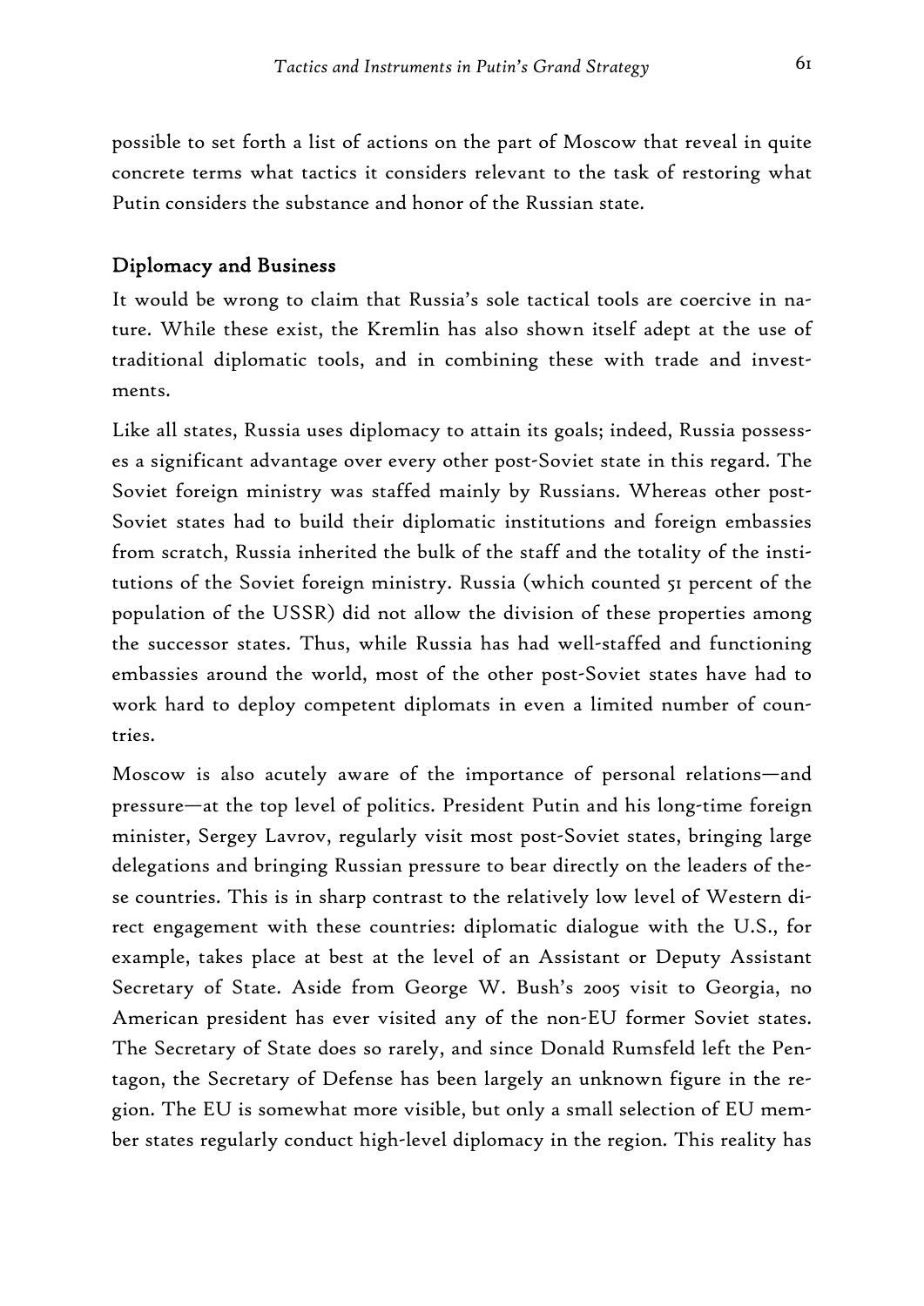possible to set forth a list of actions on the part of Moscow that reveal in quite concrete terms what tactics it considers relevant to the task of restoring what Putin considers the substance and honor of the Russian state.

## Diplomacy and Business

It would be wrong to claim that Russia's sole tactical tools are coercive in nature. While these exist, the Kremlin has also shown itself adept at the use of traditional diplomatic tools, and in combining these with trade and investments.

Like all states, Russia uses diplomacy to attain its goals; indeed, Russia possesses a significant advantage over every other post-Soviet state in this regard. The Soviet foreign ministry was staffed mainly by Russians. Whereas other post-Soviet states had to build their diplomatic institutions and foreign embassies from scratch, Russia inherited the bulk of the staff and the totality of the institutions of the Soviet foreign ministry. Russia (which counted 51 percent of the population of the USSR) did not allow the division of these properties among the successor states. Thus, while Russia has had well-staffed and functioning embassies around the world, most of the other post-Soviet states have had to work hard to deploy competent diplomats in even a limited number of countries.

Moscow is also acutely aware of the importance of personal relations—and pressure—at the top level of politics. President Putin and his long-time foreign minister, Sergey Lavrov, regularly visit most post-Soviet states, bringing large delegations and bringing Russian pressure to bear directly on the leaders of these countries. This is in sharp contrast to the relatively low level of Western direct engagement with these countries: diplomatic dialogue with the U.S., for example, takes place at best at the level of an Assistant or Deputy Assistant Secretary of State. Aside from George W. Bush's 2005 visit to Georgia, no American president has ever visited any of the non-EU former Soviet states. The Secretary of State does so rarely, and since Donald Rumsfeld left the Pentagon, the Secretary of Defense has been largely an unknown figure in the region. The EU is somewhat more visible, but only a small selection of EU member states regularly conduct high-level diplomacy in the region. This reality has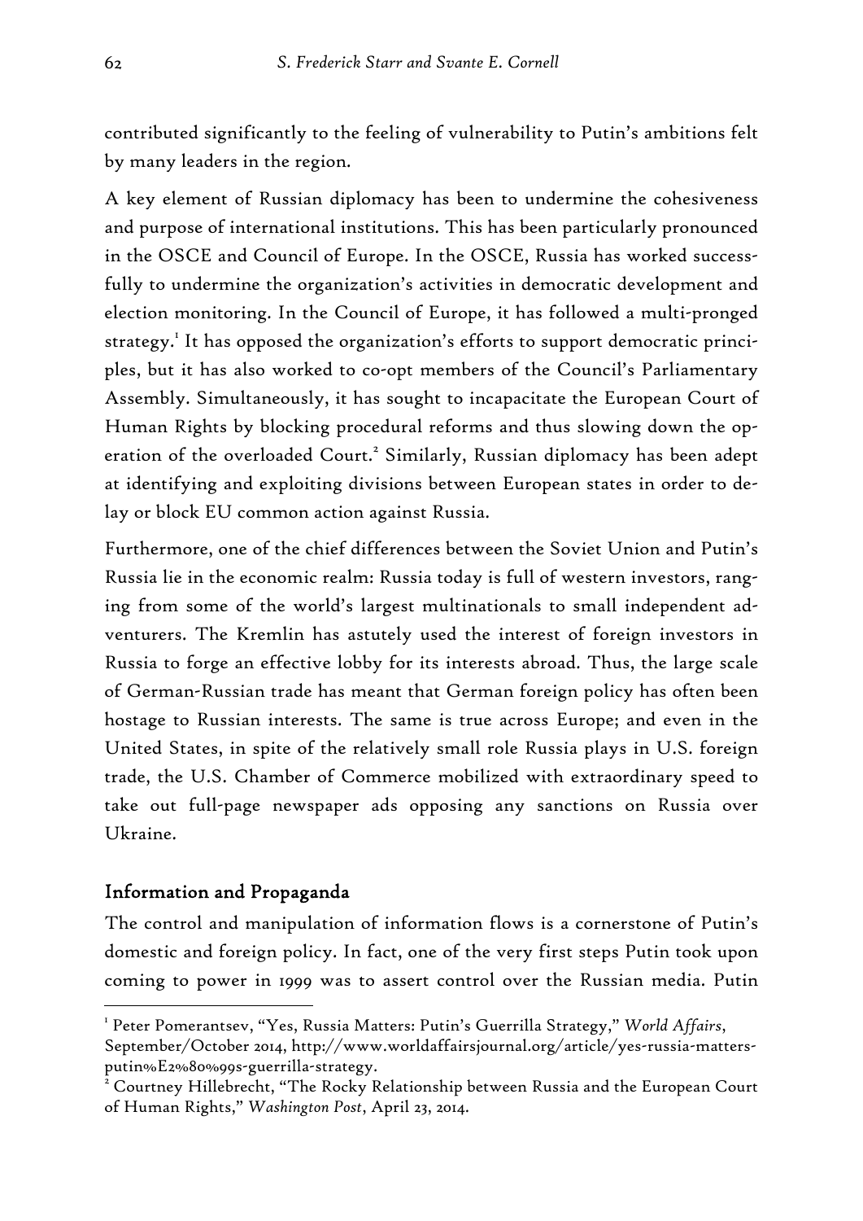contributed significantly to the feeling of vulnerability to Putin's ambitions felt by many leaders in the region.

A key element of Russian diplomacy has been to undermine the cohesiveness and purpose of international institutions. This has been particularly pronounced in the OSCE and Council of Europe. In the OSCE, Russia has worked successfully to undermine the organization's activities in democratic development and election monitoring. In the Council of Europe, it has followed a multi-pronged strategy.[1] It has opposed the organization's efforts to support democratic principles, but it has also worked to co-opt members of the Council's Parliamentary Assembly. Simultaneously, it has sought to incapacitate the European Court of Human Rights by blocking procedural reforms and thus slowing down the operation of the overloaded Court.[2] Similarly, Russian diplomacy has been adept at identifying and exploiting divisions between European states in order to delay or block EU common action against Russia.

Furthermore, one of the chief differences between the Soviet Union and Putin's Russia lie in the economic realm: Russia today is full of western investors, ranging from some of the world's largest multinationals to small independent adventurers. The Kremlin has astutely used the interest of foreign investors in Russia to forge an effective lobby for its interests abroad. Thus, the large scale of German-Russian trade has meant that German foreign policy has often been hostage to Russian interests. The same is true across Europe; and even in the United States, in spite of the relatively small role Russia plays in U.S. foreign trade, the U.S. Chamber of Commerce mobilized with extraordinary speed to take out full-page newspaper ads opposing any sanctions on Russia over Ukraine.

## Information and Propaganda

The control and manipulation of information flows is a cornerstone of Putin's domestic and foreign policy. In fact, one of the very first steps Putin took upon coming to power in 1999 was to assert control over the Russian media. Putin

---

[1] Peter Pomerantsev, "Yes, Russia Matters: Putin's Guerrilla Strategy," *World Affairs*, September/October 2014, http://www.worldaffairsjournal.org/article/yes-russia-matters-putin%E2%80%99s-guerrilla-strategy.

[2] Courtney Hillebrecht, "The Rocky Relationship between Russia and the European Court of Human Rights," *Washington Post*, April 23, 2014.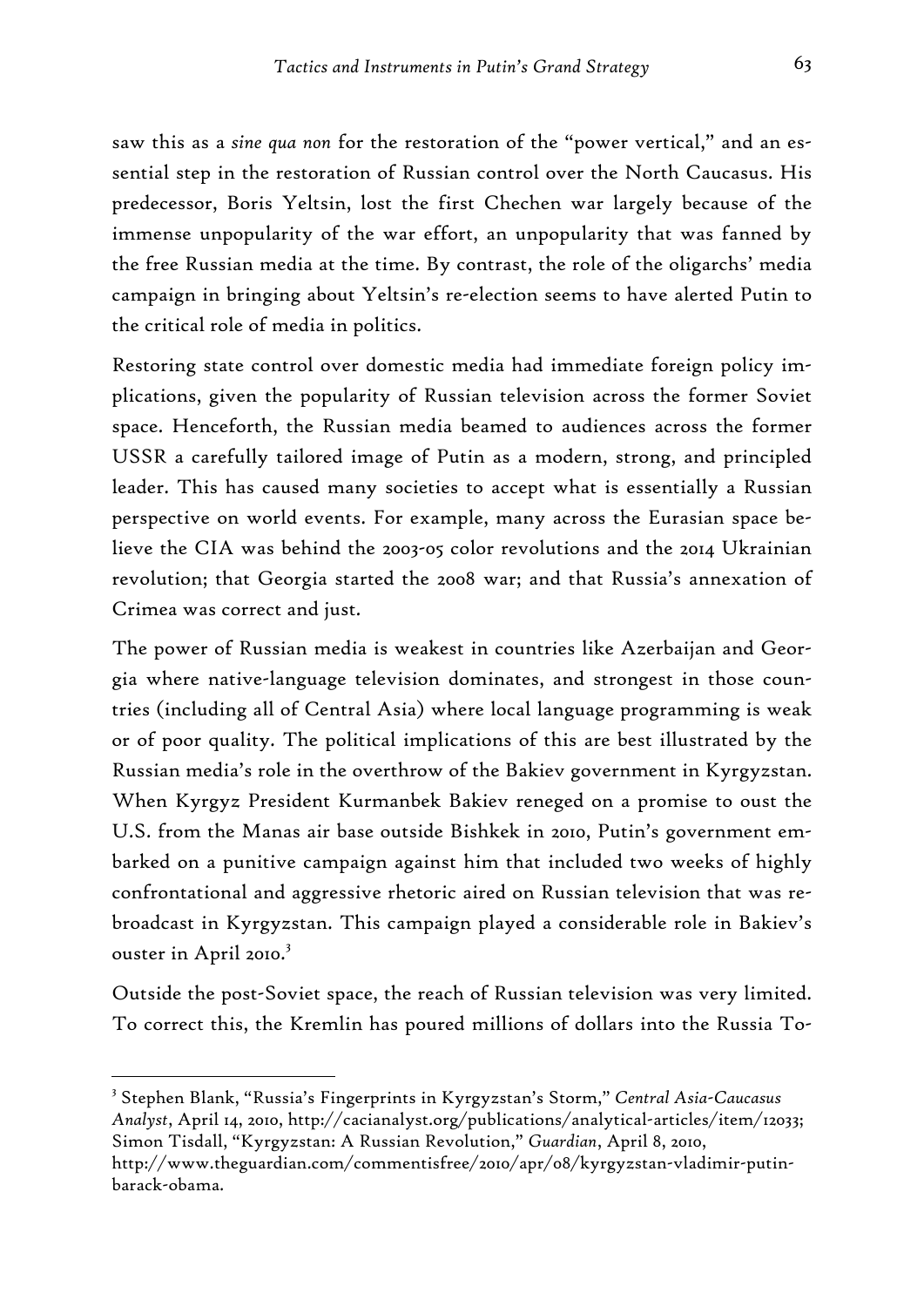saw this as a *sine qua non* for the restoration of the "power vertical," and an essential step in the restoration of Russian control over the North Caucasus. His predecessor, Boris Yeltsin, lost the first Chechen war largely because of the immense unpopularity of the war effort, an unpopularity that was fanned by the free Russian media at the time. By contrast, the role of the oligarchs' media campaign in bringing about Yeltsin's re-election seems to have alerted Putin to the critical role of media in politics.

Restoring state control over domestic media had immediate foreign policy implications, given the popularity of Russian television across the former Soviet space. Henceforth, the Russian media beamed to audiences across the former USSR a carefully tailored image of Putin as a modern, strong, and principled leader. This has caused many societies to accept what is essentially a Russian perspective on world events. For example, many across the Eurasian space believe the CIA was behind the 2003-05 color revolutions and the 2014 Ukrainian revolution; that Georgia started the 2008 war; and that Russia's annexation of Crimea was correct and just.

The power of Russian media is weakest in countries like Azerbaijan and Georgia where native-language television dominates, and strongest in those countries (including all of Central Asia) where local language programming is weak or of poor quality. The political implications of this are best illustrated by the Russian media's role in the overthrow of the Bakiev government in Kyrgyzstan. When Kyrgyz President Kurmanbek Bakiev reneged on a promise to oust the U.S. from the Manas air base outside Bishkek in 2010, Putin's government embarked on a punitive campaign against him that included two weeks of highly confrontational and aggressive rhetoric aired on Russian television that was rebroadcast in Kyrgyzstan. This campaign played a considerable role in Bakiev's ouster in April 2010.[3]

Outside the post-Soviet space, the reach of Russian television was very limited. To correct this, the Kremlin has poured millions of dollars into the Russia To-

---

[3] Stephen Blank, "Russia's Fingerprints in Kyrgyzstan's Storm," *Central Asia-Caucasus Analyst*, April 14, 2010, http://cacianalyst.org/publications/analytical-articles/item/12033; Simon Tisdall, "Kyrgyzstan: A Russian Revolution," *Guardian*, April 8, 2010, http://www.theguardian.com/commentisfree/2010/apr/08/kyrgyzstan-vladimir-putin-barack-obama.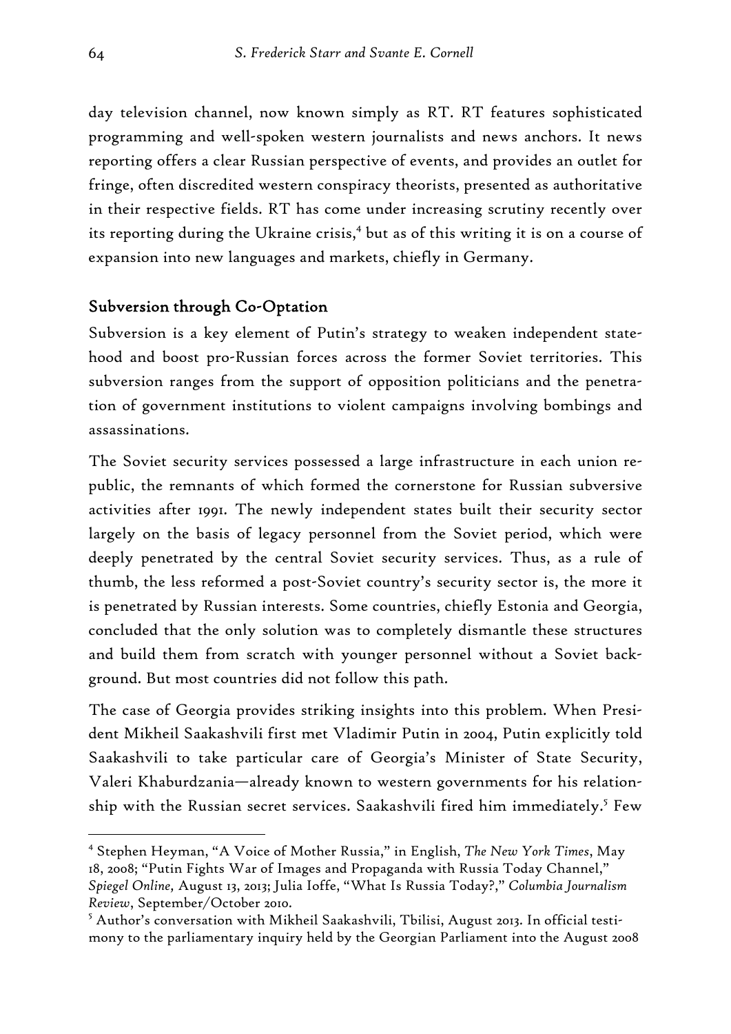day television channel, now known simply as RT. RT features sophisticated programming and well-spoken western journalists and news anchors. It news reporting offers a clear Russian perspective of events, and provides an outlet for fringe, often discredited western conspiracy theorists, presented as authoritative in their respective fields. RT has come under increasing scrutiny recently over its reporting during the Ukraine crisis,[4] but as of this writing it is on a course of expansion into new languages and markets, chiefly in Germany.

## Subversion through Co-Optation

Subversion is a key element of Putin's strategy to weaken independent statehood and boost pro-Russian forces across the former Soviet territories. This subversion ranges from the support of opposition politicians and the penetration of government institutions to violent campaigns involving bombings and assassinations.

The Soviet security services possessed a large infrastructure in each union republic, the remnants of which formed the cornerstone for Russian subversive activities after 1991. The newly independent states built their security sector largely on the basis of legacy personnel from the Soviet period, which were deeply penetrated by the central Soviet security services. Thus, as a rule of thumb, the less reformed a post-Soviet country's security sector is, the more it is penetrated by Russian interests. Some countries, chiefly Estonia and Georgia, concluded that the only solution was to completely dismantle these structures and build them from scratch with younger personnel without a Soviet background. But most countries did not follow this path.

The case of Georgia provides striking insights into this problem. When President Mikheil Saakashvili first met Vladimir Putin in 2004, Putin explicitly told Saakashvili to take particular care of Georgia's Minister of State Security, Valeri Khaburdzania—already known to western governments for his relationship with the Russian secret services. Saakashvili fired him immediately.[5] Few

---

[4] Stephen Heyman, "A Voice of Mother Russia," in English, *The New York Times*, May 18, 2008; "Putin Fights War of Images and Propaganda with Russia Today Channel," *Spiegel Online,* August 13, 2013; Julia Ioffe, "What Is Russia Today?," *Columbia Journalism Review*, September/October 2010.

[5] Author's conversation with Mikheil Saakashvili, Tbilisi, August 2013. In official testimony to the parliamentary inquiry held by the Georgian Parliament into the August 2008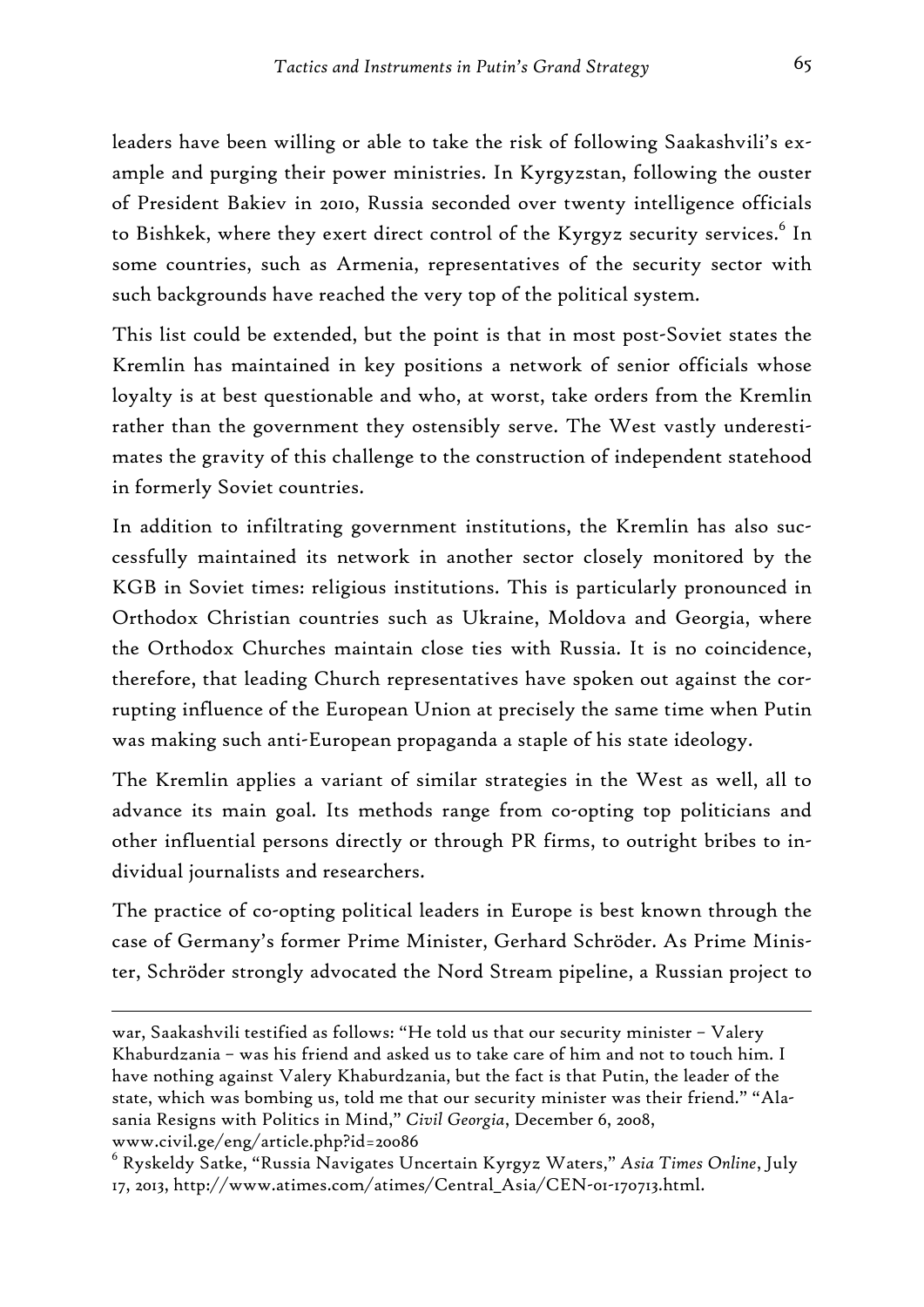leaders have been willing or able to take the risk of following Saakashvili's example and purging their power ministries. In Kyrgyzstan, following the ouster of President Bakiev in 2010, Russia seconded over twenty intelligence officials to Bishkek, where they exert direct control of the Kyrgyz security services.[6] In some countries, such as Armenia, representatives of the security sector with such backgrounds have reached the very top of the political system.

This list could be extended, but the point is that in most post-Soviet states the Kremlin has maintained in key positions a network of senior officials whose loyalty is at best questionable and who, at worst, take orders from the Kremlin rather than the government they ostensibly serve. The West vastly underestimates the gravity of this challenge to the construction of independent statehood in formerly Soviet countries.

In addition to infiltrating government institutions, the Kremlin has also successfully maintained its network in another sector closely monitored by the KGB in Soviet times: religious institutions. This is particularly pronounced in Orthodox Christian countries such as Ukraine, Moldova and Georgia, where the Orthodox Churches maintain close ties with Russia. It is no coincidence, therefore, that leading Church representatives have spoken out against the corrupting influence of the European Union at precisely the same time when Putin was making such anti-European propaganda a staple of his state ideology.

The Kremlin applies a variant of similar strategies in the West as well, all to advance its main goal. Its methods range from co-opting top politicians and other influential persons directly or through PR firms, to outright bribes to individual journalists and researchers.

The practice of co-opting political leaders in Europe is best known through the case of Germany's former Prime Minister, Gerhard Schröder. As Prime Minister, Schröder strongly advocated the Nord Stream pipeline, a Russian project to

---

war, Saakashvili testified as follows: "He told us that our security minister – Valery Khaburdzania – was his friend and asked us to take care of him and not to touch him. I have nothing against Valery Khaburdzania, but the fact is that Putin, the leader of the state, which was bombing us, told me that our security minister was their friend." "Alasania Resigns with Politics in Mind," *Civil Georgia*, December 6, 2008, www.civil.ge/eng/article.php?id=20086

[6] Ryskeldy Satke, "Russia Navigates Uncertain Kyrgyz Waters," *Asia Times Online*, July 17, 2013, http://www.atimes.com/atimes/Central_Asia/CEN-01-170713.html.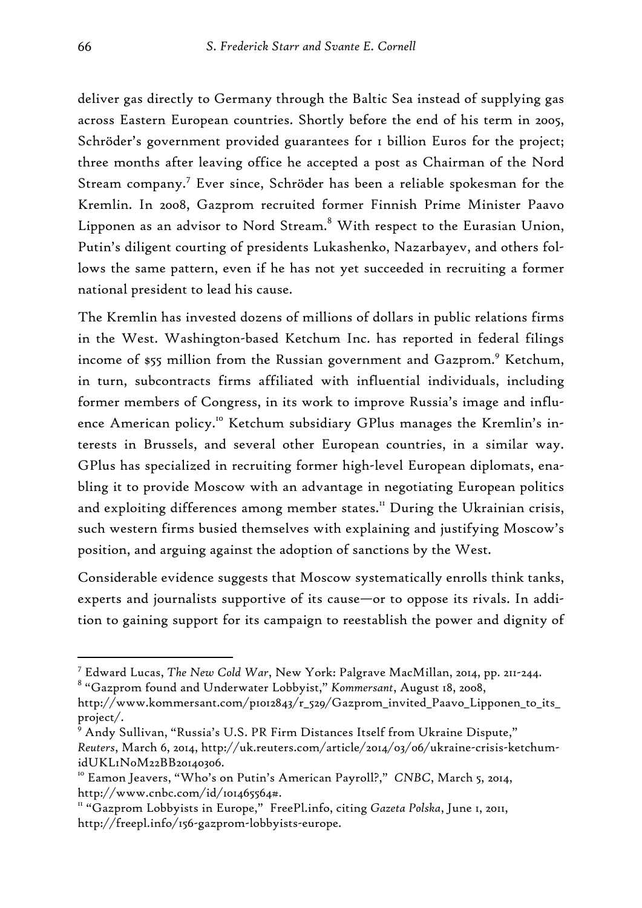deliver gas directly to Germany through the Baltic Sea instead of supplying gas across Eastern European countries. Shortly before the end of his term in 2005, Schröder's government provided guarantees for 1 billion Euros for the project; three months after leaving office he accepted a post as Chairman of the Nord Stream company.[7] Ever since, Schröder has been a reliable spokesman for the Kremlin. In 2008, Gazprom recruited former Finnish Prime Minister Paavo Lipponen as an advisor to Nord Stream.[8] With respect to the Eurasian Union, Putin's diligent courting of presidents Lukashenko, Nazarbayev, and others follows the same pattern, even if he has not yet succeeded in recruiting a former national president to lead his cause.

The Kremlin has invested dozens of millions of dollars in public relations firms in the West. Washington-based Ketchum Inc. has reported in federal filings income of $55 million from the Russian government and Gazprom.[9] Ketchum, in turn, subcontracts firms affiliated with influential individuals, including former members of Congress, in its work to improve Russia's image and influence American policy.[10] Ketchum subsidiary GPlus manages the Kremlin's interests in Brussels, and several other European countries, in a similar way. GPlus has specialized in recruiting former high-level European diplomats, enabling it to provide Moscow with an advantage in negotiating European politics and exploiting differences among member states.[11] During the Ukrainian crisis, such western firms busied themselves with explaining and justifying Moscow's position, and arguing against the adoption of sanctions by the West.

Considerable evidence suggests that Moscow systematically enrolls think tanks, experts and journalists supportive of its cause—or to oppose its rivals. In addition to gaining support for its campaign to reestablish the power and dignity of

---

[7] Edward Lucas, *The New Cold War*, New York: Palgrave MacMillan, 2014, pp. 211-244.

[8] "Gazprom found and Underwater Lobbyist," *Kommersant*, August 18, 2008, http://www.kommersant.com/p1012843/r_529/Gazprom_invited_Paavo_Lipponen_to_its_project/.

[9] Andy Sullivan, "Russia's U.S. PR Firm Distances Itself from Ukraine Dispute," *Reuters*, March 6, 2014, http://uk.reuters.com/article/2014/03/06/ukraine-crisis-ketchum-idUKL1N0M22BB20140306.

[10] Eamon Jeavers, "Who's on Putin's American Payroll?," *CNBC*, March 5, 2014, http://www.cnbc.com/id/101465564#.

[11] "Gazprom Lobbyists in Europe," FreePl.info, citing *Gazeta Polska*, June 1, 2011, http://freepl.info/156-gazprom-lobbyists-europe.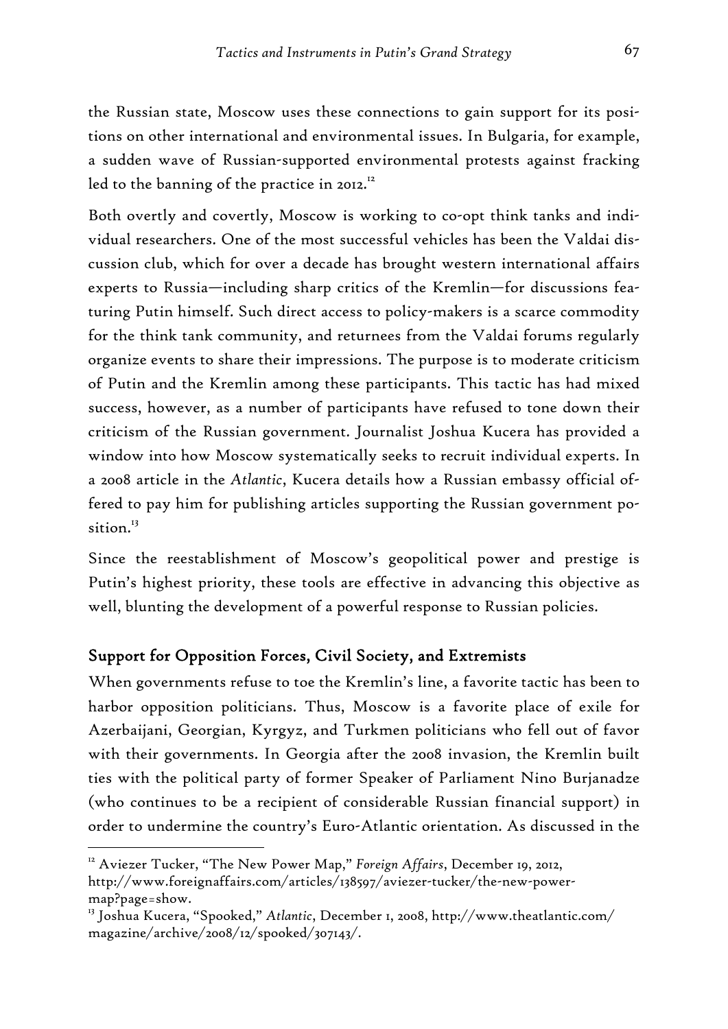the Russian state, Moscow uses these connections to gain support for its positions on other international and environmental issues. In Bulgaria, for example, a sudden wave of Russian-supported environmental protests against fracking led to the banning of the practice in 2012.[12]

Both overtly and covertly, Moscow is working to co-opt think tanks and individual researchers. One of the most successful vehicles has been the Valdai discussion club, which for over a decade has brought western international affairs experts to Russia—including sharp critics of the Kremlin—for discussions featuring Putin himself. Such direct access to policy-makers is a scarce commodity for the think tank community, and returnees from the Valdai forums regularly organize events to share their impressions. The purpose is to moderate criticism of Putin and the Kremlin among these participants. This tactic has had mixed success, however, as a number of participants have refused to tone down their criticism of the Russian government. Journalist Joshua Kucera has provided a window into how Moscow systematically seeks to recruit individual experts. In a 2008 article in the *Atlantic*, Kucera details how a Russian embassy official offered to pay him for publishing articles supporting the Russian government position.[13]

Since the reestablishment of Moscow's geopolitical power and prestige is Putin's highest priority, these tools are effective in advancing this objective as well, blunting the development of a powerful response to Russian policies.

### Support for Opposition Forces, Civil Society, and Extremists

When governments refuse to toe the Kremlin's line, a favorite tactic has been to harbor opposition politicians. Thus, Moscow is a favorite place of exile for Azerbaijani, Georgian, Kyrgyz, and Turkmen politicians who fell out of favor with their governments. In Georgia after the 2008 invasion, the Kremlin built ties with the political party of former Speaker of Parliament Nino Burjanadze (who continues to be a recipient of considerable Russian financial support) in order to undermine the country's Euro-Atlantic orientation. As discussed in the

---

[12] Aviezer Tucker, "The New Power Map," *Foreign Affairs*, December 19, 2012, http://www.foreignaffairs.com/articles/138597/aviezer-tucker/the-new-power-map?page=show.

[13] Joshua Kucera, "Spooked," *Atlantic*, December 1, 2008, http://www.theatlantic.com/magazine/archive/2008/12/spooked/307143/.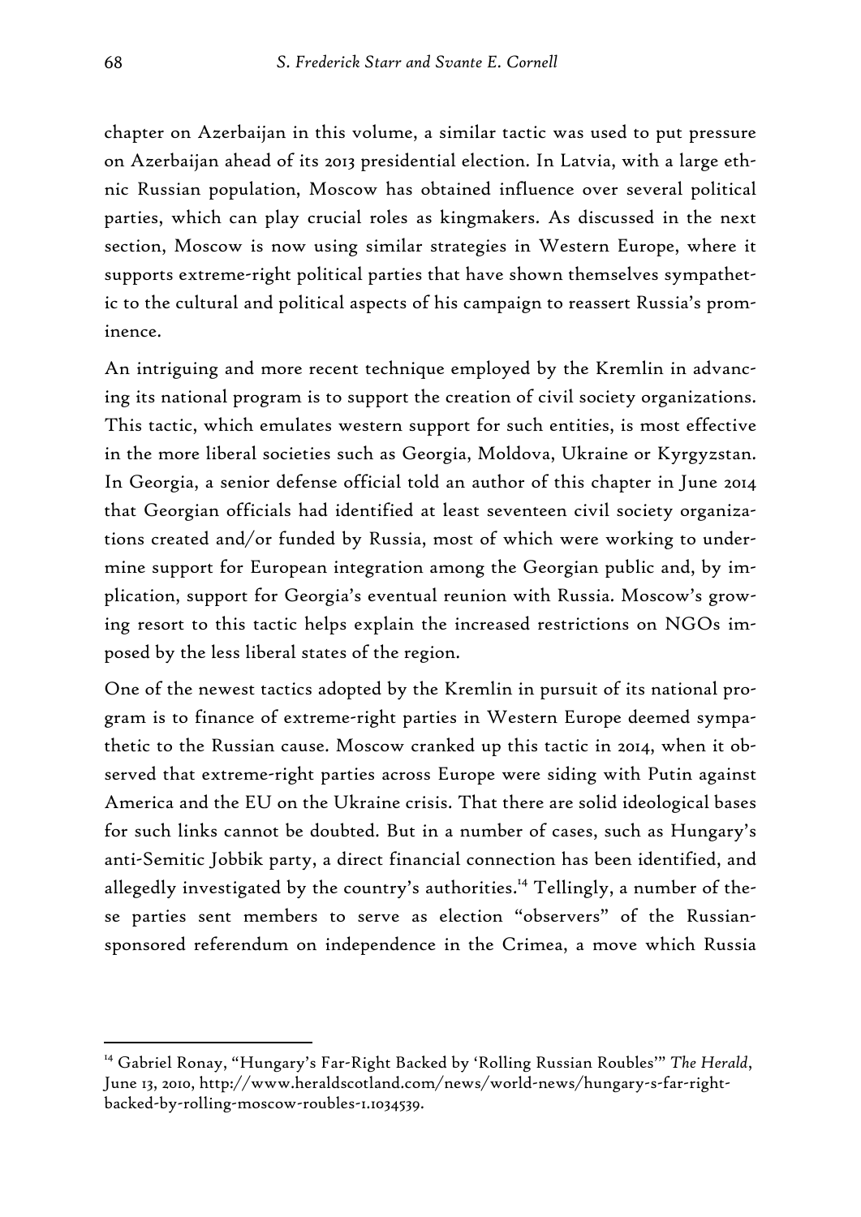chapter on Azerbaijan in this volume, a similar tactic was used to put pressure on Azerbaijan ahead of its 2013 presidential election. In Latvia, with a large ethnic Russian population, Moscow has obtained influence over several political parties, which can play crucial roles as kingmakers. As discussed in the next section, Moscow is now using similar strategies in Western Europe, where it supports extreme-right political parties that have shown themselves sympathetic to the cultural and political aspects of his campaign to reassert Russia's prominence.

An intriguing and more recent technique employed by the Kremlin in advancing its national program is to support the creation of civil society organizations. This tactic, which emulates western support for such entities, is most effective in the more liberal societies such as Georgia, Moldova, Ukraine or Kyrgyzstan. In Georgia, a senior defense official told an author of this chapter in June 2014 that Georgian officials had identified at least seventeen civil society organizations created and/or funded by Russia, most of which were working to undermine support for European integration among the Georgian public and, by implication, support for Georgia's eventual reunion with Russia. Moscow's growing resort to this tactic helps explain the increased restrictions on NGOs imposed by the less liberal states of the region.

One of the newest tactics adopted by the Kremlin in pursuit of its national program is to finance of extreme-right parties in Western Europe deemed sympathetic to the Russian cause. Moscow cranked up this tactic in 2014, when it observed that extreme-right parties across Europe were siding with Putin against America and the EU on the Ukraine crisis. That there are solid ideological bases for such links cannot be doubted. But in a number of cases, such as Hungary's anti-Semitic Jobbik party, a direct financial connection has been identified, and allegedly investigated by the country's authorities.[14] Tellingly, a number of these parties sent members to serve as election "observers" of the Russian-sponsored referendum on independence in the Crimea, a move which Russia

[14] Gabriel Ronay, "Hungary's Far-Right Backed by 'Rolling Russian Roubles'" *The Herald*, June 13, 2010, http://www.heraldscotland.com/news/world-news/hungary-s-far-right-backed-by-rolling-moscow-roubles-1.1034539.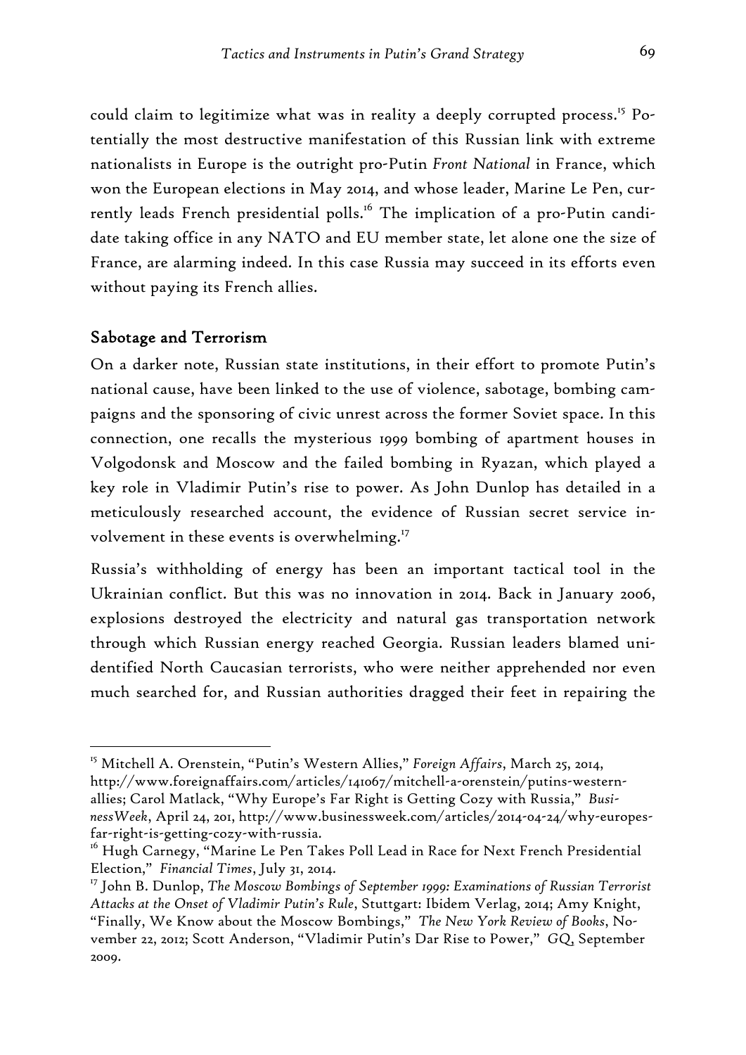could claim to legitimize what was in reality a deeply corrupted process.[15] Potentially the most destructive manifestation of this Russian link with extreme nationalists in Europe is the outright pro-Putin *Front National* in France, which won the European elections in May 2014, and whose leader, Marine Le Pen, currently leads French presidential polls.[16] The implication of a pro-Putin candidate taking office in any NATO and EU member state, let alone one the size of France, are alarming indeed. In this case Russia may succeed in its efforts even without paying its French allies.

## Sabotage and Terrorism

On a darker note, Russian state institutions, in their effort to promote Putin's national cause, have been linked to the use of violence, sabotage, bombing campaigns and the sponsoring of civic unrest across the former Soviet space. In this connection, one recalls the mysterious 1999 bombing of apartment houses in Volgodonsk and Moscow and the failed bombing in Ryazan, which played a key role in Vladimir Putin's rise to power. As John Dunlop has detailed in a meticulously researched account, the evidence of Russian secret service involvement in these events is overwhelming.[17]

Russia's withholding of energy has been an important tactical tool in the Ukrainian conflict. But this was no innovation in 2014. Back in January 2006, explosions destroyed the electricity and natural gas transportation network through which Russian energy reached Georgia. Russian leaders blamed unidentified North Caucasian terrorists, who were neither apprehended nor even much searched for, and Russian authorities dragged their feet in repairing the

---

[15] Mitchell A. Orenstein, "Putin's Western Allies," *Foreign Affairs*, March 25, 2014, http://www.foreignaffairs.com/articles/141067/mitchell-a-orenstein/putins-western-allies; Carol Matlack, "Why Europe's Far Right is Getting Cozy with Russia," *BusinessWeek*, April 24, 201, http://www.businessweek.com/articles/2014-04-24/why-europes-far-right-is-getting-cozy-with-russia.

[16] Hugh Carnegy, "Marine Le Pen Takes Poll Lead in Race for Next French Presidential Election," *Financial Times*, July 31, 2014.

[17] John B. Dunlop, *The Moscow Bombings of September 1999: Examinations of Russian Terrorist Attacks at the Onset of Vladimir Putin's Rule*, Stuttgart: Ibidem Verlag, 2014; Amy Knight, "Finally, We Know about the Moscow Bombings," *The New York Review of Books*, November 22, 2012; Scott Anderson, "Vladimir Putin's Dar Rise to Power," *GQ*, September 2009.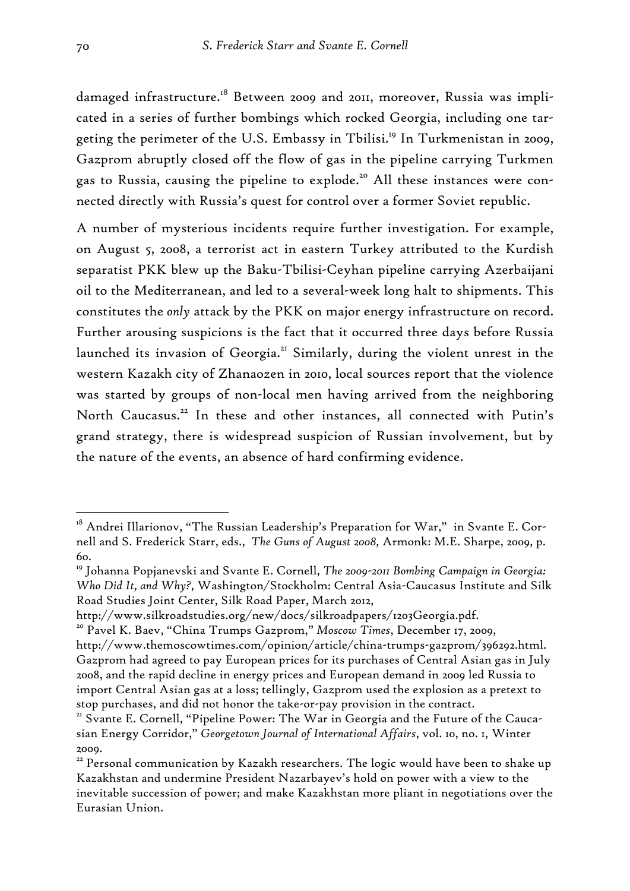damaged infrastructure.[18] Between 2009 and 2011, moreover, Russia was implicated in a series of further bombings which rocked Georgia, including one targeting the perimeter of the U.S. Embassy in Tbilisi.[19] In Turkmenistan in 2009, Gazprom abruptly closed off the flow of gas in the pipeline carrying Turkmen gas to Russia, causing the pipeline to explode.[20] All these instances were connected directly with Russia's quest for control over a former Soviet republic.

A number of mysterious incidents require further investigation. For example, on August 5, 2008, a terrorist act in eastern Turkey attributed to the Kurdish separatist PKK blew up the Baku-Tbilisi-Ceyhan pipeline carrying Azerbaijani oil to the Mediterranean, and led to a several-week long halt to shipments. This constitutes the *only* attack by the PKK on major energy infrastructure on record. Further arousing suspicions is the fact that it occurred three days before Russia launched its invasion of Georgia.[21] Similarly, during the violent unrest in the western Kazakh city of Zhanaozen in 2010, local sources report that the violence was started by groups of non-local men having arrived from the neighboring North Caucasus.[22] In these and other instances, all connected with Putin's grand strategy, there is widespread suspicion of Russian involvement, but by the nature of the events, an absence of hard confirming evidence.

---

[18] Andrei Illarionov, "The Russian Leadership's Preparation for War," in Svante E. Cornell and S. Frederick Starr, eds., *The Guns of August 2008*, Armonk: M.E. Sharpe, 2009, p. 60.

[19] Johanna Popjanevski and Svante E. Cornell, *The 2009-2011 Bombing Campaign in Georgia: Who Did It, and Why?*, Washington/Stockholm: Central Asia-Caucasus Institute and Silk Road Studies Joint Center, Silk Road Paper, March 2012, http://www.silkroadstudies.org/new/docs/silkroadpapers/1203Georgia.pdf.

[20] Pavel K. Baev, "China Trumps Gazprom," *Moscow Times*, December 17, 2009, http://www.themoscowtimes.com/opinion/article/china-trumps-gazprom/396292.html. Gazprom had agreed to pay European prices for its purchases of Central Asian gas in July 2008, and the rapid decline in energy prices and European demand in 2009 led Russia to import Central Asian gas at a loss; tellingly, Gazprom used the explosion as a pretext to stop purchases, and did not honor the take-or-pay provision in the contract.

[21] Svante E. Cornell, "Pipeline Power: The War in Georgia and the Future of the Caucasian Energy Corridor," *Georgetown Journal of International Affairs*, vol. 10, no. 1, Winter 2009.

[22] Personal communication by Kazakh researchers. The logic would have been to shake up Kazakhstan and undermine President Nazarbayev's hold on power with a view to the inevitable succession of power; and make Kazakhstan more pliant in negotiations over the Eurasian Union.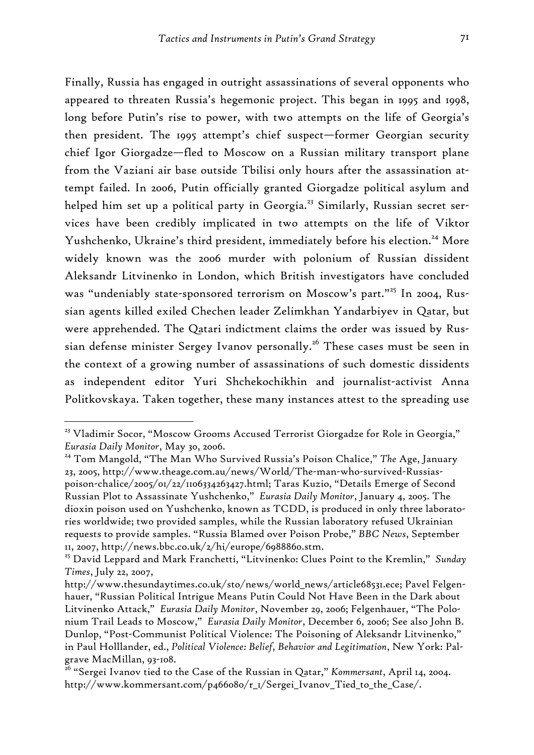Finally, Russia has engaged in outright assassinations of several opponents who appeared to threaten Russia's hegemonic project. This began in 1995 and 1998, long before Putin's rise to power, with two attempts on the life of Georgia's then president. The 1995 attempt's chief suspect—former Georgian security chief Igor Giorgadze—fled to Moscow on a Russian military transport plane from the Vaziani air base outside Tbilisi only hours after the assassination attempt failed. In 2006, Putin officially granted Giorgadze political asylum and helped him set up a political party in Georgia.[23] Similarly, Russian secret services have been credibly implicated in two attempts on the life of Viktor Yushchenko, Ukraine's third president, immediately before his election.[24] More widely known was the 2006 murder with polonium of Russian dissident Aleksandr Litvinenko in London, which British investigators have concluded was "undeniably state-sponsored terrorism on Moscow's part."[25] In 2004, Russian agents killed exiled Chechen leader Zelimkhan Yandarbiyev in Qatar, but were apprehended. The Qatari indictment claims the order was issued by Russian defense minister Sergey Ivanov personally.[26] These cases must be seen in the context of a growing number of assassinations of such domestic dissidents as independent editor Yuri Shchekochikhin and journalist-activist Anna Politkovskaya. Taken together, these many instances attest to the spreading use

---

[23] Vladimir Socor, "Moscow Grooms Accused Terrorist Giorgadze for Role in Georgia," *Eurasia Daily Monitor*, May 30, 2006.

[24] Tom Mangold, "The Man Who Survived Russia's Poison Chalice," *The* Age, January 23, 2005, http://www.theage.com.au/news/World/The-man-who-survived-Russias-poison-chalice/2005/01/22/1106334263427.html; Taras Kuzio, "Details Emerge of Second Russian Plot to Assassinate Yushchenko," *Eurasia Daily Monitor*, January 4, 2005. The dioxin poison used on Yushchenko, known as TCDD, is produced in only three laboratories worldwide; two provided samples, while the Russian laboratory refused Ukrainian requests to provide samples. "Russia Blamed over Poison Probe," *BBC News*, September 11, 2007, http://news.bbc.co.uk/2/hi/europe/6988860.stm.

[25] David Leppard and Mark Franchetti, "Litvinenko: Clues Point to the Kremlin," *Sunday Times*, July 22, 2007, http://www.thesundaytimes.co.uk/sto/news/world_news/article68531.ece; Pavel Felgenhauer, "Russian Political Intrigue Means Putin Could Not Have Been in the Dark about Litvinenko Attack," *Eurasia Daily Monitor*, November 29, 2006; Felgenhauer, "The Polonium Trail Leads to Moscow," *Eurasia Daily Monitor*, December 6, 2006; See also John B. Dunlop, "Post-Communist Political Violence: The Poisoning of Aleksandr Litvinenko," in Paul Holllander, ed., *Political Violence: Belief, Behavior and Legitimation*, New York: Palgrave MacMillan, 93-108.

[26] "Sergei Ivanov tied to the Case of the Russian in Qatar," *Kommersant*, April 14, 2004. http://www.kommersant.com/p466080/r_1/Sergei_Ivanov_Tied_to_the_Case/.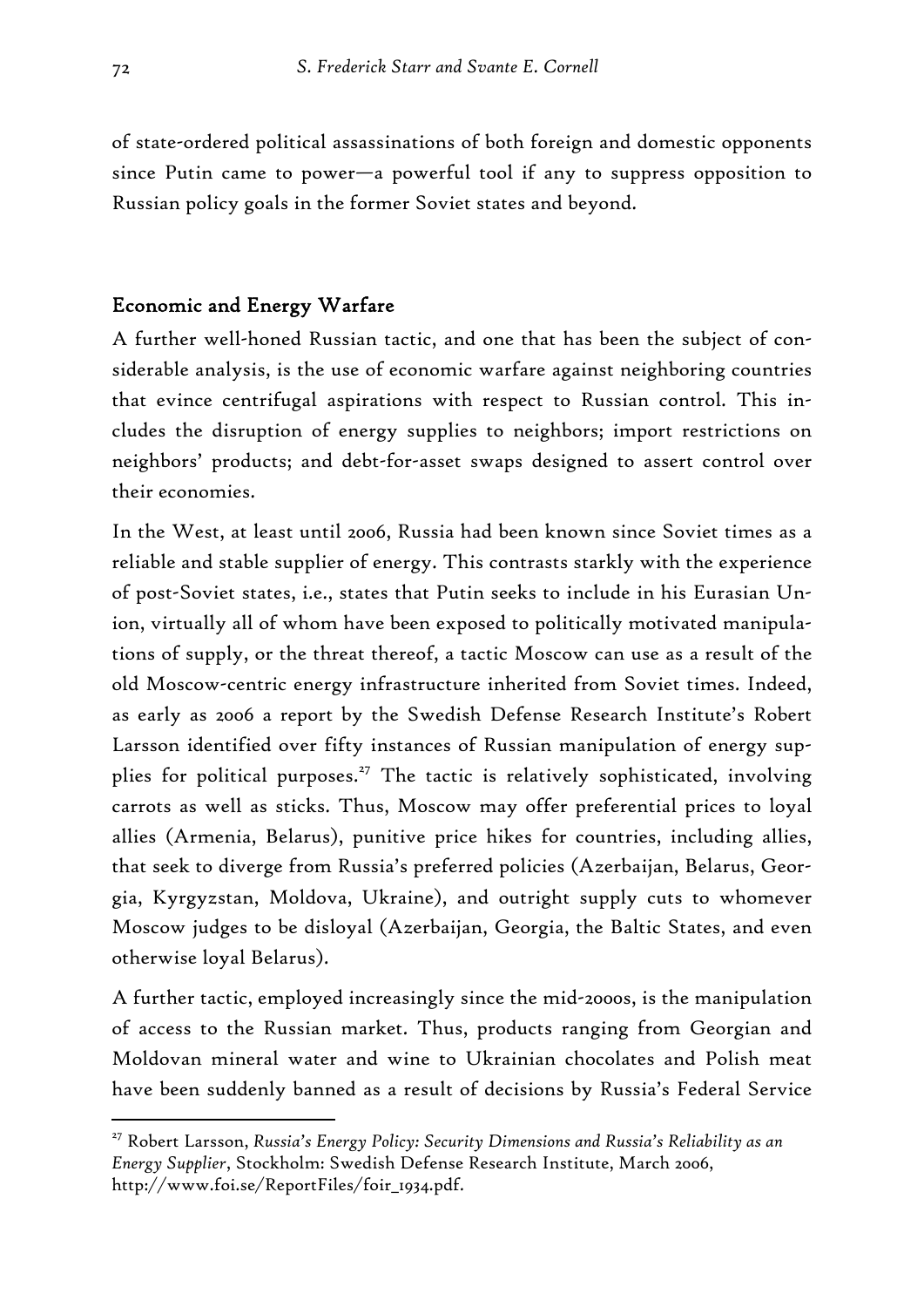of state-ordered political assassinations of both foreign and domestic opponents since Putin came to power—a powerful tool if any to suppress opposition to Russian policy goals in the former Soviet states and beyond.

## Economic and Energy Warfare

A further well-honed Russian tactic, and one that has been the subject of considerable analysis, is the use of economic warfare against neighboring countries that evince centrifugal aspirations with respect to Russian control. This includes the disruption of energy supplies to neighbors; import restrictions on neighbors' products; and debt-for-asset swaps designed to assert control over their economies.

In the West, at least until 2006, Russia had been known since Soviet times as a reliable and stable supplier of energy. This contrasts starkly with the experience of post-Soviet states, i.e., states that Putin seeks to include in his Eurasian Union, virtually all of whom have been exposed to politically motivated manipulations of supply, or the threat thereof, a tactic Moscow can use as a result of the old Moscow-centric energy infrastructure inherited from Soviet times. Indeed, as early as 2006 a report by the Swedish Defense Research Institute's Robert Larsson identified over fifty instances of Russian manipulation of energy supplies for political purposes.[27] The tactic is relatively sophisticated, involving carrots as well as sticks. Thus, Moscow may offer preferential prices to loyal allies (Armenia, Belarus), punitive price hikes for countries, including allies, that seek to diverge from Russia's preferred policies (Azerbaijan, Belarus, Georgia, Kyrgyzstan, Moldova, Ukraine), and outright supply cuts to whomever Moscow judges to be disloyal (Azerbaijan, Georgia, the Baltic States, and even otherwise loyal Belarus).

A further tactic, employed increasingly since the mid-2000s, is the manipulation of access to the Russian market. Thus, products ranging from Georgian and Moldovan mineral water and wine to Ukrainian chocolates and Polish meat have been suddenly banned as a result of decisions by Russia's Federal Service

[27] Robert Larsson, *Russia's Energy Policy: Security Dimensions and Russia's Reliability as an Energy Supplier*, Stockholm: Swedish Defense Research Institute, March 2006, http://www.foi.se/ReportFiles/foir_1934.pdf.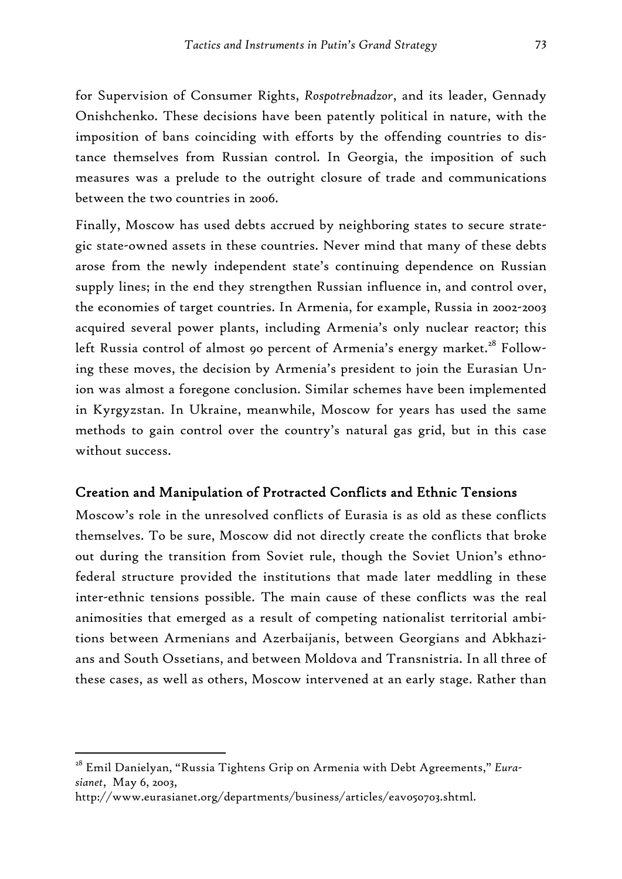for Supervision of Consumer Rights, *Rospotrebnadzor*, and its leader, Gennady Onishchenko. These decisions have been patently political in nature, with the imposition of bans coinciding with efforts by the offending countries to distance themselves from Russian control. In Georgia, the imposition of such measures was a prelude to the outright closure of trade and communications between the two countries in 2006.

Finally, Moscow has used debts accrued by neighboring states to secure strategic state-owned assets in these countries. Never mind that many of these debts arose from the newly independent state's continuing dependence on Russian supply lines; in the end they strengthen Russian influence in, and control over, the economies of target countries. In Armenia, for example, Russia in 2002-2003 acquired several power plants, including Armenia's only nuclear reactor; this left Russia control of almost 90 percent of Armenia's energy market.[28] Following these moves, the decision by Armenia's president to join the Eurasian Union was almost a foregone conclusion. Similar schemes have been implemented in Kyrgyzstan. In Ukraine, meanwhile, Moscow for years has used the same methods to gain control over the country's natural gas grid, but in this case without success.

## Creation and Manipulation of Protracted Conflicts and Ethnic Tensions

Moscow's role in the unresolved conflicts of Eurasia is as old as these conflicts themselves. To be sure, Moscow did not directly create the conflicts that broke out during the transition from Soviet rule, though the Soviet Union's ethno-federal structure provided the institutions that made later meddling in these inter-ethnic tensions possible. The main cause of these conflicts was the real animosities that emerged as a result of competing nationalist territorial ambitions between Armenians and Azerbaijanis, between Georgians and Abkhazians and South Ossetians, and between Moldova and Transnistria. In all three of these cases, as well as others, Moscow intervened at an early stage. Rather than

---

[28] Emil Danielyan, "Russia Tightens Grip on Armenia with Debt Agreements," *Eurasianet*, May 6, 2003, http://www.eurasianet.org/departments/business/articles/eav050703.shtml.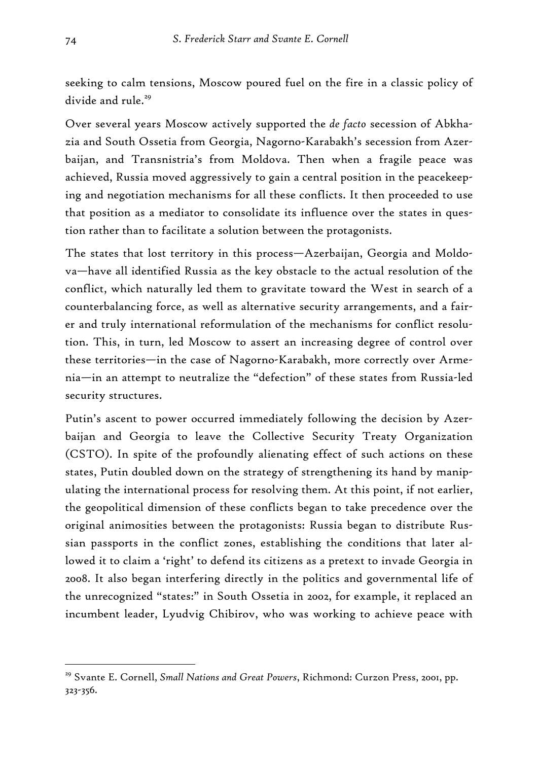seeking to calm tensions, Moscow poured fuel on the fire in a classic policy of divide and rule.[29]

Over several years Moscow actively supported the *de facto* secession of Abkhazia and South Ossetia from Georgia, Nagorno-Karabakh's secession from Azerbaijan, and Transnistria's from Moldova. Then when a fragile peace was achieved, Russia moved aggressively to gain a central position in the peacekeeping and negotiation mechanisms for all these conflicts. It then proceeded to use that position as a mediator to consolidate its influence over the states in question rather than to facilitate a solution between the protagonists.

The states that lost territory in this process—Azerbaijan, Georgia and Moldova—have all identified Russia as the key obstacle to the actual resolution of the conflict, which naturally led them to gravitate toward the West in search of a counterbalancing force, as well as alternative security arrangements, and a fairer and truly international reformulation of the mechanisms for conflict resolution. This, in turn, led Moscow to assert an increasing degree of control over these territories—in the case of Nagorno-Karabakh, more correctly over Armenia—in an attempt to neutralize the "defection" of these states from Russia-led security structures.

Putin's ascent to power occurred immediately following the decision by Azerbaijan and Georgia to leave the Collective Security Treaty Organization (CSTO). In spite of the profoundly alienating effect of such actions on these states, Putin doubled down on the strategy of strengthening its hand by manipulating the international process for resolving them. At this point, if not earlier, the geopolitical dimension of these conflicts began to take precedence over the original animosities between the protagonists: Russia began to distribute Russian passports in the conflict zones, establishing the conditions that later allowed it to claim a 'right' to defend its citizens as a pretext to invade Georgia in 2008. It also began interfering directly in the politics and governmental life of the unrecognized "states:" in South Ossetia in 2002, for example, it replaced an incumbent leader, Lyudvig Chibirov, who was working to achieve peace with

---

[29] Svante E. Cornell, *Small Nations and Great Powers*, Richmond: Curzon Press, 2001, pp. 323-356.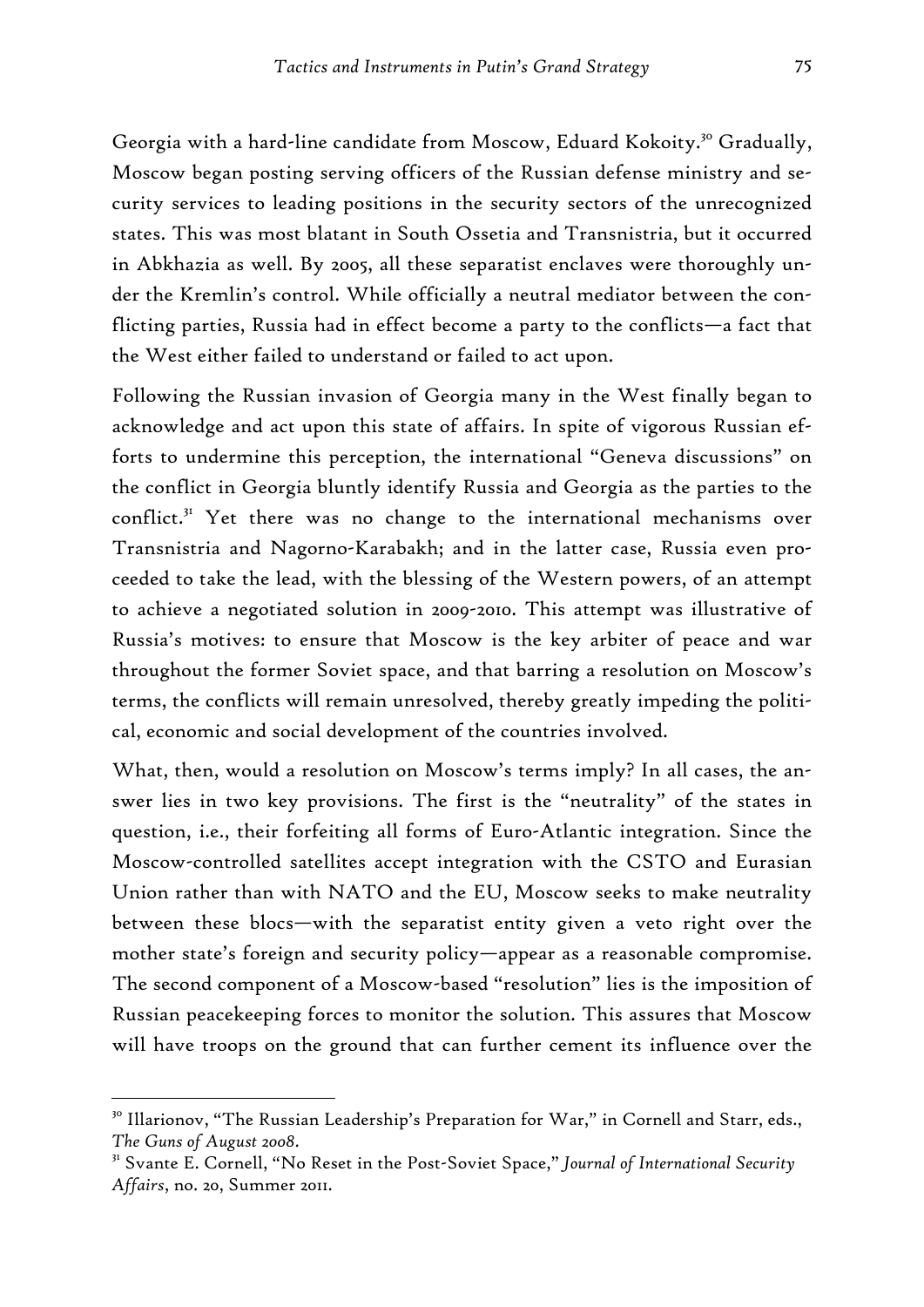Georgia with a hard-line candidate from Moscow, Eduard Kokoity.[30] Gradually, Moscow began posting serving officers of the Russian defense ministry and security services to leading positions in the security sectors of the unrecognized states. This was most blatant in South Ossetia and Transnistria, but it occurred in Abkhazia as well. By 2005, all these separatist enclaves were thoroughly under the Kremlin's control. While officially a neutral mediator between the conflicting parties, Russia had in effect become a party to the conflicts—a fact that the West either failed to understand or failed to act upon.

Following the Russian invasion of Georgia many in the West finally began to acknowledge and act upon this state of affairs. In spite of vigorous Russian efforts to undermine this perception, the international "Geneva discussions" on the conflict in Georgia bluntly identify Russia and Georgia as the parties to the conflict.[31] Yet there was no change to the international mechanisms over Transnistria and Nagorno-Karabakh; and in the latter case, Russia even proceeded to take the lead, with the blessing of the Western powers, of an attempt to achieve a negotiated solution in 2009-2010. This attempt was illustrative of Russia's motives: to ensure that Moscow is the key arbiter of peace and war throughout the former Soviet space, and that barring a resolution on Moscow's terms, the conflicts will remain unresolved, thereby greatly impeding the political, economic and social development of the countries involved.

What, then, would a resolution on Moscow's terms imply? In all cases, the answer lies in two key provisions. The first is the "neutrality" of the states in question, i.e., their forfeiting all forms of Euro-Atlantic integration. Since the Moscow-controlled satellites accept integration with the CSTO and Eurasian Union rather than with NATO and the EU, Moscow seeks to make neutrality between these blocs—with the separatist entity given a veto right over the mother state's foreign and security policy—appear as a reasonable compromise. The second component of a Moscow-based "resolution" lies is the imposition of Russian peacekeeping forces to monitor the solution. This assures that Moscow will have troops on the ground that can further cement its influence over the

---

[30] Illarionov, "The Russian Leadership's Preparation for War," in Cornell and Starr, eds., *The Guns of August 2008*.

[31] Svante E. Cornell, "No Reset in the Post-Soviet Space," *Journal of International Security Affairs*, no. 20, Summer 2011.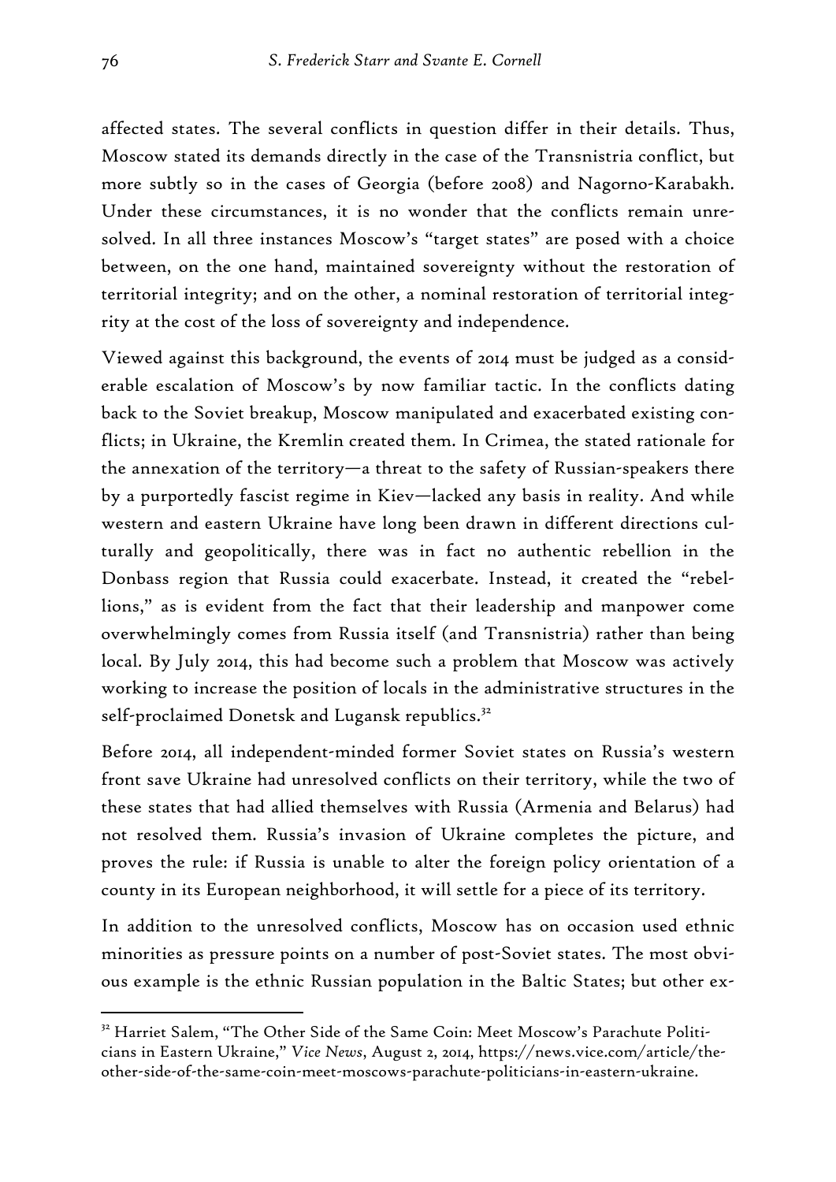affected states. The several conflicts in question differ in their details. Thus, Moscow stated its demands directly in the case of the Transnistria conflict, but more subtly so in the cases of Georgia (before 2008) and Nagorno-Karabakh. Under these circumstances, it is no wonder that the conflicts remain unresolved. In all three instances Moscow's "target states" are posed with a choice between, on the one hand, maintained sovereignty without the restoration of territorial integrity; and on the other, a nominal restoration of territorial integrity at the cost of the loss of sovereignty and independence.

Viewed against this background, the events of 2014 must be judged as a considerable escalation of Moscow's by now familiar tactic. In the conflicts dating back to the Soviet breakup, Moscow manipulated and exacerbated existing conflicts; in Ukraine, the Kremlin created them. In Crimea, the stated rationale for the annexation of the territory—a threat to the safety of Russian-speakers there by a purportedly fascist regime in Kiev—lacked any basis in reality. And while western and eastern Ukraine have long been drawn in different directions culturally and geopolitically, there was in fact no authentic rebellion in the Donbass region that Russia could exacerbate. Instead, it created the "rebellions," as is evident from the fact that their leadership and manpower come overwhelmingly comes from Russia itself (and Transnistria) rather than being local. By July 2014, this had become such a problem that Moscow was actively working to increase the position of locals in the administrative structures in the self-proclaimed Donetsk and Lugansk republics.[32]

Before 2014, all independent-minded former Soviet states on Russia's western front save Ukraine had unresolved conflicts on their territory, while the two of these states that had allied themselves with Russia (Armenia and Belarus) had not resolved them. Russia's invasion of Ukraine completes the picture, and proves the rule: if Russia is unable to alter the foreign policy orientation of a county in its European neighborhood, it will settle for a piece of its territory.

In addition to the unresolved conflicts, Moscow has on occasion used ethnic minorities as pressure points on a number of post-Soviet states. The most obvious example is the ethnic Russian population in the Baltic States; but other ex-

---

[32] Harriet Salem, "The Other Side of the Same Coin: Meet Moscow's Parachute Politicians in Eastern Ukraine," *Vice News*, August 2, 2014, https://news.vice.com/article/the-other-side-of-the-same-coin-meet-moscows-parachute-politicians-in-eastern-ukraine.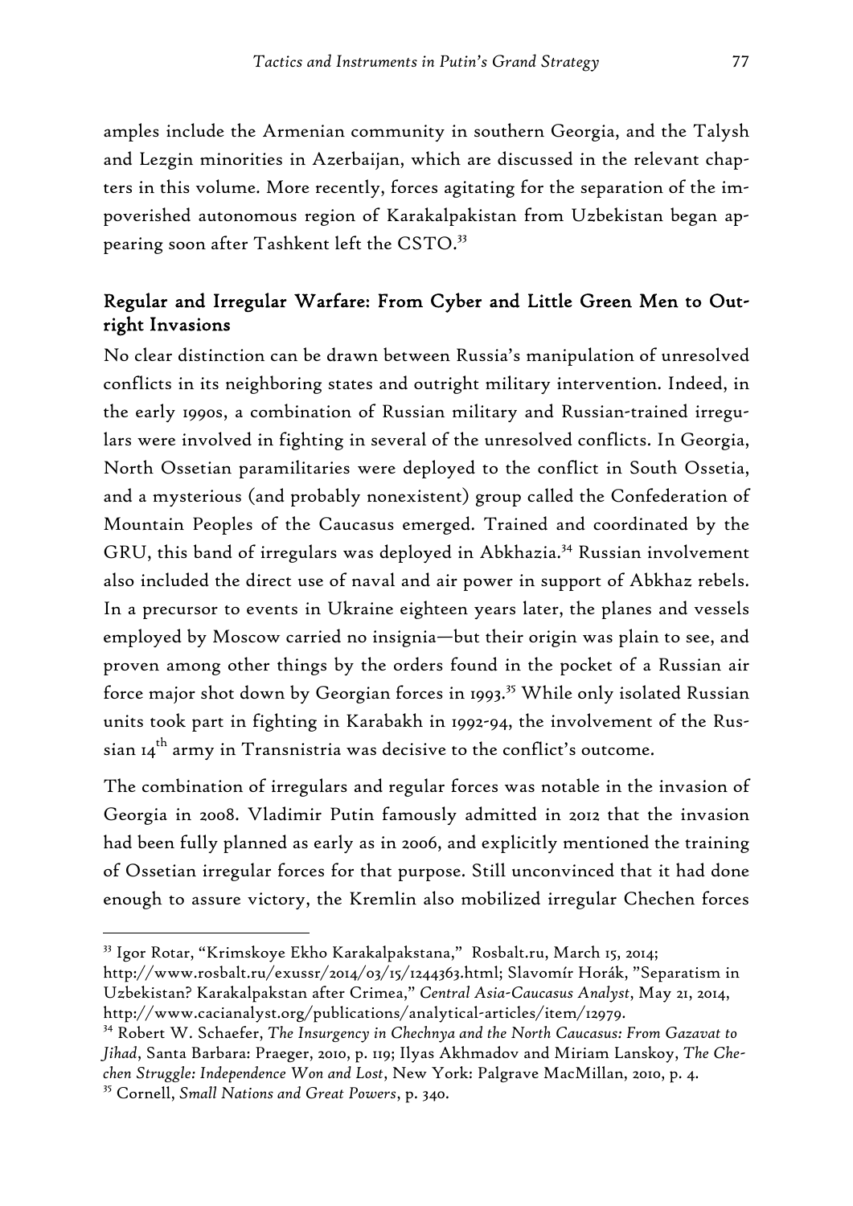amples include the Armenian community in southern Georgia, and the Talysh and Lezgin minorities in Azerbaijan, which are discussed in the relevant chapters in this volume. More recently, forces agitating for the separation of the impoverished autonomous region of Karakalpakistan from Uzbekistan began appearing soon after Tashkent left the CSTO.[33]

## Regular and Irregular Warfare: From Cyber and Little Green Men to Outright Invasions

No clear distinction can be drawn between Russia's manipulation of unresolved conflicts in its neighboring states and outright military intervention. Indeed, in the early 1990s, a combination of Russian military and Russian-trained irregulars were involved in fighting in several of the unresolved conflicts. In Georgia, North Ossetian paramilitaries were deployed to the conflict in South Ossetia, and a mysterious (and probably nonexistent) group called the Confederation of Mountain Peoples of the Caucasus emerged. Trained and coordinated by the GRU, this band of irregulars was deployed in Abkhazia.[34] Russian involvement also included the direct use of naval and air power in support of Abkhaz rebels. In a precursor to events in Ukraine eighteen years later, the planes and vessels employed by Moscow carried no insignia—but their origin was plain to see, and proven among other things by the orders found in the pocket of a Russian air force major shot down by Georgian forces in 1993.[35] While only isolated Russian units took part in fighting in Karabakh in 1992-94, the involvement of the Russian 14th army in Transnistria was decisive to the conflict's outcome.

The combination of irregulars and regular forces was notable in the invasion of Georgia in 2008. Vladimir Putin famously admitted in 2012 that the invasion had been fully planned as early as in 2006, and explicitly mentioned the training of Ossetian irregular forces for that purpose. Still unconvinced that it had done enough to assure victory, the Kremlin also mobilized irregular Chechen forces

---

[33] Igor Rotar, "Krimskoye Ekho Karakalpakstana," Rosbalt.ru, March 15, 2014; http://www.rosbalt.ru/exussr/2014/03/15/1244363.html; Slavomír Horák, "Separatism in Uzbekistan? Karakalpakstan after Crimea," *Central Asia-Caucasus Analyst*, May 21, 2014, http://www.cacianalyst.org/publications/analytical-articles/item/12979.

[34] Robert W. Schaefer, *The Insurgency in Chechnya and the North Caucasus: From Gazavat to Jihad*, Santa Barbara: Praeger, 2010, p. 119; Ilyas Akhmadov and Miriam Lanskoy, *The Chechen Struggle: Independence Won and Lost*, New York: Palgrave MacMillan, 2010, p. 4.

[35] Cornell, *Small Nations and Great Powers*, p. 340.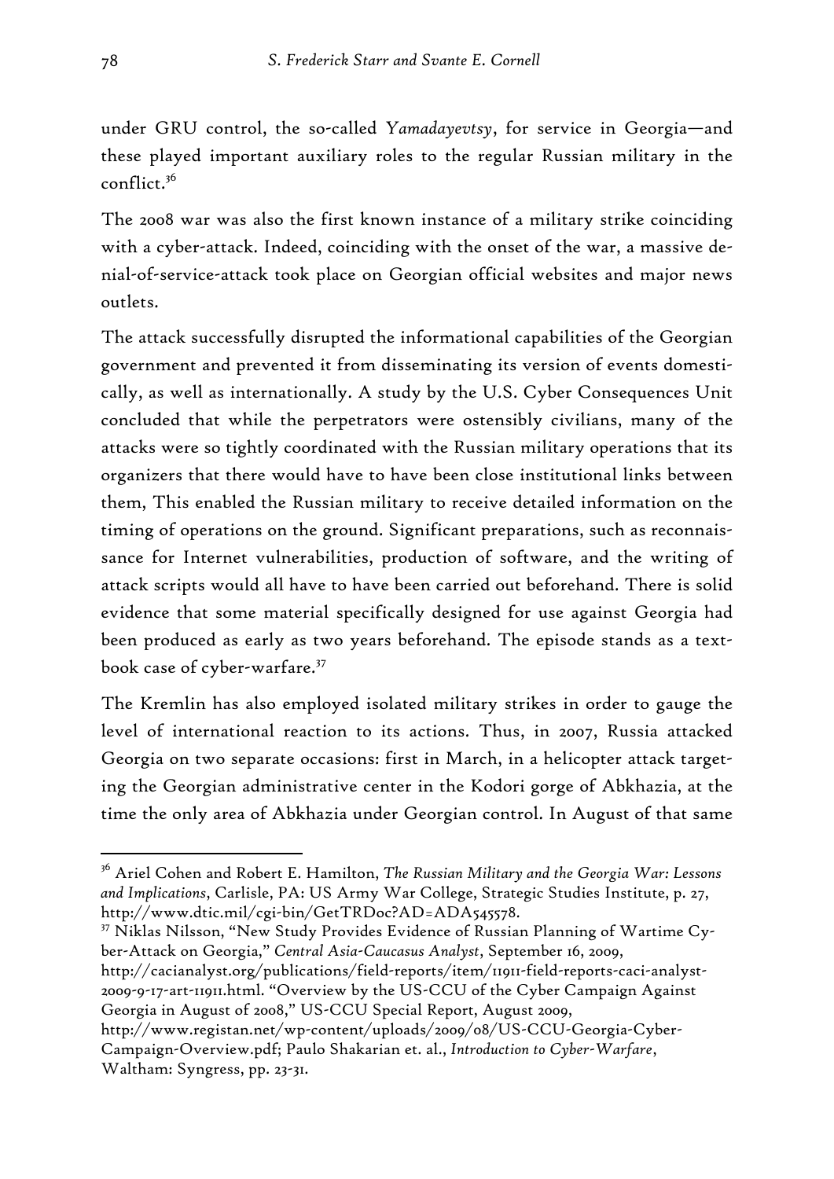under GRU control, the so-called *Yamadayevtsy*, for service in Georgia—and these played important auxiliary roles to the regular Russian military in the conflict.[36]

The 2008 war was also the first known instance of a military strike coinciding with a cyber-attack. Indeed, coinciding with the onset of the war, a massive denial-of-service-attack took place on Georgian official websites and major news outlets.

The attack successfully disrupted the informational capabilities of the Georgian government and prevented it from disseminating its version of events domestically, as well as internationally. A study by the U.S. Cyber Consequences Unit concluded that while the perpetrators were ostensibly civilians, many of the attacks were so tightly coordinated with the Russian military operations that its organizers that there would have to have been close institutional links between them, This enabled the Russian military to receive detailed information on the timing of operations on the ground. Significant preparations, such as reconnaissance for Internet vulnerabilities, production of software, and the writing of attack scripts would all have to have been carried out beforehand. There is solid evidence that some material specifically designed for use against Georgia had been produced as early as two years beforehand. The episode stands as a textbook case of cyber-warfare.[37]

The Kremlin has also employed isolated military strikes in order to gauge the level of international reaction to its actions. Thus, in 2007, Russia attacked Georgia on two separate occasions: first in March, in a helicopter attack targeting the Georgian administrative center in the Kodori gorge of Abkhazia, at the time the only area of Abkhazia under Georgian control. In August of that same

---

[36] Ariel Cohen and Robert E. Hamilton, *The Russian Military and the Georgia War: Lessons and Implications*, Carlisle, PA: US Army War College, Strategic Studies Institute, p. 27, http://www.dtic.mil/cgi-bin/GetTRDoc?AD=ADA545578.

[37] Niklas Nilsson, "New Study Provides Evidence of Russian Planning of Wartime Cyber-Attack on Georgia," *Central Asia-Caucasus Analyst*, September 16, 2009, http://cacianalyst.org/publications/field-reports/item/11911-field-reports-caci-analyst-2009-9-17-art-11911.html. "Overview by the US-CCU of the Cyber Campaign Against Georgia in August of 2008," US-CCU Special Report, August 2009, http://www.registan.net/wp-content/uploads/2009/08/US-CCU-Georgia-Cyber-Campaign-Overview.pdf; Paulo Shakarian et. al., *Introduction to Cyber-Warfare*, Waltham: Syngress, pp. 23-31.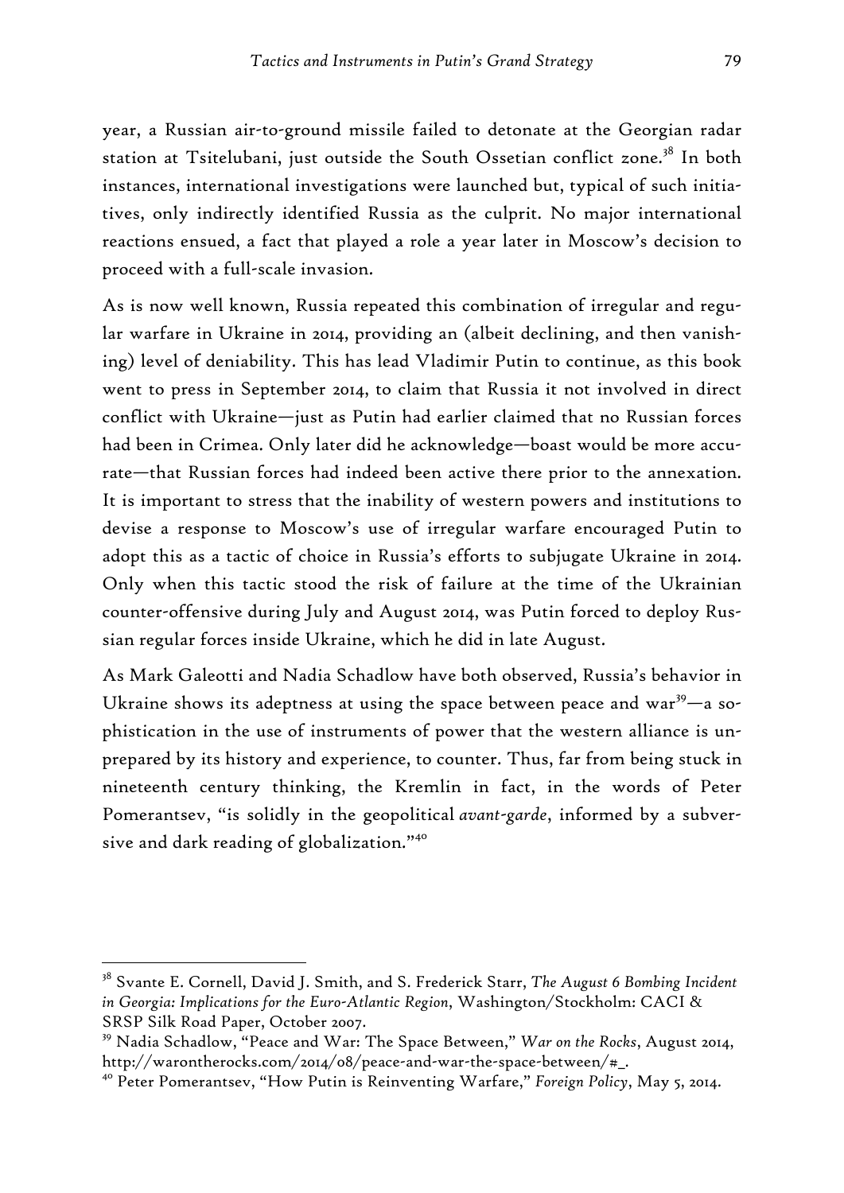year, a Russian air-to-ground missile failed to detonate at the Georgian radar station at Tsitelubani, just outside the South Ossetian conflict zone.[38] In both instances, international investigations were launched but, typical of such initiatives, only indirectly identified Russia as the culprit. No major international reactions ensued, a fact that played a role a year later in Moscow's decision to proceed with a full-scale invasion.

As is now well known, Russia repeated this combination of irregular and regular warfare in Ukraine in 2014, providing an (albeit declining, and then vanishing) level of deniability. This has lead Vladimir Putin to continue, as this book went to press in September 2014, to claim that Russia it not involved in direct conflict with Ukraine—just as Putin had earlier claimed that no Russian forces had been in Crimea. Only later did he acknowledge—boast would be more accurate—that Russian forces had indeed been active there prior to the annexation. It is important to stress that the inability of western powers and institutions to devise a response to Moscow's use of irregular warfare encouraged Putin to adopt this as a tactic of choice in Russia's efforts to subjugate Ukraine in 2014. Only when this tactic stood the risk of failure at the time of the Ukrainian counter-offensive during July and August 2014, was Putin forced to deploy Russian regular forces inside Ukraine, which he did in late August.

As Mark Galeotti and Nadia Schadlow have both observed, Russia's behavior in Ukraine shows its adeptness at using the space between peace and war[39]—a sophistication in the use of instruments of power that the western alliance is unprepared by its history and experience, to counter. Thus, far from being stuck in nineteenth century thinking, the Kremlin in fact, in the words of Peter Pomerantsev, "is solidly in the geopolitical *avant-garde*, informed by a subversive and dark reading of globalization."[40]

---

[38] Svante E. Cornell, David J. Smith, and S. Frederick Starr, *The August 6 Bombing Incident in Georgia: Implications for the Euro-Atlantic Region*, Washington/Stockholm: CACI & SRSP Silk Road Paper, October 2007.

[39] Nadia Schadlow, "Peace and War: The Space Between," *War on the Rocks*, August 2014, http://warontherocks.com/2014/08/peace-and-war-the-space-between/#_.

[40] Peter Pomerantsev, "How Putin is Reinventing Warfare," *Foreign Policy*, May 5, 2014.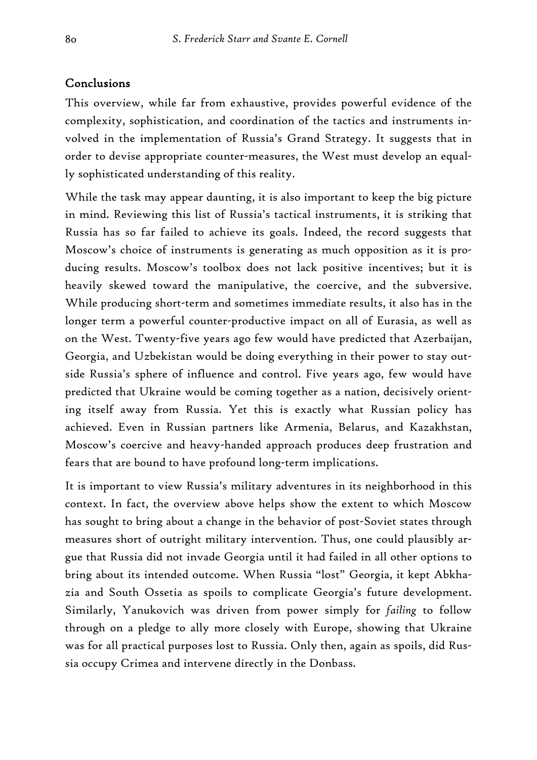## Conclusions

This overview, while far from exhaustive, provides powerful evidence of the complexity, sophistication, and coordination of the tactics and instruments involved in the implementation of Russia's Grand Strategy. It suggests that in order to devise appropriate counter-measures, the West must develop an equally sophisticated understanding of this reality.

While the task may appear daunting, it is also important to keep the big picture in mind. Reviewing this list of Russia's tactical instruments, it is striking that Russia has so far failed to achieve its goals. Indeed, the record suggests that Moscow's choice of instruments is generating as much opposition as it is producing results. Moscow's toolbox does not lack positive incentives; but it is heavily skewed toward the manipulative, the coercive, and the subversive. While producing short-term and sometimes immediate results, it also has in the longer term a powerful counter-productive impact on all of Eurasia, as well as on the West. Twenty-five years ago few would have predicted that Azerbaijan, Georgia, and Uzbekistan would be doing everything in their power to stay outside Russia's sphere of influence and control. Five years ago, few would have predicted that Ukraine would be coming together as a nation, decisively orienting itself away from Russia. Yet this is exactly what Russian policy has achieved. Even in Russian partners like Armenia, Belarus, and Kazakhstan, Moscow's coercive and heavy-handed approach produces deep frustration and fears that are bound to have profound long-term implications.

It is important to view Russia's military adventures in its neighborhood in this context. In fact, the overview above helps show the extent to which Moscow has sought to bring about a change in the behavior of post-Soviet states through measures short of outright military intervention. Thus, one could plausibly argue that Russia did not invade Georgia until it had failed in all other options to bring about its intended outcome. When Russia "lost" Georgia, it kept Abkhazia and South Ossetia as spoils to complicate Georgia's future development. Similarly, Yanukovich was driven from power simply for *failing* to follow through on a pledge to ally more closely with Europe, showing that Ukraine was for all practical purposes lost to Russia. Only then, again as spoils, did Russia occupy Crimea and intervene directly in the Donbass.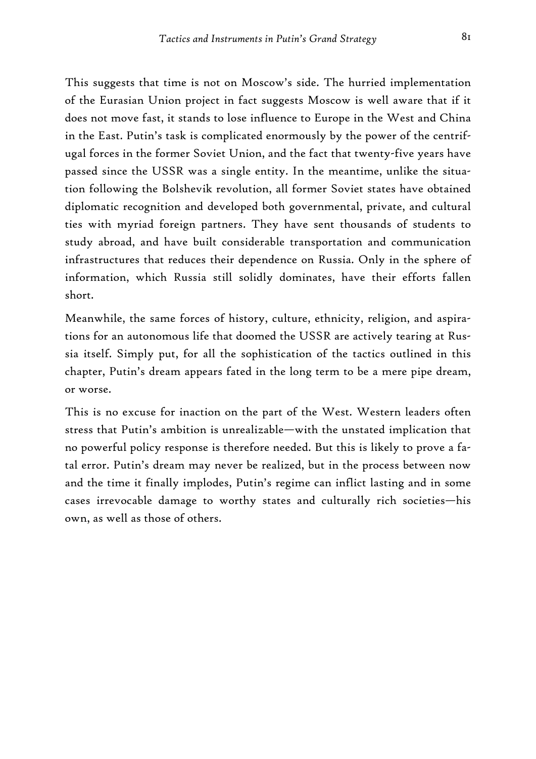This suggests that time is not on Moscow's side. The hurried implementation of the Eurasian Union project in fact suggests Moscow is well aware that if it does not move fast, it stands to lose influence to Europe in the West and China in the East. Putin's task is complicated enormously by the power of the centrifugal forces in the former Soviet Union, and the fact that twenty-five years have passed since the USSR was a single entity. In the meantime, unlike the situation following the Bolshevik revolution, all former Soviet states have obtained diplomatic recognition and developed both governmental, private, and cultural ties with myriad foreign partners. They have sent thousands of students to study abroad, and have built considerable transportation and communication infrastructures that reduces their dependence on Russia. Only in the sphere of information, which Russia still solidly dominates, have their efforts fallen short.

Meanwhile, the same forces of history, culture, ethnicity, religion, and aspirations for an autonomous life that doomed the USSR are actively tearing at Russia itself. Simply put, for all the sophistication of the tactics outlined in this chapter, Putin's dream appears fated in the long term to be a mere pipe dream, or worse.

This is no excuse for inaction on the part of the West. Western leaders often stress that Putin's ambition is unrealizable—with the unstated implication that no powerful policy response is therefore needed. But this is likely to prove a fatal error. Putin's dream may never be realized, but in the process between now and the time it finally implodes, Putin's regime can inflict lasting and in some cases irrevocable damage to worthy states and culturally rich societies—his own, as well as those of others.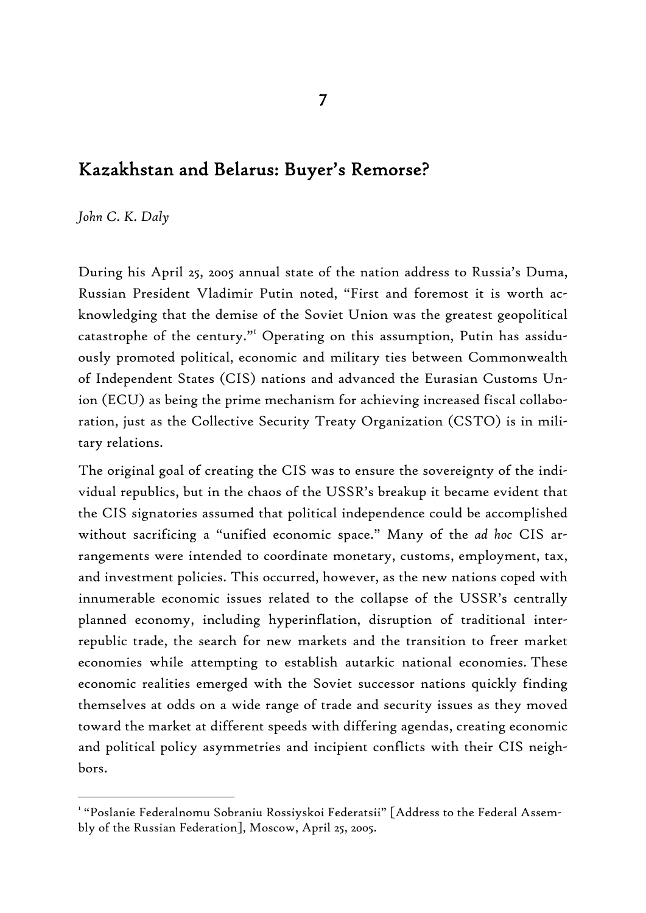# 7

## Kazakhstan and Belarus: Buyer's Remorse?

*John C. K. Daly*

During his April 25, 2005 annual state of the nation address to Russia's Duma, Russian President Vladimir Putin noted, "First and foremost it is worth acknowledging that the demise of the Soviet Union was the greatest geopolitical catastrophe of the century."[1] Operating on this assumption, Putin has assiduously promoted political, economic and military ties between Commonwealth of Independent States (CIS) nations and advanced the Eurasian Customs Union (ECU) as being the prime mechanism for achieving increased fiscal collaboration, just as the Collective Security Treaty Organization (CSTO) is in military relations.

The original goal of creating the CIS was to ensure the sovereignty of the individual republics, but in the chaos of the USSR's breakup it became evident that the CIS signatories assumed that political independence could be accomplished without sacrificing a "unified economic space." Many of the *ad hoc* CIS arrangements were intended to coordinate monetary, customs, employment, tax, and investment policies. This occurred, however, as the new nations coped with innumerable economic issues related to the collapse of the USSR's centrally planned economy, including hyperinflation, disruption of traditional inter-republic trade, the search for new markets and the transition to freer market economies while attempting to establish autarkic national economies. These economic realities emerged with the Soviet successor nations quickly finding themselves at odds on a wide range of trade and security issues as they moved toward the market at different speeds with differing agendas, creating economic and political policy asymmetries and incipient conflicts with their CIS neighbors.

---

[1] "Poslanie Federalnomu Sobraniu Rossiyskoi Federatsii" [Address to the Federal Assembly of the Russian Federation], Moscow, April 25, 2005.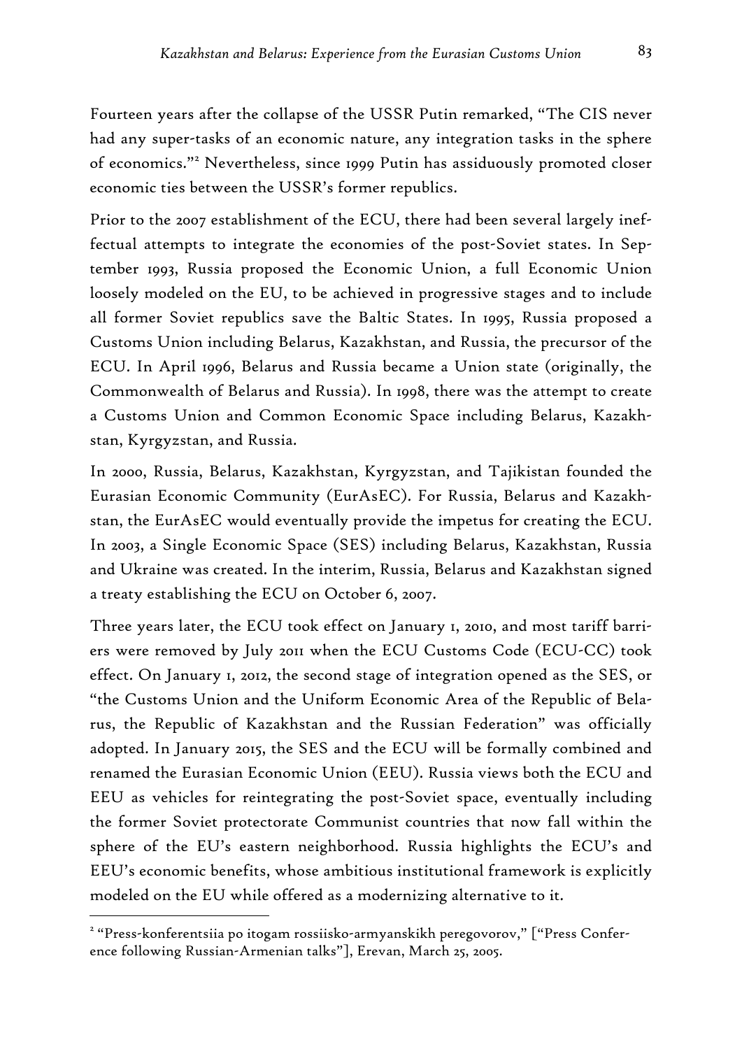Fourteen years after the collapse of the USSR Putin remarked, "The CIS never had any super-tasks of an economic nature, any integration tasks in the sphere of economics."[2] Nevertheless, since 1999 Putin has assiduously promoted closer economic ties between the USSR's former republics.

Prior to the 2007 establishment of the ECU, there had been several largely ineffectual attempts to integrate the economies of the post-Soviet states. In September 1993, Russia proposed the Economic Union, a full Economic Union loosely modeled on the EU, to be achieved in progressive stages and to include all former Soviet republics save the Baltic States. In 1995, Russia proposed a Customs Union including Belarus, Kazakhstan, and Russia, the precursor of the ECU. In April 1996, Belarus and Russia became a Union state (originally, the Commonwealth of Belarus and Russia). In 1998, there was the attempt to create a Customs Union and Common Economic Space including Belarus, Kazakhstan, Kyrgyzstan, and Russia.

In 2000, Russia, Belarus, Kazakhstan, Kyrgyzstan, and Tajikistan founded the Eurasian Economic Community (EurAsEC). For Russia, Belarus and Kazakhstan, the EurAsEC would eventually provide the impetus for creating the ECU. In 2003, a Single Economic Space (SES) including Belarus, Kazakhstan, Russia and Ukraine was created. In the interim, Russia, Belarus and Kazakhstan signed a treaty establishing the ECU on October 6, 2007.

Three years later, the ECU took effect on January 1, 2010, and most tariff barriers were removed by July 2011 when the ECU Customs Code (ECU-CC) took effect. On January 1, 2012, the second stage of integration opened as the SES, or "the Customs Union and the Uniform Economic Area of the Republic of Belarus, the Republic of Kazakhstan and the Russian Federation" was officially adopted. In January 2015, the SES and the ECU will be formally combined and renamed the Eurasian Economic Union (EEU). Russia views both the ECU and EEU as vehicles for reintegrating the post-Soviet space, eventually including the former Soviet protectorate Communist countries that now fall within the sphere of the EU's eastern neighborhood. Russia highlights the ECU's and EEU's economic benefits, whose ambitious institutional framework is explicitly modeled on the EU while offered as a modernizing alternative to it.

---

[2] "Press-konferentsiia po itogam rossiisko-armyanskikh peregovorov," ["Press Conference following Russian-Armenian talks"], Erevan, March 25, 2005.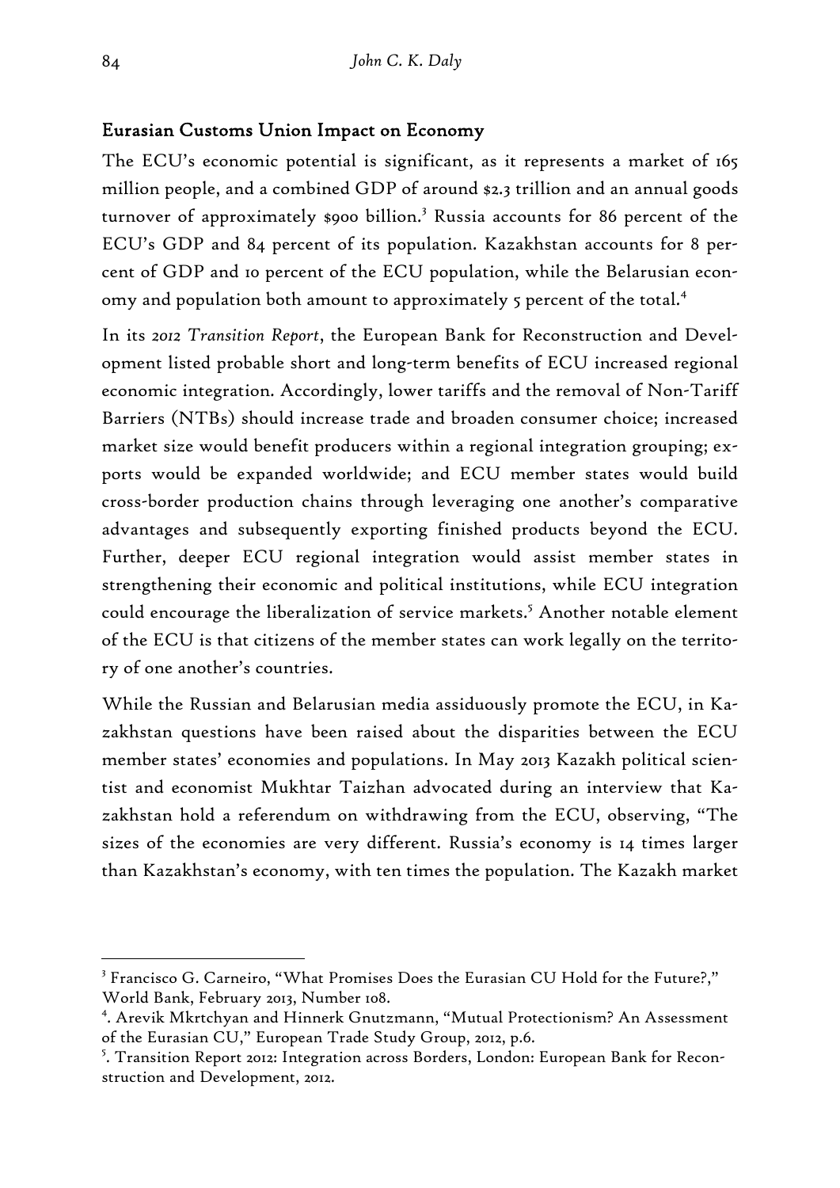## Eurasian Customs Union Impact on Economy

The ECU's economic potential is significant, as it represents a market of 165 million people, and a combined GDP of around $2.3 trillion and an annual goods turnover of approximately $900 billion.[3] Russia accounts for 86 percent of the ECU's GDP and 84 percent of its population. Kazakhstan accounts for 8 percent of GDP and 10 percent of the ECU population, while the Belarusian economy and population both amount to approximately 5 percent of the total.[4]

In its *2012 Transition Report*, the European Bank for Reconstruction and Development listed probable short and long-term benefits of ECU increased regional economic integration. Accordingly, lower tariffs and the removal of Non-Tariff Barriers (NTBs) should increase trade and broaden consumer choice; increased market size would benefit producers within a regional integration grouping; exports would be expanded worldwide; and ECU member states would build cross-border production chains through leveraging one another's comparative advantages and subsequently exporting finished products beyond the ECU. Further, deeper ECU regional integration would assist member states in strengthening their economic and political institutions, while ECU integration could encourage the liberalization of service markets.[5] Another notable element of the ECU is that citizens of the member states can work legally on the territory of one another's countries.

While the Russian and Belarusian media assiduously promote the ECU, in Kazakhstan questions have been raised about the disparities between the ECU member states' economies and populations. In May 2013 Kazakh political scientist and economist Mukhtar Taizhan advocated during an interview that Kazakhstan hold a referendum on withdrawing from the ECU, observing, "The sizes of the economies are very different. Russia's economy is 14 times larger than Kazakhstan's economy, with ten times the population. The Kazakh market

---

[3] Francisco G. Carneiro, "What Promises Does the Eurasian CU Hold for the Future?," World Bank, February 2013, Number 108.

[4]. Arevik Mkrtchyan and Hinnerk Gnutzmann, "Mutual Protectionism? An Assessment of the Eurasian CU," European Trade Study Group, 2012, p.6.

[5]. Transition Report 2012: Integration across Borders, London: European Bank for Reconstruction and Development, 2012.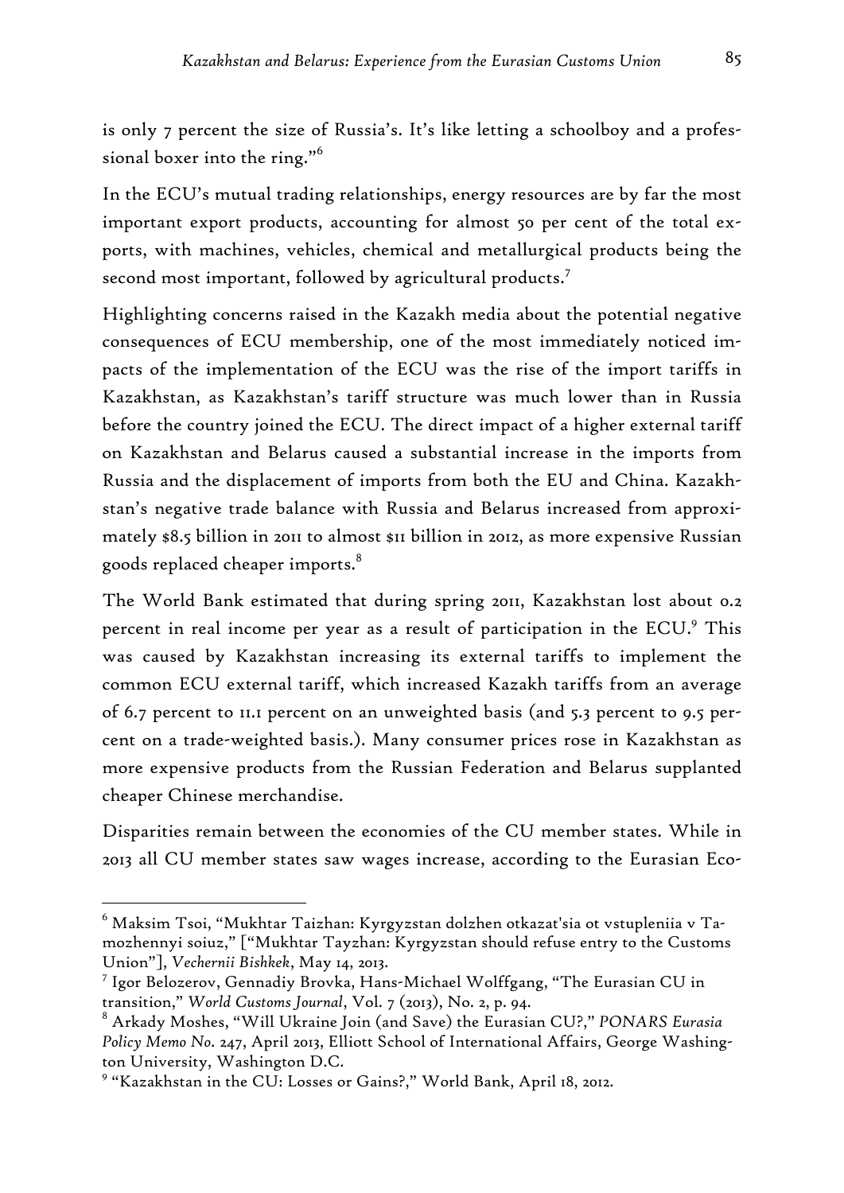is only 7 percent the size of Russia's. It's like letting a schoolboy and a professional boxer into the ring."[6]

In the ECU's mutual trading relationships, energy resources are by far the most important export products, accounting for almost 50 per cent of the total exports, with machines, vehicles, chemical and metallurgical products being the second most important, followed by agricultural products.[7]

Highlighting concerns raised in the Kazakh media about the potential negative consequences of ECU membership, one of the most immediately noticed impacts of the implementation of the ECU was the rise of the import tariffs in Kazakhstan, as Kazakhstan's tariff structure was much lower than in Russia before the country joined the ECU. The direct impact of a higher external tariff on Kazakhstan and Belarus caused a substantial increase in the imports from Russia and the displacement of imports from both the EU and China. Kazakhstan's negative trade balance with Russia and Belarus increased from approximately $8.5 billion in 2011 to almost $11 billion in 2012, as more expensive Russian goods replaced cheaper imports.[8]

The World Bank estimated that during spring 2011, Kazakhstan lost about 0.2 percent in real income per year as a result of participation in the ECU.[9] This was caused by Kazakhstan increasing its external tariffs to implement the common ECU external tariff, which increased Kazakh tariffs from an average of 6.7 percent to 11.1 percent on an unweighted basis (and 5.3 percent to 9.5 percent on a trade-weighted basis.). Many consumer prices rose in Kazakhstan as more expensive products from the Russian Federation and Belarus supplanted cheaper Chinese merchandise.

Disparities remain between the economies of the CU member states. While in 2013 all CU member states saw wages increase, according to the Eurasian Eco-

---

[6] Maksim Tsoi, "Mukhtar Taizhan: Kyrgyzstan dolzhen otkazat'sia ot vstupleniia v Tamozhennyi soiuz," ["Mukhtar Tayzhan: Kyrgyzstan should refuse entry to the Customs Union"], *Vechernii Bishkek*, May 14, 2013.

[7] Igor Belozerov, Gennadiy Brovka, Hans-Michael Wolffgang, "The Eurasian CU in transition," *World Customs Journal*, Vol. 7 (2013), No. 2, p. 94.

[8] Arkady Moshes, "Will Ukraine Join (and Save) the Eurasian CU?," *PONARS Eurasia Policy Memo No. 247*, April 2013, Elliott School of International Affairs, George Washington University, Washington D.C.

[9] "Kazakhstan in the CU: Losses or Gains?," World Bank, April 18, 2012.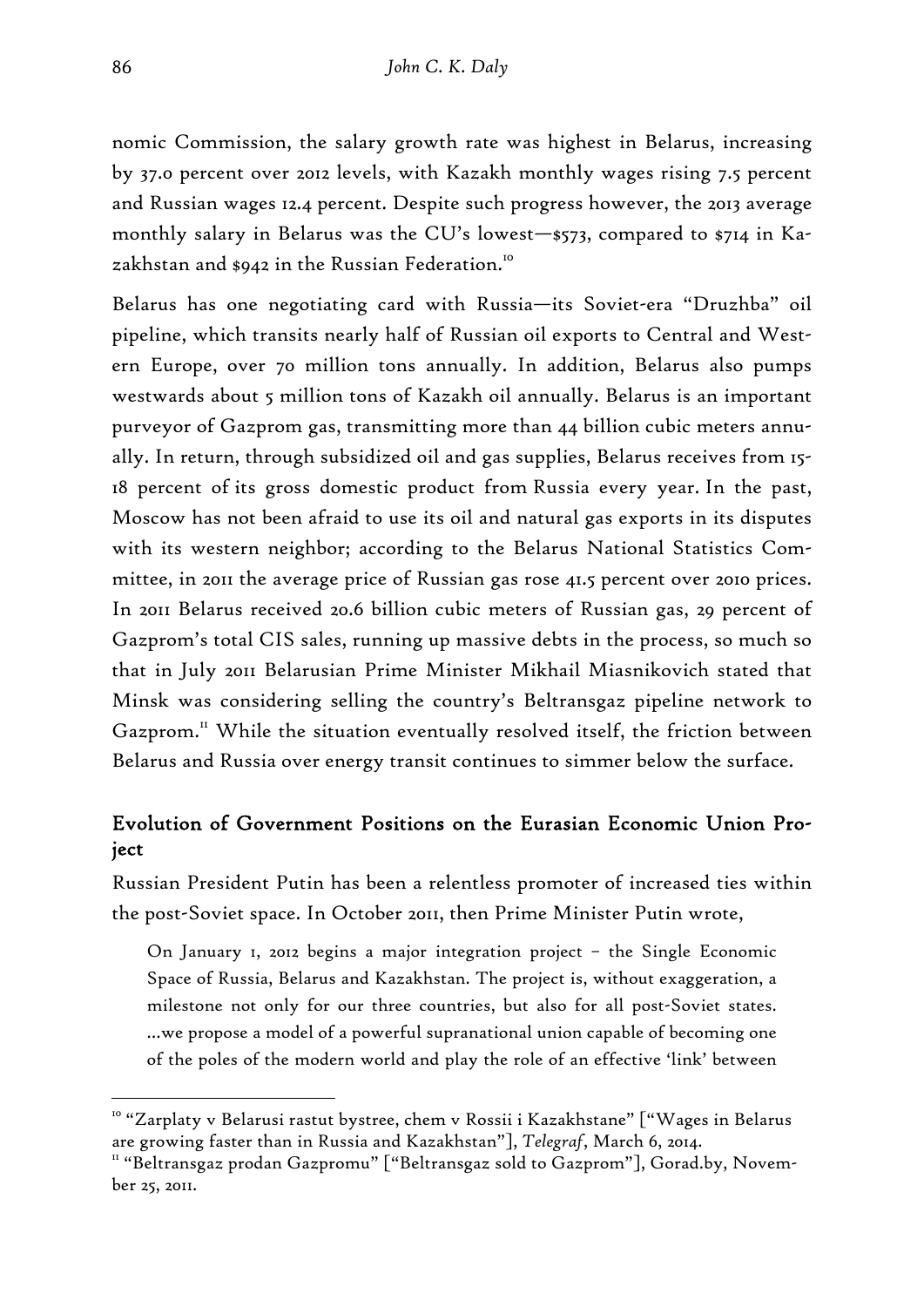nomic Commission, the salary growth rate was highest in Belarus, increasing by 37.0 percent over 2012 levels, with Kazakh monthly wages rising 7.5 percent and Russian wages 12.4 percent. Despite such progress however, the 2013 average monthly salary in Belarus was the CU's lowest—$573, compared to $714 in Kazakhstan and $942 in the Russian Federation.[10]

Belarus has one negotiating card with Russia—its Soviet-era "Druzhba" oil pipeline, which transits nearly half of Russian oil exports to Central and Western Europe, over 70 million tons annually. In addition, Belarus also pumps westwards about 5 million tons of Kazakh oil annually. Belarus is an important purveyor of Gazprom gas, transmitting more than 44 billion cubic meters annually. In return, through subsidized oil and gas supplies, Belarus receives from 15-18 percent of its gross domestic product from Russia every year. In the past, Moscow has not been afraid to use its oil and natural gas exports in its disputes with its western neighbor; according to the Belarus National Statistics Committee, in 2011 the average price of Russian gas rose 41.5 percent over 2010 prices. In 2011 Belarus received 20.6 billion cubic meters of Russian gas, 29 percent of Gazprom's total CIS sales, running up massive debts in the process, so much so that in July 2011 Belarusian Prime Minister Mikhail Miasnikovich stated that Minsk was considering selling the country's Beltransgaz pipeline network to Gazprom.[11] While the situation eventually resolved itself, the friction between Belarus and Russia over energy transit continues to simmer below the surface.

## Evolution of Government Positions on the Eurasian Economic Union Project

Russian President Putin has been a relentless promoter of increased ties within the post-Soviet space. In October 2011, then Prime Minister Putin wrote,

> On January 1, 2012 begins a major integration project – the Single Economic Space of Russia, Belarus and Kazakhstan. The project is, without exaggeration, a milestone not only for our three countries, but also for all post-Soviet states. …we propose a model of a powerful supranational union capable of becoming one of the poles of the modern world and play the role of an effective 'link' between

---

[10] "Zarplaty v Belarusi rastut bystree, chem v Rossii i Kazakhstane" ["Wages in Belarus are growing faster than in Russia and Kazakhstan"], *Telegraf*, March 6, 2014.

[11] "Beltransgaz prodan Gazpromu" ["Beltransgaz sold to Gazprom"], Gorad.by, November 25, 2011.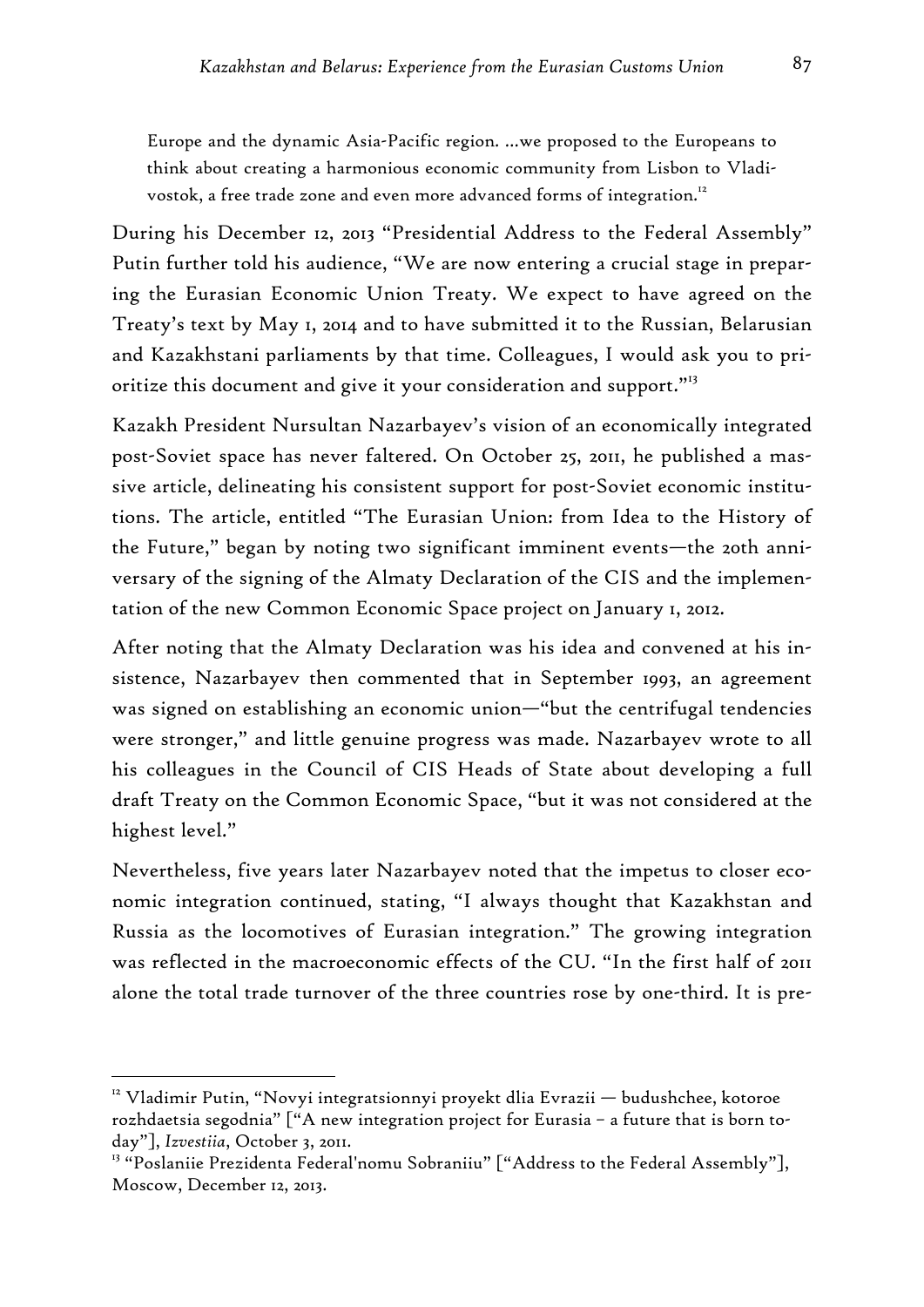> Europe and the dynamic Asia-Pacific region. ...we proposed to the Europeans to think about creating a harmonious economic community from Lisbon to Vladivostok, a free trade zone and even more advanced forms of integration.[12]

During his December 12, 2013 "Presidential Address to the Federal Assembly" Putin further told his audience, "We are now entering a crucial stage in preparing the Eurasian Economic Union Treaty. We expect to have agreed on the Treaty's text by May 1, 2014 and to have submitted it to the Russian, Belarusian and Kazakhstani parliaments by that time. Colleagues, I would ask you to prioritize this document and give it your consideration and support."[13]

Kazakh President Nursultan Nazarbayev's vision of an economically integrated post-Soviet space has never faltered. On October 25, 2011, he published a massive article, delineating his consistent support for post-Soviet economic institutions. The article, entitled "The Eurasian Union: from Idea to the History of the Future," began by noting two significant imminent events—the 20th anniversary of the signing of the Almaty Declaration of the CIS and the implementation of the new Common Economic Space project on January 1, 2012.

After noting that the Almaty Declaration was his idea and convened at his insistence, Nazarbayev then commented that in September 1993, an agreement was signed on establishing an economic union—"but the centrifugal tendencies were stronger," and little genuine progress was made. Nazarbayev wrote to all his colleagues in the Council of CIS Heads of State about developing a full draft Treaty on the Common Economic Space, "but it was not considered at the highest level."

Nevertheless, five years later Nazarbayev noted that the impetus to closer economic integration continued, stating, "I always thought that Kazakhstan and Russia as the locomotives of Eurasian integration." The growing integration was reflected in the macroeconomic effects of the CU. "In the first half of 2011 alone the total trade turnover of the three countries rose by one-third. It is pre-

---

[12] Vladimir Putin, "Novyi integratsionnyi proyekt dlia Evrazii — budushchee, kotoroe rozhdaetsia segodnia" ["A new integration project for Eurasia – a future that is born today"], *Izvestiia*, October 3, 2011.

[13] "Poslaniie Prezidenta Federal'nomu Sobraniiu" ["Address to the Federal Assembly"], Moscow, December 12, 2013.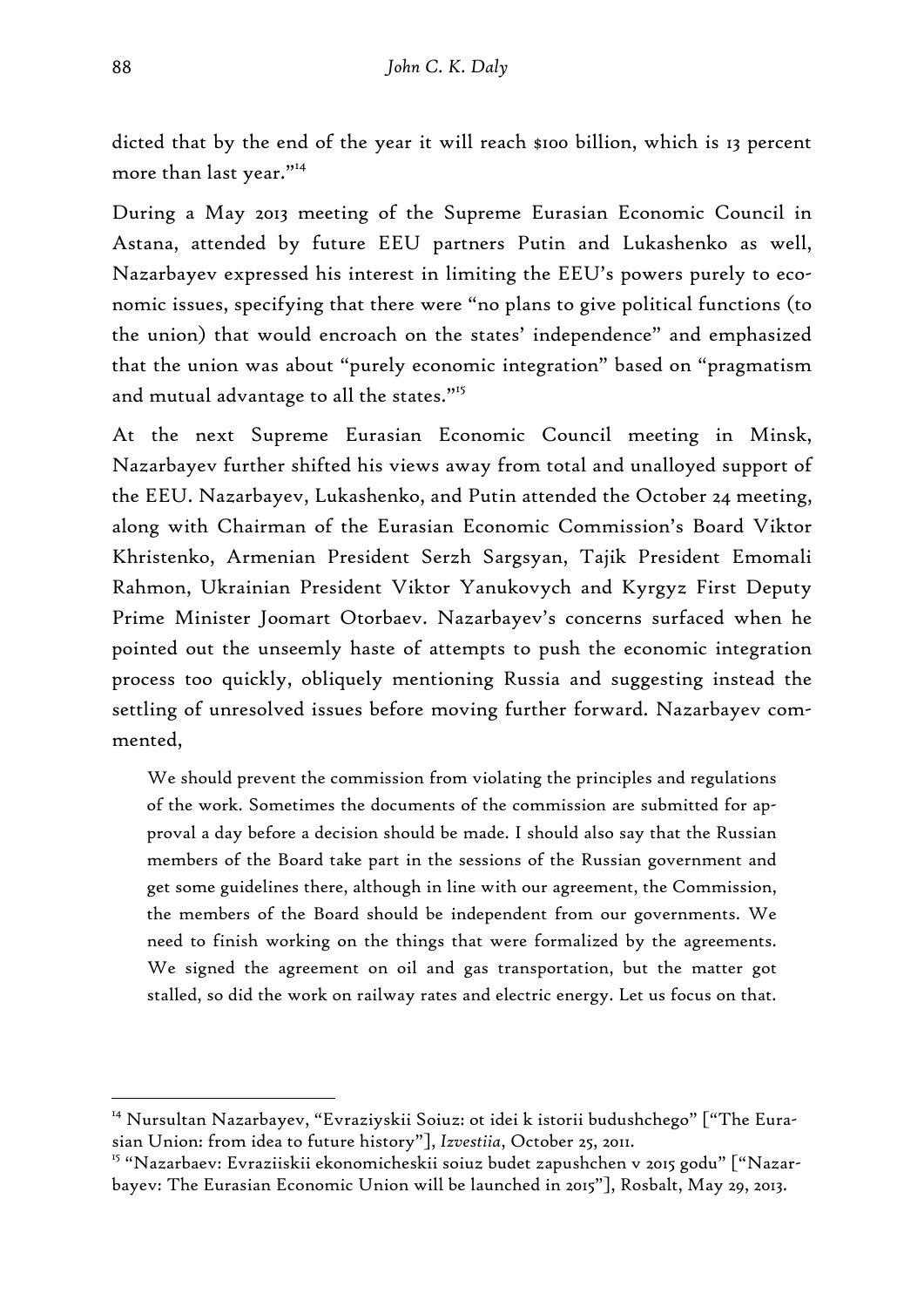dicted that by the end of the year it will reach $100 billion, which is 13 percent more than last year."[14]

During a May 2013 meeting of the Supreme Eurasian Economic Council in Astana, attended by future EEU partners Putin and Lukashenko as well, Nazarbayev expressed his interest in limiting the EEU's powers purely to economic issues, specifying that there were "no plans to give political functions (to the union) that would encroach on the states' independence" and emphasized that the union was about "purely economic integration" based on "pragmatism and mutual advantage to all the states."[15]

At the next Supreme Eurasian Economic Council meeting in Minsk, Nazarbayev further shifted his views away from total and unalloyed support of the EEU. Nazarbayev, Lukashenko, and Putin attended the October 24 meeting, along with Chairman of the Eurasian Economic Commission's Board Viktor Khristenko, Armenian President Serzh Sargsyan, Tajik President Emomali Rahmon, Ukrainian President Viktor Yanukovych and Kyrgyz First Deputy Prime Minister Joomart Otorbaev. Nazarbayev's concerns surfaced when he pointed out the unseemly haste of attempts to push the economic integration process too quickly, obliquely mentioning Russia and suggesting instead the settling of unresolved issues before moving further forward. Nazarbayev commented,

> We should prevent the commission from violating the principles and regulations of the work. Sometimes the documents of the commission are submitted for approval a day before a decision should be made. I should also say that the Russian members of the Board take part in the sessions of the Russian government and get some guidelines there, although in line with our agreement, the Commission, the members of the Board should be independent from our governments. We need to finish working on the things that were formalized by the agreements. We signed the agreement on oil and gas transportation, but the matter got stalled, so did the work on railway rates and electric energy. Let us focus on that.

---

[14] Nursultan Nazarbayev, "Evraziyskii Soiuz: ot idei k istorii budushchego" ["The Eurasian Union: from idea to future history"], *Izvestiia*, October 25, 2011.

[15] "Nazarbaev: Evraziiskii ekonomicheskii soiuz budet zapushchen v 2015 godu" ["Nazarbayev: The Eurasian Economic Union will be launched in 2015"], Rosbalt, May 29, 2013.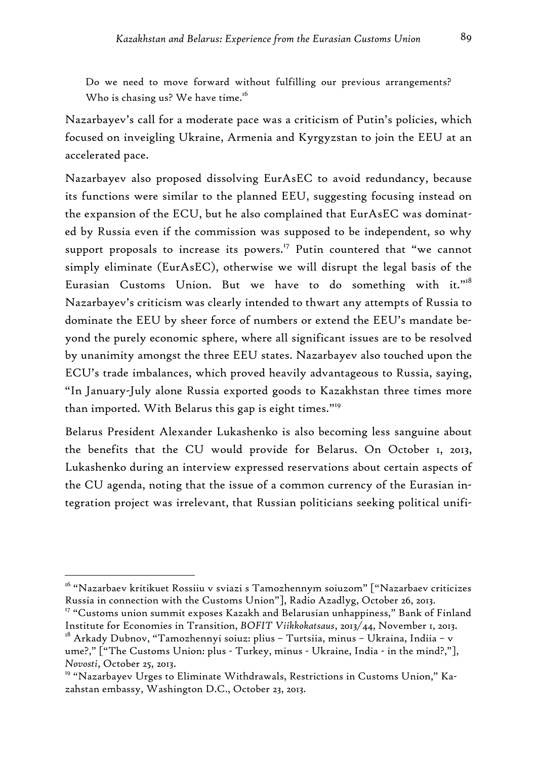> Do we need to move forward without fulfilling our previous arrangements? Who is chasing us? We have time.[16]

Nazarbayev's call for a moderate pace was a criticism of Putin's policies, which focused on inveigling Ukraine, Armenia and Kyrgyzstan to join the EEU at an accelerated pace.

Nazarbayev also proposed dissolving EurAsEC to avoid redundancy, because its functions were similar to the planned EEU, suggesting focusing instead on the expansion of the ECU, but he also complained that EurAsEC was dominated by Russia even if the commission was supposed to be independent, so why support proposals to increase its powers.[17] Putin countered that "we cannot simply eliminate (EurAsEC), otherwise we will disrupt the legal basis of the Eurasian Customs Union. But we have to do something with it."[18] Nazarbayev's criticism was clearly intended to thwart any attempts of Russia to dominate the EEU by sheer force of numbers or extend the EEU's mandate beyond the purely economic sphere, where all significant issues are to be resolved by unanimity amongst the three EEU states. Nazarbayev also touched upon the ECU's trade imbalances, which proved heavily advantageous to Russia, saying, "In January-July alone Russia exported goods to Kazakhstan three times more than imported. With Belarus this gap is eight times."[19]

Belarus President Alexander Lukashenko is also becoming less sanguine about the benefits that the CU would provide for Belarus. On October 1, 2013, Lukashenko during an interview expressed reservations about certain aspects of the CU agenda, noting that the issue of a common currency of the Eurasian integration project was irrelevant, that Russian politicians seeking political unifi-

---

[16] "Nazarbaev kritikuet Rossiiu v sviazi s Tamozhennym soiuzom" ["Nazarbaev criticizes Russia in connection with the Customs Union"], Radio Azadlyg, October 26, 2013.

[17] "Customs union summit exposes Kazakh and Belarusian unhappiness," Bank of Finland Institute for Economies in Transition, *BOFIT Viikkokatsaus*, 2013/44, November 1, 2013.

[18] Arkady Dubnov, "Tamozhennyi soiuz: plius – Turtsiia, minus – Ukraina, Indiia – v ume?," ["The Customs Union: plus - Turkey, minus - Ukraine, India - in the mind?,"], *Novosti*, October 25, 2013.

[19] "Nazarbayev Urges to Eliminate Withdrawals, Restrictions in Customs Union," Kazahstan embassy, Washington D.C., October 23, 2013.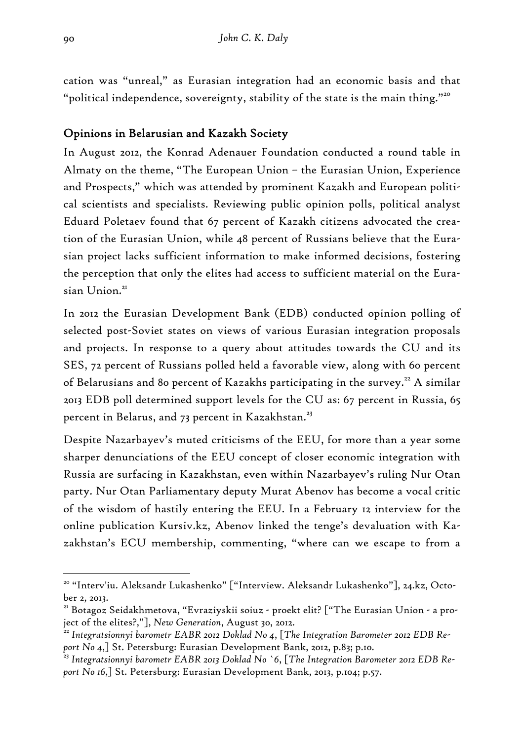cation was "unreal," as Eurasian integration had an economic basis and that "political independence, sovereignty, stability of the state is the main thing."[20]

## Opinions in Belarusian and Kazakh Society

In August 2012, the Konrad Adenauer Foundation conducted a round table in Almaty on the theme, "The European Union – the Eurasian Union, Experience and Prospects," which was attended by prominent Kazakh and European political scientists and specialists. Reviewing public opinion polls, political analyst Eduard Poletaev found that 67 percent of Kazakh citizens advocated the creation of the Eurasian Union, while 48 percent of Russians believe that the Eurasian project lacks sufficient information to make informed decisions, fostering the perception that only the elites had access to sufficient material on the Eurasian Union.[21]

In 2012 the Eurasian Development Bank (EDB) conducted opinion polling of selected post-Soviet states on views of various Eurasian integration proposals and projects. In response to a query about attitudes towards the CU and its SES, 72 percent of Russians polled held a favorable view, along with 60 percent of Belarusians and 80 percent of Kazakhs participating in the survey.[22] A similar 2013 EDB poll determined support levels for the CU as: 67 percent in Russia, 65 percent in Belarus, and 73 percent in Kazakhstan.[23]

Despite Nazarbayev's muted criticisms of the EEU, for more than a year some sharper denunciations of the EEU concept of closer economic integration with Russia are surfacing in Kazakhstan, even within Nazarbayev's ruling Nur Otan party. Nur Otan Parliamentary deputy Murat Abenov has become a vocal critic of the wisdom of hastily entering the EEU. In a February 12 interview for the online publication Kursiv.kz, Abenov linked the tenge's devaluation with Kazakhstan's ECU membership, commenting, "where can we escape to from a

---

[20] "Interv'iu. Aleksandr Lukashenko" ["Interview. Aleksandr Lukashenko"], 24.kz, October 2, 2013.

[21] Botagoz Seidakhmetova, "Evraziyskii soiuz - proekt elit? ["The Eurasian Union - a project of the elites?,"], *New Generation*, August 30, 2012.

[22] *Integratsionnyi barometr EABR 2012 Doklad No 4*, [*The Integration Barometer 2012 EDB Report No 4*,] St. Petersburg: Eurasian Development Bank, 2012, p.83; p.10.

[23] *Integratsionnyi barometr EABR 2013 Doklad No `6*, [*The Integration Barometer 2012 EDB Report No 16*,] St. Petersburg: Eurasian Development Bank, 2013, p.104; p.57.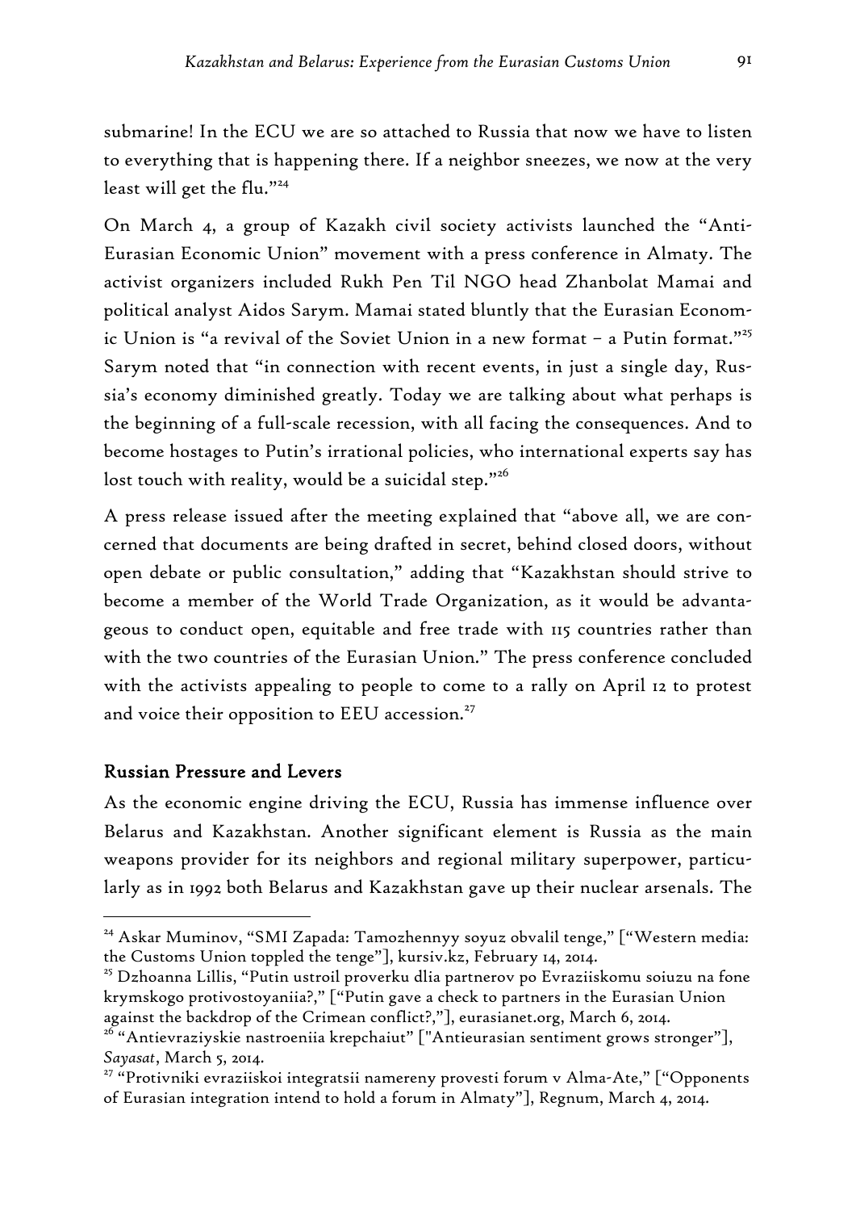submarine! In the ECU we are so attached to Russia that now we have to listen to everything that is happening there. If a neighbor sneezes, we now at the very least will get the flu."[24]

On March 4, a group of Kazakh civil society activists launched the "Anti-Eurasian Economic Union" movement with a press conference in Almaty. The activist organizers included Rukh Pen Til NGO head Zhanbolat Mamai and political analyst Aidos Sarym. Mamai stated bluntly that the Eurasian Economic Union is "a revival of the Soviet Union in a new format – a Putin format."[25] Sarym noted that "in connection with recent events, in just a single day, Russia's economy diminished greatly. Today we are talking about what perhaps is the beginning of a full-scale recession, with all facing the consequences. And to become hostages to Putin's irrational policies, who international experts say has lost touch with reality, would be a suicidal step."[26]

A press release issued after the meeting explained that "above all, we are concerned that documents are being drafted in secret, behind closed doors, without open debate or public consultation," adding that "Kazakhstan should strive to become a member of the World Trade Organization, as it would be advantageous to conduct open, equitable and free trade with 115 countries rather than with the two countries of the Eurasian Union." The press conference concluded with the activists appealing to people to come to a rally on April 12 to protest and voice their opposition to EEU accession.[27]

## Russian Pressure and Levers

As the economic engine driving the ECU, Russia has immense influence over Belarus and Kazakhstan. Another significant element is Russia as the main weapons provider for its neighbors and regional military superpower, particularly as in 1992 both Belarus and Kazakhstan gave up their nuclear arsenals. The

---

[24] Askar Muminov, "SMI Zapada: Tamozhennyy soyuz obvalil tenge," ["Western media: the Customs Union toppled the tenge"], kursiv.kz, February 14, 2014.

[25] Dzhoanna Lillis, "Putin ustroil proverku dlia partnerov po Evraziiskomu soiuzu na fone krymskogo protivostoyaniia?," ["Putin gave a check to partners in the Eurasian Union against the backdrop of the Crimean conflict?,"], eurasianet.org, March 6, 2014.

[26] "Antievraziyskie nastroeniia krepchaiut" ["Antieurasian sentiment grows stronger"], *Sayasat*, March 5, 2014.

[27] "Protivniki evraziiskoi integratsii namereny provesti forum v Alma-Ate," ["Opponents of Eurasian integration intend to hold a forum in Almaty"], Regnum, March 4, 2014.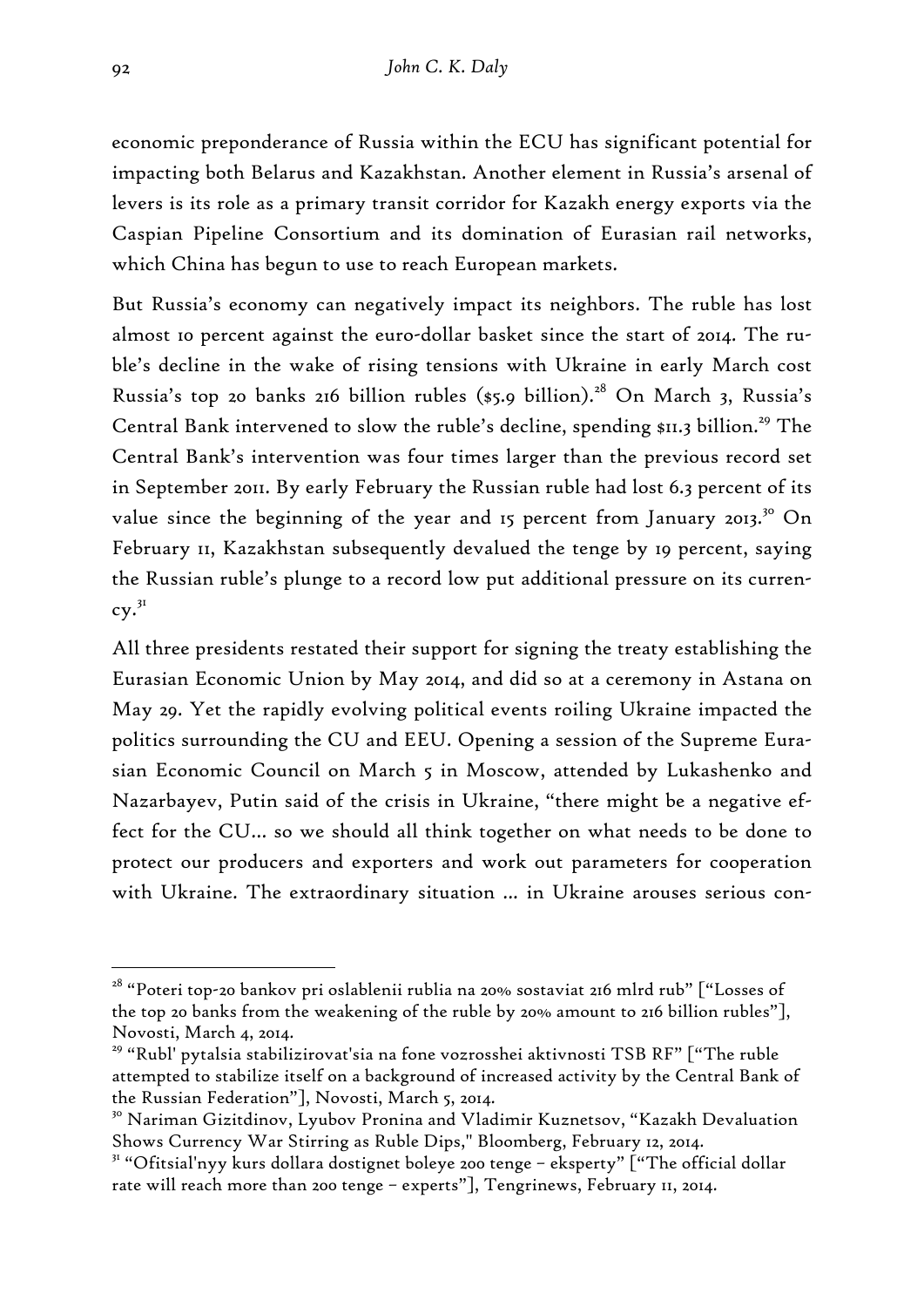economic preponderance of Russia within the ECU has significant potential for impacting both Belarus and Kazakhstan. Another element in Russia's arsenal of levers is its role as a primary transit corridor for Kazakh energy exports via the Caspian Pipeline Consortium and its domination of Eurasian rail networks, which China has begun to use to reach European markets.

But Russia's economy can negatively impact its neighbors. The ruble has lost almost 10 percent against the euro-dollar basket since the start of 2014. The ruble's decline in the wake of rising tensions with Ukraine in early March cost Russia's top 20 banks 216 billion rubles ($5.9 billion).[28] On March 3, Russia's Central Bank intervened to slow the ruble's decline, spending $11.3 billion.[29] The Central Bank's intervention was four times larger than the previous record set in September 2011. By early February the Russian ruble had lost 6.3 percent of its value since the beginning of the year and 15 percent from January 2013.[30] On February 11, Kazakhstan subsequently devalued the tenge by 19 percent, saying the Russian ruble's plunge to a record low put additional pressure on its currency.[31]

All three presidents restated their support for signing the treaty establishing the Eurasian Economic Union by May 2014, and did so at a ceremony in Astana on May 29. Yet the rapidly evolving political events roiling Ukraine impacted the politics surrounding the CU and EEU. Opening a session of the Supreme Eurasian Economic Council on March 5 in Moscow, attended by Lukashenko and Nazarbayev, Putin said of the crisis in Ukraine, "there might be a negative effect for the CU… so we should all think together on what needs to be done to protect our producers and exporters and work out parameters for cooperation with Ukraine. The extraordinary situation … in Ukraine arouses serious con-

---

[28] "Poteri top-20 bankov pri oslablenii rublia na 20% sostaviat 216 mlrd rub" ["Losses of the top 20 banks from the weakening of the ruble by 20% amount to 216 billion rubles"], Novosti, March 4, 2014.

[29] "Rubl' pytalsia stabilizirovat'sia na fone vozrosshei aktivnosti TSB RF" ["The ruble attempted to stabilize itself on a background of increased activity by the Central Bank of the Russian Federation"], Novosti, March 5, 2014.

[30] Nariman Gizitdinov, Lyubov Pronina and Vladimir Kuznetsov, "Kazakh Devaluation Shows Currency War Stirring as Ruble Dips," Bloomberg, February 12, 2014.

[31] "Ofitsial'nyy kurs dollara dostignet boleye 200 tenge – eksperty" ["The official dollar rate will reach more than 200 tenge – experts"], Tengrinews, February 11, 2014.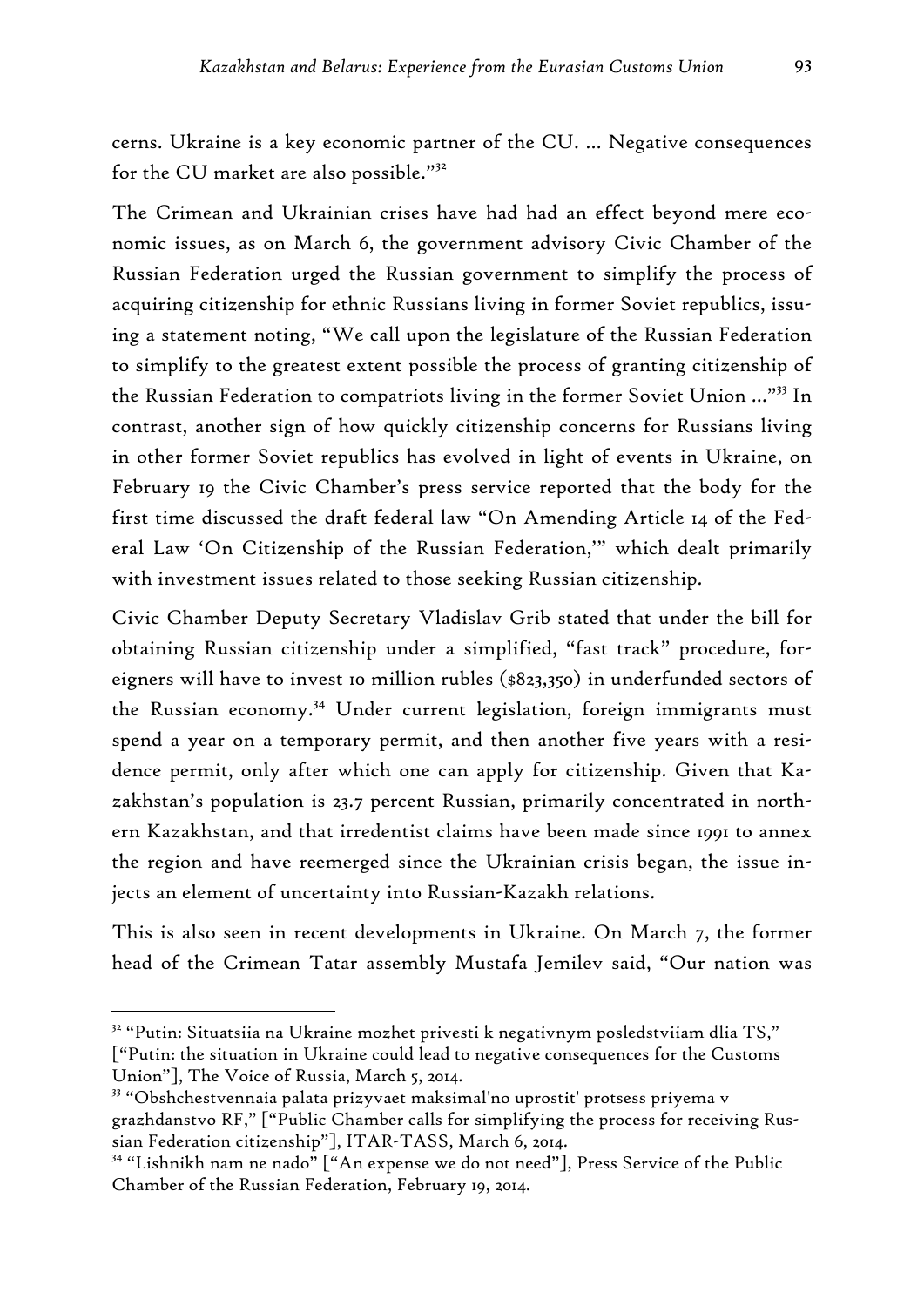cerns. Ukraine is a key economic partner of the CU. … Negative consequences for the CU market are also possible."[32]

The Crimean and Ukrainian crises have had had an effect beyond mere economic issues, as on March 6, the government advisory Civic Chamber of the Russian Federation urged the Russian government to simplify the process of acquiring citizenship for ethnic Russians living in former Soviet republics, issuing a statement noting, "We call upon the legislature of the Russian Federation to simplify to the greatest extent possible the process of granting citizenship of the Russian Federation to compatriots living in the former Soviet Union …"[33] In contrast, another sign of how quickly citizenship concerns for Russians living in other former Soviet republics has evolved in light of events in Ukraine, on February 19 the Civic Chamber's press service reported that the body for the first time discussed the draft federal law "On Amending Article 14 of the Federal Law 'On Citizenship of the Russian Federation,'" which dealt primarily with investment issues related to those seeking Russian citizenship.

Civic Chamber Deputy Secretary Vladislav Grib stated that under the bill for obtaining Russian citizenship under a simplified, "fast track" procedure, foreigners will have to invest 10 million rubles ($823,350) in underfunded sectors of the Russian economy.[34] Under current legislation, foreign immigrants must spend a year on a temporary permit, and then another five years with a residence permit, only after which one can apply for citizenship. Given that Kazakhstan's population is 23.7 percent Russian, primarily concentrated in northern Kazakhstan, and that irredentist claims have been made since 1991 to annex the region and have reemerged since the Ukrainian crisis began, the issue injects an element of uncertainty into Russian-Kazakh relations.

This is also seen in recent developments in Ukraine. On March 7, the former head of the Crimean Tatar assembly Mustafa Jemilev said, "Our nation was

---

[32] "Putin: Situatsiia na Ukraine mozhet privesti k negativnym posledstviiam dlia TS," ["Putin: the situation in Ukraine could lead to negative consequences for the Customs Union"], The Voice of Russia, March 5, 2014.

[33] "Obshchestvennaia palata prizyvaet maksimal'no uprostit' protsess priyema v grazhdanstvo RF," ["Public Chamber calls for simplifying the process for receiving Russian Federation citizenship"], ITAR-TASS, March 6, 2014.

[34] "Lishnikh nam ne nado" ["An expense we do not need"], Press Service of the Public Chamber of the Russian Federation, February 19, 2014.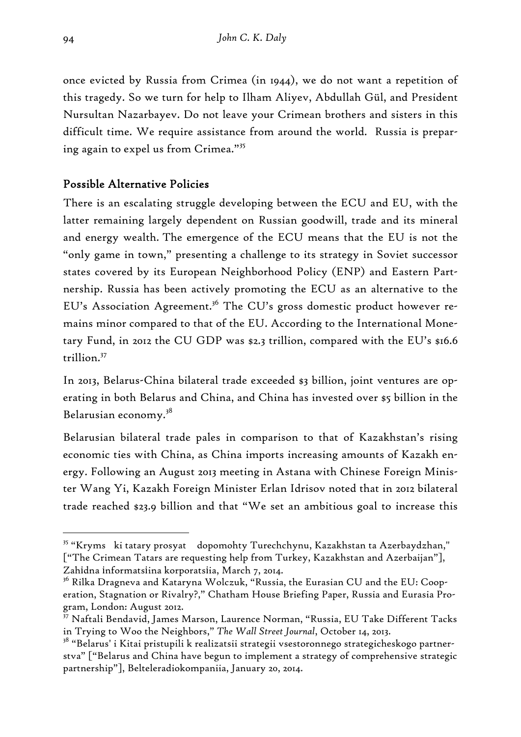once evicted by Russia from Crimea (in 1944), we do not want a repetition of this tragedy. So we turn for help to Ilham Aliyev, Abdullah Gül, and President Nursultan Nazarbayev. Do not leave your Crimean brothers and sisters in this difficult time. We require assistance from around the world. Russia is preparing again to expel us from Crimea."[35]

## Possible Alternative Policies

There is an escalating struggle developing between the ECU and EU, with the latter remaining largely dependent on Russian goodwill, trade and its mineral and energy wealth. The emergence of the ECU means that the EU is not the "only game in town," presenting a challenge to its strategy in Soviet successor states covered by its European Neighborhood Policy (ENP) and Eastern Partnership. Russia has been actively promoting the ECU as an alternative to the EU's Association Agreement.[36] The CU's gross domestic product however remains minor compared to that of the EU. According to the International Monetary Fund, in 2012 the CU GDP was $2.3 trillion, compared with the EU's $16.6 trillion.[37]

In 2013, Belarus-China bilateral trade exceeded $3 billion, joint ventures are operating in both Belarus and China, and China has invested over $5 billion in the Belarusian economy.[38]

Belarusian bilateral trade pales in comparison to that of Kazakhstan's rising economic ties with China, as China imports increasing amounts of Kazakh energy. Following an August 2013 meeting in Astana with Chinese Foreign Minister Wang Yi, Kazakh Foreign Minister Erlan Idrisov noted that in 2012 bilateral trade reached $23.9 billion and that "We set an ambitious goal to increase this

---

[35] "Kryms ki tatary prosyat dopomohty Turechchynu, Kazakhstan ta Azerbaydzhan," ["The Crimean Tatars are requesting help from Turkey, Kazakhstan and Azerbaijan"], Zahidna informatsiina korporatsiia, March 7, 2014.

[36] Rilka Dragneva and Kataryna Wolczuk, "Russia, the Eurasian CU and the EU: Cooperation, Stagnation or Rivalry?," Chatham House Briefing Paper, Russia and Eurasia Program, London: August 2012.

[37] Naftali Bendavid, James Marson, Laurence Norman, "Russia, EU Take Different Tacks in Trying to Woo the Neighbors," *The Wall Street Journal*, October 14, 2013.

[38] "Belarus' i Kitai pristupili k realizatsii strategii vsestoronnego strategicheskogo partnerstva" ["Belarus and China have begun to implement a strategy of comprehensive strategic partnership"], Belteleradiokompaniia, January 20, 2014.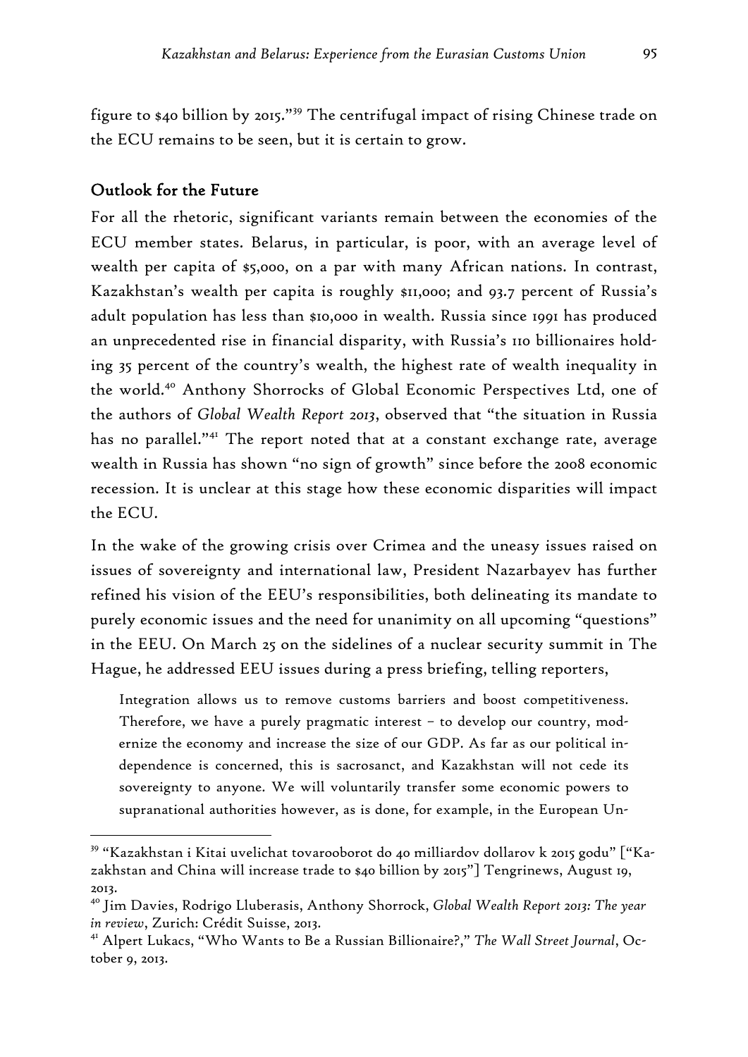figure to $40 billion by 2015."[39] The centrifugal impact of rising Chinese trade on the ECU remains to be seen, but it is certain to grow.

## Outlook for the Future

For all the rhetoric, significant variants remain between the economies of the ECU member states. Belarus, in particular, is poor, with an average level of wealth per capita of $5,000, on a par with many African nations. In contrast, Kazakhstan's wealth per capita is roughly $11,000; and 93.7 percent of Russia's adult population has less than $10,000 in wealth. Russia since 1991 has produced an unprecedented rise in financial disparity, with Russia's 110 billionaires holding 35 percent of the country's wealth, the highest rate of wealth inequality in the world.[40] Anthony Shorrocks of Global Economic Perspectives Ltd, one of the authors of *Global Wealth Report 2013*, observed that "the situation in Russia has no parallel."[41] The report noted that at a constant exchange rate, average wealth in Russia has shown "no sign of growth" since before the 2008 economic recession. It is unclear at this stage how these economic disparities will impact the ECU.

In the wake of the growing crisis over Crimea and the uneasy issues raised on issues of sovereignty and international law, President Nazarbayev has further refined his vision of the EEU's responsibilities, both delineating its mandate to purely economic issues and the need for unanimity on all upcoming "questions" in the EEU. On March 25 on the sidelines of a nuclear security summit in The Hague, he addressed EEU issues during a press briefing, telling reporters,

> Integration allows us to remove customs barriers and boost competitiveness. Therefore, we have a purely pragmatic interest – to develop our country, modernize the economy and increase the size of our GDP. As far as our political independence is concerned, this is sacrosanct, and Kazakhstan will not cede its sovereignty to anyone. We will voluntarily transfer some economic powers to supranational authorities however, as is done, for example, in the European Un-

---

[39] "Kazakhstan i Kitai uvelichat tovarooborot do 40 milliardov dollarov k 2015 godu" ["Kazakhstan and China will increase trade to $40 billion by 2015"] Tengrinews, August 19, 2013.

[40] Jim Davies, Rodrigo Lluberasis, Anthony Shorrock, *Global Wealth Report 2013: The year in review*, Zurich: Crédit Suisse, 2013.

[41] Alpert Lukacs, "Who Wants to Be a Russian Billionaire?," *The Wall Street Journal*, October 9, 2013.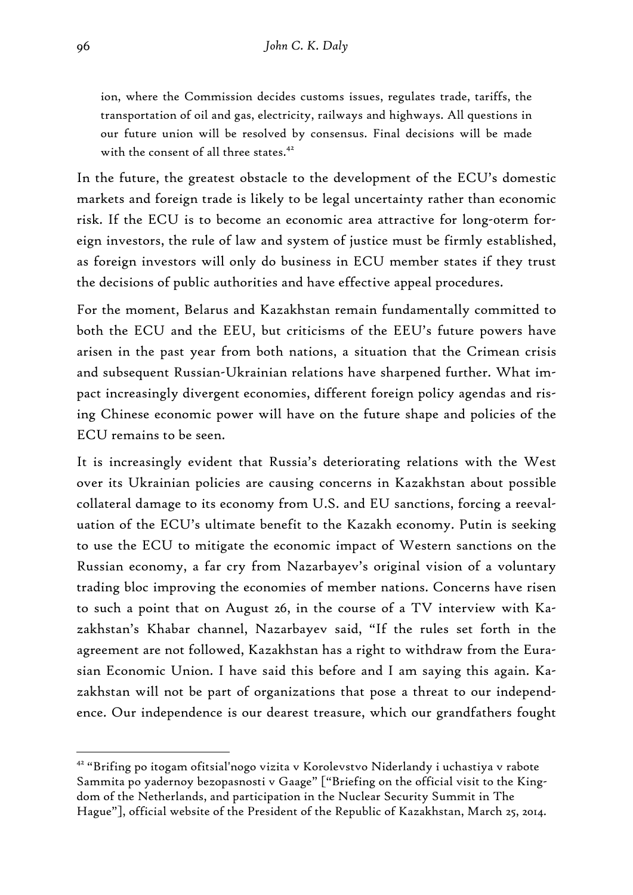> ion, where the Commission decides customs issues, regulates trade, tariffs, the transportation of oil and gas, electricity, railways and highways. All questions in our future union will be resolved by consensus. Final decisions will be made with the consent of all three states.[42]

In the future, the greatest obstacle to the development of the ECU's domestic markets and foreign trade is likely to be legal uncertainty rather than economic risk. If the ECU is to become an economic area attractive for long-oterm foreign investors, the rule of law and system of justice must be firmly established, as foreign investors will only do business in ECU member states if they trust the decisions of public authorities and have effective appeal procedures.

For the moment, Belarus and Kazakhstan remain fundamentally committed to both the ECU and the EEU, but criticisms of the EEU's future powers have arisen in the past year from both nations, a situation that the Crimean crisis and subsequent Russian-Ukrainian relations have sharpened further. What impact increasingly divergent economies, different foreign policy agendas and rising Chinese economic power will have on the future shape and policies of the ECU remains to be seen.

It is increasingly evident that Russia's deteriorating relations with the West over its Ukrainian policies are causing concerns in Kazakhstan about possible collateral damage to its economy from U.S. and EU sanctions, forcing a reevaluation of the ECU's ultimate benefit to the Kazakh economy. Putin is seeking to use the ECU to mitigate the economic impact of Western sanctions on the Russian economy, a far cry from Nazarbayev's original vision of a voluntary trading bloc improving the economies of member nations. Concerns have risen to such a point that on August 26, in the course of a TV interview with Kazakhstan's Khabar channel, Nazarbayev said, "If the rules set forth in the agreement are not followed, Kazakhstan has a right to withdraw from the Eurasian Economic Union. I have said this before and I am saying this again. Kazakhstan will not be part of organizations that pose a threat to our independence. Our independence is our dearest treasure, which our grandfathers fought

---

[42] "Brifing po itogam ofitsial'nogo vizita v Korolevstvo Niderlandy i uchastiya v rabote Sammita po yadernoy bezopasnosti v Gaage" ["Briefing on the official visit to the Kingdom of the Netherlands, and participation in the Nuclear Security Summit in The Hague"], official website of the President of the Republic of Kazakhstan, March 25, 2014.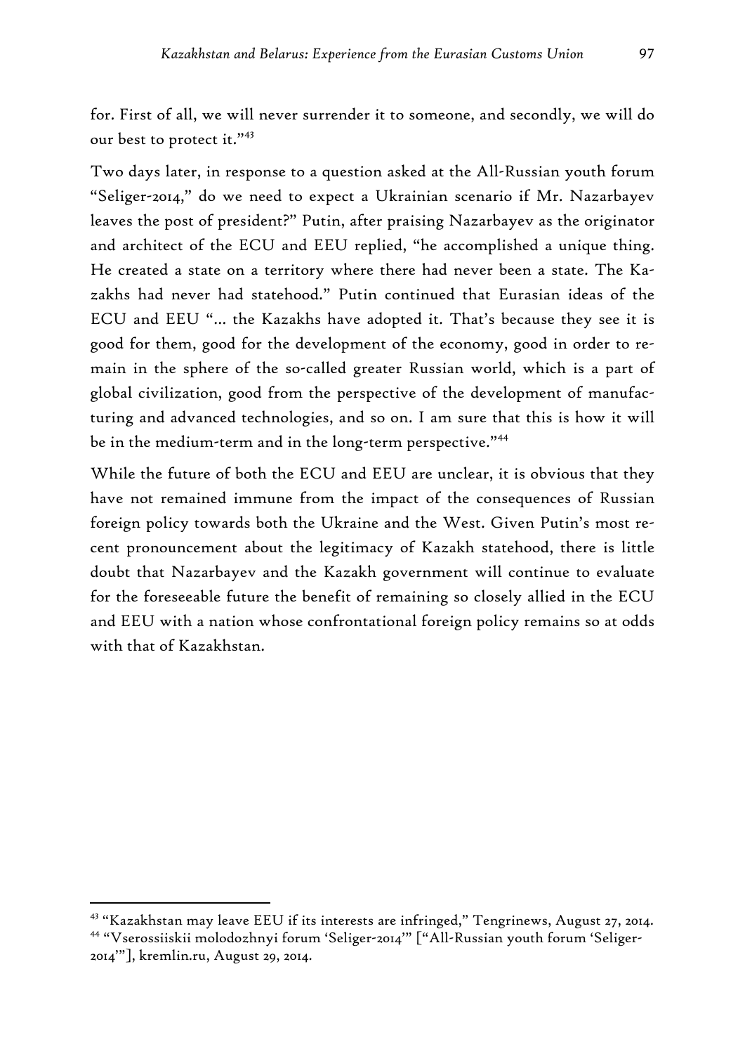for. First of all, we will never surrender it to someone, and secondly, we will do our best to protect it."[43]

Two days later, in response to a question asked at the All-Russian youth forum "Seliger-2014," do we need to expect a Ukrainian scenario if Mr. Nazarbayev leaves the post of president?" Putin, after praising Nazarbayev as the originator and architect of the ECU and EEU replied, "he accomplished a unique thing. He created a state on a territory where there had never been a state. The Kazakhs had never had statehood." Putin continued that Eurasian ideas of the ECU and EEU "… the Kazakhs have adopted it. That's because they see it is good for them, good for the development of the economy, good in order to remain in the sphere of the so-called greater Russian world, which is a part of global civilization, good from the perspective of the development of manufacturing and advanced technologies, and so on. I am sure that this is how it will be in the medium-term and in the long-term perspective."[44]

While the future of both the ECU and EEU are unclear, it is obvious that they have not remained immune from the impact of the consequences of Russian foreign policy towards both the Ukraine and the West. Given Putin's most recent pronouncement about the legitimacy of Kazakh statehood, there is little doubt that Nazarbayev and the Kazakh government will continue to evaluate for the foreseeable future the benefit of remaining so closely allied in the ECU and EEU with a nation whose confrontational foreign policy remains so at odds with that of Kazakhstan.

---

[43] "Kazakhstan may leave EEU if its interests are infringed," Tengrinews, August 27, 2014.

[44] "Vserossiiskii molodozhnyi forum 'Seliger-2014'" ["All-Russian youth forum 'Seliger-2014'"], kremlin.ru, August 29, 2014.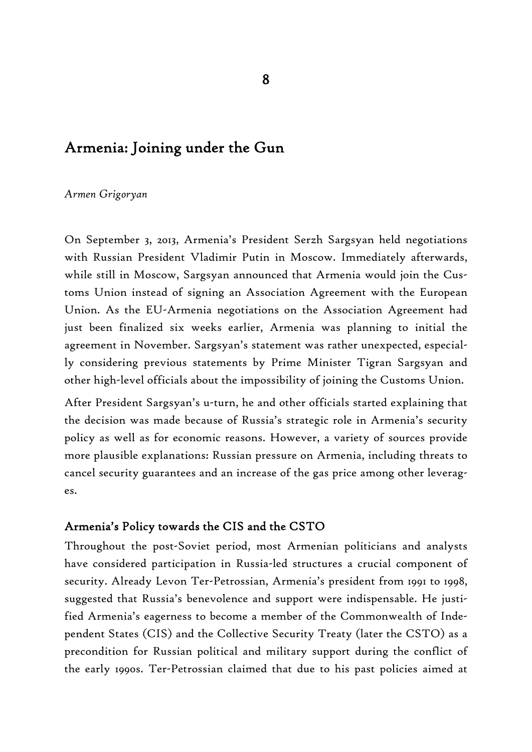# 8

## Armenia: Joining under the Gun

*Armen Grigoryan*

On September 3, 2013, Armenia's President Serzh Sargsyan held negotiations with Russian President Vladimir Putin in Moscow. Immediately afterwards, while still in Moscow, Sargsyan announced that Armenia would join the Customs Union instead of signing an Association Agreement with the European Union. As the EU-Armenia negotiations on the Association Agreement had just been finalized six weeks earlier, Armenia was planning to initial the agreement in November. Sargsyan's statement was rather unexpected, especially considering previous statements by Prime Minister Tigran Sargsyan and other high-level officials about the impossibility of joining the Customs Union.

After President Sargsyan's u-turn, he and other officials started explaining that the decision was made because of Russia's strategic role in Armenia's security policy as well as for economic reasons. However, a variety of sources provide more plausible explanations: Russian pressure on Armenia, including threats to cancel security guarantees and an increase of the gas price among other leverages.

### Armenia's Policy towards the CIS and the CSTO

Throughout the post-Soviet period, most Armenian politicians and analysts have considered participation in Russia-led structures a crucial component of security. Already Levon Ter-Petrossian, Armenia's president from 1991 to 1998, suggested that Russia's benevolence and support were indispensable. He justified Armenia's eagerness to become a member of the Commonwealth of Independent States (CIS) and the Collective Security Treaty (later the CSTO) as a precondition for Russian political and military support during the conflict of the early 1990s. Ter-Petrossian claimed that due to his past policies aimed at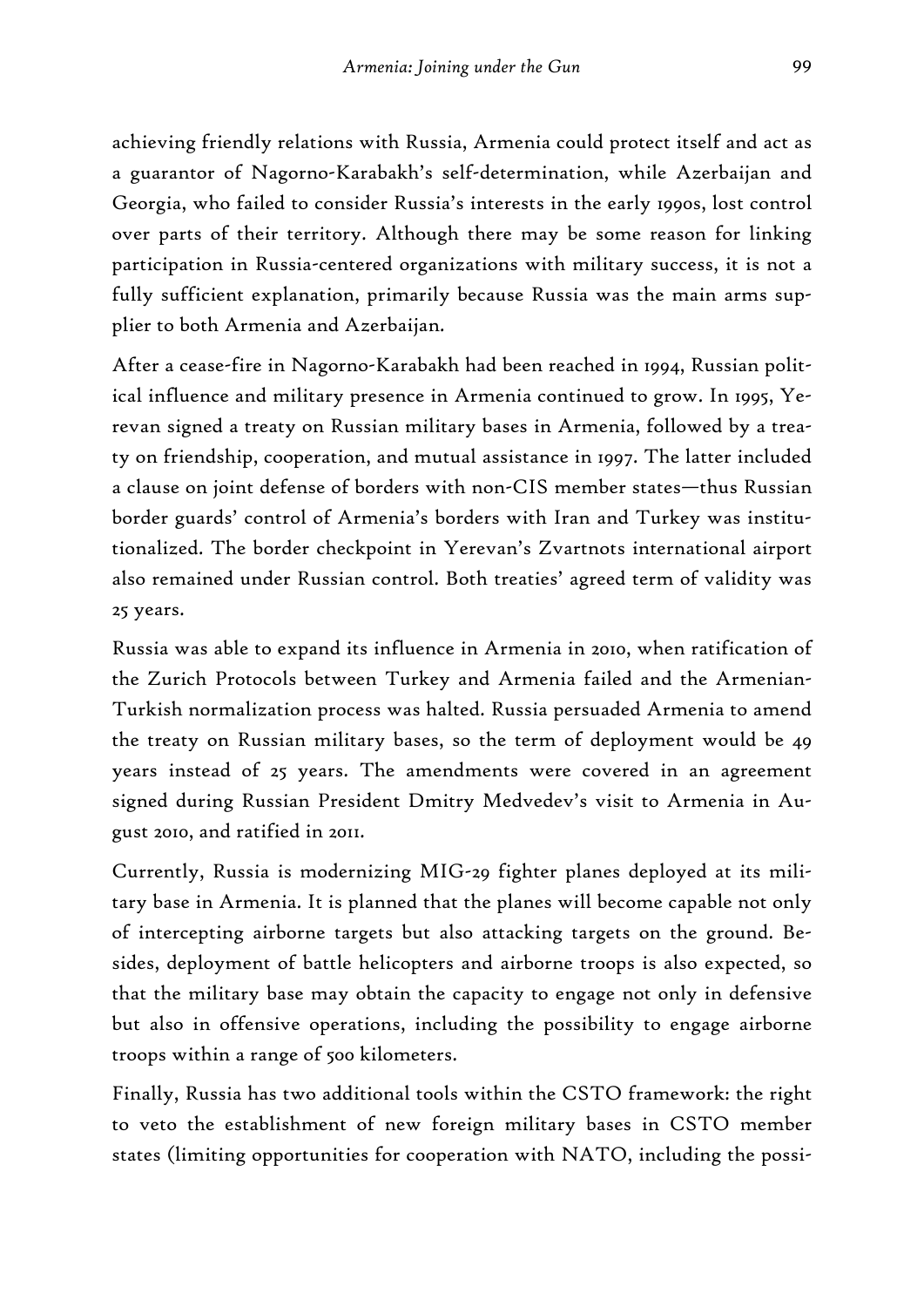achieving friendly relations with Russia, Armenia could protect itself and act as a guarantor of Nagorno-Karabakh's self-determination, while Azerbaijan and Georgia, who failed to consider Russia's interests in the early 1990s, lost control over parts of their territory. Although there may be some reason for linking participation in Russia-centered organizations with military success, it is not a fully sufficient explanation, primarily because Russia was the main arms supplier to both Armenia and Azerbaijan.

After a cease-fire in Nagorno-Karabakh had been reached in 1994, Russian political influence and military presence in Armenia continued to grow. In 1995, Yerevan signed a treaty on Russian military bases in Armenia, followed by a treaty on friendship, cooperation, and mutual assistance in 1997. The latter included a clause on joint defense of borders with non-CIS member states—thus Russian border guards' control of Armenia's borders with Iran and Turkey was institutionalized. The border checkpoint in Yerevan's Zvartnots international airport also remained under Russian control. Both treaties' agreed term of validity was 25 years.

Russia was able to expand its influence in Armenia in 2010, when ratification of the Zurich Protocols between Turkey and Armenia failed and the Armenian-Turkish normalization process was halted. Russia persuaded Armenia to amend the treaty on Russian military bases, so the term of deployment would be 49 years instead of 25 years. The amendments were covered in an agreement signed during Russian President Dmitry Medvedev's visit to Armenia in August 2010, and ratified in 2011.

Currently, Russia is modernizing MIG-29 fighter planes deployed at its military base in Armenia. It is planned that the planes will become capable not only of intercepting airborne targets but also attacking targets on the ground. Besides, deployment of battle helicopters and airborne troops is also expected, so that the military base may obtain the capacity to engage not only in defensive but also in offensive operations, including the possibility to engage airborne troops within a range of 500 kilometers.

Finally, Russia has two additional tools within the CSTO framework: the right to veto the establishment of new foreign military bases in CSTO member states (limiting opportunities for cooperation with NATO, including the possi-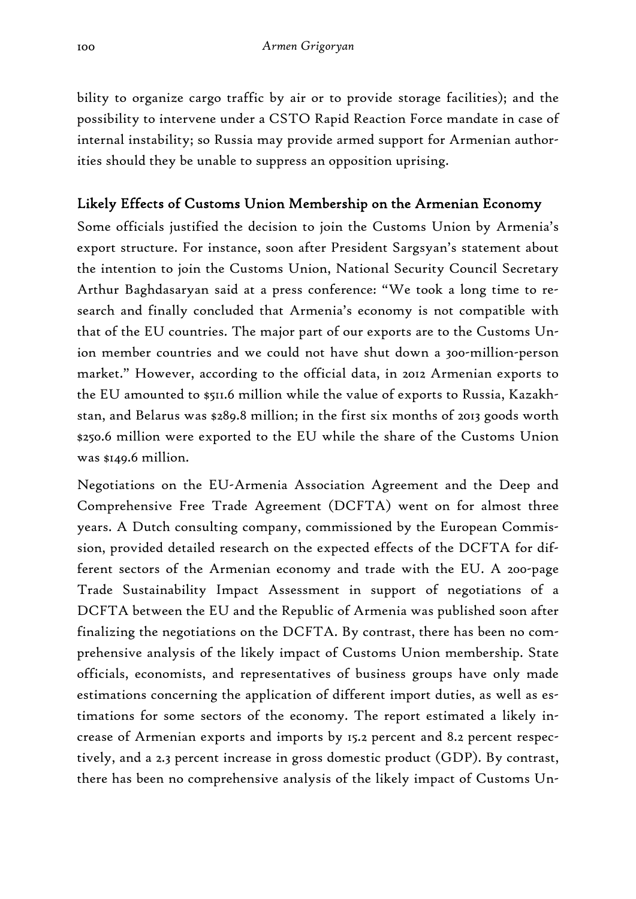bility to organize cargo traffic by air or to provide storage facilities); and the possibility to intervene under a CSTO Rapid Reaction Force mandate in case of internal instability; so Russia may provide armed support for Armenian authorities should they be unable to suppress an opposition uprising.

## Likely Effects of Customs Union Membership on the Armenian Economy

Some officials justified the decision to join the Customs Union by Armenia's export structure. For instance, soon after President Sargsyan's statement about the intention to join the Customs Union, National Security Council Secretary Arthur Baghdasaryan said at a press conference: "We took a long time to research and finally concluded that Armenia's economy is not compatible with that of the EU countries. The major part of our exports are to the Customs Union member countries and we could not have shut down a 300-million-person market." However, according to the official data, in 2012 Armenian exports to the EU amounted to $511.6 million while the value of exports to Russia, Kazakhstan, and Belarus was $289.8 million; in the first six months of 2013 goods worth $250.6 million were exported to the EU while the share of the Customs Union was $149.6 million.

Negotiations on the EU-Armenia Association Agreement and the Deep and Comprehensive Free Trade Agreement (DCFTA) went on for almost three years. A Dutch consulting company, commissioned by the European Commission, provided detailed research on the expected effects of the DCFTA for different sectors of the Armenian economy and trade with the EU. A 200-page Trade Sustainability Impact Assessment in support of negotiations of a DCFTA between the EU and the Republic of Armenia was published soon after finalizing the negotiations on the DCFTA. By contrast, there has been no comprehensive analysis of the likely impact of Customs Union membership. State officials, economists, and representatives of business groups have only made estimations concerning the application of different import duties, as well as estimations for some sectors of the economy. The report estimated a likely increase of Armenian exports and imports by 15.2 percent and 8.2 percent respectively, and a 2.3 percent increase in gross domestic product (GDP). By contrast, there has been no comprehensive analysis of the likely impact of Customs Un-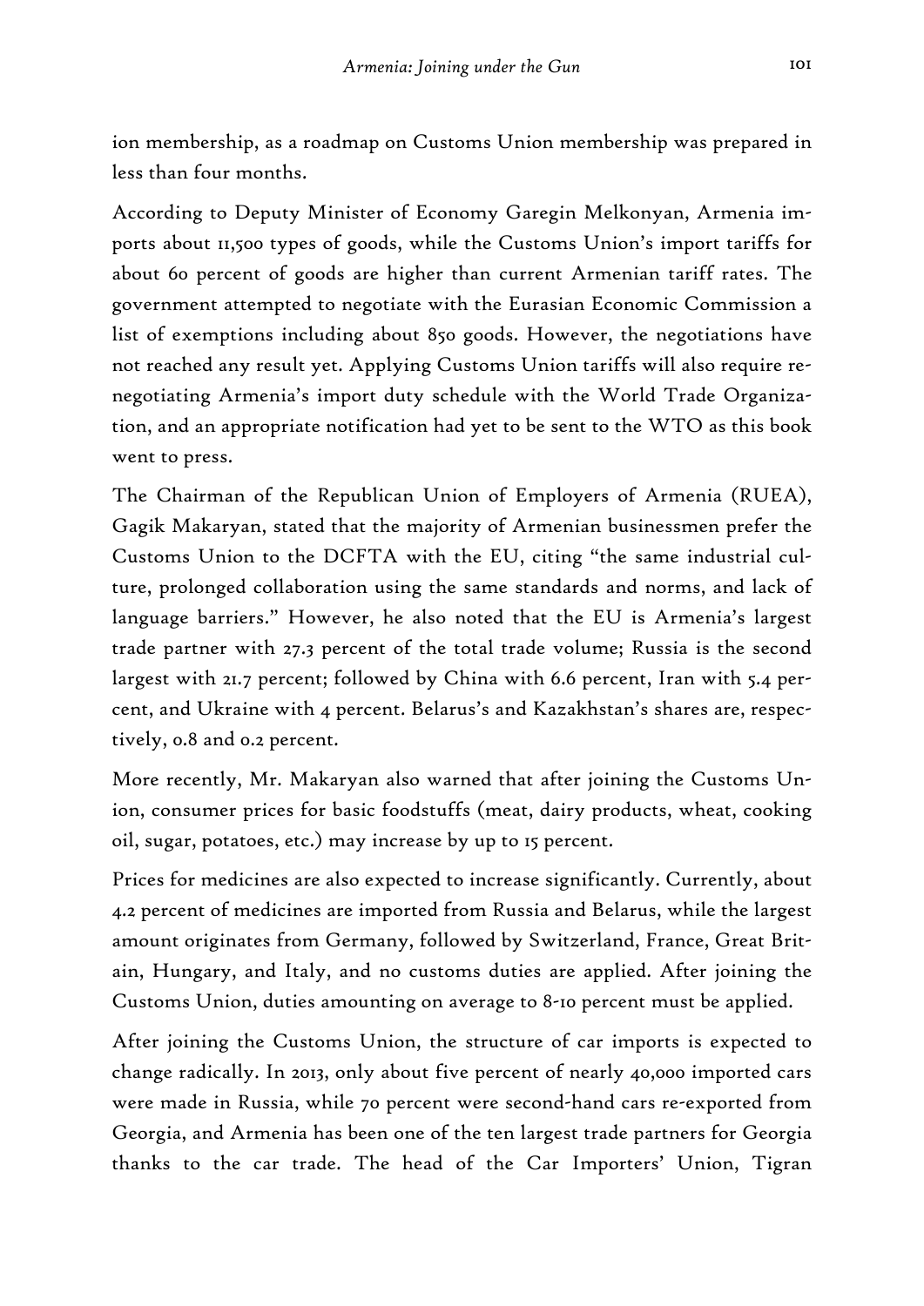ion membership, as a roadmap on Customs Union membership was prepared in less than four months.

According to Deputy Minister of Economy Garegin Melkonyan, Armenia imports about 11,500 types of goods, while the Customs Union's import tariffs for about 60 percent of goods are higher than current Armenian tariff rates. The government attempted to negotiate with the Eurasian Economic Commission a list of exemptions including about 850 goods. However, the negotiations have not reached any result yet. Applying Customs Union tariffs will also require renegotiating Armenia's import duty schedule with the World Trade Organization, and an appropriate notification had yet to be sent to the WTO as this book went to press.

The Chairman of the Republican Union of Employers of Armenia (RUEA), Gagik Makaryan, stated that the majority of Armenian businessmen prefer the Customs Union to the DCFTA with the EU, citing "the same industrial culture, prolonged collaboration using the same standards and norms, and lack of language barriers." However, he also noted that the EU is Armenia's largest trade partner with 27.3 percent of the total trade volume; Russia is the second largest with 21.7 percent; followed by China with 6.6 percent, Iran with 5.4 percent, and Ukraine with 4 percent. Belarus's and Kazakhstan's shares are, respectively, 0.8 and 0.2 percent.

More recently, Mr. Makaryan also warned that after joining the Customs Union, consumer prices for basic foodstuffs (meat, dairy products, wheat, cooking oil, sugar, potatoes, etc.) may increase by up to 15 percent.

Prices for medicines are also expected to increase significantly. Currently, about 4.2 percent of medicines are imported from Russia and Belarus, while the largest amount originates from Germany, followed by Switzerland, France, Great Britain, Hungary, and Italy, and no customs duties are applied. After joining the Customs Union, duties amounting on average to 8-10 percent must be applied.

After joining the Customs Union, the structure of car imports is expected to change radically. In 2013, only about five percent of nearly 40,000 imported cars were made in Russia, while 70 percent were second-hand cars re-exported from Georgia, and Armenia has been one of the ten largest trade partners for Georgia thanks to the car trade. The head of the Car Importers' Union, Tigran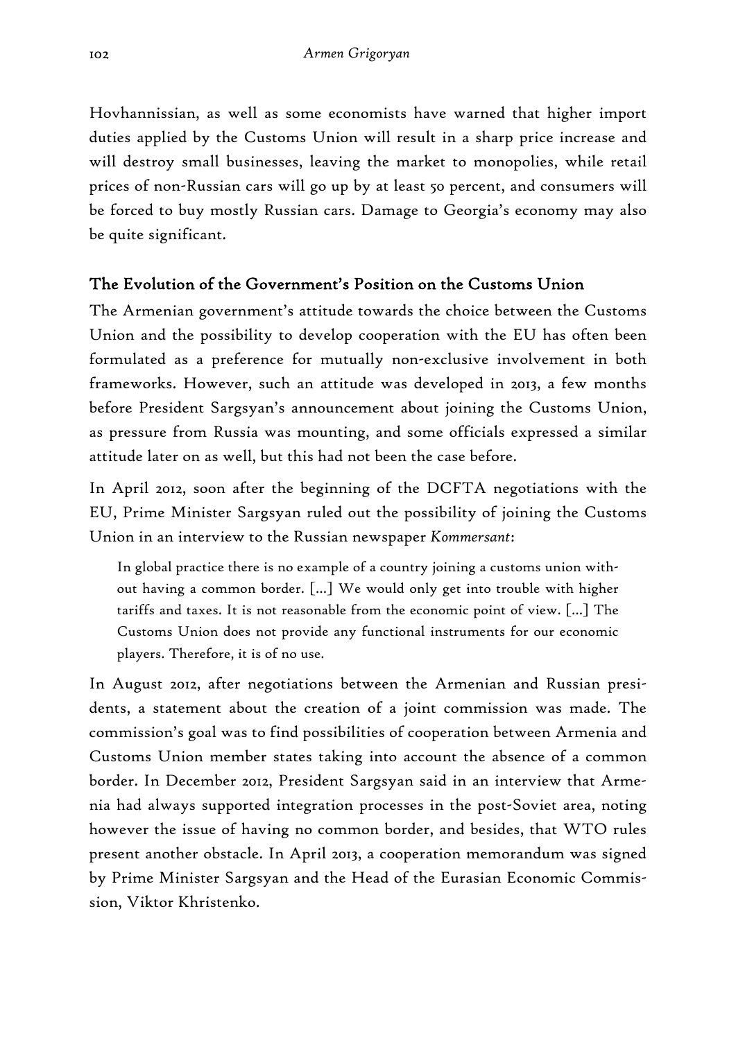Hovhannissian, as well as some economists have warned that higher import duties applied by the Customs Union will result in a sharp price increase and will destroy small businesses, leaving the market to monopolies, while retail prices of non-Russian cars will go up by at least 50 percent, and consumers will be forced to buy mostly Russian cars. Damage to Georgia's economy may also be quite significant.

## The Evolution of the Government's Position on the Customs Union

The Armenian government's attitude towards the choice between the Customs Union and the possibility to develop cooperation with the EU has often been formulated as a preference for mutually non-exclusive involvement in both frameworks. However, such an attitude was developed in 2013, a few months before President Sargsyan's announcement about joining the Customs Union, as pressure from Russia was mounting, and some officials expressed a similar attitude later on as well, but this had not been the case before.

In April 2012, soon after the beginning of the DCFTA negotiations with the EU, Prime Minister Sargsyan ruled out the possibility of joining the Customs Union in an interview to the Russian newspaper *Kommersant*:

> In global practice there is no example of a country joining a customs union without having a common border. [...] We would only get into trouble with higher tariffs and taxes. It is not reasonable from the economic point of view. [...] The Customs Union does not provide any functional instruments for our economic players. Therefore, it is of no use.

In August 2012, after negotiations between the Armenian and Russian presidents, a statement about the creation of a joint commission was made. The commission's goal was to find possibilities of cooperation between Armenia and Customs Union member states taking into account the absence of a common border. In December 2012, President Sargsyan said in an interview that Armenia had always supported integration processes in the post-Soviet area, noting however the issue of having no common border, and besides, that WTO rules present another obstacle. In April 2013, a cooperation memorandum was signed by Prime Minister Sargsyan and the Head of the Eurasian Economic Commission, Viktor Khristenko.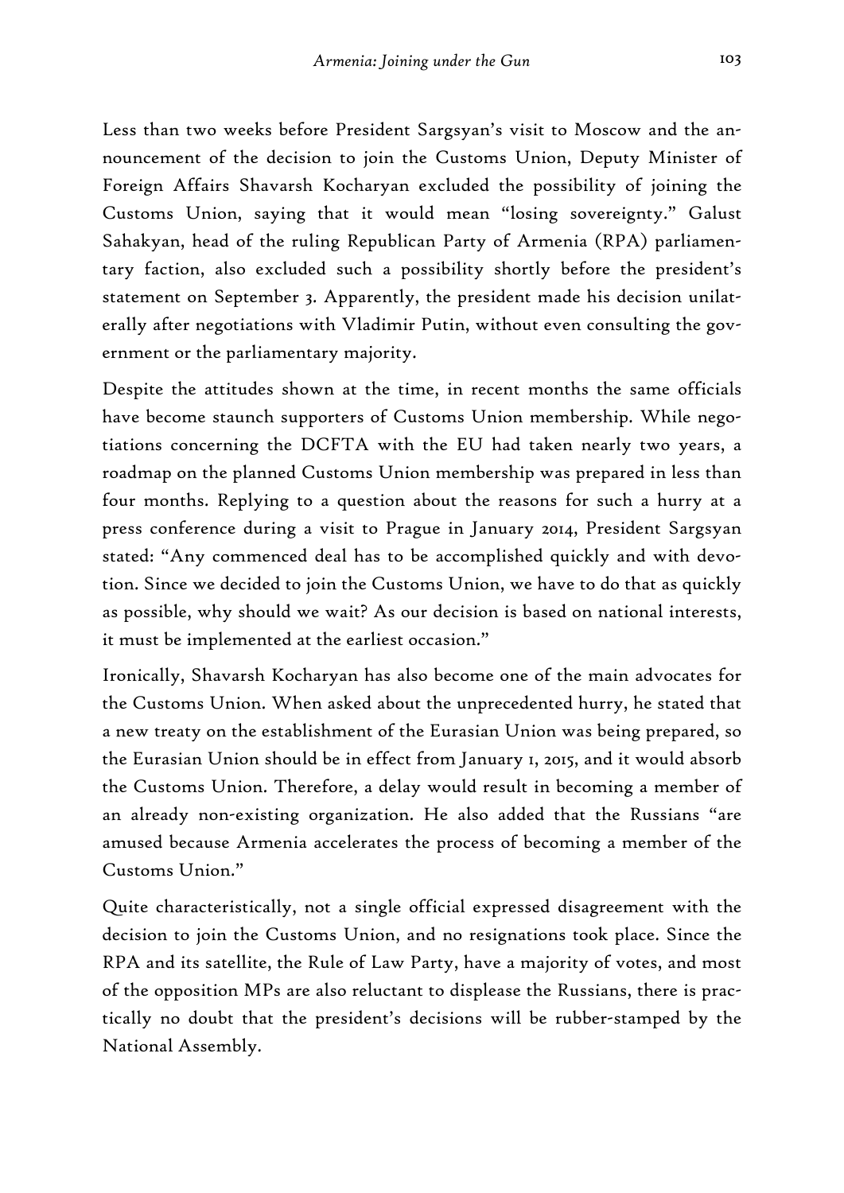Less than two weeks before President Sargsyan's visit to Moscow and the announcement of the decision to join the Customs Union, Deputy Minister of Foreign Affairs Shavarsh Kocharyan excluded the possibility of joining the Customs Union, saying that it would mean "losing sovereignty." Galust Sahakyan, head of the ruling Republican Party of Armenia (RPA) parliamentary faction, also excluded such a possibility shortly before the president's statement on September 3. Apparently, the president made his decision unilaterally after negotiations with Vladimir Putin, without even consulting the government or the parliamentary majority.

Despite the attitudes shown at the time, in recent months the same officials have become staunch supporters of Customs Union membership. While negotiations concerning the DCFTA with the EU had taken nearly two years, a roadmap on the planned Customs Union membership was prepared in less than four months. Replying to a question about the reasons for such a hurry at a press conference during a visit to Prague in January 2014, President Sargsyan stated: "Any commenced deal has to be accomplished quickly and with devotion. Since we decided to join the Customs Union, we have to do that as quickly as possible, why should we wait? As our decision is based on national interests, it must be implemented at the earliest occasion."

Ironically, Shavarsh Kocharyan has also become one of the main advocates for the Customs Union. When asked about the unprecedented hurry, he stated that a new treaty on the establishment of the Eurasian Union was being prepared, so the Eurasian Union should be in effect from January 1, 2015, and it would absorb the Customs Union. Therefore, a delay would result in becoming a member of an already non-existing organization. He also added that the Russians "are amused because Armenia accelerates the process of becoming a member of the Customs Union."

Quite characteristically, not a single official expressed disagreement with the decision to join the Customs Union, and no resignations took place. Since the RPA and its satellite, the Rule of Law Party, have a majority of votes, and most of the opposition MPs are also reluctant to displease the Russians, there is practically no doubt that the president's decisions will be rubber-stamped by the National Assembly.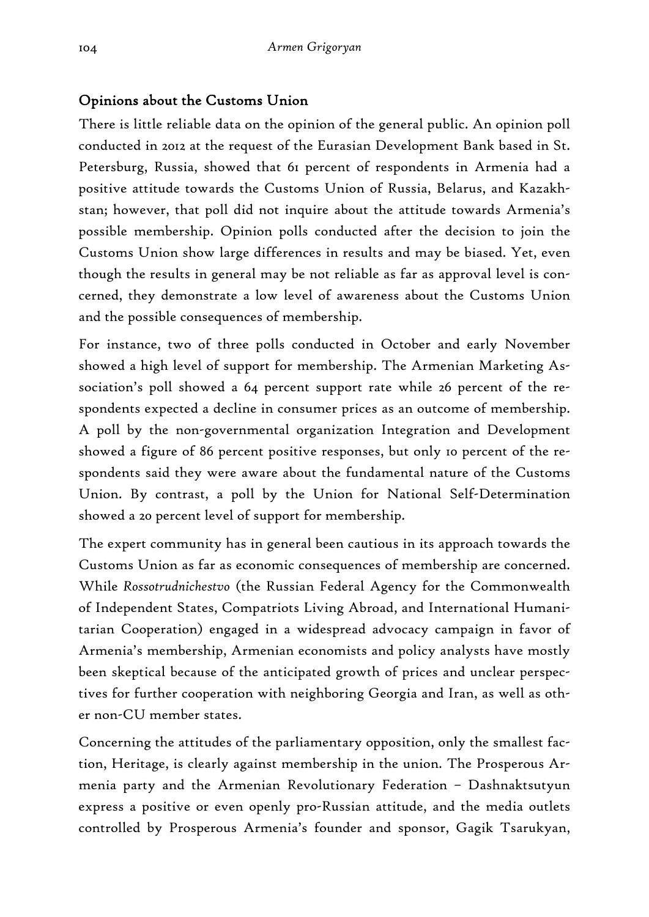## Opinions about the Customs Union

There is little reliable data on the opinion of the general public. An opinion poll conducted in 2012 at the request of the Eurasian Development Bank based in St. Petersburg, Russia, showed that 61 percent of respondents in Armenia had a positive attitude towards the Customs Union of Russia, Belarus, and Kazakhstan; however, that poll did not inquire about the attitude towards Armenia's possible membership. Opinion polls conducted after the decision to join the Customs Union show large differences in results and may be biased. Yet, even though the results in general may be not reliable as far as approval level is concerned, they demonstrate a low level of awareness about the Customs Union and the possible consequences of membership.

For instance, two of three polls conducted in October and early November showed a high level of support for membership. The Armenian Marketing Association's poll showed a 64 percent support rate while 26 percent of the respondents expected a decline in consumer prices as an outcome of membership. A poll by the non-governmental organization Integration and Development showed a figure of 86 percent positive responses, but only 10 percent of the respondents said they were aware about the fundamental nature of the Customs Union. By contrast, a poll by the Union for National Self-Determination showed a 20 percent level of support for membership.

The expert community has in general been cautious in its approach towards the Customs Union as far as economic consequences of membership are concerned. While *Rossotrudnichestvo* (the Russian Federal Agency for the Commonwealth of Independent States, Compatriots Living Abroad, and International Humanitarian Cooperation) engaged in a widespread advocacy campaign in favor of Armenia's membership, Armenian economists and policy analysts have mostly been skeptical because of the anticipated growth of prices and unclear perspectives for further cooperation with neighboring Georgia and Iran, as well as other non-CU member states.

Concerning the attitudes of the parliamentary opposition, only the smallest faction, Heritage, is clearly against membership in the union. The Prosperous Armenia party and the Armenian Revolutionary Federation – Dashnaktsutyun express a positive or even openly pro-Russian attitude, and the media outlets controlled by Prosperous Armenia's founder and sponsor, Gagik Tsarukyan,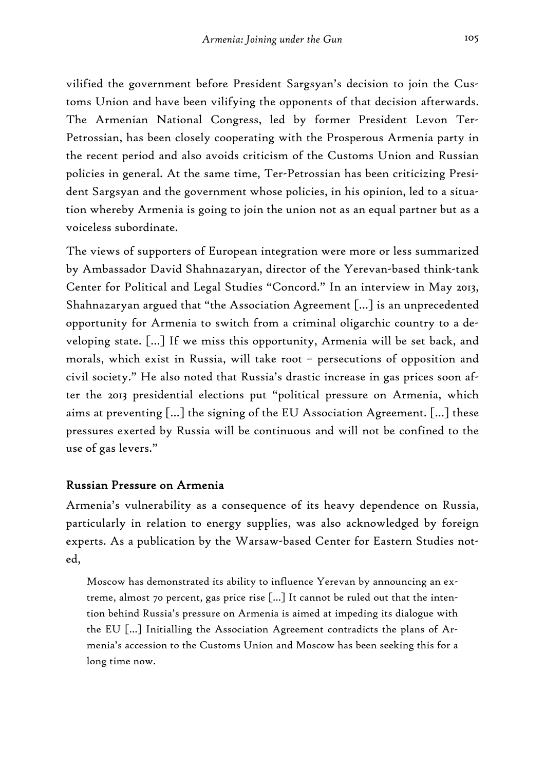vilified the government before President Sargsyan's decision to join the Customs Union and have been vilifying the opponents of that decision afterwards. The Armenian National Congress, led by former President Levon Ter-Petrossian, has been closely cooperating with the Prosperous Armenia party in the recent period and also avoids criticism of the Customs Union and Russian policies in general. At the same time, Ter-Petrossian has been criticizing President Sargsyan and the government whose policies, in his opinion, led to a situation whereby Armenia is going to join the union not as an equal partner but as a voiceless subordinate.

The views of supporters of European integration were more or less summarized by Ambassador David Shahnazaryan, director of the Yerevan-based think-tank Center for Political and Legal Studies "Concord." In an interview in May 2013, Shahnazaryan argued that "the Association Agreement [...] is an unprecedented opportunity for Armenia to switch from a criminal oligarchic country to a developing state. [...] If we miss this opportunity, Armenia will be set back, and morals, which exist in Russia, will take root – persecutions of opposition and civil society." He also noted that Russia's drastic increase in gas prices soon after the 2013 presidential elections put "political pressure on Armenia, which aims at preventing [...] the signing of the EU Association Agreement. [...] these pressures exerted by Russia will be continuous and will not be confined to the use of gas levers."

## Russian Pressure on Armenia

Armenia's vulnerability as a consequence of its heavy dependence on Russia, particularly in relation to energy supplies, was also acknowledged by foreign experts. As a publication by the Warsaw-based Center for Eastern Studies noted,

> Moscow has demonstrated its ability to influence Yerevan by announcing an extreme, almost 70 percent, gas price rise [...] It cannot be ruled out that the intention behind Russia's pressure on Armenia is aimed at impeding its dialogue with the EU [...] Initialling the Association Agreement contradicts the plans of Armenia's accession to the Customs Union and Moscow has been seeking this for a long time now.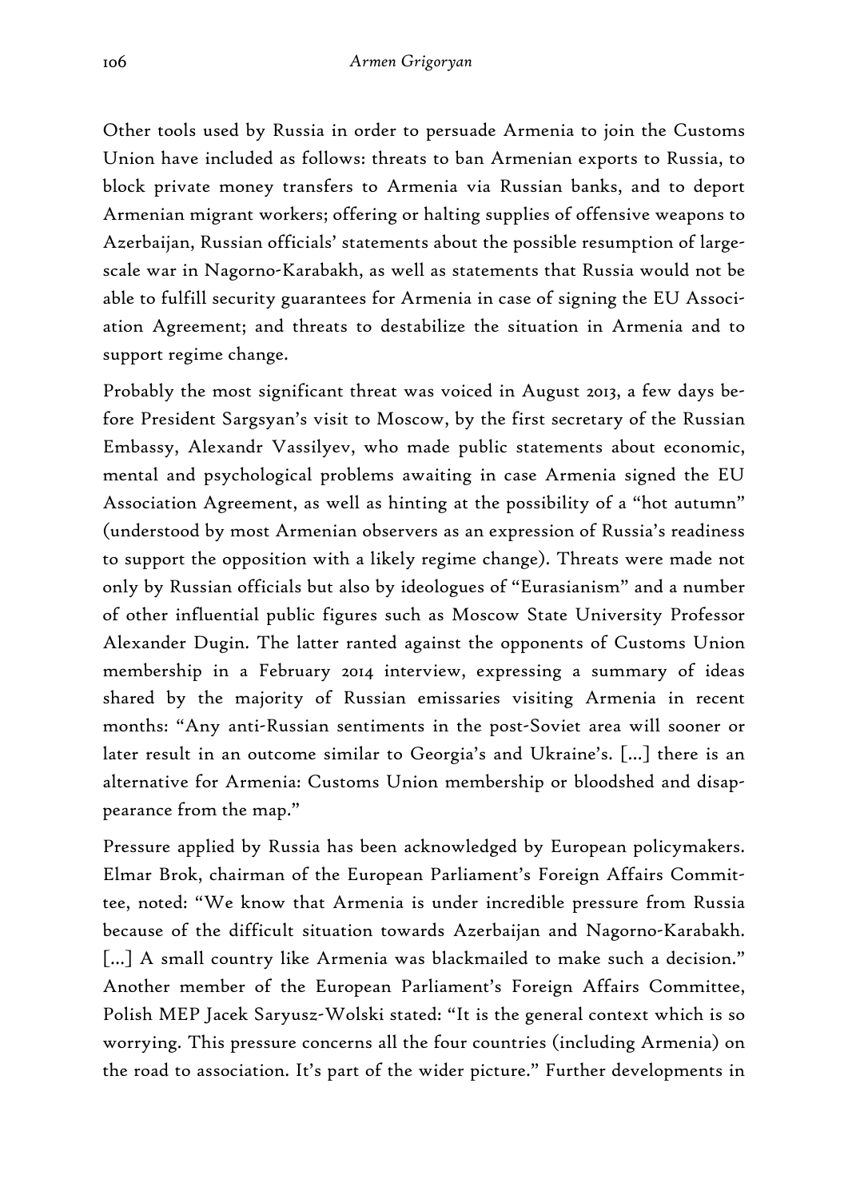Other tools used by Russia in order to persuade Armenia to join the Customs Union have included as follows: threats to ban Armenian exports to Russia, to block private money transfers to Armenia via Russian banks, and to deport Armenian migrant workers; offering or halting supplies of offensive weapons to Azerbaijan, Russian officials' statements about the possible resumption of large-scale war in Nagorno-Karabakh, as well as statements that Russia would not be able to fulfill security guarantees for Armenia in case of signing the EU Association Agreement; and threats to destabilize the situation in Armenia and to support regime change.

Probably the most significant threat was voiced in August 2013, a few days before President Sargsyan's visit to Moscow, by the first secretary of the Russian Embassy, Alexandr Vassilyev, who made public statements about economic, mental and psychological problems awaiting in case Armenia signed the EU Association Agreement, as well as hinting at the possibility of a "hot autumn" (understood by most Armenian observers as an expression of Russia's readiness to support the opposition with a likely regime change). Threats were made not only by Russian officials but also by ideologues of "Eurasianism" and a number of other influential public figures such as Moscow State University Professor Alexander Dugin. The latter ranted against the opponents of Customs Union membership in a February 2014 interview, expressing a summary of ideas shared by the majority of Russian emissaries visiting Armenia in recent months: "Any anti-Russian sentiments in the post-Soviet area will sooner or later result in an outcome similar to Georgia's and Ukraine's. [...] there is an alternative for Armenia: Customs Union membership or bloodshed and disappearance from the map."

Pressure applied by Russia has been acknowledged by European policymakers. Elmar Brok, chairman of the European Parliament's Foreign Affairs Committee, noted: "We know that Armenia is under incredible pressure from Russia because of the difficult situation towards Azerbaijan and Nagorno-Karabakh. [...] A small country like Armenia was blackmailed to make such a decision." Another member of the European Parliament's Foreign Affairs Committee, Polish MEP Jacek Saryusz-Wolski stated: "It is the general context which is so worrying. This pressure concerns all the four countries (including Armenia) on the road to association. It's part of the wider picture." Further developments in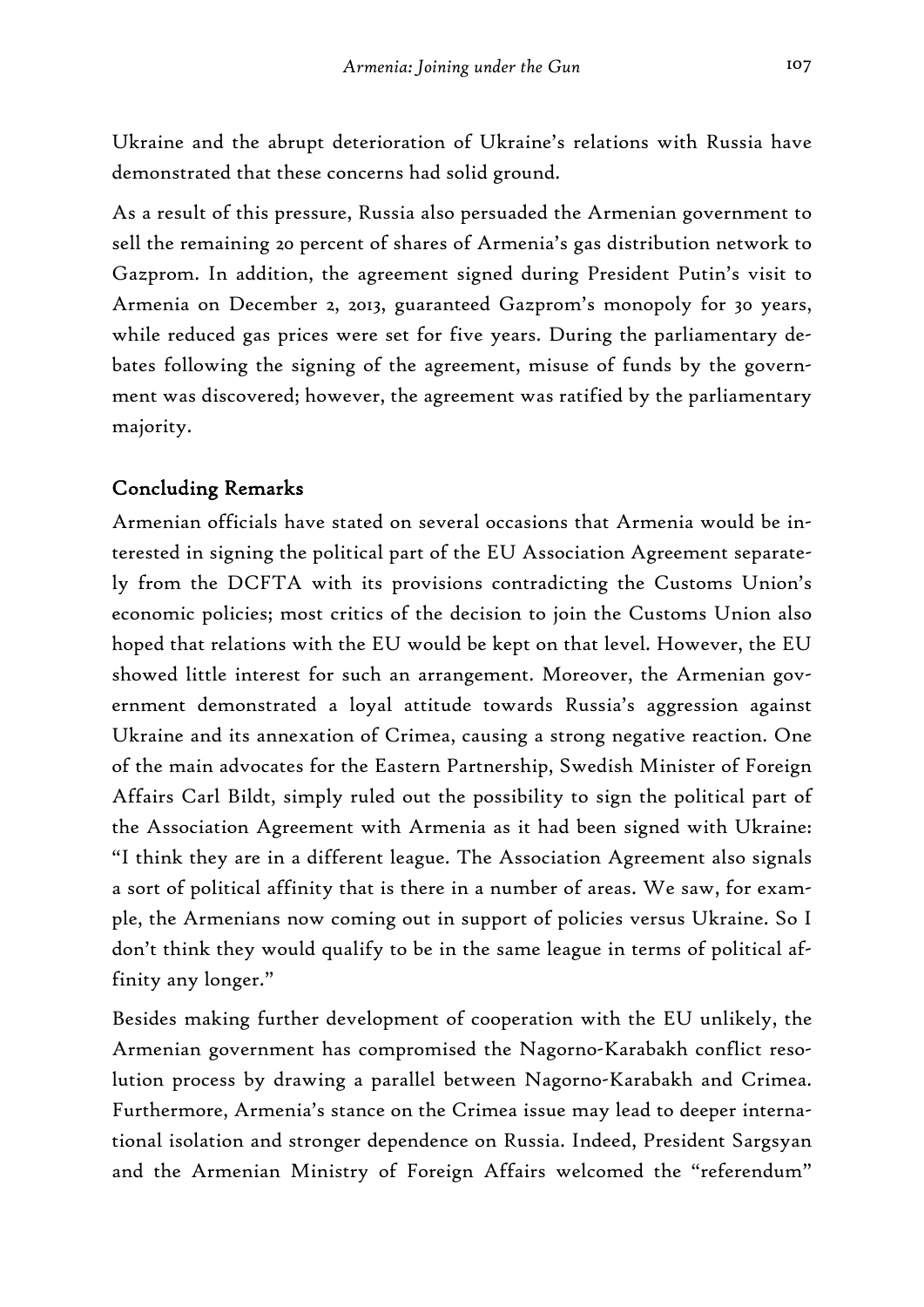Ukraine and the abrupt deterioration of Ukraine's relations with Russia have demonstrated that these concerns had solid ground.

As a result of this pressure, Russia also persuaded the Armenian government to sell the remaining 20 percent of shares of Armenia's gas distribution network to Gazprom. In addition, the agreement signed during President Putin's visit to Armenia on December 2, 2013, guaranteed Gazprom's monopoly for 30 years, while reduced gas prices were set for five years. During the parliamentary debates following the signing of the agreement, misuse of funds by the government was discovered; however, the agreement was ratified by the parliamentary majority.

## Concluding Remarks

Armenian officials have stated on several occasions that Armenia would be interested in signing the political part of the EU Association Agreement separately from the DCFTA with its provisions contradicting the Customs Union's economic policies; most critics of the decision to join the Customs Union also hoped that relations with the EU would be kept on that level. However, the EU showed little interest for such an arrangement. Moreover, the Armenian government demonstrated a loyal attitude towards Russia's aggression against Ukraine and its annexation of Crimea, causing a strong negative reaction. One of the main advocates for the Eastern Partnership, Swedish Minister of Foreign Affairs Carl Bildt, simply ruled out the possibility to sign the political part of the Association Agreement with Armenia as it had been signed with Ukraine: "I think they are in a different league. The Association Agreement also signals a sort of political affinity that is there in a number of areas. We saw, for example, the Armenians now coming out in support of policies versus Ukraine. So I don't think they would qualify to be in the same league in terms of political affinity any longer."

Besides making further development of cooperation with the EU unlikely, the Armenian government has compromised the Nagorno-Karabakh conflict resolution process by drawing a parallel between Nagorno-Karabakh and Crimea. Furthermore, Armenia's stance on the Crimea issue may lead to deeper international isolation and stronger dependence on Russia. Indeed, President Sargsyan and the Armenian Ministry of Foreign Affairs welcomed the "referendum"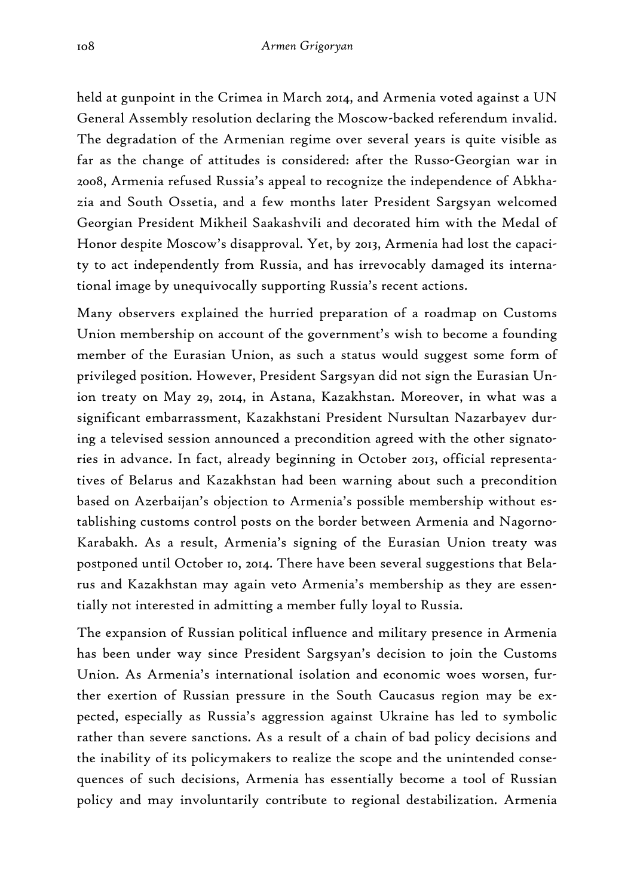held at gunpoint in the Crimea in March 2014, and Armenia voted against a UN General Assembly resolution declaring the Moscow-backed referendum invalid. The degradation of the Armenian regime over several years is quite visible as far as the change of attitudes is considered: after the Russo-Georgian war in 2008, Armenia refused Russia's appeal to recognize the independence of Abkhazia and South Ossetia, and a few months later President Sargsyan welcomed Georgian President Mikheil Saakashvili and decorated him with the Medal of Honor despite Moscow's disapproval. Yet, by 2013, Armenia had lost the capacity to act independently from Russia, and has irrevocably damaged its international image by unequivocally supporting Russia's recent actions.

Many observers explained the hurried preparation of a roadmap on Customs Union membership on account of the government's wish to become a founding member of the Eurasian Union, as such a status would suggest some form of privileged position. However, President Sargsyan did not sign the Eurasian Union treaty on May 29, 2014, in Astana, Kazakhstan. Moreover, in what was a significant embarrassment, Kazakhstani President Nursultan Nazarbayev during a televised session announced a precondition agreed with the other signatories in advance. In fact, already beginning in October 2013, official representatives of Belarus and Kazakhstan had been warning about such a precondition based on Azerbaijan's objection to Armenia's possible membership without establishing customs control posts on the border between Armenia and Nagorno-Karabakh. As a result, Armenia's signing of the Eurasian Union treaty was postponed until October 10, 2014. There have been several suggestions that Belarus and Kazakhstan may again veto Armenia's membership as they are essentially not interested in admitting a member fully loyal to Russia.

The expansion of Russian political influence and military presence in Armenia has been under way since President Sargsyan's decision to join the Customs Union. As Armenia's international isolation and economic woes worsen, further exertion of Russian pressure in the South Caucasus region may be expected, especially as Russia's aggression against Ukraine has led to symbolic rather than severe sanctions. As a result of a chain of bad policy decisions and the inability of its policymakers to realize the scope and the unintended consequences of such decisions, Armenia has essentially become a tool of Russian policy and may involuntarily contribute to regional destabilization. Armenia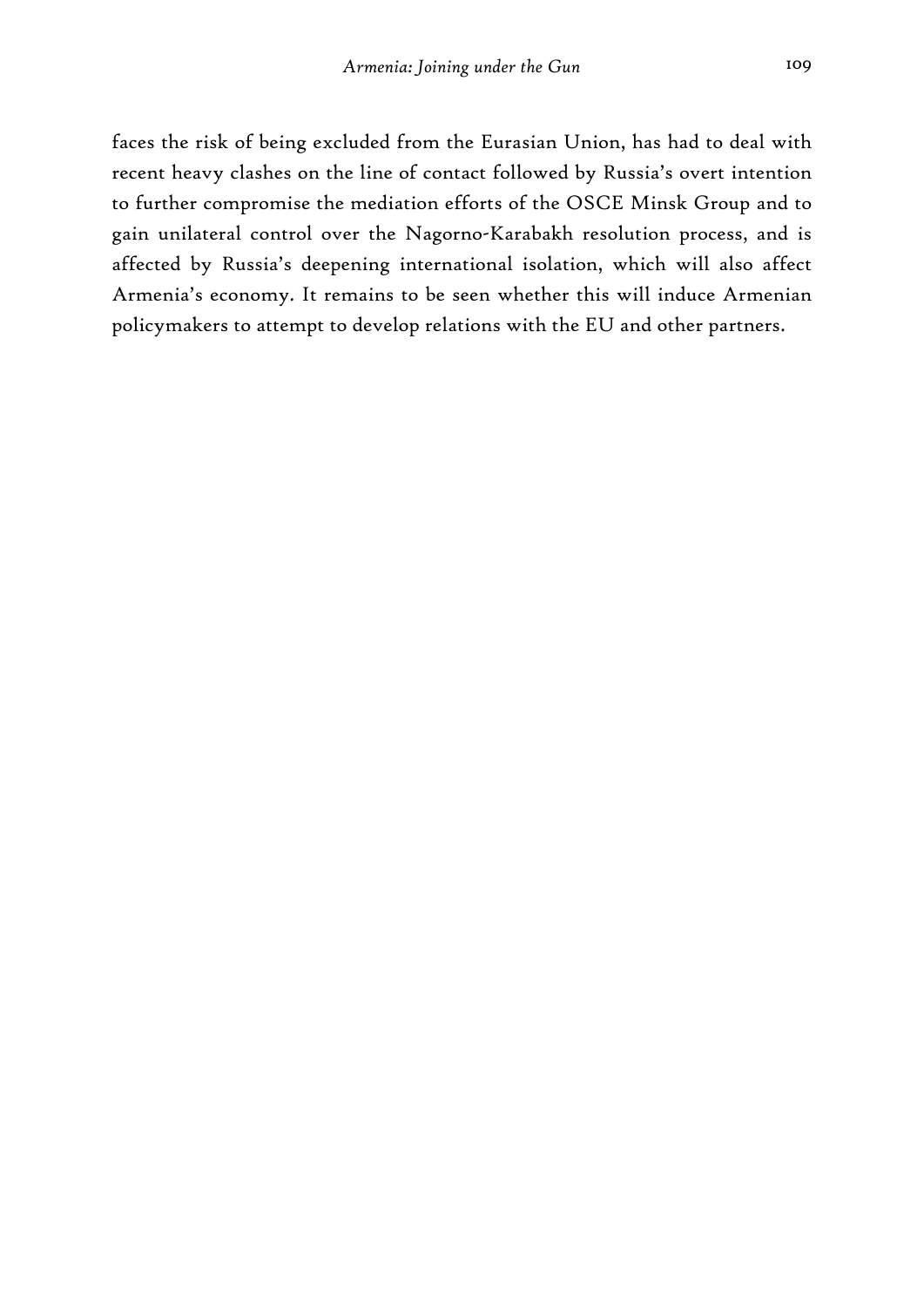faces the risk of being excluded from the Eurasian Union, has had to deal with recent heavy clashes on the line of contact followed by Russia's overt intention to further compromise the mediation efforts of the OSCE Minsk Group and to gain unilateral control over the Nagorno-Karabakh resolution process, and is affected by Russia's deepening international isolation, which will also affect Armenia's economy. It remains to be seen whether this will induce Armenian policymakers to attempt to develop relations with the EU and other partners.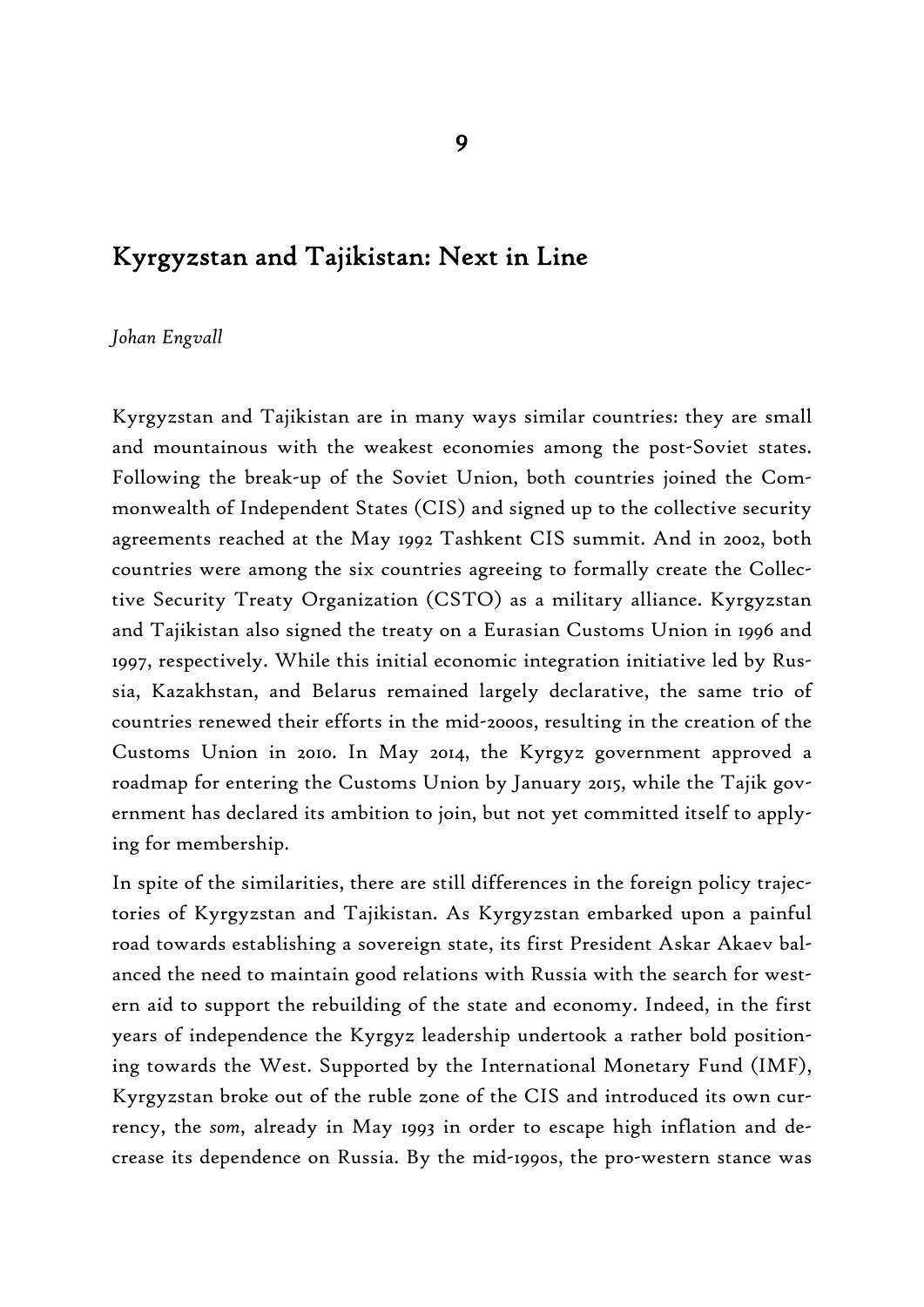# 9

## Kyrgyzstan and Tajikistan: Next in Line

*Johan Engvall*

Kyrgyzstan and Tajikistan are in many ways similar countries: they are small and mountainous with the weakest economies among the post-Soviet states. Following the break-up of the Soviet Union, both countries joined the Commonwealth of Independent States (CIS) and signed up to the collective security agreements reached at the May 1992 Tashkent CIS summit. And in 2002, both countries were among the six countries agreeing to formally create the Collective Security Treaty Organization (CSTO) as a military alliance. Kyrgyzstan and Tajikistan also signed the treaty on a Eurasian Customs Union in 1996 and 1997, respectively. While this initial economic integration initiative led by Russia, Kazakhstan, and Belarus remained largely declarative, the same trio of countries renewed their efforts in the mid-2000s, resulting in the creation of the Customs Union in 2010. In May 2014, the Kyrgyz government approved a roadmap for entering the Customs Union by January 2015, while the Tajik government has declared its ambition to join, but not yet committed itself to applying for membership.

In spite of the similarities, there are still differences in the foreign policy trajectories of Kyrgyzstan and Tajikistan. As Kyrgyzstan embarked upon a painful road towards establishing a sovereign state, its first President Askar Akaev balanced the need to maintain good relations with Russia with the search for western aid to support the rebuilding of the state and economy. Indeed, in the first years of independence the Kyrgyz leadership undertook a rather bold positioning towards the West. Supported by the International Monetary Fund (IMF), Kyrgyzstan broke out of the ruble zone of the CIS and introduced its own currency, the *som*, already in May 1993 in order to escape high inflation and decrease its dependence on Russia. By the mid-1990s, the pro-western stance was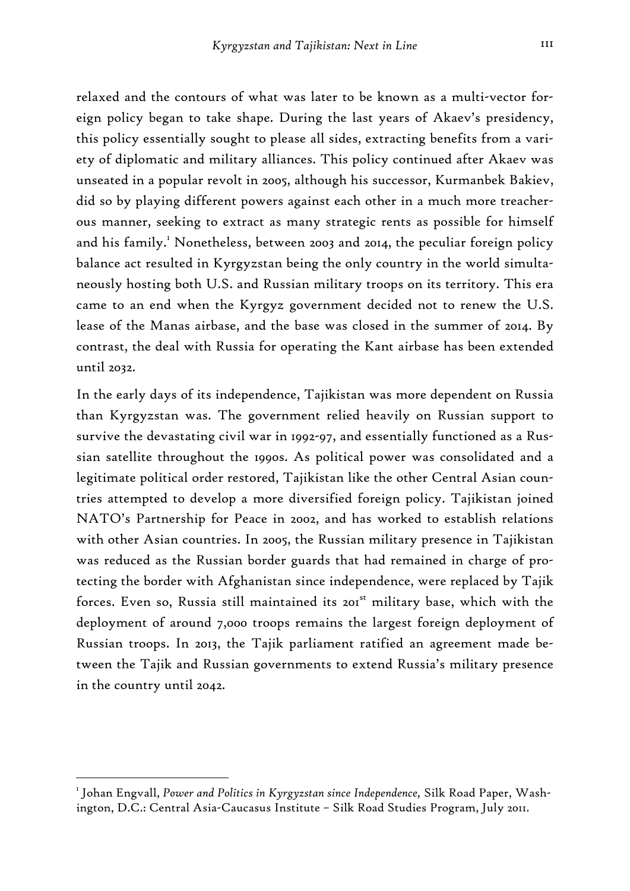relaxed and the contours of what was later to be known as a multi-vector foreign policy began to take shape. During the last years of Akaev's presidency, this policy essentially sought to please all sides, extracting benefits from a variety of diplomatic and military alliances. This policy continued after Akaev was unseated in a popular revolt in 2005, although his successor, Kurmanbek Bakiev, did so by playing different powers against each other in a much more treacherous manner, seeking to extract as many strategic rents as possible for himself and his family.[1] Nonetheless, between 2003 and 2014, the peculiar foreign policy balance act resulted in Kyrgyzstan being the only country in the world simultaneously hosting both U.S. and Russian military troops on its territory. This era came to an end when the Kyrgyz government decided not to renew the U.S. lease of the Manas airbase, and the base was closed in the summer of 2014. By contrast, the deal with Russia for operating the Kant airbase has been extended until 2032.

In the early days of its independence, Tajikistan was more dependent on Russia than Kyrgyzstan was. The government relied heavily on Russian support to survive the devastating civil war in 1992-97, and essentially functioned as a Russian satellite throughout the 1990s. As political power was consolidated and a legitimate political order restored, Tajikistan like the other Central Asian countries attempted to develop a more diversified foreign policy. Tajikistan joined NATO's Partnership for Peace in 2002, and has worked to establish relations with other Asian countries. In 2005, the Russian military presence in Tajikistan was reduced as the Russian border guards that had remained in charge of protecting the border with Afghanistan since independence, were replaced by Tajik forces. Even so, Russia still maintained its 201st military base, which with the deployment of around 7,000 troops remains the largest foreign deployment of Russian troops. In 2013, the Tajik parliament ratified an agreement made between the Tajik and Russian governments to extend Russia's military presence in the country until 2042.

---

[1] Johan Engvall, *Power and Politics in Kyrgyzstan since Independence,* Silk Road Paper, Washington, D.C.: Central Asia-Caucasus Institute – Silk Road Studies Program, July 2011.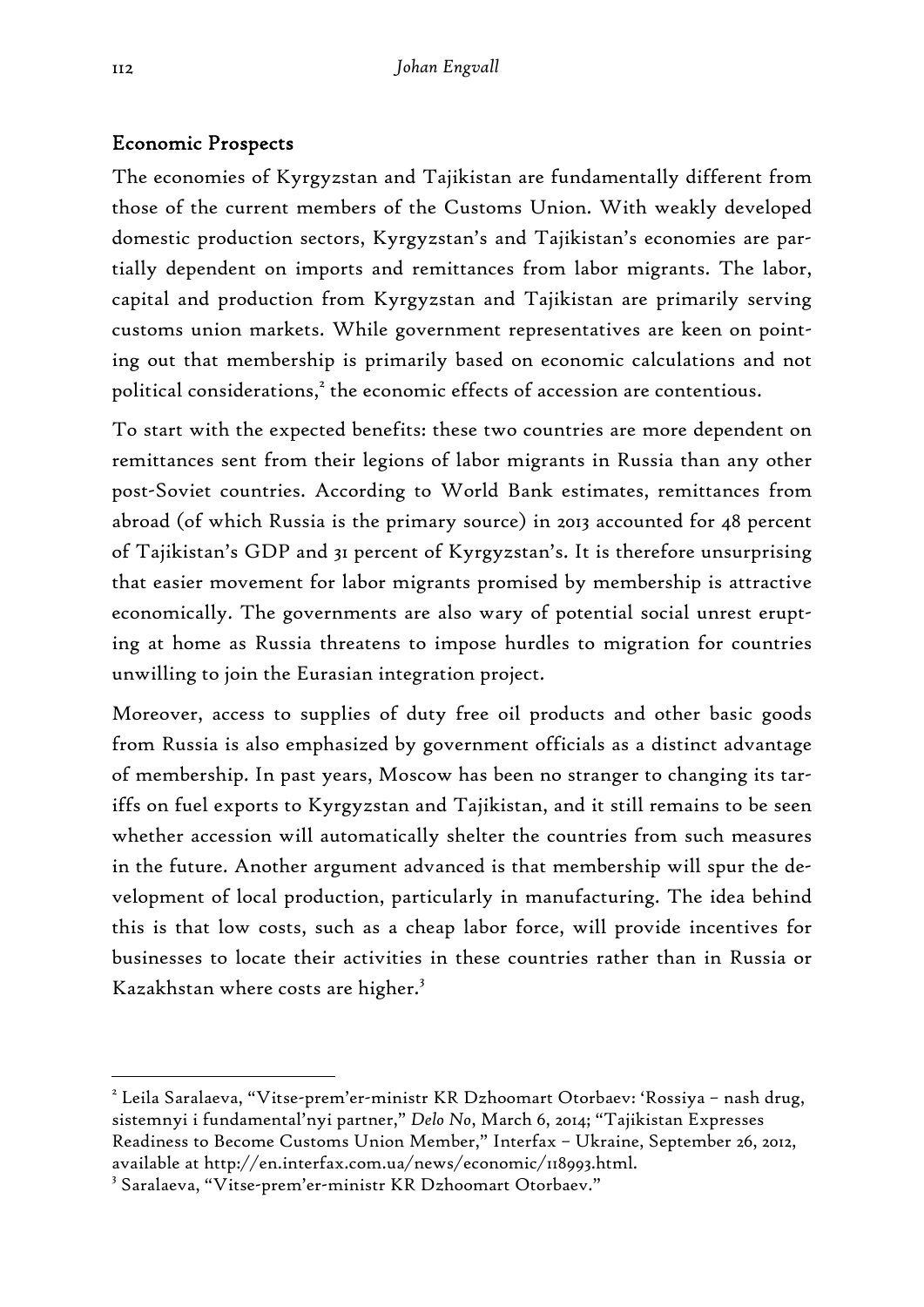## Economic Prospects

The economies of Kyrgyzstan and Tajikistan are fundamentally different from those of the current members of the Customs Union. With weakly developed domestic production sectors, Kyrgyzstan's and Tajikistan's economies are partially dependent on imports and remittances from labor migrants. The labor, capital and production from Kyrgyzstan and Tajikistan are primarily serving customs union markets. While government representatives are keen on pointing out that membership is primarily based on economic calculations and not political considerations,[2] the economic effects of accession are contentious.

To start with the expected benefits: these two countries are more dependent on remittances sent from their legions of labor migrants in Russia than any other post-Soviet countries. According to World Bank estimates, remittances from abroad (of which Russia is the primary source) in 2013 accounted for 48 percent of Tajikistan's GDP and 31 percent of Kyrgyzstan's. It is therefore unsurprising that easier movement for labor migrants promised by membership is attractive economically. The governments are also wary of potential social unrest erupting at home as Russia threatens to impose hurdles to migration for countries unwilling to join the Eurasian integration project.

Moreover, access to supplies of duty free oil products and other basic goods from Russia is also emphasized by government officials as a distinct advantage of membership. In past years, Moscow has been no stranger to changing its tariffs on fuel exports to Kyrgyzstan and Tajikistan, and it still remains to be seen whether accession will automatically shelter the countries from such measures in the future. Another argument advanced is that membership will spur the development of local production, particularly in manufacturing. The idea behind this is that low costs, such as a cheap labor force, will provide incentives for businesses to locate their activities in these countries rather than in Russia or Kazakhstan where costs are higher.[3]

---

[2] Leila Saralaeva, "Vitse-prem'er-ministr KR Dzhoomart Otorbaev: 'Rossiya – nash drug, sistemnyi i fundamental'nyi partner," *Delo No*, March 6, 2014; "Tajikistan Expresses Readiness to Become Customs Union Member," Interfax – Ukraine, September 26, 2012, available at http://en.interfax.com.ua/news/economic/118993.html.

[3] Saralaeva, "Vitse-prem'er-ministr KR Dzhoomart Otorbaev."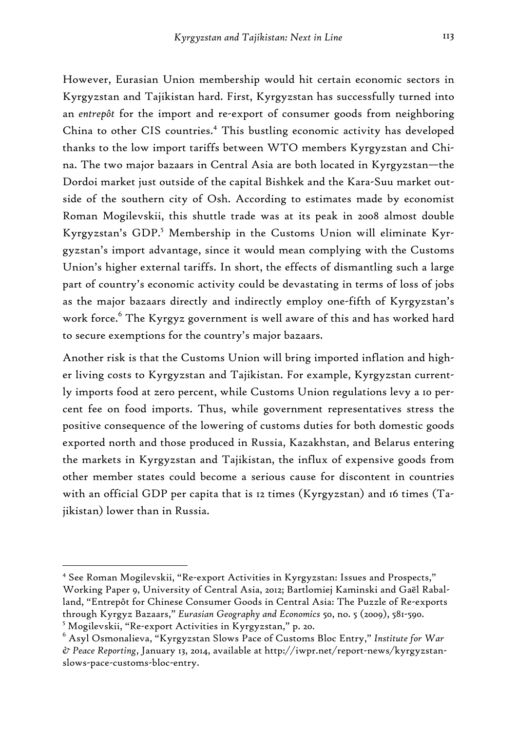However, Eurasian Union membership would hit certain economic sectors in Kyrgyzstan and Tajikistan hard. First, Kyrgyzstan has successfully turned into an *entrepôt* for the import and re-export of consumer goods from neighboring China to other CIS countries.[4] This bustling economic activity has developed thanks to the low import tariffs between WTO members Kyrgyzstan and China. The two major bazaars in Central Asia are both located in Kyrgyzstan—the Dordoi market just outside of the capital Bishkek and the Kara-Suu market outside of the southern city of Osh. According to estimates made by economist Roman Mogilevskii, this shuttle trade was at its peak in 2008 almost double Kyrgyzstan's GDP.[5] Membership in the Customs Union will eliminate Kyrgyzstan's import advantage, since it would mean complying with the Customs Union's higher external tariffs. In short, the effects of dismantling such a large part of country's economic activity could be devastating in terms of loss of jobs as the major bazaars directly and indirectly employ one-fifth of Kyrgyzstan's work force.[6] The Kyrgyz government is well aware of this and has worked hard to secure exemptions for the country's major bazaars.

Another risk is that the Customs Union will bring imported inflation and higher living costs to Kyrgyzstan and Tajikistan. For example, Kyrgyzstan currently imports food at zero percent, while Customs Union regulations levy a 10 percent fee on food imports. Thus, while government representatives stress the positive consequence of the lowering of customs duties for both domestic goods exported north and those produced in Russia, Kazakhstan, and Belarus entering the markets in Kyrgyzstan and Tajikistan, the influx of expensive goods from other member states could become a serious cause for discontent in countries with an official GDP per capita that is 12 times (Kyrgyzstan) and 16 times (Tajikistan) lower than in Russia.

---

[4] See Roman Mogilevskii, "Re-export Activities in Kyrgyzstan: Issues and Prospects," Working Paper 9, University of Central Asia, 2012; Bartlomiej Kaminski and Gaël Raballand, "Entrepôt for Chinese Consumer Goods in Central Asia: The Puzzle of Re-exports through Kyrgyz Bazaars," *Eurasian Geography and Economics* 50, no. 5 (2009), 581-590.

[5] Mogilevskii, "Re-export Activities in Kyrgyzstan," p. 20.

[6] Asyl Osmonalieva, "Kyrgyzstan Slows Pace of Customs Bloc Entry," *Institute for War & Peace Reporting*, January 13, 2014, available at http://iwpr.net/report-news/kyrgyzstan-slows-pace-customs-bloc-entry.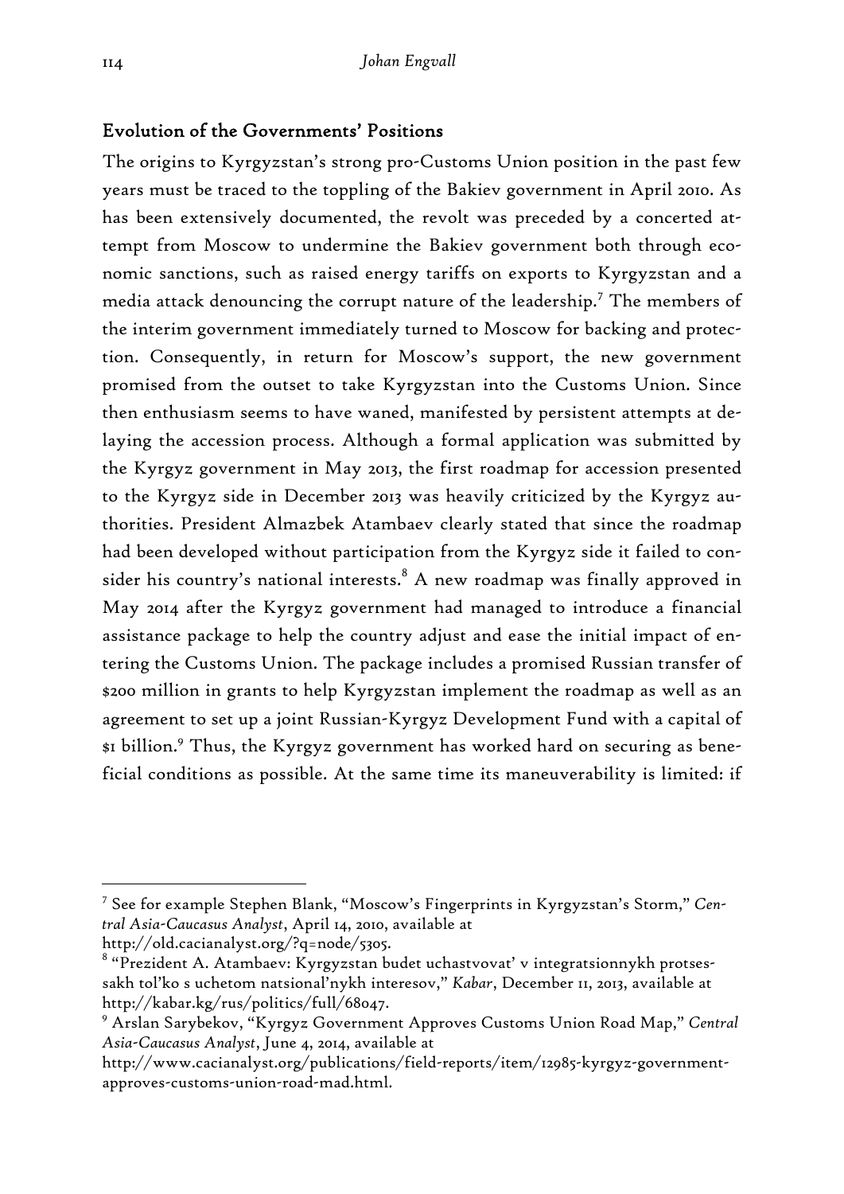## Evolution of the Governments' Positions

The origins to Kyrgyzstan's strong pro-Customs Union position in the past few years must be traced to the toppling of the Bakiev government in April 2010. As has been extensively documented, the revolt was preceded by a concerted attempt from Moscow to undermine the Bakiev government both through economic sanctions, such as raised energy tariffs on exports to Kyrgyzstan and a media attack denouncing the corrupt nature of the leadership.[7] The members of the interim government immediately turned to Moscow for backing and protection. Consequently, in return for Moscow's support, the new government promised from the outset to take Kyrgyzstan into the Customs Union. Since then enthusiasm seems to have waned, manifested by persistent attempts at delaying the accession process. Although a formal application was submitted by the Kyrgyz government in May 2013, the first roadmap for accession presented to the Kyrgyz side in December 2013 was heavily criticized by the Kyrgyz authorities. President Almazbek Atambaev clearly stated that since the roadmap had been developed without participation from the Kyrgyz side it failed to consider his country's national interests.[8] A new roadmap was finally approved in May 2014 after the Kyrgyz government had managed to introduce a financial assistance package to help the country adjust and ease the initial impact of entering the Customs Union. The package includes a promised Russian transfer of $200 million in grants to help Kyrgyzstan implement the roadmap as well as an agreement to set up a joint Russian-Kyrgyz Development Fund with a capital of $1 billion.[9] Thus, the Kyrgyz government has worked hard on securing as beneficial conditions as possible. At the same time its maneuverability is limited: if

---

[7] See for example Stephen Blank, "Moscow's Fingerprints in Kyrgyzstan's Storm," *Central Asia-Caucasus Analyst*, April 14, 2010, available at http://old.cacianalyst.org/?q=node/5305.

[8] "Prezident A. Atambaev: Kyrgyzstan budet uchastvovat' v integratsionnykh protsessakh tol'ko s uchetom natsional'nykh interesov," *Kabar*, December 11, 2013, available at http://kabar.kg/rus/politics/full/68047.

[9] Arslan Sarybekov, "Kyrgyz Government Approves Customs Union Road Map," *Central Asia-Caucasus Analyst*, June 4, 2014, available at http://www.cacianalyst.org/publications/field-reports/item/12985-kyrgyz-government-approves-customs-union-road-mad.html.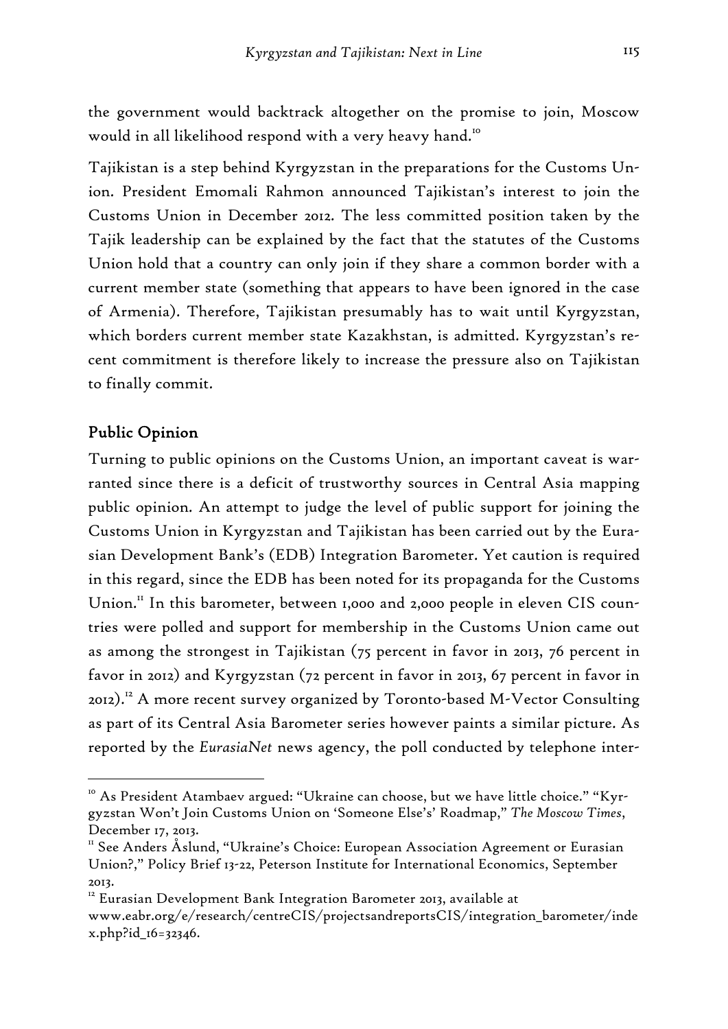the government would backtrack altogether on the promise to join, Moscow would in all likelihood respond with a very heavy hand.[10]

Tajikistan is a step behind Kyrgyzstan in the preparations for the Customs Union. President Emomali Rahmon announced Tajikistan's interest to join the Customs Union in December 2012. The less committed position taken by the Tajik leadership can be explained by the fact that the statutes of the Customs Union hold that a country can only join if they share a common border with a current member state (something that appears to have been ignored in the case of Armenia). Therefore, Tajikistan presumably has to wait until Kyrgyzstan, which borders current member state Kazakhstan, is admitted. Kyrgyzstan's recent commitment is therefore likely to increase the pressure also on Tajikistan to finally commit.

## Public Opinion

Turning to public opinions on the Customs Union, an important caveat is warranted since there is a deficit of trustworthy sources in Central Asia mapping public opinion. An attempt to judge the level of public support for joining the Customs Union in Kyrgyzstan and Tajikistan has been carried out by the Eurasian Development Bank's (EDB) Integration Barometer. Yet caution is required in this regard, since the EDB has been noted for its propaganda for the Customs Union.[11] In this barometer, between 1,000 and 2,000 people in eleven CIS countries were polled and support for membership in the Customs Union came out as among the strongest in Tajikistan (75 percent in favor in 2013, 76 percent in favor in 2012) and Kyrgyzstan (72 percent in favor in 2013, 67 percent in favor in 2012).[12] A more recent survey organized by Toronto-based M-Vector Consulting as part of its Central Asia Barometer series however paints a similar picture. As reported by the *EurasiaNet* news agency, the poll conducted by telephone inter-

---

[10] As President Atambaev argued: "Ukraine can choose, but we have little choice." "Kyrgyzstan Won't Join Customs Union on 'Someone Else's' Roadmap," *The Moscow Times*, December 17, 2013.

[11] See Anders Åslund, "Ukraine's Choice: European Association Agreement or Eurasian Union?," Policy Brief 13-22, Peterson Institute for International Economics, September 2013.

[12] Eurasian Development Bank Integration Barometer 2013, available at www.eabr.org/e/research/centreCIS/projectsandreportsCIS/integration_barometer/index.php?id_16=32346.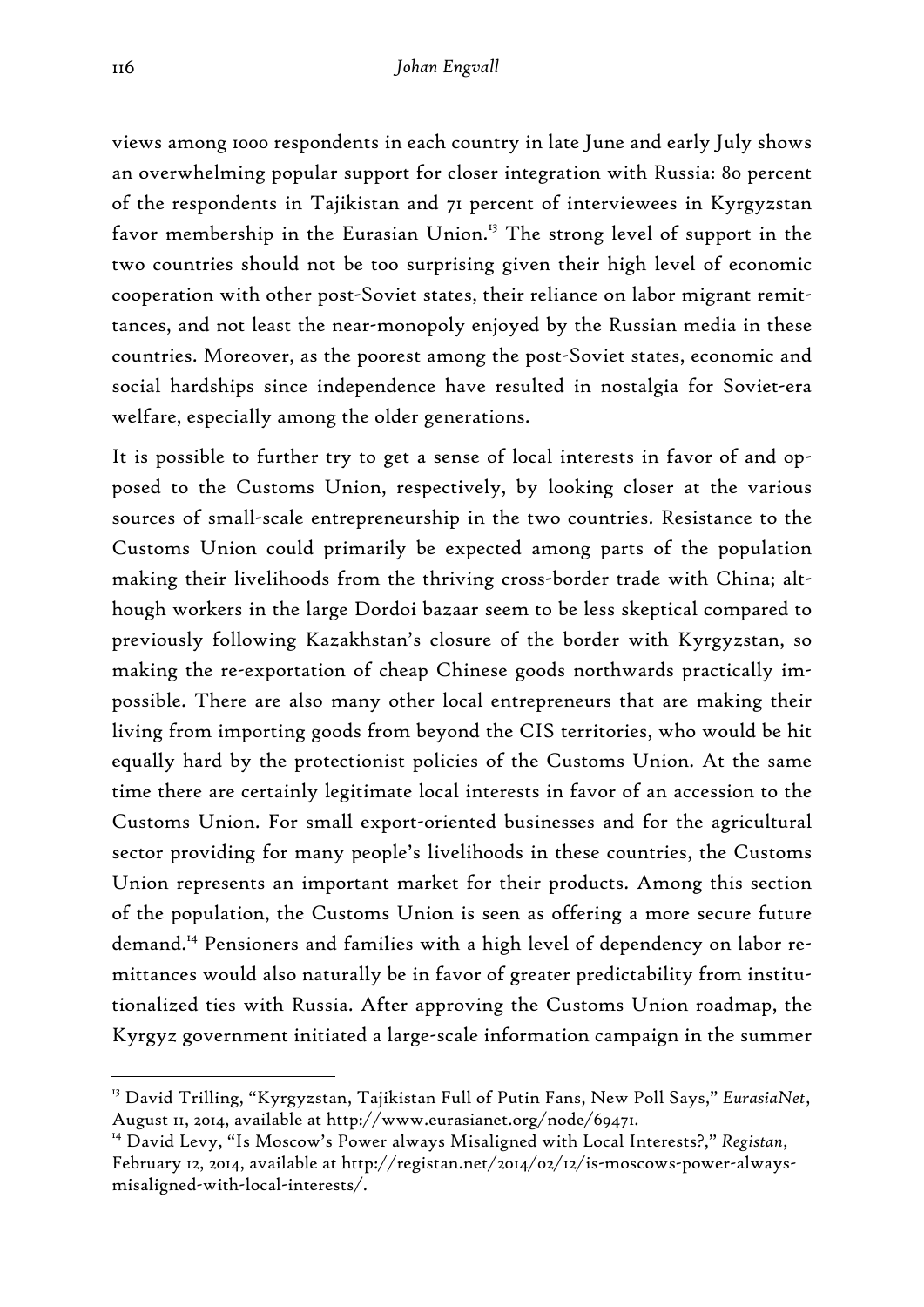views among 1000 respondents in each country in late June and early July shows an overwhelming popular support for closer integration with Russia: 80 percent of the respondents in Tajikistan and 71 percent of interviewees in Kyrgyzstan favor membership in the Eurasian Union.[13] The strong level of support in the two countries should not be too surprising given their high level of economic cooperation with other post-Soviet states, their reliance on labor migrant remittances, and not least the near-monopoly enjoyed by the Russian media in these countries. Moreover, as the poorest among the post-Soviet states, economic and social hardships since independence have resulted in nostalgia for Soviet-era welfare, especially among the older generations.

It is possible to further try to get a sense of local interests in favor of and opposed to the Customs Union, respectively, by looking closer at the various sources of small-scale entrepreneurship in the two countries. Resistance to the Customs Union could primarily be expected among parts of the population making their livelihoods from the thriving cross-border trade with China; although workers in the large Dordoi bazaar seem to be less skeptical compared to previously following Kazakhstan's closure of the border with Kyrgyzstan, so making the re-exportation of cheap Chinese goods northwards practically impossible. There are also many other local entrepreneurs that are making their living from importing goods from beyond the CIS territories, who would be hit equally hard by the protectionist policies of the Customs Union. At the same time there are certainly legitimate local interests in favor of an accession to the Customs Union. For small export-oriented businesses and for the agricultural sector providing for many people's livelihoods in these countries, the Customs Union represents an important market for their products. Among this section of the population, the Customs Union is seen as offering a more secure future demand.[14] Pensioners and families with a high level of dependency on labor remittances would also naturally be in favor of greater predictability from institutionalized ties with Russia. After approving the Customs Union roadmap, the Kyrgyz government initiated a large-scale information campaign in the summer

---

[13] David Trilling, "Kyrgyzstan, Tajikistan Full of Putin Fans, New Poll Says," *EurasiaNet*, August 11, 2014, available at http://www.eurasianet.org/node/69471.

[14] David Levy, "Is Moscow's Power always Misaligned with Local Interests?," *Registan*, February 12, 2014, available at http://registan.net/2014/02/12/is-moscows-power-always-misaligned-with-local-interests/.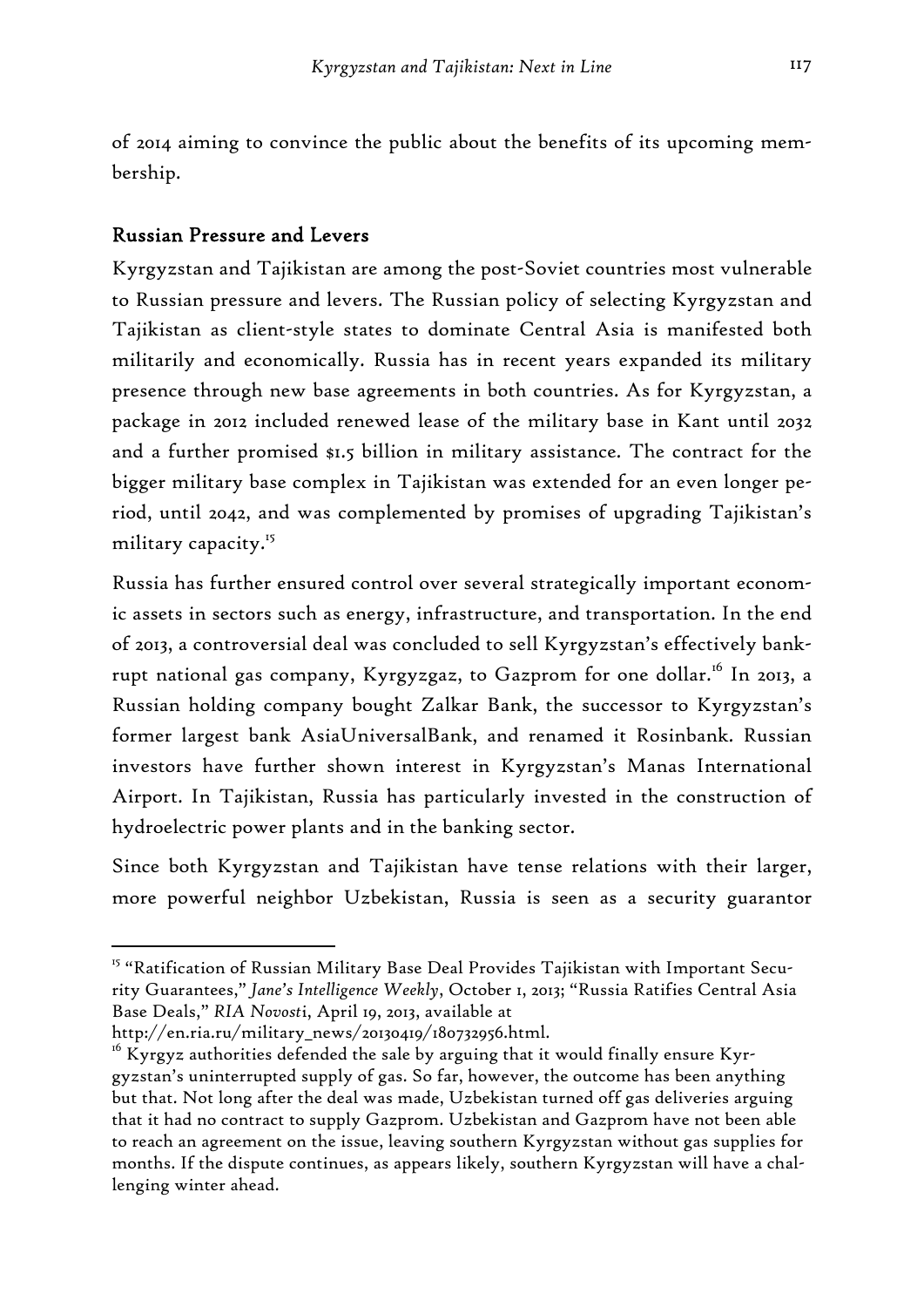of 2014 aiming to convince the public about the benefits of its upcoming membership.

## Russian Pressure and Levers

Kyrgyzstan and Tajikistan are among the post-Soviet countries most vulnerable to Russian pressure and levers. The Russian policy of selecting Kyrgyzstan and Tajikistan as client-style states to dominate Central Asia is manifested both militarily and economically. Russia has in recent years expanded its military presence through new base agreements in both countries. As for Kyrgyzstan, a package in 2012 included renewed lease of the military base in Kant until 2032 and a further promised $1.5 billion in military assistance. The contract for the bigger military base complex in Tajikistan was extended for an even longer period, until 2042, and was complemented by promises of upgrading Tajikistan's military capacity.[15]

Russia has further ensured control over several strategically important economic assets in sectors such as energy, infrastructure, and transportation. In the end of 2013, a controversial deal was concluded to sell Kyrgyzstan's effectively bankrupt national gas company, Kyrgyzgaz, to Gazprom for one dollar.[16] In 2013, a Russian holding company bought Zalkar Bank, the successor to Kyrgyzstan's former largest bank AsiaUniversalBank, and renamed it Rosinbank. Russian investors have further shown interest in Kyrgyzstan's Manas International Airport. In Tajikistan, Russia has particularly invested in the construction of hydroelectric power plants and in the banking sector.

Since both Kyrgyzstan and Tajikistan have tense relations with their larger, more powerful neighbor Uzbekistan, Russia is seen as a security guarantor

---

[15] "Ratification of Russian Military Base Deal Provides Tajikistan with Important Security Guarantees," *Jane's Intelligence Weekly*, October 1, 2013; "Russia Ratifies Central Asia Base Deals," *RIA Novosti*, April 19, 2013, available at http://en.ria.ru/military_news/20130419/180732956.html.

[16] Kyrgyz authorities defended the sale by arguing that it would finally ensure Kyrgyzstan's uninterrupted supply of gas. So far, however, the outcome has been anything but that. Not long after the deal was made, Uzbekistan turned off gas deliveries arguing that it had no contract to supply Gazprom. Uzbekistan and Gazprom have not been able to reach an agreement on the issue, leaving southern Kyrgyzstan without gas supplies for months. If the dispute continues, as appears likely, southern Kyrgyzstan will have a challenging winter ahead.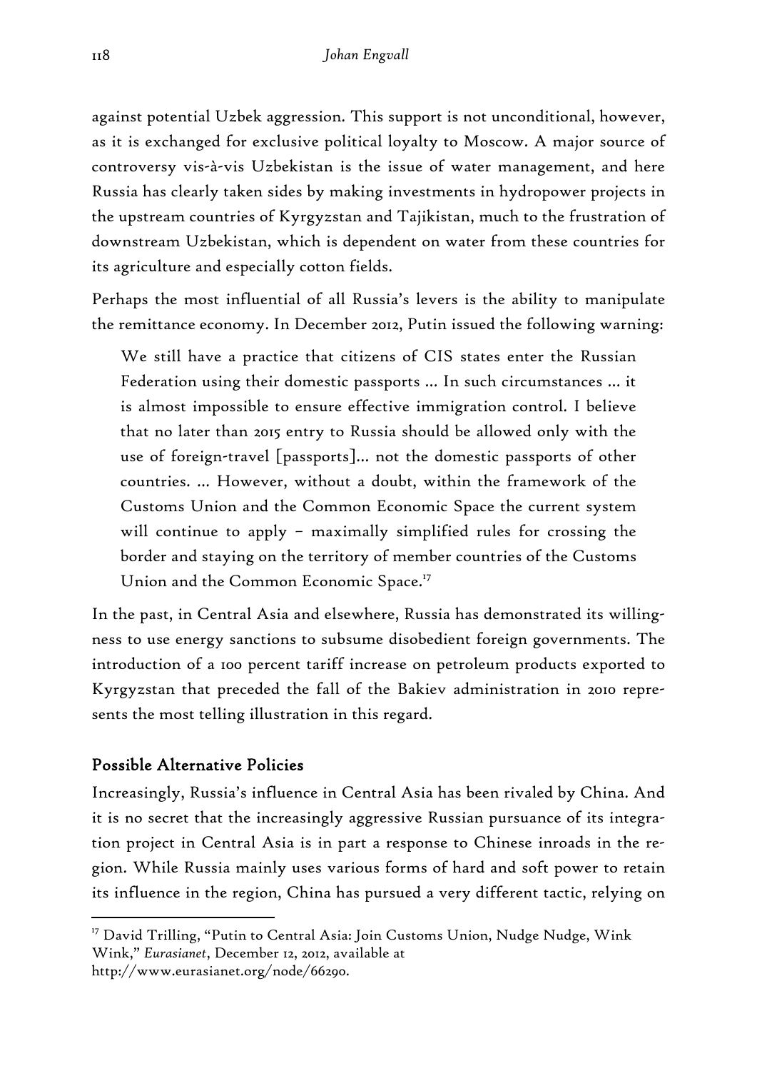against potential Uzbek aggression. This support is not unconditional, however, as it is exchanged for exclusive political loyalty to Moscow. A major source of controversy vis-à-vis Uzbekistan is the issue of water management, and here Russia has clearly taken sides by making investments in hydropower projects in the upstream countries of Kyrgyzstan and Tajikistan, much to the frustration of downstream Uzbekistan, which is dependent on water from these countries for its agriculture and especially cotton fields.

Perhaps the most influential of all Russia's levers is the ability to manipulate the remittance economy. In December 2012, Putin issued the following warning:

> We still have a practice that citizens of CIS states enter the Russian Federation using their domestic passports … In such circumstances … it is almost impossible to ensure effective immigration control. I believe that no later than 2015 entry to Russia should be allowed only with the use of foreign-travel [passports]… not the domestic passports of other countries. … However, without a doubt, within the framework of the Customs Union and the Common Economic Space the current system will continue to apply – maximally simplified rules for crossing the border and staying on the territory of member countries of the Customs Union and the Common Economic Space.[17]

In the past, in Central Asia and elsewhere, Russia has demonstrated its willingness to use energy sanctions to subsume disobedient foreign governments. The introduction of a 100 percent tariff increase on petroleum products exported to Kyrgyzstan that preceded the fall of the Bakiev administration in 2010 represents the most telling illustration in this regard.

## Possible Alternative Policies

Increasingly, Russia's influence in Central Asia has been rivaled by China. And it is no secret that the increasingly aggressive Russian pursuance of its integration project in Central Asia is in part a response to Chinese inroads in the region. While Russia mainly uses various forms of hard and soft power to retain its influence in the region, China has pursued a very different tactic, relying on

---

[17] David Trilling, "Putin to Central Asia: Join Customs Union, Nudge Nudge, Wink Wink," *Eurasianet*, December 12, 2012, available at http://www.eurasianet.org/node/66290.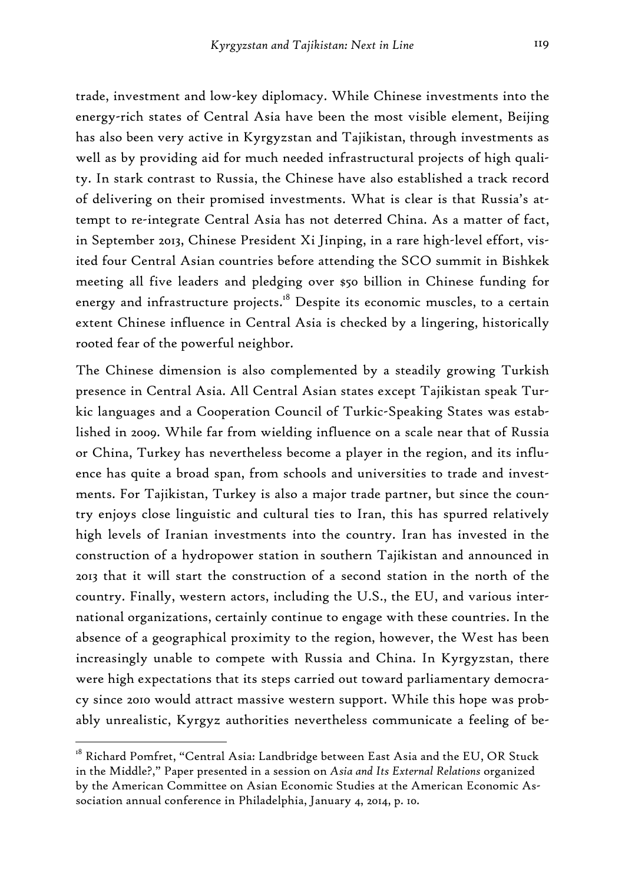trade, investment and low-key diplomacy. While Chinese investments into the energy-rich states of Central Asia have been the most visible element, Beijing has also been very active in Kyrgyzstan and Tajikistan, through investments as well as by providing aid for much needed infrastructural projects of high quality. In stark contrast to Russia, the Chinese have also established a track record of delivering on their promised investments. What is clear is that Russia's attempt to re-integrate Central Asia has not deterred China. As a matter of fact, in September 2013, Chinese President Xi Jinping, in a rare high-level effort, visited four Central Asian countries before attending the SCO summit in Bishkek meeting all five leaders and pledging over $50 billion in Chinese funding for energy and infrastructure projects.[18] Despite its economic muscles, to a certain extent Chinese influence in Central Asia is checked by a lingering, historically rooted fear of the powerful neighbor.

The Chinese dimension is also complemented by a steadily growing Turkish presence in Central Asia. All Central Asian states except Tajikistan speak Turkic languages and a Cooperation Council of Turkic-Speaking States was established in 2009. While far from wielding influence on a scale near that of Russia or China, Turkey has nevertheless become a player in the region, and its influence has quite a broad span, from schools and universities to trade and investments. For Tajikistan, Turkey is also a major trade partner, but since the country enjoys close linguistic and cultural ties to Iran, this has spurred relatively high levels of Iranian investments into the country. Iran has invested in the construction of a hydropower station in southern Tajikistan and announced in 2013 that it will start the construction of a second station in the north of the country. Finally, western actors, including the U.S., the EU, and various international organizations, certainly continue to engage with these countries. In the absence of a geographical proximity to the region, however, the West has been increasingly unable to compete with Russia and China. In Kyrgyzstan, there were high expectations that its steps carried out toward parliamentary democracy since 2010 would attract massive western support. While this hope was probably unrealistic, Kyrgyz authorities nevertheless communicate a feeling of be-

---

[18] Richard Pomfret, "Central Asia: Landbridge between East Asia and the EU, OR Stuck in the Middle?," Paper presented in a session on *Asia and Its External Relations* organized by the American Committee on Asian Economic Studies at the American Economic Association annual conference in Philadelphia, January 4, 2014, p. 10.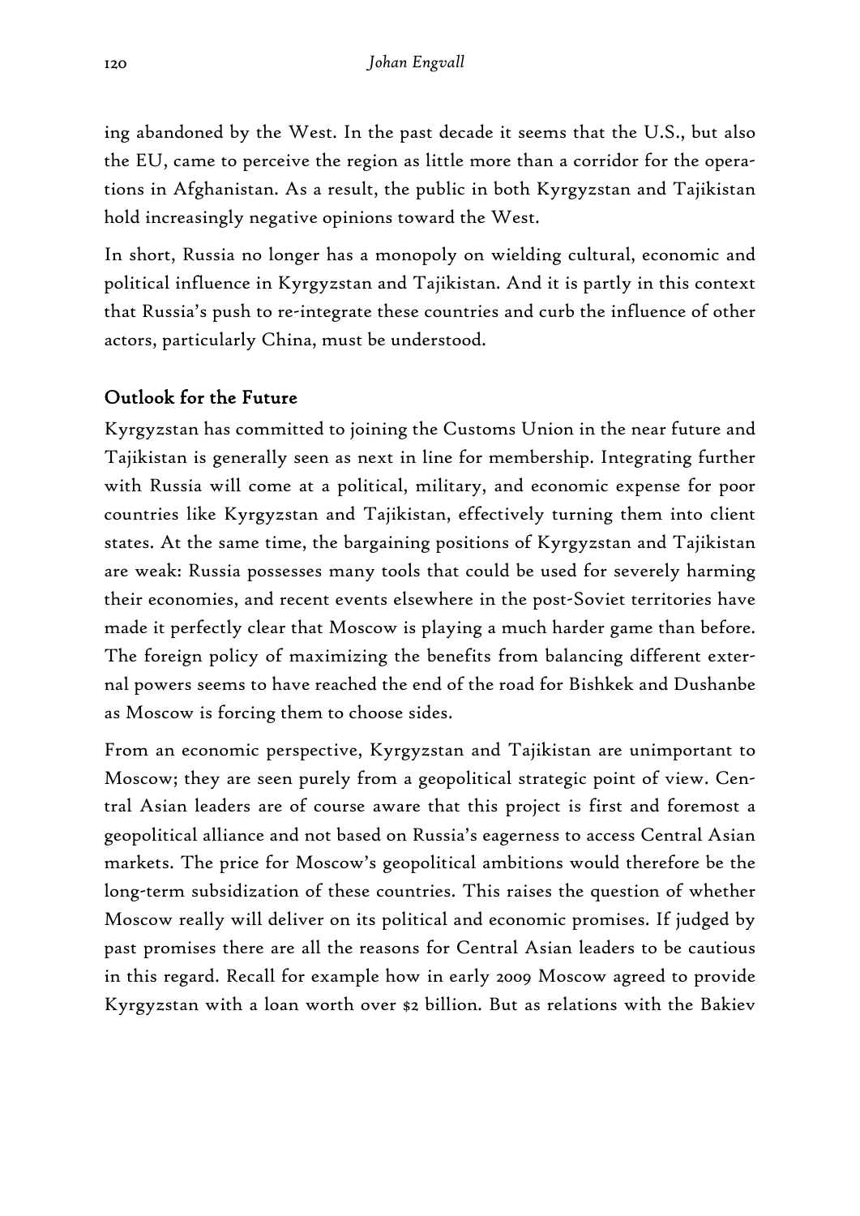ing abandoned by the West. In the past decade it seems that the U.S., but also the EU, came to perceive the region as little more than a corridor for the operations in Afghanistan. As a result, the public in both Kyrgyzstan and Tajikistan hold increasingly negative opinions toward the West.

In short, Russia no longer has a monopoly on wielding cultural, economic and political influence in Kyrgyzstan and Tajikistan. And it is partly in this context that Russia's push to re-integrate these countries and curb the influence of other actors, particularly China, must be understood.

## Outlook for the Future

Kyrgyzstan has committed to joining the Customs Union in the near future and Tajikistan is generally seen as next in line for membership. Integrating further with Russia will come at a political, military, and economic expense for poor countries like Kyrgyzstan and Tajikistan, effectively turning them into client states. At the same time, the bargaining positions of Kyrgyzstan and Tajikistan are weak: Russia possesses many tools that could be used for severely harming their economies, and recent events elsewhere in the post-Soviet territories have made it perfectly clear that Moscow is playing a much harder game than before. The foreign policy of maximizing the benefits from balancing different external powers seems to have reached the end of the road for Bishkek and Dushanbe as Moscow is forcing them to choose sides.

From an economic perspective, Kyrgyzstan and Tajikistan are unimportant to Moscow; they are seen purely from a geopolitical strategic point of view. Central Asian leaders are of course aware that this project is first and foremost a geopolitical alliance and not based on Russia's eagerness to access Central Asian markets. The price for Moscow's geopolitical ambitions would therefore be the long-term subsidization of these countries. This raises the question of whether Moscow really will deliver on its political and economic promises. If judged by past promises there are all the reasons for Central Asian leaders to be cautious in this regard. Recall for example how in early 2009 Moscow agreed to provide Kyrgyzstan with a loan worth over $2 billion. But as relations with the Bakiev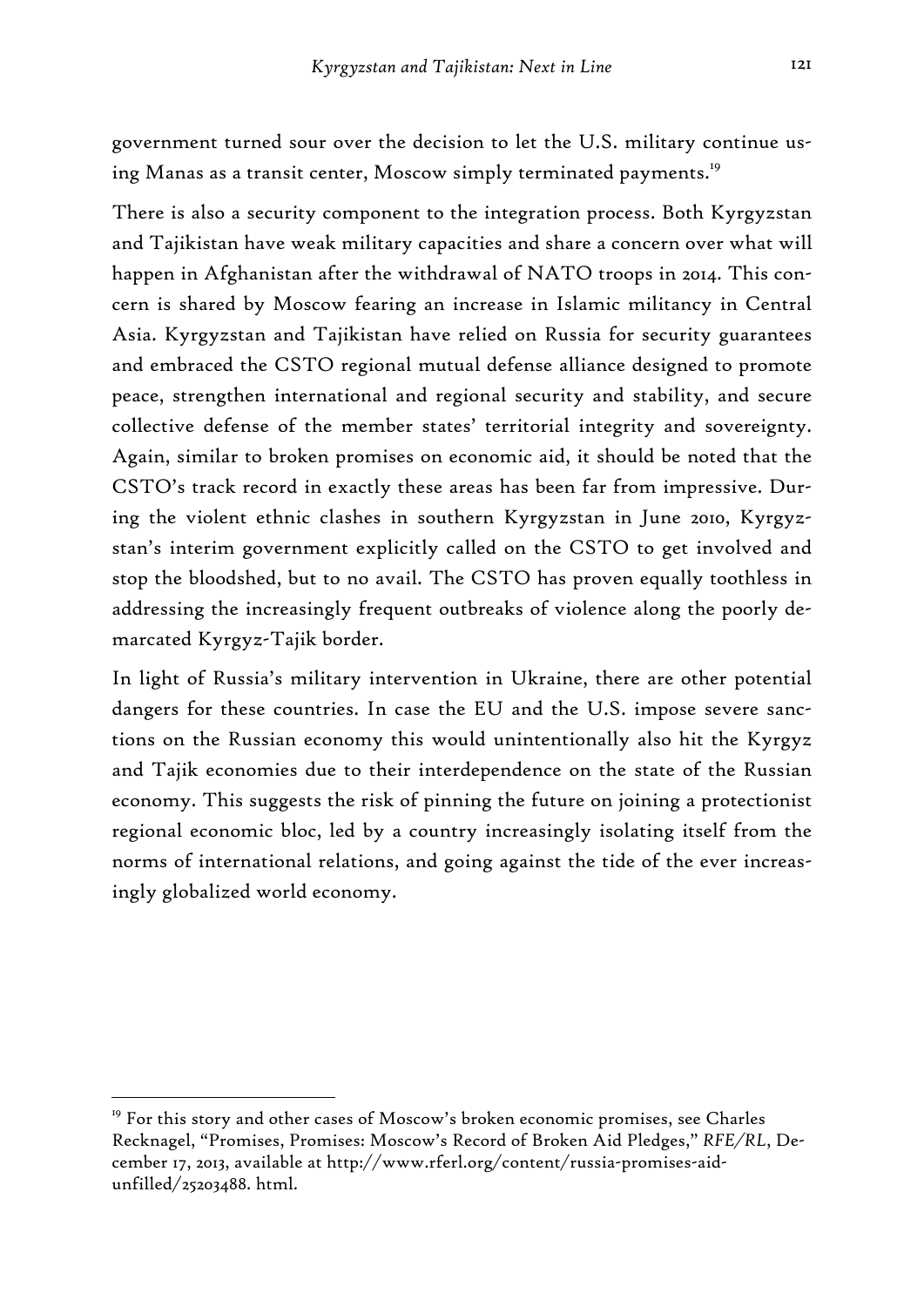government turned sour over the decision to let the U.S. military continue using Manas as a transit center, Moscow simply terminated payments.[19]

There is also a security component to the integration process. Both Kyrgyzstan and Tajikistan have weak military capacities and share a concern over what will happen in Afghanistan after the withdrawal of NATO troops in 2014. This concern is shared by Moscow fearing an increase in Islamic militancy in Central Asia. Kyrgyzstan and Tajikistan have relied on Russia for security guarantees and embraced the CSTO regional mutual defense alliance designed to promote peace, strengthen international and regional security and stability, and secure collective defense of the member states' territorial integrity and sovereignty. Again, similar to broken promises on economic aid, it should be noted that the CSTO's track record in exactly these areas has been far from impressive. During the violent ethnic clashes in southern Kyrgyzstan in June 2010, Kyrgyzstan's interim government explicitly called on the CSTO to get involved and stop the bloodshed, but to no avail. The CSTO has proven equally toothless in addressing the increasingly frequent outbreaks of violence along the poorly demarcated Kyrgyz-Tajik border.

In light of Russia's military intervention in Ukraine, there are other potential dangers for these countries. In case the EU and the U.S. impose severe sanctions on the Russian economy this would unintentionally also hit the Kyrgyz and Tajik economies due to their interdependence on the state of the Russian economy. This suggests the risk of pinning the future on joining a protectionist regional economic bloc, led by a country increasingly isolating itself from the norms of international relations, and going against the tide of the ever increasingly globalized world economy.

---

[19] For this story and other cases of Moscow's broken economic promises, see Charles Recknagel, "Promises, Promises: Moscow's Record of Broken Aid Pledges," *RFE/RL*, December 17, 2013, available at http://www.rferl.org/content/russia-promises-aid-unfilled/25203488. html.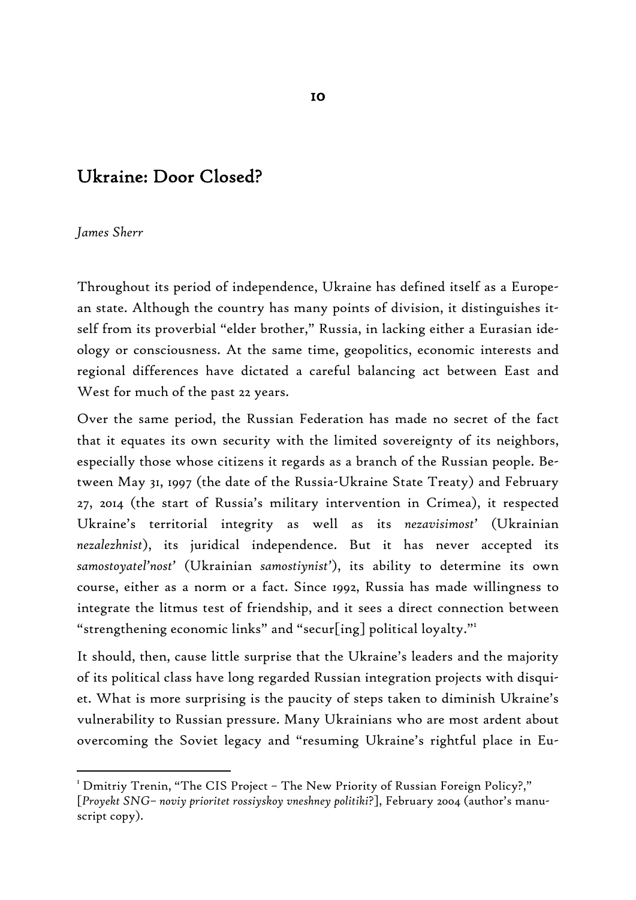# 10

## Ukraine: Door Closed?

*James Sherr*

Throughout its period of independence, Ukraine has defined itself as a European state. Although the country has many points of division, it distinguishes itself from its proverbial "elder brother," Russia, in lacking either a Eurasian ideology or consciousness. At the same time, geopolitics, economic interests and regional differences have dictated a careful balancing act between East and West for much of the past 22 years.

Over the same period, the Russian Federation has made no secret of the fact that it equates its own security with the limited sovereignty of its neighbors, especially those whose citizens it regards as a branch of the Russian people. Between May 31, 1997 (the date of the Russia-Ukraine State Treaty) and February 27, 2014 (the start of Russia's military intervention in Crimea), it respected Ukraine's territorial integrity as well as its *nezavisimost'* (Ukrainian *nezalezhnist*), its juridical independence. But it has never accepted its *samostoyatel'nost'* (Ukrainian *samostiynist'*), its ability to determine its own course, either as a norm or a fact. Since 1992, Russia has made willingness to integrate the litmus test of friendship, and it sees a direct connection between "strengthening economic links" and "secur[ing] political loyalty."[1]

It should, then, cause little surprise that the Ukraine's leaders and the majority of its political class have long regarded Russian integration projects with disquiet. What is more surprising is the paucity of steps taken to diminish Ukraine's vulnerability to Russian pressure. Many Ukrainians who are most ardent about overcoming the Soviet legacy and "resuming Ukraine's rightful place in Eu-

---

[1] Dmitriy Trenin, "The CIS Project – The New Priority of Russian Foreign Policy?," [*Proyekt SNG– noviy prioritet rossiyskoy vneshney politiki?*], February 2004 (author's manuscript copy).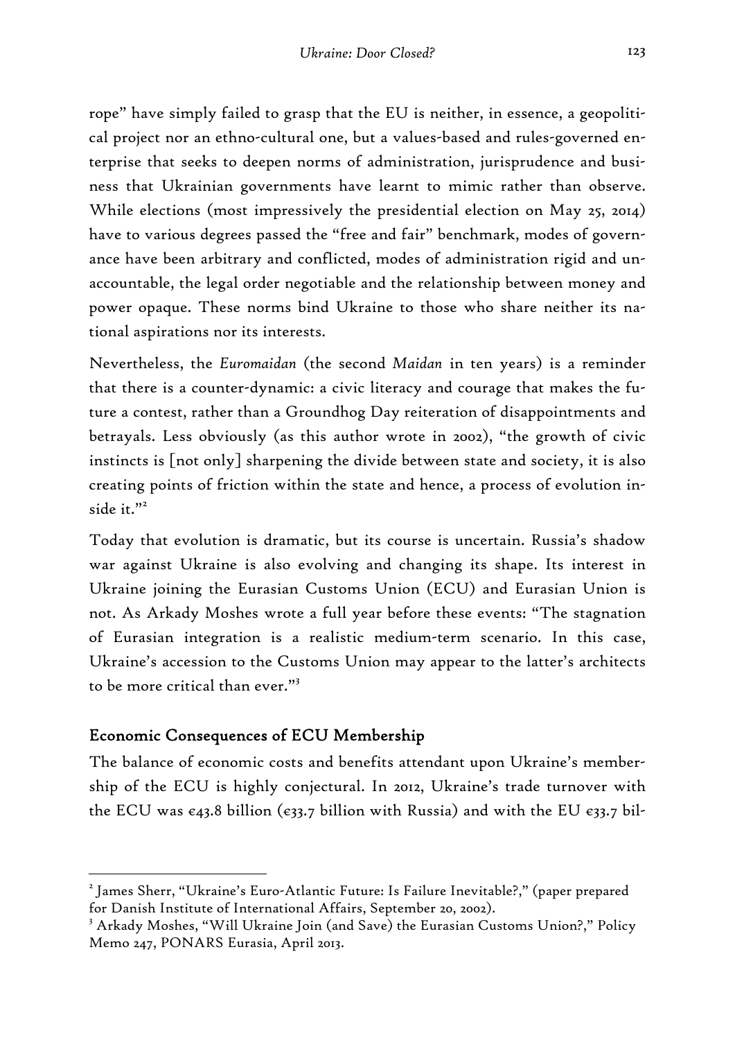rope" have simply failed to grasp that the EU is neither, in essence, a geopolitical project nor an ethno-cultural one, but a values-based and rules-governed enterprise that seeks to deepen norms of administration, jurisprudence and business that Ukrainian governments have learnt to mimic rather than observe. While elections (most impressively the presidential election on May 25, 2014) have to various degrees passed the "free and fair" benchmark, modes of governance have been arbitrary and conflicted, modes of administration rigid and unaccountable, the legal order negotiable and the relationship between money and power opaque. These norms bind Ukraine to those who share neither its national aspirations nor its interests.

Nevertheless, the *Euromaidan* (the second *Maidan* in ten years) is a reminder that there is a counter-dynamic: a civic literacy and courage that makes the future a contest, rather than a Groundhog Day reiteration of disappointments and betrayals. Less obviously (as this author wrote in 2002), "the growth of civic instincts is [not only] sharpening the divide between state and society, it is also creating points of friction within the state and hence, a process of evolution inside it."[2]

Today that evolution is dramatic, but its course is uncertain. Russia's shadow war against Ukraine is also evolving and changing its shape. Its interest in Ukraine joining the Eurasian Customs Union (ECU) and Eurasian Union is not. As Arkady Moshes wrote a full year before these events: "The stagnation of Eurasian integration is a realistic medium-term scenario. In this case, Ukraine's accession to the Customs Union may appear to the latter's architects to be more critical than ever."[3]

## Economic Consequences of ECU Membership

The balance of economic costs and benefits attendant upon Ukraine's membership of the ECU is highly conjectural. In 2012, Ukraine's trade turnover with the ECU was €43.8 billion (€33.7 billion with Russia) and with the EU €33.7 bil-

[2] James Sherr, "Ukraine's Euro-Atlantic Future: Is Failure Inevitable?," (paper prepared for Danish Institute of International Affairs, September 20, 2002).

[3] Arkady Moshes, "Will Ukraine Join (and Save) the Eurasian Customs Union?," Policy Memo 247, PONARS Eurasia, April 2013.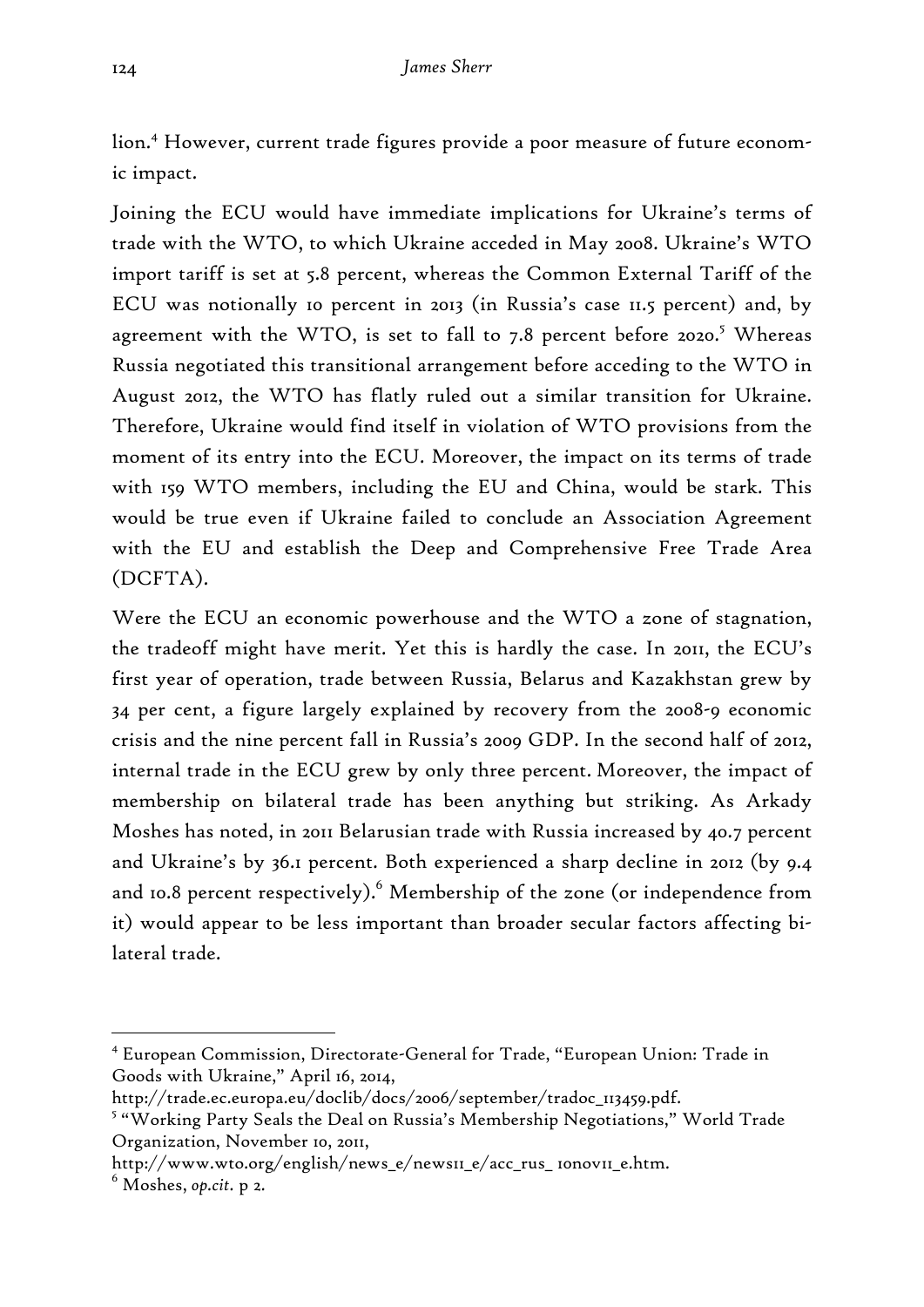lion.[4] However, current trade figures provide a poor measure of future economic impact.

Joining the ECU would have immediate implications for Ukraine's terms of trade with the WTO, to which Ukraine acceded in May 2008. Ukraine's WTO import tariff is set at 5.8 percent, whereas the Common External Tariff of the ECU was notionally 10 percent in 2013 (in Russia's case 11.5 percent) and, by agreement with the WTO, is set to fall to 7.8 percent before 2020.[5] Whereas Russia negotiated this transitional arrangement before acceding to the WTO in August 2012, the WTO has flatly ruled out a similar transition for Ukraine. Therefore, Ukraine would find itself in violation of WTO provisions from the moment of its entry into the ECU. Moreover, the impact on its terms of trade with 159 WTO members, including the EU and China, would be stark. This would be true even if Ukraine failed to conclude an Association Agreement with the EU and establish the Deep and Comprehensive Free Trade Area (DCFTA).

Were the ECU an economic powerhouse and the WTO a zone of stagnation, the tradeoff might have merit. Yet this is hardly the case. In 2011, the ECU's first year of operation, trade between Russia, Belarus and Kazakhstan grew by 34 per cent, a figure largely explained by recovery from the 2008-9 economic crisis and the nine percent fall in Russia's 2009 GDP. In the second half of 2012, internal trade in the ECU grew by only three percent. Moreover, the impact of membership on bilateral trade has been anything but striking. As Arkady Moshes has noted, in 2011 Belarusian trade with Russia increased by 40.7 percent and Ukraine's by 36.1 percent. Both experienced a sharp decline in 2012 (by 9.4 and 10.8 percent respectively).[6] Membership of the zone (or independence from it) would appear to be less important than broader secular factors affecting bilateral trade.

---

[4] European Commission, Directorate-General for Trade, "European Union: Trade in Goods with Ukraine," April 16, 2014, http://trade.ec.europa.eu/doclib/docs/2006/september/tradoc_113459.pdf.

[5] "Working Party Seals the Deal on Russia's Membership Negotiations," World Trade Organization, November 10, 2011, http://www.wto.org/english/news_e/news11_e/acc_rus_ 10nov11_e.htm.

[6] Moshes, *op.cit.* p 2.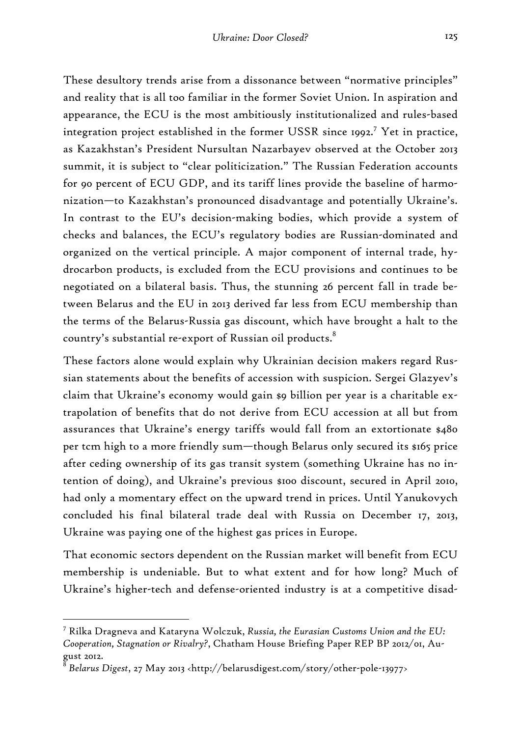These desultory trends arise from a dissonance between "normative principles" and reality that is all too familiar in the former Soviet Union. In aspiration and appearance, the ECU is the most ambitiously institutionalized and rules-based integration project established in the former USSR since 1992.[7] Yet in practice, as Kazakhstan's President Nursultan Nazarbayev observed at the October 2013 summit, it is subject to "clear politicization." The Russian Federation accounts for 90 percent of ECU GDP, and its tariff lines provide the baseline of harmonization—to Kazakhstan's pronounced disadvantage and potentially Ukraine's. In contrast to the EU's decision-making bodies, which provide a system of checks and balances, the ECU's regulatory bodies are Russian-dominated and organized on the vertical principle. A major component of internal trade, hydrocarbon products, is excluded from the ECU provisions and continues to be negotiated on a bilateral basis. Thus, the stunning 26 percent fall in trade between Belarus and the EU in 2013 derived far less from ECU membership than the terms of the Belarus-Russia gas discount, which have brought a halt to the country's substantial re-export of Russian oil products.[8]

These factors alone would explain why Ukrainian decision makers regard Russian statements about the benefits of accession with suspicion. Sergei Glazyev's claim that Ukraine's economy would gain $9 billion per year is a charitable extrapolation of benefits that do not derive from ECU accession at all but from assurances that Ukraine's energy tariffs would fall from an extortionate $480 per tcm high to a more friendly sum—though Belarus only secured its $165 price after ceding ownership of its gas transit system (something Ukraine has no intention of doing), and Ukraine's previous $100 discount, secured in April 2010, had only a momentary effect on the upward trend in prices. Until Yanukovych concluded his final bilateral trade deal with Russia on December 17, 2013, Ukraine was paying one of the highest gas prices in Europe.

That economic sectors dependent on the Russian market will benefit from ECU membership is undeniable. But to what extent and for how long? Much of Ukraine's higher-tech and defense-oriented industry is at a competitive disad-

---

[7] Rilka Dragneva and Kataryna Wolczuk, *Russia, the Eurasian Customs Union and the EU: Cooperation, Stagnation or Rivalry?*, Chatham House Briefing Paper REP BP 2012/01, August 2012.

[8] *Belarus Digest*, 27 May 2013 <http://belarusdigest.com/story/other-pole-13977>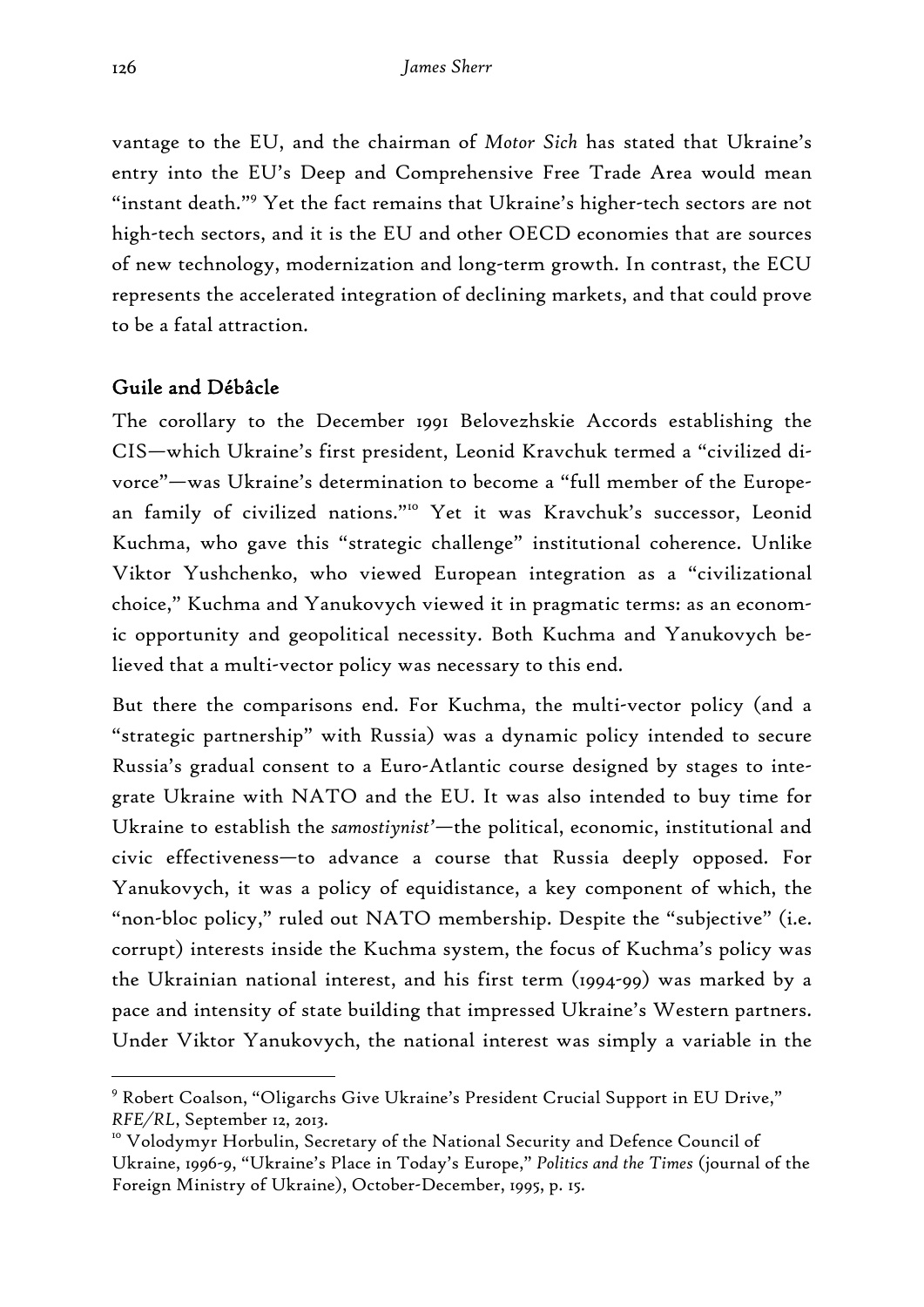vantage to the EU, and the chairman of *Motor Sich* has stated that Ukraine's entry into the EU's Deep and Comprehensive Free Trade Area would mean "instant death."[9] Yet the fact remains that Ukraine's higher-tech sectors are not high-tech sectors, and it is the EU and other OECD economies that are sources of new technology, modernization and long-term growth. In contrast, the ECU represents the accelerated integration of declining markets, and that could prove to be a fatal attraction.

## Guile and Débâcle

The corollary to the December 1991 Belovezhskie Accords establishing the CIS—which Ukraine's first president, Leonid Kravchuk termed a "civilized divorce"—was Ukraine's determination to become a "full member of the European family of civilized nations."[10] Yet it was Kravchuk's successor, Leonid Kuchma, who gave this "strategic challenge" institutional coherence. Unlike Viktor Yushchenko, who viewed European integration as a "civilizational choice," Kuchma and Yanukovych viewed it in pragmatic terms: as an economic opportunity and geopolitical necessity. Both Kuchma and Yanukovych believed that a multi-vector policy was necessary to this end.

But there the comparisons end. For Kuchma, the multi-vector policy (and a "strategic partnership" with Russia) was a dynamic policy intended to secure Russia's gradual consent to a Euro-Atlantic course designed by stages to integrate Ukraine with NATO and the EU. It was also intended to buy time for Ukraine to establish the *samostiynist'*—the political, economic, institutional and civic effectiveness—to advance a course that Russia deeply opposed. For Yanukovych, it was a policy of equidistance, a key component of which, the "non-bloc policy," ruled out NATO membership. Despite the "subjective" (i.e. corrupt) interests inside the Kuchma system, the focus of Kuchma's policy was the Ukrainian national interest, and his first term (1994-99) was marked by a pace and intensity of state building that impressed Ukraine's Western partners. Under Viktor Yanukovych, the national interest was simply a variable in the

---

[9] Robert Coalson, "Oligarchs Give Ukraine's President Crucial Support in EU Drive," *RFE/RL*, September 12, 2013.

[10] Volodymyr Horbulin, Secretary of the National Security and Defence Council of Ukraine, 1996-9, "Ukraine's Place in Today's Europe," *Politics and the Times* (journal of the Foreign Ministry of Ukraine), October-December, 1995, p. 15.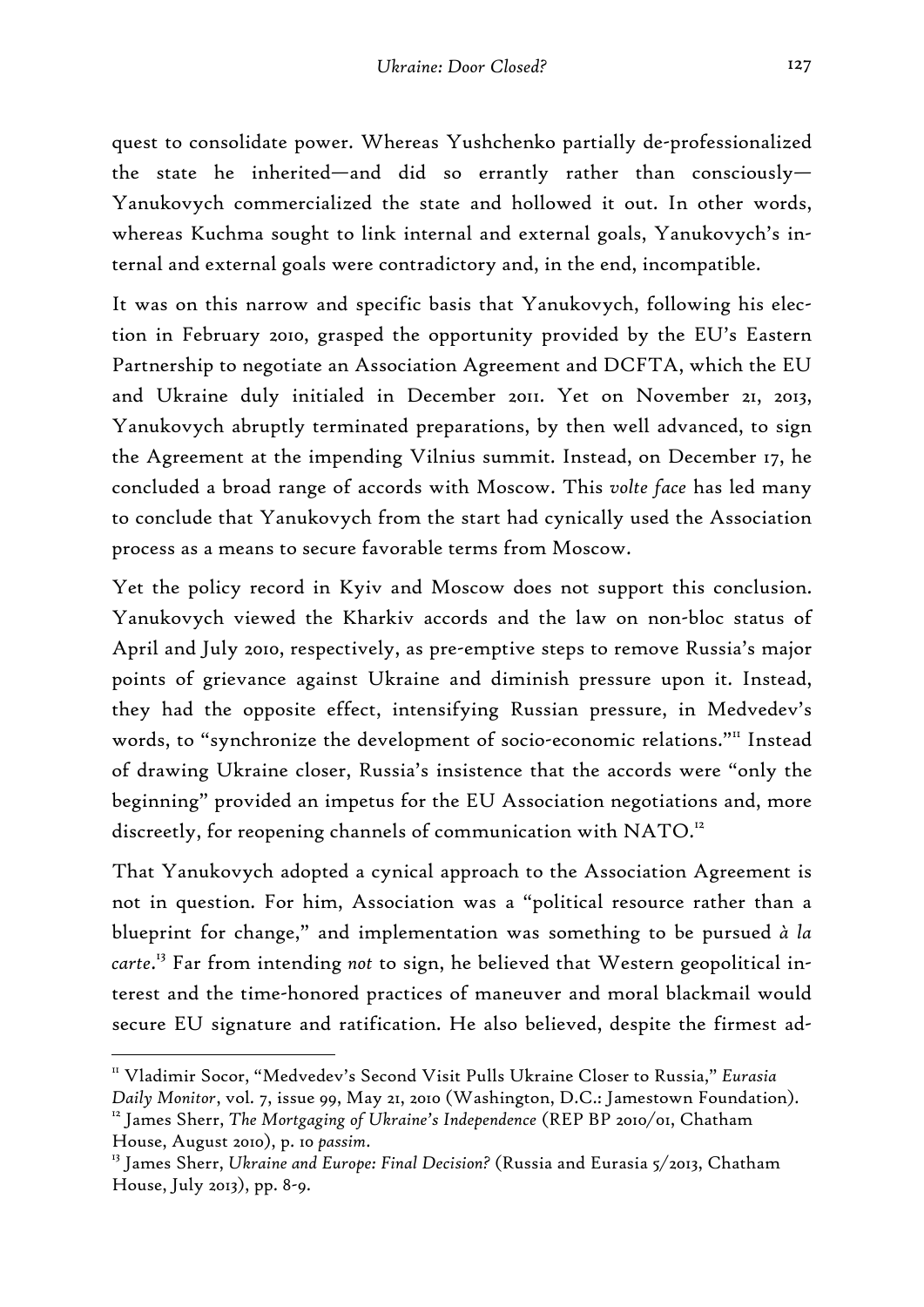quest to consolidate power. Whereas Yushchenko partially de-professionalized the state he inherited—and did so errantly rather than consciously—Yanukovych commercialized the state and hollowed it out. In other words, whereas Kuchma sought to link internal and external goals, Yanukovych's internal and external goals were contradictory and, in the end, incompatible.

It was on this narrow and specific basis that Yanukovych, following his election in February 2010, grasped the opportunity provided by the EU's Eastern Partnership to negotiate an Association Agreement and DCFTA, which the EU and Ukraine duly initialed in December 2011. Yet on November 21, 2013, Yanukovych abruptly terminated preparations, by then well advanced, to sign the Agreement at the impending Vilnius summit. Instead, on December 17, he concluded a broad range of accords with Moscow. This *volte face* has led many to conclude that Yanukovych from the start had cynically used the Association process as a means to secure favorable terms from Moscow.

Yet the policy record in Kyiv and Moscow does not support this conclusion. Yanukovych viewed the Kharkiv accords and the law on non-bloc status of April and July 2010, respectively, as pre-emptive steps to remove Russia's major points of grievance against Ukraine and diminish pressure upon it. Instead, they had the opposite effect, intensifying Russian pressure, in Medvedev's words, to "synchronize the development of socio-economic relations."[11] Instead of drawing Ukraine closer, Russia's insistence that the accords were "only the beginning" provided an impetus for the EU Association negotiations and, more discreetly, for reopening channels of communication with NATO.[12]

That Yanukovych adopted a cynical approach to the Association Agreement is not in question. For him, Association was a "political resource rather than a blueprint for change," and implementation was something to be pursued *à la carte*.[13] Far from intending *not* to sign, he believed that Western geopolitical interest and the time-honored practices of maneuver and moral blackmail would secure EU signature and ratification. He also believed, despite the firmest ad-

---

[11] Vladimir Socor, "Medvedev's Second Visit Pulls Ukraine Closer to Russia," *Eurasia Daily Monitor*, vol. 7, issue 99, May 21, 2010 (Washington, D.C.: Jamestown Foundation).

[12] James Sherr, *The Mortgaging of Ukraine's Independence* (REP BP 2010/01, Chatham House, August 2010), p. 10 *passim*.

[13] James Sherr, *Ukraine and Europe: Final Decision?* (Russia and Eurasia 5/2013, Chatham House, July 2013), pp. 8-9.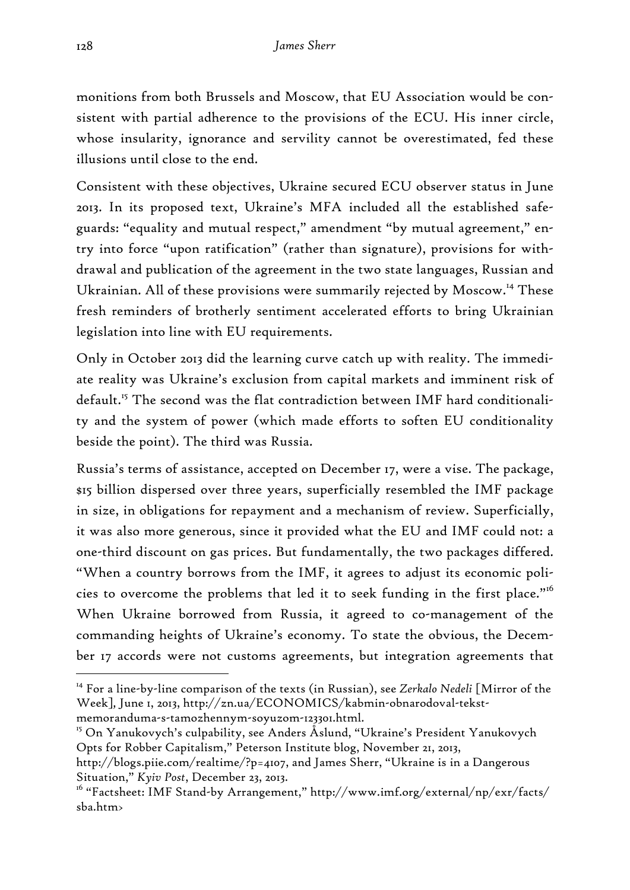monitions from both Brussels and Moscow, that EU Association would be consistent with partial adherence to the provisions of the ECU. His inner circle, whose insularity, ignorance and servility cannot be overestimated, fed these illusions until close to the end.

Consistent with these objectives, Ukraine secured ECU observer status in June 2013. In its proposed text, Ukraine's MFA included all the established safeguards: "equality and mutual respect," amendment "by mutual agreement," entry into force "upon ratification" (rather than signature), provisions for withdrawal and publication of the agreement in the two state languages, Russian and Ukrainian. All of these provisions were summarily rejected by Moscow.[14] These fresh reminders of brotherly sentiment accelerated efforts to bring Ukrainian legislation into line with EU requirements.

Only in October 2013 did the learning curve catch up with reality. The immediate reality was Ukraine's exclusion from capital markets and imminent risk of default.[15] The second was the flat contradiction between IMF hard conditionality and the system of power (which made efforts to soften EU conditionality beside the point). The third was Russia.

Russia's terms of assistance, accepted on December 17, were a vise. The package, $15 billion dispersed over three years, superficially resembled the IMF package in size, in obligations for repayment and a mechanism of review. Superficially, it was also more generous, since it provided what the EU and IMF could not: a one-third discount on gas prices. But fundamentally, the two packages differed. "When a country borrows from the IMF, it agrees to adjust its economic policies to overcome the problems that led it to seek funding in the first place."[16] When Ukraine borrowed from Russia, it agreed to co-management of the commanding heights of Ukraine's economy. To state the obvious, the December 17 accords were not customs agreements, but integration agreements that

---

[14] For a line-by-line comparison of the texts (in Russian), see *Zerkalo Nedeli* [Mirror of the Week], June 1, 2013, http://zn.ua/ECONOMICS/kabmin-obnarodoval-tekst-memoranduma-s-tamozhennym-soyuzom-123301.html.

[15] On Yanukovych's culpability, see Anders Åslund, "Ukraine's President Yanukovych Opts for Robber Capitalism," Peterson Institute blog, November 21, 2013, http://blogs.piie.com/realtime/?p=4107, and James Sherr, "Ukraine is in a Dangerous Situation," *Kyiv Post*, December 23, 2013.

[16] "Factsheet: IMF Stand-by Arrangement," http://www.imf.org/external/np/exr/facts/sba.htm>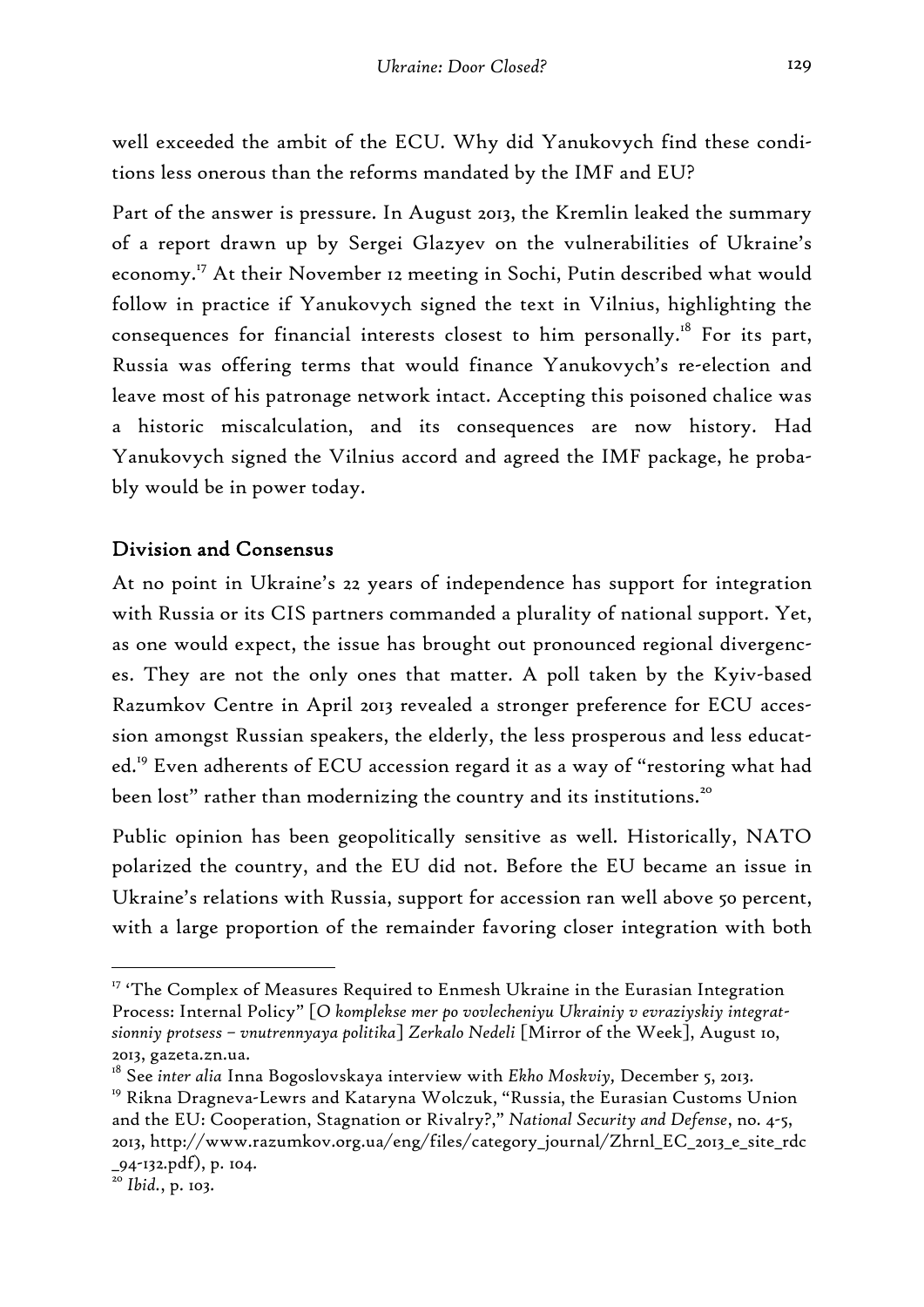well exceeded the ambit of the ECU. Why did Yanukovych find these conditions less onerous than the reforms mandated by the IMF and EU?

Part of the answer is pressure. In August 2013, the Kremlin leaked the summary of a report drawn up by Sergei Glazyev on the vulnerabilities of Ukraine's economy.[17] At their November 12 meeting in Sochi, Putin described what would follow in practice if Yanukovych signed the text in Vilnius, highlighting the consequences for financial interests closest to him personally.[18] For its part, Russia was offering terms that would finance Yanukovych's re-election and leave most of his patronage network intact. Accepting this poisoned chalice was a historic miscalculation, and its consequences are now history. Had Yanukovych signed the Vilnius accord and agreed the IMF package, he probably would be in power today.

## Division and Consensus

At no point in Ukraine's 22 years of independence has support for integration with Russia or its CIS partners commanded a plurality of national support. Yet, as one would expect, the issue has brought out pronounced regional divergences. They are not the only ones that matter. A poll taken by the Kyiv-based Razumkov Centre in April 2013 revealed a stronger preference for ECU accession amongst Russian speakers, the elderly, the less prosperous and less educated.[19] Even adherents of ECU accession regard it as a way of "restoring what had been lost" rather than modernizing the country and its institutions.[20]

Public opinion has been geopolitically sensitive as well. Historically, NATO polarized the country, and the EU did not. Before the EU became an issue in Ukraine's relations with Russia, support for accession ran well above 50 percent, with a large proportion of the remainder favoring closer integration with both

---

[17] 'The Complex of Measures Required to Enmesh Ukraine in the Eurasian Integration Process: Internal Policy" [*O komplekse mer po vovlecheniyu Ukrainiy v evraziyskiy integratsionniy protsess – vnutrennyaya politika*] *Zerkalo Nedeli* [Mirror of the Week], August 10, 2013, gazeta.zn.ua.

[18] See *inter alia* Inna Bogoslovskaya interview with *Ekho Moskviy,* December 5, 2013.

[19] Rikna Dragneva-Lewrs and Kataryna Wolczuk, "Russia, the Eurasian Customs Union and the EU: Cooperation, Stagnation or Rivalry?," *National Security and Defense*, no. 4-5, 2013, http://www.razumkov.org.ua/eng/files/category_journal/Zhrnl_EC_2013_e_site_rdc_94-132.pdf), p. 104.

[20] *Ibid.*, p. 103.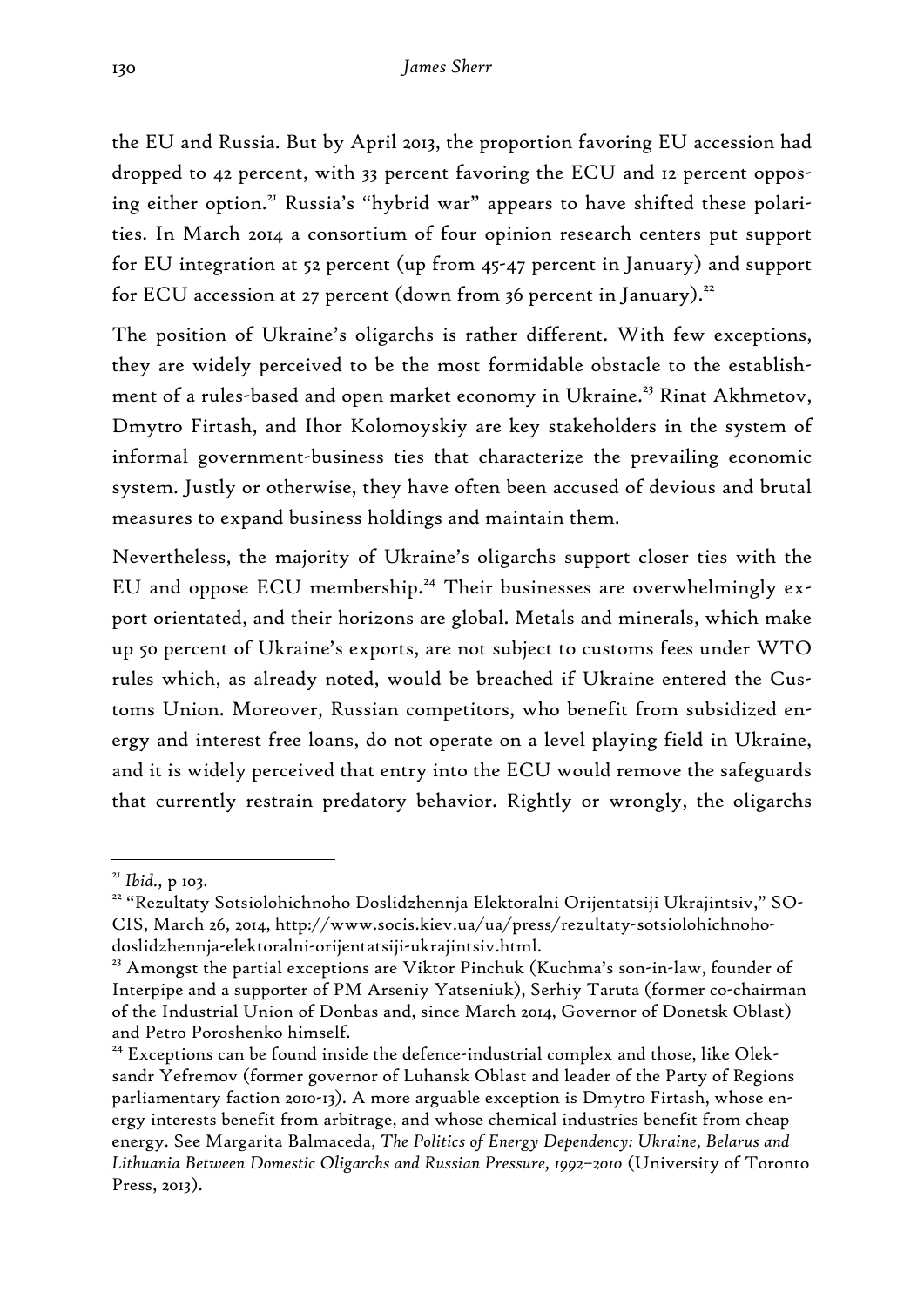the EU and Russia. But by April 2013, the proportion favoring EU accession had dropped to 42 percent, with 33 percent favoring the ECU and 12 percent opposing either option.[21] Russia's "hybrid war" appears to have shifted these polarities. In March 2014 a consortium of four opinion research centers put support for EU integration at 52 percent (up from 45-47 percent in January) and support for ECU accession at 27 percent (down from 36 percent in January).[22]

The position of Ukraine's oligarchs is rather different. With few exceptions, they are widely perceived to be the most formidable obstacle to the establishment of a rules-based and open market economy in Ukraine.[23] Rinat Akhmetov, Dmytro Firtash, and Ihor Kolomoyskiy are key stakeholders in the system of informal government-business ties that characterize the prevailing economic system. Justly or otherwise, they have often been accused of devious and brutal measures to expand business holdings and maintain them.

Nevertheless, the majority of Ukraine's oligarchs support closer ties with the EU and oppose ECU membership.[24] Their businesses are overwhelmingly export orientated, and their horizons are global. Metals and minerals, which make up 50 percent of Ukraine's exports, are not subject to customs fees under WTO rules which, as already noted, would be breached if Ukraine entered the Customs Union. Moreover, Russian competitors, who benefit from subsidized energy and interest free loans, do not operate on a level playing field in Ukraine, and it is widely perceived that entry into the ECU would remove the safeguards that currently restrain predatory behavior. Rightly or wrongly, the oligarchs

---

[21] *Ibid.*, p 103.

[22] "Rezultaty Sotsiolohichnoho Doslidzhennja Elektoralni Orijentatsiji Ukrajintsiv," SOCIS, March 26, 2014, http://www.socis.kiev.ua/ua/press/rezultaty-sotsiolohichnoho-doslidzhennja-elektoralni-orijentatsiji-ukrajintsiv.html.

[23] Amongst the partial exceptions are Viktor Pinchuk (Kuchma's son-in-law, founder of Interpipe and a supporter of PM Arseniy Yatseniuk), Serhiy Taruta (former co-chairman of the Industrial Union of Donbas and, since March 2014, Governor of Donetsk Oblast) and Petro Poroshenko himself.

[24] Exceptions can be found inside the defence-industrial complex and those, like Oleksandr Yefremov (former governor of Luhansk Oblast and leader of the Party of Regions parliamentary faction 2010-13). A more arguable exception is Dmytro Firtash, whose energy interests benefit from arbitrage, and whose chemical industries benefit from cheap energy. See Margarita Balmaceda, *The Politics of Energy Dependency: Ukraine, Belarus and Lithuania Between Domestic Oligarchs and Russian Pressure, 1992–2010* (University of Toronto Press, 2013).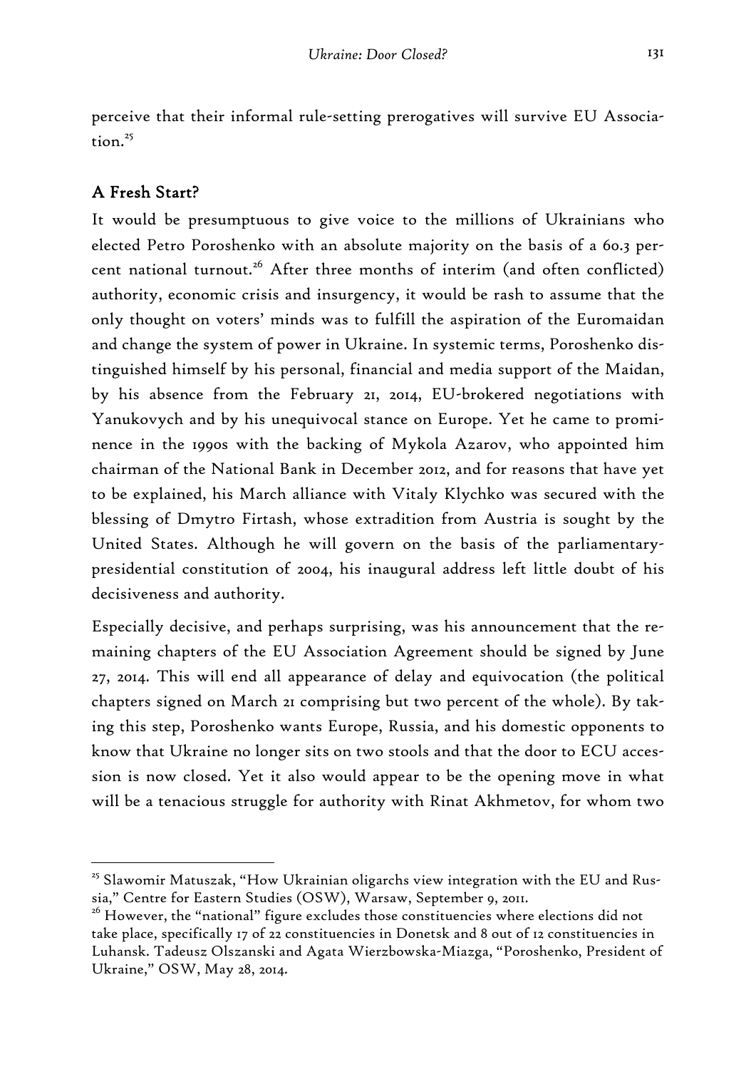perceive that their informal rule-setting prerogatives will survive EU Association.[25]

## A Fresh Start?

It would be presumptuous to give voice to the millions of Ukrainians who elected Petro Poroshenko with an absolute majority on the basis of a 60.3 percent national turnout.[26] After three months of interim (and often conflicted) authority, economic crisis and insurgency, it would be rash to assume that the only thought on voters' minds was to fulfill the aspiration of the Euromaidan and change the system of power in Ukraine. In systemic terms, Poroshenko distinguished himself by his personal, financial and media support of the Maidan, by his absence from the February 21, 2014, EU-brokered negotiations with Yanukovych and by his unequivocal stance on Europe. Yet he came to prominence in the 1990s with the backing of Mykola Azarov, who appointed him chairman of the National Bank in December 2012, and for reasons that have yet to be explained, his March alliance with Vitaly Klychko was secured with the blessing of Dmytro Firtash, whose extradition from Austria is sought by the United States. Although he will govern on the basis of the parliamentary-presidential constitution of 2004, his inaugural address left little doubt of his decisiveness and authority.

Especially decisive, and perhaps surprising, was his announcement that the remaining chapters of the EU Association Agreement should be signed by June 27, 2014. This will end all appearance of delay and equivocation (the political chapters signed on March 21 comprising but two percent of the whole). By taking this step, Poroshenko wants Europe, Russia, and his domestic opponents to know that Ukraine no longer sits on two stools and that the door to ECU accession is now closed. Yet it also would appear to be the opening move in what will be a tenacious struggle for authority with Rinat Akhmetov, for whom two

[25] Slawomir Matuszak, "How Ukrainian oligarchs view integration with the EU and Russia," Centre for Eastern Studies (OSW), Warsaw, September 9, 2011.

[26] However, the "national" figure excludes those constituencies where elections did not take place, specifically 17 of 22 constituencies in Donetsk and 8 out of 12 constituencies in Luhansk. Tadeusz Olszanski and Agata Wierzbowska-Miazga, "Poroshenko, President of Ukraine," OSW, May 28, 2014.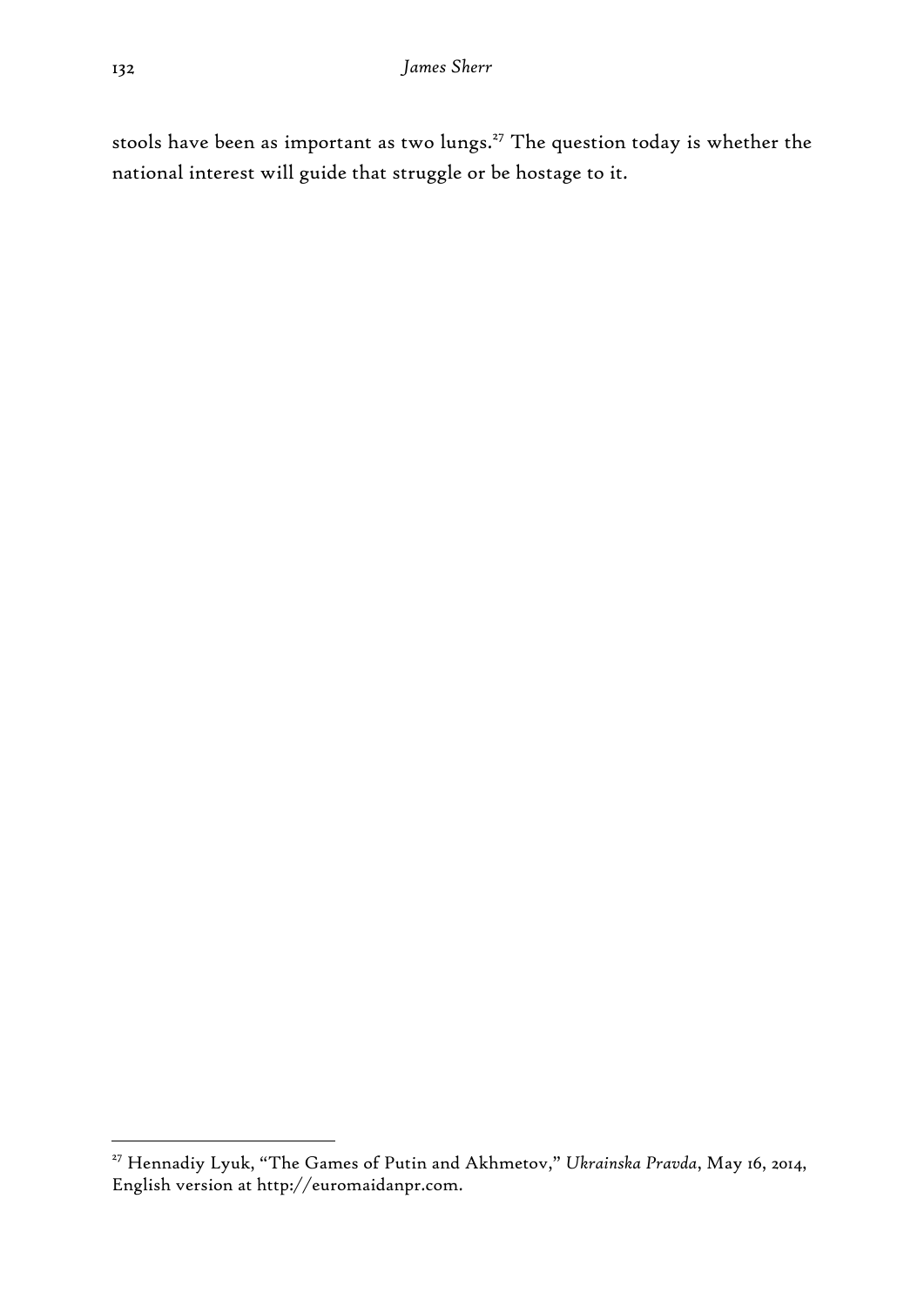stools have been as important as two lungs.[27] The question today is whether the national interest will guide that struggle or be hostage to it.

---

[27] Hennadiy Lyuk, "The Games of Putin and Akhmetov," *Ukrainska Pravda*, May 16, 2014, English version at http://euromaidanpr.com.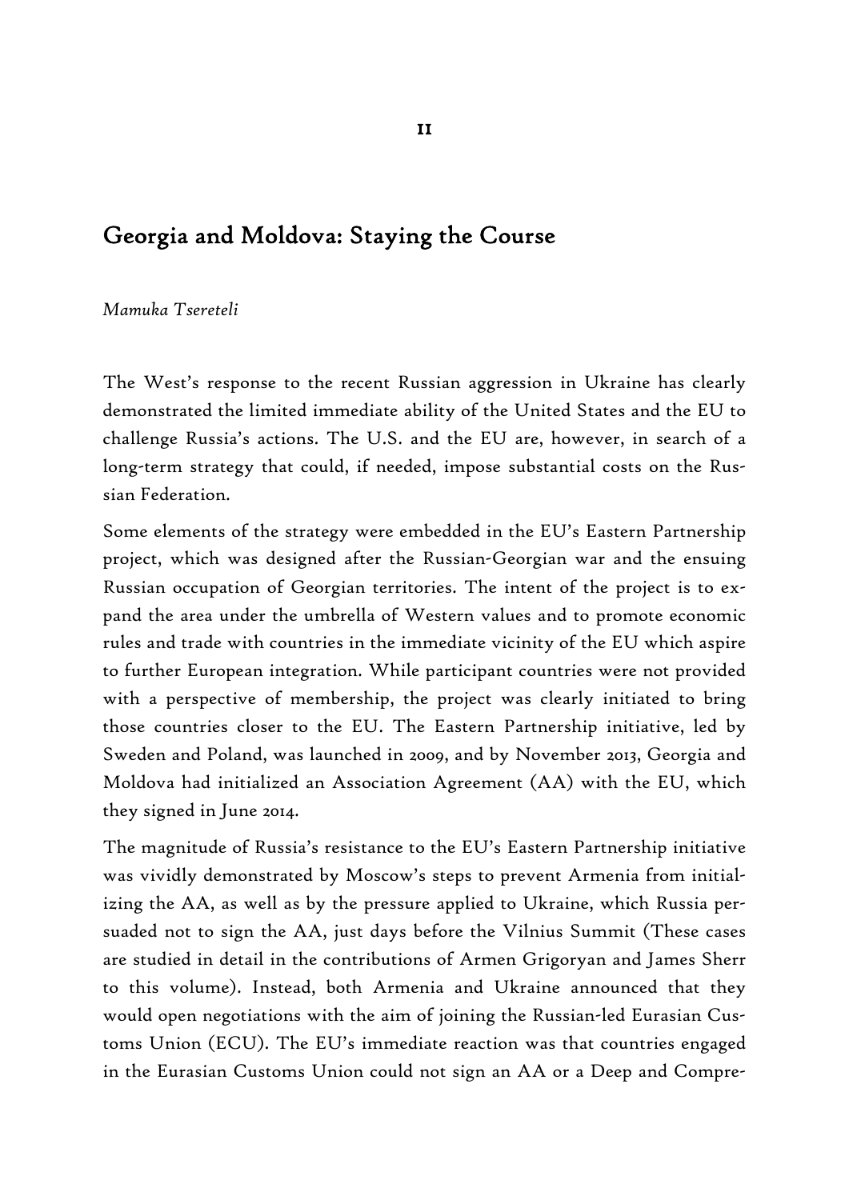II

# Georgia and Moldova: Staying the Course

*Mamuka Tsereteli*

The West's response to the recent Russian aggression in Ukraine has clearly demonstrated the limited immediate ability of the United States and the EU to challenge Russia's actions. The U.S. and the EU are, however, in search of a long-term strategy that could, if needed, impose substantial costs on the Russian Federation.

Some elements of the strategy were embedded in the EU's Eastern Partnership project, which was designed after the Russian-Georgian war and the ensuing Russian occupation of Georgian territories. The intent of the project is to expand the area under the umbrella of Western values and to promote economic rules and trade with countries in the immediate vicinity of the EU which aspire to further European integration. While participant countries were not provided with a perspective of membership, the project was clearly initiated to bring those countries closer to the EU. The Eastern Partnership initiative, led by Sweden and Poland, was launched in 2009, and by November 2013, Georgia and Moldova had initialized an Association Agreement (AA) with the EU, which they signed in June 2014.

The magnitude of Russia's resistance to the EU's Eastern Partnership initiative was vividly demonstrated by Moscow's steps to prevent Armenia from initializing the AA, as well as by the pressure applied to Ukraine, which Russia persuaded not to sign the AA, just days before the Vilnius Summit (These cases are studied in detail in the contributions of Armen Grigoryan and James Sherr to this volume). Instead, both Armenia and Ukraine announced that they would open negotiations with the aim of joining the Russian-led Eurasian Customs Union (ECU). The EU's immediate reaction was that countries engaged in the Eurasian Customs Union could not sign an AA or a Deep and Compre-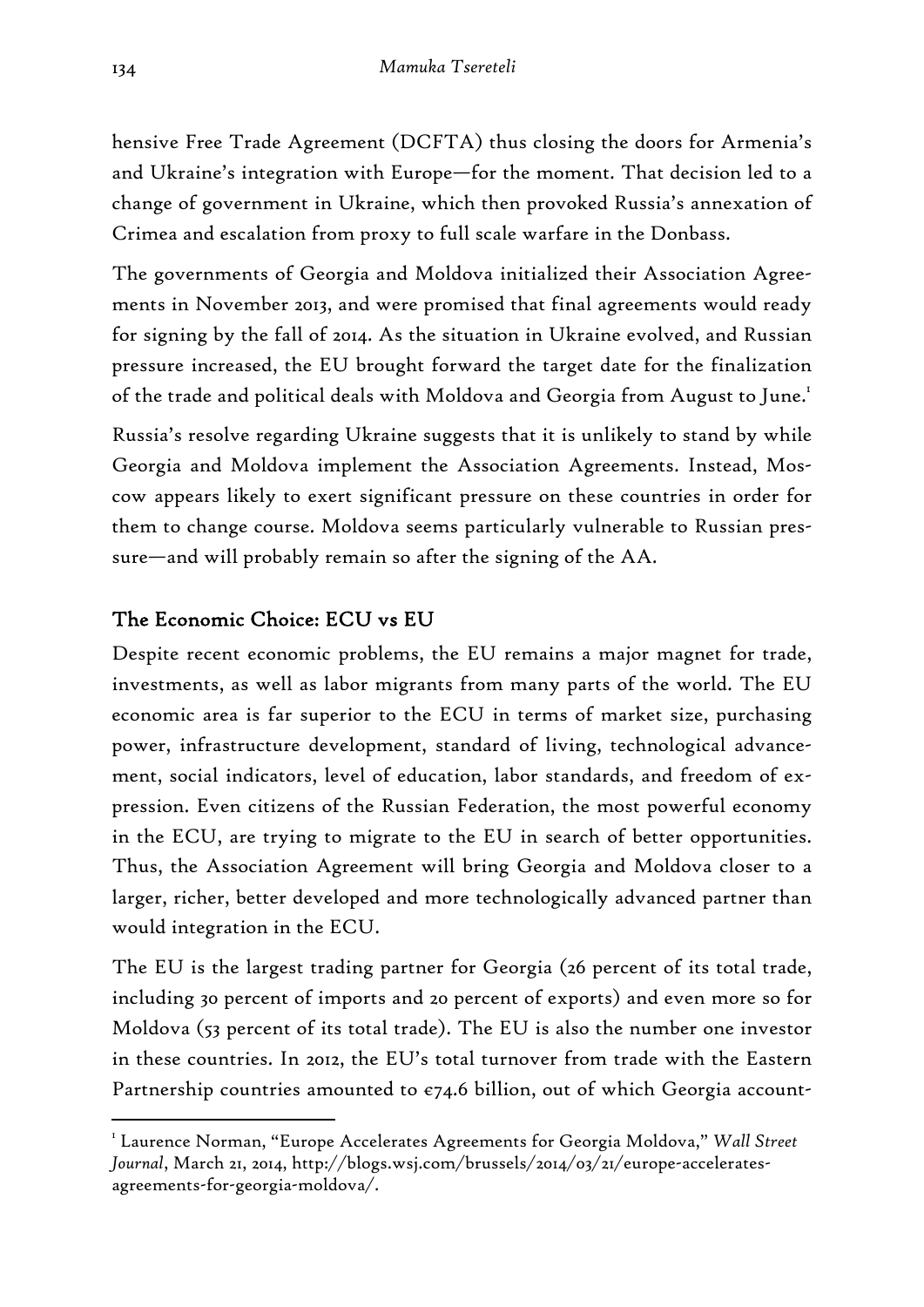hensive Free Trade Agreement (DCFTA) thus closing the doors for Armenia's and Ukraine's integration with Europe—for the moment. That decision led to a change of government in Ukraine, which then provoked Russia's annexation of Crimea and escalation from proxy to full scale warfare in the Donbass.

The governments of Georgia and Moldova initialized their Association Agreements in November 2013, and were promised that final agreements would ready for signing by the fall of 2014. As the situation in Ukraine evolved, and Russian pressure increased, the EU brought forward the target date for the finalization of the trade and political deals with Moldova and Georgia from August to June.[1]

Russia's resolve regarding Ukraine suggests that it is unlikely to stand by while Georgia and Moldova implement the Association Agreements. Instead, Moscow appears likely to exert significant pressure on these countries in order for them to change course. Moldova seems particularly vulnerable to Russian pressure—and will probably remain so after the signing of the AA.

## The Economic Choice: ECU vs EU

Despite recent economic problems, the EU remains a major magnet for trade, investments, as well as labor migrants from many parts of the world. The EU economic area is far superior to the ECU in terms of market size, purchasing power, infrastructure development, standard of living, technological advancement, social indicators, level of education, labor standards, and freedom of expression. Even citizens of the Russian Federation, the most powerful economy in the ECU, are trying to migrate to the EU in search of better opportunities. Thus, the Association Agreement will bring Georgia and Moldova closer to a larger, richer, better developed and more technologically advanced partner than would integration in the ECU.

The EU is the largest trading partner for Georgia (26 percent of its total trade, including 30 percent of imports and 20 percent of exports) and even more so for Moldova (53 percent of its total trade). The EU is also the number one investor in these countries. In 2012, the EU's total turnover from trade with the Eastern Partnership countries amounted to €74.6 billion, out of which Georgia account-

[1] Laurence Norman, "Europe Accelerates Agreements for Georgia Moldova," *Wall Street Journal*, March 21, 2014, http://blogs.wsj.com/brussels/2014/03/21/europe-accelerates-agreements-for-georgia-moldova/.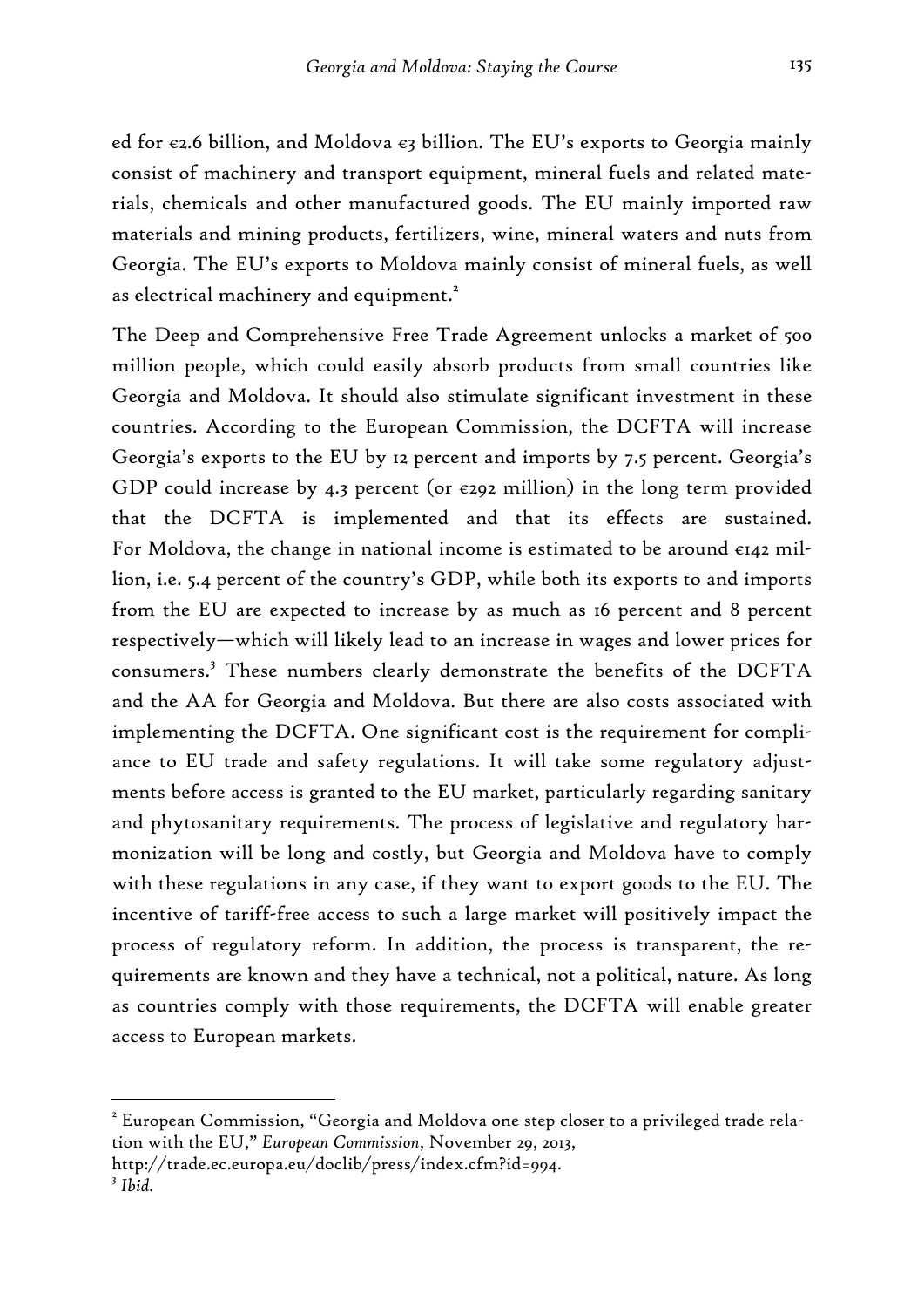ed for €2.6 billion, and Moldova €3 billion. The EU's exports to Georgia mainly consist of machinery and transport equipment, mineral fuels and related materials, chemicals and other manufactured goods. The EU mainly imported raw materials and mining products, fertilizers, wine, mineral waters and nuts from Georgia. The EU's exports to Moldova mainly consist of mineral fuels, as well as electrical machinery and equipment.[2]

The Deep and Comprehensive Free Trade Agreement unlocks a market of 500 million people, which could easily absorb products from small countries like Georgia and Moldova. It should also stimulate significant investment in these countries. According to the European Commission, the DCFTA will increase Georgia's exports to the EU by 12 percent and imports by 7.5 percent. Georgia's GDP could increase by 4.3 percent (or €292 million) in the long term provided that the DCFTA is implemented and that its effects are sustained. For Moldova, the change in national income is estimated to be around €142 million, i.e. 5.4 percent of the country's GDP, while both its exports to and imports from the EU are expected to increase by as much as 16 percent and 8 percent respectively—which will likely lead to an increase in wages and lower prices for consumers.[3] These numbers clearly demonstrate the benefits of the DCFTA and the AA for Georgia and Moldova. But there are also costs associated with implementing the DCFTA. One significant cost is the requirement for compliance to EU trade and safety regulations. It will take some regulatory adjustments before access is granted to the EU market, particularly regarding sanitary and phytosanitary requirements. The process of legislative and regulatory harmonization will be long and costly, but Georgia and Moldova have to comply with these regulations in any case, if they want to export goods to the EU. The incentive of tariff-free access to such a large market will positively impact the process of regulatory reform. In addition, the process is transparent, the requirements are known and they have a technical, not a political, nature. As long as countries comply with those requirements, the DCFTA will enable greater access to European markets.

---

[2] European Commission, "Georgia and Moldova one step closer to a privileged trade relation with the EU," *European Commission*, November 29, 2013, http://trade.ec.europa.eu/doclib/press/index.cfm?id=994.

[3] *Ibid.*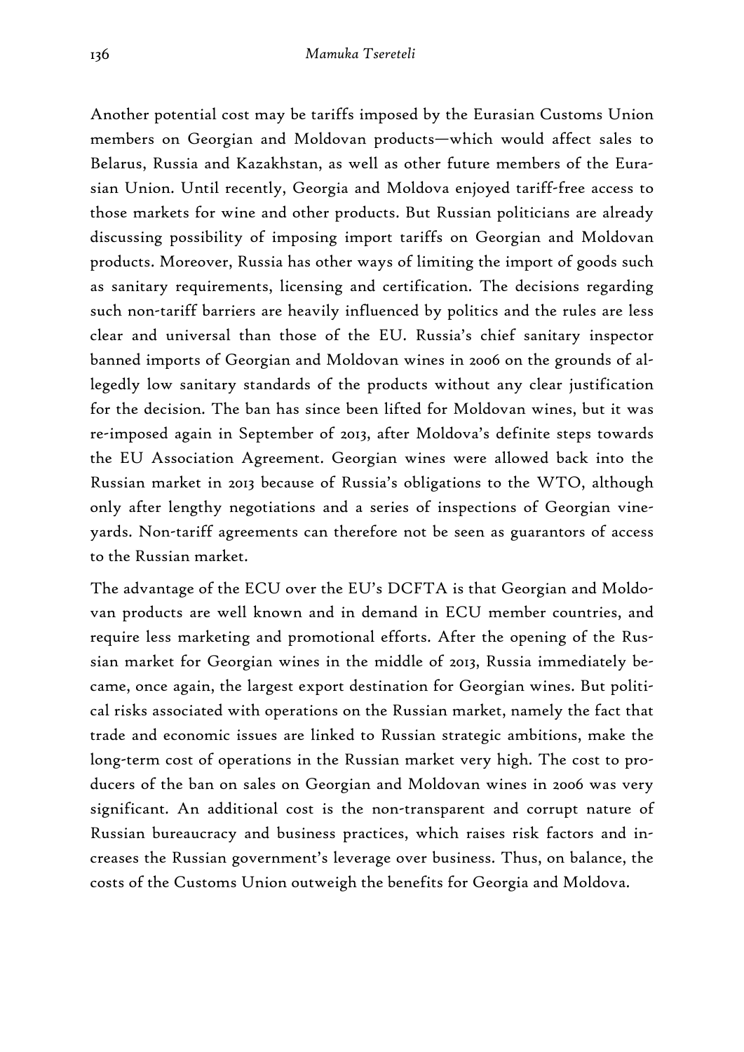Another potential cost may be tariffs imposed by the Eurasian Customs Union members on Georgian and Moldovan products—which would affect sales to Belarus, Russia and Kazakhstan, as well as other future members of the Eurasian Union. Until recently, Georgia and Moldova enjoyed tariff-free access to those markets for wine and other products. But Russian politicians are already discussing possibility of imposing import tariffs on Georgian and Moldovan products. Moreover, Russia has other ways of limiting the import of goods such as sanitary requirements, licensing and certification. The decisions regarding such non-tariff barriers are heavily influenced by politics and the rules are less clear and universal than those of the EU. Russia's chief sanitary inspector banned imports of Georgian and Moldovan wines in 2006 on the grounds of allegedly low sanitary standards of the products without any clear justification for the decision. The ban has since been lifted for Moldovan wines, but it was re-imposed again in September of 2013, after Moldova's definite steps towards the EU Association Agreement. Georgian wines were allowed back into the Russian market in 2013 because of Russia's obligations to the WTO, although only after lengthy negotiations and a series of inspections of Georgian vineyards. Non-tariff agreements can therefore not be seen as guarantors of access to the Russian market.

The advantage of the ECU over the EU's DCFTA is that Georgian and Moldovan products are well known and in demand in ECU member countries, and require less marketing and promotional efforts. After the opening of the Russian market for Georgian wines in the middle of 2013, Russia immediately became, once again, the largest export destination for Georgian wines. But political risks associated with operations on the Russian market, namely the fact that trade and economic issues are linked to Russian strategic ambitions, make the long-term cost of operations in the Russian market very high. The cost to producers of the ban on sales on Georgian and Moldovan wines in 2006 was very significant. An additional cost is the non-transparent and corrupt nature of Russian bureaucracy and business practices, which raises risk factors and increases the Russian government's leverage over business. Thus, on balance, the costs of the Customs Union outweigh the benefits for Georgia and Moldova.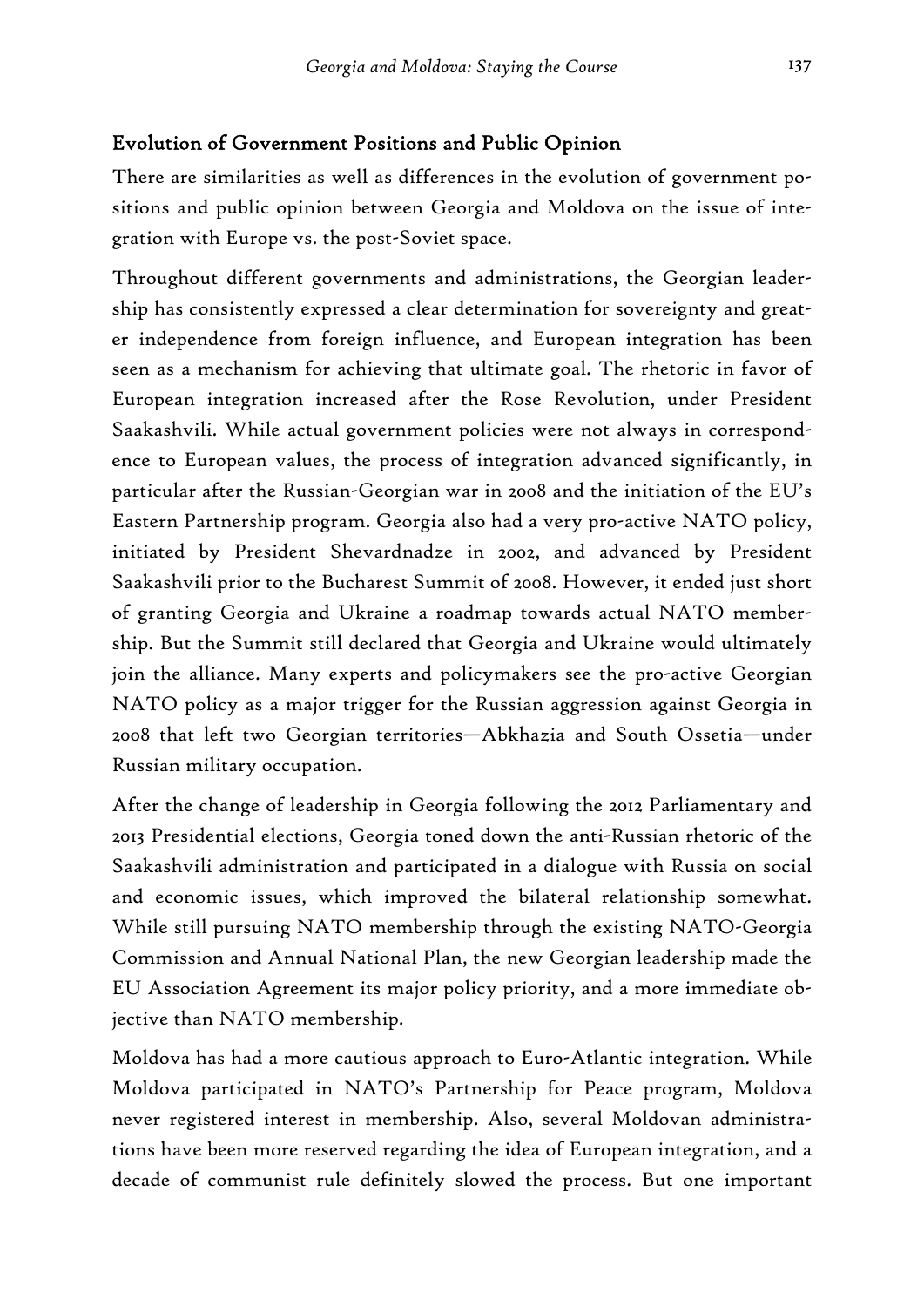## Evolution of Government Positions and Public Opinion

There are similarities as well as differences in the evolution of government positions and public opinion between Georgia and Moldova on the issue of integration with Europe vs. the post-Soviet space.

Throughout different governments and administrations, the Georgian leadership has consistently expressed a clear determination for sovereignty and greater independence from foreign influence, and European integration has been seen as a mechanism for achieving that ultimate goal. The rhetoric in favor of European integration increased after the Rose Revolution, under President Saakashvili. While actual government policies were not always in correspondence to European values, the process of integration advanced significantly, in particular after the Russian-Georgian war in 2008 and the initiation of the EU's Eastern Partnership program. Georgia also had a very pro-active NATO policy, initiated by President Shevardnadze in 2002, and advanced by President Saakashvili prior to the Bucharest Summit of 2008. However, it ended just short of granting Georgia and Ukraine a roadmap towards actual NATO membership. But the Summit still declared that Georgia and Ukraine would ultimately join the alliance. Many experts and policymakers see the pro-active Georgian NATO policy as a major trigger for the Russian aggression against Georgia in 2008 that left two Georgian territories—Abkhazia and South Ossetia—under Russian military occupation.

After the change of leadership in Georgia following the 2012 Parliamentary and 2013 Presidential elections, Georgia toned down the anti-Russian rhetoric of the Saakashvili administration and participated in a dialogue with Russia on social and economic issues, which improved the bilateral relationship somewhat. While still pursuing NATO membership through the existing NATO-Georgia Commission and Annual National Plan, the new Georgian leadership made the EU Association Agreement its major policy priority, and a more immediate objective than NATO membership.

Moldova has had a more cautious approach to Euro-Atlantic integration. While Moldova participated in NATO's Partnership for Peace program, Moldova never registered interest in membership. Also, several Moldovan administrations have been more reserved regarding the idea of European integration, and a decade of communist rule definitely slowed the process. But one important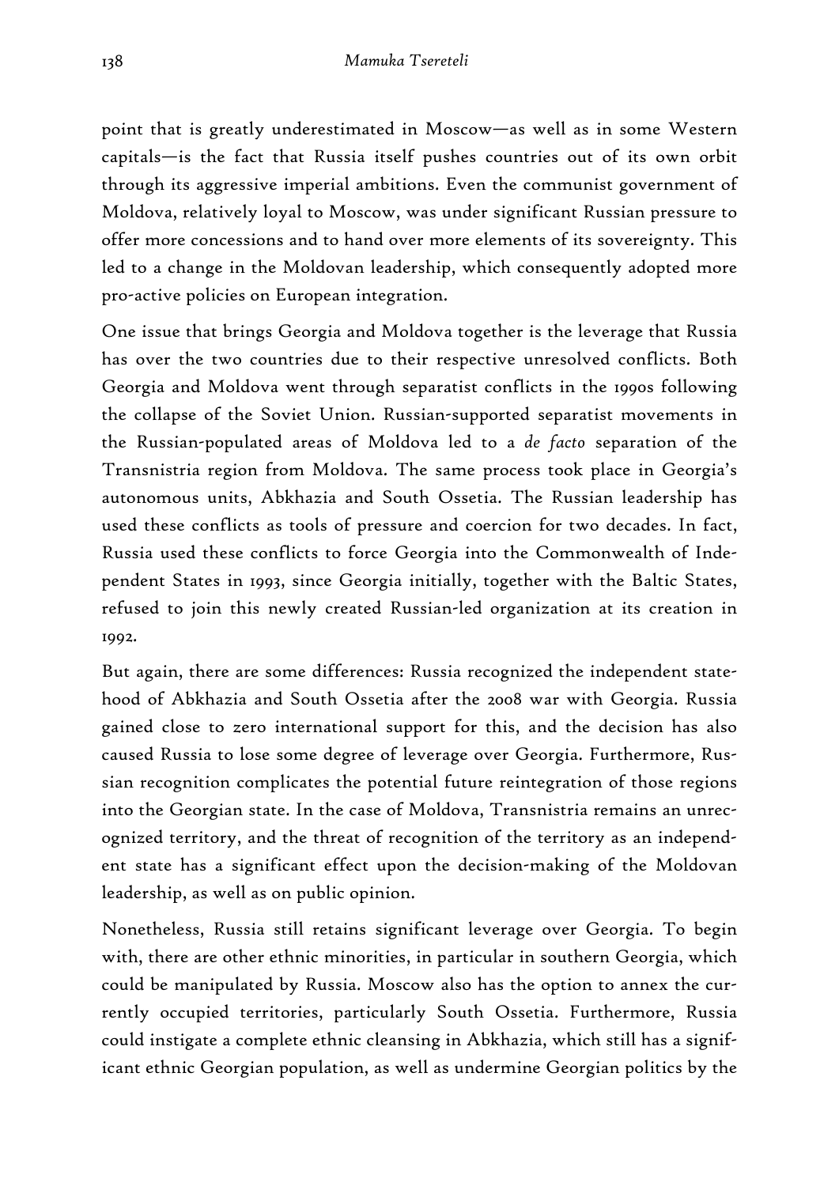point that is greatly underestimated in Moscow—as well as in some Western capitals—is the fact that Russia itself pushes countries out of its own orbit through its aggressive imperial ambitions. Even the communist government of Moldova, relatively loyal to Moscow, was under significant Russian pressure to offer more concessions and to hand over more elements of its sovereignty. This led to a change in the Moldovan leadership, which consequently adopted more pro-active policies on European integration.

One issue that brings Georgia and Moldova together is the leverage that Russia has over the two countries due to their respective unresolved conflicts. Both Georgia and Moldova went through separatist conflicts in the 1990s following the collapse of the Soviet Union. Russian-supported separatist movements in the Russian-populated areas of Moldova led to a *de facto* separation of the Transnistria region from Moldova. The same process took place in Georgia's autonomous units, Abkhazia and South Ossetia. The Russian leadership has used these conflicts as tools of pressure and coercion for two decades. In fact, Russia used these conflicts to force Georgia into the Commonwealth of Independent States in 1993, since Georgia initially, together with the Baltic States, refused to join this newly created Russian-led organization at its creation in 1992.

But again, there are some differences: Russia recognized the independent statehood of Abkhazia and South Ossetia after the 2008 war with Georgia. Russia gained close to zero international support for this, and the decision has also caused Russia to lose some degree of leverage over Georgia. Furthermore, Russian recognition complicates the potential future reintegration of those regions into the Georgian state. In the case of Moldova, Transnistria remains an unrecognized territory, and the threat of recognition of the territory as an independent state has a significant effect upon the decision-making of the Moldovan leadership, as well as on public opinion.

Nonetheless, Russia still retains significant leverage over Georgia. To begin with, there are other ethnic minorities, in particular in southern Georgia, which could be manipulated by Russia. Moscow also has the option to annex the currently occupied territories, particularly South Ossetia. Furthermore, Russia could instigate a complete ethnic cleansing in Abkhazia, which still has a significant ethnic Georgian population, as well as undermine Georgian politics by the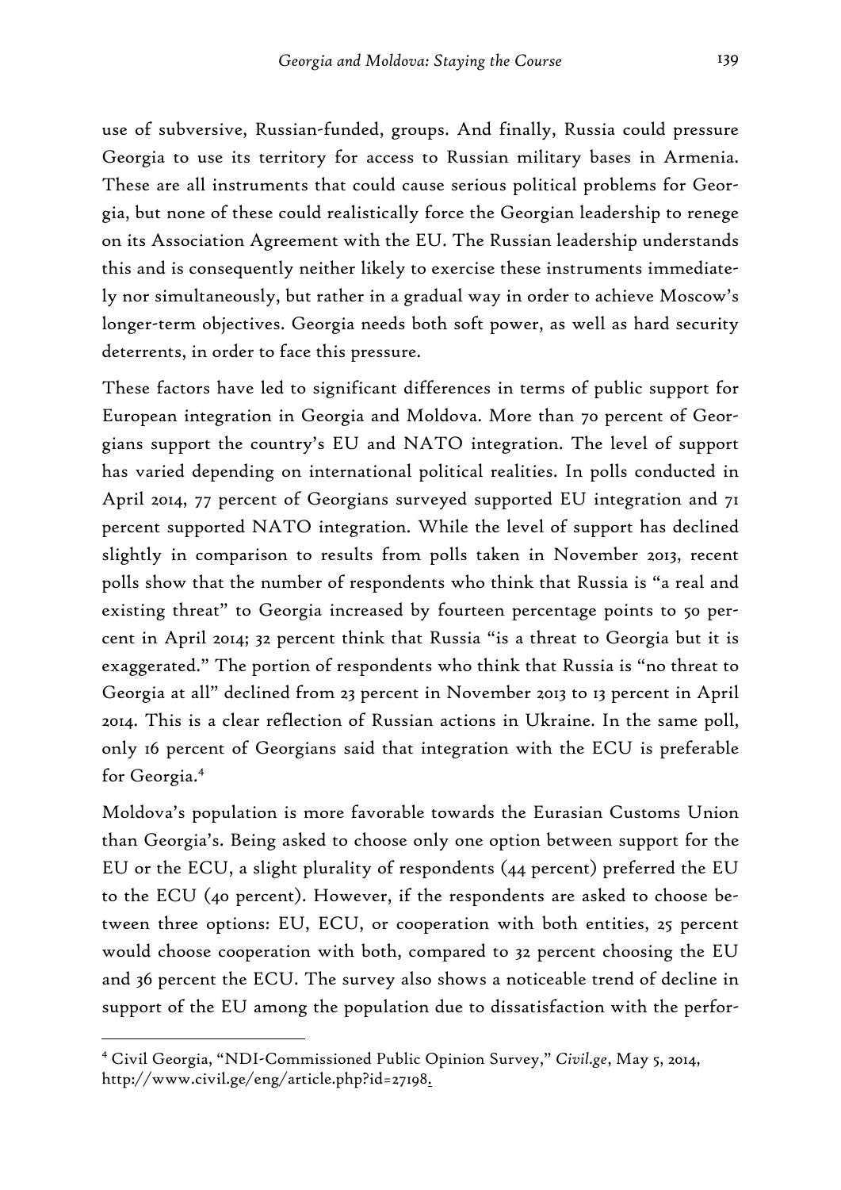use of subversive, Russian-funded, groups. And finally, Russia could pressure Georgia to use its territory for access to Russian military bases in Armenia. These are all instruments that could cause serious political problems for Georgia, but none of these could realistically force the Georgian leadership to renege on its Association Agreement with the EU. The Russian leadership understands this and is consequently neither likely to exercise these instruments immediately nor simultaneously, but rather in a gradual way in order to achieve Moscow's longer-term objectives. Georgia needs both soft power, as well as hard security deterrents, in order to face this pressure.

These factors have led to significant differences in terms of public support for European integration in Georgia and Moldova. More than 70 percent of Georgians support the country's EU and NATO integration. The level of support has varied depending on international political realities. In polls conducted in April 2014, 77 percent of Georgians surveyed supported EU integration and 71 percent supported NATO integration. While the level of support has declined slightly in comparison to results from polls taken in November 2013, recent polls show that the number of respondents who think that Russia is "a real and existing threat" to Georgia increased by fourteen percentage points to 50 percent in April 2014; 32 percent think that Russia "is a threat to Georgia but it is exaggerated." The portion of respondents who think that Russia is "no threat to Georgia at all" declined from 23 percent in November 2013 to 13 percent in April 2014. This is a clear reflection of Russian actions in Ukraine. In the same poll, only 16 percent of Georgians said that integration with the ECU is preferable for Georgia.[4]

Moldova's population is more favorable towards the Eurasian Customs Union than Georgia's. Being asked to choose only one option between support for the EU or the ECU, a slight plurality of respondents (44 percent) preferred the EU to the ECU (40 percent). However, if the respondents are asked to choose between three options: EU, ECU, or cooperation with both entities, 25 percent would choose cooperation with both, compared to 32 percent choosing the EU and 36 percent the ECU. The survey also shows a noticeable trend of decline in support of the EU among the population due to dissatisfaction with the perfor-

---

[4] Civil Georgia, "NDI-Commissioned Public Opinion Survey," *Civil.ge*, May 5, 2014, http://www.civil.ge/eng/article.php?id=27198.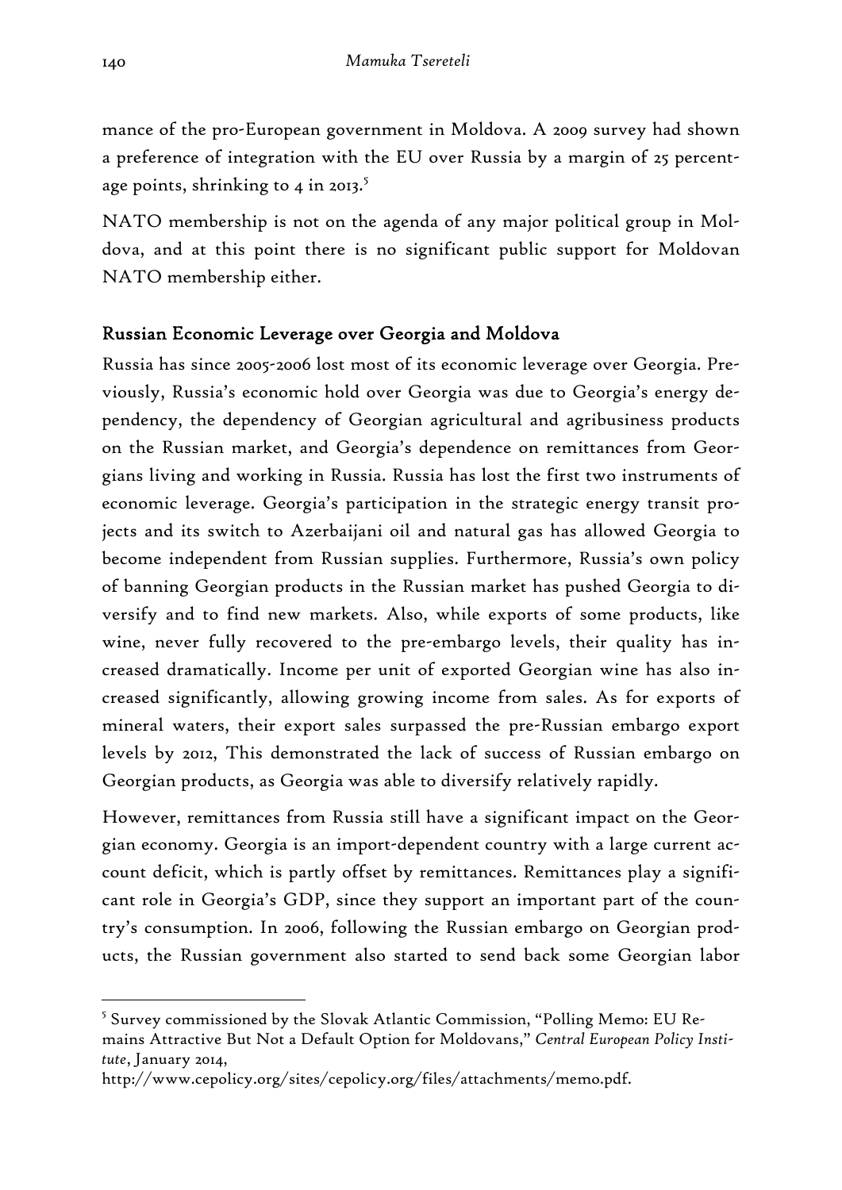mance of the pro-European government in Moldova. A 2009 survey had shown a preference of integration with the EU over Russia by a margin of 25 percentage points, shrinking to 4 in 2013.[5]

NATO membership is not on the agenda of any major political group in Moldova, and at this point there is no significant public support for Moldovan NATO membership either.

## Russian Economic Leverage over Georgia and Moldova

Russia has since 2005-2006 lost most of its economic leverage over Georgia. Previously, Russia's economic hold over Georgia was due to Georgia's energy dependency, the dependency of Georgian agricultural and agribusiness products on the Russian market, and Georgia's dependence on remittances from Georgians living and working in Russia. Russia has lost the first two instruments of economic leverage. Georgia's participation in the strategic energy transit projects and its switch to Azerbaijani oil and natural gas has allowed Georgia to become independent from Russian supplies. Furthermore, Russia's own policy of banning Georgian products in the Russian market has pushed Georgia to diversify and to find new markets. Also, while exports of some products, like wine, never fully recovered to the pre-embargo levels, their quality has increased dramatically. Income per unit of exported Georgian wine has also increased significantly, allowing growing income from sales. As for exports of mineral waters, their export sales surpassed the pre-Russian embargo export levels by 2012, This demonstrated the lack of success of Russian embargo on Georgian products, as Georgia was able to diversify relatively rapidly.

However, remittances from Russia still have a significant impact on the Georgian economy. Georgia is an import-dependent country with a large current account deficit, which is partly offset by remittances. Remittances play a significant role in Georgia's GDP, since they support an important part of the country's consumption. In 2006, following the Russian embargo on Georgian products, the Russian government also started to send back some Georgian labor

---

[5] Survey commissioned by the Slovak Atlantic Commission, "Polling Memo: EU Remains Attractive But Not a Default Option for Moldovans," *Central European Policy Institute*, January 2014, http://www.cepolicy.org/sites/cepolicy.org/files/attachments/memo.pdf.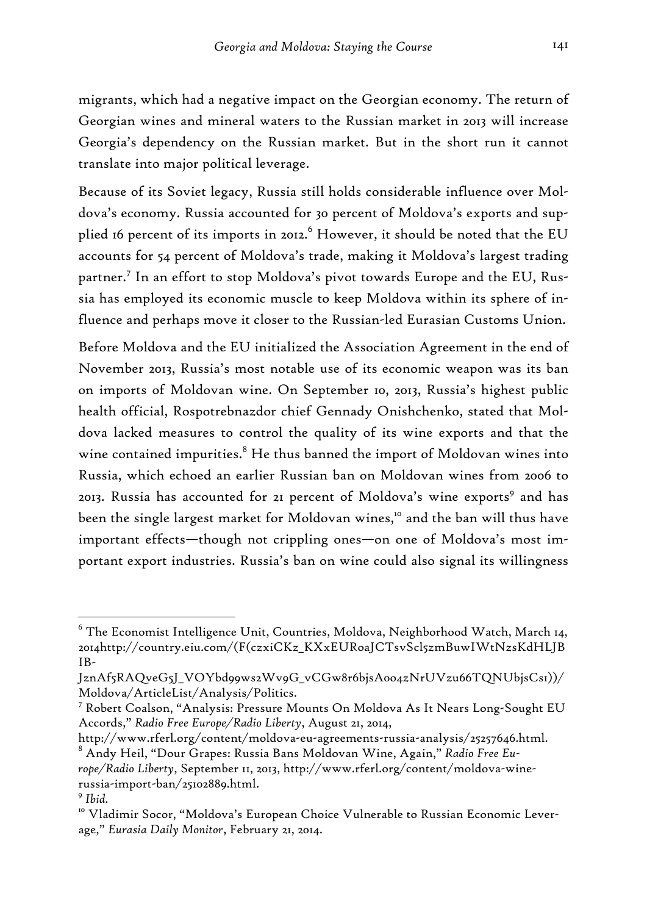migrants, which had a negative impact on the Georgian economy. The return of Georgian wines and mineral waters to the Russian market in 2013 will increase Georgia's dependency on the Russian market. But in the short run it cannot translate into major political leverage.

Because of its Soviet legacy, Russia still holds considerable influence over Moldova's economy. Russia accounted for 30 percent of Moldova's exports and supplied 16 percent of its imports in 2012.[6] However, it should be noted that the EU accounts for 54 percent of Moldova's trade, making it Moldova's largest trading partner.[7] In an effort to stop Moldova's pivot towards Europe and the EU, Russia has employed its economic muscle to keep Moldova within its sphere of influence and perhaps move it closer to the Russian-led Eurasian Customs Union.

Before Moldova and the EU initialized the Association Agreement in the end of November 2013, Russia's most notable use of its economic weapon was its ban on imports of Moldovan wine. On September 10, 2013, Russia's highest public health official, Rospotrebnazdor chief Gennady Onishchenko, stated that Moldova lacked measures to control the quality of its wine exports and that the wine contained impurities.[8] He thus banned the import of Moldovan wines into Russia, which echoed an earlier Russian ban on Moldovan wines from 2006 to 2013. Russia has accounted for 21 percent of Moldova's wine exports[9] and has been the single largest market for Moldovan wines,[10] and the ban will thus have important effects—though not crippling ones—on one of Moldova's most important export industries. Russia's ban on wine could also signal its willingness

---

[6] The Economist Intelligence Unit, Countries, Moldova, Neighborhood Watch, March 14, 2014http://country.eiu.com/(F(czxiCKz_KXxEURoaJCTsvScl5zmBuwIWtNzsKdHLJBIB-JznAf5RAQveG5J_VOYbd99ws2Wv9G_vCGw8r6bjsAoo4zNrUVzu66TQNUbjsCs1))/Moldova/ArticleList/Analysis/Politics.

[7] Robert Coalson, "Analysis: Pressure Mounts On Moldova As It Nears Long-Sought EU Accords," *Radio Free Europe/Radio Liberty*, August 21, 2014, http://www.rferl.org/content/moldova-eu-agreements-russia-analysis/25257646.html.

[8] Andy Heil, "Dour Grapes: Russia Bans Moldovan Wine, Again," *Radio Free Europe/Radio Liberty*, September 11, 2013, http://www.rferl.org/content/moldova-wine-russia-import-ban/25102889.html.

[9] *Ibid.*

[10] Vladimir Socor, "Moldova's European Choice Vulnerable to Russian Economic Leverage," *Eurasia Daily Monitor*, February 21, 2014.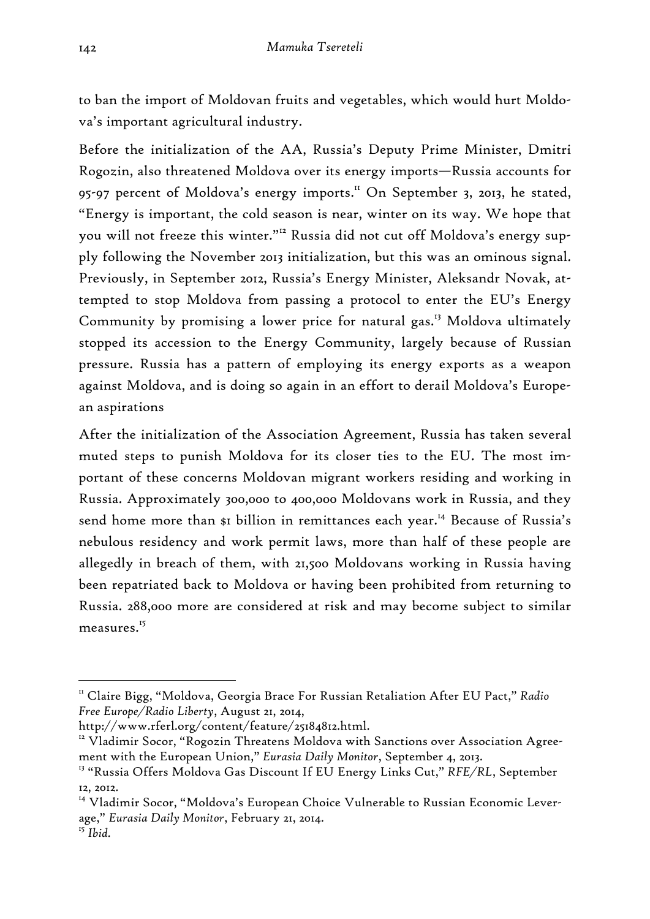to ban the import of Moldovan fruits and vegetables, which would hurt Moldova's important agricultural industry.

Before the initialization of the AA, Russia's Deputy Prime Minister, Dmitri Rogozin, also threatened Moldova over its energy imports—Russia accounts for 95-97 percent of Moldova's energy imports.[11] On September 3, 2013, he stated, "Energy is important, the cold season is near, winter on its way. We hope that you will not freeze this winter."[12] Russia did not cut off Moldova's energy supply following the November 2013 initialization, but this was an ominous signal. Previously, in September 2012, Russia's Energy Minister, Aleksandr Novak, attempted to stop Moldova from passing a protocol to enter the EU's Energy Community by promising a lower price for natural gas.[13] Moldova ultimately stopped its accession to the Energy Community, largely because of Russian pressure. Russia has a pattern of employing its energy exports as a weapon against Moldova, and is doing so again in an effort to derail Moldova's European aspirations

After the initialization of the Association Agreement, Russia has taken several muted steps to punish Moldova for its closer ties to the EU. The most important of these concerns Moldovan migrant workers residing and working in Russia. Approximately 300,000 to 400,000 Moldovans work in Russia, and they send home more than $1 billion in remittances each year.[14] Because of Russia's nebulous residency and work permit laws, more than half of these people are allegedly in breach of them, with 21,500 Moldovans working in Russia having been repatriated back to Moldova or having been prohibited from returning to Russia. 288,000 more are considered at risk and may become subject to similar measures.[15]

---

[11] Claire Bigg, "Moldova, Georgia Brace For Russian Retaliation After EU Pact," *Radio Free Europe/Radio Liberty*, August 21, 2014, http://www.rferl.org/content/feature/25184812.html.

[12] Vladimir Socor, "Rogozin Threatens Moldova with Sanctions over Association Agreement with the European Union," *Eurasia Daily Monitor*, September 4, 2013.

[13] "Russia Offers Moldova Gas Discount If EU Energy Links Cut," *RFE/RL*, September 12, 2012.

[14] Vladimir Socor, "Moldova's European Choice Vulnerable to Russian Economic Leverage," *Eurasia Daily Monitor*, February 21, 2014.

[15] *Ibid.*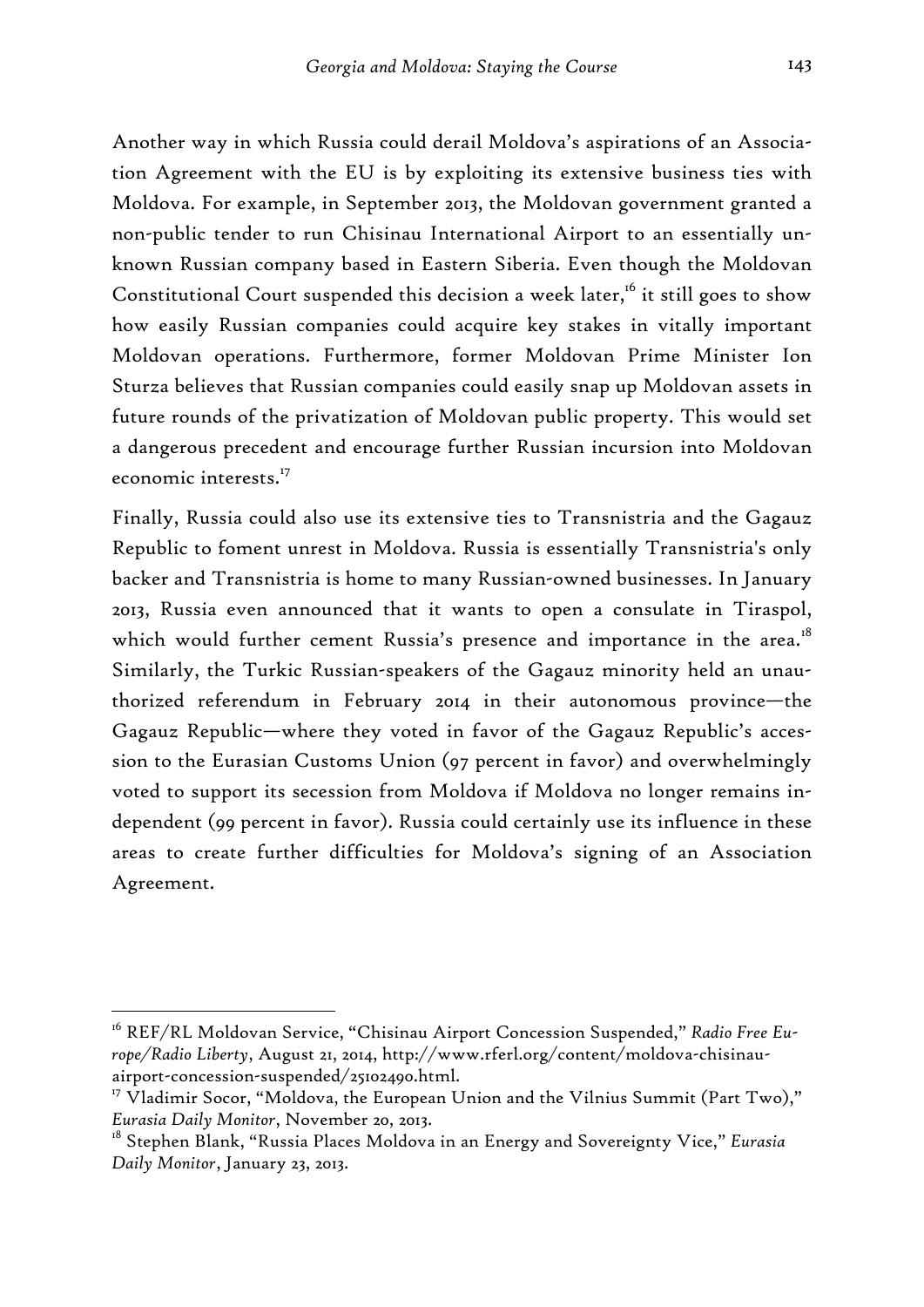Another way in which Russia could derail Moldova's aspirations of an Association Agreement with the EU is by exploiting its extensive business ties with Moldova. For example, in September 2013, the Moldovan government granted a non-public tender to run Chisinau International Airport to an essentially unknown Russian company based in Eastern Siberia. Even though the Moldovan Constitutional Court suspended this decision a week later,[16] it still goes to show how easily Russian companies could acquire key stakes in vitally important Moldovan operations. Furthermore, former Moldovan Prime Minister Ion Sturza believes that Russian companies could easily snap up Moldovan assets in future rounds of the privatization of Moldovan public property. This would set a dangerous precedent and encourage further Russian incursion into Moldovan economic interests.[17]

Finally, Russia could also use its extensive ties to Transnistria and the Gagauz Republic to foment unrest in Moldova. Russia is essentially Transnistria's only backer and Transnistria is home to many Russian-owned businesses. In January 2013, Russia even announced that it wants to open a consulate in Tiraspol, which would further cement Russia's presence and importance in the area.[18] Similarly, the Turkic Russian-speakers of the Gagauz minority held an unauthorized referendum in February 2014 in their autonomous province—the Gagauz Republic—where they voted in favor of the Gagauz Republic's accession to the Eurasian Customs Union (97 percent in favor) and overwhelmingly voted to support its secession from Moldova if Moldova no longer remains independent (99 percent in favor). Russia could certainly use its influence in these areas to create further difficulties for Moldova's signing of an Association Agreement.

---

[16] REF/RL Moldovan Service, "Chisinau Airport Concession Suspended," *Radio Free Europe/Radio Liberty*, August 21, 2014, http://www.rferl.org/content/moldova-chisinau-airport-concession-suspended/25102490.html.

[17] Vladimir Socor, "Moldova, the European Union and the Vilnius Summit (Part Two)," *Eurasia Daily Monitor*, November 20, 2013.

[18] Stephen Blank, "Russia Places Moldova in an Energy and Sovereignty Vice," *Eurasia Daily Monitor*, January 23, 2013.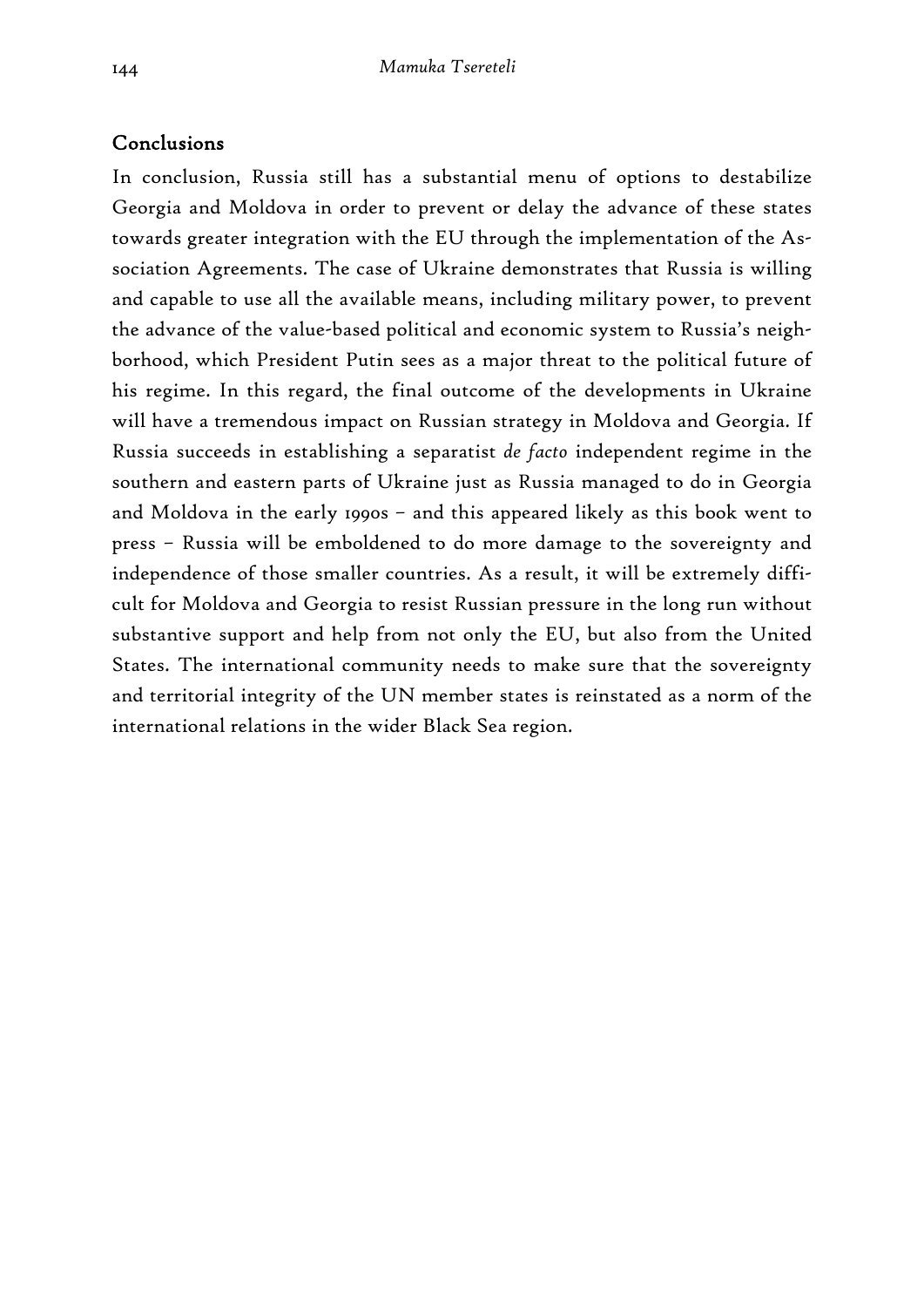## Conclusions

In conclusion, Russia still has a substantial menu of options to destabilize Georgia and Moldova in order to prevent or delay the advance of these states towards greater integration with the EU through the implementation of the Association Agreements. The case of Ukraine demonstrates that Russia is willing and capable to use all the available means, including military power, to prevent the advance of the value-based political and economic system to Russia's neighborhood, which President Putin sees as a major threat to the political future of his regime. In this regard, the final outcome of the developments in Ukraine will have a tremendous impact on Russian strategy in Moldova and Georgia. If Russia succeeds in establishing a separatist *de facto* independent regime in the southern and eastern parts of Ukraine just as Russia managed to do in Georgia and Moldova in the early 1990s – and this appeared likely as this book went to press – Russia will be emboldened to do more damage to the sovereignty and independence of those smaller countries. As a result, it will be extremely difficult for Moldova and Georgia to resist Russian pressure in the long run without substantive support and help from not only the EU, but also from the United States. The international community needs to make sure that the sovereignty and territorial integrity of the UN member states is reinstated as a norm of the international relations in the wider Black Sea region.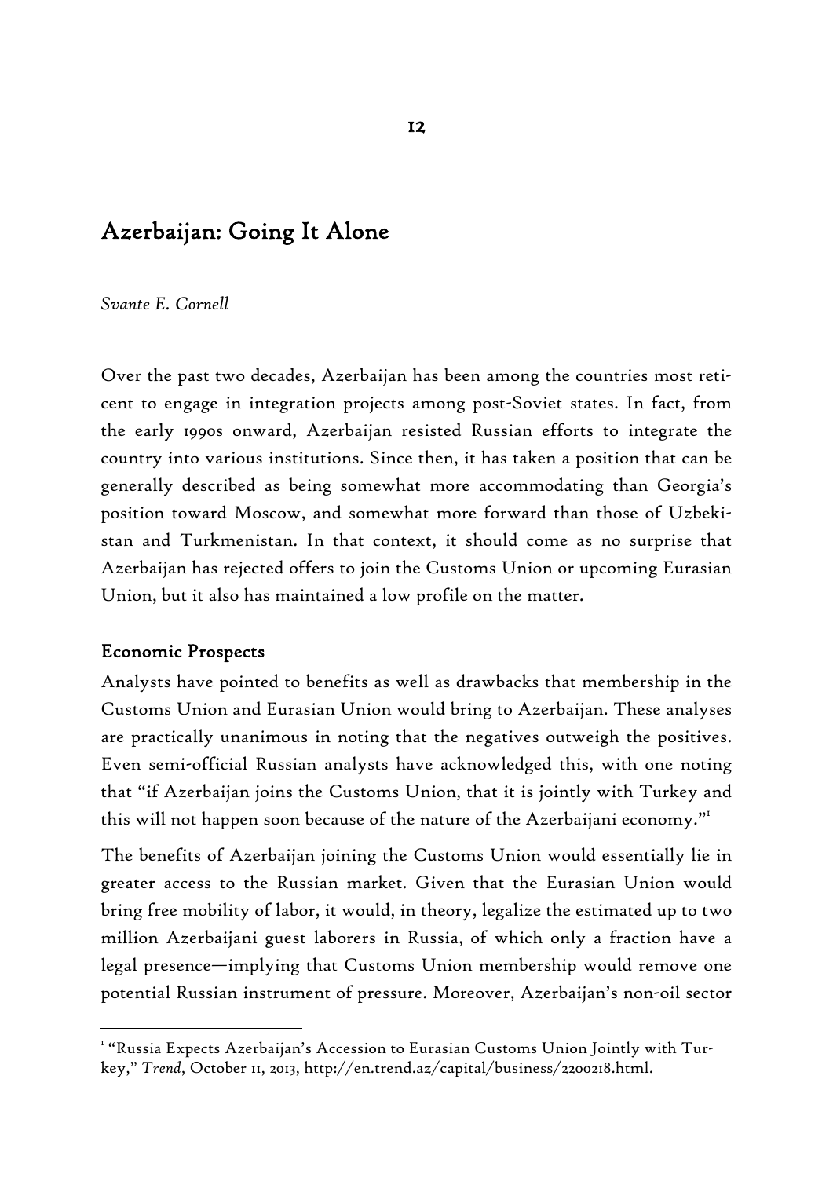# Azerbaijan: Going It Alone

*Svante E. Cornell*

Over the past two decades, Azerbaijan has been among the countries most reticent to engage in integration projects among post-Soviet states. In fact, from the early 1990s onward, Azerbaijan resisted Russian efforts to integrate the country into various institutions. Since then, it has taken a position that can be generally described as being somewhat more accommodating than Georgia's position toward Moscow, and somewhat more forward than those of Uzbekistan and Turkmenistan. In that context, it should come as no surprise that Azerbaijan has rejected offers to join the Customs Union or upcoming Eurasian Union, but it also has maintained a low profile on the matter.

## Economic Prospects

Analysts have pointed to benefits as well as drawbacks that membership in the Customs Union and Eurasian Union would bring to Azerbaijan. These analyses are practically unanimous in noting that the negatives outweigh the positives. Even semi-official Russian analysts have acknowledged this, with one noting that "if Azerbaijan joins the Customs Union, that it is jointly with Turkey and this will not happen soon because of the nature of the Azerbaijani economy."[1]

The benefits of Azerbaijan joining the Customs Union would essentially lie in greater access to the Russian market. Given that the Eurasian Union would bring free mobility of labor, it would, in theory, legalize the estimated up to two million Azerbaijani guest laborers in Russia, of which only a fraction have a legal presence—implying that Customs Union membership would remove one potential Russian instrument of pressure. Moreover, Azerbaijan's non-oil sector

---

[1] "Russia Expects Azerbaijan's Accession to Eurasian Customs Union Jointly with Turkey," *Trend*, October 11, 2013, http://en.trend.az/capital/business/2200218.html.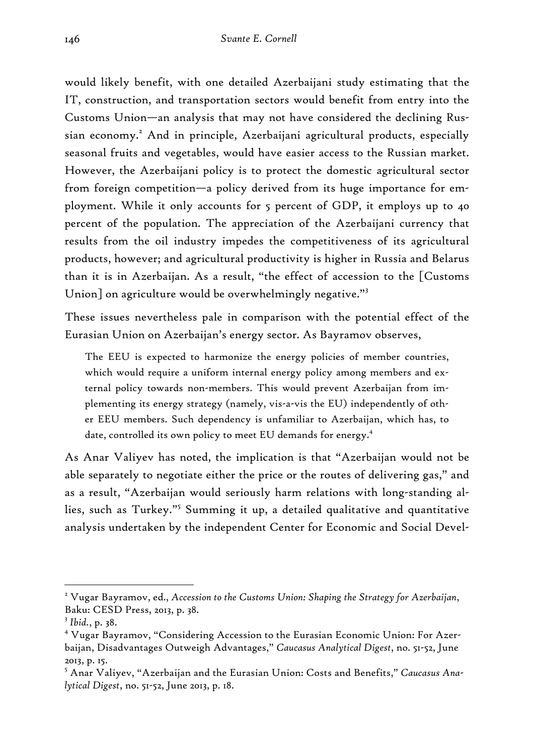would likely benefit, with one detailed Azerbaijani study estimating that the IT, construction, and transportation sectors would benefit from entry into the Customs Union—an analysis that may not have considered the declining Russian economy.[2] And in principle, Azerbaijani agricultural products, especially seasonal fruits and vegetables, would have easier access to the Russian market. However, the Azerbaijani policy is to protect the domestic agricultural sector from foreign competition—a policy derived from its huge importance for employment. While it only accounts for 5 percent of GDP, it employs up to 40 percent of the population. The appreciation of the Azerbaijani currency that results from the oil industry impedes the competitiveness of its agricultural products, however; and agricultural productivity is higher in Russia and Belarus than it is in Azerbaijan. As a result, "the effect of accession to the [Customs Union] on agriculture would be overwhelmingly negative."[3]

These issues nevertheless pale in comparison with the potential effect of the Eurasian Union on Azerbaijan's energy sector. As Bayramov observes,

> The EEU is expected to harmonize the energy policies of member countries, which would require a uniform internal energy policy among members and external policy towards non-members. This would prevent Azerbaijan from implementing its energy strategy (namely, vis-a-vis the EU) independently of other EEU members. Such dependency is unfamiliar to Azerbaijan, which has, to date, controlled its own policy to meet EU demands for energy.[4]

As Anar Valiyev has noted, the implication is that "Azerbaijan would not be able separately to negotiate either the price or the routes of delivering gas," and as a result, "Azerbaijan would seriously harm relations with long-standing allies, such as Turkey."[5] Summing it up, a detailed qualitative and quantitative analysis undertaken by the independent Center for Economic and Social Devel-

---

[2] Vugar Bayramov, ed., *Accession to the Customs Union: Shaping the Strategy for Azerbaijan*, Baku: CESD Press, 2013, p. 38.

[3] *Ibid.*, p. 38.

[4] Vugar Bayramov, "Considering Accession to the Eurasian Economic Union: For Azerbaijan, Disadvantages Outweigh Advantages," *Caucasus Analytical Digest*, no. 51-52, June 2013, p. 15.

[5] Anar Valiyev, "Azerbaijan and the Eurasian Union: Costs and Benefits," *Caucasus Analytical Digest*, no. 51-52, June 2013, p. 18.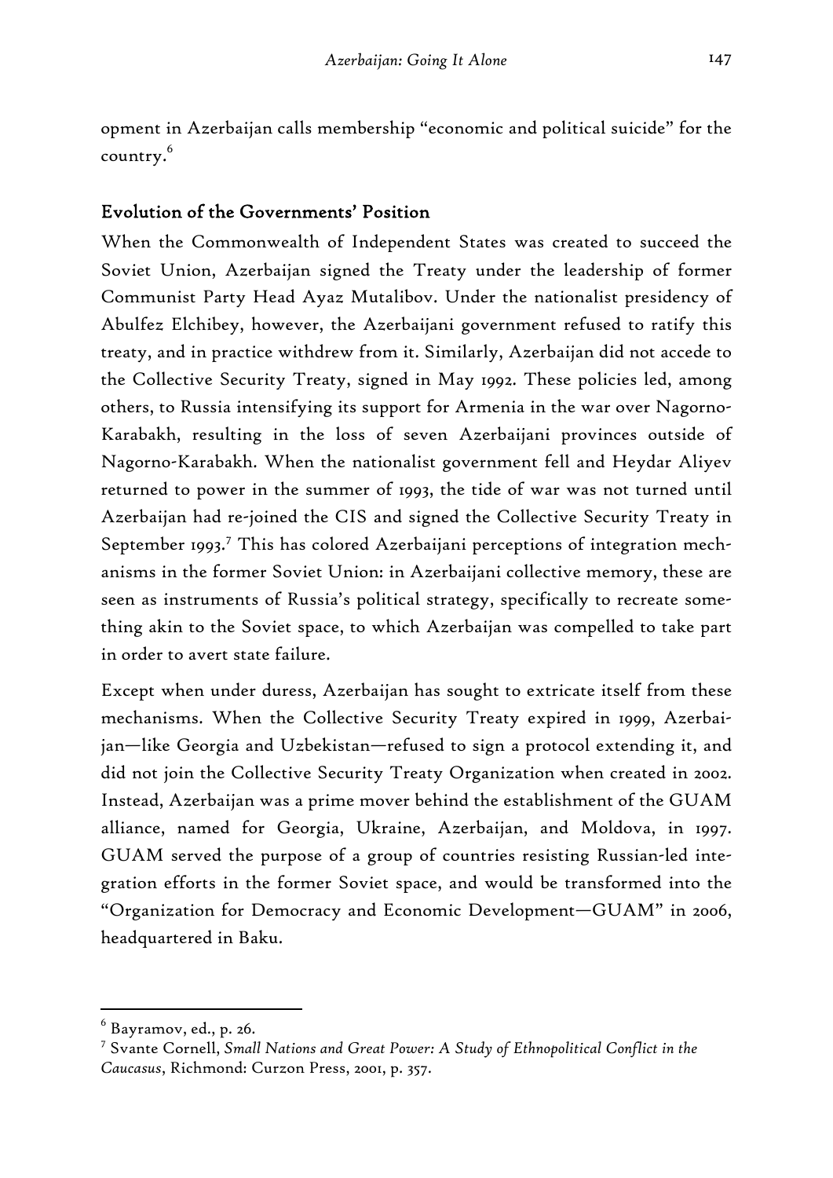opment in Azerbaijan calls membership "economic and political suicide" for the country.[6]

## Evolution of the Governments' Position

When the Commonwealth of Independent States was created to succeed the Soviet Union, Azerbaijan signed the Treaty under the leadership of former Communist Party Head Ayaz Mutalibov. Under the nationalist presidency of Abulfez Elchibey, however, the Azerbaijani government refused to ratify this treaty, and in practice withdrew from it. Similarly, Azerbaijan did not accede to the Collective Security Treaty, signed in May 1992. These policies led, among others, to Russia intensifying its support for Armenia in the war over Nagorno-Karabakh, resulting in the loss of seven Azerbaijani provinces outside of Nagorno-Karabakh. When the nationalist government fell and Heydar Aliyev returned to power in the summer of 1993, the tide of war was not turned until Azerbaijan had re-joined the CIS and signed the Collective Security Treaty in September 1993.[7] This has colored Azerbaijani perceptions of integration mechanisms in the former Soviet Union: in Azerbaijani collective memory, these are seen as instruments of Russia's political strategy, specifically to recreate something akin to the Soviet space, to which Azerbaijan was compelled to take part in order to avert state failure.

Except when under duress, Azerbaijan has sought to extricate itself from these mechanisms. When the Collective Security Treaty expired in 1999, Azerbaijan—like Georgia and Uzbekistan—refused to sign a protocol extending it, and did not join the Collective Security Treaty Organization when created in 2002. Instead, Azerbaijan was a prime mover behind the establishment of the GUAM alliance, named for Georgia, Ukraine, Azerbaijan, and Moldova, in 1997. GUAM served the purpose of a group of countries resisting Russian-led integration efforts in the former Soviet space, and would be transformed into the "Organization for Democracy and Economic Development—GUAM" in 2006, headquartered in Baku.

---

[6] Bayramov, ed., p. 26.

[7] Svante Cornell, *Small Nations and Great Power: A Study of Ethnopolitical Conflict in the Caucasus*, Richmond: Curzon Press, 2001, p. 357.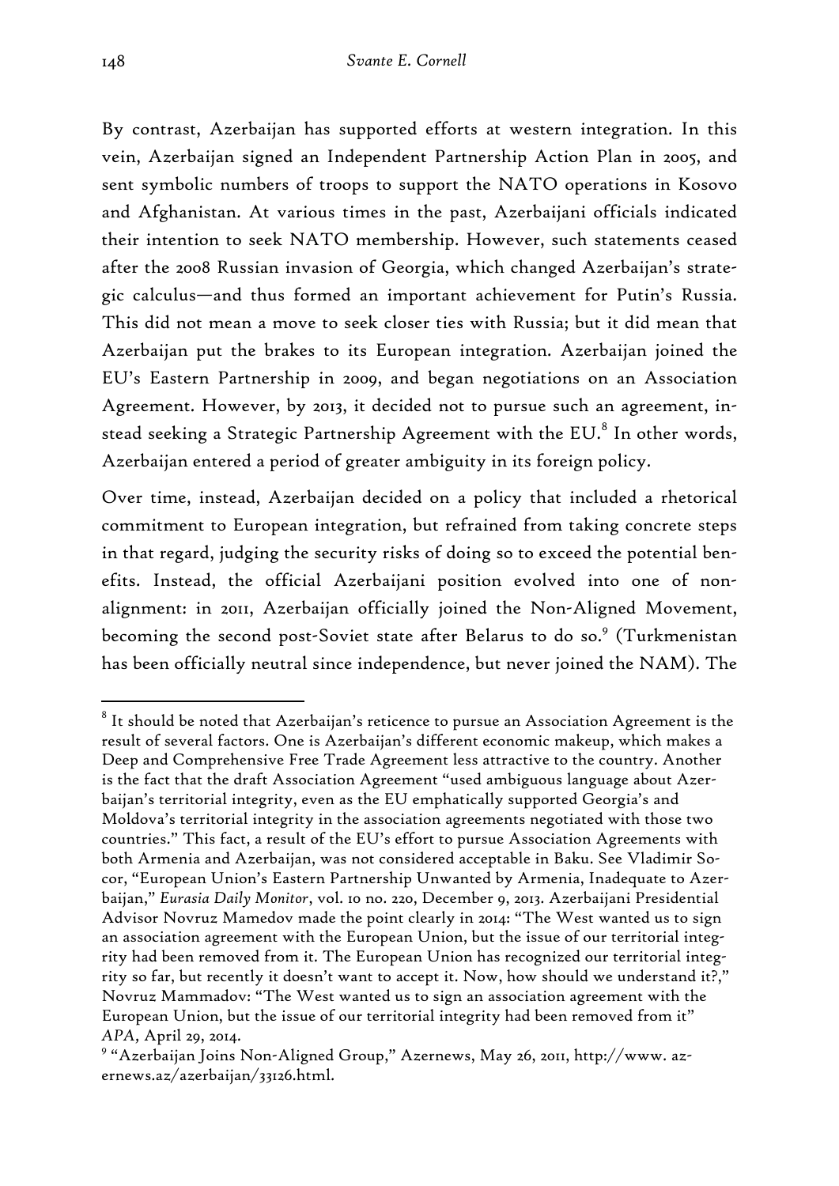By contrast, Azerbaijan has supported efforts at western integration. In this vein, Azerbaijan signed an Independent Partnership Action Plan in 2005, and sent symbolic numbers of troops to support the NATO operations in Kosovo and Afghanistan. At various times in the past, Azerbaijani officials indicated their intention to seek NATO membership. However, such statements ceased after the 2008 Russian invasion of Georgia, which changed Azerbaijan's strategic calculus—and thus formed an important achievement for Putin's Russia. This did not mean a move to seek closer ties with Russia; but it did mean that Azerbaijan put the brakes to its European integration. Azerbaijan joined the EU's Eastern Partnership in 2009, and began negotiations on an Association Agreement. However, by 2013, it decided not to pursue such an agreement, instead seeking a Strategic Partnership Agreement with the EU.[8] In other words, Azerbaijan entered a period of greater ambiguity in its foreign policy.

Over time, instead, Azerbaijan decided on a policy that included a rhetorical commitment to European integration, but refrained from taking concrete steps in that regard, judging the security risks of doing so to exceed the potential benefits. Instead, the official Azerbaijani position evolved into one of non-alignment: in 2011, Azerbaijan officially joined the Non-Aligned Movement, becoming the second post-Soviet state after Belarus to do so.[9] (Turkmenistan has been officially neutral since independence, but never joined the NAM). The

---

[8] It should be noted that Azerbaijan's reticence to pursue an Association Agreement is the result of several factors. One is Azerbaijan's different economic makeup, which makes a Deep and Comprehensive Free Trade Agreement less attractive to the country. Another is the fact that the draft Association Agreement "used ambiguous language about Azerbaijan's territorial integrity, even as the EU emphatically supported Georgia's and Moldova's territorial integrity in the association agreements negotiated with those two countries." This fact, a result of the EU's effort to pursue Association Agreements with both Armenia and Azerbaijan, was not considered acceptable in Baku. See Vladimir Socor, "European Union's Eastern Partnership Unwanted by Armenia, Inadequate to Azerbaijan," *Eurasia Daily Monitor*, vol. 10 no. 220, December 9, 2013. Azerbaijani Presidential Advisor Novruz Mamedov made the point clearly in 2014: "The West wanted us to sign an association agreement with the European Union, but the issue of our territorial integrity had been removed from it. The European Union has recognized our territorial integrity so far, but recently it doesn't want to accept it. Now, how should we understand it?," Novruz Mammadov: "The West wanted us to sign an association agreement with the European Union, but the issue of our territorial integrity had been removed from it" *APA,* April 29, 2014.

[9] "Azerbaijan Joins Non-Aligned Group," Azernews, May 26, 2011, http://www. azernews.az/azerbaijan/33126.html.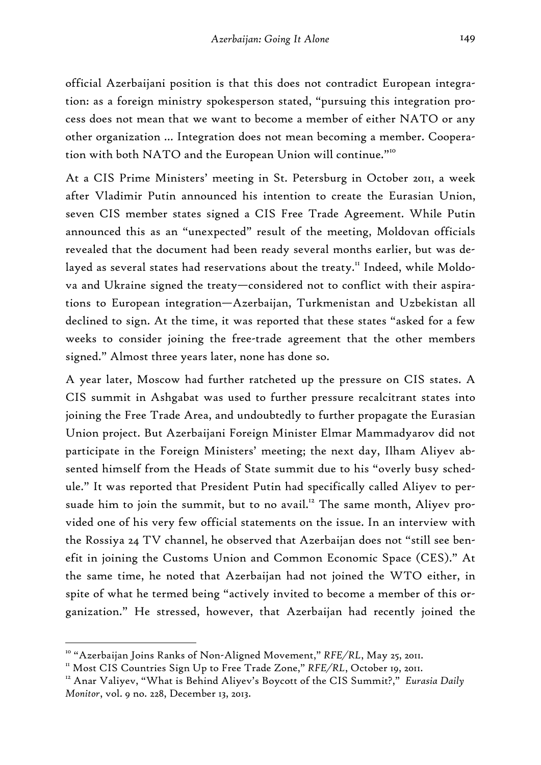official Azerbaijani position is that this does not contradict European integration: as a foreign ministry spokesperson stated, "pursuing this integration process does not mean that we want to become a member of either NATO or any other organization … Integration does not mean becoming a member. Cooperation with both NATO and the European Union will continue."[10]

At a CIS Prime Ministers' meeting in St. Petersburg in October 2011, a week after Vladimir Putin announced his intention to create the Eurasian Union, seven CIS member states signed a CIS Free Trade Agreement. While Putin announced this as an "unexpected" result of the meeting, Moldovan officials revealed that the document had been ready several months earlier, but was delayed as several states had reservations about the treaty.[11] Indeed, while Moldova and Ukraine signed the treaty—considered not to conflict with their aspirations to European integration—Azerbaijan, Turkmenistan and Uzbekistan all declined to sign. At the time, it was reported that these states "asked for a few weeks to consider joining the free-trade agreement that the other members signed." Almost three years later, none has done so.

A year later, Moscow had further ratcheted up the pressure on CIS states. A CIS summit in Ashgabat was used to further pressure recalcitrant states into joining the Free Trade Area, and undoubtedly to further propagate the Eurasian Union project. But Azerbaijani Foreign Minister Elmar Mammadyarov did not participate in the Foreign Ministers' meeting; the next day, Ilham Aliyev absented himself from the Heads of State summit due to his "overly busy schedule." It was reported that President Putin had specifically called Aliyev to persuade him to join the summit, but to no avail.[12] The same month, Aliyev provided one of his very few official statements on the issue. In an interview with the Rossiya 24 TV channel, he observed that Azerbaijan does not "still see benefit in joining the Customs Union and Common Economic Space (CES)." At the same time, he noted that Azerbaijan had not joined the WTO either, in spite of what he termed being "actively invited to become a member of this organization." He stressed, however, that Azerbaijan had recently joined the

---

[10] "Azerbaijan Joins Ranks of Non-Aligned Movement," *RFE/RL*, May 25, 2011.

[11] Most CIS Countries Sign Up to Free Trade Zone," *RFE/RL*, October 19, 2011.

[12] Anar Valiyev, "What is Behind Aliyev's Boycott of the CIS Summit?," *Eurasia Daily Monitor*, vol. 9 no. 228, December 13, 2013.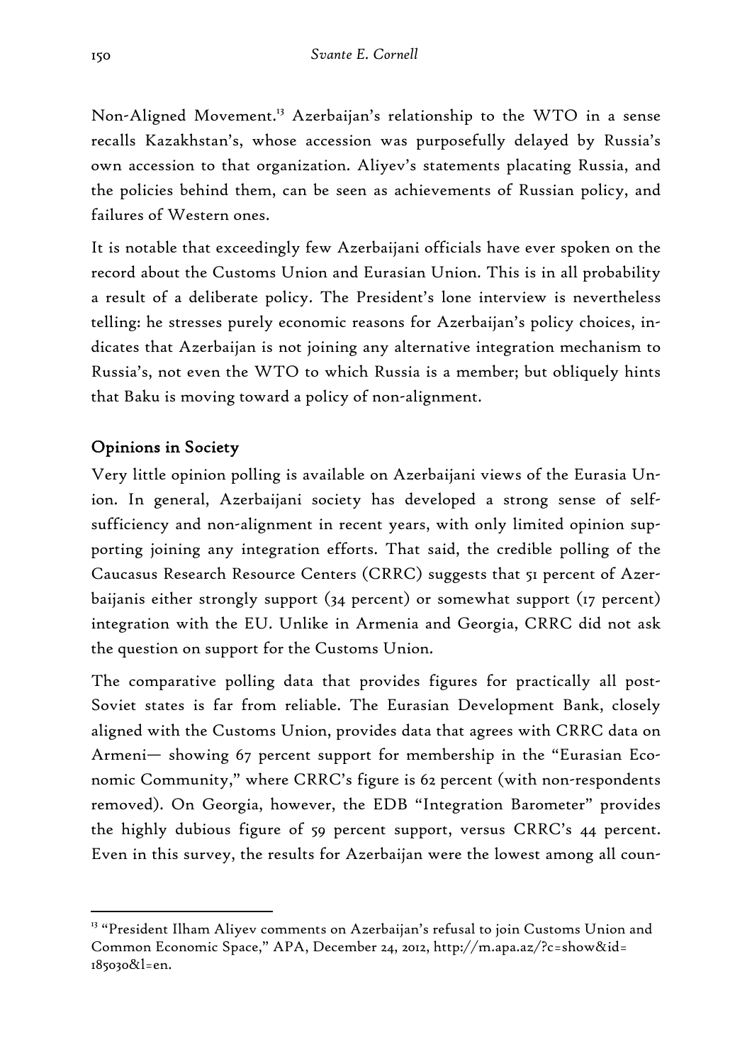Non-Aligned Movement.[13] Azerbaijan's relationship to the WTO in a sense recalls Kazakhstan's, whose accession was purposefully delayed by Russia's own accession to that organization. Aliyev's statements placating Russia, and the policies behind them, can be seen as achievements of Russian policy, and failures of Western ones.

It is notable that exceedingly few Azerbaijani officials have ever spoken on the record about the Customs Union and Eurasian Union. This is in all probability a result of a deliberate policy. The President's lone interview is nevertheless telling: he stresses purely economic reasons for Azerbaijan's policy choices, indicates that Azerbaijan is not joining any alternative integration mechanism to Russia's, not even the WTO to which Russia is a member; but obliquely hints that Baku is moving toward a policy of non-alignment.

## Opinions in Society

Very little opinion polling is available on Azerbaijani views of the Eurasia Union. In general, Azerbaijani society has developed a strong sense of self-sufficiency and non-alignment in recent years, with only limited opinion supporting joining any integration efforts. That said, the credible polling of the Caucasus Research Resource Centers (CRRC) suggests that 51 percent of Azerbaijanis either strongly support (34 percent) or somewhat support (17 percent) integration with the EU. Unlike in Armenia and Georgia, CRRC did not ask the question on support for the Customs Union.

The comparative polling data that provides figures for practically all post-Soviet states is far from reliable. The Eurasian Development Bank, closely aligned with the Customs Union, provides data that agrees with CRRC data on Armeni— showing 67 percent support for membership in the "Eurasian Economic Community," where CRRC's figure is 62 percent (with non-respondents removed). On Georgia, however, the EDB "Integration Barometer" provides the highly dubious figure of 59 percent support, versus CRRC's 44 percent. Even in this survey, the results for Azerbaijan were the lowest among all coun-

---

[13] "President Ilham Aliyev comments on Azerbaijan's refusal to join Customs Union and Common Economic Space," APA, December 24, 2012, http://m.apa.az/?c=show&id=185030&l=en.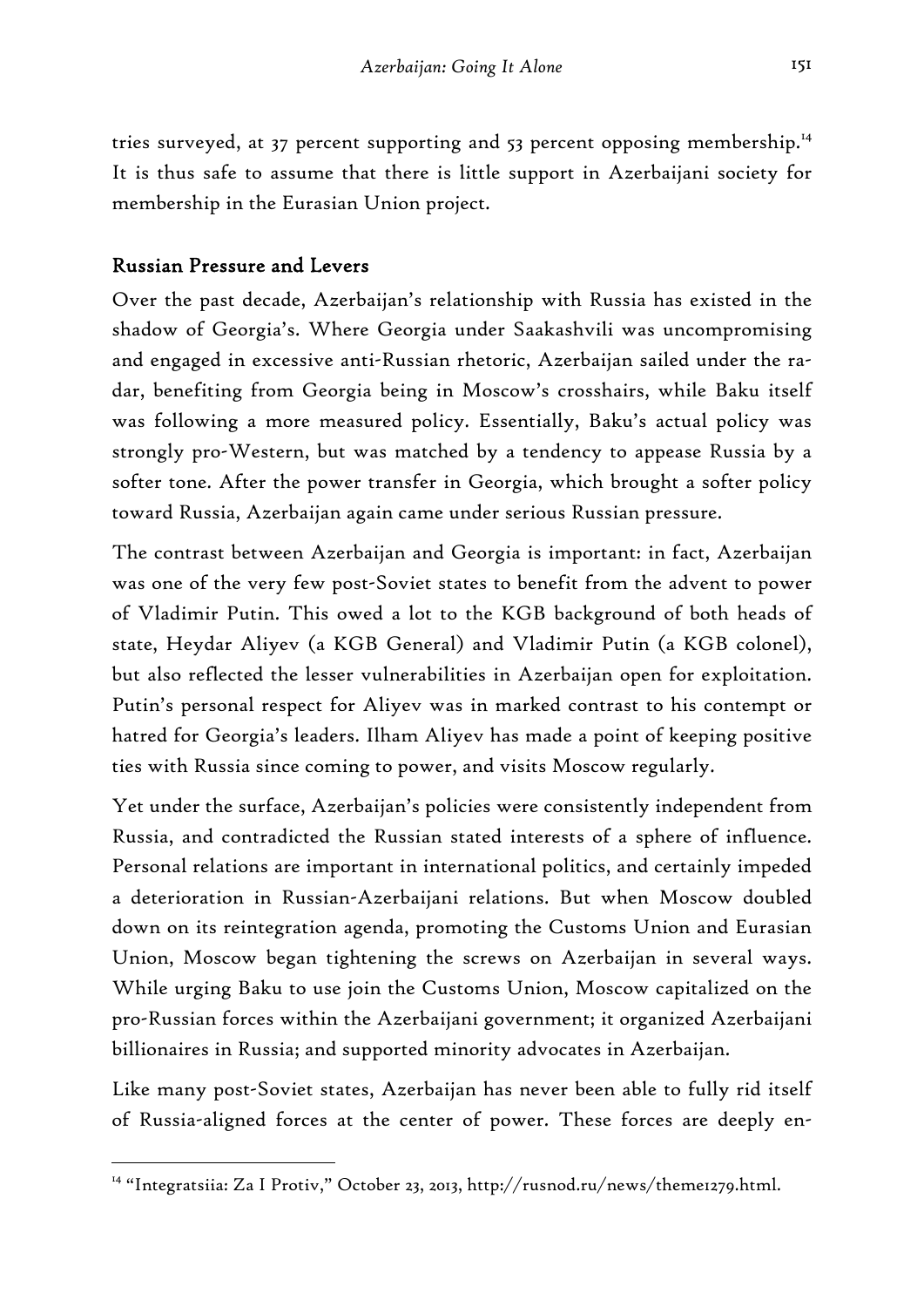tries surveyed, at 37 percent supporting and 53 percent opposing membership.[14] It is thus safe to assume that there is little support in Azerbaijani society for membership in the Eurasian Union project.

## Russian Pressure and Levers

Over the past decade, Azerbaijan's relationship with Russia has existed in the shadow of Georgia's. Where Georgia under Saakashvili was uncompromising and engaged in excessive anti-Russian rhetoric, Azerbaijan sailed under the radar, benefiting from Georgia being in Moscow's crosshairs, while Baku itself was following a more measured policy. Essentially, Baku's actual policy was strongly pro-Western, but was matched by a tendency to appease Russia by a softer tone. After the power transfer in Georgia, which brought a softer policy toward Russia, Azerbaijan again came under serious Russian pressure.

The contrast between Azerbaijan and Georgia is important: in fact, Azerbaijan was one of the very few post-Soviet states to benefit from the advent to power of Vladimir Putin. This owed a lot to the KGB background of both heads of state, Heydar Aliyev (a KGB General) and Vladimir Putin (a KGB colonel), but also reflected the lesser vulnerabilities in Azerbaijan open for exploitation. Putin's personal respect for Aliyev was in marked contrast to his contempt or hatred for Georgia's leaders. Ilham Aliyev has made a point of keeping positive ties with Russia since coming to power, and visits Moscow regularly.

Yet under the surface, Azerbaijan's policies were consistently independent from Russia, and contradicted the Russian stated interests of a sphere of influence. Personal relations are important in international politics, and certainly impeded a deterioration in Russian-Azerbaijani relations. But when Moscow doubled down on its reintegration agenda, promoting the Customs Union and Eurasian Union, Moscow began tightening the screws on Azerbaijan in several ways. While urging Baku to use join the Customs Union, Moscow capitalized on the pro-Russian forces within the Azerbaijani government; it organized Azerbaijani billionaires in Russia; and supported minority advocates in Azerbaijan.

Like many post-Soviet states, Azerbaijan has never been able to fully rid itself of Russia-aligned forces at the center of power. These forces are deeply en-

---

[14] "Integratsiia: Za I Protiv," October 23, 2013, http://rusnod.ru/news/theme1279.html.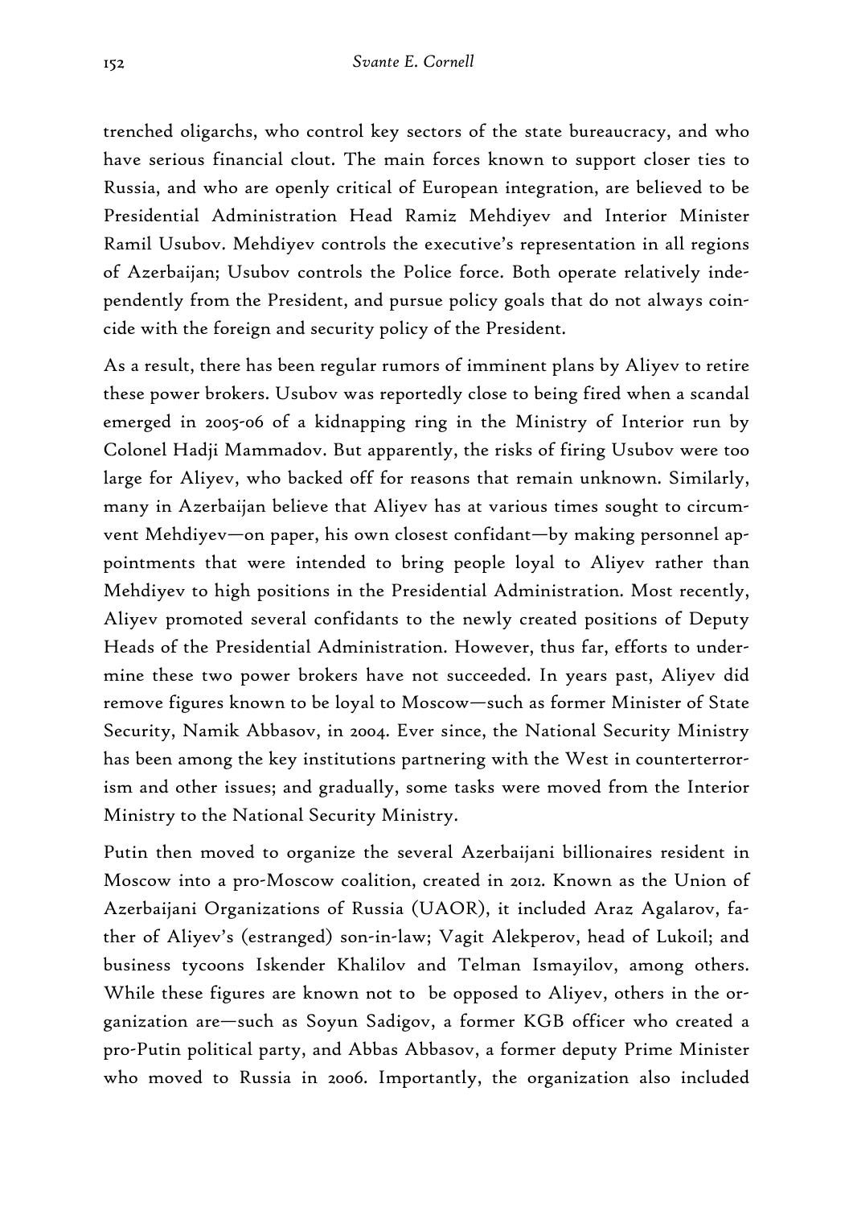trenched oligarchs, who control key sectors of the state bureaucracy, and who have serious financial clout. The main forces known to support closer ties to Russia, and who are openly critical of European integration, are believed to be Presidential Administration Head Ramiz Mehdiyev and Interior Minister Ramil Usubov. Mehdiyev controls the executive's representation in all regions of Azerbaijan; Usubov controls the Police force. Both operate relatively independently from the President, and pursue policy goals that do not always coincide with the foreign and security policy of the President.

As a result, there has been regular rumors of imminent plans by Aliyev to retire these power brokers. Usubov was reportedly close to being fired when a scandal emerged in 2005-06 of a kidnapping ring in the Ministry of Interior run by Colonel Hadji Mammadov. But apparently, the risks of firing Usubov were too large for Aliyev, who backed off for reasons that remain unknown. Similarly, many in Azerbaijan believe that Aliyev has at various times sought to circumvent Mehdiyev—on paper, his own closest confidant—by making personnel appointments that were intended to bring people loyal to Aliyev rather than Mehdiyev to high positions in the Presidential Administration. Most recently, Aliyev promoted several confidants to the newly created positions of Deputy Heads of the Presidential Administration. However, thus far, efforts to undermine these two power brokers have not succeeded. In years past, Aliyev did remove figures known to be loyal to Moscow—such as former Minister of State Security, Namik Abbasov, in 2004. Ever since, the National Security Ministry has been among the key institutions partnering with the West in counterterrorism and other issues; and gradually, some tasks were moved from the Interior Ministry to the National Security Ministry.

Putin then moved to organize the several Azerbaijani billionaires resident in Moscow into a pro-Moscow coalition, created in 2012. Known as the Union of Azerbaijani Organizations of Russia (UAOR), it included Araz Agalarov, father of Aliyev's (estranged) son-in-law; Vagit Alekperov, head of Lukoil; and business tycoons Iskender Khalilov and Telman Ismayilov, among others. While these figures are known not to be opposed to Aliyev, others in the organization are—such as Soyun Sadigov, a former KGB officer who created a pro-Putin political party, and Abbas Abbasov, a former deputy Prime Minister who moved to Russia in 2006. Importantly, the organization also included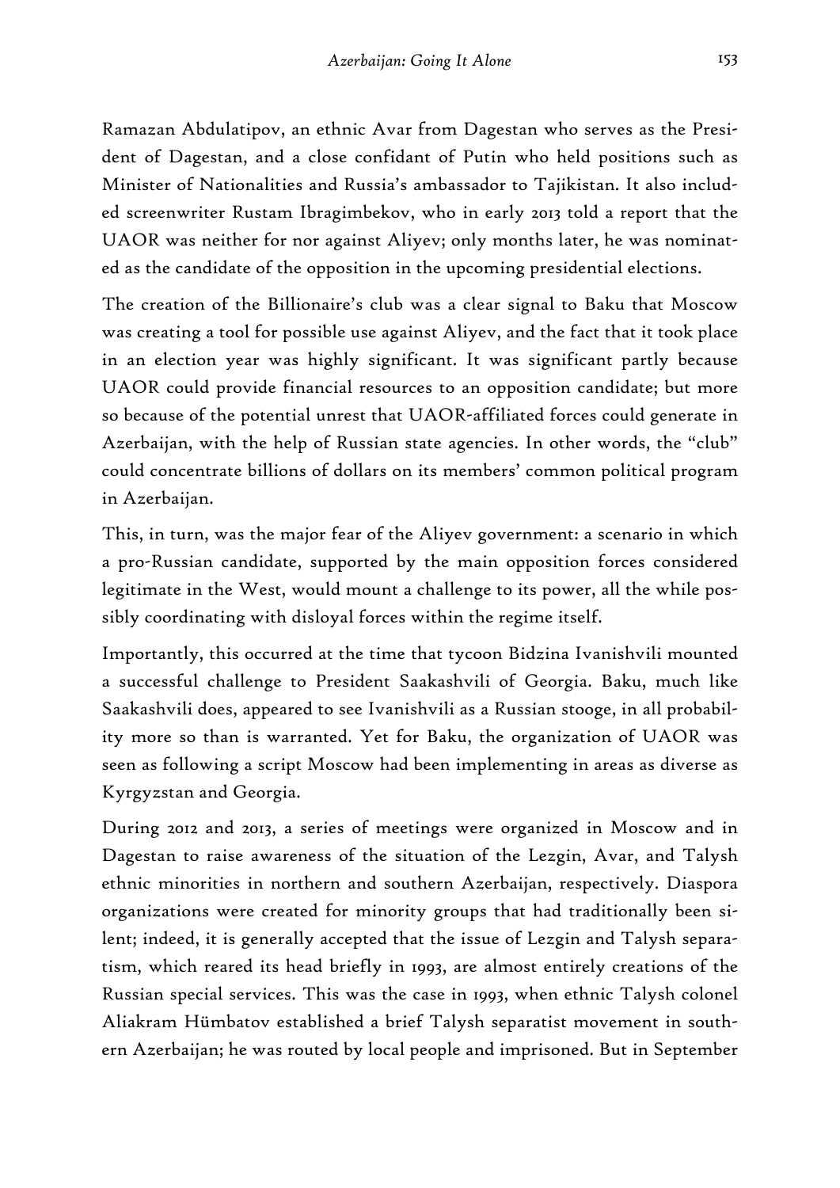Ramazan Abdulatipov, an ethnic Avar from Dagestan who serves as the President of Dagestan, and a close confidant of Putin who held positions such as Minister of Nationalities and Russia's ambassador to Tajikistan. It also included screenwriter Rustam Ibragimbekov, who in early 2013 told a report that the UAOR was neither for nor against Aliyev; only months later, he was nominated as the candidate of the opposition in the upcoming presidential elections.

The creation of the Billionaire's club was a clear signal to Baku that Moscow was creating a tool for possible use against Aliyev, and the fact that it took place in an election year was highly significant. It was significant partly because UAOR could provide financial resources to an opposition candidate; but more so because of the potential unrest that UAOR-affiliated forces could generate in Azerbaijan, with the help of Russian state agencies. In other words, the "club" could concentrate billions of dollars on its members' common political program in Azerbaijan.

This, in turn, was the major fear of the Aliyev government: a scenario in which a pro-Russian candidate, supported by the main opposition forces considered legitimate in the West, would mount a challenge to its power, all the while possibly coordinating with disloyal forces within the regime itself.

Importantly, this occurred at the time that tycoon Bidzina Ivanishvili mounted a successful challenge to President Saakashvili of Georgia. Baku, much like Saakashvili does, appeared to see Ivanishvili as a Russian stooge, in all probability more so than is warranted. Yet for Baku, the organization of UAOR was seen as following a script Moscow had been implementing in areas as diverse as Kyrgyzstan and Georgia.

During 2012 and 2013, a series of meetings were organized in Moscow and in Dagestan to raise awareness of the situation of the Lezgin, Avar, and Talysh ethnic minorities in northern and southern Azerbaijan, respectively. Diaspora organizations were created for minority groups that had traditionally been silent; indeed, it is generally accepted that the issue of Lezgin and Talysh separatism, which reared its head briefly in 1993, are almost entirely creations of the Russian special services. This was the case in 1993, when ethnic Talysh colonel Aliakram Hümbatov established a brief Talysh separatist movement in southern Azerbaijan; he was routed by local people and imprisoned. But in September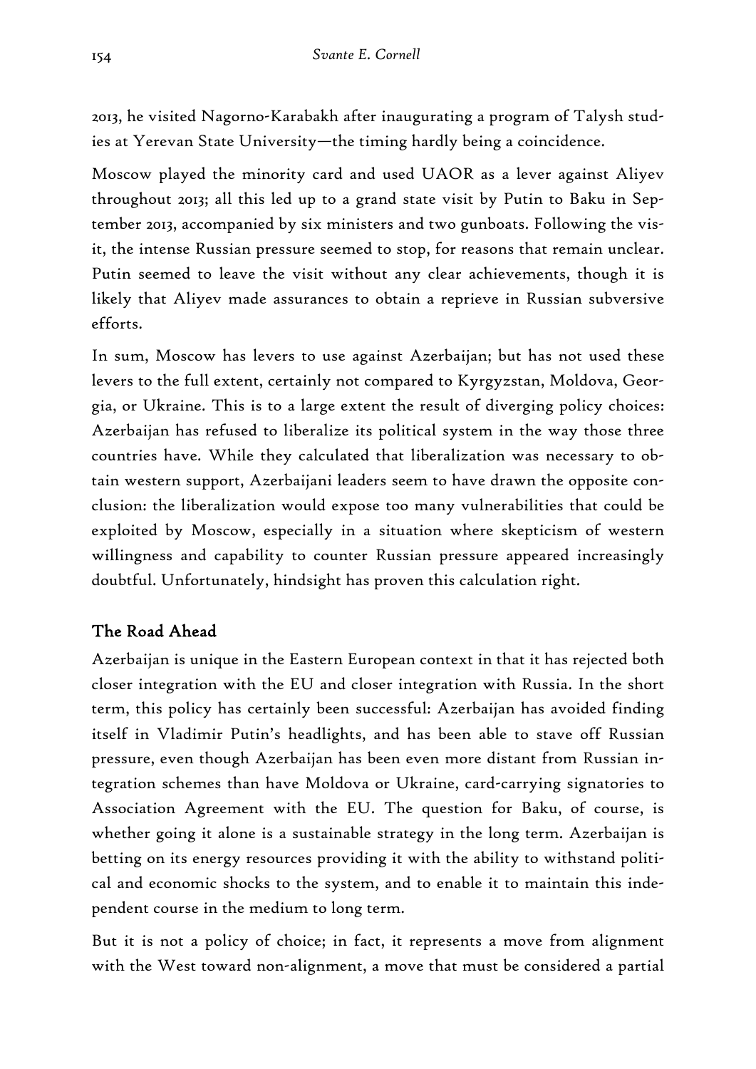2013, he visited Nagorno-Karabakh after inaugurating a program of Talysh studies at Yerevan State University—the timing hardly being a coincidence.

Moscow played the minority card and used UAOR as a lever against Aliyev throughout 2013; all this led up to a grand state visit by Putin to Baku in September 2013, accompanied by six ministers and two gunboats. Following the visit, the intense Russian pressure seemed to stop, for reasons that remain unclear. Putin seemed to leave the visit without any clear achievements, though it is likely that Aliyev made assurances to obtain a reprieve in Russian subversive efforts.

In sum, Moscow has levers to use against Azerbaijan; but has not used these levers to the full extent, certainly not compared to Kyrgyzstan, Moldova, Georgia, or Ukraine. This is to a large extent the result of diverging policy choices: Azerbaijan has refused to liberalize its political system in the way those three countries have. While they calculated that liberalization was necessary to obtain western support, Azerbaijani leaders seem to have drawn the opposite conclusion: the liberalization would expose too many vulnerabilities that could be exploited by Moscow, especially in a situation where skepticism of western willingness and capability to counter Russian pressure appeared increasingly doubtful. Unfortunately, hindsight has proven this calculation right.

## The Road Ahead

Azerbaijan is unique in the Eastern European context in that it has rejected both closer integration with the EU and closer integration with Russia. In the short term, this policy has certainly been successful: Azerbaijan has avoided finding itself in Vladimir Putin's headlights, and has been able to stave off Russian pressure, even though Azerbaijan has been even more distant from Russian integration schemes than have Moldova or Ukraine, card-carrying signatories to Association Agreement with the EU. The question for Baku, of course, is whether going it alone is a sustainable strategy in the long term. Azerbaijan is betting on its energy resources providing it with the ability to withstand political and economic shocks to the system, and to enable it to maintain this independent course in the medium to long term.

But it is not a policy of choice; in fact, it represents a move from alignment with the West toward non-alignment, a move that must be considered a partial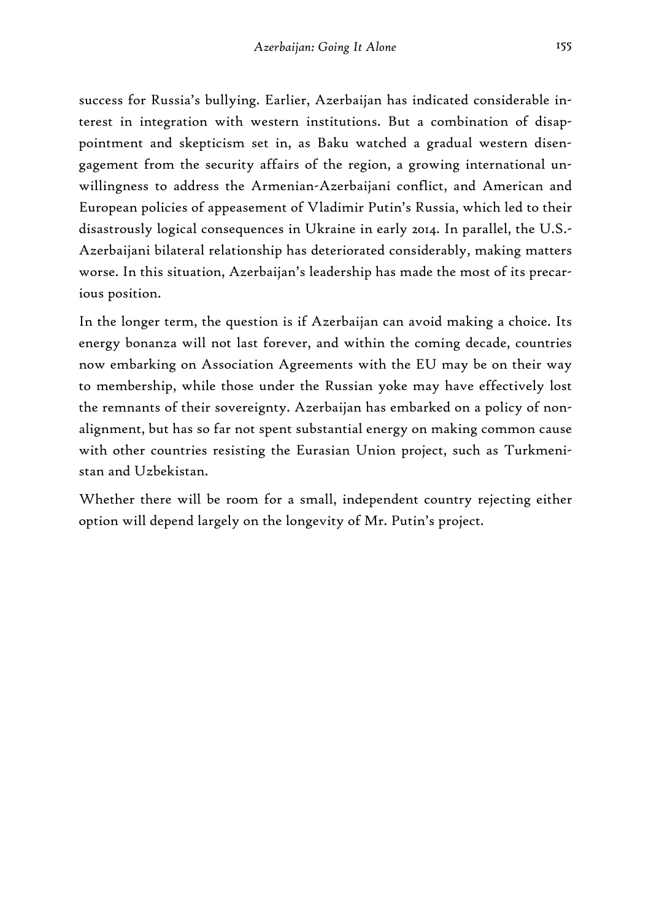success for Russia's bullying. Earlier, Azerbaijan has indicated considerable interest in integration with western institutions. But a combination of disappointment and skepticism set in, as Baku watched a gradual western disengagement from the security affairs of the region, a growing international unwillingness to address the Armenian-Azerbaijani conflict, and American and European policies of appeasement of Vladimir Putin's Russia, which led to their disastrously logical consequences in Ukraine in early 2014. In parallel, the U.S.-Azerbaijani bilateral relationship has deteriorated considerably, making matters worse. In this situation, Azerbaijan's leadership has made the most of its precarious position.

In the longer term, the question is if Azerbaijan can avoid making a choice. Its energy bonanza will not last forever, and within the coming decade, countries now embarking on Association Agreements with the EU may be on their way to membership, while those under the Russian yoke may have effectively lost the remnants of their sovereignty. Azerbaijan has embarked on a policy of non-alignment, but has so far not spent substantial energy on making common cause with other countries resisting the Eurasian Union project, such as Turkmenistan and Uzbekistan.

Whether there will be room for a small, independent country rejecting either option will depend largely on the longevity of Mr. Putin's project.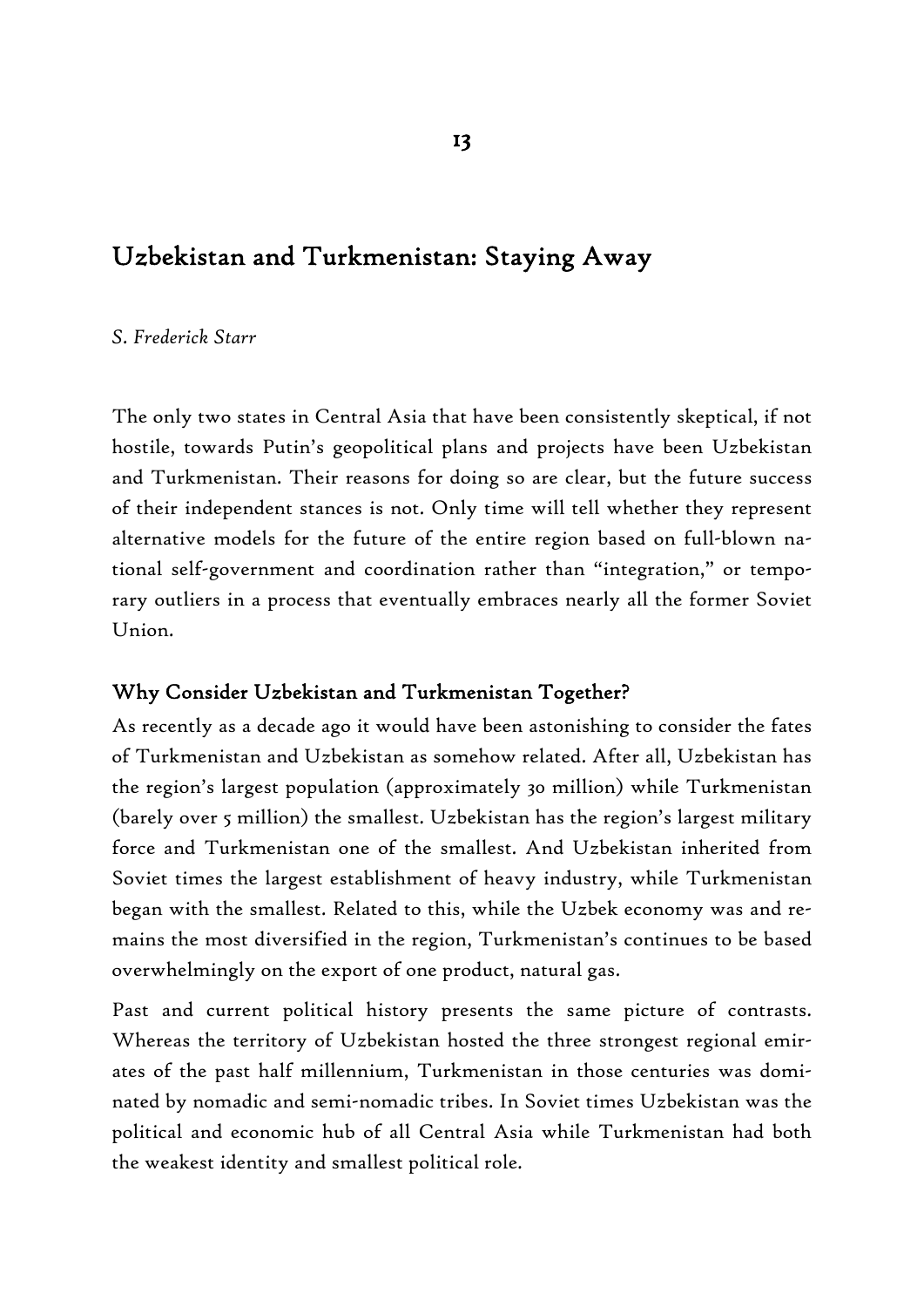# 13

## Uzbekistan and Turkmenistan: Staying Away

*S. Frederick Starr*

The only two states in Central Asia that have been consistently skeptical, if not hostile, towards Putin's geopolitical plans and projects have been Uzbekistan and Turkmenistan. Their reasons for doing so are clear, but the future success of their independent stances is not. Only time will tell whether they represent alternative models for the future of the entire region based on full-blown national self-government and coordination rather than "integration," or temporary outliers in a process that eventually embraces nearly all the former Soviet Union.

### Why Consider Uzbekistan and Turkmenistan Together?

As recently as a decade ago it would have been astonishing to consider the fates of Turkmenistan and Uzbekistan as somehow related. After all, Uzbekistan has the region's largest population (approximately 30 million) while Turkmenistan (barely over 5 million) the smallest. Uzbekistan has the region's largest military force and Turkmenistan one of the smallest. And Uzbekistan inherited from Soviet times the largest establishment of heavy industry, while Turkmenistan began with the smallest. Related to this, while the Uzbek economy was and remains the most diversified in the region, Turkmenistan's continues to be based overwhelmingly on the export of one product, natural gas.

Past and current political history presents the same picture of contrasts. Whereas the territory of Uzbekistan hosted the three strongest regional emirates of the past half millennium, Turkmenistan in those centuries was dominated by nomadic and semi-nomadic tribes. In Soviet times Uzbekistan was the political and economic hub of all Central Asia while Turkmenistan had both the weakest identity and smallest political role.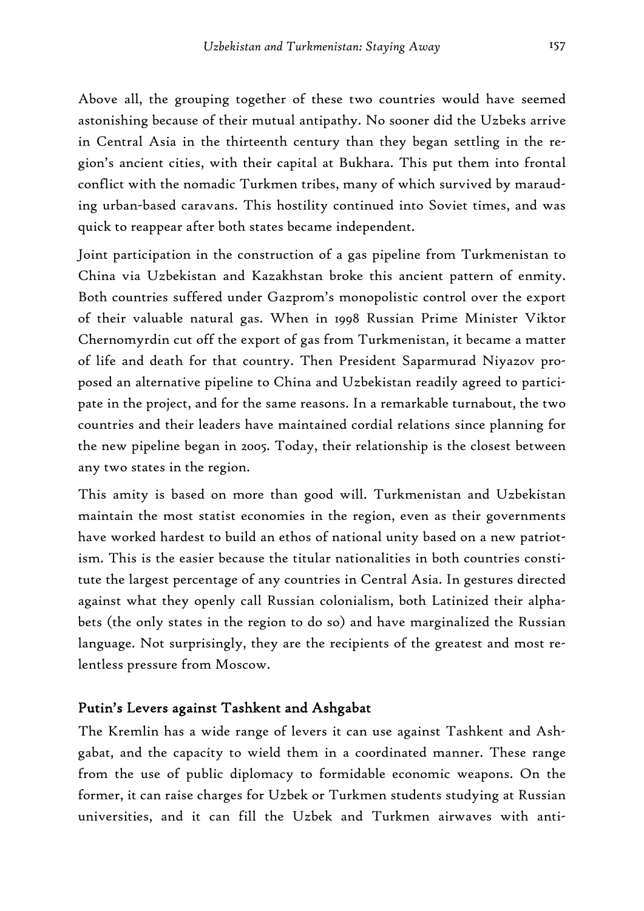Above all, the grouping together of these two countries would have seemed astonishing because of their mutual antipathy. No sooner did the Uzbeks arrive in Central Asia in the thirteenth century than they began settling in the region's ancient cities, with their capital at Bukhara. This put them into frontal conflict with the nomadic Turkmen tribes, many of which survived by marauding urban-based caravans. This hostility continued into Soviet times, and was quick to reappear after both states became independent.

Joint participation in the construction of a gas pipeline from Turkmenistan to China via Uzbekistan and Kazakhstan broke this ancient pattern of enmity. Both countries suffered under Gazprom's monopolistic control over the export of their valuable natural gas. When in 1998 Russian Prime Minister Viktor Chernomyrdin cut off the export of gas from Turkmenistan, it became a matter of life and death for that country. Then President Saparmurad Niyazov proposed an alternative pipeline to China and Uzbekistan readily agreed to participate in the project, and for the same reasons. In a remarkable turnabout, the two countries and their leaders have maintained cordial relations since planning for the new pipeline began in 2005. Today, their relationship is the closest between any two states in the region.

This amity is based on more than good will. Turkmenistan and Uzbekistan maintain the most statist economies in the region, even as their governments have worked hardest to build an ethos of national unity based on a new patriotism. This is the easier because the titular nationalities in both countries constitute the largest percentage of any countries in Central Asia. In gestures directed against what they openly call Russian colonialism, both Latinized their alphabets (the only states in the region to do so) and have marginalized the Russian language. Not surprisingly, they are the recipients of the greatest and most relentless pressure from Moscow.

## Putin's Levers against Tashkent and Ashgabat

The Kremlin has a wide range of levers it can use against Tashkent and Ashgabat, and the capacity to wield them in a coordinated manner. These range from the use of public diplomacy to formidable economic weapons. On the former, it can raise charges for Uzbek or Turkmen students studying at Russian universities, and it can fill the Uzbek and Turkmen airwaves with anti-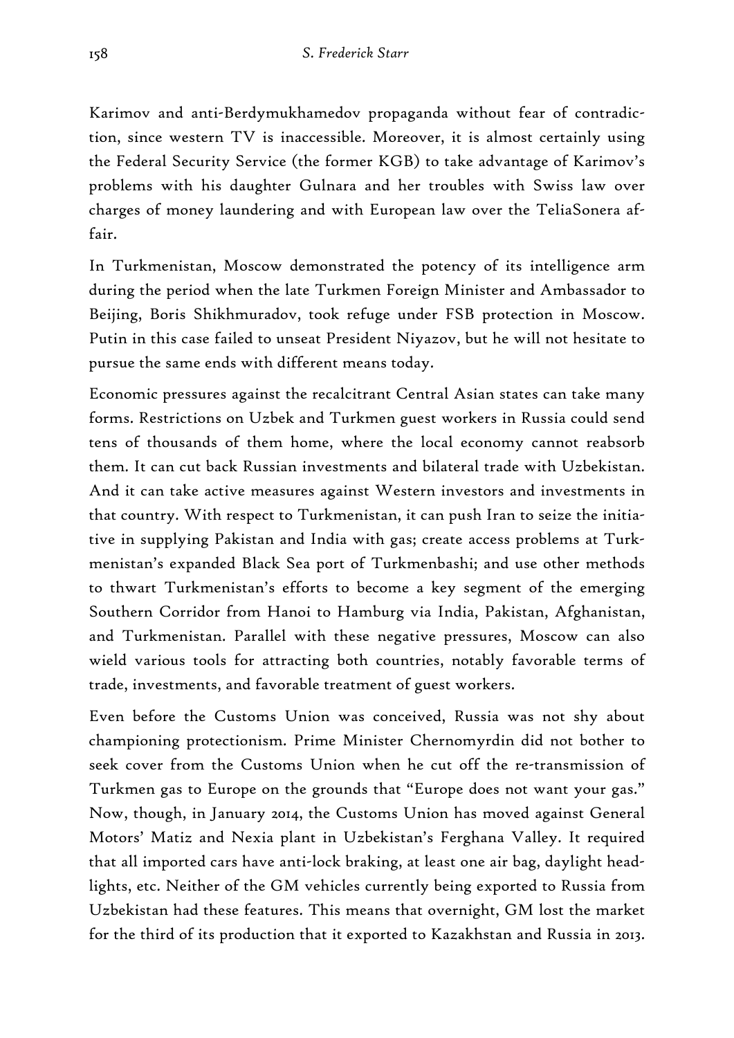Karimov and anti-Berdymukhamedov propaganda without fear of contradiction, since western TV is inaccessible. Moreover, it is almost certainly using the Federal Security Service (the former KGB) to take advantage of Karimov's problems with his daughter Gulnara and her troubles with Swiss law over charges of money laundering and with European law over the TeliaSonera affair.

In Turkmenistan, Moscow demonstrated the potency of its intelligence arm during the period when the late Turkmen Foreign Minister and Ambassador to Beijing, Boris Shikhmuradov, took refuge under FSB protection in Moscow. Putin in this case failed to unseat President Niyazov, but he will not hesitate to pursue the same ends with different means today.

Economic pressures against the recalcitrant Central Asian states can take many forms. Restrictions on Uzbek and Turkmen guest workers in Russia could send tens of thousands of them home, where the local economy cannot reabsorb them. It can cut back Russian investments and bilateral trade with Uzbekistan. And it can take active measures against Western investors and investments in that country. With respect to Turkmenistan, it can push Iran to seize the initiative in supplying Pakistan and India with gas; create access problems at Turkmenistan's expanded Black Sea port of Turkmenbashi; and use other methods to thwart Turkmenistan's efforts to become a key segment of the emerging Southern Corridor from Hanoi to Hamburg via India, Pakistan, Afghanistan, and Turkmenistan. Parallel with these negative pressures, Moscow can also wield various tools for attracting both countries, notably favorable terms of trade, investments, and favorable treatment of guest workers.

Even before the Customs Union was conceived, Russia was not shy about championing protectionism. Prime Minister Chernomyrdin did not bother to seek cover from the Customs Union when he cut off the re-transmission of Turkmen gas to Europe on the grounds that "Europe does not want your gas." Now, though, in January 2014, the Customs Union has moved against General Motors' Matiz and Nexia plant in Uzbekistan's Ferghana Valley. It required that all imported cars have anti-lock braking, at least one air bag, daylight headlights, etc. Neither of the GM vehicles currently being exported to Russia from Uzbekistan had these features. This means that overnight, GM lost the market for the third of its production that it exported to Kazakhstan and Russia in 2013.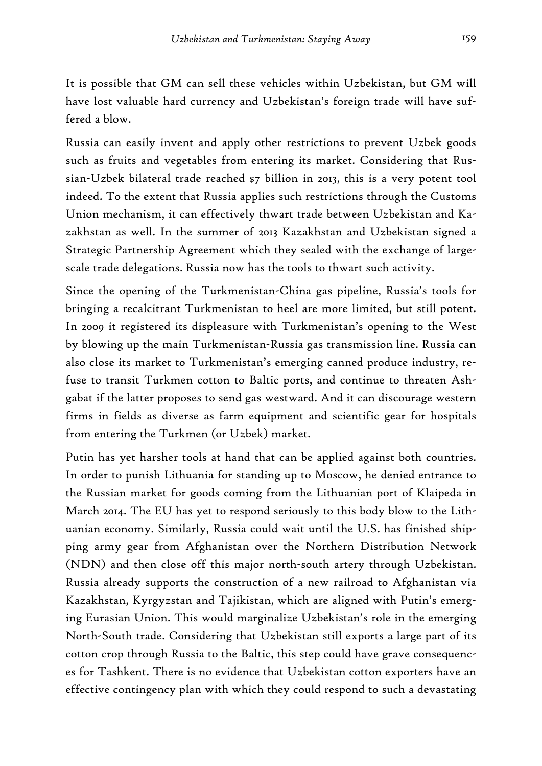It is possible that GM can sell these vehicles within Uzbekistan, but GM will have lost valuable hard currency and Uzbekistan's foreign trade will have suffered a blow.

Russia can easily invent and apply other restrictions to prevent Uzbek goods such as fruits and vegetables from entering its market. Considering that Russian-Uzbek bilateral trade reached $7 billion in 2013, this is a very potent tool indeed. To the extent that Russia applies such restrictions through the Customs Union mechanism, it can effectively thwart trade between Uzbekistan and Kazakhstan as well. In the summer of 2013 Kazakhstan and Uzbekistan signed a Strategic Partnership Agreement which they sealed with the exchange of large-scale trade delegations. Russia now has the tools to thwart such activity.

Since the opening of the Turkmenistan-China gas pipeline, Russia's tools for bringing a recalcitrant Turkmenistan to heel are more limited, but still potent. In 2009 it registered its displeasure with Turkmenistan's opening to the West by blowing up the main Turkmenistan-Russia gas transmission line. Russia can also close its market to Turkmenistan's emerging canned produce industry, refuse to transit Turkmen cotton to Baltic ports, and continue to threaten Ashgabat if the latter proposes to send gas westward. And it can discourage western firms in fields as diverse as farm equipment and scientific gear for hospitals from entering the Turkmen (or Uzbek) market.

Putin has yet harsher tools at hand that can be applied against both countries. In order to punish Lithuania for standing up to Moscow, he denied entrance to the Russian market for goods coming from the Lithuanian port of Klaipeda in March 2014. The EU has yet to respond seriously to this body blow to the Lithuanian economy. Similarly, Russia could wait until the U.S. has finished shipping army gear from Afghanistan over the Northern Distribution Network (NDN) and then close off this major north-south artery through Uzbekistan. Russia already supports the construction of a new railroad to Afghanistan via Kazakhstan, Kyrgyzstan and Tajikistan, which are aligned with Putin's emerging Eurasian Union. This would marginalize Uzbekistan's role in the emerging North-South trade. Considering that Uzbekistan still exports a large part of its cotton crop through Russia to the Baltic, this step could have grave consequences for Tashkent. There is no evidence that Uzbekistan cotton exporters have an effective contingency plan with which they could respond to such a devastating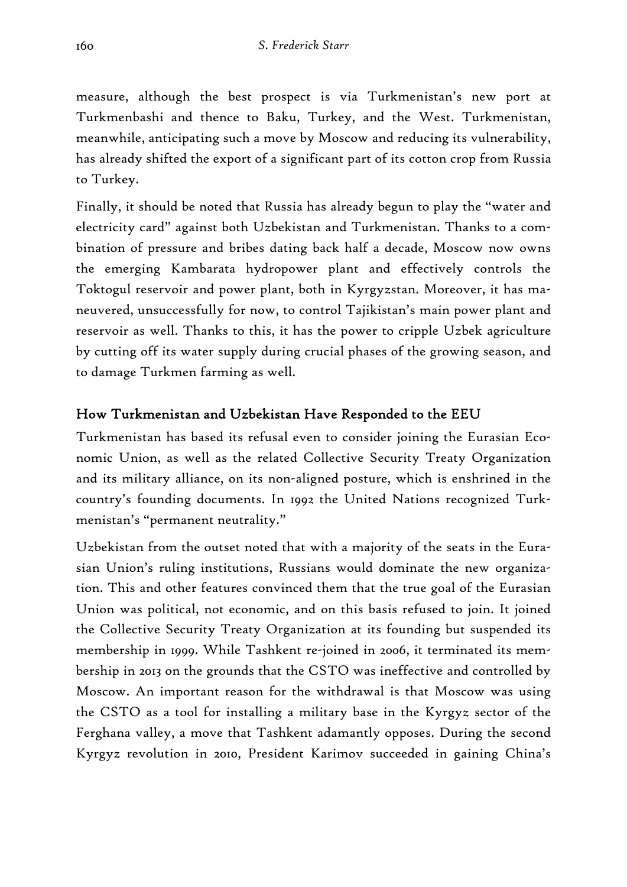measure, although the best prospect is via Turkmenistan's new port at Turkmenbashi and thence to Baku, Turkey, and the West. Turkmenistan, meanwhile, anticipating such a move by Moscow and reducing its vulnerability, has already shifted the export of a significant part of its cotton crop from Russia to Turkey.

Finally, it should be noted that Russia has already begun to play the "water and electricity card" against both Uzbekistan and Turkmenistan. Thanks to a combination of pressure and bribes dating back half a decade, Moscow now owns the emerging Kambarata hydropower plant and effectively controls the Toktogul reservoir and power plant, both in Kyrgyzstan. Moreover, it has maneuvered, unsuccessfully for now, to control Tajikistan's main power plant and reservoir as well. Thanks to this, it has the power to cripple Uzbek agriculture by cutting off its water supply during crucial phases of the growing season, and to damage Turkmen farming as well.

## How Turkmenistan and Uzbekistan Have Responded to the EEU

Turkmenistan has based its refusal even to consider joining the Eurasian Economic Union, as well as the related Collective Security Treaty Organization and its military alliance, on its non-aligned posture, which is enshrined in the country's founding documents. In 1992 the United Nations recognized Turkmenistan's "permanent neutrality."

Uzbekistan from the outset noted that with a majority of the seats in the Eurasian Union's ruling institutions, Russians would dominate the new organization. This and other features convinced them that the true goal of the Eurasian Union was political, not economic, and on this basis refused to join. It joined the Collective Security Treaty Organization at its founding but suspended its membership in 1999. While Tashkent re-joined in 2006, it terminated its membership in 2013 on the grounds that the CSTO was ineffective and controlled by Moscow. An important reason for the withdrawal is that Moscow was using the CSTO as a tool for installing a military base in the Kyrgyz sector of the Ferghana valley, a move that Tashkent adamantly opposes. During the second Kyrgyz revolution in 2010, President Karimov succeeded in gaining China's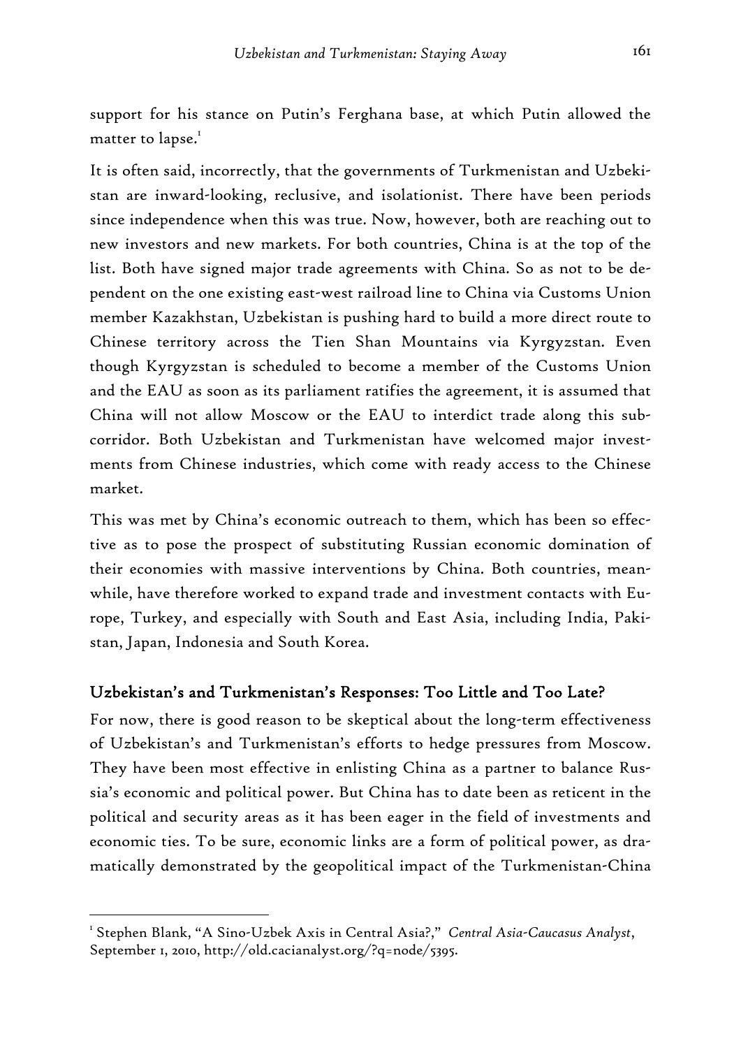support for his stance on Putin's Ferghana base, at which Putin allowed the matter to lapse.[1]

It is often said, incorrectly, that the governments of Turkmenistan and Uzbekistan are inward-looking, reclusive, and isolationist. There have been periods since independence when this was true. Now, however, both are reaching out to new investors and new markets. For both countries, China is at the top of the list. Both have signed major trade agreements with China. So as not to be dependent on the one existing east-west railroad line to China via Customs Union member Kazakhstan, Uzbekistan is pushing hard to build a more direct route to Chinese territory across the Tien Shan Mountains via Kyrgyzstan. Even though Kyrgyzstan is scheduled to become a member of the Customs Union and the EAU as soon as its parliament ratifies the agreement, it is assumed that China will not allow Moscow or the EAU to interdict trade along this subcorridor. Both Uzbekistan and Turkmenistan have welcomed major investments from Chinese industries, which come with ready access to the Chinese market.

This was met by China's economic outreach to them, which has been so effective as to pose the prospect of substituting Russian economic domination of their economies with massive interventions by China. Both countries, meanwhile, have therefore worked to expand trade and investment contacts with Europe, Turkey, and especially with South and East Asia, including India, Pakistan, Japan, Indonesia and South Korea.

## Uzbekistan's and Turkmenistan's Responses: Too Little and Too Late?

For now, there is good reason to be skeptical about the long-term effectiveness of Uzbekistan's and Turkmenistan's efforts to hedge pressures from Moscow. They have been most effective in enlisting China as a partner to balance Russia's economic and political power. But China has to date been as reticent in the political and security areas as it has been eager in the field of investments and economic ties. To be sure, economic links are a form of political power, as dramatically demonstrated by the geopolitical impact of the Turkmenistan-China

---

[1] Stephen Blank, "A Sino-Uzbek Axis in Central Asia?," *Central Asia-Caucasus Analyst*, September 1, 2010, http://old.cacianalyst.org/?q=node/5395.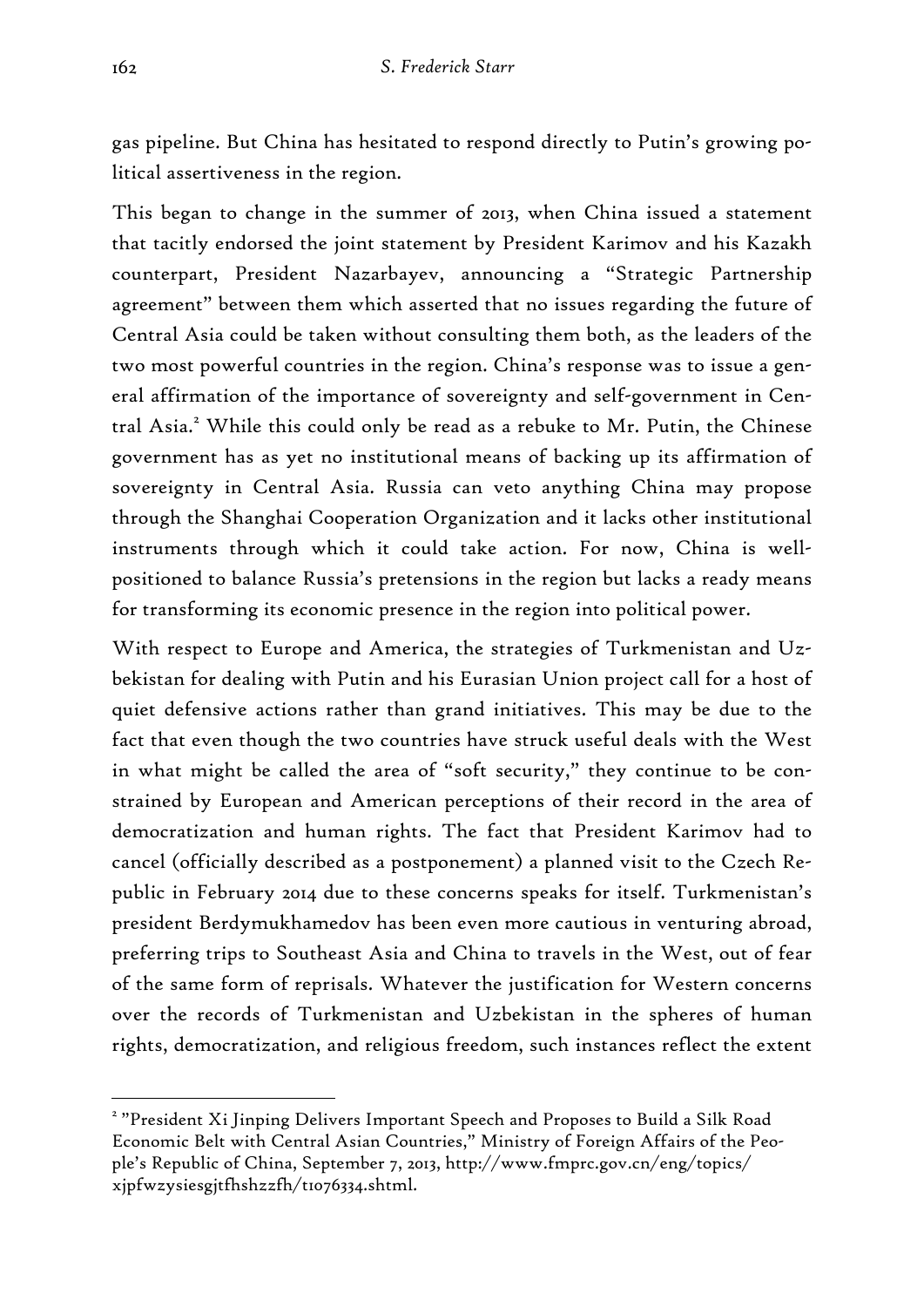gas pipeline. But China has hesitated to respond directly to Putin's growing political assertiveness in the region.

This began to change in the summer of 2013, when China issued a statement that tacitly endorsed the joint statement by President Karimov and his Kazakh counterpart, President Nazarbayev, announcing a "Strategic Partnership agreement" between them which asserted that no issues regarding the future of Central Asia could be taken without consulting them both, as the leaders of the two most powerful countries in the region. China's response was to issue a general affirmation of the importance of sovereignty and self-government in Central Asia.[2] While this could only be read as a rebuke to Mr. Putin, the Chinese government has as yet no institutional means of backing up its affirmation of sovereignty in Central Asia. Russia can veto anything China may propose through the Shanghai Cooperation Organization and it lacks other institutional instruments through which it could take action. For now, China is well-positioned to balance Russia's pretensions in the region but lacks a ready means for transforming its economic presence in the region into political power.

With respect to Europe and America, the strategies of Turkmenistan and Uzbekistan for dealing with Putin and his Eurasian Union project call for a host of quiet defensive actions rather than grand initiatives. This may be due to the fact that even though the two countries have struck useful deals with the West in what might be called the area of "soft security," they continue to be constrained by European and American perceptions of their record in the area of democratization and human rights. The fact that President Karimov had to cancel (officially described as a postponement) a planned visit to the Czech Republic in February 2014 due to these concerns speaks for itself. Turkmenistan's president Berdymukhamedov has been even more cautious in venturing abroad, preferring trips to Southeast Asia and China to travels in the West, out of fear of the same form of reprisals. Whatever the justification for Western concerns over the records of Turkmenistan and Uzbekistan in the spheres of human rights, democratization, and religious freedom, such instances reflect the extent

---

[2] "President Xi Jinping Delivers Important Speech and Proposes to Build a Silk Road Economic Belt with Central Asian Countries," Ministry of Foreign Affairs of the People's Republic of China, September 7, 2013, http://www.fmprc.gov.cn/eng/topics/xjpfwzysiesgjtfhshzzfh/t1076334.shtml.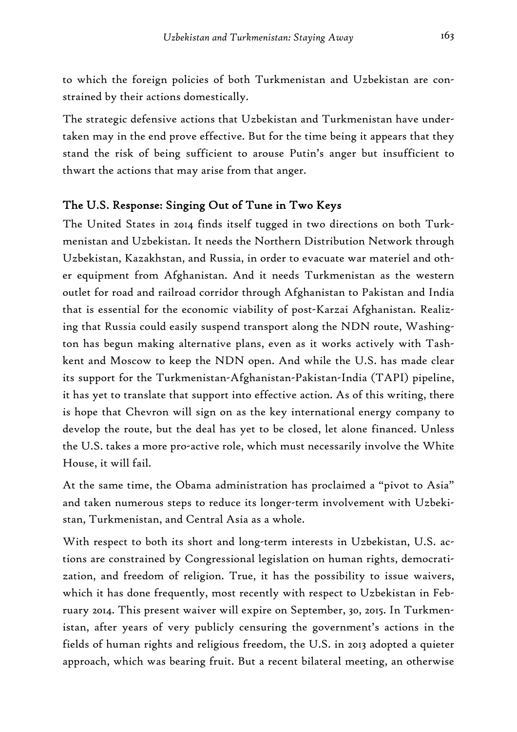to which the foreign policies of both Turkmenistan and Uzbekistan are constrained by their actions domestically.

The strategic defensive actions that Uzbekistan and Turkmenistan have undertaken may in the end prove effective. But for the time being it appears that they stand the risk of being sufficient to arouse Putin's anger but insufficient to thwart the actions that may arise from that anger.

## The U.S. Response: Singing Out of Tune in Two Keys

The United States in 2014 finds itself tugged in two directions on both Turkmenistan and Uzbekistan. It needs the Northern Distribution Network through Uzbekistan, Kazakhstan, and Russia, in order to evacuate war materiel and other equipment from Afghanistan. And it needs Turkmenistan as the western outlet for road and railroad corridor through Afghanistan to Pakistan and India that is essential for the economic viability of post-Karzai Afghanistan. Realizing that Russia could easily suspend transport along the NDN route, Washington has begun making alternative plans, even as it works actively with Tashkent and Moscow to keep the NDN open. And while the U.S. has made clear its support for the Turkmenistan-Afghanistan-Pakistan-India (TAPI) pipeline, it has yet to translate that support into effective action. As of this writing, there is hope that Chevron will sign on as the key international energy company to develop the route, but the deal has yet to be closed, let alone financed. Unless the U.S. takes a more pro-active role, which must necessarily involve the White House, it will fail.

At the same time, the Obama administration has proclaimed a "pivot to Asia" and taken numerous steps to reduce its longer-term involvement with Uzbekistan, Turkmenistan, and Central Asia as a whole.

With respect to both its short and long-term interests in Uzbekistan, U.S. actions are constrained by Congressional legislation on human rights, democratization, and freedom of religion. True, it has the possibility to issue waivers, which it has done frequently, most recently with respect to Uzbekistan in February 2014. This present waiver will expire on September, 30, 2015. In Turkmenistan, after years of very publicly censuring the government's actions in the fields of human rights and religious freedom, the U.S. in 2013 adopted a quieter approach, which was bearing fruit. But a recent bilateral meeting, an otherwise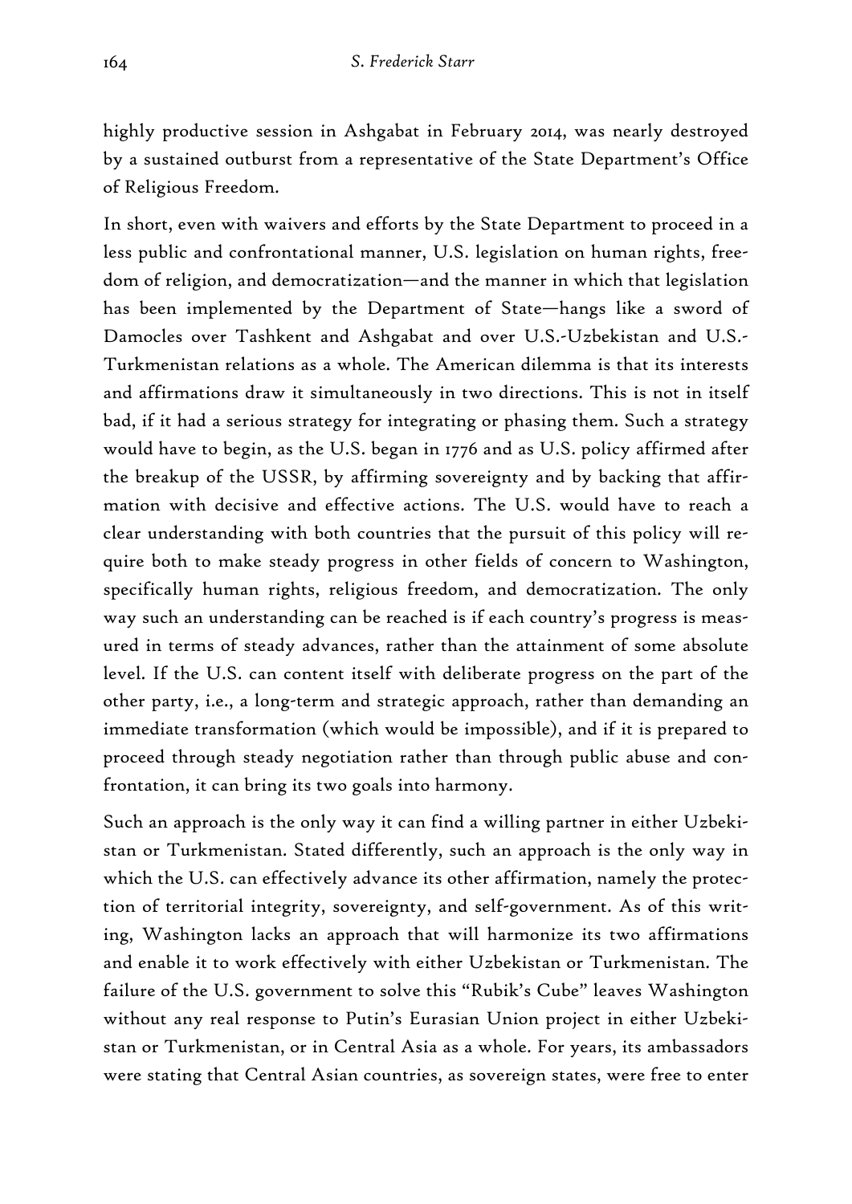highly productive session in Ashgabat in February 2014, was nearly destroyed by a sustained outburst from a representative of the State Department's Office of Religious Freedom.

In short, even with waivers and efforts by the State Department to proceed in a less public and confrontational manner, U.S. legislation on human rights, freedom of religion, and democratization—and the manner in which that legislation has been implemented by the Department of State—hangs like a sword of Damocles over Tashkent and Ashgabat and over U.S.-Uzbekistan and U.S.-Turkmenistan relations as a whole. The American dilemma is that its interests and affirmations draw it simultaneously in two directions. This is not in itself bad, if it had a serious strategy for integrating or phasing them. Such a strategy would have to begin, as the U.S. began in 1776 and as U.S. policy affirmed after the breakup of the USSR, by affirming sovereignty and by backing that affirmation with decisive and effective actions. The U.S. would have to reach a clear understanding with both countries that the pursuit of this policy will require both to make steady progress in other fields of concern to Washington, specifically human rights, religious freedom, and democratization. The only way such an understanding can be reached is if each country's progress is measured in terms of steady advances, rather than the attainment of some absolute level. If the U.S. can content itself with deliberate progress on the part of the other party, i.e., a long-term and strategic approach, rather than demanding an immediate transformation (which would be impossible), and if it is prepared to proceed through steady negotiation rather than through public abuse and confrontation, it can bring its two goals into harmony.

Such an approach is the only way it can find a willing partner in either Uzbekistan or Turkmenistan. Stated differently, such an approach is the only way in which the U.S. can effectively advance its other affirmation, namely the protection of territorial integrity, sovereignty, and self-government. As of this writing, Washington lacks an approach that will harmonize its two affirmations and enable it to work effectively with either Uzbekistan or Turkmenistan. The failure of the U.S. government to solve this "Rubik's Cube" leaves Washington without any real response to Putin's Eurasian Union project in either Uzbekistan or Turkmenistan, or in Central Asia as a whole. For years, its ambassadors were stating that Central Asian countries, as sovereign states, were free to enter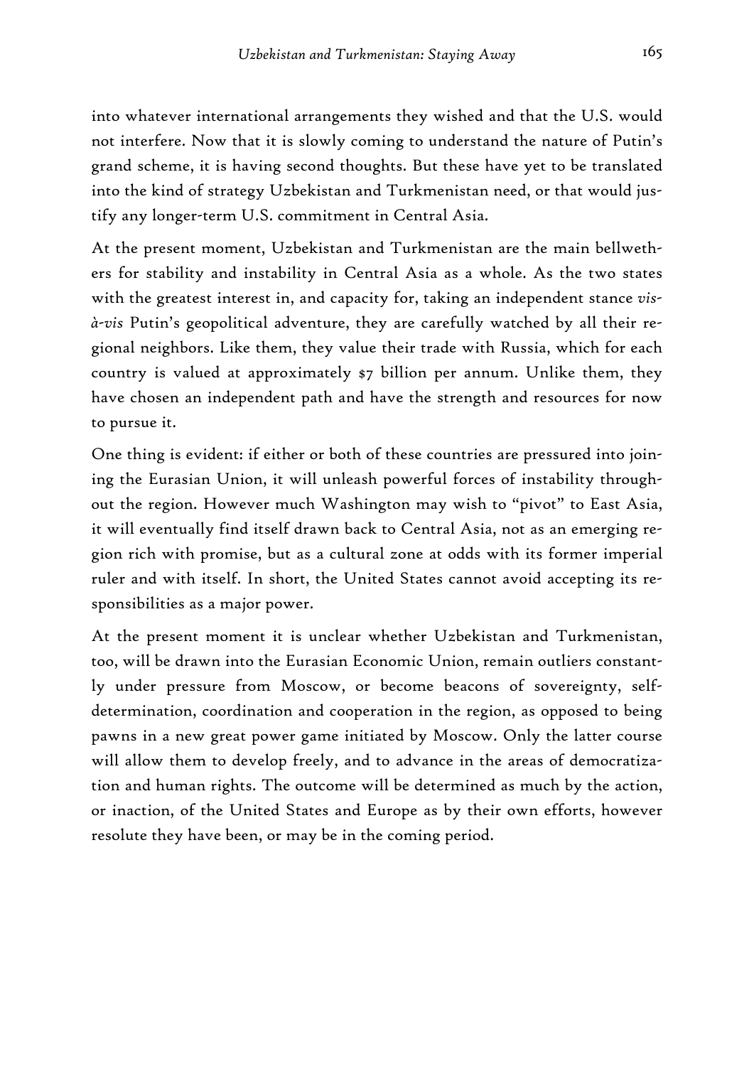into whatever international arrangements they wished and that the U.S. would not interfere. Now that it is slowly coming to understand the nature of Putin's grand scheme, it is having second thoughts. But these have yet to be translated into the kind of strategy Uzbekistan and Turkmenistan need, or that would justify any longer-term U.S. commitment in Central Asia.

At the present moment, Uzbekistan and Turkmenistan are the main bellwethers for stability and instability in Central Asia as a whole. As the two states with the greatest interest in, and capacity for, taking an independent stance *vis-à-vis* Putin's geopolitical adventure, they are carefully watched by all their regional neighbors. Like them, they value their trade with Russia, which for each country is valued at approximately $7 billion per annum. Unlike them, they have chosen an independent path and have the strength and resources for now to pursue it.

One thing is evident: if either or both of these countries are pressured into joining the Eurasian Union, it will unleash powerful forces of instability throughout the region. However much Washington may wish to "pivot" to East Asia, it will eventually find itself drawn back to Central Asia, not as an emerging region rich with promise, but as a cultural zone at odds with its former imperial ruler and with itself. In short, the United States cannot avoid accepting its responsibilities as a major power.

At the present moment it is unclear whether Uzbekistan and Turkmenistan, too, will be drawn into the Eurasian Economic Union, remain outliers constantly under pressure from Moscow, or become beacons of sovereignty, self-determination, coordination and cooperation in the region, as opposed to being pawns in a new great power game initiated by Moscow. Only the latter course will allow them to develop freely, and to advance in the areas of democratization and human rights. The outcome will be determined as much by the action, or inaction, of the United States and Europe as by their own efforts, however resolute they have been, or may be in the coming period.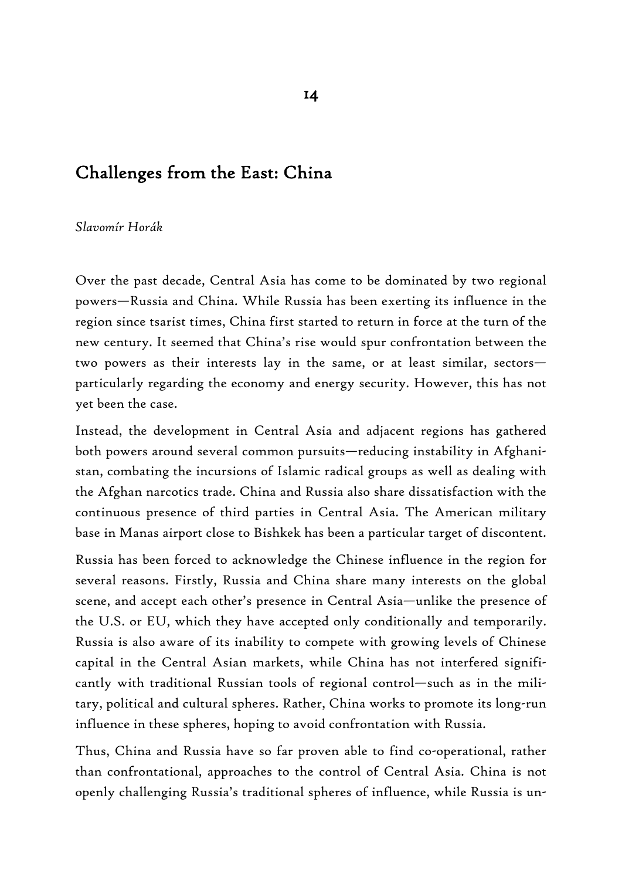# 14

## Challenges from the East: China

*Slavomír Horák*

Over the past decade, Central Asia has come to be dominated by two regional powers—Russia and China. While Russia has been exerting its influence in the region since tsarist times, China first started to return in force at the turn of the new century. It seemed that China's rise would spur confrontation between the two powers as their interests lay in the same, or at least similar, sectors—particularly regarding the economy and energy security. However, this has not yet been the case.

Instead, the development in Central Asia and adjacent regions has gathered both powers around several common pursuits—reducing instability in Afghanistan, combating the incursions of Islamic radical groups as well as dealing with the Afghan narcotics trade. China and Russia also share dissatisfaction with the continuous presence of third parties in Central Asia. The American military base in Manas airport close to Bishkek has been a particular target of discontent.

Russia has been forced to acknowledge the Chinese influence in the region for several reasons. Firstly, Russia and China share many interests on the global scene, and accept each other's presence in Central Asia—unlike the presence of the U.S. or EU, which they have accepted only conditionally and temporarily. Russia is also aware of its inability to compete with growing levels of Chinese capital in the Central Asian markets, while China has not interfered significantly with traditional Russian tools of regional control—such as in the military, political and cultural spheres. Rather, China works to promote its long-run influence in these spheres, hoping to avoid confrontation with Russia.

Thus, China and Russia have so far proven able to find co-operational, rather than confrontational, approaches to the control of Central Asia. China is not openly challenging Russia's traditional spheres of influence, while Russia is un-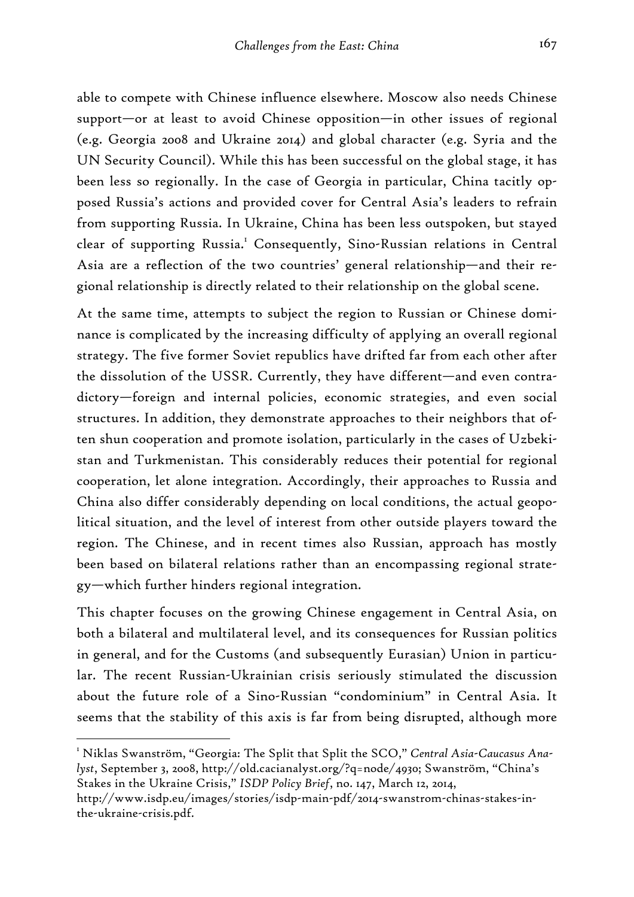able to compete with Chinese influence elsewhere. Moscow also needs Chinese support—or at least to avoid Chinese opposition—in other issues of regional (e.g. Georgia 2008 and Ukraine 2014) and global character (e.g. Syria and the UN Security Council). While this has been successful on the global stage, it has been less so regionally. In the case of Georgia in particular, China tacitly opposed Russia's actions and provided cover for Central Asia's leaders to refrain from supporting Russia. In Ukraine, China has been less outspoken, but stayed clear of supporting Russia.[1] Consequently, Sino-Russian relations in Central Asia are a reflection of the two countries' general relationship—and their regional relationship is directly related to their relationship on the global scene.

At the same time, attempts to subject the region to Russian or Chinese dominance is complicated by the increasing difficulty of applying an overall regional strategy. The five former Soviet republics have drifted far from each other after the dissolution of the USSR. Currently, they have different—and even contradictory—foreign and internal policies, economic strategies, and even social structures. In addition, they demonstrate approaches to their neighbors that often shun cooperation and promote isolation, particularly in the cases of Uzbekistan and Turkmenistan. This considerably reduces their potential for regional cooperation, let alone integration. Accordingly, their approaches to Russia and China also differ considerably depending on local conditions, the actual geopolitical situation, and the level of interest from other outside players toward the region. The Chinese, and in recent times also Russian, approach has mostly been based on bilateral relations rather than an encompassing regional strategy—which further hinders regional integration.

This chapter focuses on the growing Chinese engagement in Central Asia, on both a bilateral and multilateral level, and its consequences for Russian politics in general, and for the Customs (and subsequently Eurasian) Union in particular. The recent Russian-Ukrainian crisis seriously stimulated the discussion about the future role of a Sino-Russian "condominium" in Central Asia. It seems that the stability of this axis is far from being disrupted, although more

---

[1] Niklas Swanström, "Georgia: The Split that Split the SCO," *Central Asia-Caucasus Analyst*, September 3, 2008, http://old.cacianalyst.org/?q=node/4930; Swanström, "China's Stakes in the Ukraine Crisis," *ISDP Policy Brief*, no. 147, March 12, 2014, http://www.isdp.eu/images/stories/isdp-main-pdf/2014-swanstrom-chinas-stakes-in-the-ukraine-crisis.pdf.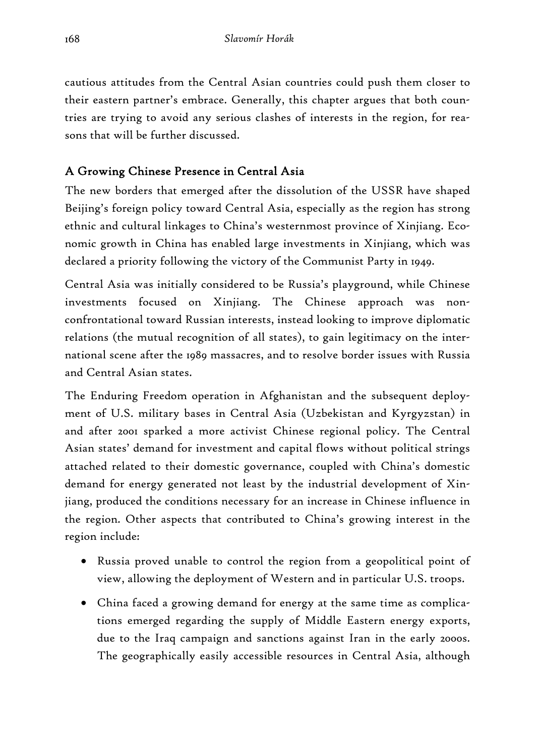cautious attitudes from the Central Asian countries could push them closer to their eastern partner's embrace. Generally, this chapter argues that both countries are trying to avoid any serious clashes of interests in the region, for reasons that will be further discussed.

## A Growing Chinese Presence in Central Asia

The new borders that emerged after the dissolution of the USSR have shaped Beijing's foreign policy toward Central Asia, especially as the region has strong ethnic and cultural linkages to China's westernmost province of Xinjiang. Economic growth in China has enabled large investments in Xinjiang, which was declared a priority following the victory of the Communist Party in 1949.

Central Asia was initially considered to be Russia's playground, while Chinese investments focused on Xinjiang. The Chinese approach was non-confrontational toward Russian interests, instead looking to improve diplomatic relations (the mutual recognition of all states), to gain legitimacy on the international scene after the 1989 massacres, and to resolve border issues with Russia and Central Asian states.

The Enduring Freedom operation in Afghanistan and the subsequent deployment of U.S. military bases in Central Asia (Uzbekistan and Kyrgyzstan) in and after 2001 sparked a more activist Chinese regional policy. The Central Asian states' demand for investment and capital flows without political strings attached related to their domestic governance, coupled with China's domestic demand for energy generated not least by the industrial development of Xinjiang, produced the conditions necessary for an increase in Chinese influence in the region. Other aspects that contributed to China's growing interest in the region include:

- Russia proved unable to control the region from a geopolitical point of view, allowing the deployment of Western and in particular U.S. troops.
- China faced a growing demand for energy at the same time as complications emerged regarding the supply of Middle Eastern energy exports, due to the Iraq campaign and sanctions against Iran in the early 2000s. The geographically easily accessible resources in Central Asia, although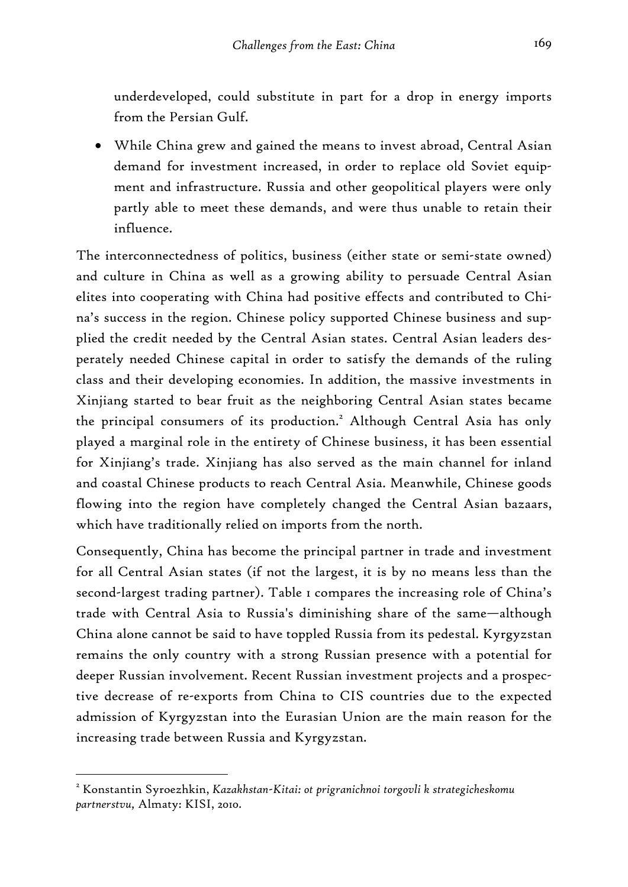underdeveloped, could substitute in part for a drop in energy imports from the Persian Gulf.

- While China grew and gained the means to invest abroad, Central Asian demand for investment increased, in order to replace old Soviet equipment and infrastructure. Russia and other geopolitical players were only partly able to meet these demands, and were thus unable to retain their influence.

The interconnectedness of politics, business (either state or semi-state owned) and culture in China as well as a growing ability to persuade Central Asian elites into cooperating with China had positive effects and contributed to China's success in the region. Chinese policy supported Chinese business and supplied the credit needed by the Central Asian states. Central Asian leaders desperately needed Chinese capital in order to satisfy the demands of the ruling class and their developing economies. In addition, the massive investments in Xinjiang started to bear fruit as the neighboring Central Asian states became the principal consumers of its production.[2] Although Central Asia has only played a marginal role in the entirety of Chinese business, it has been essential for Xinjiang's trade. Xinjiang has also served as the main channel for inland and coastal Chinese products to reach Central Asia. Meanwhile, Chinese goods flowing into the region have completely changed the Central Asian bazaars, which have traditionally relied on imports from the north.

Consequently, China has become the principal partner in trade and investment for all Central Asian states (if not the largest, it is by no means less than the second-largest trading partner). Table 1 compares the increasing role of China's trade with Central Asia to Russia's diminishing share of the same—although China alone cannot be said to have toppled Russia from its pedestal. Kyrgyzstan remains the only country with a strong Russian presence with a potential for deeper Russian involvement. Recent Russian investment projects and a prospective decrease of re-exports from China to CIS countries due to the expected admission of Kyrgyzstan into the Eurasian Union are the main reason for the increasing trade between Russia and Kyrgyzstan.

---

[2] Konstantin Syroezhkin, *Kazakhstan-Kitai: ot prigranichnoi torgovli k strategicheskomu partnerstvu,* Almaty: KISI, 2010.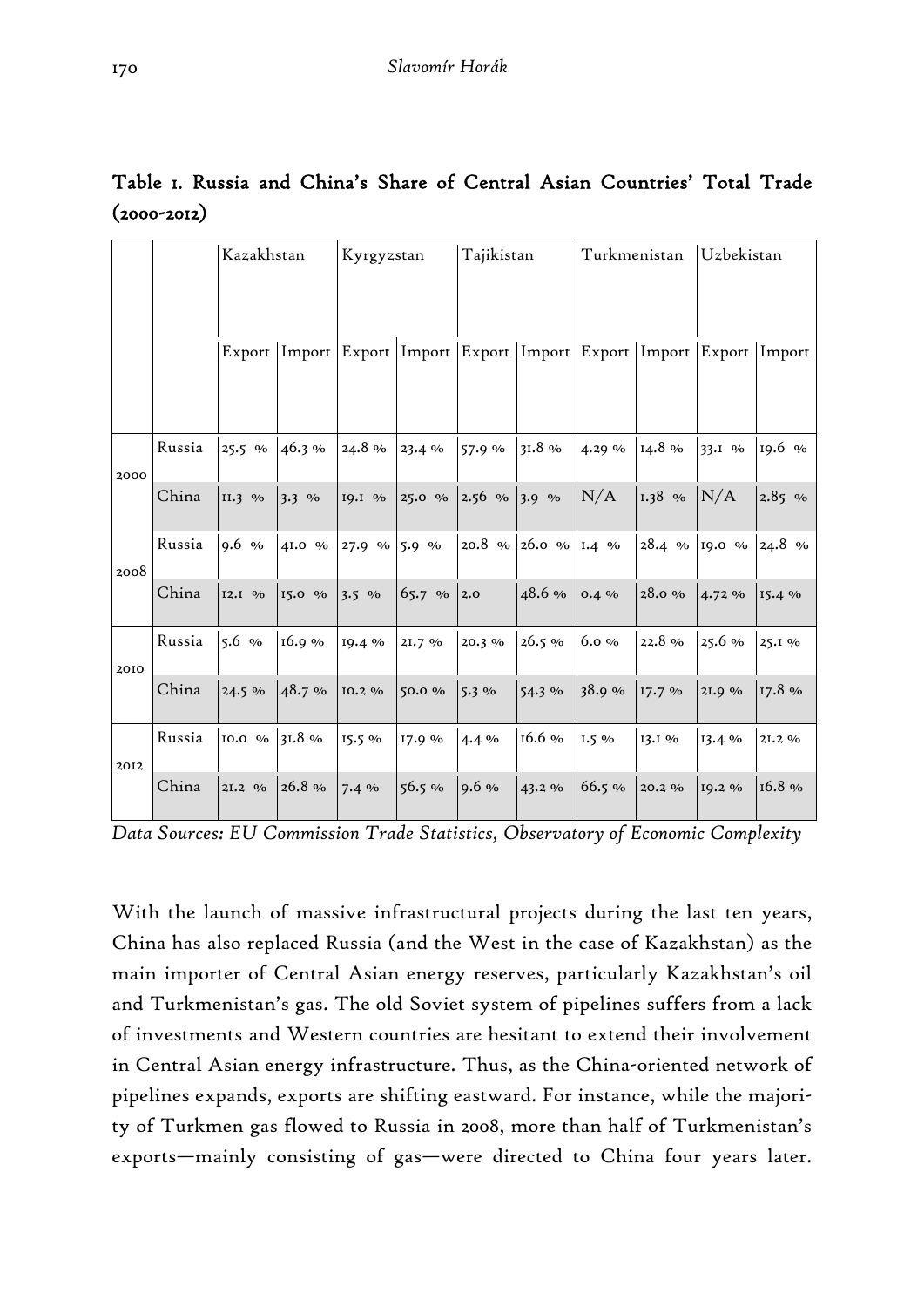**Table 1. Russia and China's Share of Central Asian Countries' Total Trade (2000-2012)**

| | | Kazakhstan | | Kyrgyzstan | | Tajikistan | | Turkmenistan | | Uzbekistan | |
|---|---|---|---|---|---|---|---|---|---|---|---|
| | | Export | Import | Export | Import | Export | Import | Export | Import | Export | Import |
| 2000 | Russia | 25.5 % | 46.3 % | 24.8 % | 23.4 % | 57.9 % | 31.8 % | 4.29 % | 14.8 % | 33.1 % | 19.6 % |
| | China | 11.3 % | 3.3 % | 19.1 % | 25.0 % | 2.56 % | 3.9 % | N/A | 1.38 % | N/A | 2.85 % |
| 2008 | Russia | 9.6 % | 41.0 % | 27.9 % | 5.9 % | 20.8 % | 26.0 % | 1.4 % | 28.4 % | 19.0 % | 24.8 % |
| | China | 12.1 % | 15.0 % | 3.5 % | 65.7 % | 2.0 | 48.6 % | 0.4 % | 28.0 % | 4.72 % | 15.4 % |
| 2010 | Russia | 5.6 % | 16.9 % | 19.4 % | 21.7 % | 20.3 % | 26.5 % | 6.0 % | 22.8 % | 25.6 % | 25.1 % |
| | China | 24.5 % | 48.7 % | 10.2 % | 50.0 % | 5.3 % | 54.3 % | 38.9 % | 17.7 % | 21.9 % | 17.8 % |
| 2012 | Russia | 10.0 % | 31.8 % | 15.5 % | 17.9 % | 4.4 % | 16.6 % | 1.5 % | 13.1 % | 13.4 % | 21.2 % |
| | China | 21.2 % | 26.8 % | 7.4 % | 56.5 % | 9.6 % | 43.2 % | 66.5 % | 20.2 % | 19.2 % | 16.8 % |

*Data Sources: EU Commission Trade Statistics, Observatory of Economic Complexity*

With the launch of massive infrastructural projects during the last ten years, China has also replaced Russia (and the West in the case of Kazakhstan) as the main importer of Central Asian energy reserves, particularly Kazakhstan's oil and Turkmenistan's gas. The old Soviet system of pipelines suffers from a lack of investments and Western countries are hesitant to extend their involvement in Central Asian energy infrastructure. Thus, as the China-oriented network of pipelines expands, exports are shifting eastward. For instance, while the majority of Turkmen gas flowed to Russia in 2008, more than half of Turkmenistan's exports—mainly consisting of gas—were directed to China four years later.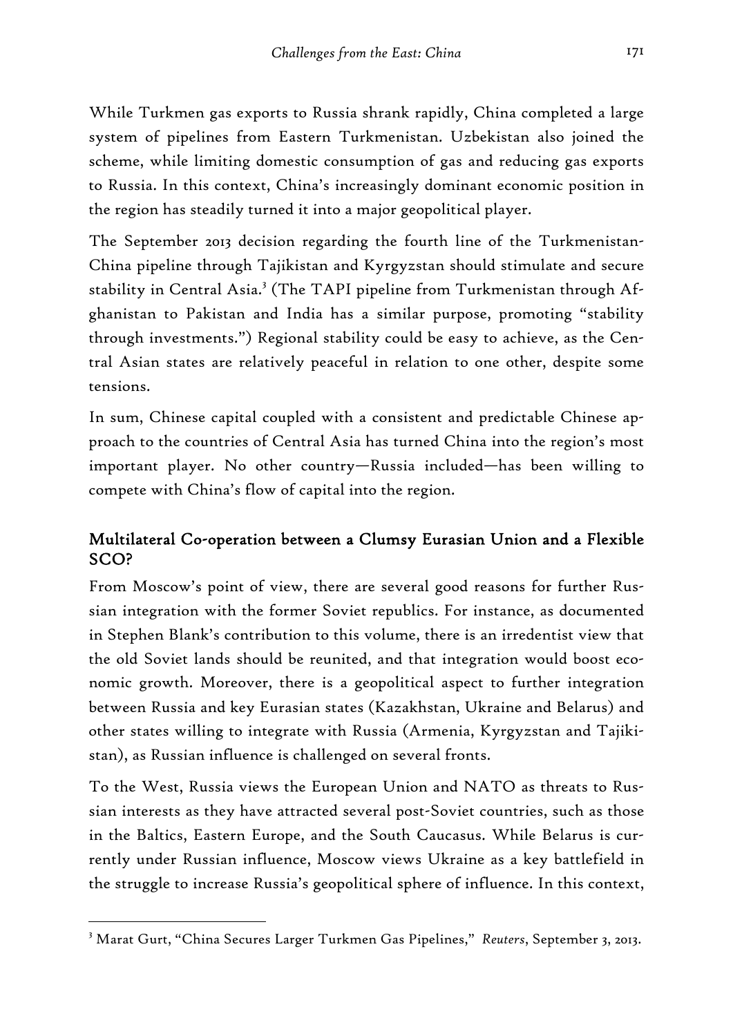While Turkmen gas exports to Russia shrank rapidly, China completed a large system of pipelines from Eastern Turkmenistan. Uzbekistan also joined the scheme, while limiting domestic consumption of gas and reducing gas exports to Russia. In this context, China's increasingly dominant economic position in the region has steadily turned it into a major geopolitical player.

The September 2013 decision regarding the fourth line of the Turkmenistan-China pipeline through Tajikistan and Kyrgyzstan should stimulate and secure stability in Central Asia.[3] (The TAPI pipeline from Turkmenistan through Afghanistan to Pakistan and India has a similar purpose, promoting "stability through investments.") Regional stability could be easy to achieve, as the Central Asian states are relatively peaceful in relation to one other, despite some tensions.

In sum, Chinese capital coupled with a consistent and predictable Chinese approach to the countries of Central Asia has turned China into the region's most important player. No other country—Russia included—has been willing to compete with China's flow of capital into the region.

## Multilateral Co-operation between a Clumsy Eurasian Union and a Flexible SCO?

From Moscow's point of view, there are several good reasons for further Russian integration with the former Soviet republics. For instance, as documented in Stephen Blank's contribution to this volume, there is an irredentist view that the old Soviet lands should be reunited, and that integration would boost economic growth. Moreover, there is a geopolitical aspect to further integration between Russia and key Eurasian states (Kazakhstan, Ukraine and Belarus) and other states willing to integrate with Russia (Armenia, Kyrgyzstan and Tajikistan), as Russian influence is challenged on several fronts.

To the West, Russia views the European Union and NATO as threats to Russian interests as they have attracted several post-Soviet countries, such as those in the Baltics, Eastern Europe, and the South Caucasus. While Belarus is currently under Russian influence, Moscow views Ukraine as a key battlefield in the struggle to increase Russia's geopolitical sphere of influence. In this context,

[3] Marat Gurt, "China Secures Larger Turkmen Gas Pipelines," *Reuters*, September 3, 2013.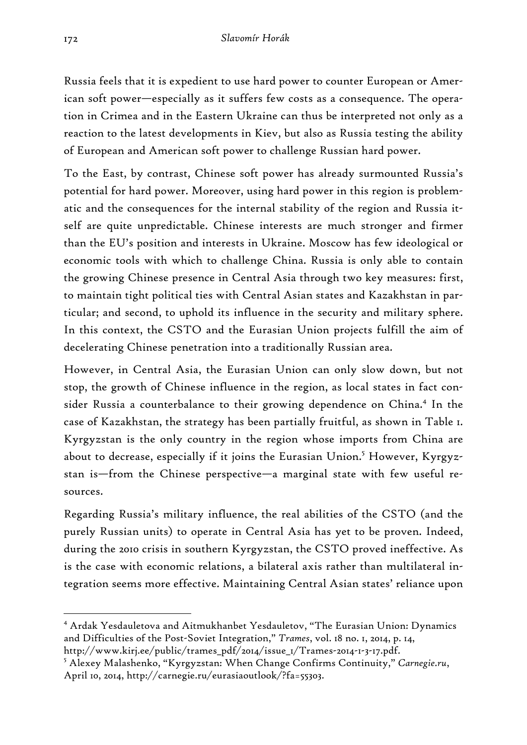Russia feels that it is expedient to use hard power to counter European or American soft power—especially as it suffers few costs as a consequence. The operation in Crimea and in the Eastern Ukraine can thus be interpreted not only as a reaction to the latest developments in Kiev, but also as Russia testing the ability of European and American soft power to challenge Russian hard power.

To the East, by contrast, Chinese soft power has already surmounted Russia's potential for hard power. Moreover, using hard power in this region is problematic and the consequences for the internal stability of the region and Russia itself are quite unpredictable. Chinese interests are much stronger and firmer than the EU's position and interests in Ukraine. Moscow has few ideological or economic tools with which to challenge China. Russia is only able to contain the growing Chinese presence in Central Asia through two key measures: first, to maintain tight political ties with Central Asian states and Kazakhstan in particular; and second, to uphold its influence in the security and military sphere. In this context, the CSTO and the Eurasian Union projects fulfill the aim of decelerating Chinese penetration into a traditionally Russian area.

However, in Central Asia, the Eurasian Union can only slow down, but not stop, the growth of Chinese influence in the region, as local states in fact consider Russia a counterbalance to their growing dependence on China.[4] In the case of Kazakhstan, the strategy has been partially fruitful, as shown in Table 1. Kyrgyzstan is the only country in the region whose imports from China are about to decrease, especially if it joins the Eurasian Union.[5] However, Kyrgyzstan is—from the Chinese perspective—a marginal state with few useful resources.

Regarding Russia's military influence, the real abilities of the CSTO (and the purely Russian units) to operate in Central Asia has yet to be proven. Indeed, during the 2010 crisis in southern Kyrgyzstan, the CSTO proved ineffective. As is the case with economic relations, a bilateral axis rather than multilateral integration seems more effective. Maintaining Central Asian states' reliance upon

---

[4] Ardak Yesdauletova and Aitmukhanbet Yesdauletov, "The Eurasian Union: Dynamics and Difficulties of the Post-Soviet Integration," *Trames*, vol. 18 no. 1, 2014, p. 14, http://www.kirj.ee/public/trames_pdf/2014/issue_1/Trames-2014-1-3-17.pdf.

[5] Alexey Malashenko, "Kyrgyzstan: When Change Confirms Continuity," *Carnegie.ru*, April 10, 2014, http://carnegie.ru/eurasiaoutlook/?fa=55303.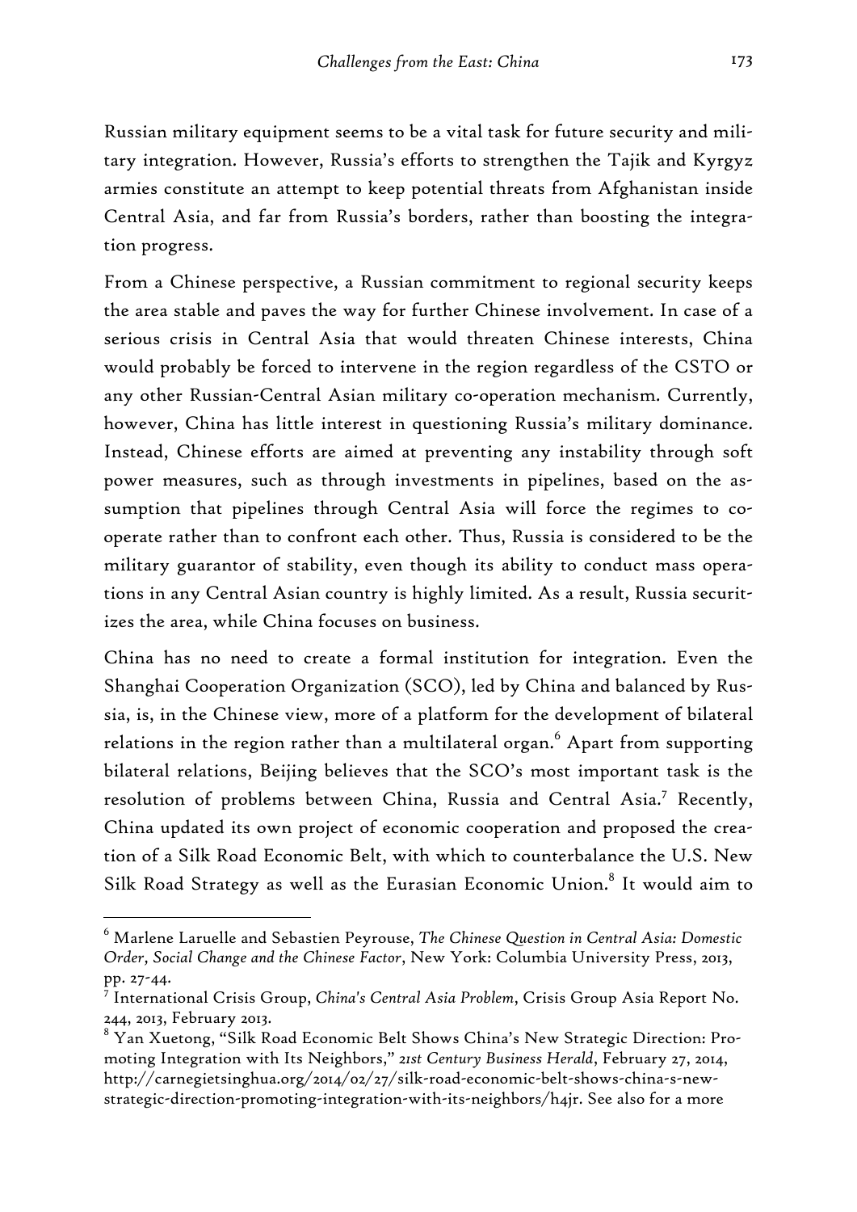Russian military equipment seems to be a vital task for future security and military integration. However, Russia's efforts to strengthen the Tajik and Kyrgyz armies constitute an attempt to keep potential threats from Afghanistan inside Central Asia, and far from Russia's borders, rather than boosting the integration progress.

From a Chinese perspective, a Russian commitment to regional security keeps the area stable and paves the way for further Chinese involvement. In case of a serious crisis in Central Asia that would threaten Chinese interests, China would probably be forced to intervene in the region regardless of the CSTO or any other Russian-Central Asian military co-operation mechanism. Currently, however, China has little interest in questioning Russia's military dominance. Instead, Chinese efforts are aimed at preventing any instability through soft power measures, such as through investments in pipelines, based on the assumption that pipelines through Central Asia will force the regimes to cooperate rather than to confront each other. Thus, Russia is considered to be the military guarantor of stability, even though its ability to conduct mass operations in any Central Asian country is highly limited. As a result, Russia securitizes the area, while China focuses on business.

China has no need to create a formal institution for integration. Even the Shanghai Cooperation Organization (SCO), led by China and balanced by Russia, is, in the Chinese view, more of a platform for the development of bilateral relations in the region rather than a multilateral organ.[6] Apart from supporting bilateral relations, Beijing believes that the SCO's most important task is the resolution of problems between China, Russia and Central Asia.[7] Recently, China updated its own project of economic cooperation and proposed the creation of a Silk Road Economic Belt, with which to counterbalance the U.S. New Silk Road Strategy as well as the Eurasian Economic Union.[8] It would aim to

---

[6] Marlene Laruelle and Sebastien Peyrouse, *The Chinese Question in Central Asia: Domestic Order, Social Change and the Chinese Factor*, New York: Columbia University Press, 2013, pp. 27-44.

[7] International Crisis Group, *China's Central Asia Problem*, Crisis Group Asia Report No. 244, 2013, February 2013.

[8] Yan Xuetong, "Silk Road Economic Belt Shows China's New Strategic Direction: Promoting Integration with Its Neighbors," *21st Century Business Herald*, February 27, 2014, http://carnegietsinghua.org/2014/02/27/silk-road-economic-belt-shows-china-s-new-strategic-direction-promoting-integration-with-its-neighbors/h4jr. See also for a more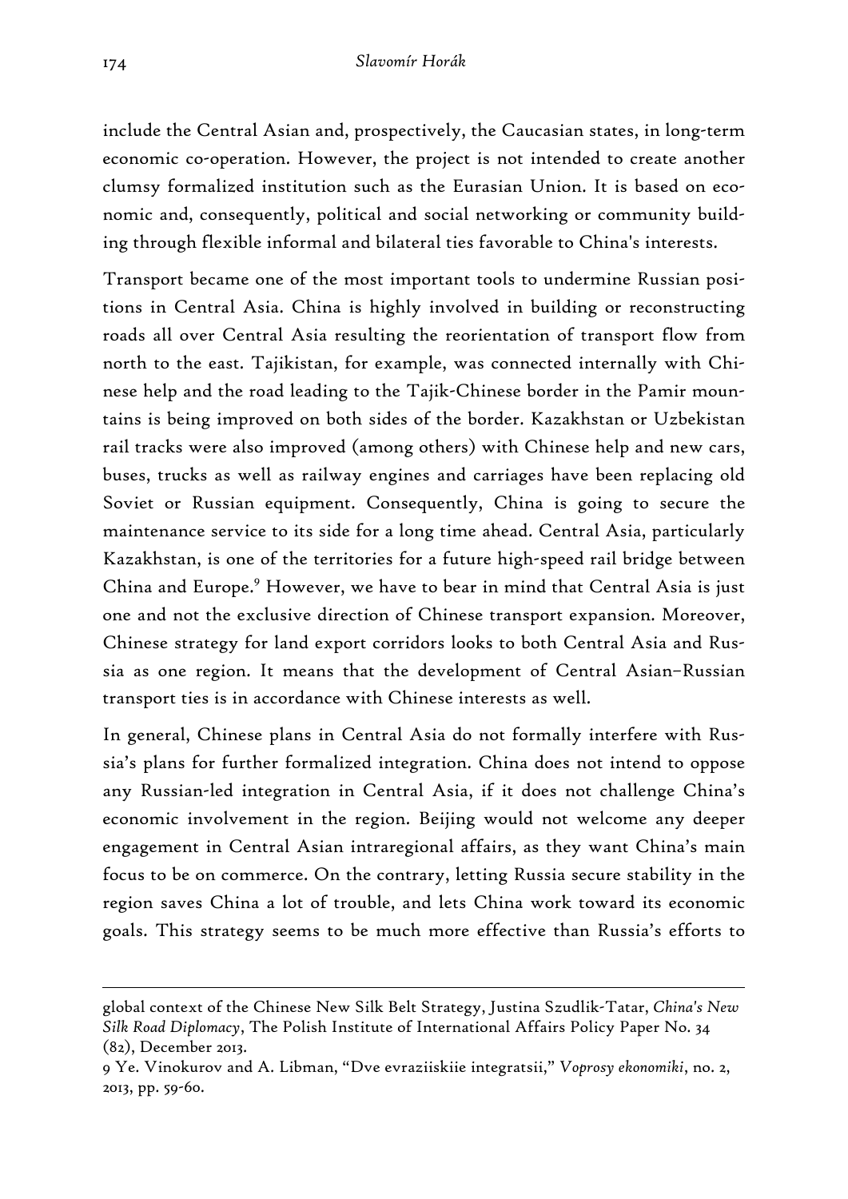include the Central Asian and, prospectively, the Caucasian states, in long-term economic co-operation. However, the project is not intended to create another clumsy formalized institution such as the Eurasian Union. It is based on economic and, consequently, political and social networking or community building through flexible informal and bilateral ties favorable to China's interests.

Transport became one of the most important tools to undermine Russian positions in Central Asia. China is highly involved in building or reconstructing roads all over Central Asia resulting the reorientation of transport flow from north to the east. Tajikistan, for example, was connected internally with Chinese help and the road leading to the Tajik-Chinese border in the Pamir mountains is being improved on both sides of the border. Kazakhstan or Uzbekistan rail tracks were also improved (among others) with Chinese help and new cars, buses, trucks as well as railway engines and carriages have been replacing old Soviet or Russian equipment. Consequently, China is going to secure the maintenance service to its side for a long time ahead. Central Asia, particularly Kazakhstan, is one of the territories for a future high-speed rail bridge between China and Europe.[9] However, we have to bear in mind that Central Asia is just one and not the exclusive direction of Chinese transport expansion. Moreover, Chinese strategy for land export corridors looks to both Central Asia and Russia as one region. It means that the development of Central Asian–Russian transport ties is in accordance with Chinese interests as well.

In general, Chinese plans in Central Asia do not formally interfere with Russia's plans for further formalized integration. China does not intend to oppose any Russian-led integration in Central Asia, if it does not challenge China's economic involvement in the region. Beijing would not welcome any deeper engagement in Central Asian intraregional affairs, as they want China's main focus to be on commerce. On the contrary, letting Russia secure stability in the region saves China a lot of trouble, and lets China work toward its economic goals. This strategy seems to be much more effective than Russia's efforts to

---

global context of the Chinese New Silk Belt Strategy, Justina Szudlik-Tatar, *China's New Silk Road Diplomacy*, The Polish Institute of International Affairs Policy Paper No. 34 (82), December 2013.

9 Ye. Vinokurov and A. Libman, "Dve evraziiskiie integratsii," *Voprosy ekonomiki*, no. 2, 2013, pp. 59-60.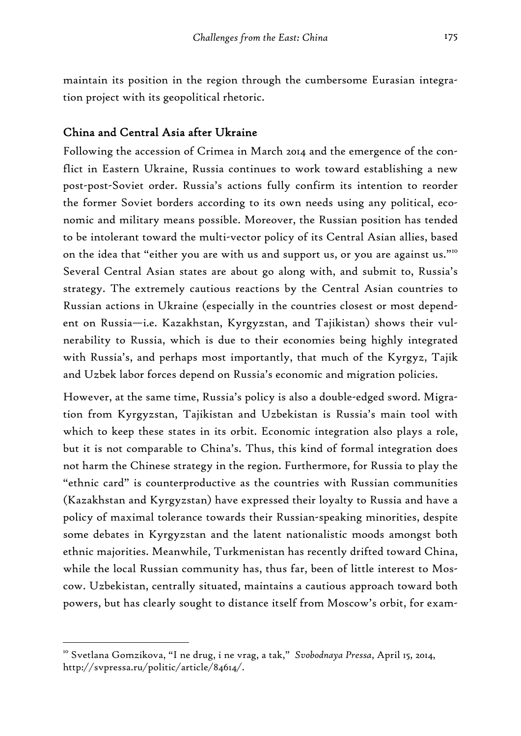maintain its position in the region through the cumbersome Eurasian integration project with its geopolitical rhetoric.

## China and Central Asia after Ukraine

Following the accession of Crimea in March 2014 and the emergence of the conflict in Eastern Ukraine, Russia continues to work toward establishing a new post-post-Soviet order. Russia's actions fully confirm its intention to reorder the former Soviet borders according to its own needs using any political, economic and military means possible. Moreover, the Russian position has tended to be intolerant toward the multi-vector policy of its Central Asian allies, based on the idea that "either you are with us and support us, or you are against us."[10] Several Central Asian states are about go along with, and submit to, Russia's strategy. The extremely cautious reactions by the Central Asian countries to Russian actions in Ukraine (especially in the countries closest or most dependent on Russia—i.e. Kazakhstan, Kyrgyzstan, and Tajikistan) shows their vulnerability to Russia, which is due to their economies being highly integrated with Russia's, and perhaps most importantly, that much of the Kyrgyz, Tajik and Uzbek labor forces depend on Russia's economic and migration policies.

However, at the same time, Russia's policy is also a double-edged sword. Migration from Kyrgyzstan, Tajikistan and Uzbekistan is Russia's main tool with which to keep these states in its orbit. Economic integration also plays a role, but it is not comparable to China's. Thus, this kind of formal integration does not harm the Chinese strategy in the region. Furthermore, for Russia to play the "ethnic card" is counterproductive as the countries with Russian communities (Kazakhstan and Kyrgyzstan) have expressed their loyalty to Russia and have a policy of maximal tolerance towards their Russian-speaking minorities, despite some debates in Kyrgyzstan and the latent nationalistic moods amongst both ethnic majorities. Meanwhile, Turkmenistan has recently drifted toward China, while the local Russian community has, thus far, been of little interest to Moscow. Uzbekistan, centrally situated, maintains a cautious approach toward both powers, but has clearly sought to distance itself from Moscow's orbit, for exam-

---

[10] Svetlana Gomzikova, "I ne drug, i ne vrag, a tak," *Svobodnaya Pressa*, April 15, 2014, http://svpressa.ru/politic/article/84614/.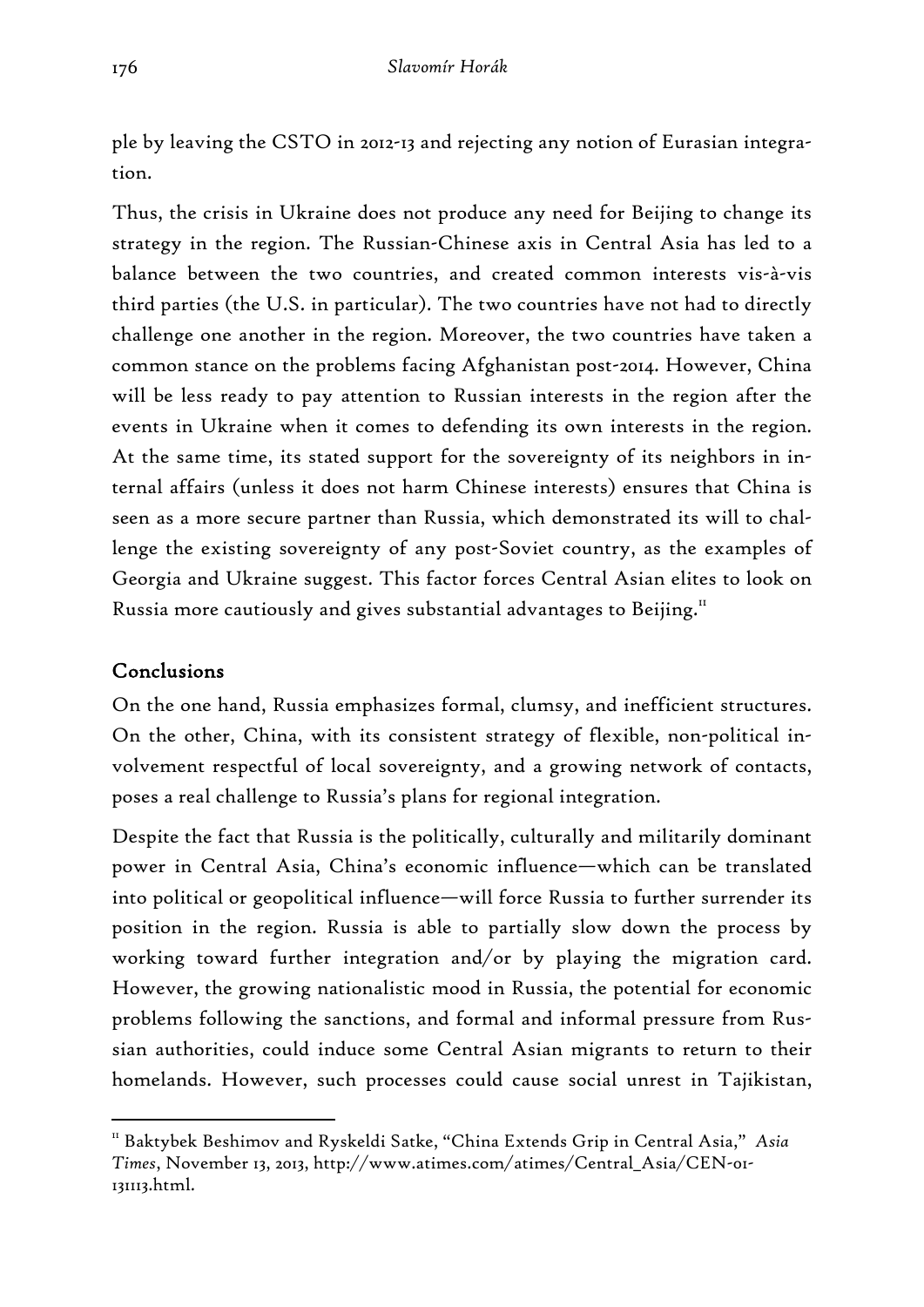ple by leaving the CSTO in 2012-13 and rejecting any notion of Eurasian integration.

Thus, the crisis in Ukraine does not produce any need for Beijing to change its strategy in the region. The Russian-Chinese axis in Central Asia has led to a balance between the two countries, and created common interests vis-à-vis third parties (the U.S. in particular). The two countries have not had to directly challenge one another in the region. Moreover, the two countries have taken a common stance on the problems facing Afghanistan post-2014. However, China will be less ready to pay attention to Russian interests in the region after the events in Ukraine when it comes to defending its own interests in the region. At the same time, its stated support for the sovereignty of its neighbors in internal affairs (unless it does not harm Chinese interests) ensures that China is seen as a more secure partner than Russia, which demonstrated its will to challenge the existing sovereignty of any post-Soviet country, as the examples of Georgia and Ukraine suggest. This factor forces Central Asian elites to look on Russia more cautiously and gives substantial advantages to Beijing.[11]

## Conclusions

On the one hand, Russia emphasizes formal, clumsy, and inefficient structures. On the other, China, with its consistent strategy of flexible, non-political involvement respectful of local sovereignty, and a growing network of contacts, poses a real challenge to Russia's plans for regional integration.

Despite the fact that Russia is the politically, culturally and militarily dominant power in Central Asia, China's economic influence—which can be translated into political or geopolitical influence—will force Russia to further surrender its position in the region. Russia is able to partially slow down the process by working toward further integration and/or by playing the migration card. However, the growing nationalistic mood in Russia, the potential for economic problems following the sanctions, and formal and informal pressure from Russian authorities, could induce some Central Asian migrants to return to their homelands. However, such processes could cause social unrest in Tajikistan,

---

[11] Baktybek Beshimov and Ryskeldi Satke, "China Extends Grip in Central Asia," *Asia Times*, November 13, 2013, http://www.atimes.com/atimes/Central_Asia/CEN-01-131113.html.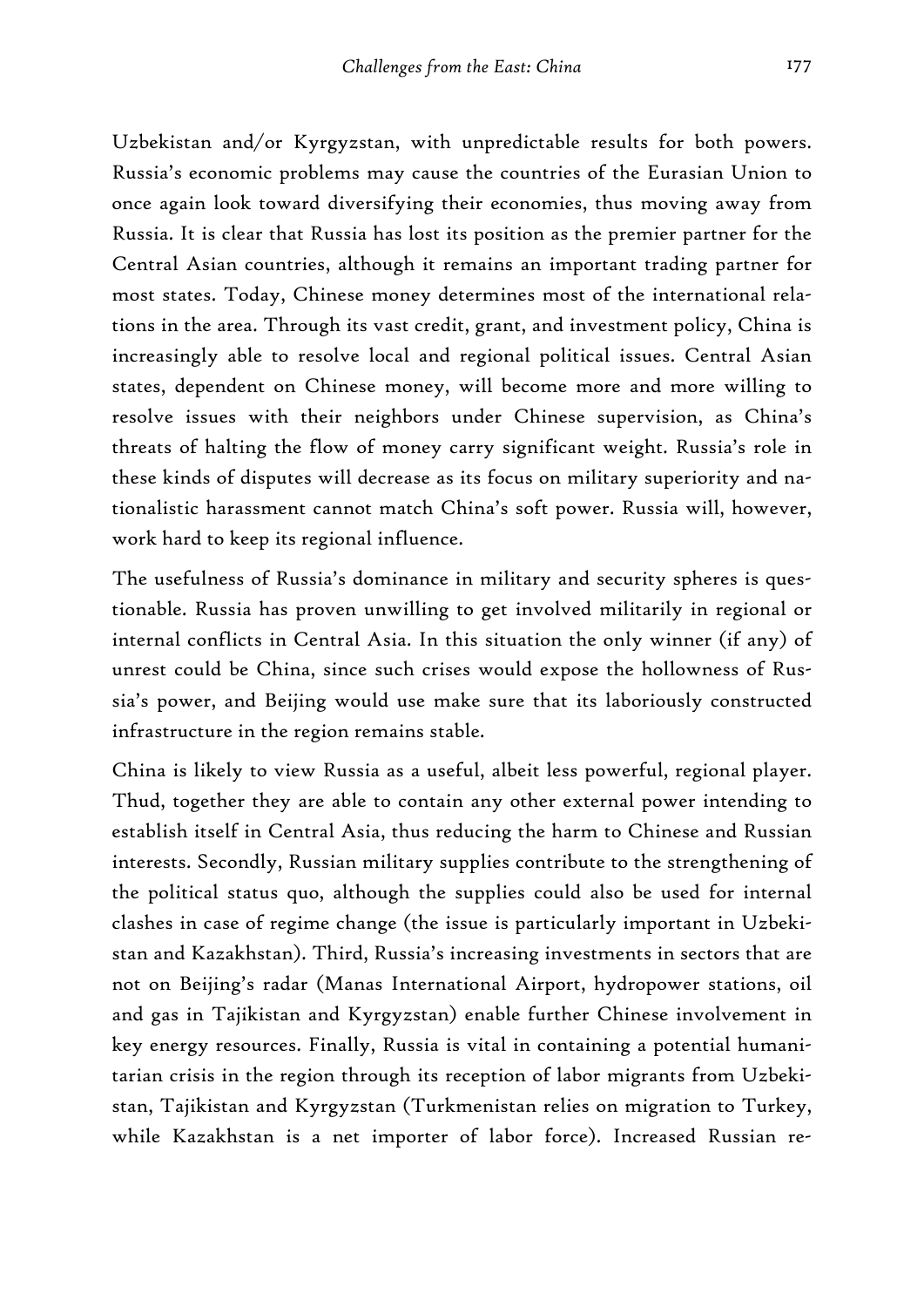Uzbekistan and/or Kyrgyzstan, with unpredictable results for both powers. Russia's economic problems may cause the countries of the Eurasian Union to once again look toward diversifying their economies, thus moving away from Russia. It is clear that Russia has lost its position as the premier partner for the Central Asian countries, although it remains an important trading partner for most states. Today, Chinese money determines most of the international relations in the area. Through its vast credit, grant, and investment policy, China is increasingly able to resolve local and regional political issues. Central Asian states, dependent on Chinese money, will become more and more willing to resolve issues with their neighbors under Chinese supervision, as China's threats of halting the flow of money carry significant weight. Russia's role in these kinds of disputes will decrease as its focus on military superiority and nationalistic harassment cannot match China's soft power. Russia will, however, work hard to keep its regional influence.

The usefulness of Russia's dominance in military and security spheres is questionable. Russia has proven unwilling to get involved militarily in regional or internal conflicts in Central Asia. In this situation the only winner (if any) of unrest could be China, since such crises would expose the hollowness of Russia's power, and Beijing would use make sure that its laboriously constructed infrastructure in the region remains stable.

China is likely to view Russia as a useful, albeit less powerful, regional player. Thud, together they are able to contain any other external power intending to establish itself in Central Asia, thus reducing the harm to Chinese and Russian interests. Secondly, Russian military supplies contribute to the strengthening of the political status quo, although the supplies could also be used for internal clashes in case of regime change (the issue is particularly important in Uzbekistan and Kazakhstan). Third, Russia's increasing investments in sectors that are not on Beijing's radar (Manas International Airport, hydropower stations, oil and gas in Tajikistan and Kyrgyzstan) enable further Chinese involvement in key energy resources. Finally, Russia is vital in containing a potential humanitarian crisis in the region through its reception of labor migrants from Uzbekistan, Tajikistan and Kyrgyzstan (Turkmenistan relies on migration to Turkey, while Kazakhstan is a net importer of labor force). Increased Russian re-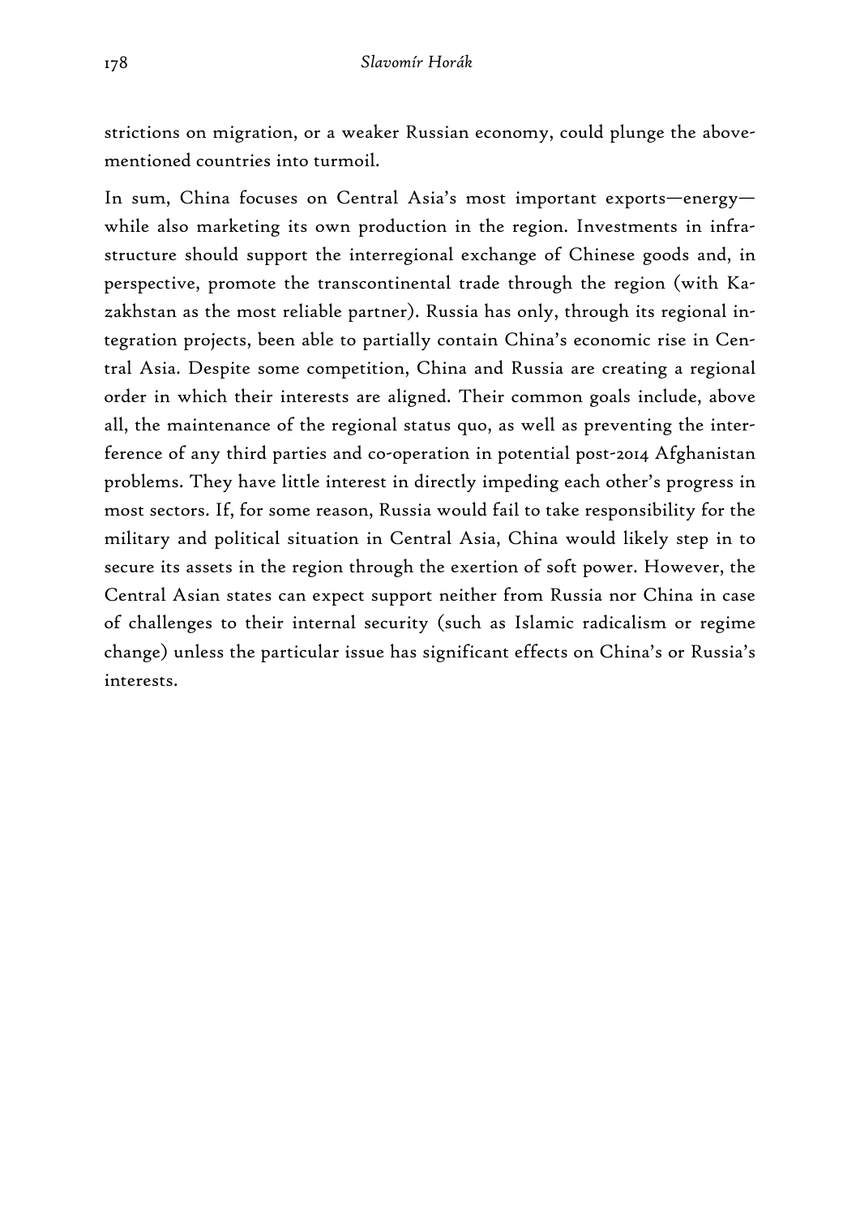strictions on migration, or a weaker Russian economy, could plunge the above-mentioned countries into turmoil.

In sum, China focuses on Central Asia's most important exports—energy—while also marketing its own production in the region. Investments in infrastructure should support the interregional exchange of Chinese goods and, in perspective, promote the transcontinental trade through the region (with Kazakhstan as the most reliable partner). Russia has only, through its regional integration projects, been able to partially contain China's economic rise in Central Asia. Despite some competition, China and Russia are creating a regional order in which their interests are aligned. Their common goals include, above all, the maintenance of the regional status quo, as well as preventing the interference of any third parties and co-operation in potential post-2014 Afghanistan problems. They have little interest in directly impeding each other's progress in most sectors. If, for some reason, Russia would fail to take responsibility for the military and political situation in Central Asia, China would likely step in to secure its assets in the region through the exertion of soft power. However, the Central Asian states can expect support neither from Russia nor China in case of challenges to their internal security (such as Islamic radicalism or regime change) unless the particular issue has significant effects on China's or Russia's interests.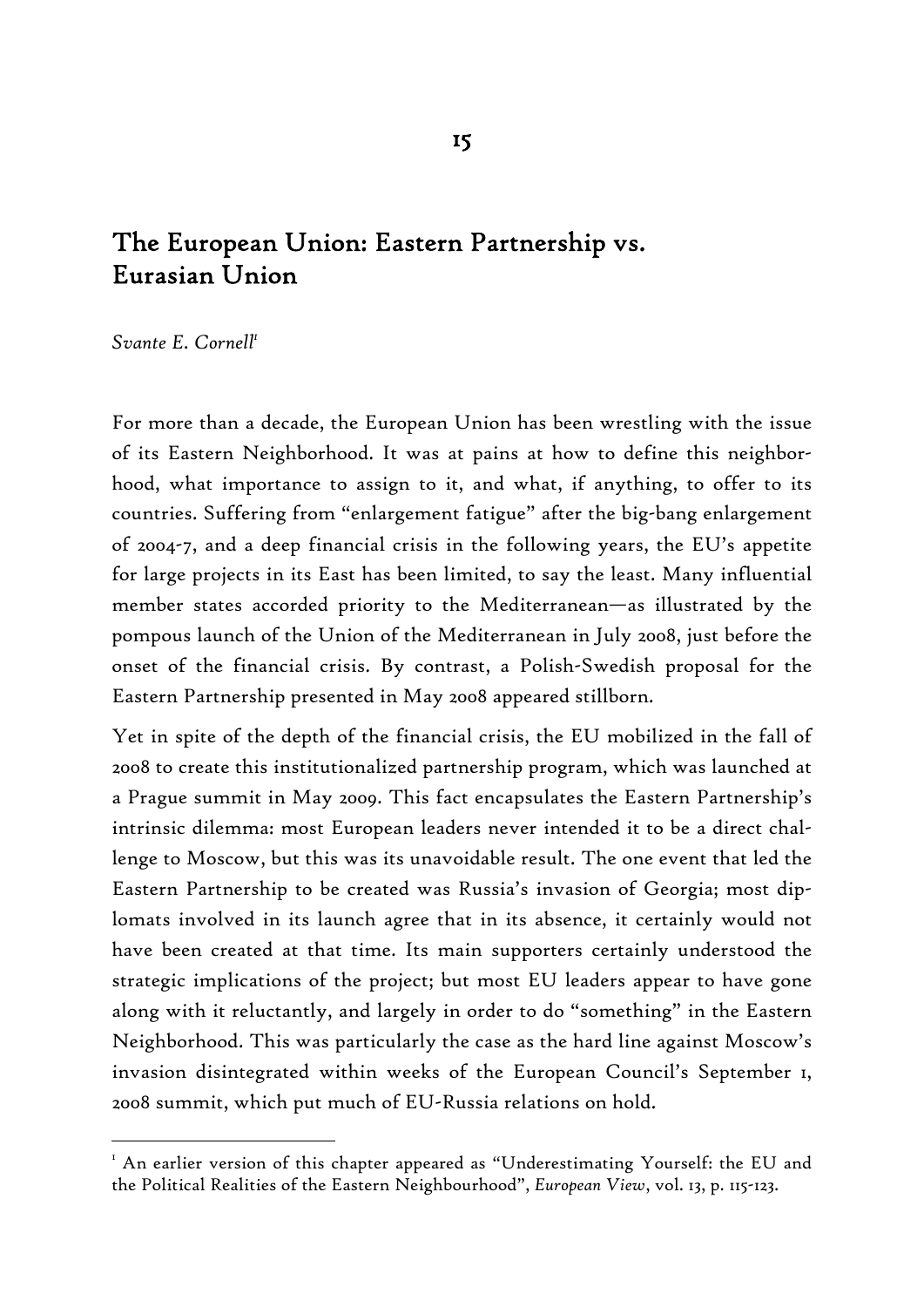# 15

## The European Union: Eastern Partnership vs. Eurasian Union

*Svante E. Cornell*[1]

For more than a decade, the European Union has been wrestling with the issue of its Eastern Neighborhood. It was at pains at how to define this neighborhood, what importance to assign to it, and what, if anything, to offer to its countries. Suffering from "enlargement fatigue" after the big-bang enlargement of 2004-7, and a deep financial crisis in the following years, the EU's appetite for large projects in its East has been limited, to say the least. Many influential member states accorded priority to the Mediterranean—as illustrated by the pompous launch of the Union of the Mediterranean in July 2008, just before the onset of the financial crisis. By contrast, a Polish-Swedish proposal for the Eastern Partnership presented in May 2008 appeared stillborn.

Yet in spite of the depth of the financial crisis, the EU mobilized in the fall of 2008 to create this institutionalized partnership program, which was launched at a Prague summit in May 2009. This fact encapsulates the Eastern Partnership's intrinsic dilemma: most European leaders never intended it to be a direct challenge to Moscow, but this was its unavoidable result. The one event that led the Eastern Partnership to be created was Russia's invasion of Georgia; most diplomats involved in its launch agree that in its absence, it certainly would not have been created at that time. Its main supporters certainly understood the strategic implications of the project; but most EU leaders appear to have gone along with it reluctantly, and largely in order to do "something" in the Eastern Neighborhood. This was particularly the case as the hard line against Moscow's invasion disintegrated within weeks of the European Council's September 1, 2008 summit, which put much of EU-Russia relations on hold.

---

[1] An earlier version of this chapter appeared as "Underestimating Yourself: the EU and the Political Realities of the Eastern Neighbourhood", *European View*, vol. 13, p. 115-123.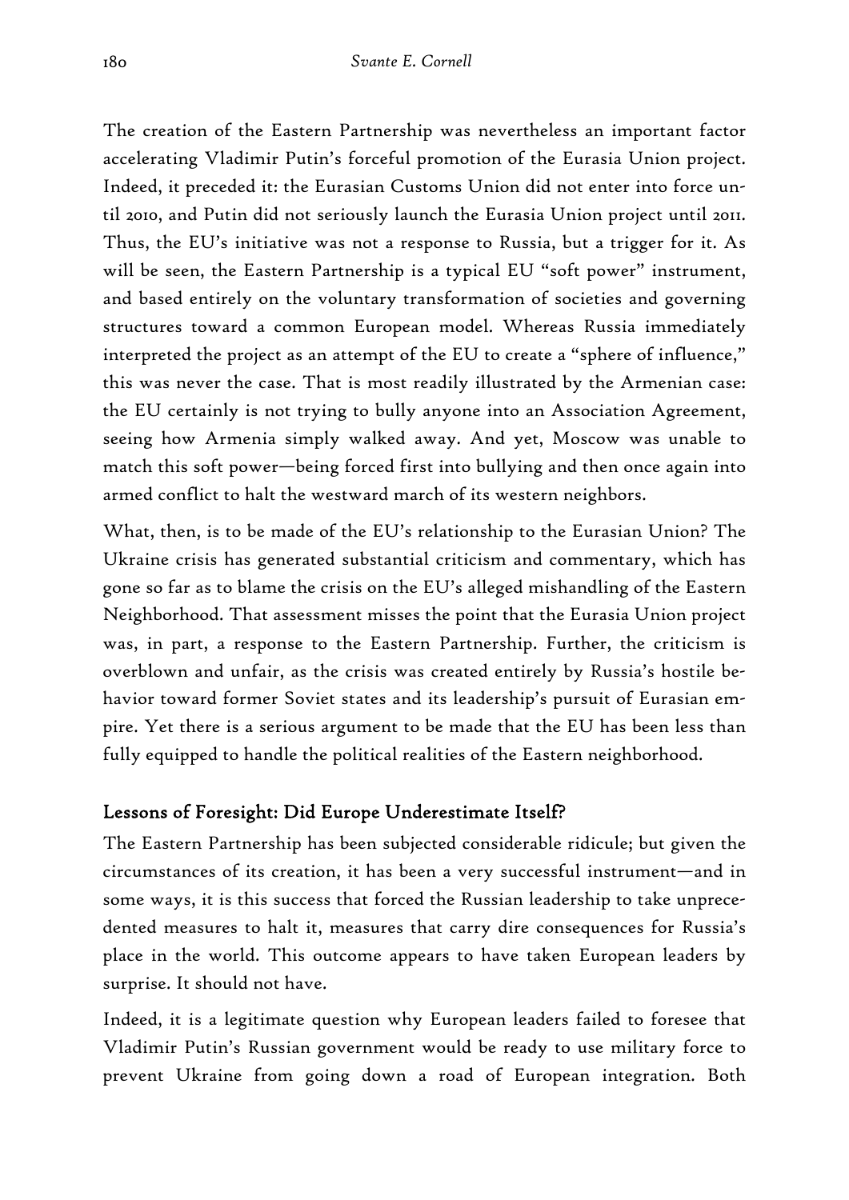The creation of the Eastern Partnership was nevertheless an important factor accelerating Vladimir Putin's forceful promotion of the Eurasia Union project. Indeed, it preceded it: the Eurasian Customs Union did not enter into force until 2010, and Putin did not seriously launch the Eurasia Union project until 2011. Thus, the EU's initiative was not a response to Russia, but a trigger for it. As will be seen, the Eastern Partnership is a typical EU "soft power" instrument, and based entirely on the voluntary transformation of societies and governing structures toward a common European model. Whereas Russia immediately interpreted the project as an attempt of the EU to create a "sphere of influence," this was never the case. That is most readily illustrated by the Armenian case: the EU certainly is not trying to bully anyone into an Association Agreement, seeing how Armenia simply walked away. And yet, Moscow was unable to match this soft power—being forced first into bullying and then once again into armed conflict to halt the westward march of its western neighbors.

What, then, is to be made of the EU's relationship to the Eurasian Union? The Ukraine crisis has generated substantial criticism and commentary, which has gone so far as to blame the crisis on the EU's alleged mishandling of the Eastern Neighborhood. That assessment misses the point that the Eurasia Union project was, in part, a response to the Eastern Partnership. Further, the criticism is overblown and unfair, as the crisis was created entirely by Russia's hostile behavior toward former Soviet states and its leadership's pursuit of Eurasian empire. Yet there is a serious argument to be made that the EU has been less than fully equipped to handle the political realities of the Eastern neighborhood.

### Lessons of Foresight: Did Europe Underestimate Itself?

The Eastern Partnership has been subjected considerable ridicule; but given the circumstances of its creation, it has been a very successful instrument—and in some ways, it is this success that forced the Russian leadership to take unprecedented measures to halt it, measures that carry dire consequences for Russia's place in the world. This outcome appears to have taken European leaders by surprise. It should not have.

Indeed, it is a legitimate question why European leaders failed to foresee that Vladimir Putin's Russian government would be ready to use military force to prevent Ukraine from going down a road of European integration. Both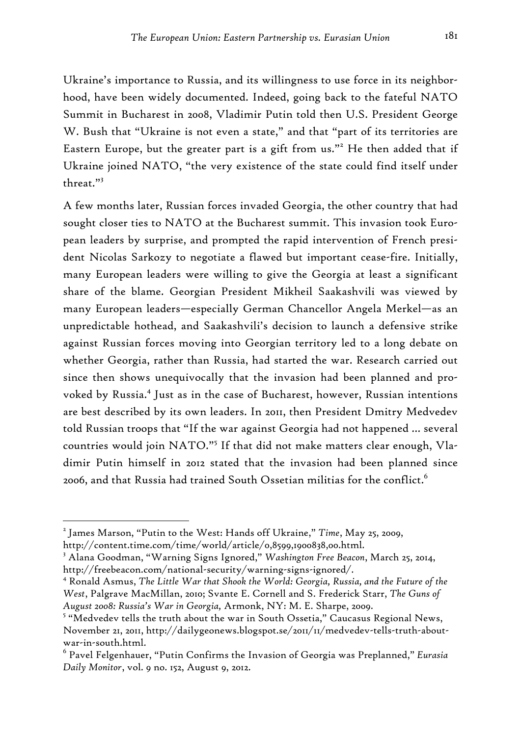Ukraine's importance to Russia, and its willingness to use force in its neighborhood, have been widely documented. Indeed, going back to the fateful NATO Summit in Bucharest in 2008, Vladimir Putin told then U.S. President George W. Bush that "Ukraine is not even a state," and that "part of its territories are Eastern Europe, but the greater part is a gift from us."[2] He then added that if Ukraine joined NATO, "the very existence of the state could find itself under threat."[3]

A few months later, Russian forces invaded Georgia, the other country that had sought closer ties to NATO at the Bucharest summit. This invasion took European leaders by surprise, and prompted the rapid intervention of French president Nicolas Sarkozy to negotiate a flawed but important cease-fire. Initially, many European leaders were willing to give the Georgia at least a significant share of the blame. Georgian President Mikheil Saakashvili was viewed by many European leaders—especially German Chancellor Angela Merkel—as an unpredictable hothead, and Saakashvili's decision to launch a defensive strike against Russian forces moving into Georgian territory led to a long debate on whether Georgia, rather than Russia, had started the war. Research carried out since then shows unequivocally that the invasion had been planned and provoked by Russia.[4] Just as in the case of Bucharest, however, Russian intentions are best described by its own leaders. In 2011, then President Dmitry Medvedev told Russian troops that "If the war against Georgia had not happened … several countries would join NATO."[5] If that did not make matters clear enough, Vladimir Putin himself in 2012 stated that the invasion had been planned since 2006, and that Russia had trained South Ossetian militias for the conflict.[6]

---

[2] James Marson, "Putin to the West: Hands off Ukraine," *Time*, May 25, 2009, http://content.time.com/time/world/article/0,8599,1900838,00.html.

[3] Alana Goodman, "Warning Signs Ignored," *Washington Free Beacon*, March 25, 2014, http://freebeacon.com/national-security/warning-signs-ignored/.

[4] Ronald Asmus, *The Little War that Shook the World: Georgia, Russia, and the Future of the West*, Palgrave MacMillan, 2010; Svante E. Cornell and S. Frederick Starr, *The Guns of August 2008: Russia's War in Georgia,* Armonk, NY: M. E. Sharpe, 2009.

[5] "Medvedev tells the truth about the war in South Ossetia," Caucasus Regional News, November 21, 2011, http://dailygeonews.blogspot.se/2011/11/medvedev-tells-truth-about-war-in-south.html.

[6] Pavel Felgenhauer, "Putin Confirms the Invasion of Georgia was Preplanned," *Eurasia Daily Monitor*, vol. 9 no. 152, August 9, 2012.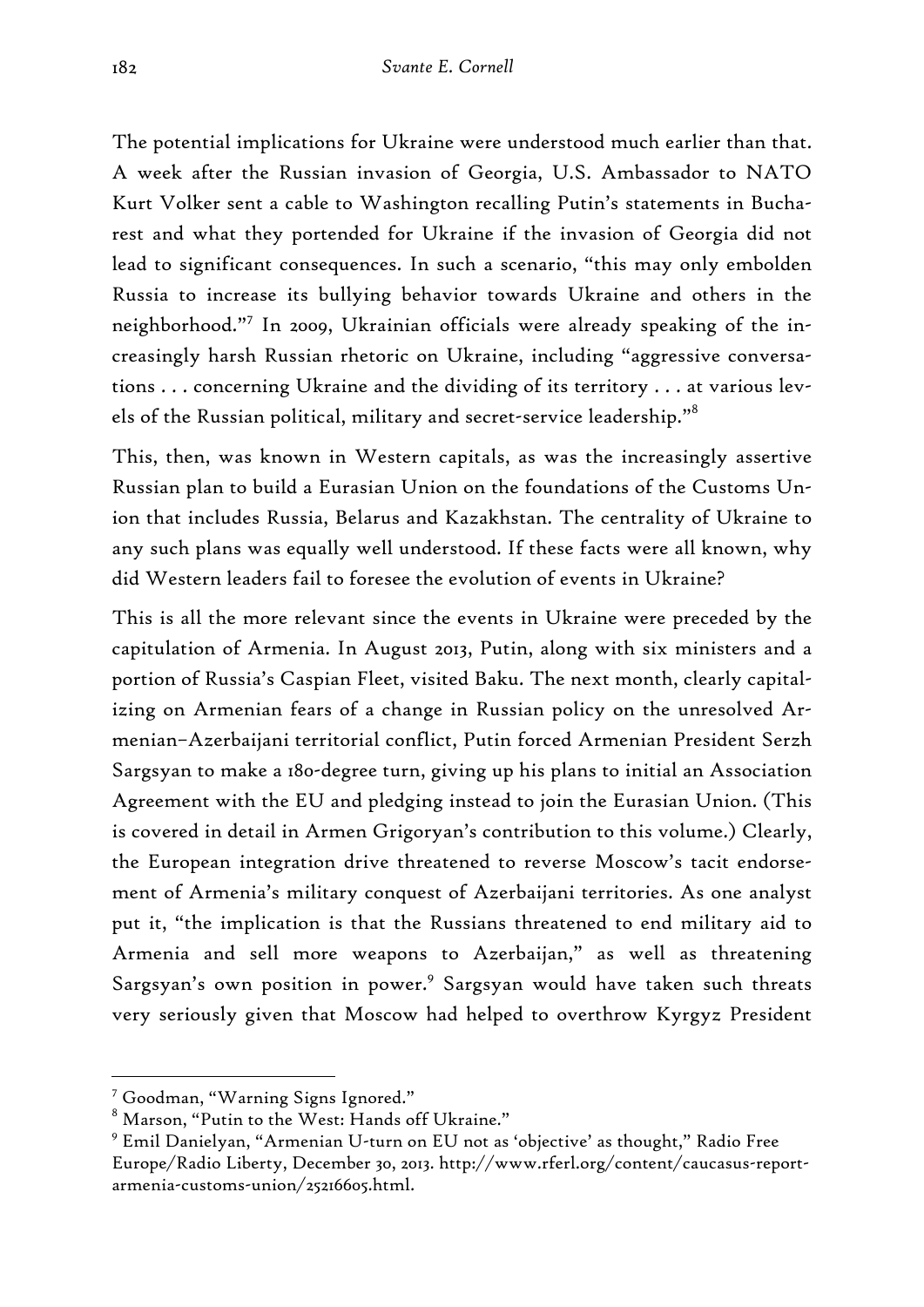The potential implications for Ukraine were understood much earlier than that. A week after the Russian invasion of Georgia, U.S. Ambassador to NATO Kurt Volker sent a cable to Washington recalling Putin's statements in Bucharest and what they portended for Ukraine if the invasion of Georgia did not lead to significant consequences. In such a scenario, "this may only embolden Russia to increase its bullying behavior towards Ukraine and others in the neighborhood."[7] In 2009, Ukrainian officials were already speaking of the increasingly harsh Russian rhetoric on Ukraine, including "aggressive conversations . . . concerning Ukraine and the dividing of its territory . . . at various levels of the Russian political, military and secret-service leadership."[8]

This, then, was known in Western capitals, as was the increasingly assertive Russian plan to build a Eurasian Union on the foundations of the Customs Union that includes Russia, Belarus and Kazakhstan. The centrality of Ukraine to any such plans was equally well understood. If these facts were all known, why did Western leaders fail to foresee the evolution of events in Ukraine?

This is all the more relevant since the events in Ukraine were preceded by the capitulation of Armenia. In August 2013, Putin, along with six ministers and a portion of Russia's Caspian Fleet, visited Baku. The next month, clearly capitalizing on Armenian fears of a change in Russian policy on the unresolved Armenian–Azerbaijani territorial conflict, Putin forced Armenian President Serzh Sargsyan to make a 180-degree turn, giving up his plans to initial an Association Agreement with the EU and pledging instead to join the Eurasian Union. (This is covered in detail in Armen Grigoryan's contribution to this volume.) Clearly, the European integration drive threatened to reverse Moscow's tacit endorsement of Armenia's military conquest of Azerbaijani territories. As one analyst put it, "the implication is that the Russians threatened to end military aid to Armenia and sell more weapons to Azerbaijan," as well as threatening Sargsyan's own position in power.[9] Sargsyan would have taken such threats very seriously given that Moscow had helped to overthrow Kyrgyz President

---

[7] Goodman, "Warning Signs Ignored."

[8] Marson, "Putin to the West: Hands off Ukraine."

[9] Emil Danielyan, "Armenian U-turn on EU not as 'objective' as thought," Radio Free Europe/Radio Liberty, December 30, 2013. http://www.rferl.org/content/caucasus-report-armenia-customs-union/25216605.html.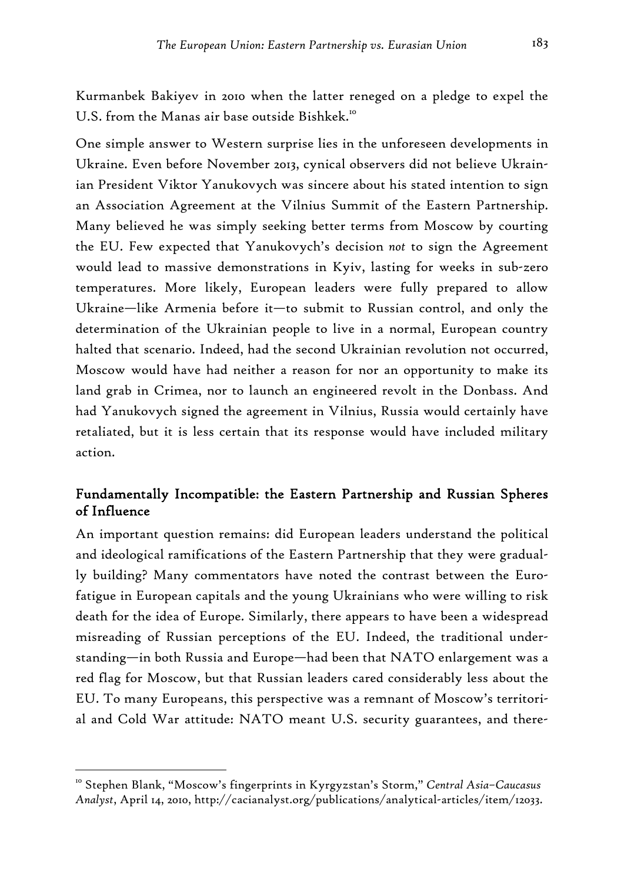Kurmanbek Bakiyev in 2010 when the latter reneged on a pledge to expel the U.S. from the Manas air base outside Bishkek.[10]

One simple answer to Western surprise lies in the unforeseen developments in Ukraine. Even before November 2013, cynical observers did not believe Ukrainian President Viktor Yanukovych was sincere about his stated intention to sign an Association Agreement at the Vilnius Summit of the Eastern Partnership. Many believed he was simply seeking better terms from Moscow by courting the EU. Few expected that Yanukovych's decision *not* to sign the Agreement would lead to massive demonstrations in Kyiv, lasting for weeks in sub-zero temperatures. More likely, European leaders were fully prepared to allow Ukraine—like Armenia before it—to submit to Russian control, and only the determination of the Ukrainian people to live in a normal, European country halted that scenario. Indeed, had the second Ukrainian revolution not occurred, Moscow would have had neither a reason for nor an opportunity to make its land grab in Crimea, nor to launch an engineered revolt in the Donbass. And had Yanukovych signed the agreement in Vilnius, Russia would certainly have retaliated, but it is less certain that its response would have included military action.

## Fundamentally Incompatible: the Eastern Partnership and Russian Spheres of Influence

An important question remains: did European leaders understand the political and ideological ramifications of the Eastern Partnership that they were gradually building? Many commentators have noted the contrast between the Euro-fatigue in European capitals and the young Ukrainians who were willing to risk death for the idea of Europe. Similarly, there appears to have been a widespread misreading of Russian perceptions of the EU. Indeed, the traditional understanding—in both Russia and Europe—had been that NATO enlargement was a red flag for Moscow, but that Russian leaders cared considerably less about the EU. To many Europeans, this perspective was a remnant of Moscow's territorial and Cold War attitude: NATO meant U.S. security guarantees, and there-

---

[10] Stephen Blank, "Moscow's fingerprints in Kyrgyzstan's Storm," *Central Asia–Caucasus Analyst*, April 14, 2010, http://cacianalyst.org/publications/analytical-articles/item/12033.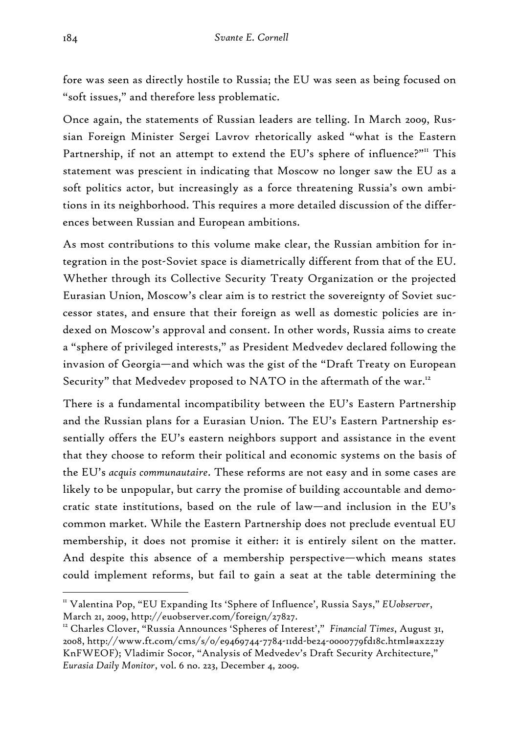fore was seen as directly hostile to Russia; the EU was seen as being focused on "soft issues," and therefore less problematic.

Once again, the statements of Russian leaders are telling. In March 2009, Russian Foreign Minister Sergei Lavrov rhetorically asked "what is the Eastern Partnership, if not an attempt to extend the EU's sphere of influence?"[11] This statement was prescient in indicating that Moscow no longer saw the EU as a soft politics actor, but increasingly as a force threatening Russia's own ambitions in its neighborhood. This requires a more detailed discussion of the differences between Russian and European ambitions.

As most contributions to this volume make clear, the Russian ambition for integration in the post-Soviet space is diametrically different from that of the EU. Whether through its Collective Security Treaty Organization or the projected Eurasian Union, Moscow's clear aim is to restrict the sovereignty of Soviet successor states, and ensure that their foreign as well as domestic policies are indexed on Moscow's approval and consent. In other words, Russia aims to create a "sphere of privileged interests," as President Medvedev declared following the invasion of Georgia—and which was the gist of the "Draft Treaty on European Security" that Medvedev proposed to NATO in the aftermath of the war.[12]

There is a fundamental incompatibility between the EU's Eastern Partnership and the Russian plans for a Eurasian Union. The EU's Eastern Partnership essentially offers the EU's eastern neighbors support and assistance in the event that they choose to reform their political and economic systems on the basis of the EU's *acquis communautaire*. These reforms are not easy and in some cases are likely to be unpopular, but carry the promise of building accountable and democratic state institutions, based on the rule of law—and inclusion in the EU's common market. While the Eastern Partnership does not preclude eventual EU membership, it does not promise it either: it is entirely silent on the matter. And despite this absence of a membership perspective—which means states could implement reforms, but fail to gain a seat at the table determining the

---

[11] Valentina Pop, "EU Expanding Its 'Sphere of Influence', Russia Says," *EUobserver*, March 21, 2009, http://euobserver.com/foreign/27827.

[12] Charles Clover, "Russia Announces 'Spheres of Interest'," *Financial Times*, August 31, 2008, http://www.ft.com/cms/s/0/e9469744-7784-11dd-be24-0000779fd18c.html#axzz2yKnFWEOF); Vladimir Socor, "Analysis of Medvedev's Draft Security Architecture," *Eurasia Daily Monitor*, vol. 6 no. 223, December 4, 2009.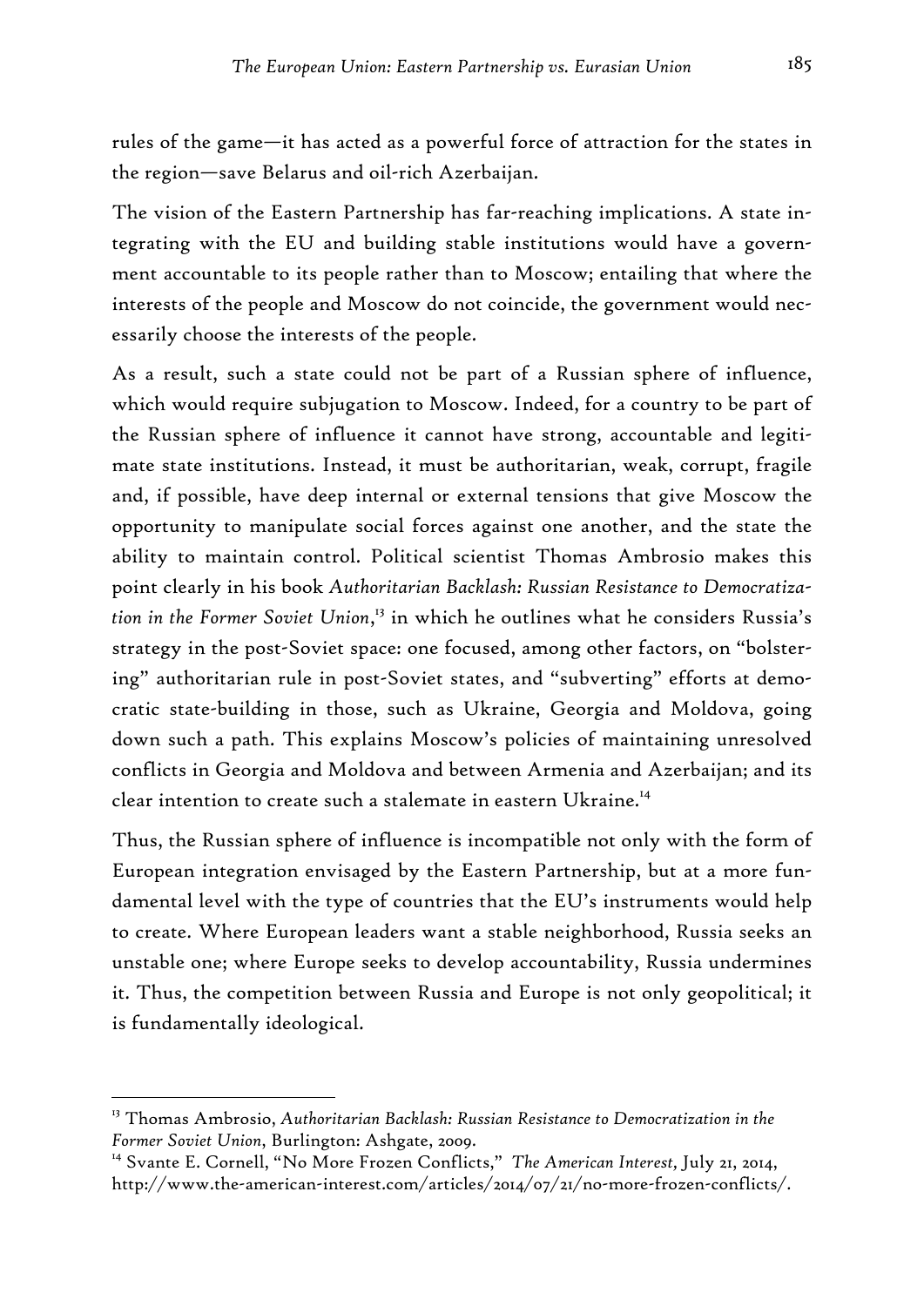rules of the game—it has acted as a powerful force of attraction for the states in the region—save Belarus and oil-rich Azerbaijan.

The vision of the Eastern Partnership has far-reaching implications. A state integrating with the EU and building stable institutions would have a government accountable to its people rather than to Moscow; entailing that where the interests of the people and Moscow do not coincide, the government would necessarily choose the interests of the people.

As a result, such a state could not be part of a Russian sphere of influence, which would require subjugation to Moscow. Indeed, for a country to be part of the Russian sphere of influence it cannot have strong, accountable and legitimate state institutions. Instead, it must be authoritarian, weak, corrupt, fragile and, if possible, have deep internal or external tensions that give Moscow the opportunity to manipulate social forces against one another, and the state the ability to maintain control. Political scientist Thomas Ambrosio makes this point clearly in his book *Authoritarian Backlash: Russian Resistance to Democratization in the Former Soviet Union*,[13] in which he outlines what he considers Russia's strategy in the post-Soviet space: one focused, among other factors, on "bolstering" authoritarian rule in post-Soviet states, and "subverting" efforts at democratic state-building in those, such as Ukraine, Georgia and Moldova, going down such a path. This explains Moscow's policies of maintaining unresolved conflicts in Georgia and Moldova and between Armenia and Azerbaijan; and its clear intention to create such a stalemate in eastern Ukraine.[14]

Thus, the Russian sphere of influence is incompatible not only with the form of European integration envisaged by the Eastern Partnership, but at a more fundamental level with the type of countries that the EU's instruments would help to create. Where European leaders want a stable neighborhood, Russia seeks an unstable one; where Europe seeks to develop accountability, Russia undermines it. Thus, the competition between Russia and Europe is not only geopolitical; it is fundamentally ideological.

---

[13] Thomas Ambrosio, *Authoritarian Backlash: Russian Resistance to Democratization in the Former Soviet Union*, Burlington: Ashgate, 2009.

[14] Svante E. Cornell, "No More Frozen Conflicts," *The American Interest*, July 21, 2014, http://www.the-american-interest.com/articles/2014/07/21/no-more-frozen-conflicts/.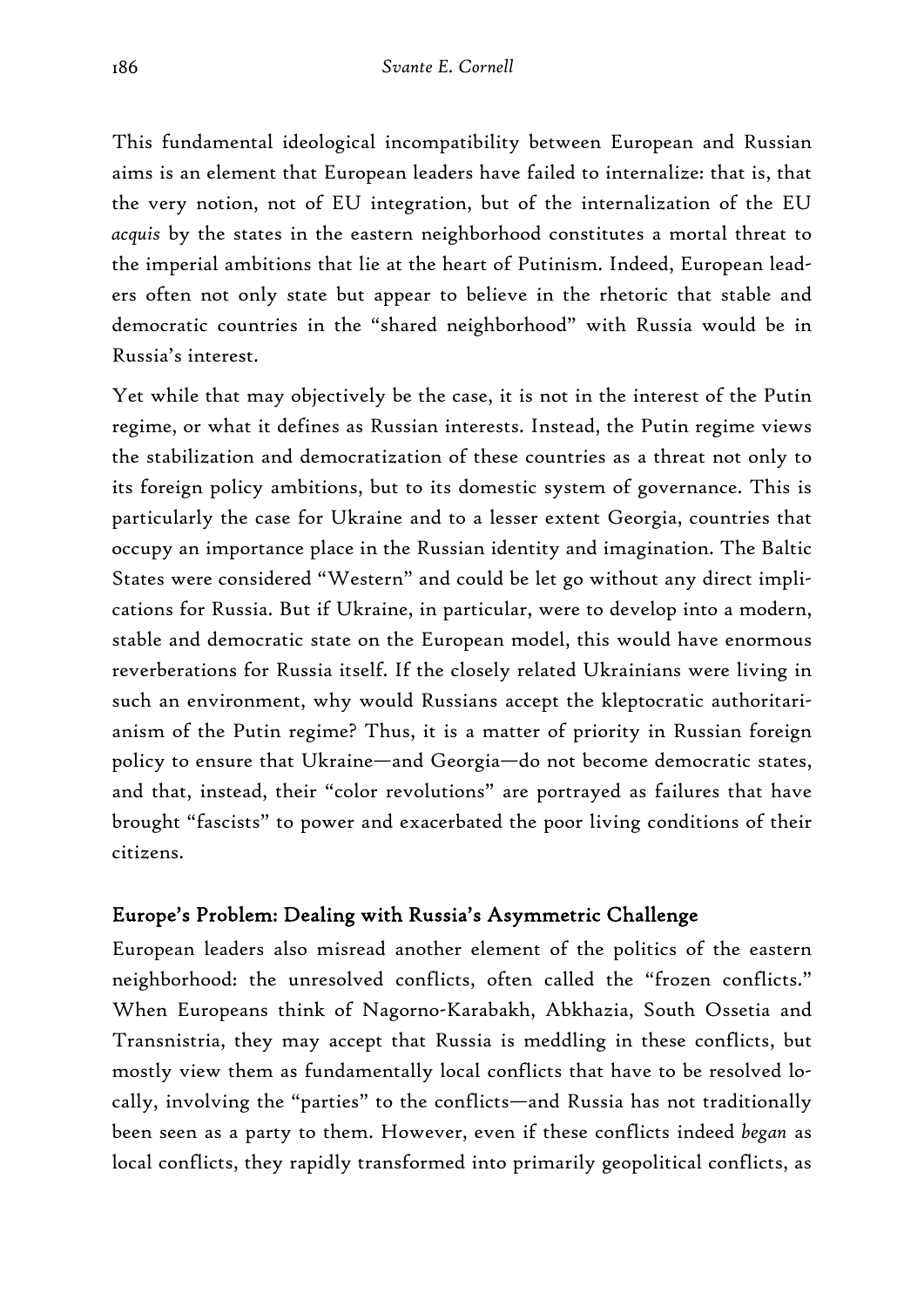This fundamental ideological incompatibility between European and Russian aims is an element that European leaders have failed to internalize: that is, that the very notion, not of EU integration, but of the internalization of the EU *acquis* by the states in the eastern neighborhood constitutes a mortal threat to the imperial ambitions that lie at the heart of Putinism. Indeed, European leaders often not only state but appear to believe in the rhetoric that stable and democratic countries in the "shared neighborhood" with Russia would be in Russia's interest.

Yet while that may objectively be the case, it is not in the interest of the Putin regime, or what it defines as Russian interests. Instead, the Putin regime views the stabilization and democratization of these countries as a threat not only to its foreign policy ambitions, but to its domestic system of governance. This is particularly the case for Ukraine and to a lesser extent Georgia, countries that occupy an importance place in the Russian identity and imagination. The Baltic States were considered "Western" and could be let go without any direct implications for Russia. But if Ukraine, in particular, were to develop into a modern, stable and democratic state on the European model, this would have enormous reverberations for Russia itself. If the closely related Ukrainians were living in such an environment, why would Russians accept the kleptocratic authoritarianism of the Putin regime? Thus, it is a matter of priority in Russian foreign policy to ensure that Ukraine—and Georgia—do not become democratic states, and that, instead, their "color revolutions" are portrayed as failures that have brought "fascists" to power and exacerbated the poor living conditions of their citizens.

## Europe's Problem: Dealing with Russia's Asymmetric Challenge

European leaders also misread another element of the politics of the eastern neighborhood: the unresolved conflicts, often called the "frozen conflicts." When Europeans think of Nagorno-Karabakh, Abkhazia, South Ossetia and Transnistria, they may accept that Russia is meddling in these conflicts, but mostly view them as fundamentally local conflicts that have to be resolved locally, involving the "parties" to the conflicts—and Russia has not traditionally been seen as a party to them. However, even if these conflicts indeed *began* as local conflicts, they rapidly transformed into primarily geopolitical conflicts, as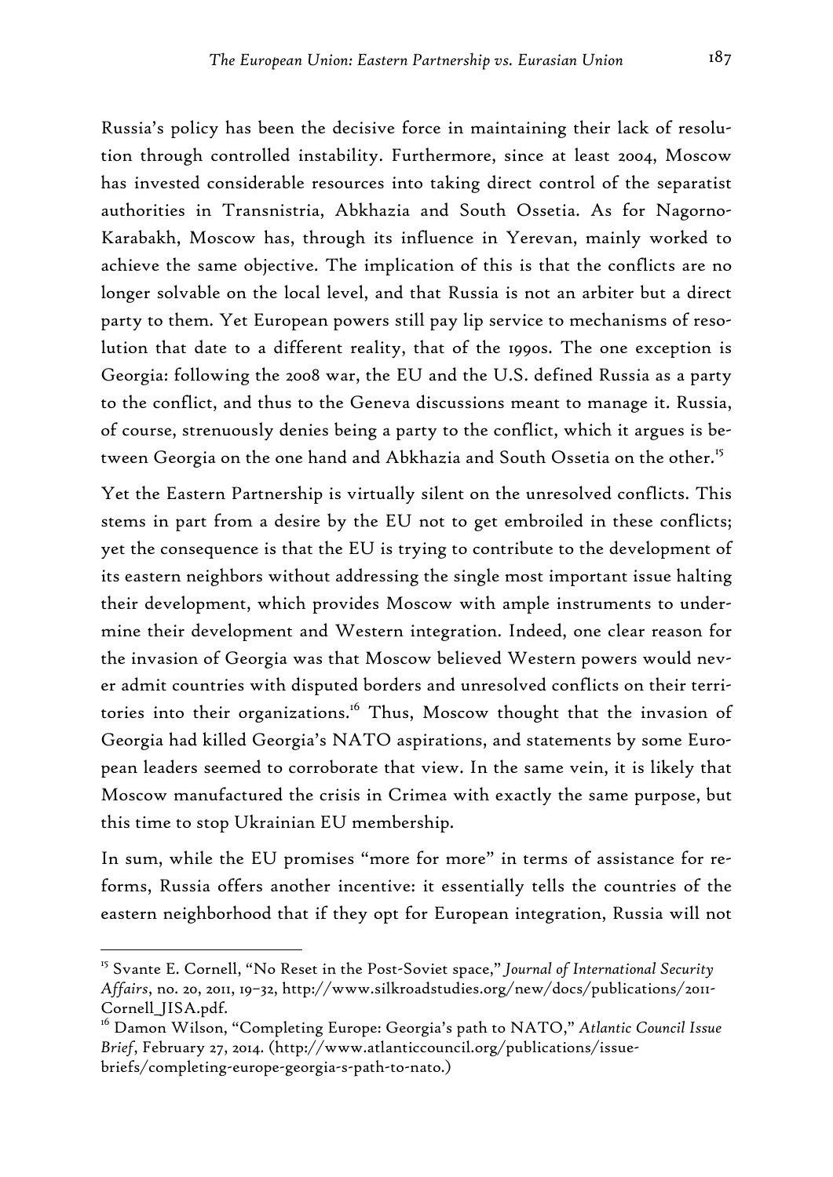Russia's policy has been the decisive force in maintaining their lack of resolution through controlled instability. Furthermore, since at least 2004, Moscow has invested considerable resources into taking direct control of the separatist authorities in Transnistria, Abkhazia and South Ossetia. As for Nagorno-Karabakh, Moscow has, through its influence in Yerevan, mainly worked to achieve the same objective. The implication of this is that the conflicts are no longer solvable on the local level, and that Russia is not an arbiter but a direct party to them. Yet European powers still pay lip service to mechanisms of resolution that date to a different reality, that of the 1990s. The one exception is Georgia: following the 2008 war, the EU and the U.S. defined Russia as a party to the conflict, and thus to the Geneva discussions meant to manage it. Russia, of course, strenuously denies being a party to the conflict, which it argues is between Georgia on the one hand and Abkhazia and South Ossetia on the other.[15]

Yet the Eastern Partnership is virtually silent on the unresolved conflicts. This stems in part from a desire by the EU not to get embroiled in these conflicts; yet the consequence is that the EU is trying to contribute to the development of its eastern neighbors without addressing the single most important issue halting their development, which provides Moscow with ample instruments to undermine their development and Western integration. Indeed, one clear reason for the invasion of Georgia was that Moscow believed Western powers would never admit countries with disputed borders and unresolved conflicts on their territories into their organizations.[16] Thus, Moscow thought that the invasion of Georgia had killed Georgia's NATO aspirations, and statements by some European leaders seemed to corroborate that view. In the same vein, it is likely that Moscow manufactured the crisis in Crimea with exactly the same purpose, but this time to stop Ukrainian EU membership.

In sum, while the EU promises "more for more" in terms of assistance for reforms, Russia offers another incentive: it essentially tells the countries of the eastern neighborhood that if they opt for European integration, Russia will not

---

[15] Svante E. Cornell, "No Reset in the Post-Soviet space," *Journal of International Security Affairs*, no. 20, 2011, 19–32, http://www.silkroadstudies.org/new/docs/publications/2011-Cornell_JISA.pdf.

[16] Damon Wilson, "Completing Europe: Georgia's path to NATO," *Atlantic Council Issue Brief*, February 27, 2014. (http://www.atlanticcouncil.org/publications/issue-briefs/completing-europe-georgia-s-path-to-nato.)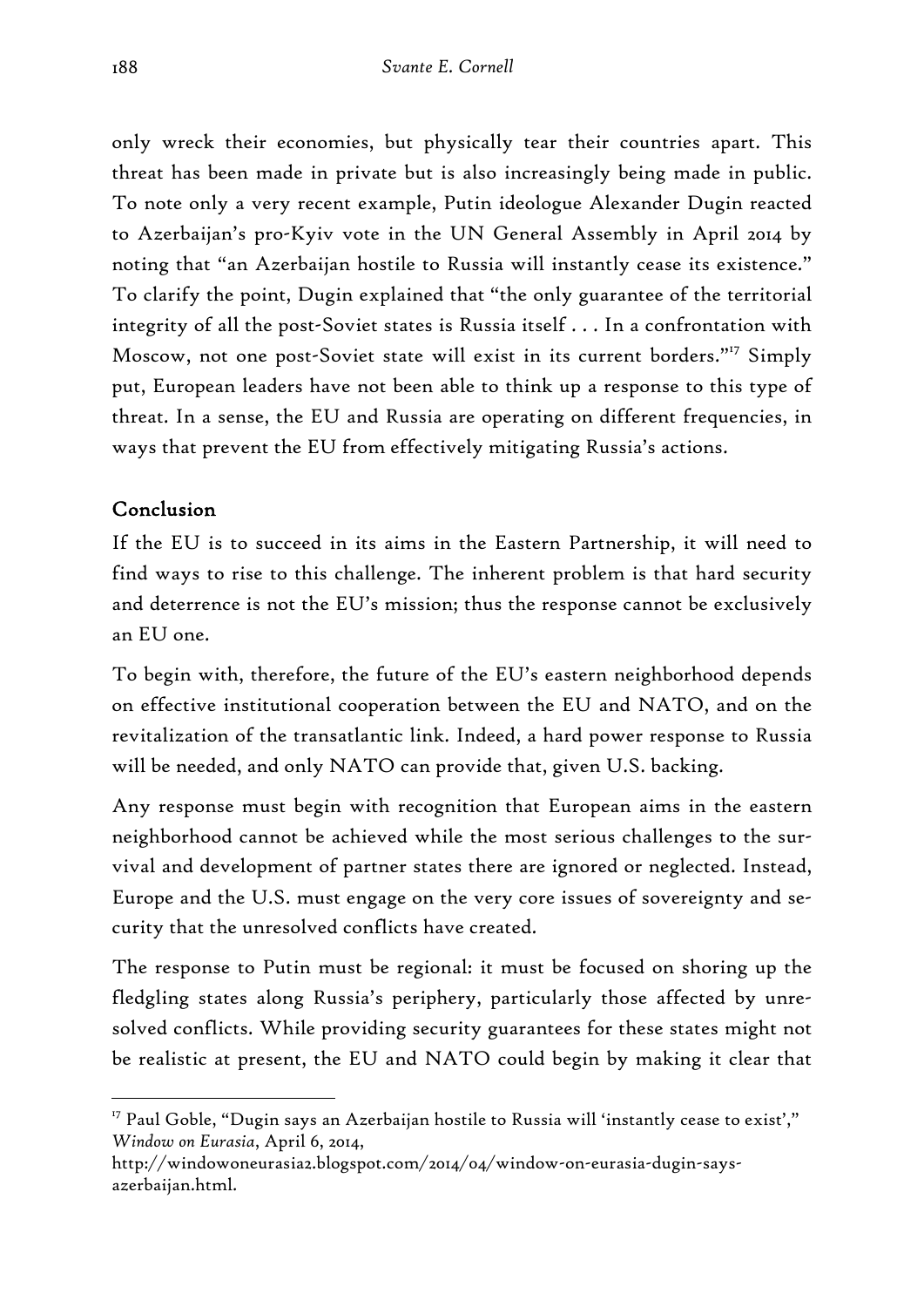only wreck their economies, but physically tear their countries apart. This threat has been made in private but is also increasingly being made in public. To note only a very recent example, Putin ideologue Alexander Dugin reacted to Azerbaijan's pro-Kyiv vote in the UN General Assembly in April 2014 by noting that "an Azerbaijan hostile to Russia will instantly cease its existence." To clarify the point, Dugin explained that "the only guarantee of the territorial integrity of all the post-Soviet states is Russia itself . . . In a confrontation with Moscow, not one post-Soviet state will exist in its current borders."[17] Simply put, European leaders have not been able to think up a response to this type of threat. In a sense, the EU and Russia are operating on different frequencies, in ways that prevent the EU from effectively mitigating Russia's actions.

## Conclusion

If the EU is to succeed in its aims in the Eastern Partnership, it will need to find ways to rise to this challenge. The inherent problem is that hard security and deterrence is not the EU's mission; thus the response cannot be exclusively an EU one.

To begin with, therefore, the future of the EU's eastern neighborhood depends on effective institutional cooperation between the EU and NATO, and on the revitalization of the transatlantic link. Indeed, a hard power response to Russia will be needed, and only NATO can provide that, given U.S. backing.

Any response must begin with recognition that European aims in the eastern neighborhood cannot be achieved while the most serious challenges to the survival and development of partner states there are ignored or neglected. Instead, Europe and the U.S. must engage on the very core issues of sovereignty and security that the unresolved conflicts have created.

The response to Putin must be regional: it must be focused on shoring up the fledgling states along Russia's periphery, particularly those affected by unresolved conflicts. While providing security guarantees for these states might not be realistic at present, the EU and NATO could begin by making it clear that

---

[17] Paul Goble, "Dugin says an Azerbaijan hostile to Russia will 'instantly cease to exist'," *Window on Eurasia*, April 6, 2014, http://windowoneurasia2.blogspot.com/2014/04/window-on-eurasia-dugin-says-azerbaijan.html.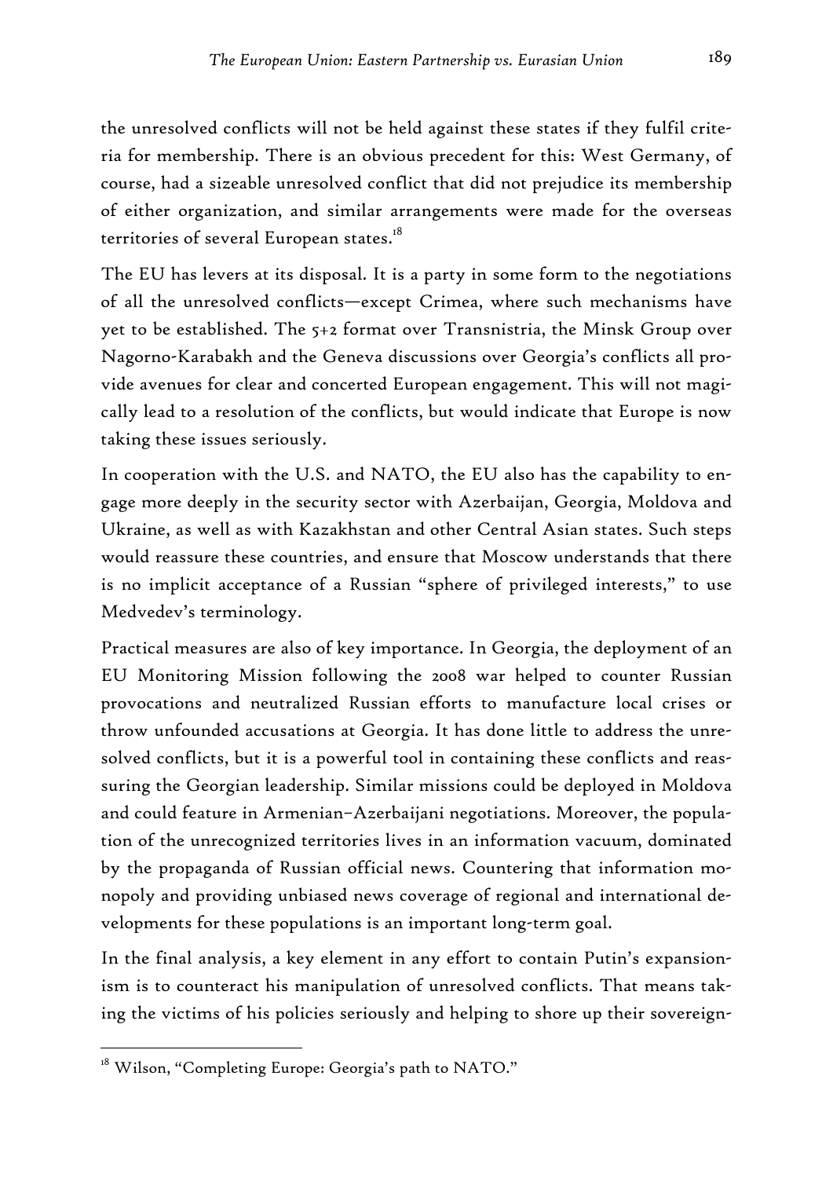the unresolved conflicts will not be held against these states if they fulfil criteria for membership. There is an obvious precedent for this: West Germany, of course, had a sizeable unresolved conflict that did not prejudice its membership of either organization, and similar arrangements were made for the overseas territories of several European states.[18]

The EU has levers at its disposal. It is a party in some form to the negotiations of all the unresolved conflicts—except Crimea, where such mechanisms have yet to be established. The 5+2 format over Transnistria, the Minsk Group over Nagorno-Karabakh and the Geneva discussions over Georgia's conflicts all provide avenues for clear and concerted European engagement. This will not magically lead to a resolution of the conflicts, but would indicate that Europe is now taking these issues seriously.

In cooperation with the U.S. and NATO, the EU also has the capability to engage more deeply in the security sector with Azerbaijan, Georgia, Moldova and Ukraine, as well as with Kazakhstan and other Central Asian states. Such steps would reassure these countries, and ensure that Moscow understands that there is no implicit acceptance of a Russian "sphere of privileged interests," to use Medvedev's terminology.

Practical measures are also of key importance. In Georgia, the deployment of an EU Monitoring Mission following the 2008 war helped to counter Russian provocations and neutralized Russian efforts to manufacture local crises or throw unfounded accusations at Georgia. It has done little to address the unresolved conflicts, but it is a powerful tool in containing these conflicts and reassuring the Georgian leadership. Similar missions could be deployed in Moldova and could feature in Armenian–Azerbaijani negotiations. Moreover, the population of the unrecognized territories lives in an information vacuum, dominated by the propaganda of Russian official news. Countering that information monopoly and providing unbiased news coverage of regional and international developments for these populations is an important long-term goal.

In the final analysis, a key element in any effort to contain Putin's expansionism is to counteract his manipulation of unresolved conflicts. That means taking the victims of his policies seriously and helping to shore up their sovereign-

[18] Wilson, "Completing Europe: Georgia's path to NATO."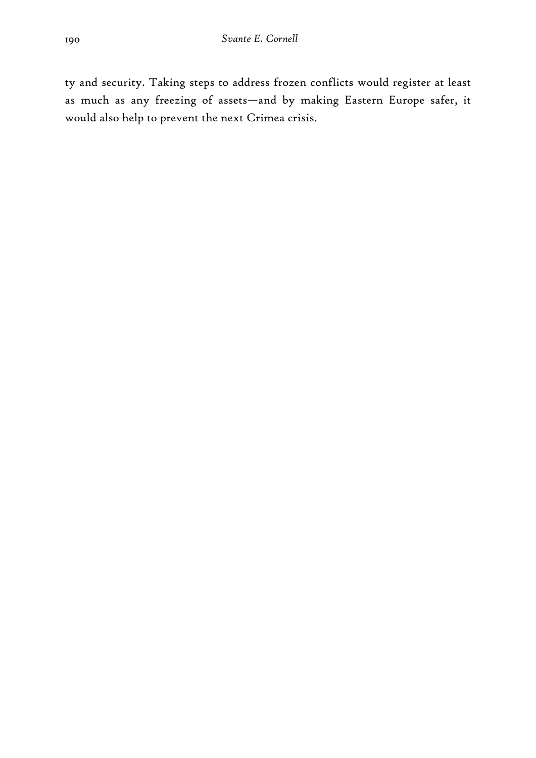ty and security. Taking steps to address frozen conflicts would register at least as much as any freezing of assets—and by making Eastern Europe safer, it would also help to prevent the next Crimea crisis.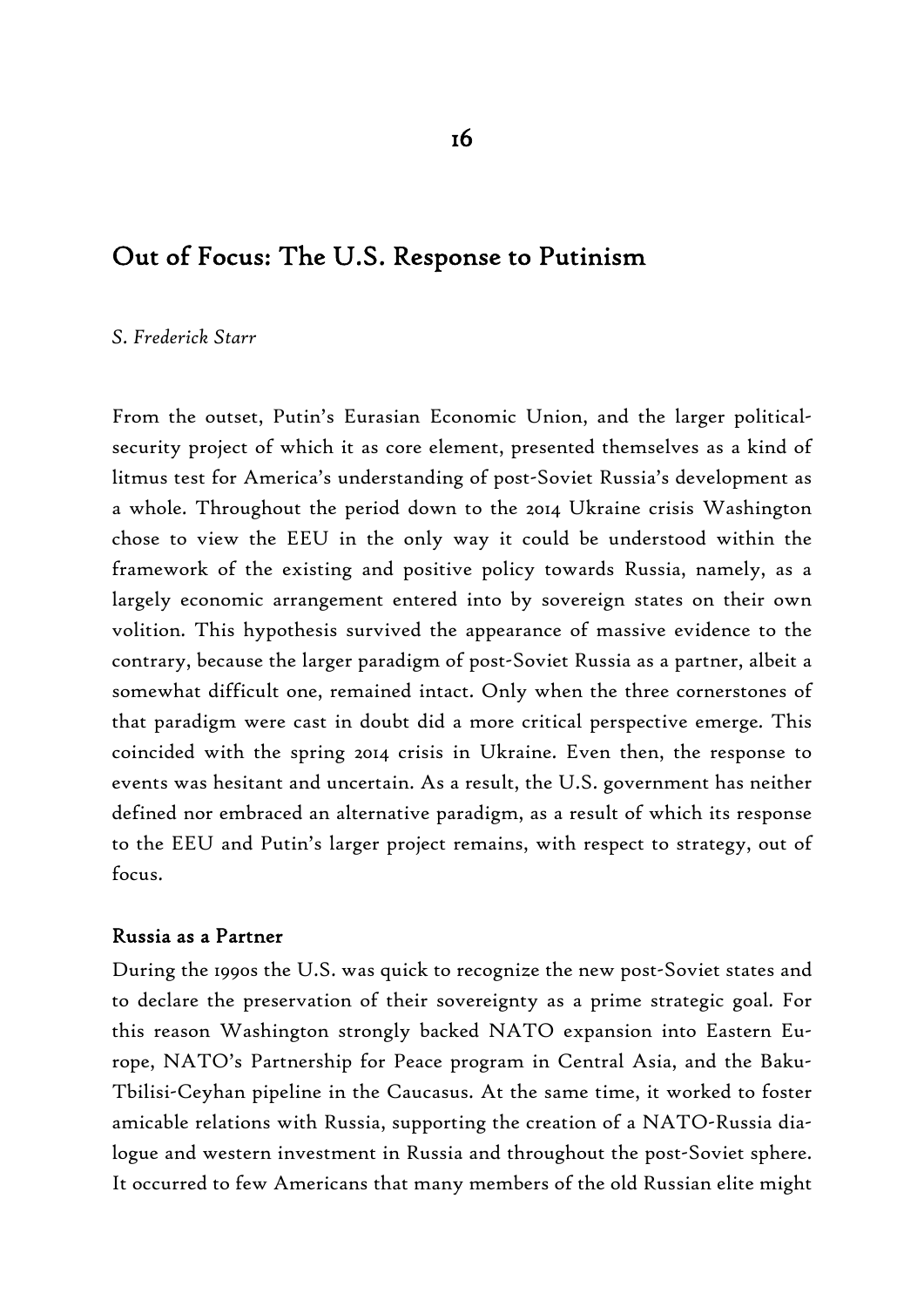# 16

## Out of Focus: The U.S. Response to Putinism

*S. Frederick Starr*

From the outset, Putin's Eurasian Economic Union, and the larger political-security project of which it as core element, presented themselves as a kind of litmus test for America's understanding of post-Soviet Russia's development as a whole. Throughout the period down to the 2014 Ukraine crisis Washington chose to view the EEU in the only way it could be understood within the framework of the existing and positive policy towards Russia, namely, as a largely economic arrangement entered into by sovereign states on their own volition. This hypothesis survived the appearance of massive evidence to the contrary, because the larger paradigm of post-Soviet Russia as a partner, albeit a somewhat difficult one, remained intact. Only when the three cornerstones of that paradigm were cast in doubt did a more critical perspective emerge. This coincided with the spring 2014 crisis in Ukraine. Even then, the response to events was hesitant and uncertain. As a result, the U.S. government has neither defined nor embraced an alternative paradigm, as a result of which its response to the EEU and Putin's larger project remains, with respect to strategy, out of focus.

### Russia as a Partner

During the 1990s the U.S. was quick to recognize the new post-Soviet states and to declare the preservation of their sovereignty as a prime strategic goal. For this reason Washington strongly backed NATO expansion into Eastern Europe, NATO's Partnership for Peace program in Central Asia, and the Baku-Tbilisi-Ceyhan pipeline in the Caucasus. At the same time, it worked to foster amicable relations with Russia, supporting the creation of a NATO-Russia dialogue and western investment in Russia and throughout the post-Soviet sphere. It occurred to few Americans that many members of the old Russian elite might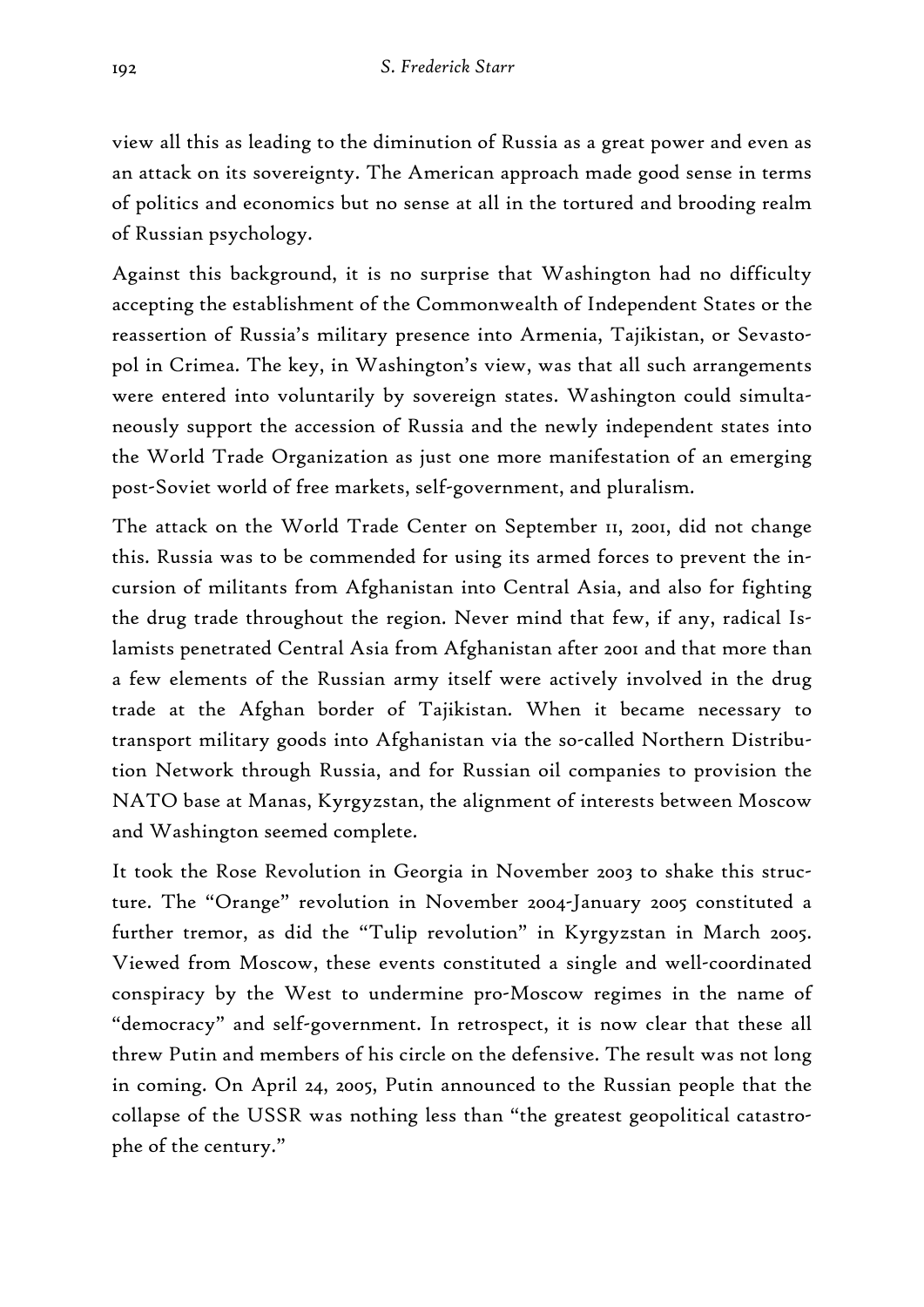view all this as leading to the diminution of Russia as a great power and even as an attack on its sovereignty. The American approach made good sense in terms of politics and economics but no sense at all in the tortured and brooding realm of Russian psychology.

Against this background, it is no surprise that Washington had no difficulty accepting the establishment of the Commonwealth of Independent States or the reassertion of Russia's military presence into Armenia, Tajikistan, or Sevastopol in Crimea. The key, in Washington's view, was that all such arrangements were entered into voluntarily by sovereign states. Washington could simultaneously support the accession of Russia and the newly independent states into the World Trade Organization as just one more manifestation of an emerging post-Soviet world of free markets, self-government, and pluralism.

The attack on the World Trade Center on September 11, 2001, did not change this. Russia was to be commended for using its armed forces to prevent the incursion of militants from Afghanistan into Central Asia, and also for fighting the drug trade throughout the region. Never mind that few, if any, radical Islamists penetrated Central Asia from Afghanistan after 2001 and that more than a few elements of the Russian army itself were actively involved in the drug trade at the Afghan border of Tajikistan. When it became necessary to transport military goods into Afghanistan via the so-called Northern Distribution Network through Russia, and for Russian oil companies to provision the NATO base at Manas, Kyrgyzstan, the alignment of interests between Moscow and Washington seemed complete.

It took the Rose Revolution in Georgia in November 2003 to shake this structure. The "Orange" revolution in November 2004-January 2005 constituted a further tremor, as did the "Tulip revolution" in Kyrgyzstan in March 2005. Viewed from Moscow, these events constituted a single and well-coordinated conspiracy by the West to undermine pro-Moscow regimes in the name of "democracy" and self-government. In retrospect, it is now clear that these all threw Putin and members of his circle on the defensive. The result was not long in coming. On April 24, 2005, Putin announced to the Russian people that the collapse of the USSR was nothing less than "the greatest geopolitical catastrophe of the century."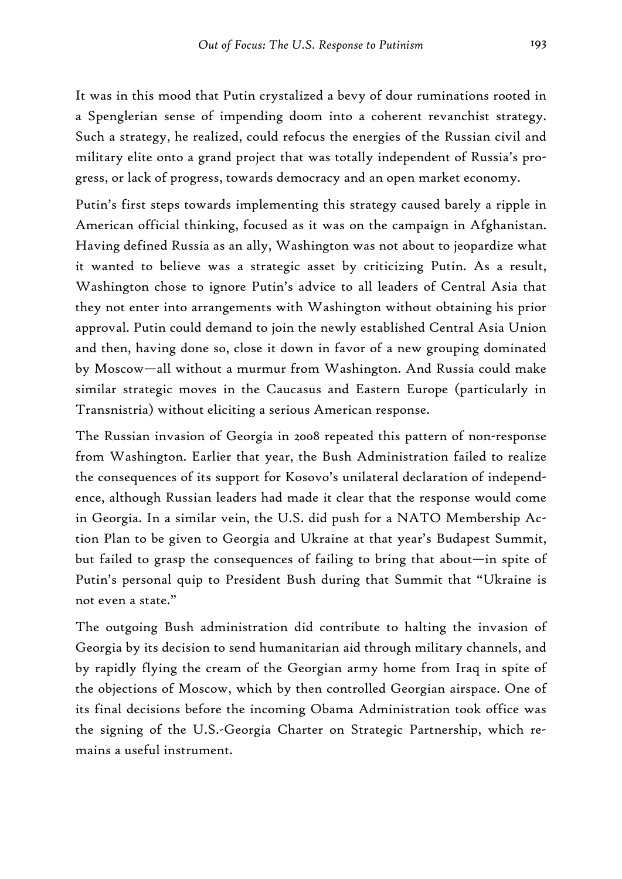It was in this mood that Putin crystalized a bevy of dour ruminations rooted in a Spenglerian sense of impending doom into a coherent revanchist strategy. Such a strategy, he realized, could refocus the energies of the Russian civil and military elite onto a grand project that was totally independent of Russia's progress, or lack of progress, towards democracy and an open market economy.

Putin's first steps towards implementing this strategy caused barely a ripple in American official thinking, focused as it was on the campaign in Afghanistan. Having defined Russia as an ally, Washington was not about to jeopardize what it wanted to believe was a strategic asset by criticizing Putin. As a result, Washington chose to ignore Putin's advice to all leaders of Central Asia that they not enter into arrangements with Washington without obtaining his prior approval. Putin could demand to join the newly established Central Asia Union and then, having done so, close it down in favor of a new grouping dominated by Moscow—all without a murmur from Washington. And Russia could make similar strategic moves in the Caucasus and Eastern Europe (particularly in Transnistria) without eliciting a serious American response.

The Russian invasion of Georgia in 2008 repeated this pattern of non-response from Washington. Earlier that year, the Bush Administration failed to realize the consequences of its support for Kosovo's unilateral declaration of independence, although Russian leaders had made it clear that the response would come in Georgia. In a similar vein, the U.S. did push for a NATO Membership Action Plan to be given to Georgia and Ukraine at that year's Budapest Summit, but failed to grasp the consequences of failing to bring that about—in spite of Putin's personal quip to President Bush during that Summit that "Ukraine is not even a state."

The outgoing Bush administration did contribute to halting the invasion of Georgia by its decision to send humanitarian aid through military channels, and by rapidly flying the cream of the Georgian army home from Iraq in spite of the objections of Moscow, which by then controlled Georgian airspace. One of its final decisions before the incoming Obama Administration took office was the signing of the U.S.-Georgia Charter on Strategic Partnership, which remains a useful instrument.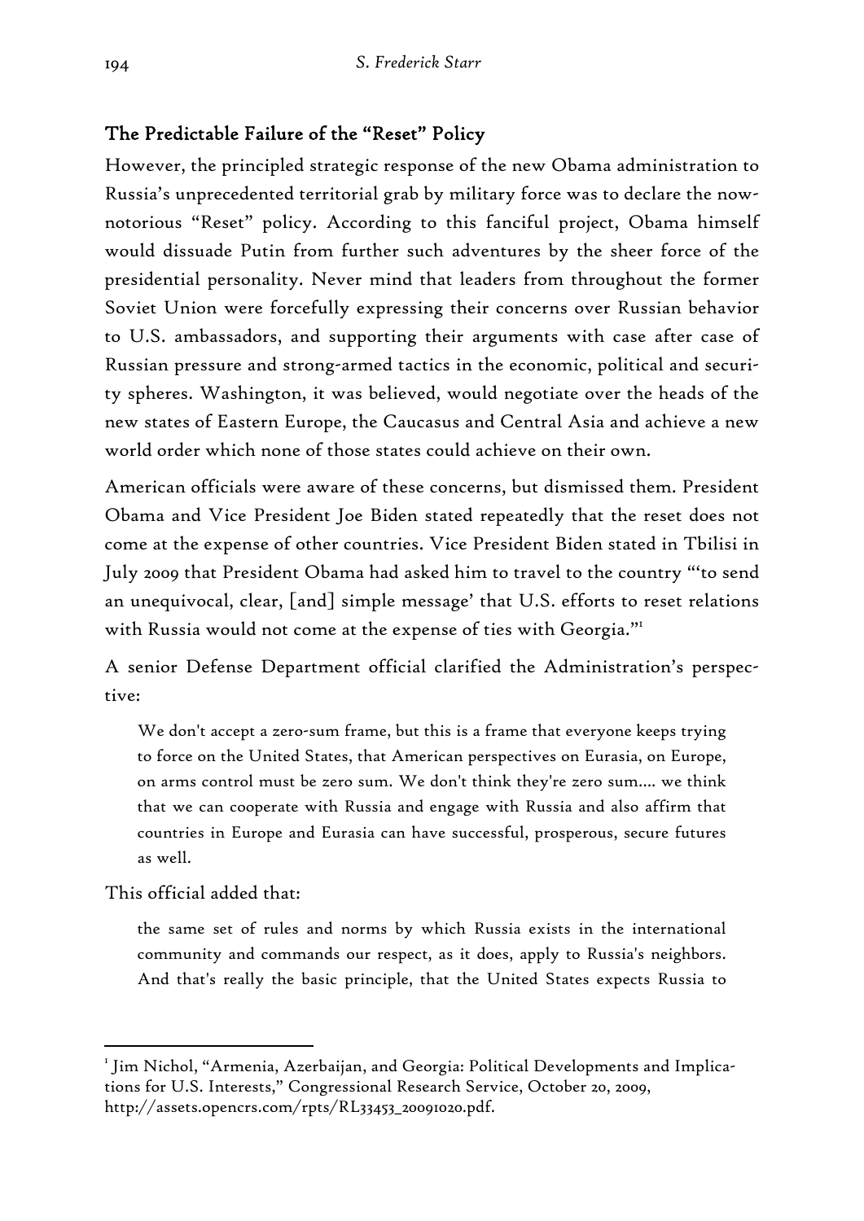## The Predictable Failure of the "Reset" Policy

However, the principled strategic response of the new Obama administration to Russia's unprecedented territorial grab by military force was to declare the now-notorious "Reset" policy. According to this fanciful project, Obama himself would dissuade Putin from further such adventures by the sheer force of the presidential personality. Never mind that leaders from throughout the former Soviet Union were forcefully expressing their concerns over Russian behavior to U.S. ambassadors, and supporting their arguments with case after case of Russian pressure and strong-armed tactics in the economic, political and security spheres. Washington, it was believed, would negotiate over the heads of the new states of Eastern Europe, the Caucasus and Central Asia and achieve a new world order which none of those states could achieve on their own.

American officials were aware of these concerns, but dismissed them. President Obama and Vice President Joe Biden stated repeatedly that the reset does not come at the expense of other countries. Vice President Biden stated in Tbilisi in July 2009 that President Obama had asked him to travel to the country "'to send an unequivocal, clear, [and] simple message' that U.S. efforts to reset relations with Russia would not come at the expense of ties with Georgia."[1]

A senior Defense Department official clarified the Administration's perspective:

> We don't accept a zero-sum frame, but this is a frame that everyone keeps trying to force on the United States, that American perspectives on Eurasia, on Europe, on arms control must be zero sum. We don't think they're zero sum.... we think that we can cooperate with Russia and engage with Russia and also affirm that countries in Europe and Eurasia can have successful, prosperous, secure futures as well.

This official added that:

> the same set of rules and norms by which Russia exists in the international community and commands our respect, as it does, apply to Russia's neighbors. And that's really the basic principle, that the United States expects Russia to

[1] Jim Nichol, "Armenia, Azerbaijan, and Georgia: Political Developments and Implications for U.S. Interests," Congressional Research Service, October 20, 2009, http://assets.opencrs.com/rpts/RL33453_20091020.pdf.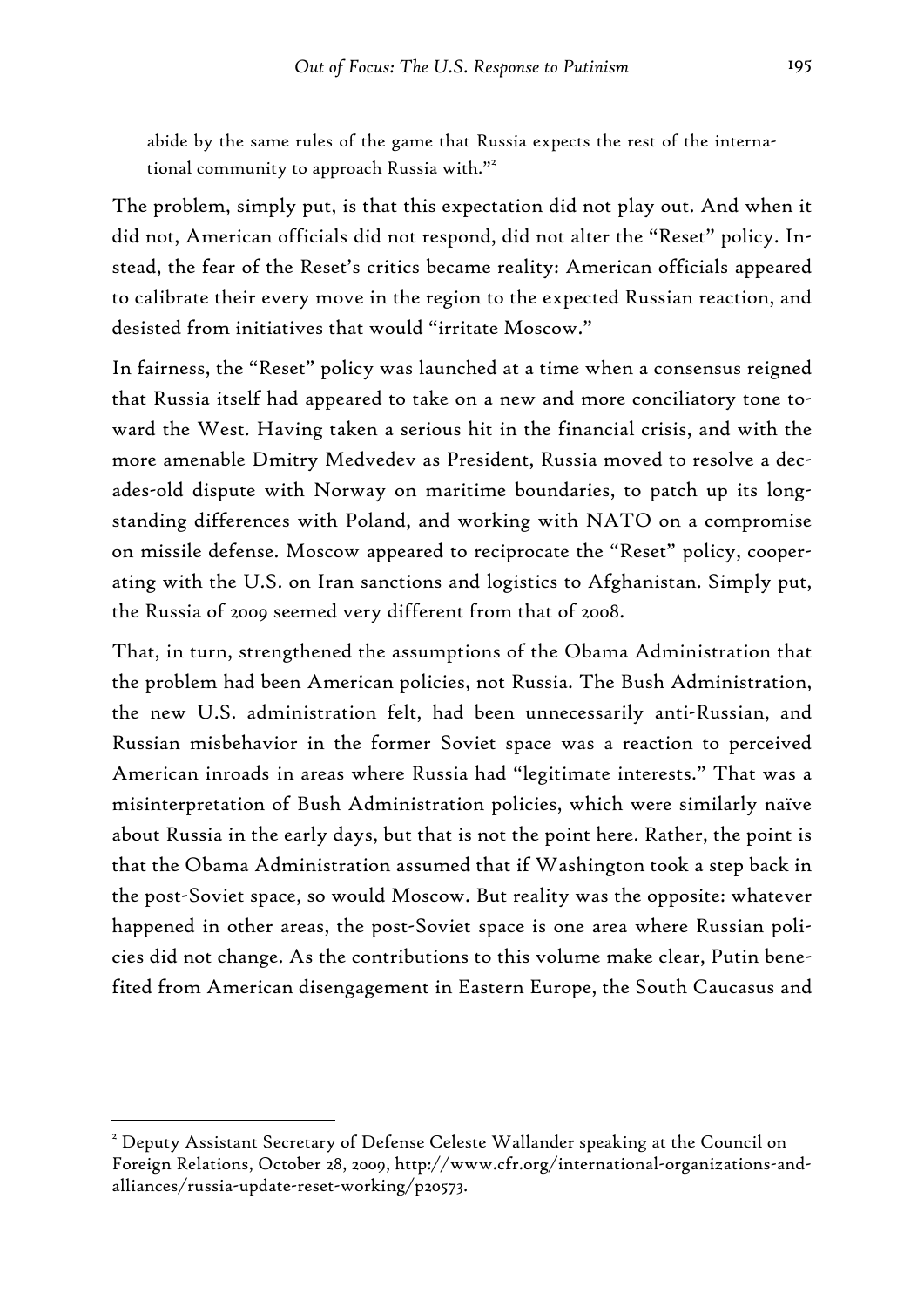abide by the same rules of the game that Russia expects the rest of the international community to approach Russia with."[2]

The problem, simply put, is that this expectation did not play out. And when it did not, American officials did not respond, did not alter the "Reset" policy. Instead, the fear of the Reset's critics became reality: American officials appeared to calibrate their every move in the region to the expected Russian reaction, and desisted from initiatives that would "irritate Moscow."

In fairness, the "Reset" policy was launched at a time when a consensus reigned that Russia itself had appeared to take on a new and more conciliatory tone toward the West. Having taken a serious hit in the financial crisis, and with the more amenable Dmitry Medvedev as President, Russia moved to resolve a decades-old dispute with Norway on maritime boundaries, to patch up its longstanding differences with Poland, and working with NATO on a compromise on missile defense. Moscow appeared to reciprocate the "Reset" policy, cooperating with the U.S. on Iran sanctions and logistics to Afghanistan. Simply put, the Russia of 2009 seemed very different from that of 2008.

That, in turn, strengthened the assumptions of the Obama Administration that the problem had been American policies, not Russia. The Bush Administration, the new U.S. administration felt, had been unnecessarily anti-Russian, and Russian misbehavior in the former Soviet space was a reaction to perceived American inroads in areas where Russia had "legitimate interests." That was a misinterpretation of Bush Administration policies, which were similarly naïve about Russia in the early days, but that is not the point here. Rather, the point is that the Obama Administration assumed that if Washington took a step back in the post-Soviet space, so would Moscow. But reality was the opposite: whatever happened in other areas, the post-Soviet space is one area where Russian policies did not change. As the contributions to this volume make clear, Putin benefited from American disengagement in Eastern Europe, the South Caucasus and

[2] Deputy Assistant Secretary of Defense Celeste Wallander speaking at the Council on Foreign Relations, October 28, 2009, http://www.cfr.org/international-organizations-and-alliances/russia-update-reset-working/p20573.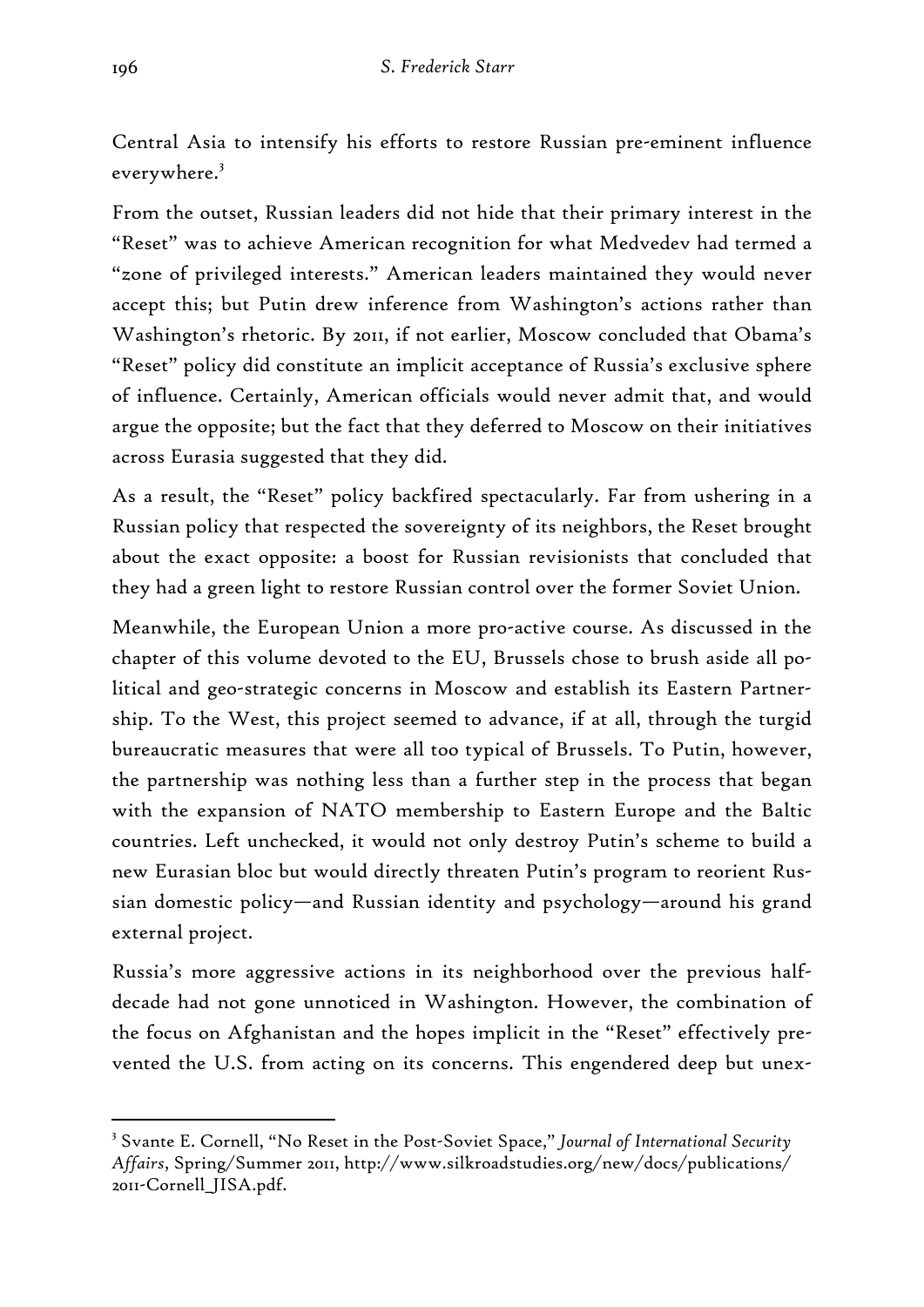Central Asia to intensify his efforts to restore Russian pre-eminent influence everywhere.[3]

From the outset, Russian leaders did not hide that their primary interest in the "Reset" was to achieve American recognition for what Medvedev had termed a "zone of privileged interests." American leaders maintained they would never accept this; but Putin drew inference from Washington's actions rather than Washington's rhetoric. By 2011, if not earlier, Moscow concluded that Obama's "Reset" policy did constitute an implicit acceptance of Russia's exclusive sphere of influence. Certainly, American officials would never admit that, and would argue the opposite; but the fact that they deferred to Moscow on their initiatives across Eurasia suggested that they did.

As a result, the "Reset" policy backfired spectacularly. Far from ushering in a Russian policy that respected the sovereignty of its neighbors, the Reset brought about the exact opposite: a boost for Russian revisionists that concluded that they had a green light to restore Russian control over the former Soviet Union.

Meanwhile, the European Union a more pro-active course. As discussed in the chapter of this volume devoted to the EU, Brussels chose to brush aside all political and geo-strategic concerns in Moscow and establish its Eastern Partnership. To the West, this project seemed to advance, if at all, through the turgid bureaucratic measures that were all too typical of Brussels. To Putin, however, the partnership was nothing less than a further step in the process that began with the expansion of NATO membership to Eastern Europe and the Baltic countries. Left unchecked, it would not only destroy Putin's scheme to build a new Eurasian bloc but would directly threaten Putin's program to reorient Russian domestic policy—and Russian identity and psychology—around his grand external project.

Russia's more aggressive actions in its neighborhood over the previous half-decade had not gone unnoticed in Washington. However, the combination of the focus on Afghanistan and the hopes implicit in the "Reset" effectively prevented the U.S. from acting on its concerns. This engendered deep but unex-

---

[3] Svante E. Cornell, "No Reset in the Post-Soviet Space," *Journal of International Security Affairs*, Spring/Summer 2011, http://www.silkroadstudies.org/new/docs/publications/2011-Cornell_JISA.pdf.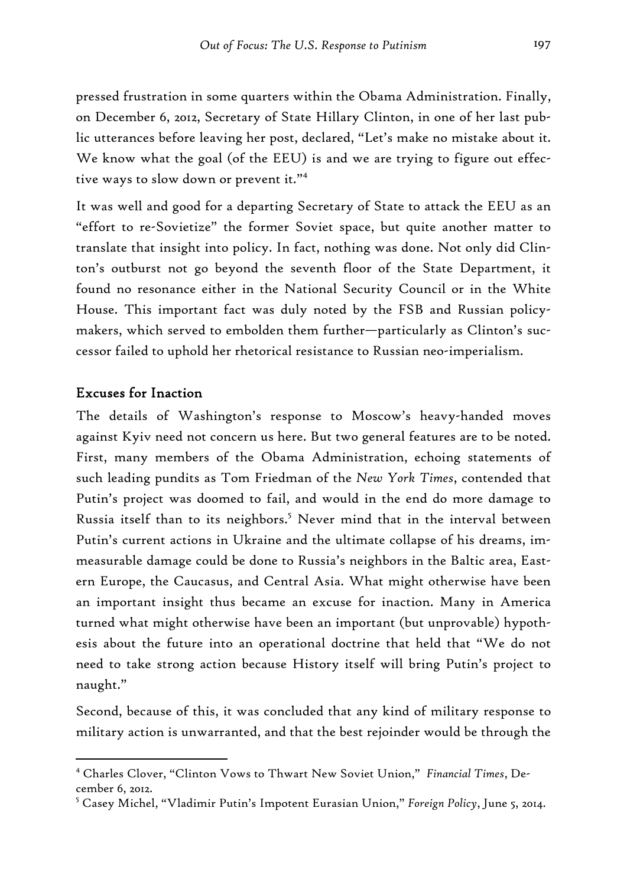pressed frustration in some quarters within the Obama Administration. Finally, on December 6, 2012, Secretary of State Hillary Clinton, in one of her last public utterances before leaving her post, declared, "Let's make no mistake about it. We know what the goal (of the EEU) is and we are trying to figure out effective ways to slow down or prevent it."[4]

It was well and good for a departing Secretary of State to attack the EEU as an "effort to re-Sovietize" the former Soviet space, but quite another matter to translate that insight into policy. In fact, nothing was done. Not only did Clinton's outburst not go beyond the seventh floor of the State Department, it found no resonance either in the National Security Council or in the White House. This important fact was duly noted by the FSB and Russian policymakers, which served to embolden them further—particularly as Clinton's successor failed to uphold her rhetorical resistance to Russian neo-imperialism.

## Excuses for Inaction

The details of Washington's response to Moscow's heavy-handed moves against Kyiv need not concern us here. But two general features are to be noted. First, many members of the Obama Administration, echoing statements of such leading pundits as Tom Friedman of the *New York Times*, contended that Putin's project was doomed to fail, and would in the end do more damage to Russia itself than to its neighbors.[5] Never mind that in the interval between Putin's current actions in Ukraine and the ultimate collapse of his dreams, immeasurable damage could be done to Russia's neighbors in the Baltic area, Eastern Europe, the Caucasus, and Central Asia. What might otherwise have been an important insight thus became an excuse for inaction. Many in America turned what might otherwise have been an important (but unprovable) hypothesis about the future into an operational doctrine that held that "We do not need to take strong action because History itself will bring Putin's project to naught."

Second, because of this, it was concluded that any kind of military response to military action is unwarranted, and that the best rejoinder would be through the

---

[4] Charles Clover, "Clinton Vows to Thwart New Soviet Union," *Financial Times*, December 6, 2012.

[5] Casey Michel, "Vladimir Putin's Impotent Eurasian Union," *Foreign Policy*, June 5, 2014.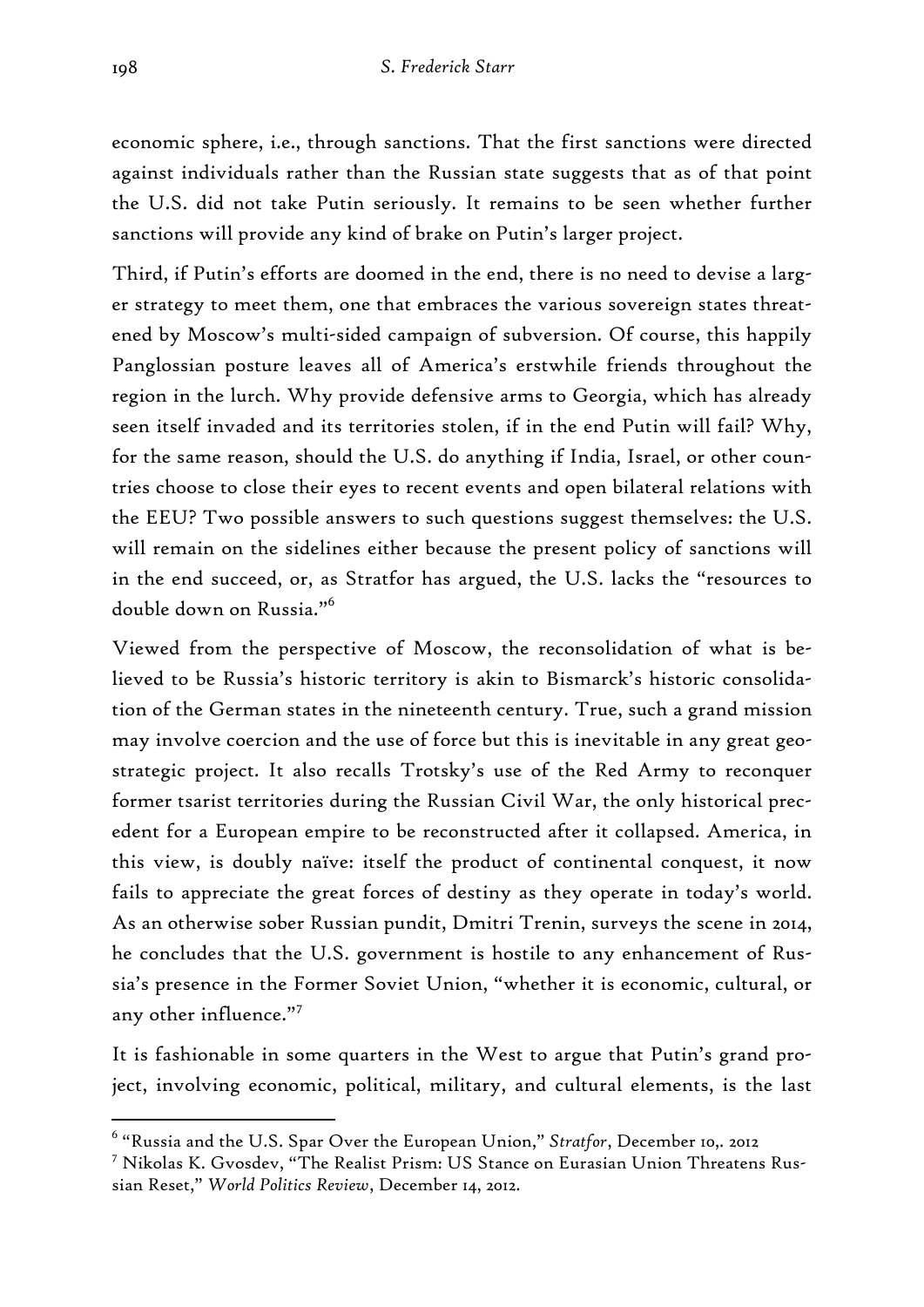economic sphere, i.e., through sanctions. That the first sanctions were directed against individuals rather than the Russian state suggests that as of that point the U.S. did not take Putin seriously. It remains to be seen whether further sanctions will provide any kind of brake on Putin's larger project.

Third, if Putin's efforts are doomed in the end, there is no need to devise a larger strategy to meet them, one that embraces the various sovereign states threatened by Moscow's multi-sided campaign of subversion. Of course, this happily Panglossian posture leaves all of America's erstwhile friends throughout the region in the lurch. Why provide defensive arms to Georgia, which has already seen itself invaded and its territories stolen, if in the end Putin will fail? Why, for the same reason, should the U.S. do anything if India, Israel, or other countries choose to close their eyes to recent events and open bilateral relations with the EEU? Two possible answers to such questions suggest themselves: the U.S. will remain on the sidelines either because the present policy of sanctions will in the end succeed, or, as Stratfor has argued, the U.S. lacks the "resources to double down on Russia."[6]

Viewed from the perspective of Moscow, the reconsolidation of what is believed to be Russia's historic territory is akin to Bismarck's historic consolidation of the German states in the nineteenth century. True, such a grand mission may involve coercion and the use of force but this is inevitable in any great geostrategic project. It also recalls Trotsky's use of the Red Army to reconquer former tsarist territories during the Russian Civil War, the only historical precedent for a European empire to be reconstructed after it collapsed. America, in this view, is doubly naïve: itself the product of continental conquest, it now fails to appreciate the great forces of destiny as they operate in today's world. As an otherwise sober Russian pundit, Dmitri Trenin, surveys the scene in 2014, he concludes that the U.S. government is hostile to any enhancement of Russia's presence in the Former Soviet Union, "whether it is economic, cultural, or any other influence."[7]

It is fashionable in some quarters in the West to argue that Putin's grand project, involving economic, political, military, and cultural elements, is the last

---

[6] "Russia and the U.S. Spar Over the European Union," *Stratfor*, December 10,. 2012

[7] Nikolas K. Gvosdev, "The Realist Prism: US Stance on Eurasian Union Threatens Russian Reset," *World Politics Review*, December 14, 2012.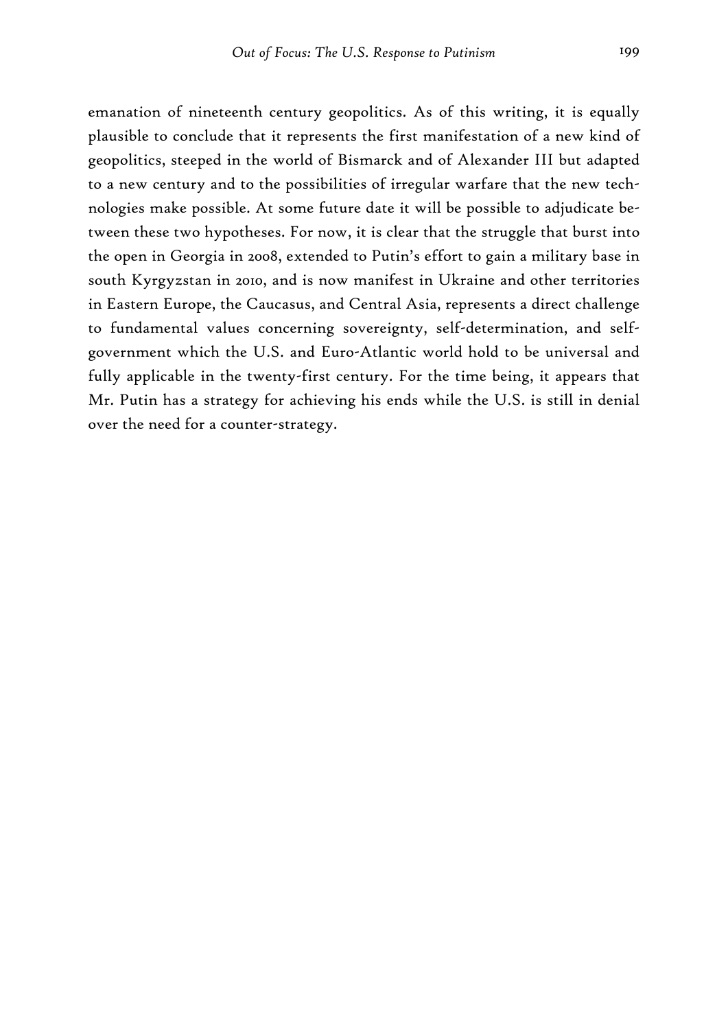emanation of nineteenth century geopolitics. As of this writing, it is equally plausible to conclude that it represents the first manifestation of a new kind of geopolitics, steeped in the world of Bismarck and of Alexander III but adapted to a new century and to the possibilities of irregular warfare that the new technologies make possible. At some future date it will be possible to adjudicate between these two hypotheses. For now, it is clear that the struggle that burst into the open in Georgia in 2008, extended to Putin's effort to gain a military base in south Kyrgyzstan in 2010, and is now manifest in Ukraine and other territories in Eastern Europe, the Caucasus, and Central Asia, represents a direct challenge to fundamental values concerning sovereignty, self-determination, and self-government which the U.S. and Euro-Atlantic world hold to be universal and fully applicable in the twenty-first century. For the time being, it appears that Mr. Putin has a strategy for achieving his ends while the U.S. is still in denial over the need for a counter-strategy.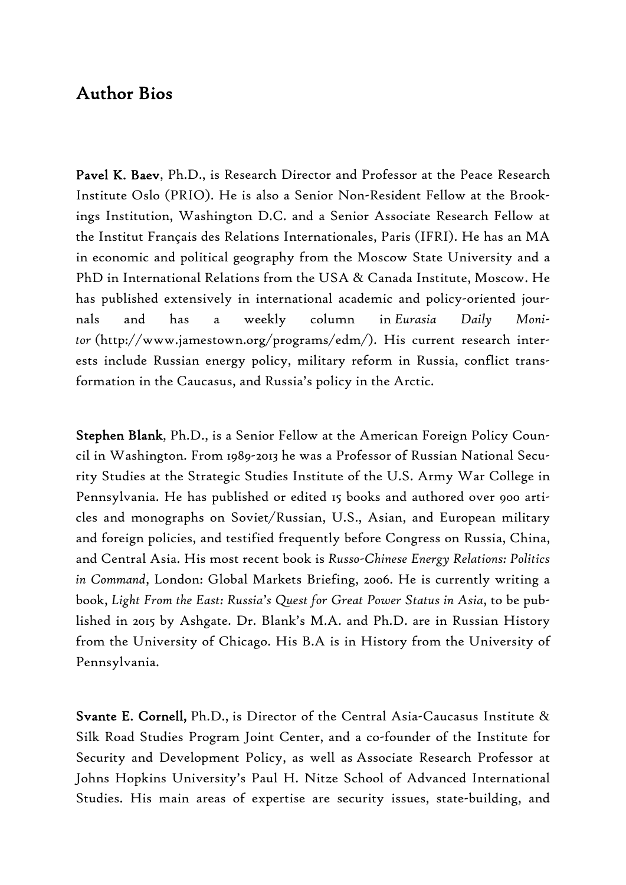## Author Bios

**Pavel K. Baev**, Ph.D., is Research Director and Professor at the Peace Research Institute Oslo (PRIO). He is also a Senior Non-Resident Fellow at the Brookings Institution, Washington D.C. and a Senior Associate Research Fellow at the Institut Français des Relations Internationales, Paris (IFRI). He has an MA in economic and political geography from the Moscow State University and a PhD in International Relations from the USA & Canada Institute, Moscow. He has published extensively in international academic and policy-oriented journals and has a weekly column in *Eurasia Daily Monitor* (http://www.jamestown.org/programs/edm/). His current research interests include Russian energy policy, military reform in Russia, conflict transformation in the Caucasus, and Russia's policy in the Arctic.

**Stephen Blank**, Ph.D., is a Senior Fellow at the American Foreign Policy Council in Washington. From 1989-2013 he was a Professor of Russian National Security Studies at the Strategic Studies Institute of the U.S. Army War College in Pennsylvania. He has published or edited 15 books and authored over 900 articles and monographs on Soviet/Russian, U.S., Asian, and European military and foreign policies, and testified frequently before Congress on Russia, China, and Central Asia. His most recent book is *Russo-Chinese Energy Relations: Politics in Command*, London: Global Markets Briefing, 2006. He is currently writing a book, *Light From the East: Russia's Quest for Great Power Status in Asia*, to be published in 2015 by Ashgate. Dr. Blank's M.A. and Ph.D. are in Russian History from the University of Chicago. His B.A is in History from the University of Pennsylvania.

**Svante E. Cornell,** Ph.D., is Director of the Central Asia-Caucasus Institute & Silk Road Studies Program Joint Center, and a co-founder of the Institute for Security and Development Policy, as well as Associate Research Professor at Johns Hopkins University's Paul H. Nitze School of Advanced International Studies. His main areas of expertise are security issues, state-building, and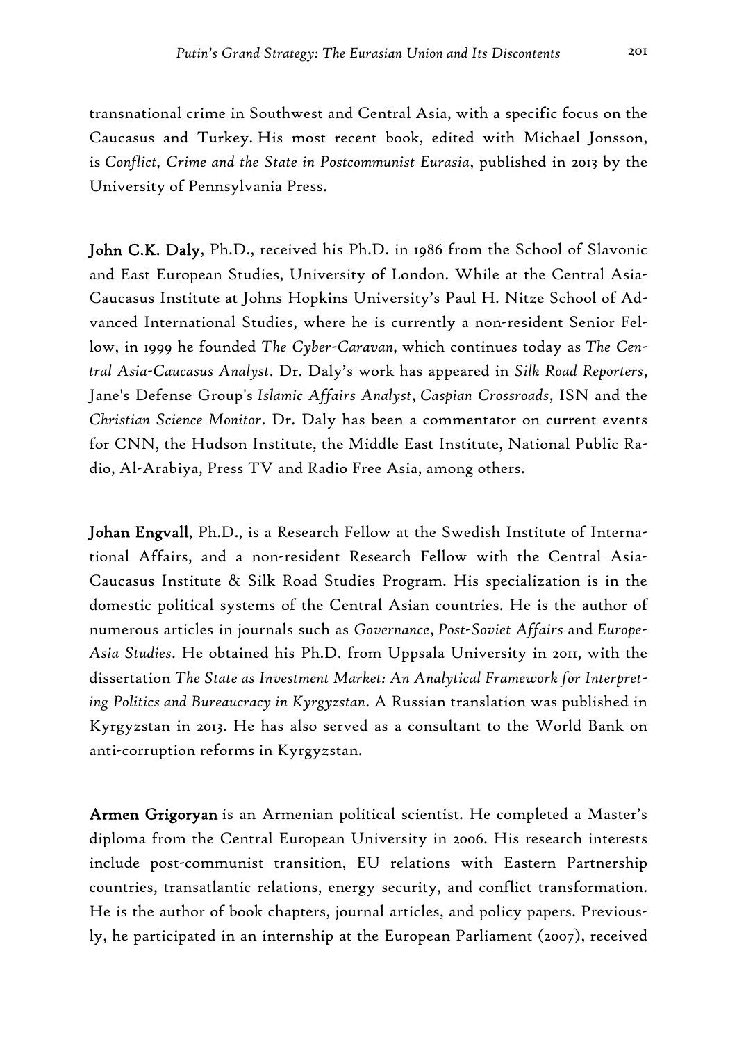transnational crime in Southwest and Central Asia, with a specific focus on the Caucasus and Turkey. His most recent book, edited with Michael Jonsson, is *Conflict, Crime and the State in Postcommunist Eurasia*, published in 2013 by the University of Pennsylvania Press.

**John C.K. Daly**, Ph.D., received his Ph.D. in 1986 from the School of Slavonic and East European Studies, University of London. While at the Central Asia-Caucasus Institute at Johns Hopkins University's Paul H. Nitze School of Advanced International Studies, where he is currently a non-resident Senior Fellow, in 1999 he founded *The Cyber-Caravan*, which continues today as *The Central Asia-Caucasus Analyst*. Dr. Daly's work has appeared in *Silk Road Reporters*, Jane's Defense Group's *Islamic Affairs Analyst*, *Caspian Crossroads*, ISN and the *Christian Science Monitor*. Dr. Daly has been a commentator on current events for CNN, the Hudson Institute, the Middle East Institute, National Public Radio, Al-Arabiya, Press TV and Radio Free Asia, among others.

**Johan Engvall**, Ph.D., is a Research Fellow at the Swedish Institute of International Affairs, and a non-resident Research Fellow with the Central Asia-Caucasus Institute & Silk Road Studies Program. His specialization is in the domestic political systems of the Central Asian countries. He is the author of numerous articles in journals such as *Governance*, *Post-Soviet Affairs* and *Europe-Asia Studies*. He obtained his Ph.D. from Uppsala University in 2011, with the dissertation *The State as Investment Market: An Analytical Framework for Interpreting Politics and Bureaucracy in Kyrgyzstan*. A Russian translation was published in Kyrgyzstan in 2013. He has also served as a consultant to the World Bank on anti-corruption reforms in Kyrgyzstan.

**Armen Grigoryan** is an Armenian political scientist. He completed a Master's diploma from the Central European University in 2006. His research interests include post-communist transition, EU relations with Eastern Partnership countries, transatlantic relations, energy security, and conflict transformation. He is the author of book chapters, journal articles, and policy papers. Previously, he participated in an internship at the European Parliament (2007), received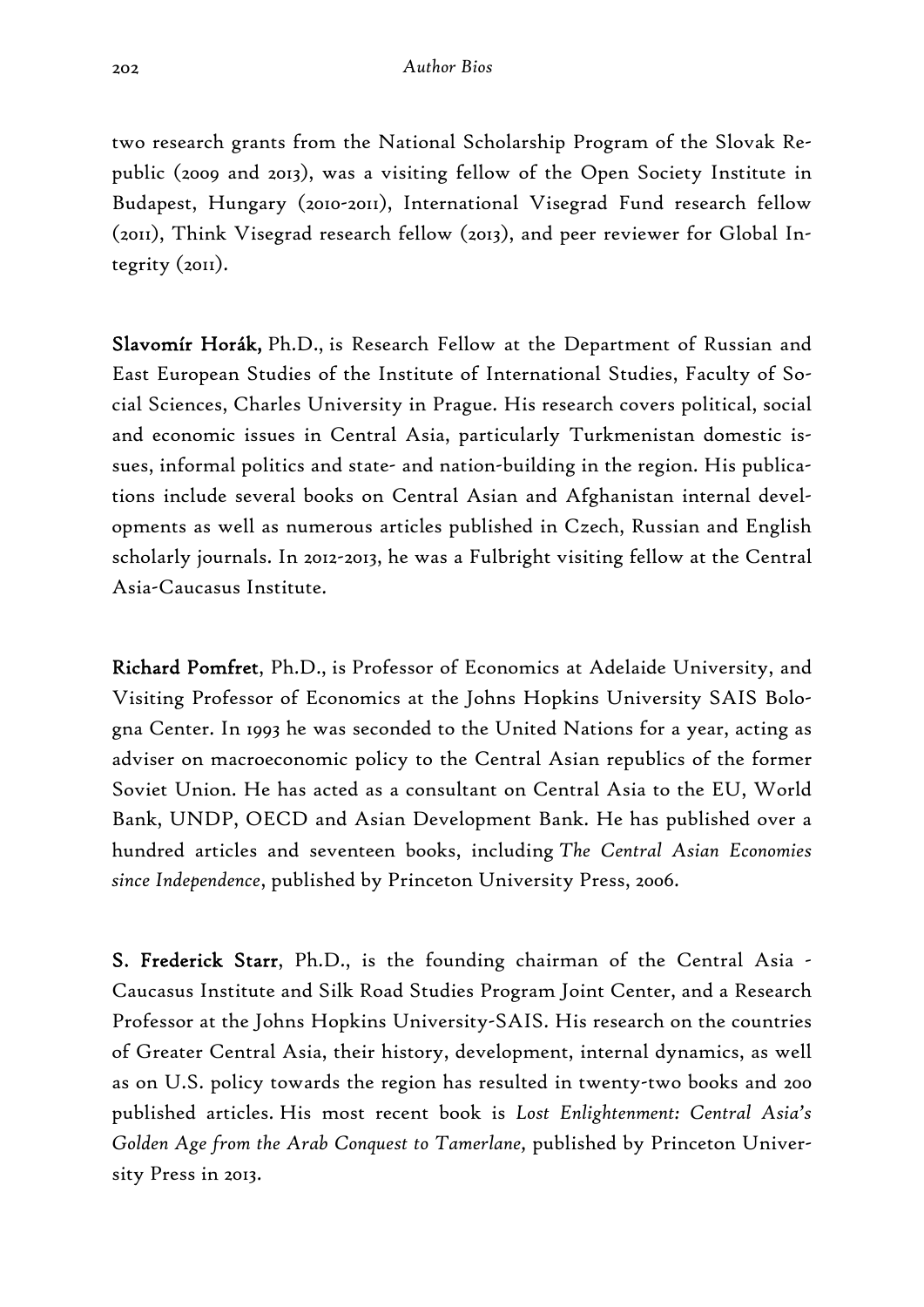two research grants from the National Scholarship Program of the Slovak Republic (2009 and 2013), was a visiting fellow of the Open Society Institute in Budapest, Hungary (2010-2011), International Visegrad Fund research fellow (2011), Think Visegrad research fellow (2013), and peer reviewer for Global Integrity (2011).

**Slavomír Horák,** Ph.D., is Research Fellow at the Department of Russian and East European Studies of the Institute of International Studies, Faculty of Social Sciences, Charles University in Prague. His research covers political, social and economic issues in Central Asia, particularly Turkmenistan domestic issues, informal politics and state- and nation-building in the region. His publications include several books on Central Asian and Afghanistan internal developments as well as numerous articles published in Czech, Russian and English scholarly journals. In 2012-2013, he was a Fulbright visiting fellow at the Central Asia-Caucasus Institute.

**Richard Pomfret**, Ph.D., is Professor of Economics at Adelaide University, and Visiting Professor of Economics at the Johns Hopkins University SAIS Bologna Center. In 1993 he was seconded to the United Nations for a year, acting as adviser on macroeconomic policy to the Central Asian republics of the former Soviet Union. He has acted as a consultant on Central Asia to the EU, World Bank, UNDP, OECD and Asian Development Bank. He has published over a hundred articles and seventeen books, including *The Central Asian Economies since Independence*, published by Princeton University Press, 2006.

**S. Frederick Starr**, Ph.D., is the founding chairman of the Central Asia - Caucasus Institute and Silk Road Studies Program Joint Center, and a Research Professor at the Johns Hopkins University-SAIS. His research on the countries of Greater Central Asia, their history, development, internal dynamics, as well as on U.S. policy towards the region has resulted in twenty-two books and 200 published articles. His most recent book is *Lost Enlightenment: Central Asia's Golden Age from the Arab Conquest to Tamerlane,* published by Princeton University Press in 2013.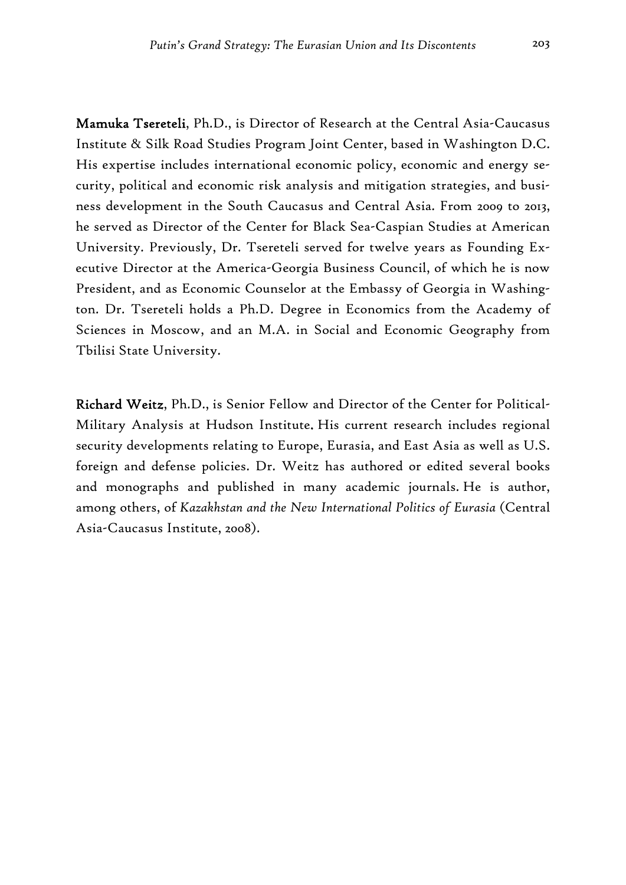**Mamuka Tsereteli**, Ph.D., is Director of Research at the Central Asia-Caucasus Institute & Silk Road Studies Program Joint Center, based in Washington D.C. His expertise includes international economic policy, economic and energy security, political and economic risk analysis and mitigation strategies, and business development in the South Caucasus and Central Asia. From 2009 to 2013, he served as Director of the Center for Black Sea-Caspian Studies at American University. Previously, Dr. Tsereteli served for twelve years as Founding Executive Director at the America-Georgia Business Council, of which he is now President, and as Economic Counselor at the Embassy of Georgia in Washington. Dr. Tsereteli holds a Ph.D. Degree in Economics from the Academy of Sciences in Moscow, and an M.A. in Social and Economic Geography from Tbilisi State University.

**Richard Weitz**, Ph.D., is Senior Fellow and Director of the Center for Political-Military Analysis at Hudson Institute. His current research includes regional security developments relating to Europe, Eurasia, and East Asia as well as U.S. foreign and defense policies. Dr. Weitz has authored or edited several books and monographs and published in many academic journals. He is author, among others, of *Kazakhstan and the New International Politics of Eurasia* (Central Asia-Caucasus Institute, 2008).